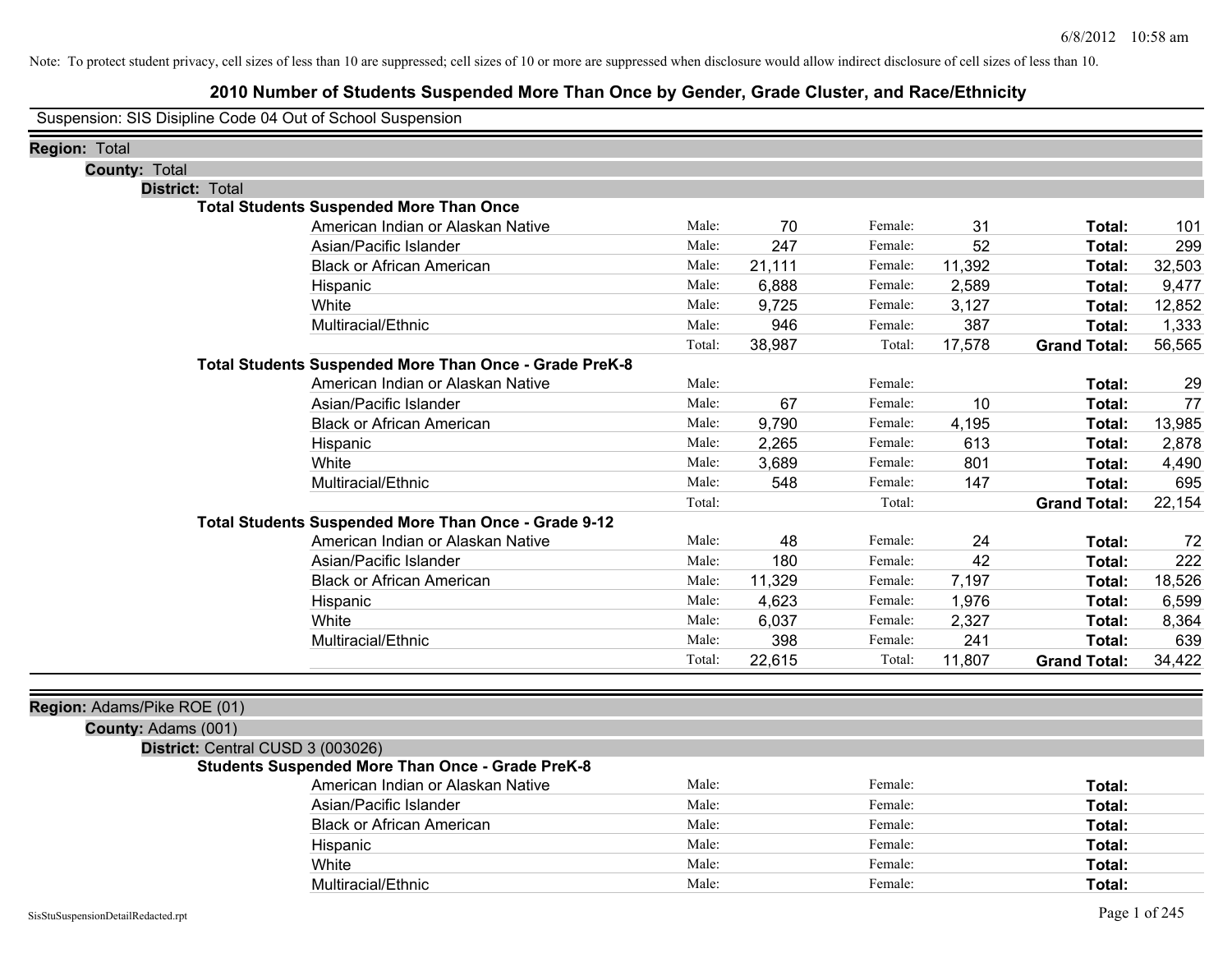Note: To protect student privacy, cell sizes of less than 10 are suppressed; cell sizes of 10 or more are suppressed when disclosure would allow indirect disclosure of cell sizes of less than 10.

# 2010 Number of Students Suspended More Than Once by Gender, Grade Cluster, and Race/Ethnicity

Suspension: SIS Disipline Code 04 Out of School Suspension

**Region:** Total

**County:** Total

**District:** Total

**Total Students Suspended More Than Once**

| Race/Ethnicity | | Male | | Female | | Total |
|---|---|---|---|---|---|---|
| American Indian or Alaskan Native | Male: | 70 | Female: | 31 | **Total:** | 101 |
| Asian/Pacific Islander | Male: | 247 | Female: | 52 | **Total:** | 299 |
| Black or African American | Male: | 21,111 | Female: | 11,392 | **Total:** | 32,503 |
| Hispanic | Male: | 6,888 | Female: | 2,589 | **Total:** | 9,477 |
| White | Male: | 9,725 | Female: | 3,127 | **Total:** | 12,852 |
| Multiracial/Ethnic | Male: | 946 | Female: | 387 | **Total:** | 1,333 |
| | Total: | 38,987 | Total: | 17,578 | **Grand Total:** | 56,565 |

**Total Students Suspended More Than Once - Grade PreK-8**

| Race/Ethnicity | | Male | | Female | | Total |
|---|---|---|---|---|---|---|
| American Indian or Alaskan Native | Male: | | Female: | | **Total:** | 29 |
| Asian/Pacific Islander | Male: | 67 | Female: | 10 | **Total:** | 77 |
| Black or African American | Male: | 9,790 | Female: | 4,195 | **Total:** | 13,985 |
| Hispanic | Male: | 2,265 | Female: | 613 | **Total:** | 2,878 |
| White | Male: | 3,689 | Female: | 801 | **Total:** | 4,490 |
| Multiracial/Ethnic | Male: | 548 | Female: | 147 | **Total:** | 695 |
| | Total: | | Total: | | **Grand Total:** | 22,154 |

**Total Students Suspended More Than Once - Grade 9-12**

| Race/Ethnicity | | Male | | Female | | Total |
|---|---|---|---|---|---|---|
| American Indian or Alaskan Native | Male: | 48 | Female: | 24 | **Total:** | 72 |
| Asian/Pacific Islander | Male: | 180 | Female: | 42 | **Total:** | 222 |
| Black or African American | Male: | 11,329 | Female: | 7,197 | **Total:** | 18,526 |
| Hispanic | Male: | 4,623 | Female: | 1,976 | **Total:** | 6,599 |
| White | Male: | 6,037 | Female: | 2,327 | **Total:** | 8,364 |
| Multiracial/Ethnic | Male: | 398 | Female: | 241 | **Total:** | 639 |
| | Total: | 22,615 | Total: | 11,807 | **Grand Total:** | 34,422 |

**Region:** Adams/Pike ROE (01)

**County:** Adams (001)

**District:** Central CUSD 3 (003026)

**Students Suspended More Than Once - Grade PreK-8**

| Race/Ethnicity | | Male | | Female | | Total |
|---|---|---|---|---|---|---|
| American Indian or Alaskan Native | Male: | | Female: | | **Total:** | |
| Asian/Pacific Islander | Male: | | Female: | | **Total:** | |
| Black or African American | Male: | | Female: | | **Total:** | |
| Hispanic | Male: | | Female: | | **Total:** | |
| White | Male: | | Female: | | **Total:** | |
| Multiracial/Ethnic | Male: | | Female: | | **Total:** | |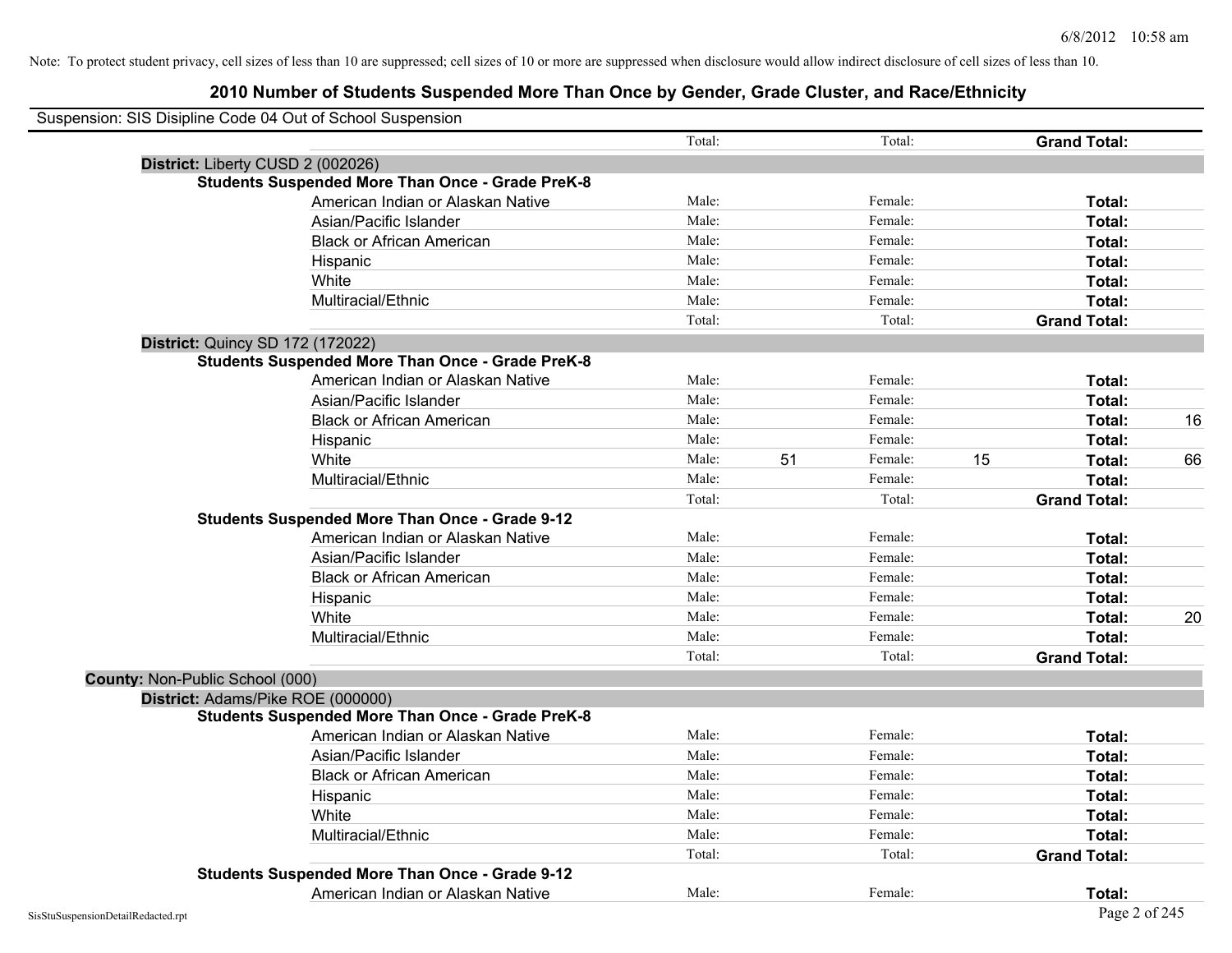Note: To protect student privacy, cell sizes of less than 10 are suppressed; cell sizes of 10 or more are suppressed when disclosure would allow indirect disclosure of cell sizes of less than 10.

## 2010 Number of Students Suspended More Than Once by Gender, Grade Cluster, and Race/Ethnicity

Suspension: SIS Disipline Code 04 Out of School Suspension

| | Male | | Female | | Total | |
|---|---|---|---|---|---|---|
| | Total: | | Total: | | **Grand Total:** | |
| **District:** Liberty CUSD 2 (002026) | | | | | | |
| **Students Suspended More Than Once - Grade PreK-8** | | | | | | |
| American Indian or Alaskan Native | Male: | | Female: | | **Total:** | |
| Asian/Pacific Islander | Male: | | Female: | | **Total:** | |
| Black or African American | Male: | | Female: | | **Total:** | |
| Hispanic | Male: | | Female: | | **Total:** | |
| White | Male: | | Female: | | **Total:** | |
| Multiracial/Ethnic | Male: | | Female: | | **Total:** | |
| | Total: | | Total: | | **Grand Total:** | |
| **District:** Quincy SD 172 (172022) | | | | | | |
| **Students Suspended More Than Once - Grade PreK-8** | | | | | | |
| American Indian or Alaskan Native | Male: | | Female: | | **Total:** | |
| Asian/Pacific Islander | Male: | | Female: | | **Total:** | |
| Black or African American | Male: | | Female: | | **Total:** | 16 |
| Hispanic | Male: | | Female: | | **Total:** | |
| White | Male: | 51 | Female: | 15 | **Total:** | 66 |
| Multiracial/Ethnic | Male: | | Female: | | **Total:** | |
| | Total: | | Total: | | **Grand Total:** | |
| **Students Suspended More Than Once - Grade 9-12** | | | | | | |
| American Indian or Alaskan Native | Male: | | Female: | | **Total:** | |
| Asian/Pacific Islander | Male: | | Female: | | **Total:** | |
| Black or African American | Male: | | Female: | | **Total:** | |
| Hispanic | Male: | | Female: | | **Total:** | |
| White | Male: | | Female: | | **Total:** | 20 |
| Multiracial/Ethnic | Male: | | Female: | | **Total:** | |
| | Total: | | Total: | | **Grand Total:** | |
| **County:** Non-Public School (000) | | | | | | |
| **District:** Adams/Pike ROE (000000) | | | | | | |
| **Students Suspended More Than Once - Grade PreK-8** | | | | | | |
| American Indian or Alaskan Native | Male: | | Female: | | **Total:** | |
| Asian/Pacific Islander | Male: | | Female: | | **Total:** | |
| Black or African American | Male: | | Female: | | **Total:** | |
| Hispanic | Male: | | Female: | | **Total:** | |
| White | Male: | | Female: | | **Total:** | |
| Multiracial/Ethnic | Male: | | Female: | | **Total:** | |
| | Total: | | Total: | | **Grand Total:** | |
| **Students Suspended More Than Once - Grade 9-12** | | | | | | |
| American Indian or Alaskan Native | Male: | | Female: | | **Total:** | |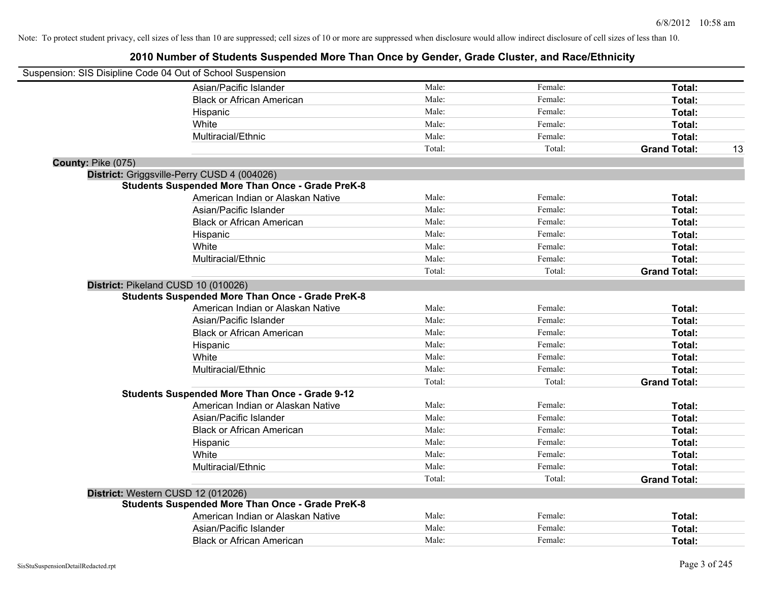Note: To protect student privacy, cell sizes of less than 10 are suppressed; cell sizes of 10 or more are suppressed when disclosure would allow indirect disclosure of cell sizes of less than 10.

# 2010 Number of Students Suspended More Than Once by Gender, Grade Cluster, and Race/Ethnicity

Suspension: SIS Disipline Code 04 Out of School Suspension

| | | | |
|---|---|---|---|
| Asian/Pacific Islander | Male: | Female: | **Total:** |
| Black or African American | Male: | Female: | **Total:** |
| Hispanic | Male: | Female: | **Total:** |
| White | Male: | Female: | **Total:** |
| Multiracial/Ethnic | Male: | Female: | **Total:** |
| | Total: | Total: | **Grand Total:** 13 |

**County:** Pike (075)

**District:** Griggsville-Perry CUSD 4 (004026)

**Students Suspended More Than Once - Grade PreK-8**

| | | | |
|---|---|---|---|
| American Indian or Alaskan Native | Male: | Female: | **Total:** |
| Asian/Pacific Islander | Male: | Female: | **Total:** |
| Black or African American | Male: | Female: | **Total:** |
| Hispanic | Male: | Female: | **Total:** |
| White | Male: | Female: | **Total:** |
| Multiracial/Ethnic | Male: | Female: | **Total:** |
| | Total: | Total: | **Grand Total:** |

**District:** Pikeland CUSD 10 (010026)

**Students Suspended More Than Once - Grade PreK-8**

| | | | |
|---|---|---|---|
| American Indian or Alaskan Native | Male: | Female: | **Total:** |
| Asian/Pacific Islander | Male: | Female: | **Total:** |
| Black or African American | Male: | Female: | **Total:** |
| Hispanic | Male: | Female: | **Total:** |
| White | Male: | Female: | **Total:** |
| Multiracial/Ethnic | Male: | Female: | **Total:** |
| | Total: | Total: | **Grand Total:** |

**Students Suspended More Than Once - Grade 9-12**

| | | | |
|---|---|---|---|
| American Indian or Alaskan Native | Male: | Female: | **Total:** |
| Asian/Pacific Islander | Male: | Female: | **Total:** |
| Black or African American | Male: | Female: | **Total:** |
| Hispanic | Male: | Female: | **Total:** |
| White | Male: | Female: | **Total:** |
| Multiracial/Ethnic | Male: | Female: | **Total:** |
| | Total: | Total: | **Grand Total:** |

**District:** Western CUSD 12 (012026)

**Students Suspended More Than Once - Grade PreK-8**

| | | | |
|---|---|---|---|
| American Indian or Alaskan Native | Male: | Female: | **Total:** |
| Asian/Pacific Islander | Male: | Female: | **Total:** |
| Black or African American | Male: | Female: | **Total:** |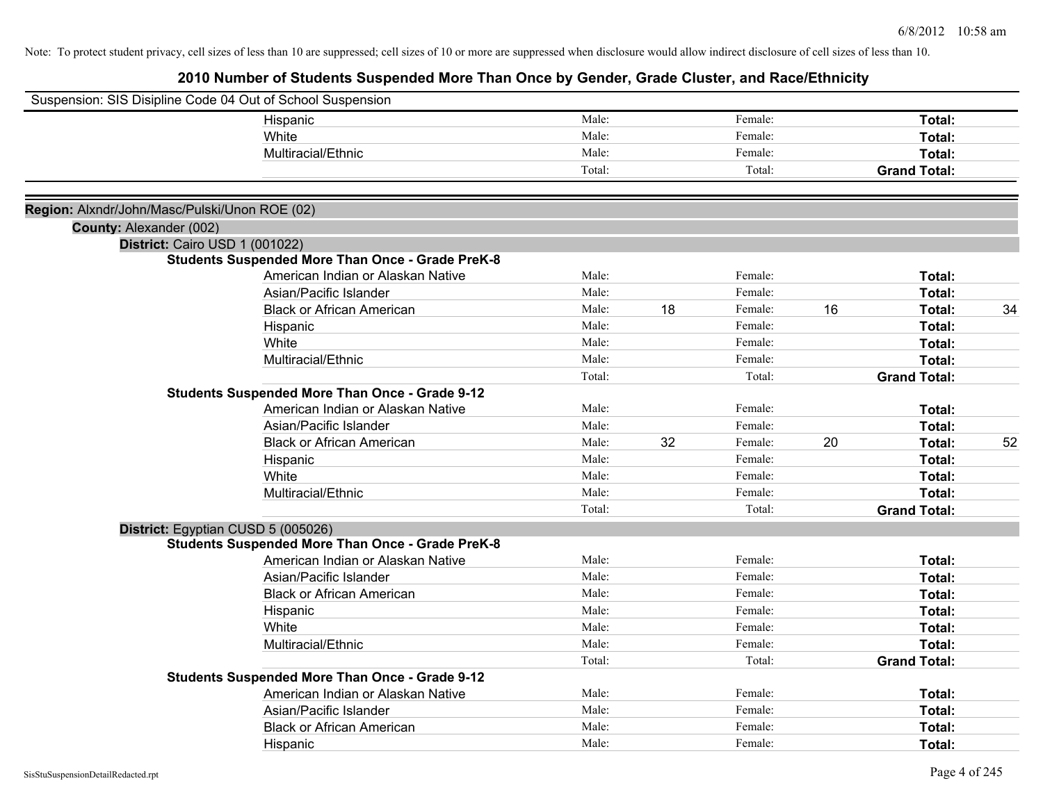Note: To protect student privacy, cell sizes of less than 10 are suppressed; cell sizes of 10 or more are suppressed when disclosure would allow indirect disclosure of cell sizes of less than 10.

## 2010 Number of Students Suspended More Than Once by Gender, Grade Cluster, and Race/Ethnicity

Suspension: SIS Disipline Code 04 Out of School Suspension

| | | | | | | |
|---|---|---|---|---|---|---|
| Hispanic | Male: | | Female: | | **Total:** | |
| White | Male: | | Female: | | **Total:** | |
| Multiracial/Ethnic | Male: | | Female: | | **Total:** | |
| | Total: | | Total: | | **Grand Total:** | |

**Region:** Alxndr/John/Masc/Pulski/Unon ROE (02)

**County:** Alexander (002)

**District:** Cairo USD 1 (001022)

**Students Suspended More Than Once - Grade PreK-8**

| | | | | | | |
|---|---|---|---|---|---|---|
| American Indian or Alaskan Native | Male: | | Female: | | **Total:** | |
| Asian/Pacific Islander | Male: | | Female: | | **Total:** | |
| Black or African American | Male: | 18 | Female: | 16 | **Total:** | 34 |
| Hispanic | Male: | | Female: | | **Total:** | |
| White | Male: | | Female: | | **Total:** | |
| Multiracial/Ethnic | Male: | | Female: | | **Total:** | |
| | Total: | | Total: | | **Grand Total:** | |

**Students Suspended More Than Once - Grade 9-12**

| | | | | | | |
|---|---|---|---|---|---|---|
| American Indian or Alaskan Native | Male: | | Female: | | **Total:** | |
| Asian/Pacific Islander | Male: | | Female: | | **Total:** | |
| Black or African American | Male: | 32 | Female: | 20 | **Total:** | 52 |
| Hispanic | Male: | | Female: | | **Total:** | |
| White | Male: | | Female: | | **Total:** | |
| Multiracial/Ethnic | Male: | | Female: | | **Total:** | |
| | Total: | | Total: | | **Grand Total:** | |

**District:** Egyptian CUSD 5 (005026)

**Students Suspended More Than Once - Grade PreK-8**

| | | | | | | |
|---|---|---|---|---|---|---|
| American Indian or Alaskan Native | Male: | | Female: | | **Total:** | |
| Asian/Pacific Islander | Male: | | Female: | | **Total:** | |
| Black or African American | Male: | | Female: | | **Total:** | |
| Hispanic | Male: | | Female: | | **Total:** | |
| White | Male: | | Female: | | **Total:** | |
| Multiracial/Ethnic | Male: | | Female: | | **Total:** | |
| | Total: | | Total: | | **Grand Total:** | |

**Students Suspended More Than Once - Grade 9-12**

| | | | | | | |
|---|---|---|---|---|---|---|
| American Indian or Alaskan Native | Male: | | Female: | | **Total:** | |
| Asian/Pacific Islander | Male: | | Female: | | **Total:** | |
| Black or African American | Male: | | Female: | | **Total:** | |
| Hispanic | Male: | | Female: | | **Total:** | |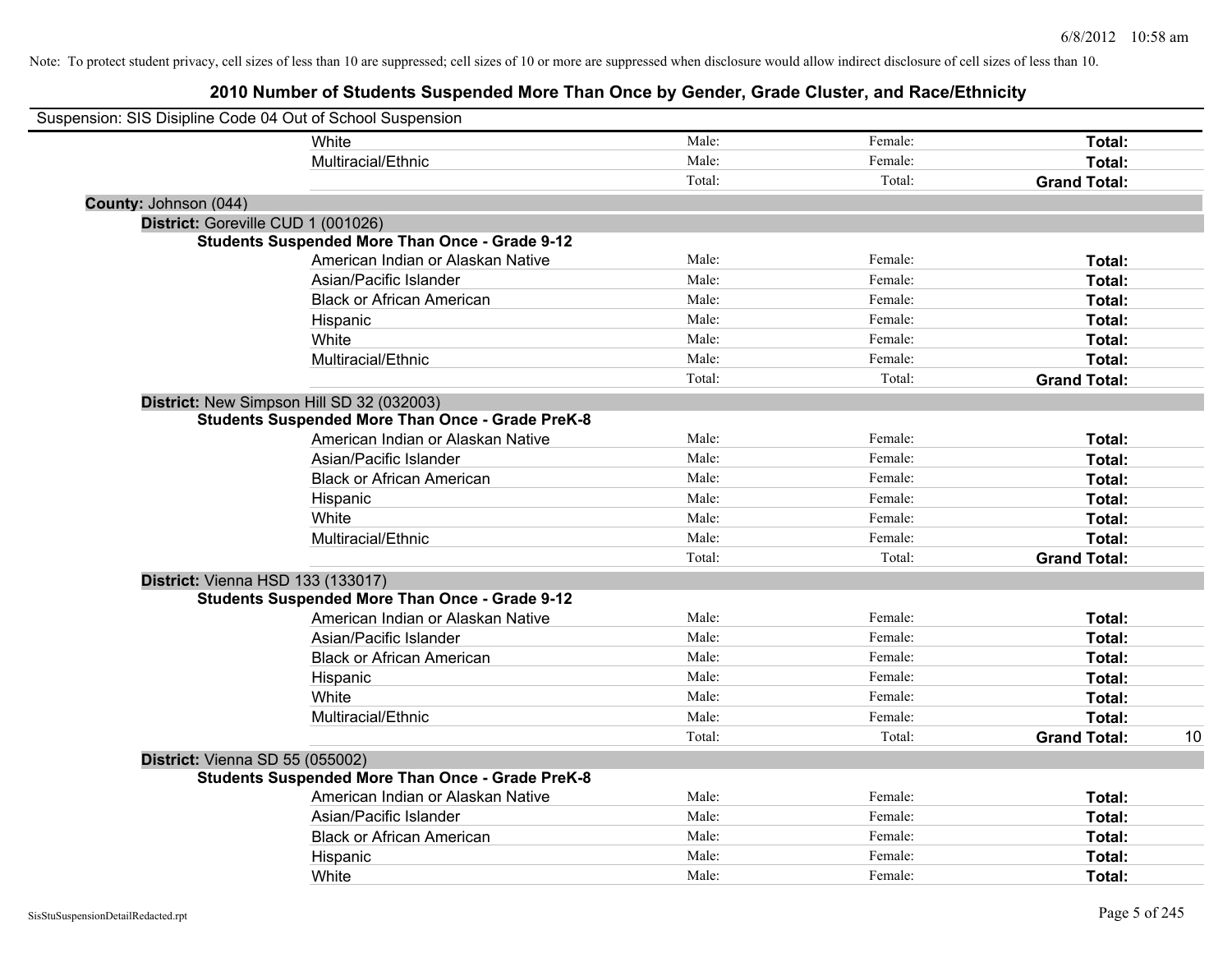Note: To protect student privacy, cell sizes of less than 10 are suppressed; cell sizes of 10 or more are suppressed when disclosure would allow indirect disclosure of cell sizes of less than 10.

# 2010 Number of Students Suspended More Than Once by Gender, Grade Cluster, and Race/Ethnicity

Suspension: SIS Disipline Code 04 Out of School Suspension

| | | | | |
|---|---|---|---|---|
| White | Male: | Female: | **Total:** | |
| Multiracial/Ethnic | Male: | Female: | **Total:** | |
| | Total: | Total: | **Grand Total:** | |

**County:** Johnson (044)

**District:** Goreville CUD 1 (001026)

**Students Suspended More Than Once - Grade 9-12**

| | | | | |
|---|---|---|---|---|
| American Indian or Alaskan Native | Male: | Female: | **Total:** | |
| Asian/Pacific Islander | Male: | Female: | **Total:** | |
| Black or African American | Male: | Female: | **Total:** | |
| Hispanic | Male: | Female: | **Total:** | |
| White | Male: | Female: | **Total:** | |
| Multiracial/Ethnic | Male: | Female: | **Total:** | |
| | Total: | Total: | **Grand Total:** | |

**District:** New Simpson Hill SD 32 (032003)

**Students Suspended More Than Once - Grade PreK-8**

| | | | | |
|---|---|---|---|---|
| American Indian or Alaskan Native | Male: | Female: | **Total:** | |
| Asian/Pacific Islander | Male: | Female: | **Total:** | |
| Black or African American | Male: | Female: | **Total:** | |
| Hispanic | Male: | Female: | **Total:** | |
| White | Male: | Female: | **Total:** | |
| Multiracial/Ethnic | Male: | Female: | **Total:** | |
| | Total: | Total: | **Grand Total:** | |

**District:** Vienna HSD 133 (133017)

**Students Suspended More Than Once - Grade 9-12**

| | | | | |
|---|---|---|---|---|
| American Indian or Alaskan Native | Male: | Female: | **Total:** | |
| Asian/Pacific Islander | Male: | Female: | **Total:** | |
| Black or African American | Male: | Female: | **Total:** | |
| Hispanic | Male: | Female: | **Total:** | |
| White | Male: | Female: | **Total:** | |
| Multiracial/Ethnic | Male: | Female: | **Total:** | |
| | Total: | Total: | **Grand Total:** | 10 |

**District:** Vienna SD 55 (055002)

**Students Suspended More Than Once - Grade PreK-8**

| | | | | |
|---|---|---|---|---|
| American Indian or Alaskan Native | Male: | Female: | **Total:** | |
| Asian/Pacific Islander | Male: | Female: | **Total:** | |
| Black or African American | Male: | Female: | **Total:** | |
| Hispanic | Male: | Female: | **Total:** | |
| White | Male: | Female: | **Total:** | |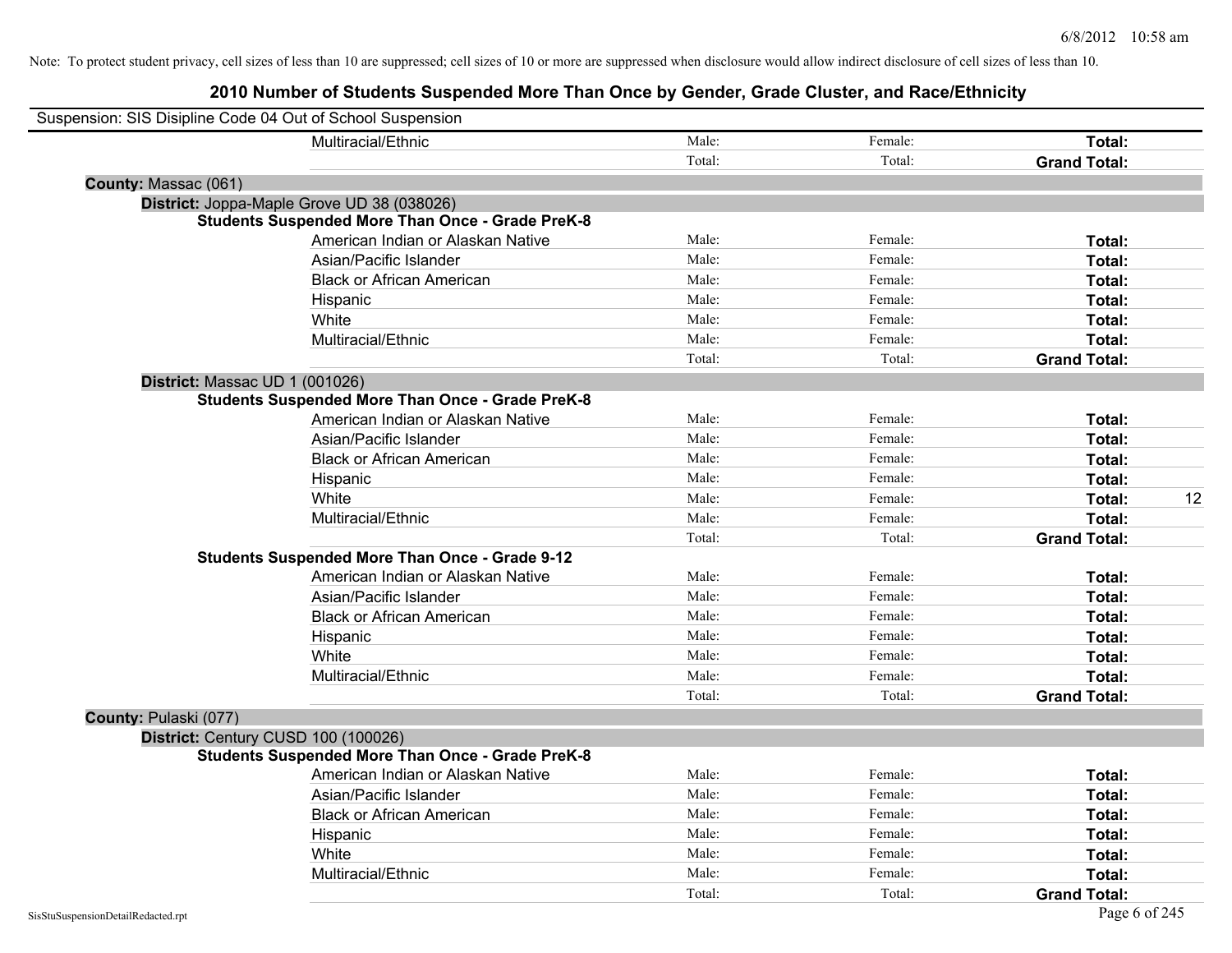Note: To protect student privacy, cell sizes of less than 10 are suppressed; cell sizes of 10 or more are suppressed when disclosure would allow indirect disclosure of cell sizes of less than 10.

## 2010 Number of Students Suspended More Than Once by Gender, Grade Cluster, and Race/Ethnicity

Suspension: SIS Disipline Code 04 Out of School Suspension

| | Male | Female | Total | |
|---|---|---|---|---|
| Multiracial/Ethnic | Male: | Female: | **Total:** | |
| | Total: | Total: | **Grand Total:** | |

**County:** Massac (061)

**District:** Joppa-Maple Grove UD 38 (038026)

**Students Suspended More Than Once - Grade PreK-8**

| | Male | Female | Total | |
|---|---|---|---|---|
| American Indian or Alaskan Native | Male: | Female: | **Total:** | |
| Asian/Pacific Islander | Male: | Female: | **Total:** | |
| Black or African American | Male: | Female: | **Total:** | |
| Hispanic | Male: | Female: | **Total:** | |
| White | Male: | Female: | **Total:** | |
| Multiracial/Ethnic | Male: | Female: | **Total:** | |
| | Total: | Total: | **Grand Total:** | |

**District:** Massac UD 1 (001026)

**Students Suspended More Than Once - Grade PreK-8**

| | Male | Female | Total | |
|---|---|---|---|---|
| American Indian or Alaskan Native | Male: | Female: | **Total:** | |
| Asian/Pacific Islander | Male: | Female: | **Total:** | |
| Black or African American | Male: | Female: | **Total:** | |
| Hispanic | Male: | Female: | **Total:** | |
| White | Male: | Female: | **Total:** | 12 |
| Multiracial/Ethnic | Male: | Female: | **Total:** | |
| | Total: | Total: | **Grand Total:** | |

**Students Suspended More Than Once - Grade 9-12**

| | Male | Female | Total | |
|---|---|---|---|---|
| American Indian or Alaskan Native | Male: | Female: | **Total:** | |
| Asian/Pacific Islander | Male: | Female: | **Total:** | |
| Black or African American | Male: | Female: | **Total:** | |
| Hispanic | Male: | Female: | **Total:** | |
| White | Male: | Female: | **Total:** | |
| Multiracial/Ethnic | Male: | Female: | **Total:** | |
| | Total: | Total: | **Grand Total:** | |

**County:** Pulaski (077)

**District:** Century CUSD 100 (100026)

**Students Suspended More Than Once - Grade PreK-8**

| | Male | Female | Total | |
|---|---|---|---|---|
| American Indian or Alaskan Native | Male: | Female: | **Total:** | |
| Asian/Pacific Islander | Male: | Female: | **Total:** | |
| Black or African American | Male: | Female: | **Total:** | |
| Hispanic | Male: | Female: | **Total:** | |
| White | Male: | Female: | **Total:** | |
| Multiracial/Ethnic | Male: | Female: | **Total:** | |
| | Total: | Total: | **Grand Total:** | |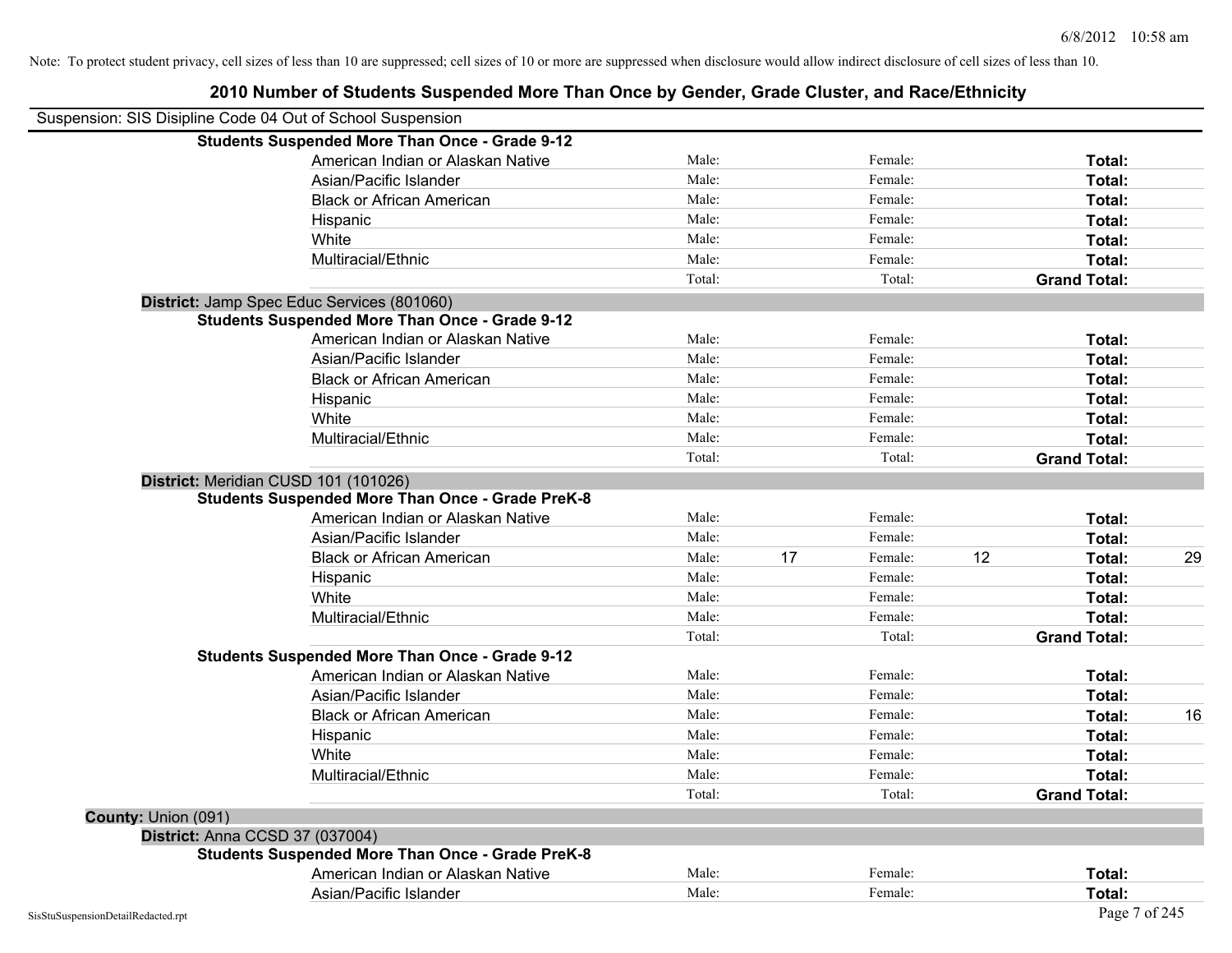Note: To protect student privacy, cell sizes of less than 10 are suppressed; cell sizes of 10 or more are suppressed when disclosure would allow indirect disclosure of cell sizes of less than 10.

# 2010 Number of Students Suspended More Than Once by Gender, Grade Cluster, and Race/Ethnicity

Suspension: SIS Disipline Code 04 Out of School Suspension

**Students Suspended More Than Once - Grade 9-12**

| | | | | | | |
|---|---|---|---|---|---|---|
| American Indian or Alaskan Native | Male: | | Female: | | **Total:** | |
| Asian/Pacific Islander | Male: | | Female: | | **Total:** | |
| Black or African American | Male: | | Female: | | **Total:** | |
| Hispanic | Male: | | Female: | | **Total:** | |
| White | Male: | | Female: | | **Total:** | |
| Multiracial/Ethnic | Male: | | Female: | | **Total:** | |
| | Total: | | Total: | | **Grand Total:** | |

**District:** Jamp Spec Educ Services (801060)

**Students Suspended More Than Once - Grade 9-12**

| | | | | | | |
|---|---|---|---|---|---|---|
| American Indian or Alaskan Native | Male: | | Female: | | **Total:** | |
| Asian/Pacific Islander | Male: | | Female: | | **Total:** | |
| Black or African American | Male: | | Female: | | **Total:** | |
| Hispanic | Male: | | Female: | | **Total:** | |
| White | Male: | | Female: | | **Total:** | |
| Multiracial/Ethnic | Male: | | Female: | | **Total:** | |
| | Total: | | Total: | | **Grand Total:** | |

**District:** Meridian CUSD 101 (101026)

**Students Suspended More Than Once - Grade PreK-8**

| | | | | | | |
|---|---|---|---|---|---|---|
| American Indian or Alaskan Native | Male: | | Female: | | **Total:** | |
| Asian/Pacific Islander | Male: | | Female: | | **Total:** | |
| Black or African American | Male: | 17 | Female: | 12 | **Total:** | 29 |
| Hispanic | Male: | | Female: | | **Total:** | |
| White | Male: | | Female: | | **Total:** | |
| Multiracial/Ethnic | Male: | | Female: | | **Total:** | |
| | Total: | | Total: | | **Grand Total:** | |

**Students Suspended More Than Once - Grade 9-12**

| | | | | | | |
|---|---|---|---|---|---|---|
| American Indian or Alaskan Native | Male: | | Female: | | **Total:** | |
| Asian/Pacific Islander | Male: | | Female: | | **Total:** | |
| Black or African American | Male: | | Female: | | **Total:** | 16 |
| Hispanic | Male: | | Female: | | **Total:** | |
| White | Male: | | Female: | | **Total:** | |
| Multiracial/Ethnic | Male: | | Female: | | **Total:** | |
| | Total: | | Total: | | **Grand Total:** | |

**County:** Union (091)

**District:** Anna CCSD 37 (037004)

**Students Suspended More Than Once - Grade PreK-8**

| | | | | | | |
|---|---|---|---|---|---|---|
| American Indian or Alaskan Native | Male: | | Female: | | **Total:** | |
| Asian/Pacific Islander | Male: | | Female: | | **Total:** | |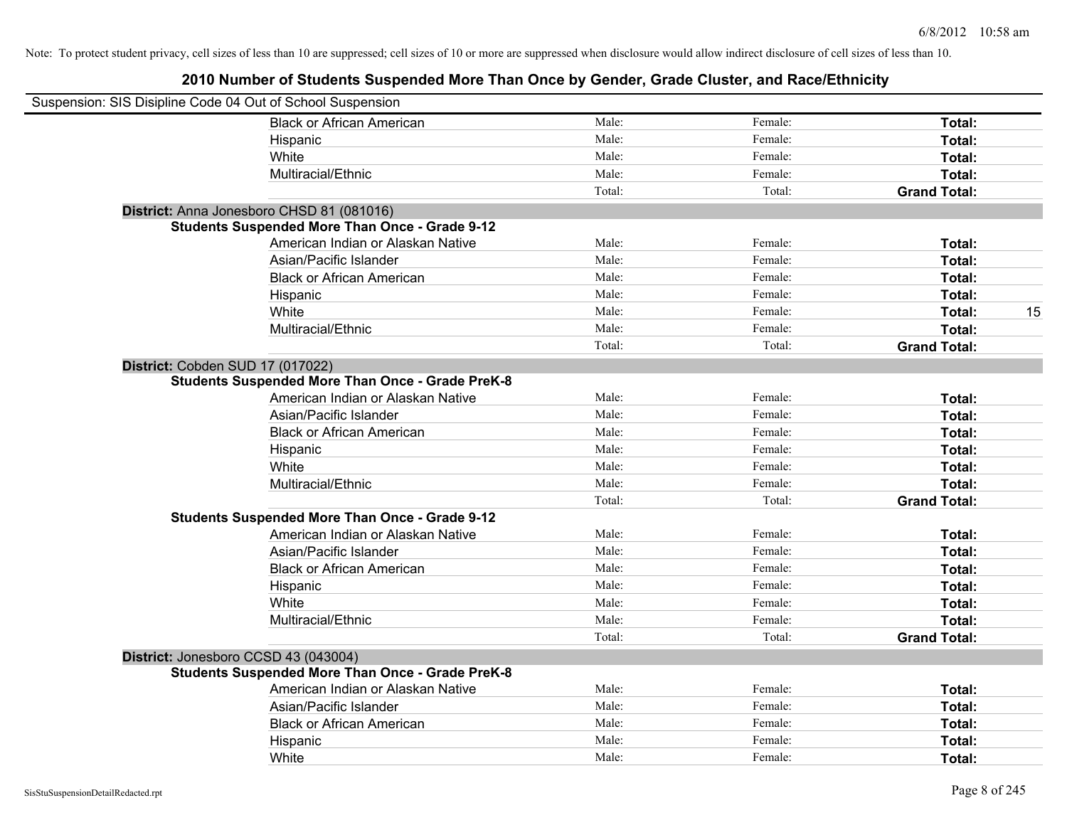Note: To protect student privacy, cell sizes of less than 10 are suppressed; cell sizes of 10 or more are suppressed when disclosure would allow indirect disclosure of cell sizes of less than 10.

# 2010 Number of Students Suspended More Than Once by Gender, Grade Cluster, and Race/Ethnicity

Suspension: SIS Disipline Code 04 Out of School Suspension

| | | | | | |
|---|---|---|---|---|---|
| | Black or African American | Male: | Female: | **Total:** | |
| | Hispanic | Male: | Female: | **Total:** | |
| | White | Male: | Female: | **Total:** | |
| | Multiracial/Ethnic | Male: | Female: | **Total:** | |
| | | Total: | Total: | **Grand Total:** | |
| **District:** Anna Jonesboro CHSD 81 (081016) | | | | | |
| **Students Suspended More Than Once - Grade 9-12** | | | | | |
| | American Indian or Alaskan Native | Male: | Female: | **Total:** | |
| | Asian/Pacific Islander | Male: | Female: | **Total:** | |
| | Black or African American | Male: | Female: | **Total:** | |
| | Hispanic | Male: | Female: | **Total:** | |
| | White | Male: | Female: | **Total:** | 15 |
| | Multiracial/Ethnic | Male: | Female: | **Total:** | |
| | | Total: | Total: | **Grand Total:** | |
| **District:** Cobden SUD 17 (017022) | | | | | |
| **Students Suspended More Than Once - Grade PreK-8** | | | | | |
| | American Indian or Alaskan Native | Male: | Female: | **Total:** | |
| | Asian/Pacific Islander | Male: | Female: | **Total:** | |
| | Black or African American | Male: | Female: | **Total:** | |
| | Hispanic | Male: | Female: | **Total:** | |
| | White | Male: | Female: | **Total:** | |
| | Multiracial/Ethnic | Male: | Female: | **Total:** | |
| | | Total: | Total: | **Grand Total:** | |
| **Students Suspended More Than Once - Grade 9-12** | | | | | |
| | American Indian or Alaskan Native | Male: | Female: | **Total:** | |
| | Asian/Pacific Islander | Male: | Female: | **Total:** | |
| | Black or African American | Male: | Female: | **Total:** | |
| | Hispanic | Male: | Female: | **Total:** | |
| | White | Male: | Female: | **Total:** | |
| | Multiracial/Ethnic | Male: | Female: | **Total:** | |
| | | Total: | Total: | **Grand Total:** | |
| **District:** Jonesboro CCSD 43 (043004) | | | | | |
| **Students Suspended More Than Once - Grade PreK-8** | | | | | |
| | American Indian or Alaskan Native | Male: | Female: | **Total:** | |
| | Asian/Pacific Islander | Male: | Female: | **Total:** | |
| | Black or African American | Male: | Female: | **Total:** | |
| | Hispanic | Male: | Female: | **Total:** | |
| | White | Male: | Female: | **Total:** | |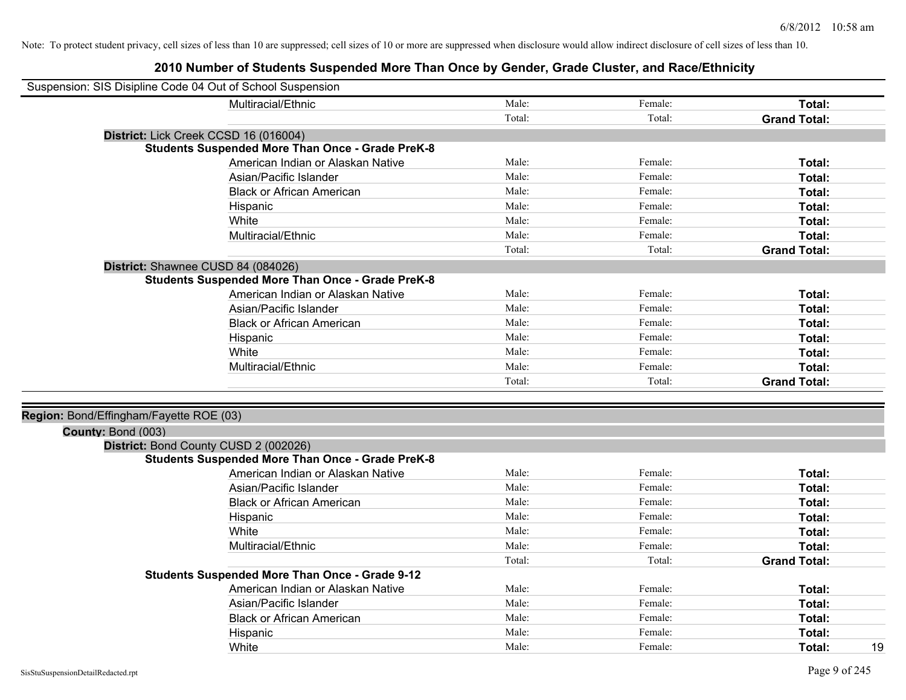Note: To protect student privacy, cell sizes of less than 10 are suppressed; cell sizes of 10 or more are suppressed when disclosure would allow indirect disclosure of cell sizes of less than 10.

# 2010 Number of Students Suspended More Than Once by Gender, Grade Cluster, and Race/Ethnicity

Suspension: SIS Disipline Code 04 Out of School Suspension

| | Male | Female | Total |
|---|---|---|---|
| Multiracial/Ethnic | Male: | Female: | **Total:** |
| | Total: | Total: | **Grand Total:** |

**District:** Lick Creek CCSD 16 (016004)

**Students Suspended More Than Once - Grade PreK-8**

| | Male | Female | Total |
|---|---|---|---|
| American Indian or Alaskan Native | Male: | Female: | **Total:** |
| Asian/Pacific Islander | Male: | Female: | **Total:** |
| Black or African American | Male: | Female: | **Total:** |
| Hispanic | Male: | Female: | **Total:** |
| White | Male: | Female: | **Total:** |
| Multiracial/Ethnic | Male: | Female: | **Total:** |
| | Total: | Total: | **Grand Total:** |

**District:** Shawnee CUSD 84 (084026)

**Students Suspended More Than Once - Grade PreK-8**

| | Male | Female | Total |
|---|---|---|---|
| American Indian or Alaskan Native | Male: | Female: | **Total:** |
| Asian/Pacific Islander | Male: | Female: | **Total:** |
| Black or African American | Male: | Female: | **Total:** |
| Hispanic | Male: | Female: | **Total:** |
| White | Male: | Female: | **Total:** |
| Multiracial/Ethnic | Male: | Female: | **Total:** |
| | Total: | Total: | **Grand Total:** |

**Region:** Bond/Effingham/Fayette ROE (03)

**County:** Bond (003)

**District:** Bond County CUSD 2 (002026)

**Students Suspended More Than Once - Grade PreK-8**

| | Male | Female | Total |
|---|---|---|---|
| American Indian or Alaskan Native | Male: | Female: | **Total:** |
| Asian/Pacific Islander | Male: | Female: | **Total:** |
| Black or African American | Male: | Female: | **Total:** |
| Hispanic | Male: | Female: | **Total:** |
| White | Male: | Female: | **Total:** |
| Multiracial/Ethnic | Male: | Female: | **Total:** |
| | Total: | Total: | **Grand Total:** |

**Students Suspended More Than Once - Grade 9-12**

| | Male | Female | Total |
|---|---|---|---|
| American Indian or Alaskan Native | Male: | Female: | **Total:** |
| Asian/Pacific Islander | Male: | Female: | **Total:** |
| Black or African American | Male: | Female: | **Total:** |
| Hispanic | Male: | Female: | **Total:** |
| White | Male: | Female: | **Total:** 19 |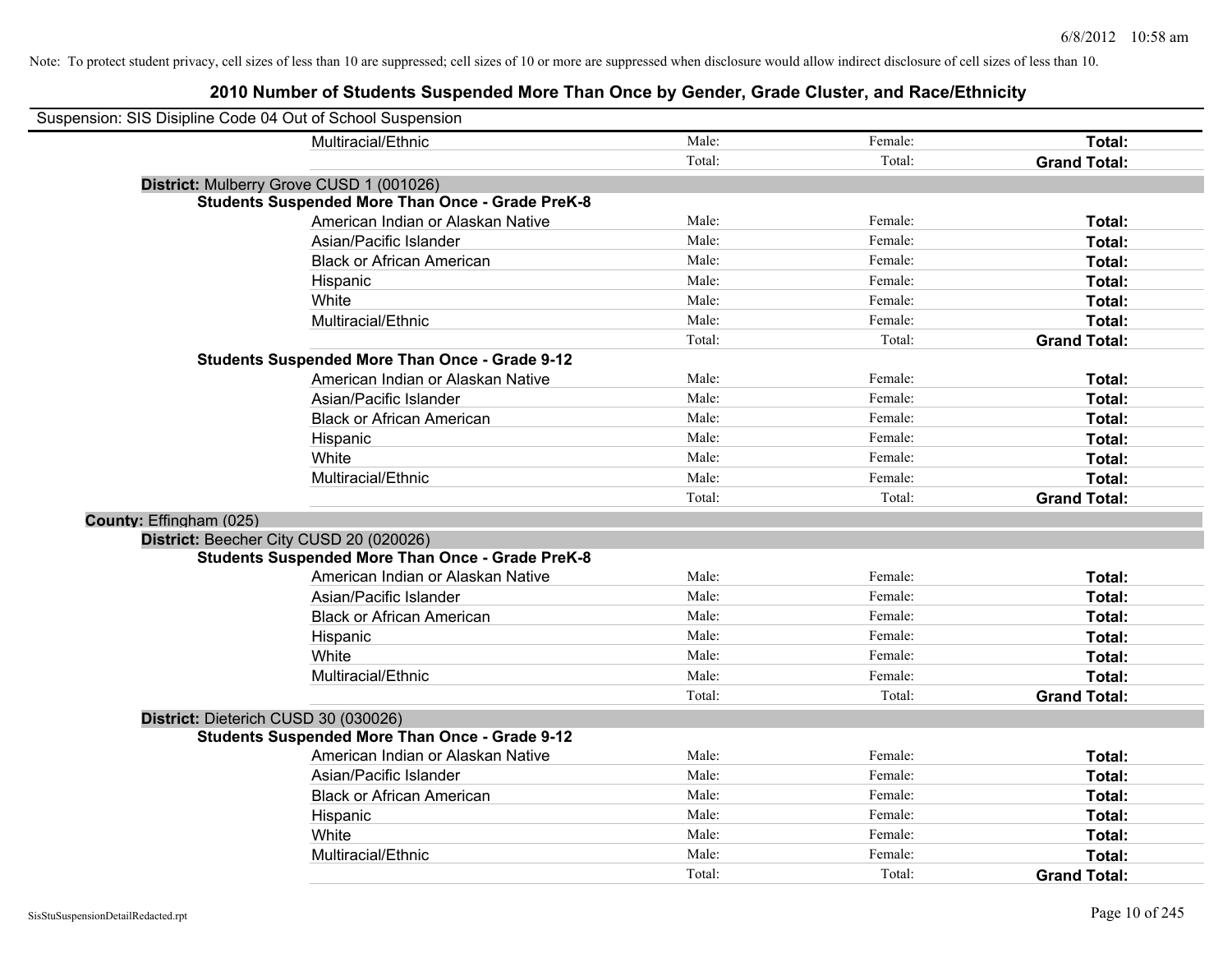Note: To protect student privacy, cell sizes of less than 10 are suppressed; cell sizes of 10 or more are suppressed when disclosure would allow indirect disclosure of cell sizes of less than 10.

# 2010 Number of Students Suspended More Than Once by Gender, Grade Cluster, and Race/Ethnicity

Suspension: SIS Disipline Code 04 Out of School Suspension

| | | | |
|---|---|---|---|
| Multiracial/Ethnic | Male: | Female: | **Total:** |
| | Total: | Total: | **Grand Total:** |

**District:** Mulberry Grove CUSD 1 (001026)

**Students Suspended More Than Once - Grade PreK-8**

| | | | |
|---|---|---|---|
| American Indian or Alaskan Native | Male: | Female: | **Total:** |
| Asian/Pacific Islander | Male: | Female: | **Total:** |
| Black or African American | Male: | Female: | **Total:** |
| Hispanic | Male: | Female: | **Total:** |
| White | Male: | Female: | **Total:** |
| Multiracial/Ethnic | Male: | Female: | **Total:** |
| | Total: | Total: | **Grand Total:** |

**Students Suspended More Than Once - Grade 9-12**

| | | | |
|---|---|---|---|
| American Indian or Alaskan Native | Male: | Female: | **Total:** |
| Asian/Pacific Islander | Male: | Female: | **Total:** |
| Black or African American | Male: | Female: | **Total:** |
| Hispanic | Male: | Female: | **Total:** |
| White | Male: | Female: | **Total:** |
| Multiracial/Ethnic | Male: | Female: | **Total:** |
| | Total: | Total: | **Grand Total:** |

**County:** Effingham (025)

**District:** Beecher City CUSD 20 (020026)

**Students Suspended More Than Once - Grade PreK-8**

| | | | |
|---|---|---|---|
| American Indian or Alaskan Native | Male: | Female: | **Total:** |
| Asian/Pacific Islander | Male: | Female: | **Total:** |
| Black or African American | Male: | Female: | **Total:** |
| Hispanic | Male: | Female: | **Total:** |
| White | Male: | Female: | **Total:** |
| Multiracial/Ethnic | Male: | Female: | **Total:** |
| | Total: | Total: | **Grand Total:** |

**District:** Dieterich CUSD 30 (030026)

**Students Suspended More Than Once - Grade 9-12**

| | | | |
|---|---|---|---|
| American Indian or Alaskan Native | Male: | Female: | **Total:** |
| Asian/Pacific Islander | Male: | Female: | **Total:** |
| Black or African American | Male: | Female: | **Total:** |
| Hispanic | Male: | Female: | **Total:** |
| White | Male: | Female: | **Total:** |
| Multiracial/Ethnic | Male: | Female: | **Total:** |
| | Total: | Total: | **Grand Total:** |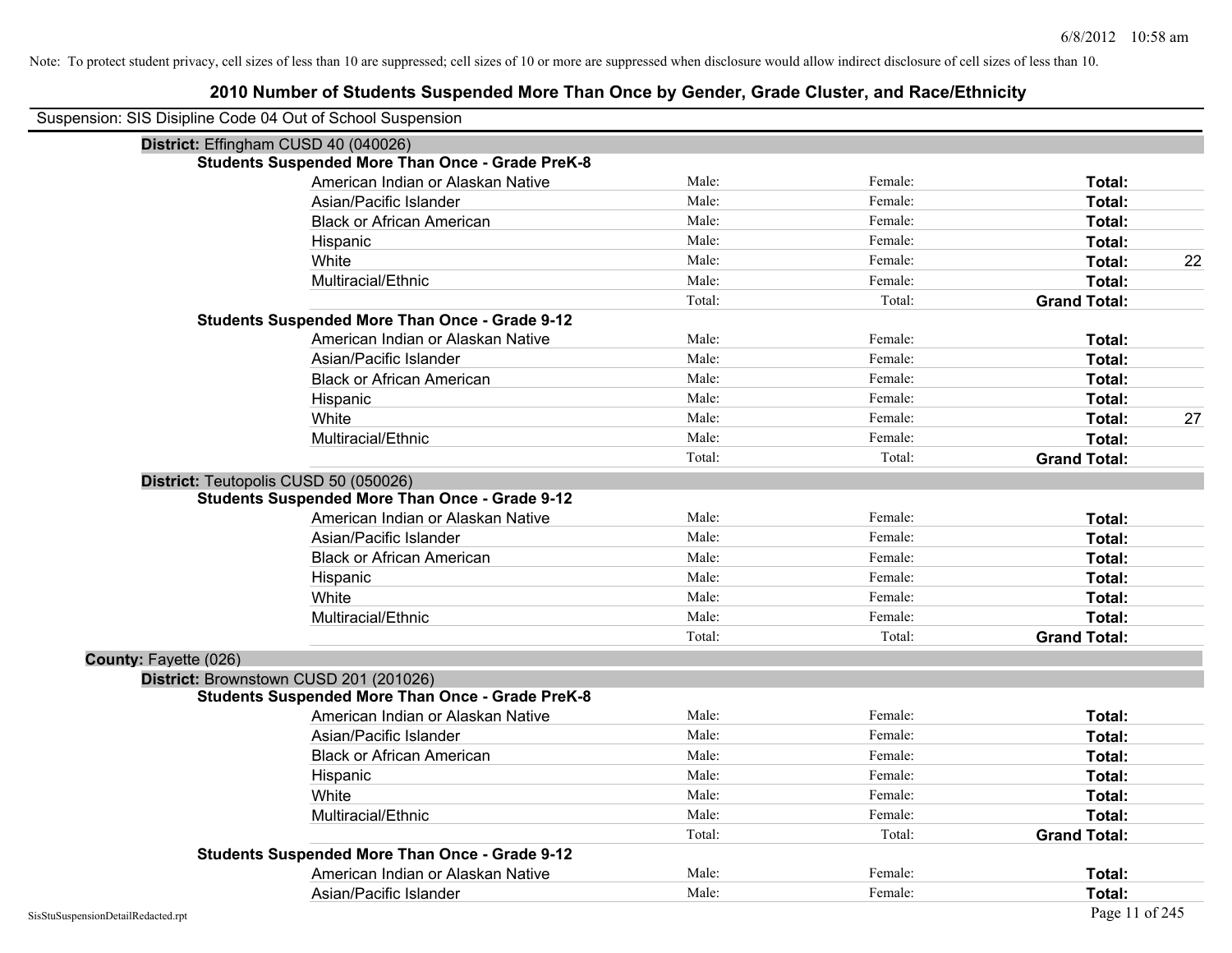Note: To protect student privacy, cell sizes of less than 10 are suppressed; cell sizes of 10 or more are suppressed when disclosure would allow indirect disclosure of cell sizes of less than 10.

## 2010 Number of Students Suspended More Than Once by Gender, Grade Cluster, and Race/Ethnicity

Suspension: SIS Disipline Code 04 Out of School Suspension

**District:** Effingham CUSD 40 (040026)

**Students Suspended More Than Once - Grade PreK-8**

| Race/Ethnicity | Male | Female | Total |
|---|---|---|---|
| American Indian or Alaskan Native | Male: | Female: | **Total:** |
| Asian/Pacific Islander | Male: | Female: | **Total:** |
| Black or African American | Male: | Female: | **Total:** |
| Hispanic | Male: | Female: | **Total:** |
| White | Male: | Female: | **Total:** 22 |
| Multiracial/Ethnic | Male: | Female: | **Total:** |
| | Total: | Total: | **Grand Total:** |

**Students Suspended More Than Once - Grade 9-12**

| Race/Ethnicity | Male | Female | Total |
|---|---|---|---|
| American Indian or Alaskan Native | Male: | Female: | **Total:** |
| Asian/Pacific Islander | Male: | Female: | **Total:** |
| Black or African American | Male: | Female: | **Total:** |
| Hispanic | Male: | Female: | **Total:** |
| White | Male: | Female: | **Total:** 27 |
| Multiracial/Ethnic | Male: | Female: | **Total:** |
| | Total: | Total: | **Grand Total:** |

**District:** Teutopolis CUSD 50 (050026)

**Students Suspended More Than Once - Grade 9-12**

| Race/Ethnicity | Male | Female | Total |
|---|---|---|---|
| American Indian or Alaskan Native | Male: | Female: | **Total:** |
| Asian/Pacific Islander | Male: | Female: | **Total:** |
| Black or African American | Male: | Female: | **Total:** |
| Hispanic | Male: | Female: | **Total:** |
| White | Male: | Female: | **Total:** |
| Multiracial/Ethnic | Male: | Female: | **Total:** |
| | Total: | Total: | **Grand Total:** |

**County:** Fayette (026)

**District:** Brownstown CUSD 201 (201026)

**Students Suspended More Than Once - Grade PreK-8**

| Race/Ethnicity | Male | Female | Total |
|---|---|---|---|
| American Indian or Alaskan Native | Male: | Female: | **Total:** |
| Asian/Pacific Islander | Male: | Female: | **Total:** |
| Black or African American | Male: | Female: | **Total:** |
| Hispanic | Male: | Female: | **Total:** |
| White | Male: | Female: | **Total:** |
| Multiracial/Ethnic | Male: | Female: | **Total:** |
| | Total: | Total: | **Grand Total:** |

**Students Suspended More Than Once - Grade 9-12**

| Race/Ethnicity | Male | Female | Total |
|---|---|---|---|
| American Indian or Alaskan Native | Male: | Female: | **Total:** |
| Asian/Pacific Islander | Male: | Female: | **Total:** |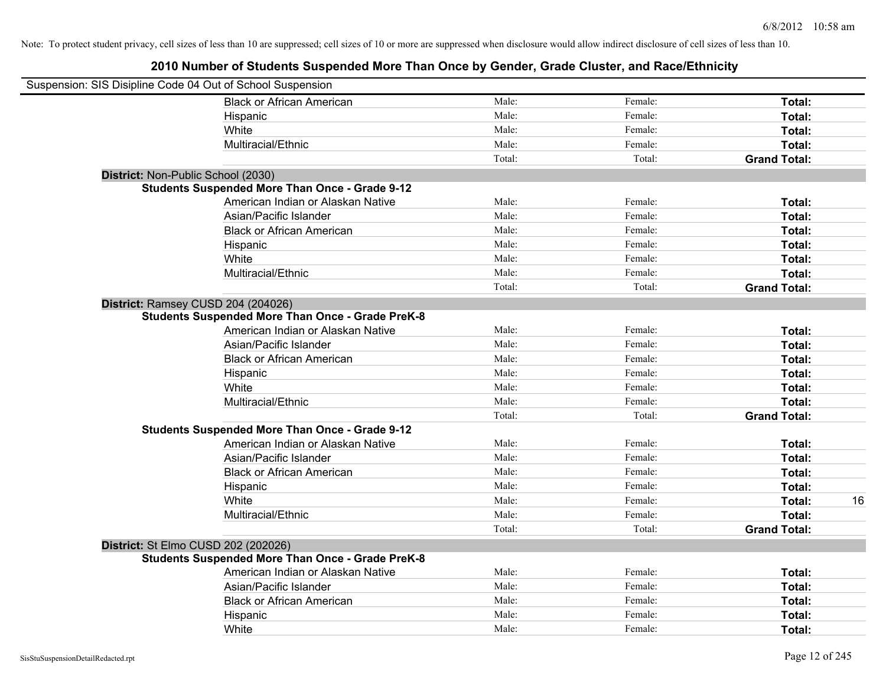Note: To protect student privacy, cell sizes of less than 10 are suppressed; cell sizes of 10 or more are suppressed when disclosure would allow indirect disclosure of cell sizes of less than 10.

# 2010 Number of Students Suspended More Than Once by Gender, Grade Cluster, and Race/Ethnicity

Suspension: SIS Disipline Code 04 Out of School Suspension

| | | | | |
|---|---|---|---|---|
| Black or African American | Male: | Female: | **Total:** | |
| Hispanic | Male: | Female: | **Total:** | |
| White | Male: | Female: | **Total:** | |
| Multiracial/Ethnic | Male: | Female: | **Total:** | |
| | Total: | Total: | **Grand Total:** | |

**District:** Non-Public School (2030)

**Students Suspended More Than Once - Grade 9-12**

| | | | | |
|---|---|---|---|---|
| American Indian or Alaskan Native | Male: | Female: | **Total:** | |
| Asian/Pacific Islander | Male: | Female: | **Total:** | |
| Black or African American | Male: | Female: | **Total:** | |
| Hispanic | Male: | Female: | **Total:** | |
| White | Male: | Female: | **Total:** | |
| Multiracial/Ethnic | Male: | Female: | **Total:** | |
| | Total: | Total: | **Grand Total:** | |

**District:** Ramsey CUSD 204 (204026)

**Students Suspended More Than Once - Grade PreK-8**

| | | | | |
|---|---|---|---|---|
| American Indian or Alaskan Native | Male: | Female: | **Total:** | |
| Asian/Pacific Islander | Male: | Female: | **Total:** | |
| Black or African American | Male: | Female: | **Total:** | |
| Hispanic | Male: | Female: | **Total:** | |
| White | Male: | Female: | **Total:** | |
| Multiracial/Ethnic | Male: | Female: | **Total:** | |
| | Total: | Total: | **Grand Total:** | |

**Students Suspended More Than Once - Grade 9-12**

| | | | | |
|---|---|---|---|---|
| American Indian or Alaskan Native | Male: | Female: | **Total:** | |
| Asian/Pacific Islander | Male: | Female: | **Total:** | |
| Black or African American | Male: | Female: | **Total:** | |
| Hispanic | Male: | Female: | **Total:** | |
| White | Male: | Female: | **Total:** | 16 |
| Multiracial/Ethnic | Male: | Female: | **Total:** | |
| | Total: | Total: | **Grand Total:** | |

**District:** St Elmo CUSD 202 (202026)

**Students Suspended More Than Once - Grade PreK-8**

| | | | | |
|---|---|---|---|---|
| American Indian or Alaskan Native | Male: | Female: | **Total:** | |
| Asian/Pacific Islander | Male: | Female: | **Total:** | |
| Black or African American | Male: | Female: | **Total:** | |
| Hispanic | Male: | Female: | **Total:** | |
| White | Male: | Female: | **Total:** | |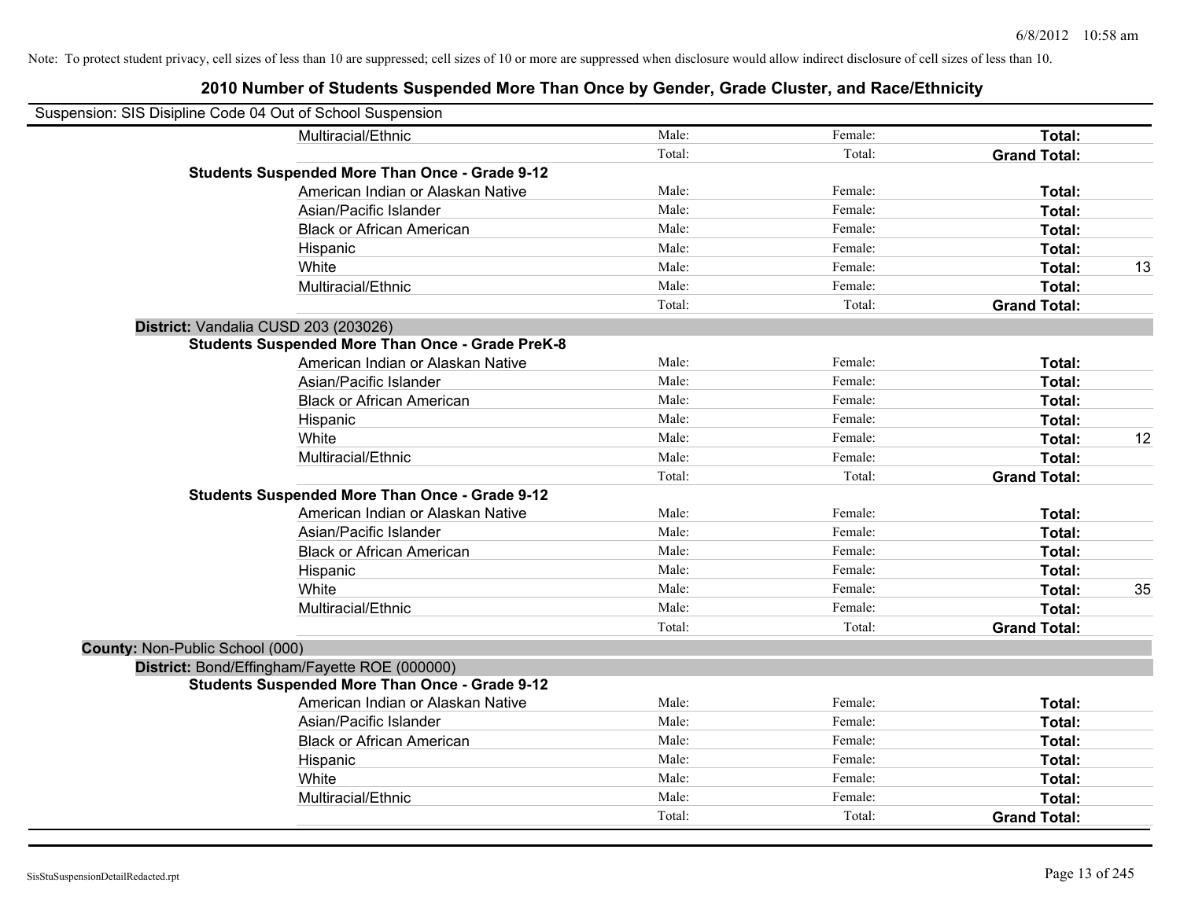Note: To protect student privacy, cell sizes of less than 10 are suppressed; cell sizes of 10 or more are suppressed when disclosure would allow indirect disclosure of cell sizes of less than 10.

## 2010 Number of Students Suspended More Than Once by Gender, Grade Cluster, and Race/Ethnicity

Suspension: SIS Disipline Code 04 Out of School Suspension

| | | | | | |
|---|---|---|---|---|---|
| | Multiracial/Ethnic | Male: | Female: | **Total:** | |
| | | Total: | Total: | **Grand Total:** | |
| **Students Suspended More Than Once - Grade 9-12** | | | | | |
| | American Indian or Alaskan Native | Male: | Female: | **Total:** | |
| | Asian/Pacific Islander | Male: | Female: | **Total:** | |
| | Black or African American | Male: | Female: | **Total:** | |
| | Hispanic | Male: | Female: | **Total:** | |
| | White | Male: | Female: | **Total:** | 13 |
| | Multiracial/Ethnic | Male: | Female: | **Total:** | |
| | | Total: | Total: | **Grand Total:** | |
| **District:** Vandalia CUSD 203 (203026) | | | | | |
| **Students Suspended More Than Once - Grade PreK-8** | | | | | |
| | American Indian or Alaskan Native | Male: | Female: | **Total:** | |
| | Asian/Pacific Islander | Male: | Female: | **Total:** | |
| | Black or African American | Male: | Female: | **Total:** | |
| | Hispanic | Male: | Female: | **Total:** | |
| | White | Male: | Female: | **Total:** | 12 |
| | Multiracial/Ethnic | Male: | Female: | **Total:** | |
| | | Total: | Total: | **Grand Total:** | |
| **Students Suspended More Than Once - Grade 9-12** | | | | | |
| | American Indian or Alaskan Native | Male: | Female: | **Total:** | |
| | Asian/Pacific Islander | Male: | Female: | **Total:** | |
| | Black or African American | Male: | Female: | **Total:** | |
| | Hispanic | Male: | Female: | **Total:** | |
| | White | Male: | Female: | **Total:** | 35 |
| | Multiracial/Ethnic | Male: | Female: | **Total:** | |
| | | Total: | Total: | **Grand Total:** | |
| **County:** Non-Public School (000) | | | | | |
| **District:** Bond/Effingham/Fayette ROE (000000) | | | | | |
| **Students Suspended More Than Once - Grade 9-12** | | | | | |
| | American Indian or Alaskan Native | Male: | Female: | **Total:** | |
| | Asian/Pacific Islander | Male: | Female: | **Total:** | |
| | Black or African American | Male: | Female: | **Total:** | |
| | Hispanic | Male: | Female: | **Total:** | |
| | White | Male: | Female: | **Total:** | |
| | Multiracial/Ethnic | Male: | Female: | **Total:** | |
| | | Total: | Total: | **Grand Total:** | |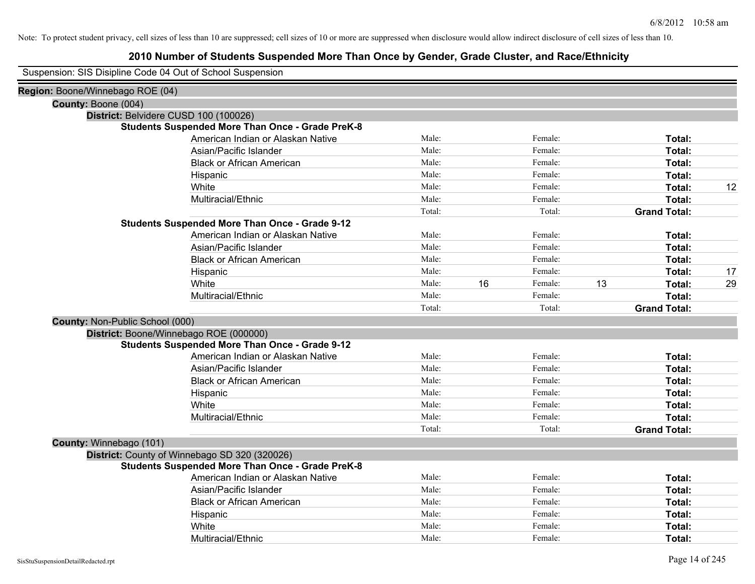Note: To protect student privacy, cell sizes of less than 10 are suppressed; cell sizes of 10 or more are suppressed when disclosure would allow indirect disclosure of cell sizes of less than 10.

# 2010 Number of Students Suspended More Than Once by Gender, Grade Cluster, and Race/Ethnicity

Suspension: SIS Disipline Code 04 Out of School Suspension

**Region:** Boone/Winnebago ROE (04)

**County:** Boone (004)

**District:** Belvidere CUSD 100 (100026)

**Students Suspended More Than Once - Grade PreK-8**

| Race/Ethnicity | | | | | | |
|---|---|---|---|---|---|---|
| American Indian or Alaskan Native | Male: | | Female: | | **Total:** | |
| Asian/Pacific Islander | Male: | | Female: | | **Total:** | |
| Black or African American | Male: | | Female: | | **Total:** | |
| Hispanic | Male: | | Female: | | **Total:** | |
| White | Male: | | Female: | | **Total:** | 12 |
| Multiracial/Ethnic | Male: | | Female: | | **Total:** | |
| | Total: | | Total: | | **Grand Total:** | |

**Students Suspended More Than Once - Grade 9-12**

| Race/Ethnicity | | | | | | |
|---|---|---|---|---|---|---|
| American Indian or Alaskan Native | Male: | | Female: | | **Total:** | |
| Asian/Pacific Islander | Male: | | Female: | | **Total:** | |
| Black or African American | Male: | | Female: | | **Total:** | |
| Hispanic | Male: | | Female: | | **Total:** | 17 |
| White | Male: | 16 | Female: | 13 | **Total:** | 29 |
| Multiracial/Ethnic | Male: | | Female: | | **Total:** | |
| | Total: | | Total: | | **Grand Total:** | |

**County:** Non-Public School (000)

**District:** Boone/Winnebago ROE (000000)

**Students Suspended More Than Once - Grade 9-12**

| Race/Ethnicity | | | | | | |
|---|---|---|---|---|---|---|
| American Indian or Alaskan Native | Male: | | Female: | | **Total:** | |
| Asian/Pacific Islander | Male: | | Female: | | **Total:** | |
| Black or African American | Male: | | Female: | | **Total:** | |
| Hispanic | Male: | | Female: | | **Total:** | |
| White | Male: | | Female: | | **Total:** | |
| Multiracial/Ethnic | Male: | | Female: | | **Total:** | |
| | Total: | | Total: | | **Grand Total:** | |

**County:** Winnebago (101)

**District:** County of Winnebago SD 320 (320026)

**Students Suspended More Than Once - Grade PreK-8**

| Race/Ethnicity | | | | | | |
|---|---|---|---|---|---|---|
| American Indian or Alaskan Native | Male: | | Female: | | **Total:** | |
| Asian/Pacific Islander | Male: | | Female: | | **Total:** | |
| Black or African American | Male: | | Female: | | **Total:** | |
| Hispanic | Male: | | Female: | | **Total:** | |
| White | Male: | | Female: | | **Total:** | |
| Multiracial/Ethnic | Male: | | Female: | | **Total:** | |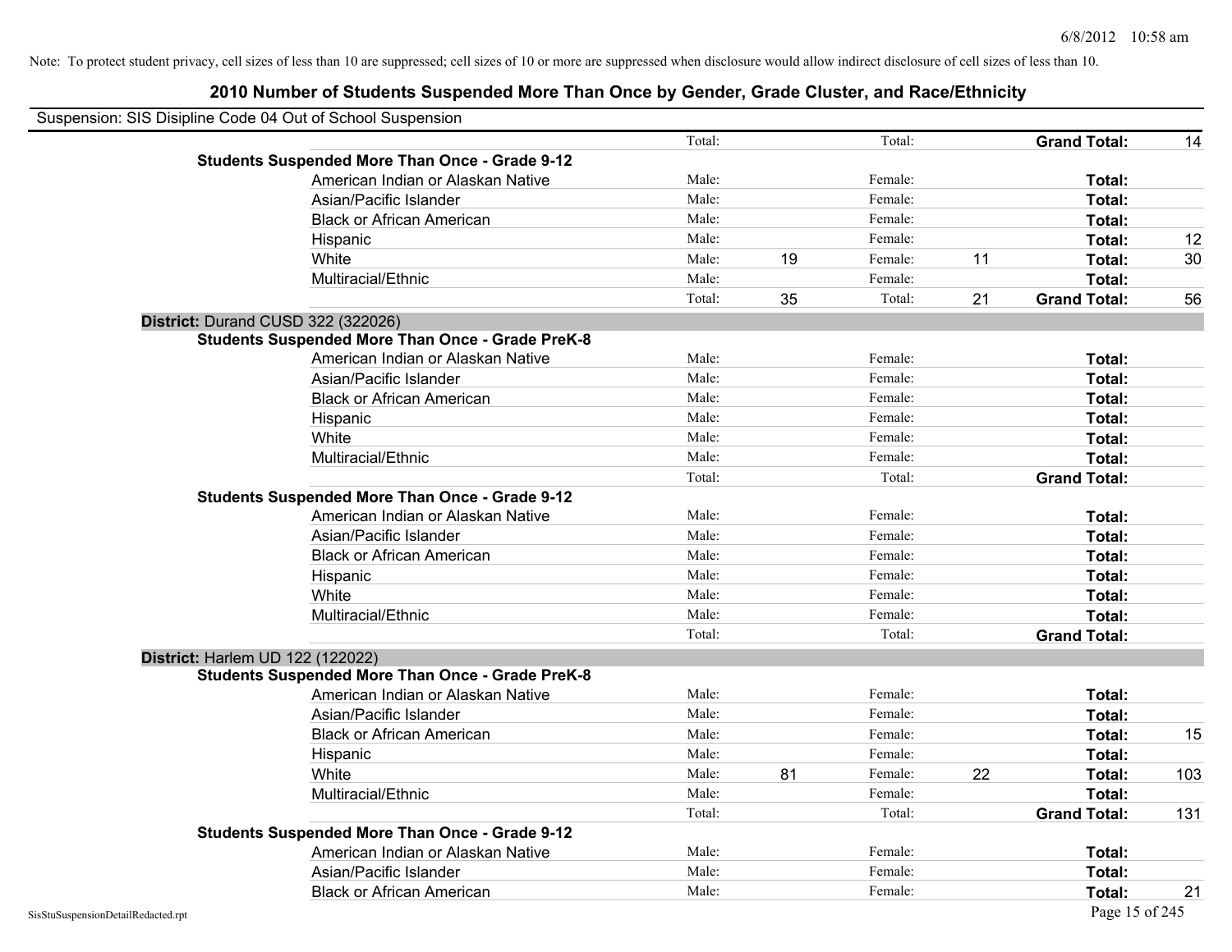Note: To protect student privacy, cell sizes of less than 10 are suppressed; cell sizes of 10 or more are suppressed when disclosure would allow indirect disclosure of cell sizes of less than 10.

# 2010 Number of Students Suspended More Than Once by Gender, Grade Cluster, and Race/Ethnicity

Suspension: SIS Disipline Code 04 Out of School Suspension

| | | | | | | |
|---|---|---|---|---|---|---|
| | Total: | | Total: | | **Grand Total:** | 14 |
| **Students Suspended More Than Once - Grade 9-12** | | | | | | |
| American Indian or Alaskan Native | Male: | | Female: | | **Total:** | |
| Asian/Pacific Islander | Male: | | Female: | | **Total:** | |
| Black or African American | Male: | | Female: | | **Total:** | |
| Hispanic | Male: | | Female: | | **Total:** | 12 |
| White | Male: | 19 | Female: | 11 | **Total:** | 30 |
| Multiracial/Ethnic | Male: | | Female: | | **Total:** | |
| | Total: | 35 | Total: | 21 | **Grand Total:** | 56 |

**District:** Durand CUSD 322 (322026)

| | | | | | | |
|---|---|---|---|---|---|---|
| **Students Suspended More Than Once - Grade PreK-8** | | | | | | |
| American Indian or Alaskan Native | Male: | | Female: | | **Total:** | |
| Asian/Pacific Islander | Male: | | Female: | | **Total:** | |
| Black or African American | Male: | | Female: | | **Total:** | |
| Hispanic | Male: | | Female: | | **Total:** | |
| White | Male: | | Female: | | **Total:** | |
| Multiracial/Ethnic | Male: | | Female: | | **Total:** | |
| | Total: | | Total: | | **Grand Total:** | |
| **Students Suspended More Than Once - Grade 9-12** | | | | | | |
| American Indian or Alaskan Native | Male: | | Female: | | **Total:** | |
| Asian/Pacific Islander | Male: | | Female: | | **Total:** | |
| Black or African American | Male: | | Female: | | **Total:** | |
| Hispanic | Male: | | Female: | | **Total:** | |
| White | Male: | | Female: | | **Total:** | |
| Multiracial/Ethnic | Male: | | Female: | | **Total:** | |
| | Total: | | Total: | | **Grand Total:** | |

**District:** Harlem UD 122 (122022)

| | | | | | | |
|---|---|---|---|---|---|---|
| **Students Suspended More Than Once - Grade PreK-8** | | | | | | |
| American Indian or Alaskan Native | Male: | | Female: | | **Total:** | |
| Asian/Pacific Islander | Male: | | Female: | | **Total:** | |
| Black or African American | Male: | | Female: | | **Total:** | 15 |
| Hispanic | Male: | | Female: | | **Total:** | |
| White | Male: | 81 | Female: | 22 | **Total:** | 103 |
| Multiracial/Ethnic | Male: | | Female: | | **Total:** | |
| | Total: | | Total: | | **Grand Total:** | 131 |
| **Students Suspended More Than Once - Grade 9-12** | | | | | | |
| American Indian or Alaskan Native | Male: | | Female: | | **Total:** | |
| Asian/Pacific Islander | Male: | | Female: | | **Total:** | |
| Black or African American | Male: | | Female: | | **Total:** | 21 |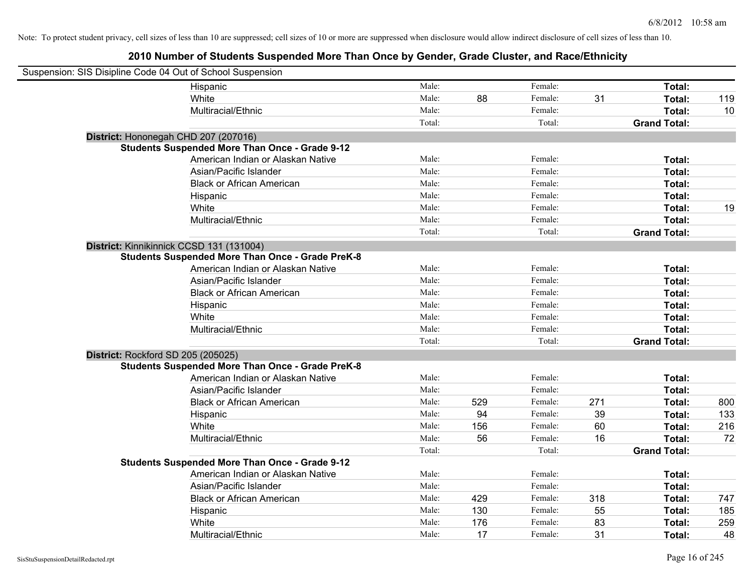Note: To protect student privacy, cell sizes of less than 10 are suppressed; cell sizes of 10 or more are suppressed when disclosure would allow indirect disclosure of cell sizes of less than 10.

# 2010 Number of Students Suspended More Than Once by Gender, Grade Cluster, and Race/Ethnicity

Suspension: SIS Disipline Code 04 Out of School Suspension

| | | | | | | |
|---|---|---|---|---|---|---|
| Hispanic | Male: | | Female: | | **Total:** | |
| White | Male: | 88 | Female: | 31 | **Total:** | 119 |
| Multiracial/Ethnic | Male: | | Female: | | **Total:** | 10 |
| | Total: | | Total: | | **Grand Total:** | |

**District:** Hononegah CHD 207 (207016)

**Students Suspended More Than Once - Grade 9-12**

| | | | | | | |
|---|---|---|---|---|---|---|
| American Indian or Alaskan Native | Male: | | Female: | | **Total:** | |
| Asian/Pacific Islander | Male: | | Female: | | **Total:** | |
| Black or African American | Male: | | Female: | | **Total:** | |
| Hispanic | Male: | | Female: | | **Total:** | |
| White | Male: | | Female: | | **Total:** | 19 |
| Multiracial/Ethnic | Male: | | Female: | | **Total:** | |
| | Total: | | Total: | | **Grand Total:** | |

**District:** Kinnikinnick CCSD 131 (131004)

**Students Suspended More Than Once - Grade PreK-8**

| | | | | | | |
|---|---|---|---|---|---|---|
| American Indian or Alaskan Native | Male: | | Female: | | **Total:** | |
| Asian/Pacific Islander | Male: | | Female: | | **Total:** | |
| Black or African American | Male: | | Female: | | **Total:** | |
| Hispanic | Male: | | Female: | | **Total:** | |
| White | Male: | | Female: | | **Total:** | |
| Multiracial/Ethnic | Male: | | Female: | | **Total:** | |
| | Total: | | Total: | | **Grand Total:** | |

**District:** Rockford SD 205 (205025)

**Students Suspended More Than Once - Grade PreK-8**

| | | | | | | |
|---|---|---|---|---|---|---|
| American Indian or Alaskan Native | Male: | | Female: | | **Total:** | |
| Asian/Pacific Islander | Male: | | Female: | | **Total:** | |
| Black or African American | Male: | 529 | Female: | 271 | **Total:** | 800 |
| Hispanic | Male: | 94 | Female: | 39 | **Total:** | 133 |
| White | Male: | 156 | Female: | 60 | **Total:** | 216 |
| Multiracial/Ethnic | Male: | 56 | Female: | 16 | **Total:** | 72 |
| | Total: | | Total: | | **Grand Total:** | |

**Students Suspended More Than Once - Grade 9-12**

| | | | | | | |
|---|---|---|---|---|---|---|
| American Indian or Alaskan Native | Male: | | Female: | | **Total:** | |
| Asian/Pacific Islander | Male: | | Female: | | **Total:** | |
| Black or African American | Male: | 429 | Female: | 318 | **Total:** | 747 |
| Hispanic | Male: | 130 | Female: | 55 | **Total:** | 185 |
| White | Male: | 176 | Female: | 83 | **Total:** | 259 |
| Multiracial/Ethnic | Male: | 17 | Female: | 31 | **Total:** | 48 |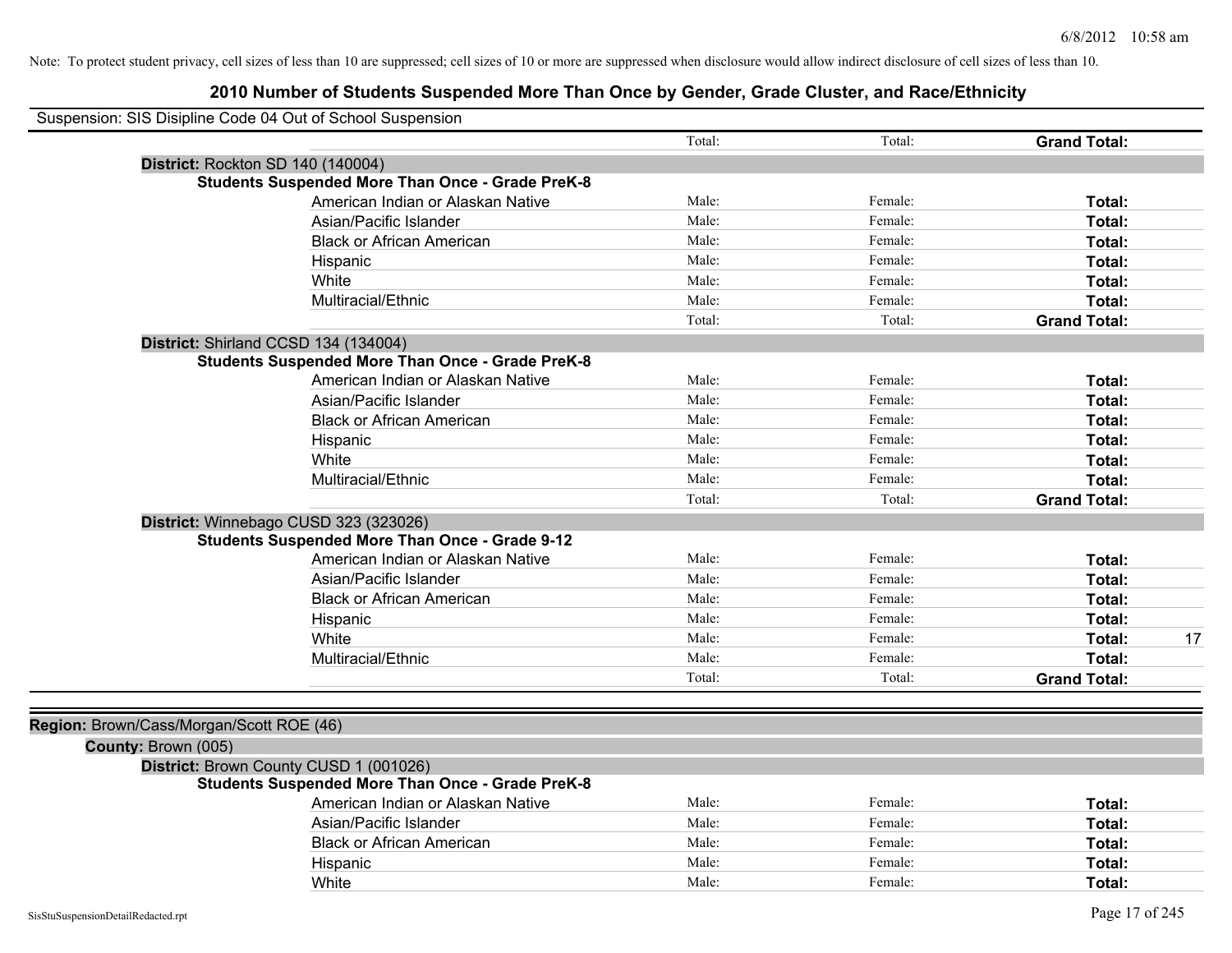Note: To protect student privacy, cell sizes of less than 10 are suppressed; cell sizes of 10 or more are suppressed when disclosure would allow indirect disclosure of cell sizes of less than 10.

# 2010 Number of Students Suspended More Than Once by Gender, Grade Cluster, and Race/Ethnicity

Suspension: SIS Disipline Code 04 Out of School Suspension

| | Total: | Total: | **Grand Total:** | |
|---|---|---|---|---|

**District:** Rockton SD 140 (140004)

**Students Suspended More Than Once - Grade PreK-8**

| | | | | |
|---|---|---|---|---|
| American Indian or Alaskan Native | Male: | Female: | **Total:** | |
| Asian/Pacific Islander | Male: | Female: | **Total:** | |
| Black or African American | Male: | Female: | **Total:** | |
| Hispanic | Male: | Female: | **Total:** | |
| White | Male: | Female: | **Total:** | |
| Multiracial/Ethnic | Male: | Female: | **Total:** | |
| | Total: | Total: | **Grand Total:** | |

**District:** Shirland CCSD 134 (134004)

**Students Suspended More Than Once - Grade PreK-8**

| | | | | |
|---|---|---|---|---|
| American Indian or Alaskan Native | Male: | Female: | **Total:** | |
| Asian/Pacific Islander | Male: | Female: | **Total:** | |
| Black or African American | Male: | Female: | **Total:** | |
| Hispanic | Male: | Female: | **Total:** | |
| White | Male: | Female: | **Total:** | |
| Multiracial/Ethnic | Male: | Female: | **Total:** | |
| | Total: | Total: | **Grand Total:** | |

**District:** Winnebago CUSD 323 (323026)

**Students Suspended More Than Once - Grade 9-12**

| | | | | |
|---|---|---|---|---|
| American Indian or Alaskan Native | Male: | Female: | **Total:** | |
| Asian/Pacific Islander | Male: | Female: | **Total:** | |
| Black or African American | Male: | Female: | **Total:** | |
| Hispanic | Male: | Female: | **Total:** | |
| White | Male: | Female: | **Total:** | 17 |
| Multiracial/Ethnic | Male: | Female: | **Total:** | |
| | Total: | Total: | **Grand Total:** | |

**Region:** Brown/Cass/Morgan/Scott ROE (46)

**County:** Brown (005)

**District:** Brown County CUSD 1 (001026)

**Students Suspended More Than Once - Grade PreK-8**

| | | | | |
|---|---|---|---|---|
| American Indian or Alaskan Native | Male: | Female: | **Total:** | |
| Asian/Pacific Islander | Male: | Female: | **Total:** | |
| Black or African American | Male: | Female: | **Total:** | |
| Hispanic | Male: | Female: | **Total:** | |
| White | Male: | Female: | **Total:** | |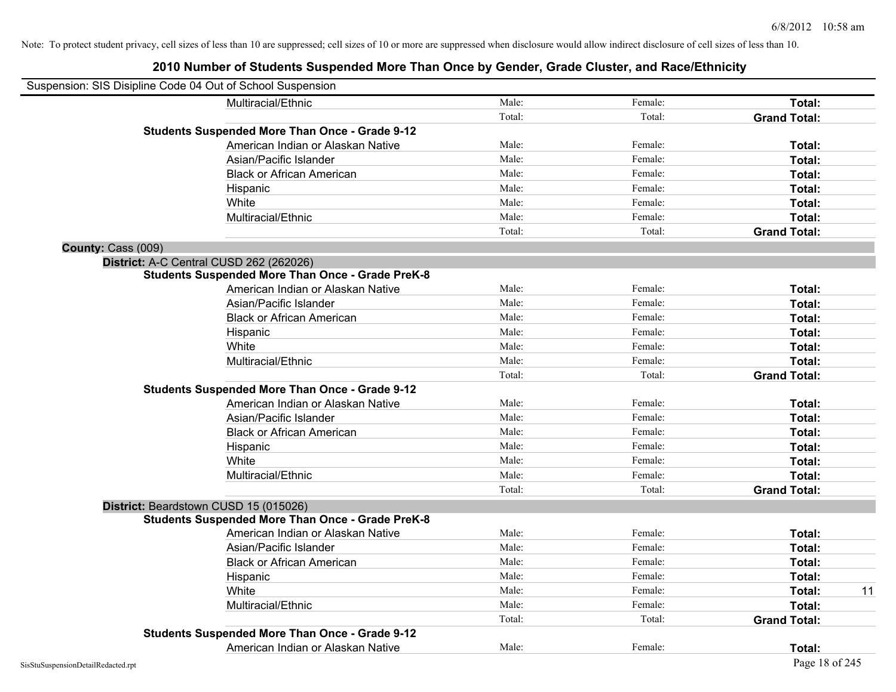Note: To protect student privacy, cell sizes of less than 10 are suppressed; cell sizes of 10 or more are suppressed when disclosure would allow indirect disclosure of cell sizes of less than 10.

## 2010 Number of Students Suspended More Than Once by Gender, Grade Cluster, and Race/Ethnicity

Suspension: SIS Disipline Code 04 Out of School Suspension

| | | | | |
|---|---|---|---|---|
| Multiracial/Ethnic | Male: | Female: | **Total:** | |
| | Total: | Total: | **Grand Total:** | |
| **Students Suspended More Than Once - Grade 9-12** | | | | |
| American Indian or Alaskan Native | Male: | Female: | **Total:** | |
| Asian/Pacific Islander | Male: | Female: | **Total:** | |
| Black or African American | Male: | Female: | **Total:** | |
| Hispanic | Male: | Female: | **Total:** | |
| White | Male: | Female: | **Total:** | |
| Multiracial/Ethnic | Male: | Female: | **Total:** | |
| | Total: | Total: | **Grand Total:** | |

**County:** Cass (009)

**District:** A-C Central CUSD 262 (262026)

| | | | | |
|---|---|---|---|---|
| **Students Suspended More Than Once - Grade PreK-8** | | | | |
| American Indian or Alaskan Native | Male: | Female: | **Total:** | |
| Asian/Pacific Islander | Male: | Female: | **Total:** | |
| Black or African American | Male: | Female: | **Total:** | |
| Hispanic | Male: | Female: | **Total:** | |
| White | Male: | Female: | **Total:** | |
| Multiracial/Ethnic | Male: | Female: | **Total:** | |
| | Total: | Total: | **Grand Total:** | |
| **Students Suspended More Than Once - Grade 9-12** | | | | |
| American Indian or Alaskan Native | Male: | Female: | **Total:** | |
| Asian/Pacific Islander | Male: | Female: | **Total:** | |
| Black or African American | Male: | Female: | **Total:** | |
| Hispanic | Male: | Female: | **Total:** | |
| White | Male: | Female: | **Total:** | |
| Multiracial/Ethnic | Male: | Female: | **Total:** | |
| | Total: | Total: | **Grand Total:** | |

**District:** Beardstown CUSD 15 (015026)

| | | | | |
|---|---|---|---|---|
| **Students Suspended More Than Once - Grade PreK-8** | | | | |
| American Indian or Alaskan Native | Male: | Female: | **Total:** | |
| Asian/Pacific Islander | Male: | Female: | **Total:** | |
| Black or African American | Male: | Female: | **Total:** | |
| Hispanic | Male: | Female: | **Total:** | |
| White | Male: | Female: | **Total:** | 11 |
| Multiracial/Ethnic | Male: | Female: | **Total:** | |
| | Total: | Total: | **Grand Total:** | |
| **Students Suspended More Than Once - Grade 9-12** | | | | |
| American Indian or Alaskan Native | Male: | Female: | **Total:** | |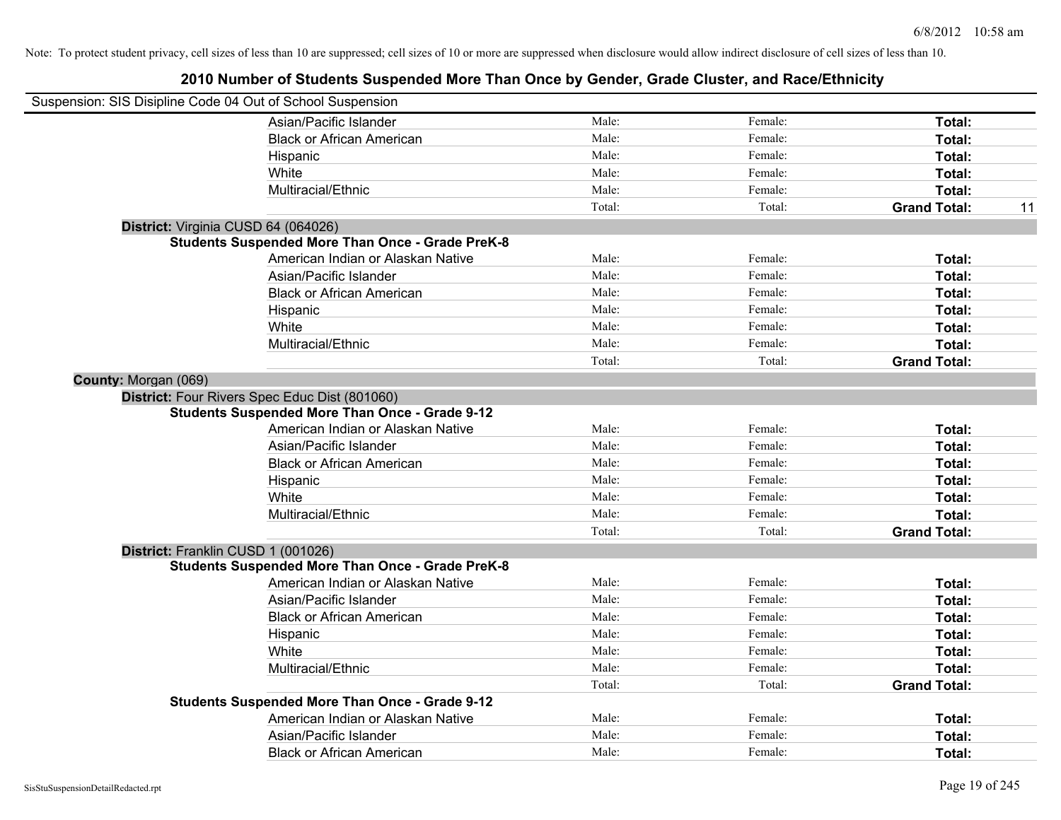Note: To protect student privacy, cell sizes of less than 10 are suppressed; cell sizes of 10 or more are suppressed when disclosure would allow indirect disclosure of cell sizes of less than 10.

## 2010 Number of Students Suspended More Than Once by Gender, Grade Cluster, and Race/Ethnicity

Suspension: SIS Disipline Code 04 Out of School Suspension

| | Male | Female | Total | |
|---|---|---|---|---|
| Asian/Pacific Islander | Male: | Female: | **Total:** | |
| Black or African American | Male: | Female: | **Total:** | |
| Hispanic | Male: | Female: | **Total:** | |
| White | Male: | Female: | **Total:** | |
| Multiracial/Ethnic | Male: | Female: | **Total:** | |
| | Total: | Total: | **Grand Total:** | 11 |

**District:** Virginia CUSD 64 (064026)

**Students Suspended More Than Once - Grade PreK-8**

| | Male | Female | Total | |
|---|---|---|---|---|
| American Indian or Alaskan Native | Male: | Female: | **Total:** | |
| Asian/Pacific Islander | Male: | Female: | **Total:** | |
| Black or African American | Male: | Female: | **Total:** | |
| Hispanic | Male: | Female: | **Total:** | |
| White | Male: | Female: | **Total:** | |
| Multiracial/Ethnic | Male: | Female: | **Total:** | |
| | Total: | Total: | **Grand Total:** | |

**County:** Morgan (069)

**District:** Four Rivers Spec Educ Dist (801060)

**Students Suspended More Than Once - Grade 9-12**

| | Male | Female | Total | |
|---|---|---|---|---|
| American Indian or Alaskan Native | Male: | Female: | **Total:** | |
| Asian/Pacific Islander | Male: | Female: | **Total:** | |
| Black or African American | Male: | Female: | **Total:** | |
| Hispanic | Male: | Female: | **Total:** | |
| White | Male: | Female: | **Total:** | |
| Multiracial/Ethnic | Male: | Female: | **Total:** | |
| | Total: | Total: | **Grand Total:** | |

**District:** Franklin CUSD 1 (001026)

**Students Suspended More Than Once - Grade PreK-8**

| | Male | Female | Total | |
|---|---|---|---|---|
| American Indian or Alaskan Native | Male: | Female: | **Total:** | |
| Asian/Pacific Islander | Male: | Female: | **Total:** | |
| Black or African American | Male: | Female: | **Total:** | |
| Hispanic | Male: | Female: | **Total:** | |
| White | Male: | Female: | **Total:** | |
| Multiracial/Ethnic | Male: | Female: | **Total:** | |
| | Total: | Total: | **Grand Total:** | |

**Students Suspended More Than Once - Grade 9-12**

| | Male | Female | Total | |
|---|---|---|---|---|
| American Indian or Alaskan Native | Male: | Female: | **Total:** | |
| Asian/Pacific Islander | Male: | Female: | **Total:** | |
| Black or African American | Male: | Female: | **Total:** | |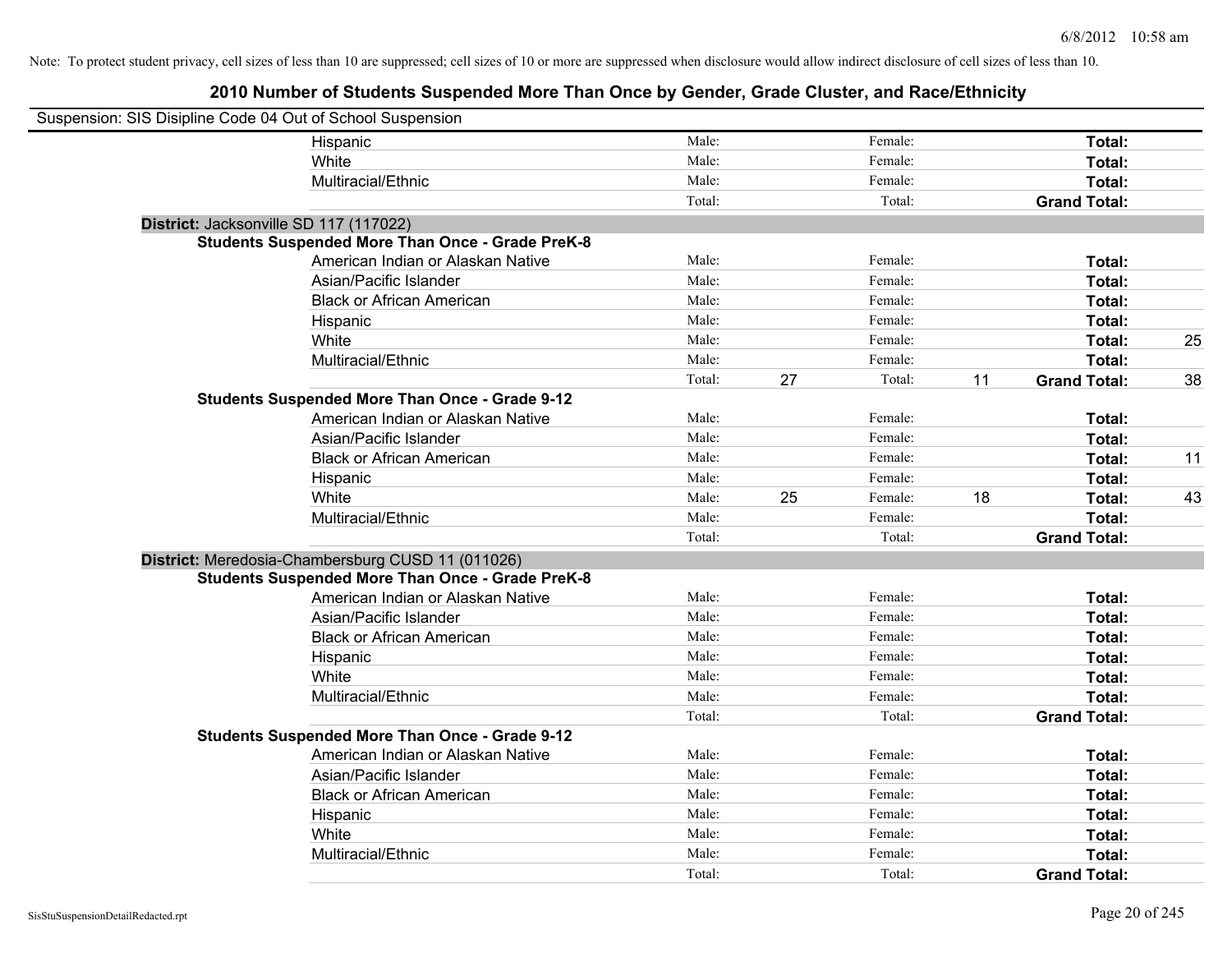Note: To protect student privacy, cell sizes of less than 10 are suppressed; cell sizes of 10 or more are suppressed when disclosure would allow indirect disclosure of cell sizes of less than 10.

# 2010 Number of Students Suspended More Than Once by Gender, Grade Cluster, and Race/Ethnicity

Suspension: SIS Disipline Code 04 Out of School Suspension

| | | | | | | |
|---|---|---|---|---|---|---|
| Hispanic | Male: | | Female: | | **Total:** | |
| White | Male: | | Female: | | **Total:** | |
| Multiracial/Ethnic | Male: | | Female: | | **Total:** | |
| | Total: | | Total: | | **Grand Total:** | |

**District:** Jacksonville SD 117 (117022)

**Students Suspended More Than Once - Grade PreK-8**

| | | | | | | |
|---|---|---|---|---|---|---|
| American Indian or Alaskan Native | Male: | | Female: | | **Total:** | |
| Asian/Pacific Islander | Male: | | Female: | | **Total:** | |
| Black or African American | Male: | | Female: | | **Total:** | |
| Hispanic | Male: | | Female: | | **Total:** | |
| White | Male: | | Female: | | **Total:** | 25 |
| Multiracial/Ethnic | Male: | | Female: | | **Total:** | |
| | Total: | 27 | Total: | 11 | **Grand Total:** | 38 |

**Students Suspended More Than Once - Grade 9-12**

| | | | | | | |
|---|---|---|---|---|---|---|
| American Indian or Alaskan Native | Male: | | Female: | | **Total:** | |
| Asian/Pacific Islander | Male: | | Female: | | **Total:** | |
| Black or African American | Male: | | Female: | | **Total:** | 11 |
| Hispanic | Male: | | Female: | | **Total:** | |
| White | Male: | 25 | Female: | 18 | **Total:** | 43 |
| Multiracial/Ethnic | Male: | | Female: | | **Total:** | |
| | Total: | | Total: | | **Grand Total:** | |

**District:** Meredosia-Chambersburg CUSD 11 (011026)

**Students Suspended More Than Once - Grade PreK-8**

| | | | | | | |
|---|---|---|---|---|---|---|
| American Indian or Alaskan Native | Male: | | Female: | | **Total:** | |
| Asian/Pacific Islander | Male: | | Female: | | **Total:** | |
| Black or African American | Male: | | Female: | | **Total:** | |
| Hispanic | Male: | | Female: | | **Total:** | |
| White | Male: | | Female: | | **Total:** | |
| Multiracial/Ethnic | Male: | | Female: | | **Total:** | |
| | Total: | | Total: | | **Grand Total:** | |

**Students Suspended More Than Once - Grade 9-12**

| | | | | | | |
|---|---|---|---|---|---|---|
| American Indian or Alaskan Native | Male: | | Female: | | **Total:** | |
| Asian/Pacific Islander | Male: | | Female: | | **Total:** | |
| Black or African American | Male: | | Female: | | **Total:** | |
| Hispanic | Male: | | Female: | | **Total:** | |
| White | Male: | | Female: | | **Total:** | |
| Multiracial/Ethnic | Male: | | Female: | | **Total:** | |
| | Total: | | Total: | | **Grand Total:** | |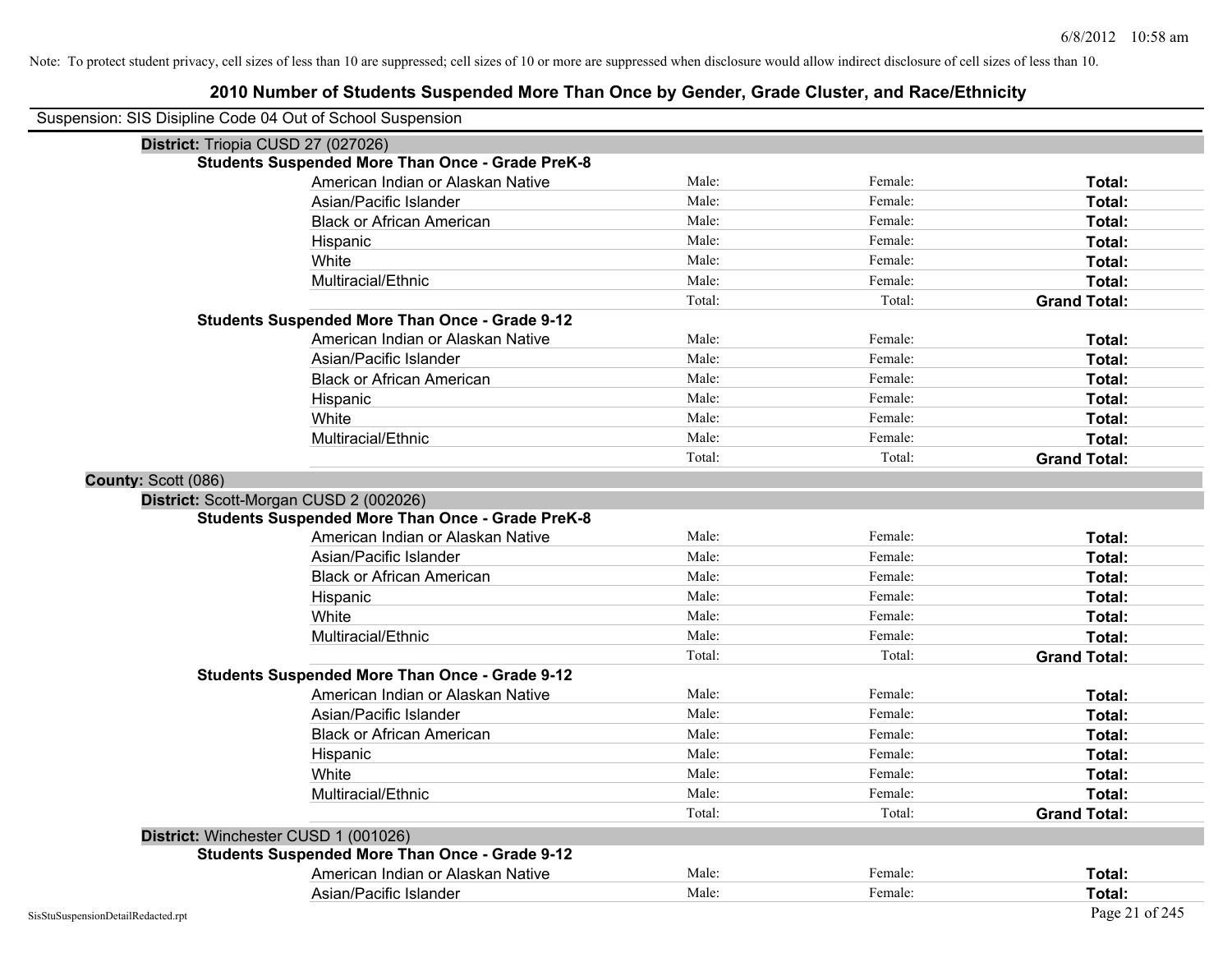Note: To protect student privacy, cell sizes of less than 10 are suppressed; cell sizes of 10 or more are suppressed when disclosure would allow indirect disclosure of cell sizes of less than 10.

# 2010 Number of Students Suspended More Than Once by Gender, Grade Cluster, and Race/Ethnicity

Suspension: SIS Disipline Code 04 Out of School Suspension

**District:** Triopia CUSD 27 (027026)

**Students Suspended More Than Once - Grade PreK-8**

| | | | |
|---|---|---|---|
| American Indian or Alaskan Native | Male: | Female: | **Total:** |
| Asian/Pacific Islander | Male: | Female: | **Total:** |
| Black or African American | Male: | Female: | **Total:** |
| Hispanic | Male: | Female: | **Total:** |
| White | Male: | Female: | **Total:** |
| Multiracial/Ethnic | Male: | Female: | **Total:** |
| | Total: | Total: | **Grand Total:** |

**Students Suspended More Than Once - Grade 9-12**

| | | | |
|---|---|---|---|
| American Indian or Alaskan Native | Male: | Female: | **Total:** |
| Asian/Pacific Islander | Male: | Female: | **Total:** |
| Black or African American | Male: | Female: | **Total:** |
| Hispanic | Male: | Female: | **Total:** |
| White | Male: | Female: | **Total:** |
| Multiracial/Ethnic | Male: | Female: | **Total:** |
| | Total: | Total: | **Grand Total:** |

**County:** Scott (086)

**District:** Scott-Morgan CUSD 2 (002026)

**Students Suspended More Than Once - Grade PreK-8**

| | | | |
|---|---|---|---|
| American Indian or Alaskan Native | Male: | Female: | **Total:** |
| Asian/Pacific Islander | Male: | Female: | **Total:** |
| Black or African American | Male: | Female: | **Total:** |
| Hispanic | Male: | Female: | **Total:** |
| White | Male: | Female: | **Total:** |
| Multiracial/Ethnic | Male: | Female: | **Total:** |
| | Total: | Total: | **Grand Total:** |

**Students Suspended More Than Once - Grade 9-12**

| | | | |
|---|---|---|---|
| American Indian or Alaskan Native | Male: | Female: | **Total:** |
| Asian/Pacific Islander | Male: | Female: | **Total:** |
| Black or African American | Male: | Female: | **Total:** |
| Hispanic | Male: | Female: | **Total:** |
| White | Male: | Female: | **Total:** |
| Multiracial/Ethnic | Male: | Female: | **Total:** |
| | Total: | Total: | **Grand Total:** |

**District:** Winchester CUSD 1 (001026)

**Students Suspended More Than Once - Grade 9-12**

| | | | |
|---|---|---|---|
| American Indian or Alaskan Native | Male: | Female: | **Total:** |
| Asian/Pacific Islander | Male: | Female: | **Total:** |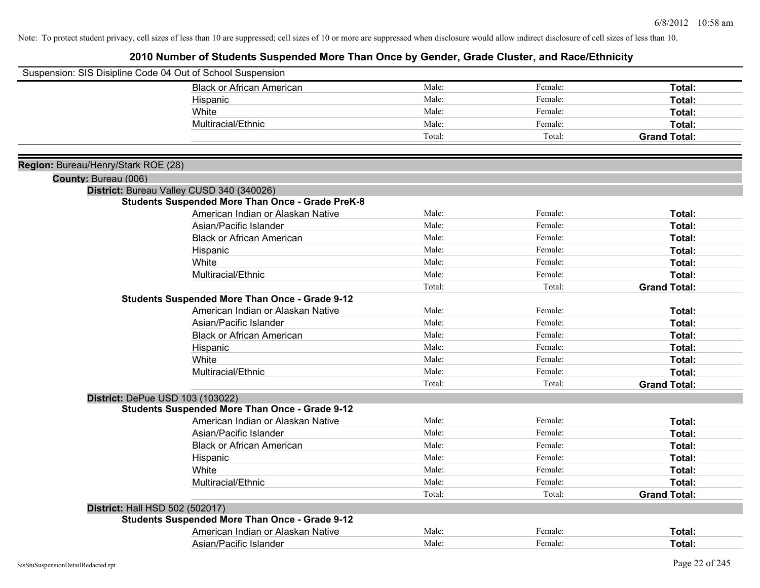Note: To protect student privacy, cell sizes of less than 10 are suppressed; cell sizes of 10 or more are suppressed when disclosure would allow indirect disclosure of cell sizes of less than 10.

# 2010 Number of Students Suspended More Than Once by Gender, Grade Cluster, and Race/Ethnicity

Suspension: SIS Disipline Code 04 Out of School Suspension

| | | | |
|---|---|---|---|
| Black or African American | Male: | Female: | **Total:** |
| Hispanic | Male: | Female: | **Total:** |
| White | Male: | Female: | **Total:** |
| Multiracial/Ethnic | Male: | Female: | **Total:** |
| | Total: | Total: | **Grand Total:** |

**Region:** Bureau/Henry/Stark ROE (28)

**County:** Bureau (006)

**District:** Bureau Valley CUSD 340 (340026)

**Students Suspended More Than Once - Grade PreK-8**

| | | | |
|---|---|---|---|
| American Indian or Alaskan Native | Male: | Female: | **Total:** |
| Asian/Pacific Islander | Male: | Female: | **Total:** |
| Black or African American | Male: | Female: | **Total:** |
| Hispanic | Male: | Female: | **Total:** |
| White | Male: | Female: | **Total:** |
| Multiracial/Ethnic | Male: | Female: | **Total:** |
| | Total: | Total: | **Grand Total:** |

**Students Suspended More Than Once - Grade 9-12**

| | | | |
|---|---|---|---|
| American Indian or Alaskan Native | Male: | Female: | **Total:** |
| Asian/Pacific Islander | Male: | Female: | **Total:** |
| Black or African American | Male: | Female: | **Total:** |
| Hispanic | Male: | Female: | **Total:** |
| White | Male: | Female: | **Total:** |
| Multiracial/Ethnic | Male: | Female: | **Total:** |
| | Total: | Total: | **Grand Total:** |

**District:** DePue USD 103 (103022)

**Students Suspended More Than Once - Grade 9-12**

| | | | |
|---|---|---|---|
| American Indian or Alaskan Native | Male: | Female: | **Total:** |
| Asian/Pacific Islander | Male: | Female: | **Total:** |
| Black or African American | Male: | Female: | **Total:** |
| Hispanic | Male: | Female: | **Total:** |
| White | Male: | Female: | **Total:** |
| Multiracial/Ethnic | Male: | Female: | **Total:** |
| | Total: | Total: | **Grand Total:** |

**District:** Hall HSD 502 (502017)

**Students Suspended More Than Once - Grade 9-12**

| | | | |
|---|---|---|---|
| American Indian or Alaskan Native | Male: | Female: | **Total:** |
| Asian/Pacific Islander | Male: | Female: | **Total:** |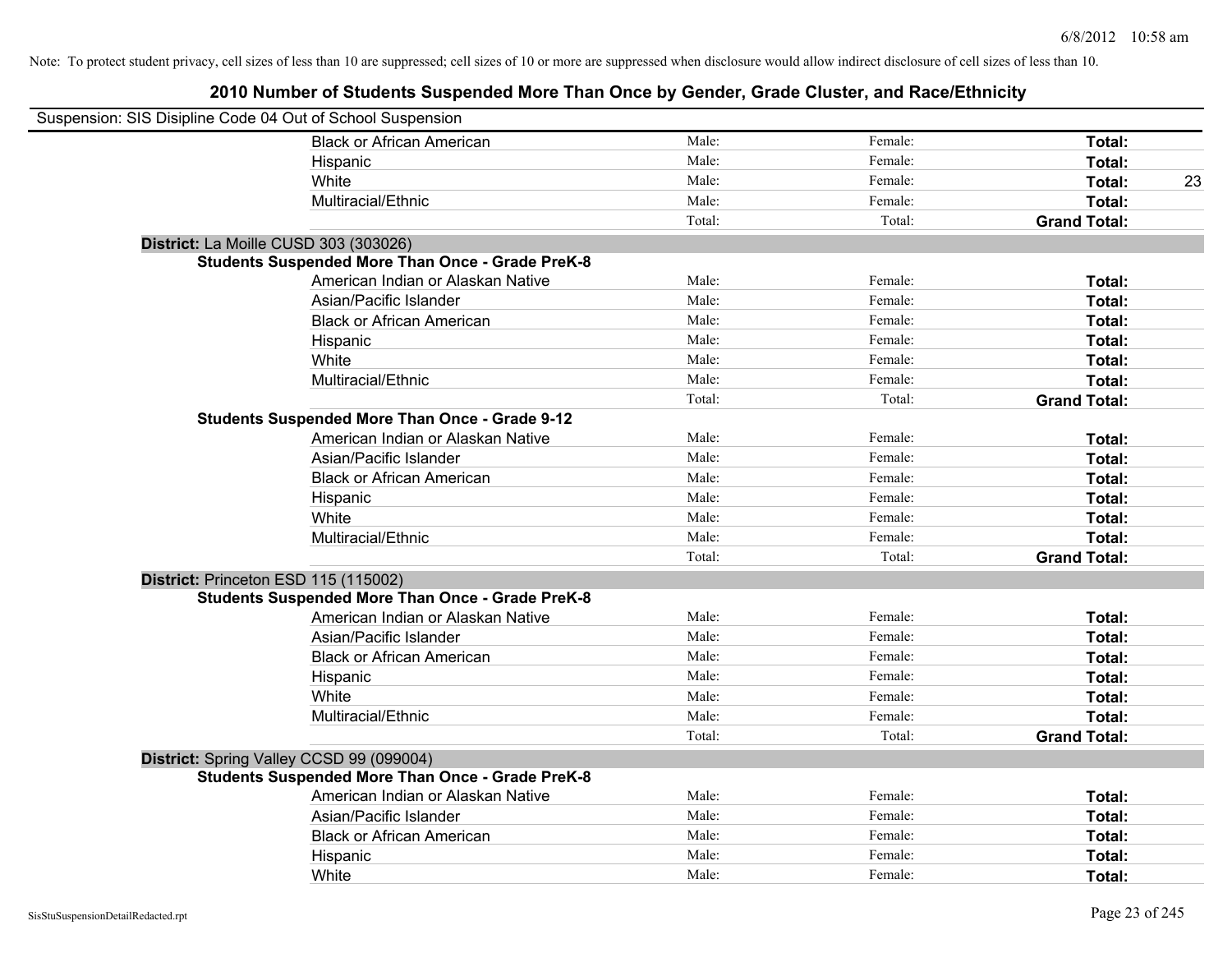Note: To protect student privacy, cell sizes of less than 10 are suppressed; cell sizes of 10 or more are suppressed when disclosure would allow indirect disclosure of cell sizes of less than 10.

# 2010 Number of Students Suspended More Than Once by Gender, Grade Cluster, and Race/Ethnicity

Suspension: SIS Disipline Code 04 Out of School Suspension

| | | | | |
|---|---|---|---|---|
| Black or African American | Male: | Female: | **Total:** | |
| Hispanic | Male: | Female: | **Total:** | |
| White | Male: | Female: | **Total:** | 23 |
| Multiracial/Ethnic | Male: | Female: | **Total:** | |
| | Total: | Total: | **Grand Total:** | |

**District:** La Moille CUSD 303 (303026)

**Students Suspended More Than Once - Grade PreK-8**

| | | | | |
|---|---|---|---|---|
| American Indian or Alaskan Native | Male: | Female: | **Total:** | |
| Asian/Pacific Islander | Male: | Female: | **Total:** | |
| Black or African American | Male: | Female: | **Total:** | |
| Hispanic | Male: | Female: | **Total:** | |
| White | Male: | Female: | **Total:** | |
| Multiracial/Ethnic | Male: | Female: | **Total:** | |
| | Total: | Total: | **Grand Total:** | |

**Students Suspended More Than Once - Grade 9-12**

| | | | | |
|---|---|---|---|---|
| American Indian or Alaskan Native | Male: | Female: | **Total:** | |
| Asian/Pacific Islander | Male: | Female: | **Total:** | |
| Black or African American | Male: | Female: | **Total:** | |
| Hispanic | Male: | Female: | **Total:** | |
| White | Male: | Female: | **Total:** | |
| Multiracial/Ethnic | Male: | Female: | **Total:** | |
| | Total: | Total: | **Grand Total:** | |

**District:** Princeton ESD 115 (115002)

**Students Suspended More Than Once - Grade PreK-8**

| | | | | |
|---|---|---|---|---|
| American Indian or Alaskan Native | Male: | Female: | **Total:** | |
| Asian/Pacific Islander | Male: | Female: | **Total:** | |
| Black or African American | Male: | Female: | **Total:** | |
| Hispanic | Male: | Female: | **Total:** | |
| White | Male: | Female: | **Total:** | |
| Multiracial/Ethnic | Male: | Female: | **Total:** | |
| | Total: | Total: | **Grand Total:** | |

**District:** Spring Valley CCSD 99 (099004)

**Students Suspended More Than Once - Grade PreK-8**

| | | | | |
|---|---|---|---|---|
| American Indian or Alaskan Native | Male: | Female: | **Total:** | |
| Asian/Pacific Islander | Male: | Female: | **Total:** | |
| Black or African American | Male: | Female: | **Total:** | |
| Hispanic | Male: | Female: | **Total:** | |
| White | Male: | Female: | **Total:** | |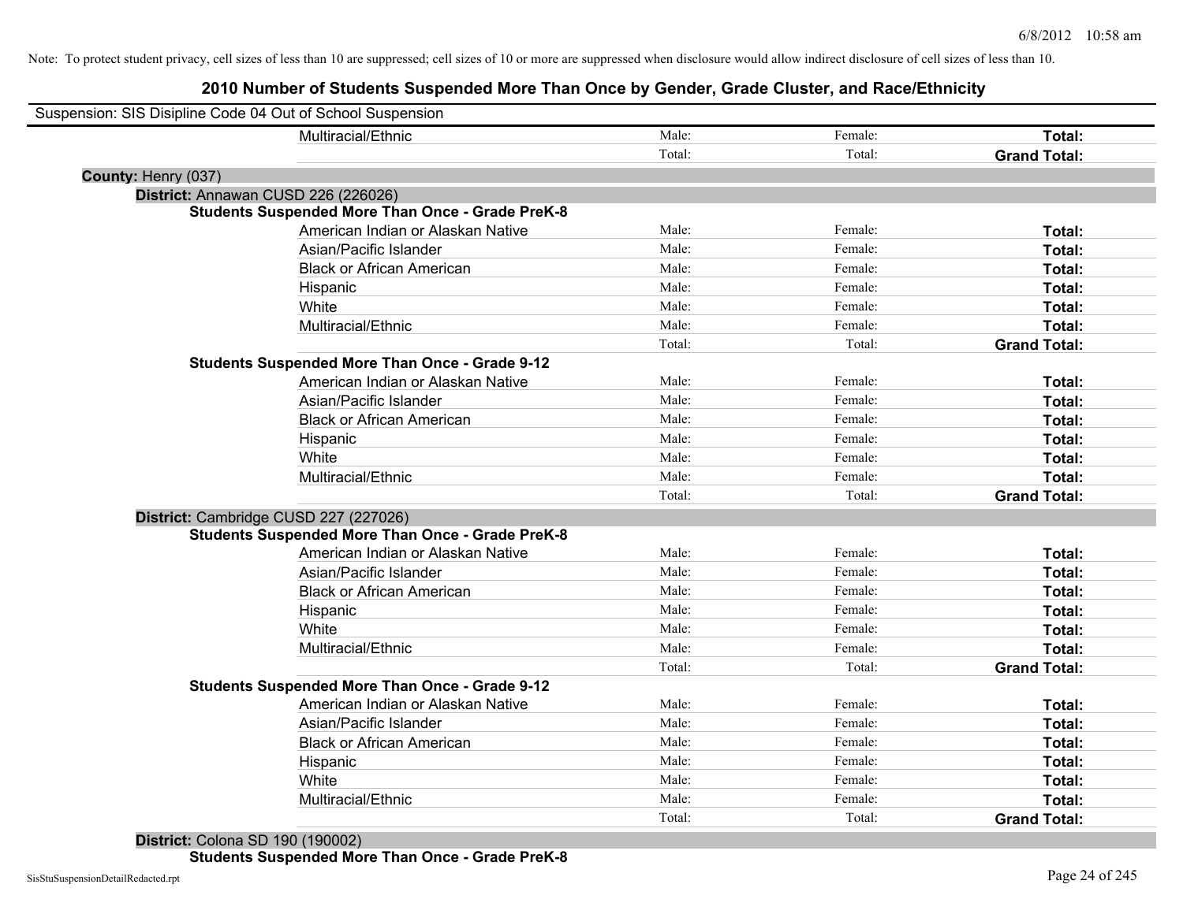Note: To protect student privacy, cell sizes of less than 10 are suppressed; cell sizes of 10 or more are suppressed when disclosure would allow indirect disclosure of cell sizes of less than 10.

# 2010 Number of Students Suspended More Than Once by Gender, Grade Cluster, and Race/Ethnicity

Suspension: SIS Disipline Code 04 Out of School Suspension

| | | | |
|---|---|---|---|
| Multiracial/Ethnic | Male: | Female: | **Total:** |
| | Total: | Total: | **Grand Total:** |

**County:** Henry (037)

**District:** Annawan CUSD 226 (226026)

**Students Suspended More Than Once - Grade PreK-8**

| | | | |
|---|---|---|---|
| American Indian or Alaskan Native | Male: | Female: | **Total:** |
| Asian/Pacific Islander | Male: | Female: | **Total:** |
| Black or African American | Male: | Female: | **Total:** |
| Hispanic | Male: | Female: | **Total:** |
| White | Male: | Female: | **Total:** |
| Multiracial/Ethnic | Male: | Female: | **Total:** |
| | Total: | Total: | **Grand Total:** |

**Students Suspended More Than Once - Grade 9-12**

| | | | |
|---|---|---|---|
| American Indian or Alaskan Native | Male: | Female: | **Total:** |
| Asian/Pacific Islander | Male: | Female: | **Total:** |
| Black or African American | Male: | Female: | **Total:** |
| Hispanic | Male: | Female: | **Total:** |
| White | Male: | Female: | **Total:** |
| Multiracial/Ethnic | Male: | Female: | **Total:** |
| | Total: | Total: | **Grand Total:** |

**District:** Cambridge CUSD 227 (227026)

**Students Suspended More Than Once - Grade PreK-8**

| | | | |
|---|---|---|---|
| American Indian or Alaskan Native | Male: | Female: | **Total:** |
| Asian/Pacific Islander | Male: | Female: | **Total:** |
| Black or African American | Male: | Female: | **Total:** |
| Hispanic | Male: | Female: | **Total:** |
| White | Male: | Female: | **Total:** |
| Multiracial/Ethnic | Male: | Female: | **Total:** |
| | Total: | Total: | **Grand Total:** |

**Students Suspended More Than Once - Grade 9-12**

| | | | |
|---|---|---|---|
| American Indian or Alaskan Native | Male: | Female: | **Total:** |
| Asian/Pacific Islander | Male: | Female: | **Total:** |
| Black or African American | Male: | Female: | **Total:** |
| Hispanic | Male: | Female: | **Total:** |
| White | Male: | Female: | **Total:** |
| Multiracial/Ethnic | Male: | Female: | **Total:** |
| | Total: | Total: | **Grand Total:** |

**District:** Colona SD 190 (190002)

**Students Suspended More Than Once - Grade PreK-8**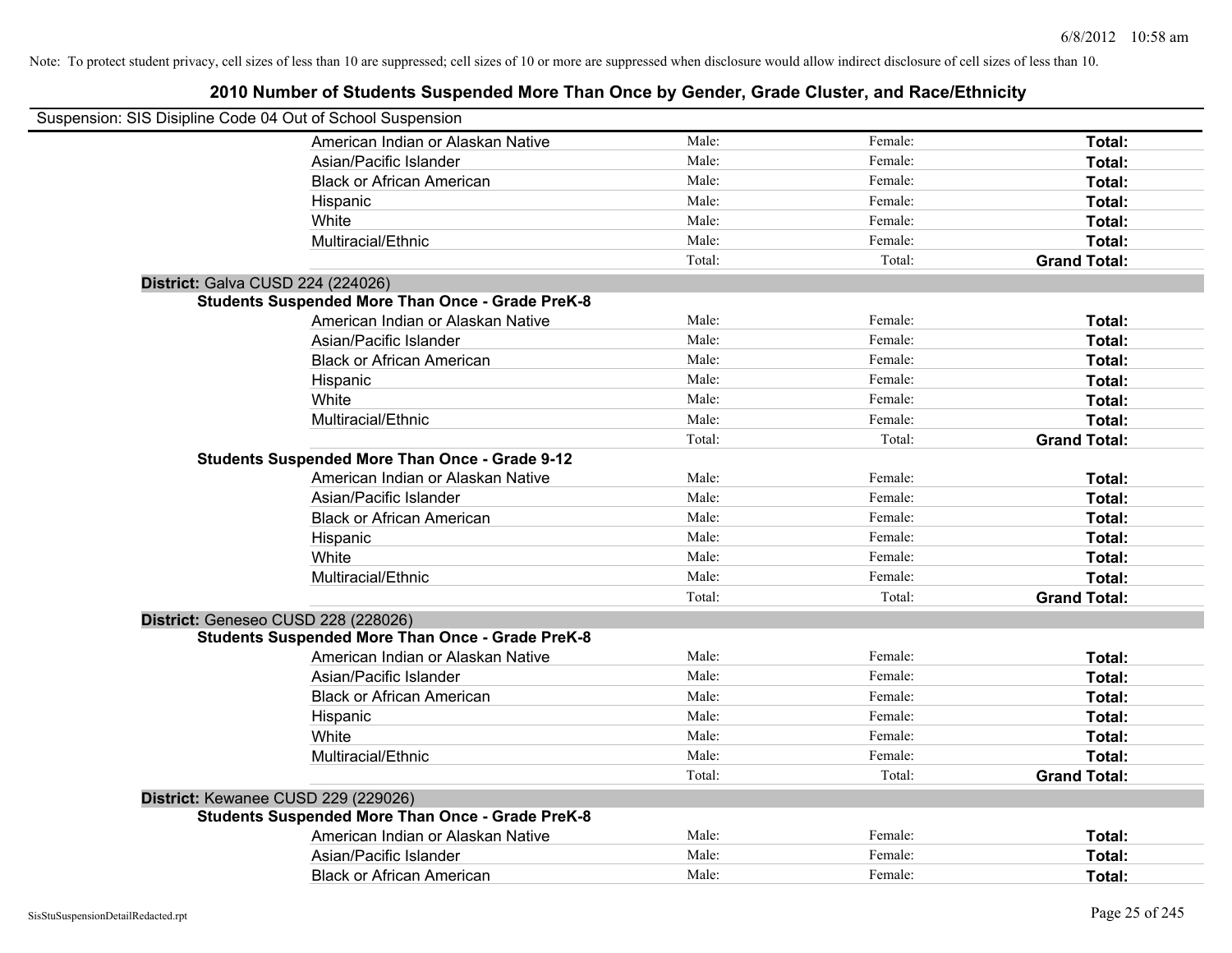Note: To protect student privacy, cell sizes of less than 10 are suppressed; cell sizes of 10 or more are suppressed when disclosure would allow indirect disclosure of cell sizes of less than 10.

# 2010 Number of Students Suspended More Than Once by Gender, Grade Cluster, and Race/Ethnicity

Suspension: SIS Disipline Code 04 Out of School Suspension

| | | | |
|---|---|---|---|
| American Indian or Alaskan Native | Male: | Female: | **Total:** |
| Asian/Pacific Islander | Male: | Female: | **Total:** |
| Black or African American | Male: | Female: | **Total:** |
| Hispanic | Male: | Female: | **Total:** |
| White | Male: | Female: | **Total:** |
| Multiracial/Ethnic | Male: | Female: | **Total:** |
| | Total: | Total: | **Grand Total:** |

**District:** Galva CUSD 224 (224026)

**Students Suspended More Than Once - Grade PreK-8**

| | | | |
|---|---|---|---|
| American Indian or Alaskan Native | Male: | Female: | **Total:** |
| Asian/Pacific Islander | Male: | Female: | **Total:** |
| Black or African American | Male: | Female: | **Total:** |
| Hispanic | Male: | Female: | **Total:** |
| White | Male: | Female: | **Total:** |
| Multiracial/Ethnic | Male: | Female: | **Total:** |
| | Total: | Total: | **Grand Total:** |

**Students Suspended More Than Once - Grade 9-12**

| | | | |
|---|---|---|---|
| American Indian or Alaskan Native | Male: | Female: | **Total:** |
| Asian/Pacific Islander | Male: | Female: | **Total:** |
| Black or African American | Male: | Female: | **Total:** |
| Hispanic | Male: | Female: | **Total:** |
| White | Male: | Female: | **Total:** |
| Multiracial/Ethnic | Male: | Female: | **Total:** |
| | Total: | Total: | **Grand Total:** |

**District:** Geneseo CUSD 228 (228026)

**Students Suspended More Than Once - Grade PreK-8**

| | | | |
|---|---|---|---|
| American Indian or Alaskan Native | Male: | Female: | **Total:** |
| Asian/Pacific Islander | Male: | Female: | **Total:** |
| Black or African American | Male: | Female: | **Total:** |
| Hispanic | Male: | Female: | **Total:** |
| White | Male: | Female: | **Total:** |
| Multiracial/Ethnic | Male: | Female: | **Total:** |
| | Total: | Total: | **Grand Total:** |

**District:** Kewanee CUSD 229 (229026)

**Students Suspended More Than Once - Grade PreK-8**

| | | | |
|---|---|---|---|
| American Indian or Alaskan Native | Male: | Female: | **Total:** |
| Asian/Pacific Islander | Male: | Female: | **Total:** |
| Black or African American | Male: | Female: | **Total:** |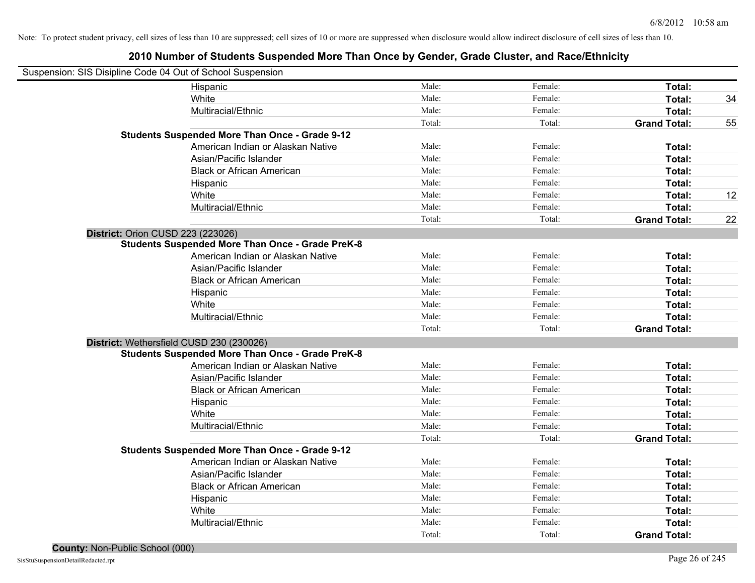Note: To protect student privacy, cell sizes of less than 10 are suppressed; cell sizes of 10 or more are suppressed when disclosure would allow indirect disclosure of cell sizes of less than 10.

## 2010 Number of Students Suspended More Than Once by Gender, Grade Cluster, and Race/Ethnicity

Suspension: SIS Disipline Code 04 Out of School Suspension

| | | | | |
|---|---|---|---|---|
| Hispanic | Male: | Female: | **Total:** | |
| White | Male: | Female: | **Total:** | 34 |
| Multiracial/Ethnic | Male: | Female: | **Total:** | |
| | Total: | Total: | **Grand Total:** | 55 |
| **Students Suspended More Than Once - Grade 9-12** | | | | |
| American Indian or Alaskan Native | Male: | Female: | **Total:** | |
| Asian/Pacific Islander | Male: | Female: | **Total:** | |
| Black or African American | Male: | Female: | **Total:** | |
| Hispanic | Male: | Female: | **Total:** | |
| White | Male: | Female: | **Total:** | 12 |
| Multiracial/Ethnic | Male: | Female: | **Total:** | |
| | Total: | Total: | **Grand Total:** | 22 |

**District:** Orion CUSD 223 (223026)

| | | | | |
|---|---|---|---|---|
| **Students Suspended More Than Once - Grade PreK-8** | | | | |
| American Indian or Alaskan Native | Male: | Female: | **Total:** | |
| Asian/Pacific Islander | Male: | Female: | **Total:** | |
| Black or African American | Male: | Female: | **Total:** | |
| Hispanic | Male: | Female: | **Total:** | |
| White | Male: | Female: | **Total:** | |
| Multiracial/Ethnic | Male: | Female: | **Total:** | |
| | Total: | Total: | **Grand Total:** | |

**District:** Wethersfield CUSD 230 (230026)

| | | | | |
|---|---|---|---|---|
| **Students Suspended More Than Once - Grade PreK-8** | | | | |
| American Indian or Alaskan Native | Male: | Female: | **Total:** | |
| Asian/Pacific Islander | Male: | Female: | **Total:** | |
| Black or African American | Male: | Female: | **Total:** | |
| Hispanic | Male: | Female: | **Total:** | |
| White | Male: | Female: | **Total:** | |
| Multiracial/Ethnic | Male: | Female: | **Total:** | |
| | Total: | Total: | **Grand Total:** | |
| **Students Suspended More Than Once - Grade 9-12** | | | | |
| American Indian or Alaskan Native | Male: | Female: | **Total:** | |
| Asian/Pacific Islander | Male: | Female: | **Total:** | |
| Black or African American | Male: | Female: | **Total:** | |
| Hispanic | Male: | Female: | **Total:** | |
| White | Male: | Female: | **Total:** | |
| Multiracial/Ethnic | Male: | Female: | **Total:** | |
| | Total: | Total: | **Grand Total:** | |

**County:** Non-Public School (000)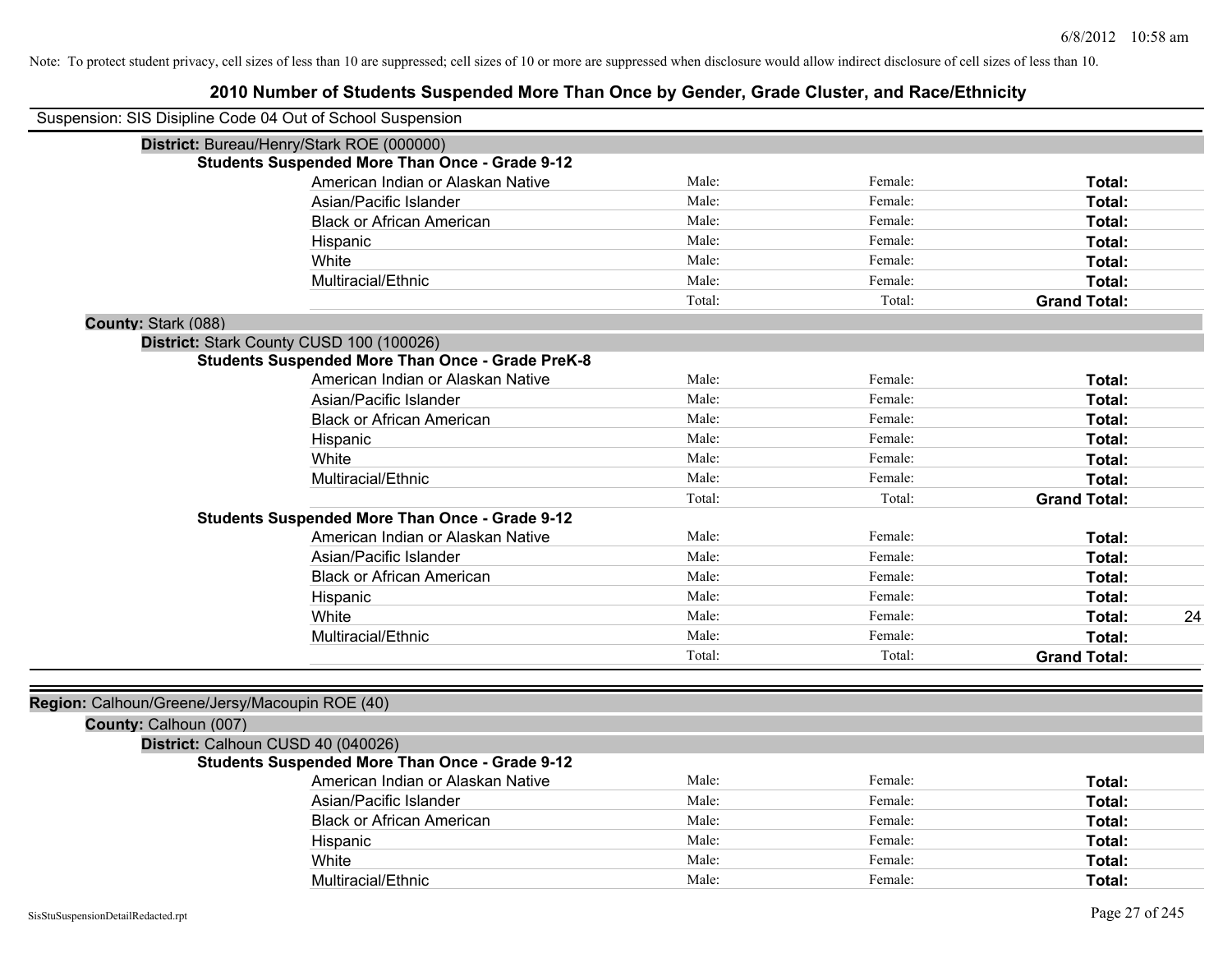Note: To protect student privacy, cell sizes of less than 10 are suppressed; cell sizes of 10 or more are suppressed when disclosure would allow indirect disclosure of cell sizes of less than 10.

# 2010 Number of Students Suspended More Than Once by Gender, Grade Cluster, and Race/Ethnicity

Suspension: SIS Disipline Code 04 Out of School Suspension

**District:** Bureau/Henry/Stark ROE (000000)

**Students Suspended More Than Once - Grade 9-12**

| | | | | |
|---|---|---|---|---|
| American Indian or Alaskan Native | Male: | Female: | **Total:** | |
| Asian/Pacific Islander | Male: | Female: | **Total:** | |
| Black or African American | Male: | Female: | **Total:** | |
| Hispanic | Male: | Female: | **Total:** | |
| White | Male: | Female: | **Total:** | |
| Multiracial/Ethnic | Male: | Female: | **Total:** | |
| | Total: | Total: | **Grand Total:** | |

**County:** Stark (088)

**District:** Stark County CUSD 100 (100026)

**Students Suspended More Than Once - Grade PreK-8**

| | | | | |
|---|---|---|---|---|
| American Indian or Alaskan Native | Male: | Female: | **Total:** | |
| Asian/Pacific Islander | Male: | Female: | **Total:** | |
| Black or African American | Male: | Female: | **Total:** | |
| Hispanic | Male: | Female: | **Total:** | |
| White | Male: | Female: | **Total:** | |
| Multiracial/Ethnic | Male: | Female: | **Total:** | |
| | Total: | Total: | **Grand Total:** | |

**Students Suspended More Than Once - Grade 9-12**

| | | | | |
|---|---|---|---|---|
| American Indian or Alaskan Native | Male: | Female: | **Total:** | |
| Asian/Pacific Islander | Male: | Female: | **Total:** | |
| Black or African American | Male: | Female: | **Total:** | |
| Hispanic | Male: | Female: | **Total:** | |
| White | Male: | Female: | **Total:** | 24 |
| Multiracial/Ethnic | Male: | Female: | **Total:** | |
| | Total: | Total: | **Grand Total:** | |

**Region:** Calhoun/Greene/Jersy/Macoupin ROE (40)

**County:** Calhoun (007)

**District:** Calhoun CUSD 40 (040026)

**Students Suspended More Than Once - Grade 9-12**

| | | | | |
|---|---|---|---|---|
| American Indian or Alaskan Native | Male: | Female: | **Total:** | |
| Asian/Pacific Islander | Male: | Female: | **Total:** | |
| Black or African American | Male: | Female: | **Total:** | |
| Hispanic | Male: | Female: | **Total:** | |
| White | Male: | Female: | **Total:** | |
| Multiracial/Ethnic | Male: | Female: | **Total:** | |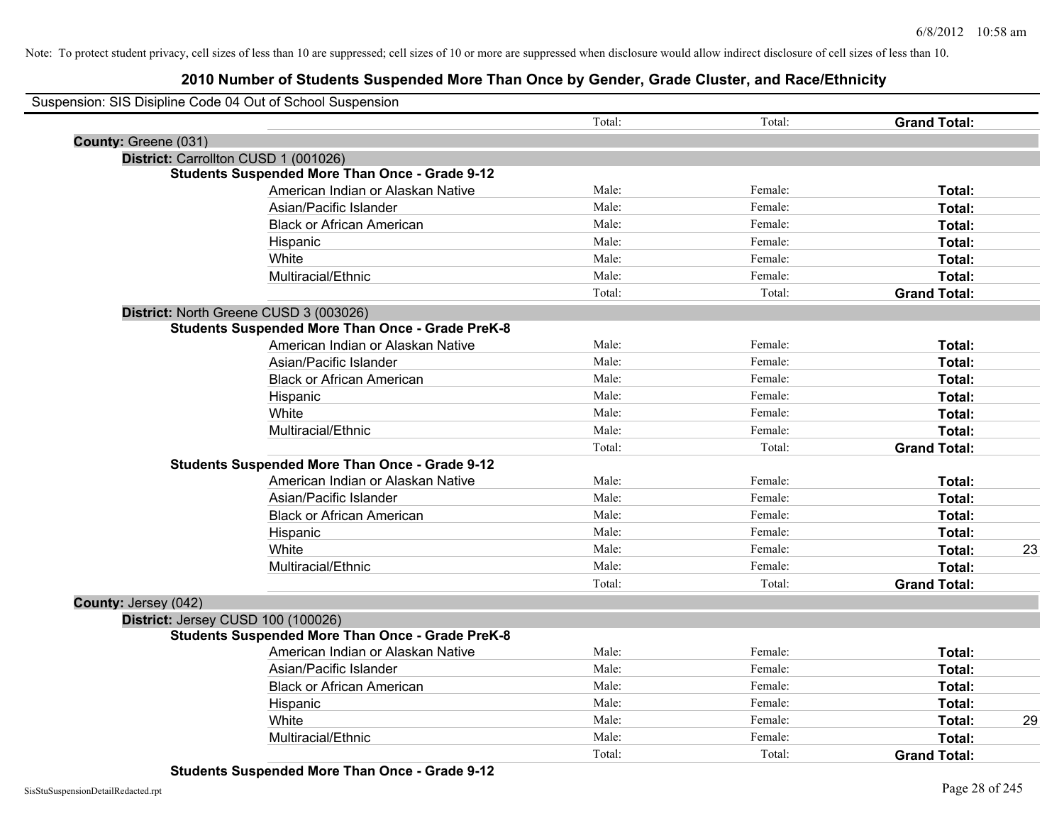Note: To protect student privacy, cell sizes of less than 10 are suppressed; cell sizes of 10 or more are suppressed when disclosure would allow indirect disclosure of cell sizes of less than 10.

## 2010 Number of Students Suspended More Than Once by Gender, Grade Cluster, and Race/Ethnicity

Suspension: SIS Disipline Code 04 Out of School Suspension

| | | Total: | Total: | **Grand Total:** | |
|---|---|---|---|---|---|

**County:** Greene (031)

**District:** Carrollton CUSD 1 (001026)

**Students Suspended More Than Once - Grade 9-12**

| | Male | Female | Total | |
|---|---|---|---|---|
| American Indian or Alaskan Native | Male: | Female: | **Total:** | |
| Asian/Pacific Islander | Male: | Female: | **Total:** | |
| Black or African American | Male: | Female: | **Total:** | |
| Hispanic | Male: | Female: | **Total:** | |
| White | Male: | Female: | **Total:** | |
| Multiracial/Ethnic | Male: | Female: | **Total:** | |
| | Total: | Total: | **Grand Total:** | |

**District:** North Greene CUSD 3 (003026)

**Students Suspended More Than Once - Grade PreK-8**

| | Male | Female | Total | |
|---|---|---|---|---|
| American Indian or Alaskan Native | Male: | Female: | **Total:** | |
| Asian/Pacific Islander | Male: | Female: | **Total:** | |
| Black or African American | Male: | Female: | **Total:** | |
| Hispanic | Male: | Female: | **Total:** | |
| White | Male: | Female: | **Total:** | |
| Multiracial/Ethnic | Male: | Female: | **Total:** | |
| | Total: | Total: | **Grand Total:** | |

**Students Suspended More Than Once - Grade 9-12**

| | Male | Female | Total | |
|---|---|---|---|---|
| American Indian or Alaskan Native | Male: | Female: | **Total:** | |
| Asian/Pacific Islander | Male: | Female: | **Total:** | |
| Black or African American | Male: | Female: | **Total:** | |
| Hispanic | Male: | Female: | **Total:** | |
| White | Male: | Female: | **Total:** | 23 |
| Multiracial/Ethnic | Male: | Female: | **Total:** | |
| | Total: | Total: | **Grand Total:** | |

**County:** Jersey (042)

**District:** Jersey CUSD 100 (100026)

**Students Suspended More Than Once - Grade PreK-8**

| | Male | Female | Total | |
|---|---|---|---|---|
| American Indian or Alaskan Native | Male: | Female: | **Total:** | |
| Asian/Pacific Islander | Male: | Female: | **Total:** | |
| Black or African American | Male: | Female: | **Total:** | |
| Hispanic | Male: | Female: | **Total:** | |
| White | Male: | Female: | **Total:** | 29 |
| Multiracial/Ethnic | Male: | Female: | **Total:** | |
| | Total: | Total: | **Grand Total:** | |

**Students Suspended More Than Once - Grade 9-12**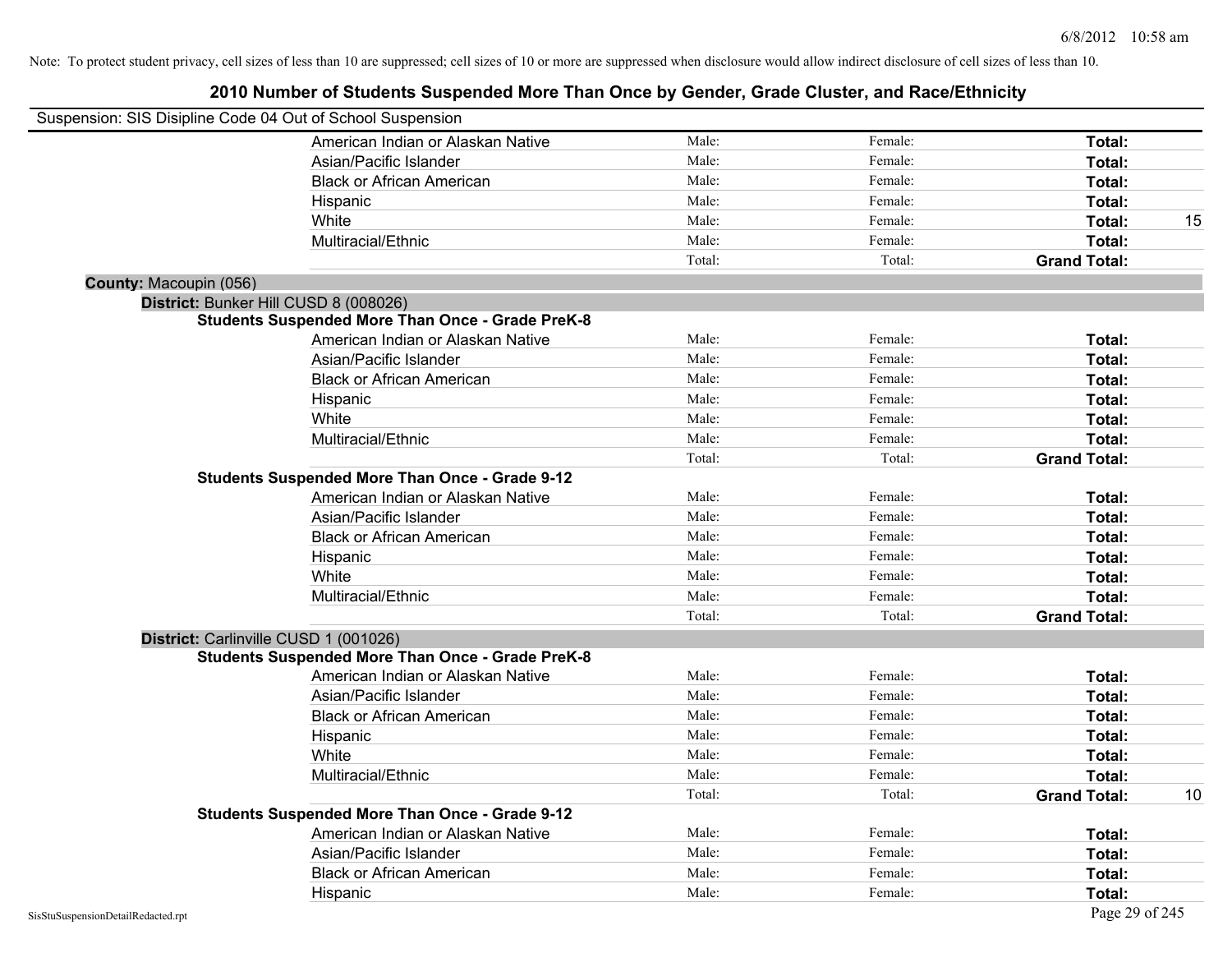Note: To protect student privacy, cell sizes of less than 10 are suppressed; cell sizes of 10 or more are suppressed when disclosure would allow indirect disclosure of cell sizes of less than 10.

# 2010 Number of Students Suspended More Than Once by Gender, Grade Cluster, and Race/Ethnicity

Suspension: SIS Disipline Code 04 Out of School Suspension

| | Male | Female | Total | |
|---|---|---|---|---|
| American Indian or Alaskan Native | Male: | Female: | **Total:** | |
| Asian/Pacific Islander | Male: | Female: | **Total:** | |
| Black or African American | Male: | Female: | **Total:** | |
| Hispanic | Male: | Female: | **Total:** | |
| White | Male: | Female: | **Total:** | 15 |
| Multiracial/Ethnic | Male: | Female: | **Total:** | |
| | Total: | Total: | **Grand Total:** | |

**County:** Macoupin (056)

**District:** Bunker Hill CUSD 8 (008026)

**Students Suspended More Than Once - Grade PreK-8**

| | Male | Female | Total | |
|---|---|---|---|---|
| American Indian or Alaskan Native | Male: | Female: | **Total:** | |
| Asian/Pacific Islander | Male: | Female: | **Total:** | |
| Black or African American | Male: | Female: | **Total:** | |
| Hispanic | Male: | Female: | **Total:** | |
| White | Male: | Female: | **Total:** | |
| Multiracial/Ethnic | Male: | Female: | **Total:** | |
| | Total: | Total: | **Grand Total:** | |

**Students Suspended More Than Once - Grade 9-12**

| | Male | Female | Total | |
|---|---|---|---|---|
| American Indian or Alaskan Native | Male: | Female: | **Total:** | |
| Asian/Pacific Islander | Male: | Female: | **Total:** | |
| Black or African American | Male: | Female: | **Total:** | |
| Hispanic | Male: | Female: | **Total:** | |
| White | Male: | Female: | **Total:** | |
| Multiracial/Ethnic | Male: | Female: | **Total:** | |
| | Total: | Total: | **Grand Total:** | |

**District:** Carlinville CUSD 1 (001026)

**Students Suspended More Than Once - Grade PreK-8**

| | Male | Female | Total | |
|---|---|---|---|---|
| American Indian or Alaskan Native | Male: | Female: | **Total:** | |
| Asian/Pacific Islander | Male: | Female: | **Total:** | |
| Black or African American | Male: | Female: | **Total:** | |
| Hispanic | Male: | Female: | **Total:** | |
| White | Male: | Female: | **Total:** | |
| Multiracial/Ethnic | Male: | Female: | **Total:** | |
| | Total: | Total: | **Grand Total:** | 10 |

**Students Suspended More Than Once - Grade 9-12**

| | Male | Female | Total | |
|---|---|---|---|---|
| American Indian or Alaskan Native | Male: | Female: | **Total:** | |
| Asian/Pacific Islander | Male: | Female: | **Total:** | |
| Black or African American | Male: | Female: | **Total:** | |
| Hispanic | Male: | Female: | **Total:** | |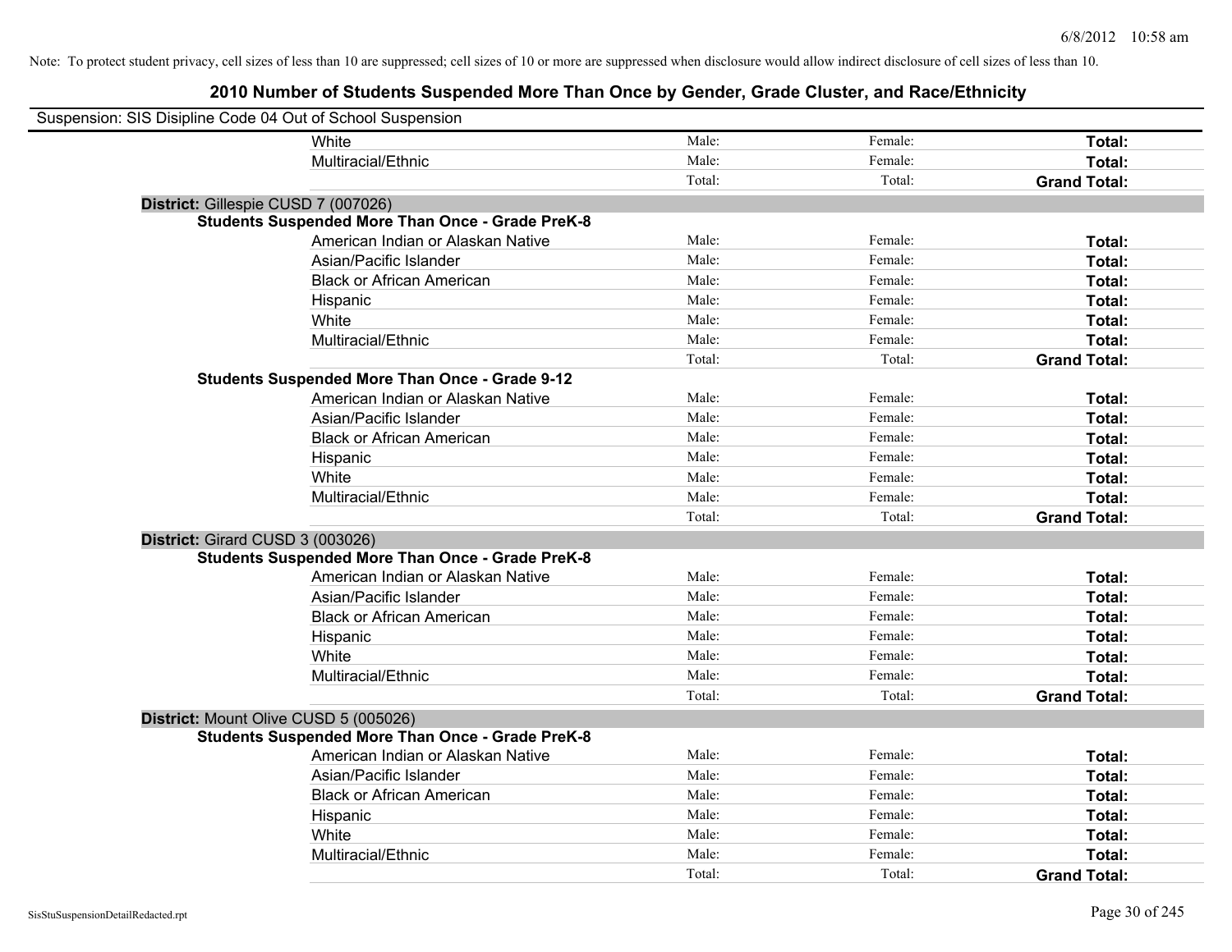Note: To protect student privacy, cell sizes of less than 10 are suppressed; cell sizes of 10 or more are suppressed when disclosure would allow indirect disclosure of cell sizes of less than 10.

## 2010 Number of Students Suspended More Than Once by Gender, Grade Cluster, and Race/Ethnicity

Suspension: SIS Disipline Code 04 Out of School Suspension

| | | | | |
|---|---|---|---|---|
| | White | Male: | Female: | **Total:** |
| | Multiracial/Ethnic | Male: | Female: | **Total:** |
| | | Total: | Total: | **Grand Total:** |
| **District:** Gillespie CUSD 7 (007026) | | | | |
| **Students Suspended More Than Once - Grade PreK-8** | | | | |
| | American Indian or Alaskan Native | Male: | Female: | **Total:** |
| | Asian/Pacific Islander | Male: | Female: | **Total:** |
| | Black or African American | Male: | Female: | **Total:** |
| | Hispanic | Male: | Female: | **Total:** |
| | White | Male: | Female: | **Total:** |
| | Multiracial/Ethnic | Male: | Female: | **Total:** |
| | | Total: | Total: | **Grand Total:** |
| **Students Suspended More Than Once - Grade 9-12** | | | | |
| | American Indian or Alaskan Native | Male: | Female: | **Total:** |
| | Asian/Pacific Islander | Male: | Female: | **Total:** |
| | Black or African American | Male: | Female: | **Total:** |
| | Hispanic | Male: | Female: | **Total:** |
| | White | Male: | Female: | **Total:** |
| | Multiracial/Ethnic | Male: | Female: | **Total:** |
| | | Total: | Total: | **Grand Total:** |
| **District:** Girard CUSD 3 (003026) | | | | |
| **Students Suspended More Than Once - Grade PreK-8** | | | | |
| | American Indian or Alaskan Native | Male: | Female: | **Total:** |
| | Asian/Pacific Islander | Male: | Female: | **Total:** |
| | Black or African American | Male: | Female: | **Total:** |
| | Hispanic | Male: | Female: | **Total:** |
| | White | Male: | Female: | **Total:** |
| | Multiracial/Ethnic | Male: | Female: | **Total:** |
| | | Total: | Total: | **Grand Total:** |
| **District:** Mount Olive CUSD 5 (005026) | | | | |
| **Students Suspended More Than Once - Grade PreK-8** | | | | |
| | American Indian or Alaskan Native | Male: | Female: | **Total:** |
| | Asian/Pacific Islander | Male: | Female: | **Total:** |
| | Black or African American | Male: | Female: | **Total:** |
| | Hispanic | Male: | Female: | **Total:** |
| | White | Male: | Female: | **Total:** |
| | Multiracial/Ethnic | Male: | Female: | **Total:** |
| | | Total: | Total: | **Grand Total:** |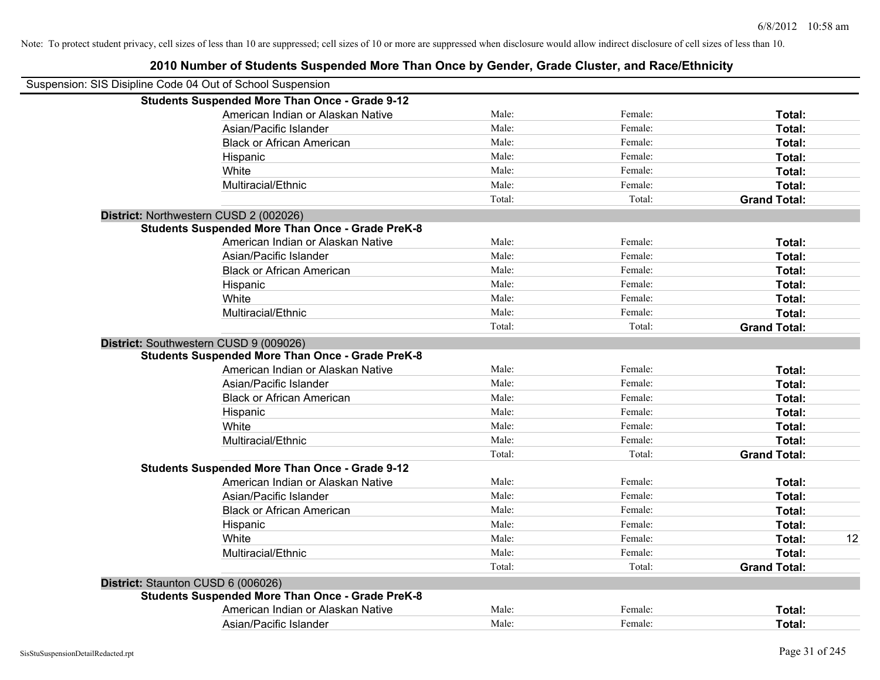Note: To protect student privacy, cell sizes of less than 10 are suppressed; cell sizes of 10 or more are suppressed when disclosure would allow indirect disclosure of cell sizes of less than 10.

# 2010 Number of Students Suspended More Than Once by Gender, Grade Cluster, and Race/Ethnicity

Suspension: SIS Disipline Code 04 Out of School Suspension

| | | | | |
|---|---|---|---|---|
| **Students Suspended More Than Once - Grade 9-12** | | | | |
| American Indian or Alaskan Native | Male: | Female: | **Total:** | |
| Asian/Pacific Islander | Male: | Female: | **Total:** | |
| Black or African American | Male: | Female: | **Total:** | |
| Hispanic | Male: | Female: | **Total:** | |
| White | Male: | Female: | **Total:** | |
| Multiracial/Ethnic | Male: | Female: | **Total:** | |
| | Total: | Total: | **Grand Total:** | |
| **District:** Northwestern CUSD 2 (002026) | | | | |
| **Students Suspended More Than Once - Grade PreK-8** | | | | |
| American Indian or Alaskan Native | Male: | Female: | **Total:** | |
| Asian/Pacific Islander | Male: | Female: | **Total:** | |
| Black or African American | Male: | Female: | **Total:** | |
| Hispanic | Male: | Female: | **Total:** | |
| White | Male: | Female: | **Total:** | |
| Multiracial/Ethnic | Male: | Female: | **Total:** | |
| | Total: | Total: | **Grand Total:** | |
| **District:** Southwestern CUSD 9 (009026) | | | | |
| **Students Suspended More Than Once - Grade PreK-8** | | | | |
| American Indian or Alaskan Native | Male: | Female: | **Total:** | |
| Asian/Pacific Islander | Male: | Female: | **Total:** | |
| Black or African American | Male: | Female: | **Total:** | |
| Hispanic | Male: | Female: | **Total:** | |
| White | Male: | Female: | **Total:** | |
| Multiracial/Ethnic | Male: | Female: | **Total:** | |
| | Total: | Total: | **Grand Total:** | |
| **Students Suspended More Than Once - Grade 9-12** | | | | |
| American Indian or Alaskan Native | Male: | Female: | **Total:** | |
| Asian/Pacific Islander | Male: | Female: | **Total:** | |
| Black or African American | Male: | Female: | **Total:** | |
| Hispanic | Male: | Female: | **Total:** | |
| White | Male: | Female: | **Total:** | 12 |
| Multiracial/Ethnic | Male: | Female: | **Total:** | |
| | Total: | Total: | **Grand Total:** | |
| **District:** Staunton CUSD 6 (006026) | | | | |
| **Students Suspended More Than Once - Grade PreK-8** | | | | |
| American Indian or Alaskan Native | Male: | Female: | **Total:** | |
| Asian/Pacific Islander | Male: | Female: | **Total:** | |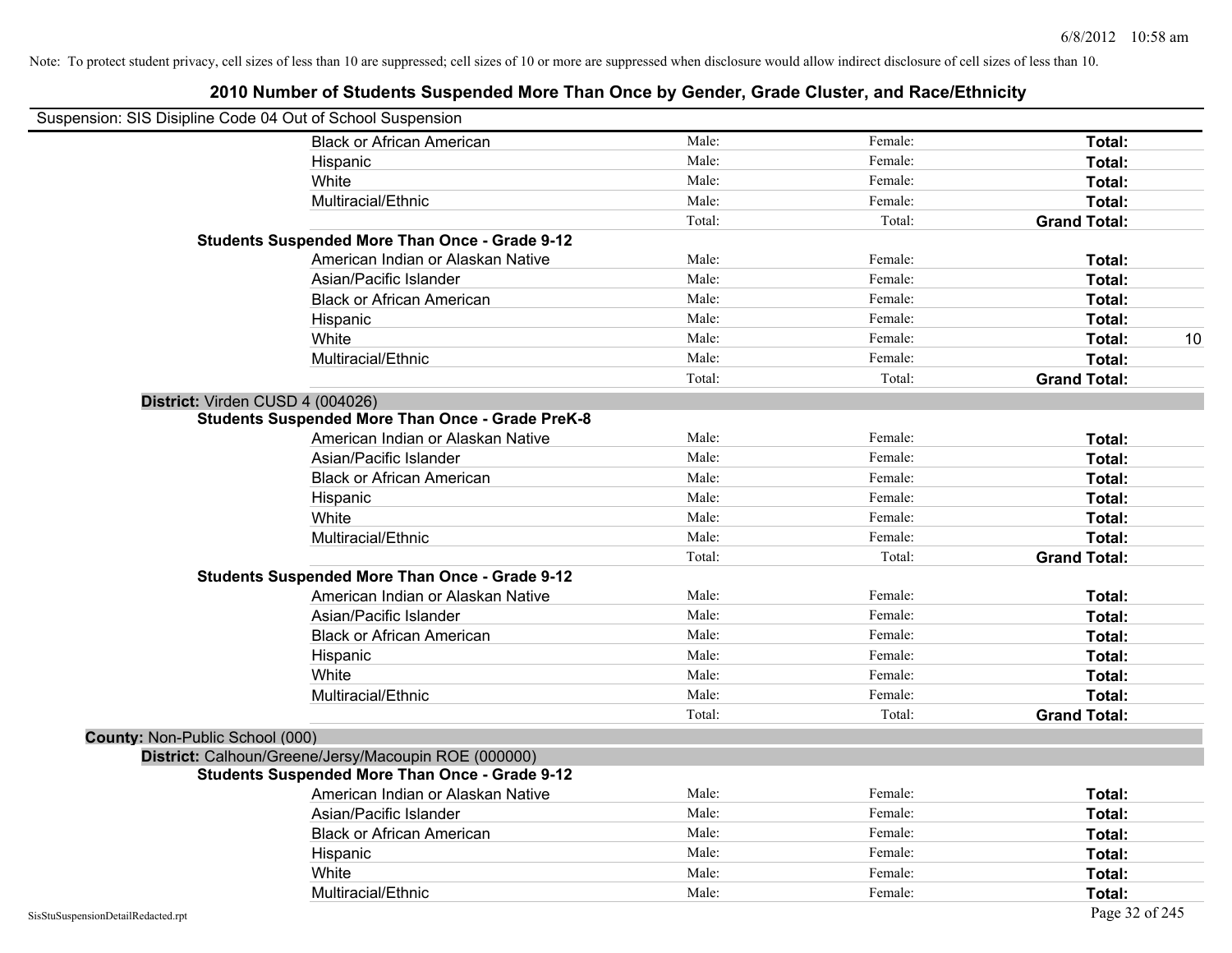Note: To protect student privacy, cell sizes of less than 10 are suppressed; cell sizes of 10 or more are suppressed when disclosure would allow indirect disclosure of cell sizes of less than 10.

# 2010 Number of Students Suspended More Than Once by Gender, Grade Cluster, and Race/Ethnicity

Suspension: SIS Disipline Code 04 Out of School Suspension

| | | | | |
|---|---|---|---|---|
| Black or African American | Male: | Female: | **Total:** | |
| Hispanic | Male: | Female: | **Total:** | |
| White | Male: | Female: | **Total:** | |
| Multiracial/Ethnic | Male: | Female: | **Total:** | |
| | Total: | Total: | **Grand Total:** | |

**Students Suspended More Than Once - Grade 9-12**

| | | | | |
|---|---|---|---|---|
| American Indian or Alaskan Native | Male: | Female: | **Total:** | |
| Asian/Pacific Islander | Male: | Female: | **Total:** | |
| Black or African American | Male: | Female: | **Total:** | |
| Hispanic | Male: | Female: | **Total:** | |
| White | Male: | Female: | **Total:** | 10 |
| Multiracial/Ethnic | Male: | Female: | **Total:** | |
| | Total: | Total: | **Grand Total:** | |

**District:** Virden CUSD 4 (004026)

**Students Suspended More Than Once - Grade PreK-8**

| | | | | |
|---|---|---|---|---|
| American Indian or Alaskan Native | Male: | Female: | **Total:** | |
| Asian/Pacific Islander | Male: | Female: | **Total:** | |
| Black or African American | Male: | Female: | **Total:** | |
| Hispanic | Male: | Female: | **Total:** | |
| White | Male: | Female: | **Total:** | |
| Multiracial/Ethnic | Male: | Female: | **Total:** | |
| | Total: | Total: | **Grand Total:** | |

**Students Suspended More Than Once - Grade 9-12**

| | | | | |
|---|---|---|---|---|
| American Indian or Alaskan Native | Male: | Female: | **Total:** | |
| Asian/Pacific Islander | Male: | Female: | **Total:** | |
| Black or African American | Male: | Female: | **Total:** | |
| Hispanic | Male: | Female: | **Total:** | |
| White | Male: | Female: | **Total:** | |
| Multiracial/Ethnic | Male: | Female: | **Total:** | |
| | Total: | Total: | **Grand Total:** | |

**County:** Non-Public School (000)

**District:** Calhoun/Greene/Jersy/Macoupin ROE (000000)

**Students Suspended More Than Once - Grade 9-12**

| | | | | |
|---|---|---|---|---|
| American Indian or Alaskan Native | Male: | Female: | **Total:** | |
| Asian/Pacific Islander | Male: | Female: | **Total:** | |
| Black or African American | Male: | Female: | **Total:** | |
| Hispanic | Male: | Female: | **Total:** | |
| White | Male: | Female: | **Total:** | |
| Multiracial/Ethnic | Male: | Female: | **Total:** | |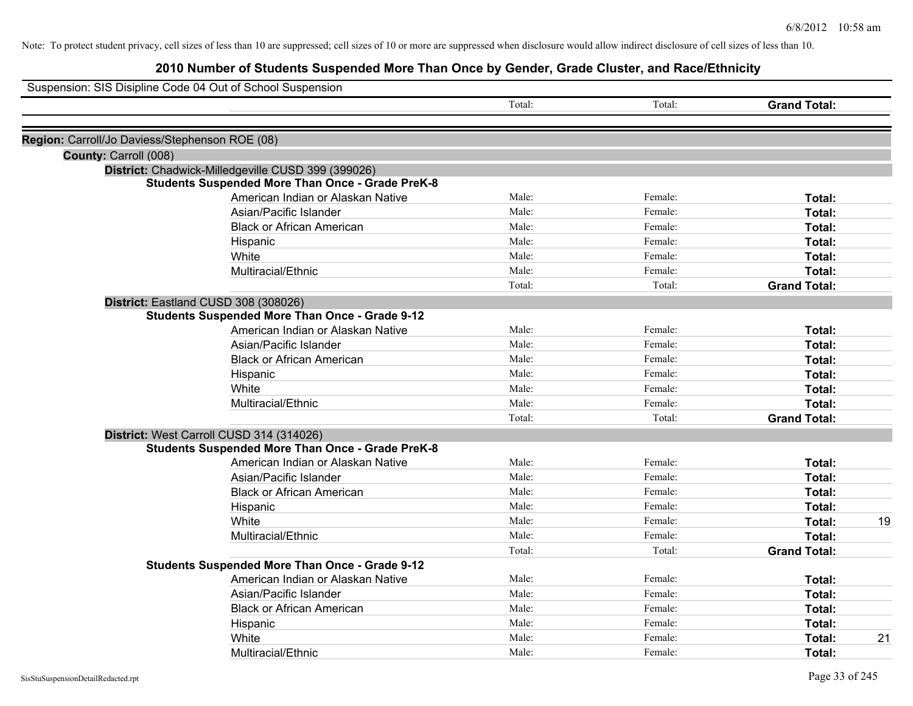Note: To protect student privacy, cell sizes of less than 10 are suppressed; cell sizes of 10 or more are suppressed when disclosure would allow indirect disclosure of cell sizes of less than 10.

# 2010 Number of Students Suspended More Than Once by Gender, Grade Cluster, and Race/Ethnicity

Suspension: SIS Disipline Code 04 Out of School Suspension

| | Total: | Total: | Grand Total: | |
|---|---|---|---|---|

**Region:** Carroll/Jo Daviess/Stephenson ROE (08)

**County:** Carroll (008)

**District:** Chadwick-Milledgeville CUSD 399 (399026)

**Students Suspended More Than Once - Grade PreK-8**

| | | | | |
|---|---|---|---|---|
| American Indian or Alaskan Native | Male: | Female: | Total: | |
| Asian/Pacific Islander | Male: | Female: | Total: | |
| Black or African American | Male: | Female: | Total: | |
| Hispanic | Male: | Female: | Total: | |
| White | Male: | Female: | Total: | |
| Multiracial/Ethnic | Male: | Female: | Total: | |
| | Total: | Total: | Grand Total: | |

**District:** Eastland CUSD 308 (308026)

**Students Suspended More Than Once - Grade 9-12**

| | | | | |
|---|---|---|---|---|
| American Indian or Alaskan Native | Male: | Female: | Total: | |
| Asian/Pacific Islander | Male: | Female: | Total: | |
| Black or African American | Male: | Female: | Total: | |
| Hispanic | Male: | Female: | Total: | |
| White | Male: | Female: | Total: | |
| Multiracial/Ethnic | Male: | Female: | Total: | |
| | Total: | Total: | Grand Total: | |

**District:** West Carroll CUSD 314 (314026)

**Students Suspended More Than Once - Grade PreK-8**

| | | | | |
|---|---|---|---|---|
| American Indian or Alaskan Native | Male: | Female: | Total: | |
| Asian/Pacific Islander | Male: | Female: | Total: | |
| Black or African American | Male: | Female: | Total: | |
| Hispanic | Male: | Female: | Total: | |
| White | Male: | Female: | Total: | 19 |
| Multiracial/Ethnic | Male: | Female: | Total: | |
| | Total: | Total: | Grand Total: | |

**Students Suspended More Than Once - Grade 9-12**

| | | | | |
|---|---|---|---|---|
| American Indian or Alaskan Native | Male: | Female: | Total: | |
| Asian/Pacific Islander | Male: | Female: | Total: | |
| Black or African American | Male: | Female: | Total: | |
| Hispanic | Male: | Female: | Total: | |
| White | Male: | Female: | Total: | 21 |
| Multiracial/Ethnic | Male: | Female: | Total: | |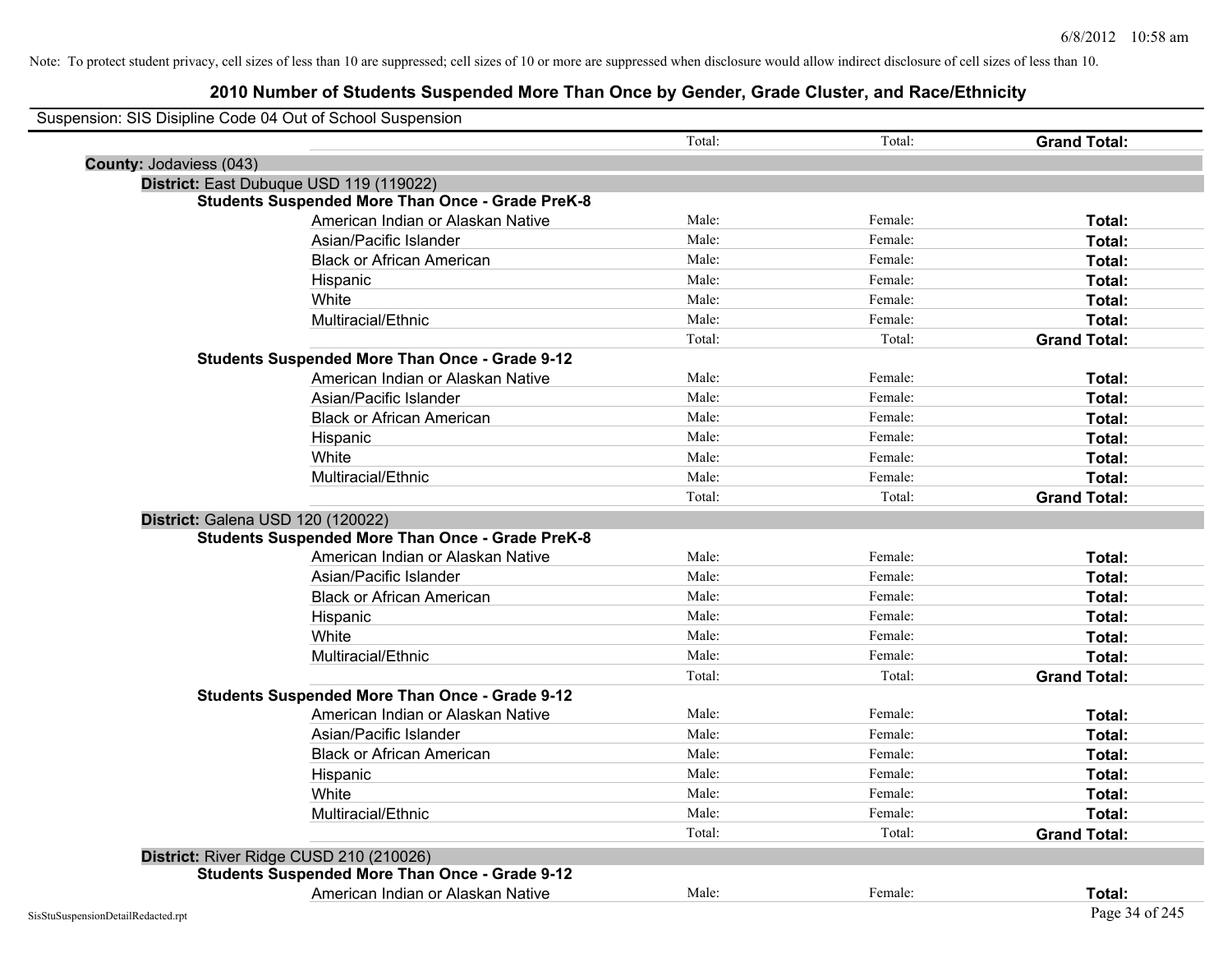Note: To protect student privacy, cell sizes of less than 10 are suppressed; cell sizes of 10 or more are suppressed when disclosure would allow indirect disclosure of cell sizes of less than 10.

# 2010 Number of Students Suspended More Than Once by Gender, Grade Cluster, and Race/Ethnicity

Suspension: SIS Disipline Code 04 Out of School Suspension

| | | | | |
|---|---|---|---|---|
| | | Total: | Total: | **Grand Total:** |
| **County:** Jodaviess (043) | | | | |
| **District:** East Dubuque USD 119 (119022) | | | | |
| **Students Suspended More Than Once - Grade PreK-8** | | | | |
| | American Indian or Alaskan Native | Male: | Female: | **Total:** |
| | Asian/Pacific Islander | Male: | Female: | **Total:** |
| | Black or African American | Male: | Female: | **Total:** |
| | Hispanic | Male: | Female: | **Total:** |
| | White | Male: | Female: | **Total:** |
| | Multiracial/Ethnic | Male: | Female: | **Total:** |
| | | Total: | Total: | **Grand Total:** |
| **Students Suspended More Than Once - Grade 9-12** | | | | |
| | American Indian or Alaskan Native | Male: | Female: | **Total:** |
| | Asian/Pacific Islander | Male: | Female: | **Total:** |
| | Black or African American | Male: | Female: | **Total:** |
| | Hispanic | Male: | Female: | **Total:** |
| | White | Male: | Female: | **Total:** |
| | Multiracial/Ethnic | Male: | Female: | **Total:** |
| | | Total: | Total: | **Grand Total:** |
| **District:** Galena USD 120 (120022) | | | | |
| **Students Suspended More Than Once - Grade PreK-8** | | | | |
| | American Indian or Alaskan Native | Male: | Female: | **Total:** |
| | Asian/Pacific Islander | Male: | Female: | **Total:** |
| | Black or African American | Male: | Female: | **Total:** |
| | Hispanic | Male: | Female: | **Total:** |
| | White | Male: | Female: | **Total:** |
| | Multiracial/Ethnic | Male: | Female: | **Total:** |
| | | Total: | Total: | **Grand Total:** |
| **Students Suspended More Than Once - Grade 9-12** | | | | |
| | American Indian or Alaskan Native | Male: | Female: | **Total:** |
| | Asian/Pacific Islander | Male: | Female: | **Total:** |
| | Black or African American | Male: | Female: | **Total:** |
| | Hispanic | Male: | Female: | **Total:** |
| | White | Male: | Female: | **Total:** |
| | Multiracial/Ethnic | Male: | Female: | **Total:** |
| | | Total: | Total: | **Grand Total:** |
| **District:** River Ridge CUSD 210 (210026) | | | | |
| **Students Suspended More Than Once - Grade 9-12** | | | | |
| | American Indian or Alaskan Native | Male: | Female: | **Total:** |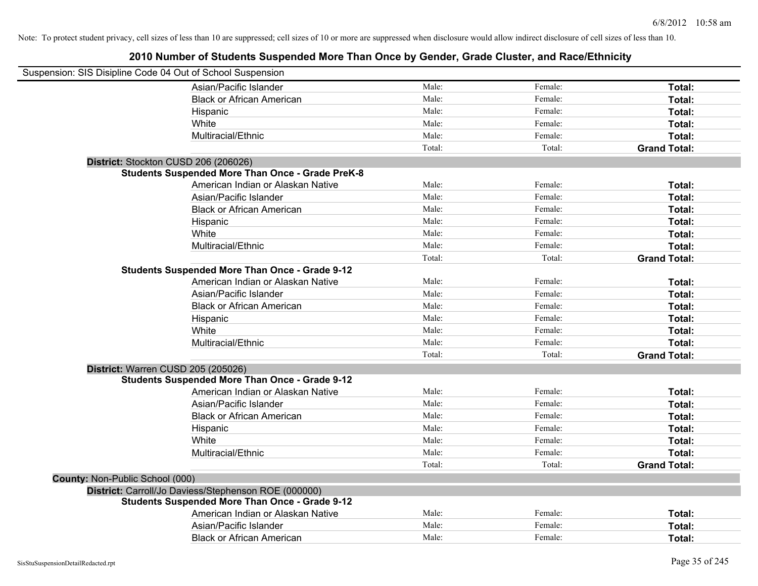Note: To protect student privacy, cell sizes of less than 10 are suppressed; cell sizes of 10 or more are suppressed when disclosure would allow indirect disclosure of cell sizes of less than 10.

## 2010 Number of Students Suspended More Than Once by Gender, Grade Cluster, and Race/Ethnicity

Suspension: SIS Disipline Code 04 Out of School Suspension

| | | | |
|---|---|---|---|
| Asian/Pacific Islander | Male: | Female: | **Total:** |
| Black or African American | Male: | Female: | **Total:** |
| Hispanic | Male: | Female: | **Total:** |
| White | Male: | Female: | **Total:** |
| Multiracial/Ethnic | Male: | Female: | **Total:** |
| | Total: | Total: | **Grand Total:** |

**District:** Stockton CUSD 206 (206026)

**Students Suspended More Than Once - Grade PreK-8**

| | | | |
|---|---|---|---|
| American Indian or Alaskan Native | Male: | Female: | **Total:** |
| Asian/Pacific Islander | Male: | Female: | **Total:** |
| Black or African American | Male: | Female: | **Total:** |
| Hispanic | Male: | Female: | **Total:** |
| White | Male: | Female: | **Total:** |
| Multiracial/Ethnic | Male: | Female: | **Total:** |
| | Total: | Total: | **Grand Total:** |

**Students Suspended More Than Once - Grade 9-12**

| | | | |
|---|---|---|---|
| American Indian or Alaskan Native | Male: | Female: | **Total:** |
| Asian/Pacific Islander | Male: | Female: | **Total:** |
| Black or African American | Male: | Female: | **Total:** |
| Hispanic | Male: | Female: | **Total:** |
| White | Male: | Female: | **Total:** |
| Multiracial/Ethnic | Male: | Female: | **Total:** |
| | Total: | Total: | **Grand Total:** |

**District:** Warren CUSD 205 (205026)

**Students Suspended More Than Once - Grade 9-12**

| | | | |
|---|---|---|---|
| American Indian or Alaskan Native | Male: | Female: | **Total:** |
| Asian/Pacific Islander | Male: | Female: | **Total:** |
| Black or African American | Male: | Female: | **Total:** |
| Hispanic | Male: | Female: | **Total:** |
| White | Male: | Female: | **Total:** |
| Multiracial/Ethnic | Male: | Female: | **Total:** |
| | Total: | Total: | **Grand Total:** |

**County:** Non-Public School (000)

**District:** Carroll/Jo Daviess/Stephenson ROE (000000)

**Students Suspended More Than Once - Grade 9-12**

| | | | |
|---|---|---|---|
| American Indian or Alaskan Native | Male: | Female: | **Total:** |
| Asian/Pacific Islander | Male: | Female: | **Total:** |
| Black or African American | Male: | Female: | **Total:** |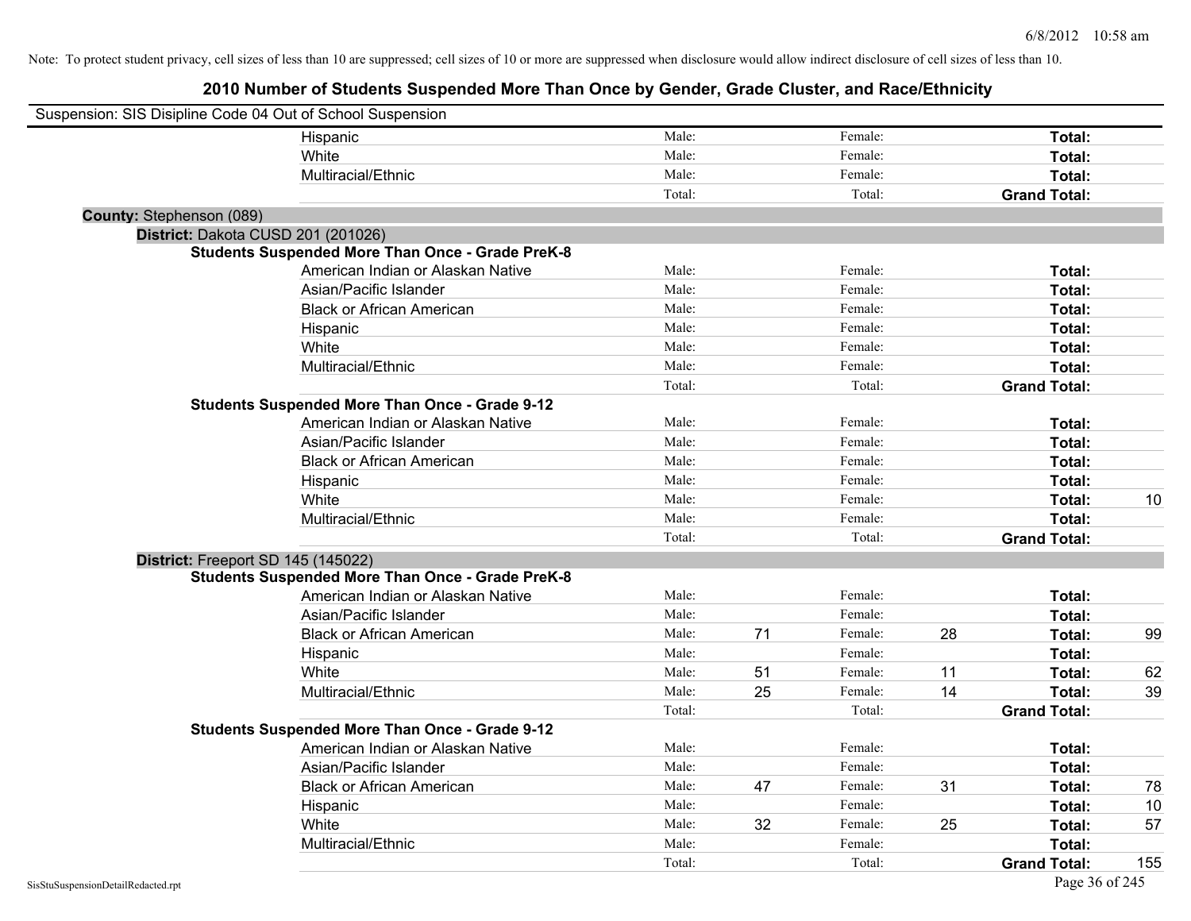Note: To protect student privacy, cell sizes of less than 10 are suppressed; cell sizes of 10 or more are suppressed when disclosure would allow indirect disclosure of cell sizes of less than 10.

## 2010 Number of Students Suspended More Than Once by Gender, Grade Cluster, and Race/Ethnicity

Suspension: SIS Disipline Code 04 Out of School Suspension

| | Male: | | Female: | | | |
|---|---|---|---|---|---|---|
| Hispanic | Male: | | Female: | | **Total:** | |
| White | Male: | | Female: | | **Total:** | |
| Multiracial/Ethnic | Male: | | Female: | | **Total:** | |
| | Total: | | Total: | | **Grand Total:** | |

**County:** Stephenson (089)

**District:** Dakota CUSD 201 (201026)

**Students Suspended More Than Once - Grade PreK-8**

| Race/Ethnicity | | Male | | Female | | Total |
|---|---|---|---|---|---|---|
| American Indian or Alaskan Native | Male: | | Female: | | **Total:** | |
| Asian/Pacific Islander | Male: | | Female: | | **Total:** | |
| Black or African American | Male: | | Female: | | **Total:** | |
| Hispanic | Male: | | Female: | | **Total:** | |
| White | Male: | | Female: | | **Total:** | |
| Multiracial/Ethnic | Male: | | Female: | | **Total:** | |
| | Total: | | Total: | | **Grand Total:** | |

**Students Suspended More Than Once - Grade 9-12**

| Race/Ethnicity | | Male | | Female | | Total |
|---|---|---|---|---|---|---|
| American Indian or Alaskan Native | Male: | | Female: | | **Total:** | |
| Asian/Pacific Islander | Male: | | Female: | | **Total:** | |
| Black or African American | Male: | | Female: | | **Total:** | |
| Hispanic | Male: | | Female: | | **Total:** | |
| White | Male: | | Female: | | **Total:** | 10 |
| Multiracial/Ethnic | Male: | | Female: | | **Total:** | |
| | Total: | | Total: | | **Grand Total:** | |

**District:** Freeport SD 145 (145022)

**Students Suspended More Than Once - Grade PreK-8**

| Race/Ethnicity | | Male | | Female | | Total |
|---|---|---|---|---|---|---|
| American Indian or Alaskan Native | Male: | | Female: | | **Total:** | |
| Asian/Pacific Islander | Male: | | Female: | | **Total:** | |
| Black or African American | Male: | 71 | Female: | 28 | **Total:** | 99 |
| Hispanic | Male: | | Female: | | **Total:** | |
| White | Male: | 51 | Female: | 11 | **Total:** | 62 |
| Multiracial/Ethnic | Male: | 25 | Female: | 14 | **Total:** | 39 |
| | Total: | | Total: | | **Grand Total:** | |

**Students Suspended More Than Once - Grade 9-12**

| Race/Ethnicity | | Male | | Female | | Total |
|---|---|---|---|---|---|---|
| American Indian or Alaskan Native | Male: | | Female: | | **Total:** | |
| Asian/Pacific Islander | Male: | | Female: | | **Total:** | |
| Black or African American | Male: | 47 | Female: | 31 | **Total:** | 78 |
| Hispanic | Male: | | Female: | | **Total:** | 10 |
| White | Male: | 32 | Female: | 25 | **Total:** | 57 |
| Multiracial/Ethnic | Male: | | Female: | | **Total:** | |
| | Total: | | Total: | | **Grand Total:** | 155 |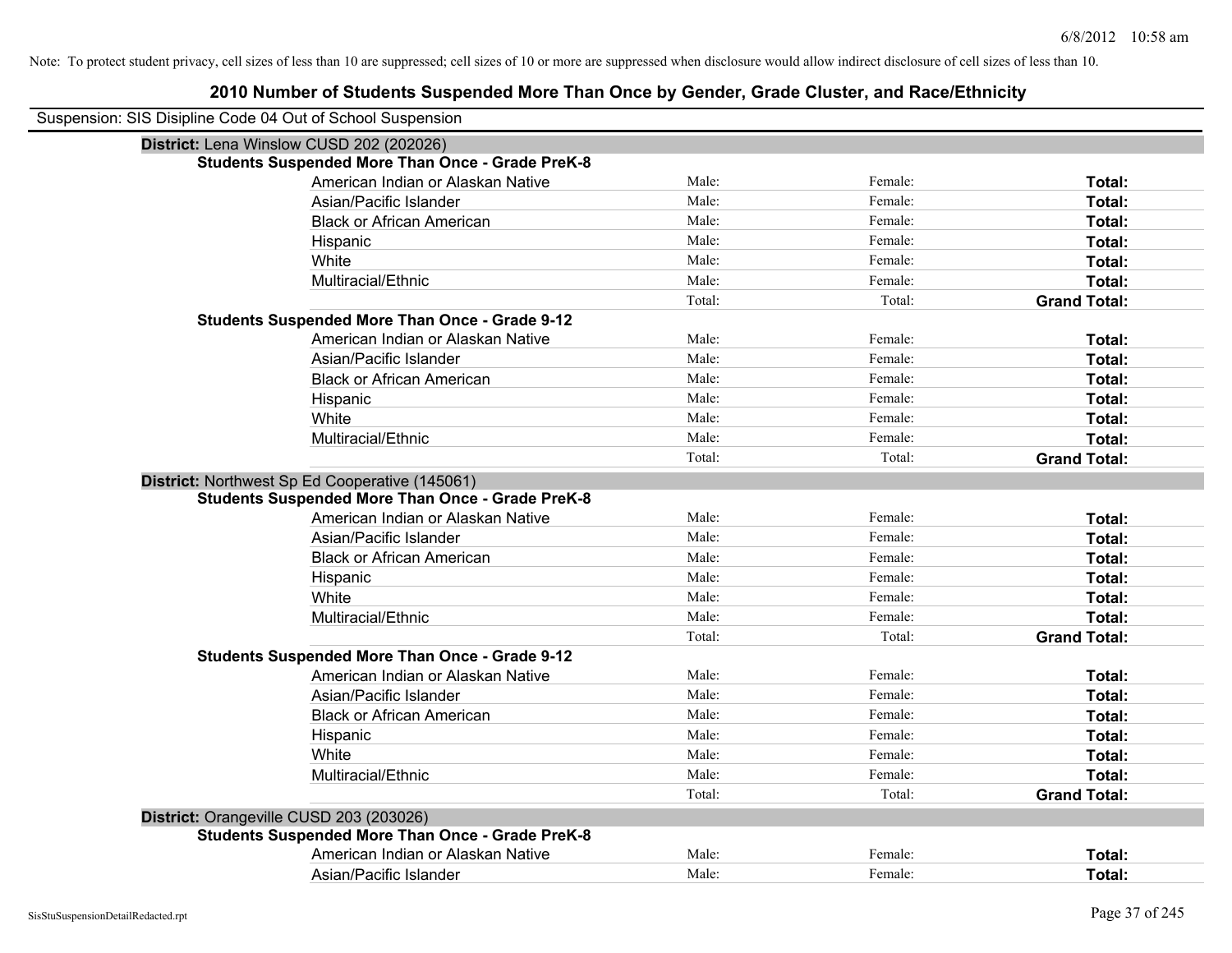Note: To protect student privacy, cell sizes of less than 10 are suppressed; cell sizes of 10 or more are suppressed when disclosure would allow indirect disclosure of cell sizes of less than 10.

# 2010 Number of Students Suspended More Than Once by Gender, Grade Cluster, and Race/Ethnicity

Suspension: SIS Disipline Code 04 Out of School Suspension

## District: Lena Winslow CUSD 202 (202026)

### Students Suspended More Than Once - Grade PreK-8

| | | | |
|---|---|---|---|
| American Indian or Alaskan Native | Male: | Female: | **Total:** |
| Asian/Pacific Islander | Male: | Female: | **Total:** |
| Black or African American | Male: | Female: | **Total:** |
| Hispanic | Male: | Female: | **Total:** |
| White | Male: | Female: | **Total:** |
| Multiracial/Ethnic | Male: | Female: | **Total:** |
| | Total: | Total: | **Grand Total:** |

### Students Suspended More Than Once - Grade 9-12

| | | | |
|---|---|---|---|
| American Indian or Alaskan Native | Male: | Female: | **Total:** |
| Asian/Pacific Islander | Male: | Female: | **Total:** |
| Black or African American | Male: | Female: | **Total:** |
| Hispanic | Male: | Female: | **Total:** |
| White | Male: | Female: | **Total:** |
| Multiracial/Ethnic | Male: | Female: | **Total:** |
| | Total: | Total: | **Grand Total:** |

## District: Northwest Sp Ed Cooperative (145061)

### Students Suspended More Than Once - Grade PreK-8

| | | | |
|---|---|---|---|
| American Indian or Alaskan Native | Male: | Female: | **Total:** |
| Asian/Pacific Islander | Male: | Female: | **Total:** |
| Black or African American | Male: | Female: | **Total:** |
| Hispanic | Male: | Female: | **Total:** |
| White | Male: | Female: | **Total:** |
| Multiracial/Ethnic | Male: | Female: | **Total:** |
| | Total: | Total: | **Grand Total:** |

### Students Suspended More Than Once - Grade 9-12

| | | | |
|---|---|---|---|
| American Indian or Alaskan Native | Male: | Female: | **Total:** |
| Asian/Pacific Islander | Male: | Female: | **Total:** |
| Black or African American | Male: | Female: | **Total:** |
| Hispanic | Male: | Female: | **Total:** |
| White | Male: | Female: | **Total:** |
| Multiracial/Ethnic | Male: | Female: | **Total:** |
| | Total: | Total: | **Grand Total:** |

## District: Orangeville CUSD 203 (203026)

### Students Suspended More Than Once - Grade PreK-8

| | | | |
|---|---|---|---|
| American Indian or Alaskan Native | Male: | Female: | **Total:** |
| Asian/Pacific Islander | Male: | Female: | **Total:** |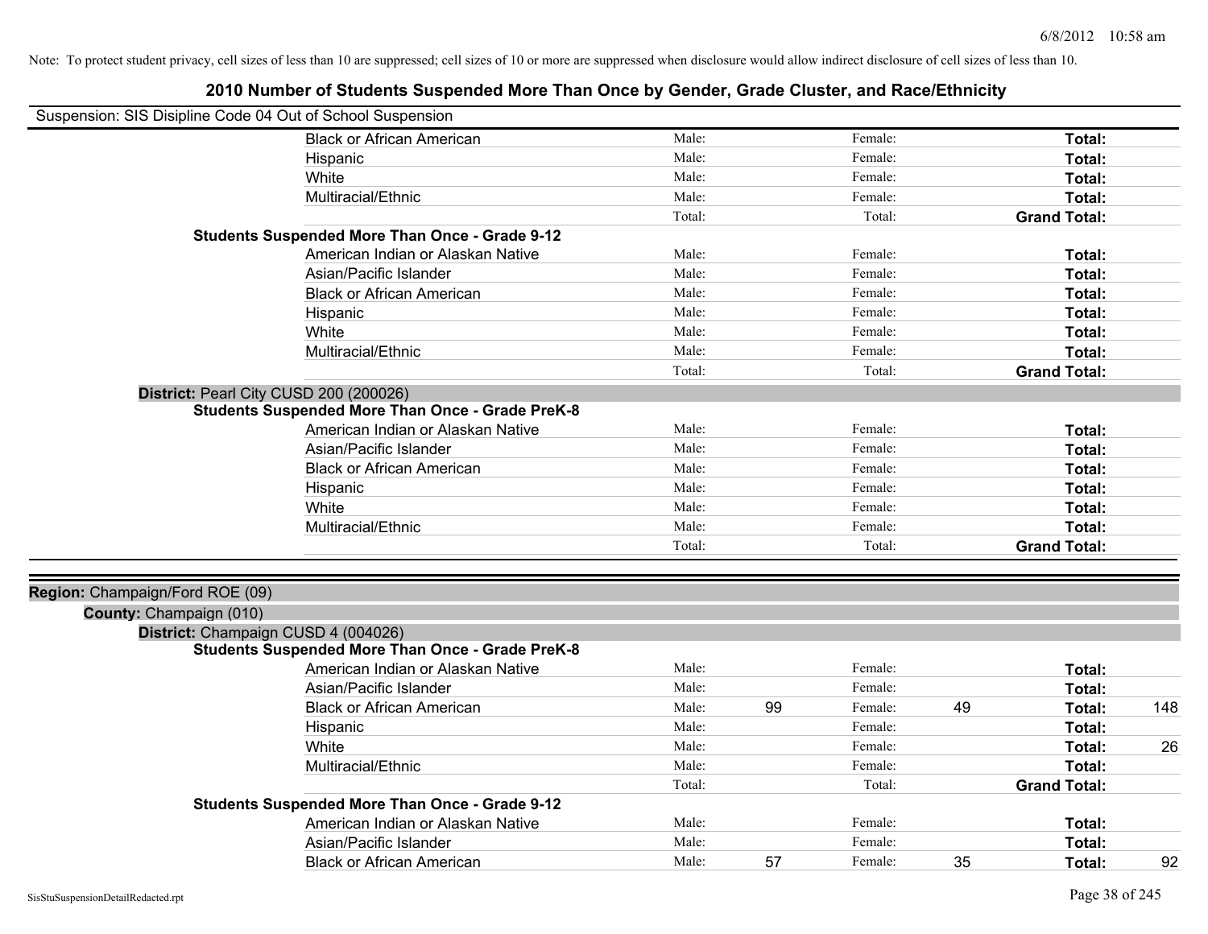Note: To protect student privacy, cell sizes of less than 10 are suppressed; cell sizes of 10 or more are suppressed when disclosure would allow indirect disclosure of cell sizes of less than 10.

## 2010 Number of Students Suspended More Than Once by Gender, Grade Cluster, and Race/Ethnicity

Suspension: SIS Disipline Code 04 Out of School Suspension

| | Male: | | Female: | | Total: | |
|---|---|---|---|---|---|---|
| Black or African American | Male: | | Female: | | **Total:** | |
| Hispanic | Male: | | Female: | | **Total:** | |
| White | Male: | | Female: | | **Total:** | |
| Multiracial/Ethnic | Male: | | Female: | | **Total:** | |
| | Total: | | Total: | | **Grand Total:** | |

**Students Suspended More Than Once - Grade 9-12**

| | | | | | | |
|---|---|---|---|---|---|---|
| American Indian or Alaskan Native | Male: | | Female: | | **Total:** | |
| Asian/Pacific Islander | Male: | | Female: | | **Total:** | |
| Black or African American | Male: | | Female: | | **Total:** | |
| Hispanic | Male: | | Female: | | **Total:** | |
| White | Male: | | Female: | | **Total:** | |
| Multiracial/Ethnic | Male: | | Female: | | **Total:** | |
| | Total: | | Total: | | **Grand Total:** | |

**District:** Pearl City CUSD 200 (200026)

**Students Suspended More Than Once - Grade PreK-8**

| | | | | | | |
|---|---|---|---|---|---|---|
| American Indian or Alaskan Native | Male: | | Female: | | **Total:** | |
| Asian/Pacific Islander | Male: | | Female: | | **Total:** | |
| Black or African American | Male: | | Female: | | **Total:** | |
| Hispanic | Male: | | Female: | | **Total:** | |
| White | Male: | | Female: | | **Total:** | |
| Multiracial/Ethnic | Male: | | Female: | | **Total:** | |
| | Total: | | Total: | | **Grand Total:** | |

**Region:** Champaign/Ford ROE (09)

**County:** Champaign (010)

**District:** Champaign CUSD 4 (004026)

**Students Suspended More Than Once - Grade PreK-8**

| | | | | | | |
|---|---|---|---|---|---|---|
| American Indian or Alaskan Native | Male: | | Female: | | **Total:** | |
| Asian/Pacific Islander | Male: | | Female: | | **Total:** | |
| Black or African American | Male: | 99 | Female: | 49 | **Total:** | 148 |
| Hispanic | Male: | | Female: | | **Total:** | |
| White | Male: | | Female: | | **Total:** | 26 |
| Multiracial/Ethnic | Male: | | Female: | | **Total:** | |
| | Total: | | Total: | | **Grand Total:** | |

**Students Suspended More Than Once - Grade 9-12**

| | | | | | | |
|---|---|---|---|---|---|---|
| American Indian or Alaskan Native | Male: | | Female: | | **Total:** | |
| Asian/Pacific Islander | Male: | | Female: | | **Total:** | |
| Black or African American | Male: | 57 | Female: | 35 | **Total:** | 92 |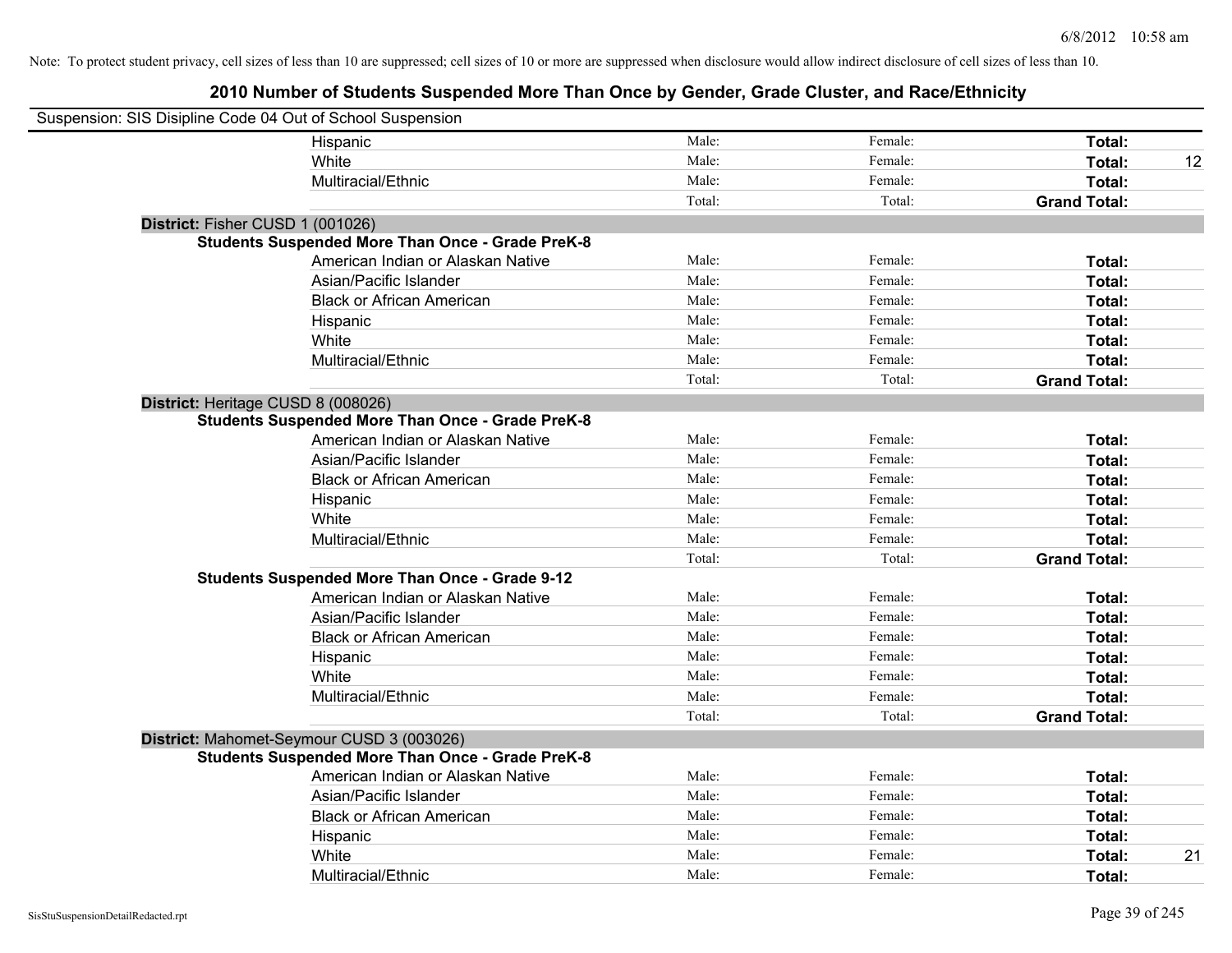Note: To protect student privacy, cell sizes of less than 10 are suppressed; cell sizes of 10 or more are suppressed when disclosure would allow indirect disclosure of cell sizes of less than 10.

## 2010 Number of Students Suspended More Than Once by Gender, Grade Cluster, and Race/Ethnicity

Suspension: SIS Disipline Code 04 Out of School Suspension

| | | | | |
|---|---|---|---|---|
| Hispanic | Male: | Female: | **Total:** | |
| White | Male: | Female: | **Total:** | 12 |
| Multiracial/Ethnic | Male: | Female: | **Total:** | |
| | Total: | Total: | **Grand Total:** | |

**District:** Fisher CUSD 1 (001026)

**Students Suspended More Than Once - Grade PreK-8**

| | | | | |
|---|---|---|---|---|
| American Indian or Alaskan Native | Male: | Female: | **Total:** | |
| Asian/Pacific Islander | Male: | Female: | **Total:** | |
| Black or African American | Male: | Female: | **Total:** | |
| Hispanic | Male: | Female: | **Total:** | |
| White | Male: | Female: | **Total:** | |
| Multiracial/Ethnic | Male: | Female: | **Total:** | |
| | Total: | Total: | **Grand Total:** | |

**District:** Heritage CUSD 8 (008026)

**Students Suspended More Than Once - Grade PreK-8**

| | | | | |
|---|---|---|---|---|
| American Indian or Alaskan Native | Male: | Female: | **Total:** | |
| Asian/Pacific Islander | Male: | Female: | **Total:** | |
| Black or African American | Male: | Female: | **Total:** | |
| Hispanic | Male: | Female: | **Total:** | |
| White | Male: | Female: | **Total:** | |
| Multiracial/Ethnic | Male: | Female: | **Total:** | |
| | Total: | Total: | **Grand Total:** | |

**Students Suspended More Than Once - Grade 9-12**

| | | | | |
|---|---|---|---|---|
| American Indian or Alaskan Native | Male: | Female: | **Total:** | |
| Asian/Pacific Islander | Male: | Female: | **Total:** | |
| Black or African American | Male: | Female: | **Total:** | |
| Hispanic | Male: | Female: | **Total:** | |
| White | Male: | Female: | **Total:** | |
| Multiracial/Ethnic | Male: | Female: | **Total:** | |
| | Total: | Total: | **Grand Total:** | |

**District:** Mahomet-Seymour CUSD 3 (003026)

**Students Suspended More Than Once - Grade PreK-8**

| | | | | |
|---|---|---|---|---|
| American Indian or Alaskan Native | Male: | Female: | **Total:** | |
| Asian/Pacific Islander | Male: | Female: | **Total:** | |
| Black or African American | Male: | Female: | **Total:** | |
| Hispanic | Male: | Female: | **Total:** | |
| White | Male: | Female: | **Total:** | 21 |
| Multiracial/Ethnic | Male: | Female: | **Total:** | |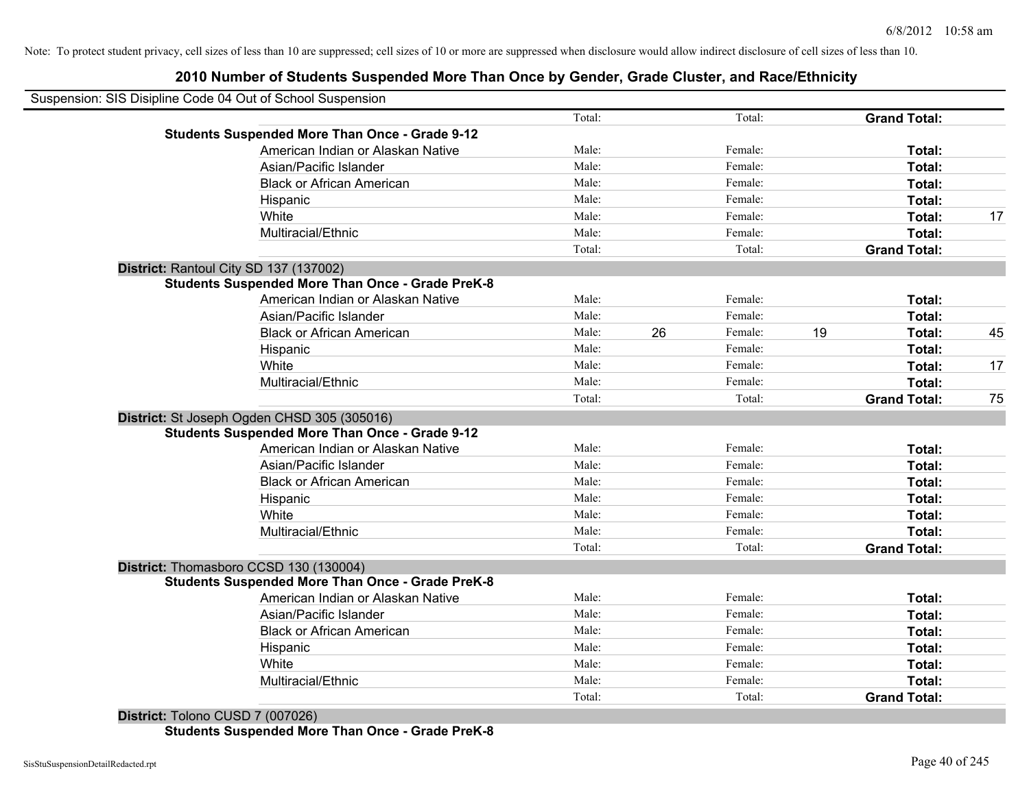Note: To protect student privacy, cell sizes of less than 10 are suppressed; cell sizes of 10 or more are suppressed when disclosure would allow indirect disclosure of cell sizes of less than 10.

## 2010 Number of Students Suspended More Than Once by Gender, Grade Cluster, and Race/Ethnicity

Suspension: SIS Disipline Code 04 Out of School Suspension

| | | | | | | | |
|---|---|---|---|---|---|---|---|
| | Total: | | Total: | | **Grand Total:** | |
| **Students Suspended More Than Once - Grade 9-12** | | | | | | |
| American Indian or Alaskan Native | Male: | | Female: | | **Total:** | |
| Asian/Pacific Islander | Male: | | Female: | | **Total:** | |
| Black or African American | Male: | | Female: | | **Total:** | |
| Hispanic | Male: | | Female: | | **Total:** | |
| White | Male: | | Female: | | **Total:** | 17 |
| Multiracial/Ethnic | Male: | | Female: | | **Total:** | |
| | Total: | | Total: | | **Grand Total:** | |

**District:** Rantoul City SD 137 (137002)

| | | | | | | |
|---|---|---|---|---|---|---|
| **Students Suspended More Than Once - Grade PreK-8** | | | | | | |
| American Indian or Alaskan Native | Male: | | Female: | | **Total:** | |
| Asian/Pacific Islander | Male: | | Female: | | **Total:** | |
| Black or African American | Male: | 26 | Female: | 19 | **Total:** | 45 |
| Hispanic | Male: | | Female: | | **Total:** | |
| White | Male: | | Female: | | **Total:** | 17 |
| Multiracial/Ethnic | Male: | | Female: | | **Total:** | |
| | Total: | | Total: | | **Grand Total:** | 75 |

**District:** St Joseph Ogden CHSD 305 (305016)

| | | | | | | |
|---|---|---|---|---|---|---|
| **Students Suspended More Than Once - Grade 9-12** | | | | | | |
| American Indian or Alaskan Native | Male: | | Female: | | **Total:** | |
| Asian/Pacific Islander | Male: | | Female: | | **Total:** | |
| Black or African American | Male: | | Female: | | **Total:** | |
| Hispanic | Male: | | Female: | | **Total:** | |
| White | Male: | | Female: | | **Total:** | |
| Multiracial/Ethnic | Male: | | Female: | | **Total:** | |
| | Total: | | Total: | | **Grand Total:** | |

**District:** Thomasboro CCSD 130 (130004)

| | | | | | | |
|---|---|---|---|---|---|---|
| **Students Suspended More Than Once - Grade PreK-8** | | | | | | |
| American Indian or Alaskan Native | Male: | | Female: | | **Total:** | |
| Asian/Pacific Islander | Male: | | Female: | | **Total:** | |
| Black or African American | Male: | | Female: | | **Total:** | |
| Hispanic | Male: | | Female: | | **Total:** | |
| White | Male: | | Female: | | **Total:** | |
| Multiracial/Ethnic | Male: | | Female: | | **Total:** | |
| | Total: | | Total: | | **Grand Total:** | |

**District:** Tolono CUSD 7 (007026)

**Students Suspended More Than Once - Grade PreK-8**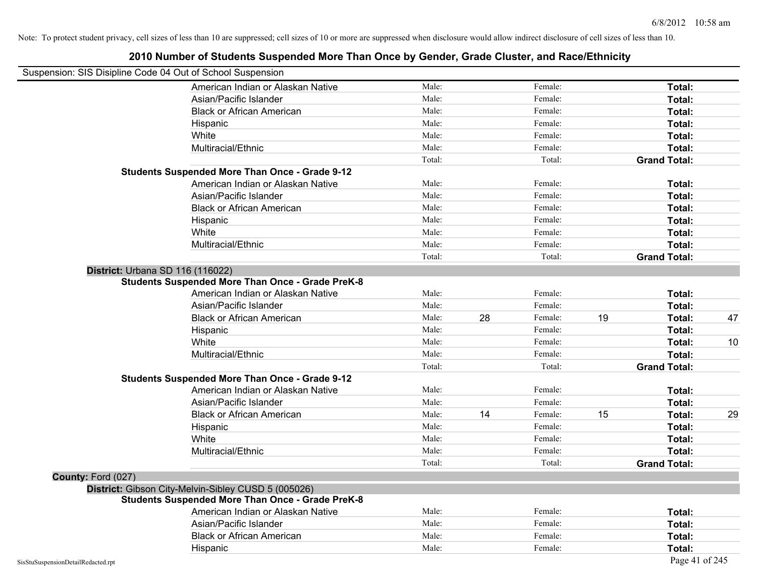Note: To protect student privacy, cell sizes of less than 10 are suppressed; cell sizes of 10 or more are suppressed when disclosure would allow indirect disclosure of cell sizes of less than 10.

## 2010 Number of Students Suspended More Than Once by Gender, Grade Cluster, and Race/Ethnicity

Suspension: SIS Disipline Code 04 Out of School Suspension

| | Male: | | Female: | | Total: | |
|---|---|---|---|---|---|---|
| American Indian or Alaskan Native | Male: | | Female: | | **Total:** | |
| Asian/Pacific Islander | Male: | | Female: | | **Total:** | |
| Black or African American | Male: | | Female: | | **Total:** | |
| Hispanic | Male: | | Female: | | **Total:** | |
| White | Male: | | Female: | | **Total:** | |
| Multiracial/Ethnic | Male: | | Female: | | **Total:** | |
| | Total: | | Total: | | **Grand Total:** | |

**Students Suspended More Than Once - Grade 9-12**

| | | | | | | |
|---|---|---|---|---|---|---|
| American Indian or Alaskan Native | Male: | | Female: | | **Total:** | |
| Asian/Pacific Islander | Male: | | Female: | | **Total:** | |
| Black or African American | Male: | | Female: | | **Total:** | |
| Hispanic | Male: | | Female: | | **Total:** | |
| White | Male: | | Female: | | **Total:** | |
| Multiracial/Ethnic | Male: | | Female: | | **Total:** | |
| | Total: | | Total: | | **Grand Total:** | |

**District:** Urbana SD 116 (116022)

**Students Suspended More Than Once - Grade PreK-8**

| | | | | | | |
|---|---|---|---|---|---|---|
| American Indian or Alaskan Native | Male: | | Female: | | **Total:** | |
| Asian/Pacific Islander | Male: | | Female: | | **Total:** | |
| Black or African American | Male: | 28 | Female: | 19 | **Total:** | 47 |
| Hispanic | Male: | | Female: | | **Total:** | |
| White | Male: | | Female: | | **Total:** | 10 |
| Multiracial/Ethnic | Male: | | Female: | | **Total:** | |
| | Total: | | Total: | | **Grand Total:** | |

**Students Suspended More Than Once - Grade 9-12**

| | | | | | | |
|---|---|---|---|---|---|---|
| American Indian or Alaskan Native | Male: | | Female: | | **Total:** | |
| Asian/Pacific Islander | Male: | | Female: | | **Total:** | |
| Black or African American | Male: | 14 | Female: | 15 | **Total:** | 29 |
| Hispanic | Male: | | Female: | | **Total:** | |
| White | Male: | | Female: | | **Total:** | |
| Multiracial/Ethnic | Male: | | Female: | | **Total:** | |
| | Total: | | Total: | | **Grand Total:** | |

**County:** Ford (027)

**District:** Gibson City-Melvin-Sibley CUSD 5 (005026)

**Students Suspended More Than Once - Grade PreK-8**

| | | | | | | |
|---|---|---|---|---|---|---|
| American Indian or Alaskan Native | Male: | | Female: | | **Total:** | |
| Asian/Pacific Islander | Male: | | Female: | | **Total:** | |
| Black or African American | Male: | | Female: | | **Total:** | |
| Hispanic | Male: | | Female: | | **Total:** | |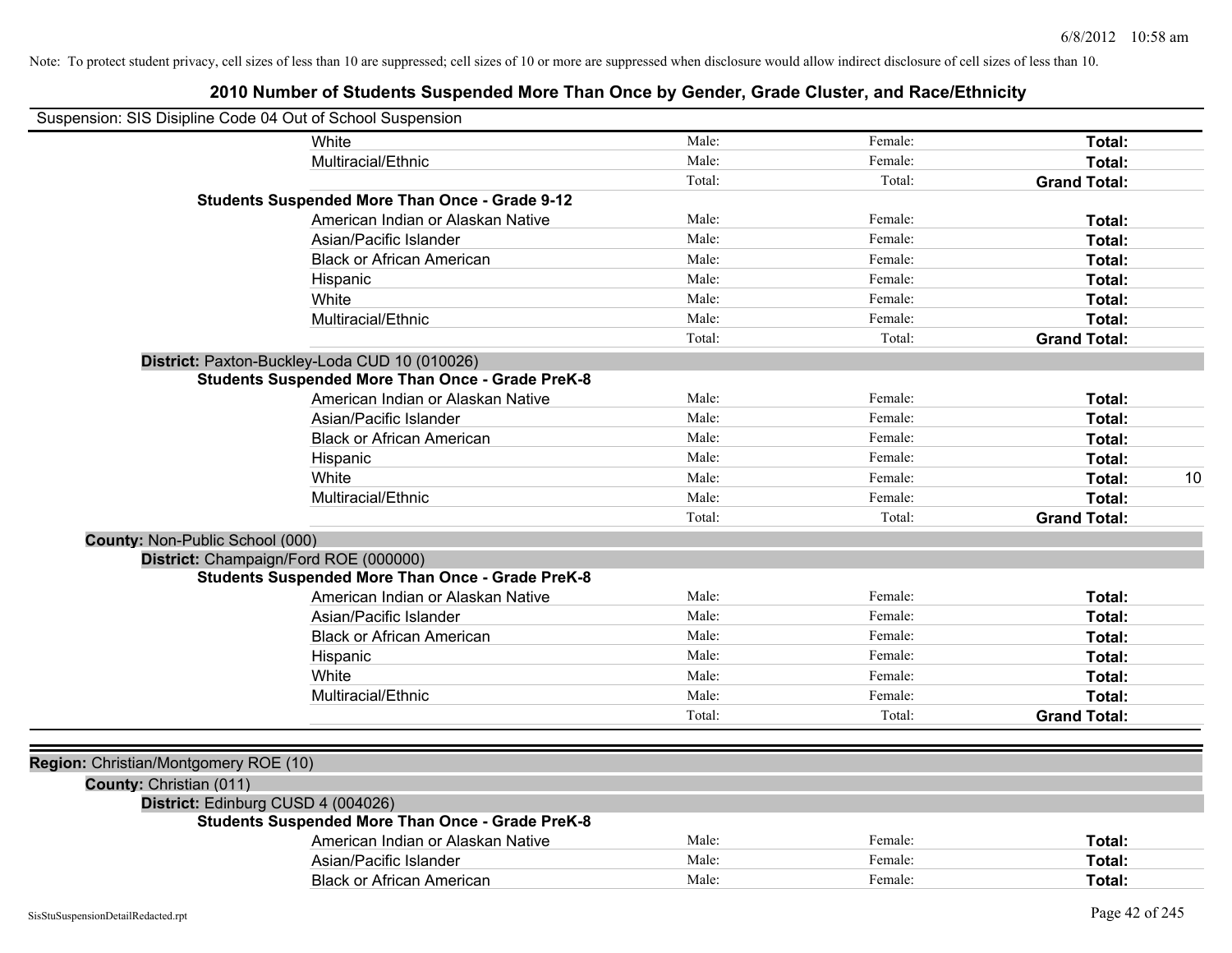Note: To protect student privacy, cell sizes of less than 10 are suppressed; cell sizes of 10 or more are suppressed when disclosure would allow indirect disclosure of cell sizes of less than 10.

# 2010 Number of Students Suspended More Than Once by Gender, Grade Cluster, and Race/Ethnicity

Suspension: SIS Disipline Code 04 Out of School Suspension

| | | | | |
|---|---|---|---|---|
| White | Male: | Female: | **Total:** | |
| Multiracial/Ethnic | Male: | Female: | **Total:** | |
| | Total: | Total: | **Grand Total:** | |
| **Students Suspended More Than Once - Grade 9-12** | | | | |
| American Indian or Alaskan Native | Male: | Female: | **Total:** | |
| Asian/Pacific Islander | Male: | Female: | **Total:** | |
| Black or African American | Male: | Female: | **Total:** | |
| Hispanic | Male: | Female: | **Total:** | |
| White | Male: | Female: | **Total:** | |
| Multiracial/Ethnic | Male: | Female: | **Total:** | |
| | Total: | Total: | **Grand Total:** | |

**District:** Paxton-Buckley-Loda CUD 10 (010026)

| | | | | |
|---|---|---|---|---|
| **Students Suspended More Than Once - Grade PreK-8** | | | | |
| American Indian or Alaskan Native | Male: | Female: | **Total:** | |
| Asian/Pacific Islander | Male: | Female: | **Total:** | |
| Black or African American | Male: | Female: | **Total:** | |
| Hispanic | Male: | Female: | **Total:** | |
| White | Male: | Female: | **Total:** | 10 |
| Multiracial/Ethnic | Male: | Female: | **Total:** | |
| | Total: | Total: | **Grand Total:** | |

**County:** Non-Public School (000)

**District:** Champaign/Ford ROE (000000)

| | | | | |
|---|---|---|---|---|
| **Students Suspended More Than Once - Grade PreK-8** | | | | |
| American Indian or Alaskan Native | Male: | Female: | **Total:** | |
| Asian/Pacific Islander | Male: | Female: | **Total:** | |
| Black or African American | Male: | Female: | **Total:** | |
| Hispanic | Male: | Female: | **Total:** | |
| White | Male: | Female: | **Total:** | |
| Multiracial/Ethnic | Male: | Female: | **Total:** | |
| | Total: | Total: | **Grand Total:** | |

**Region:** Christian/Montgomery ROE (10)

**County:** Christian (011)

**District:** Edinburg CUSD 4 (004026)

| | | | | |
|---|---|---|---|---|
| **Students Suspended More Than Once - Grade PreK-8** | | | | |
| American Indian or Alaskan Native | Male: | Female: | **Total:** | |
| Asian/Pacific Islander | Male: | Female: | **Total:** | |
| Black or African American | Male: | Female: | **Total:** | |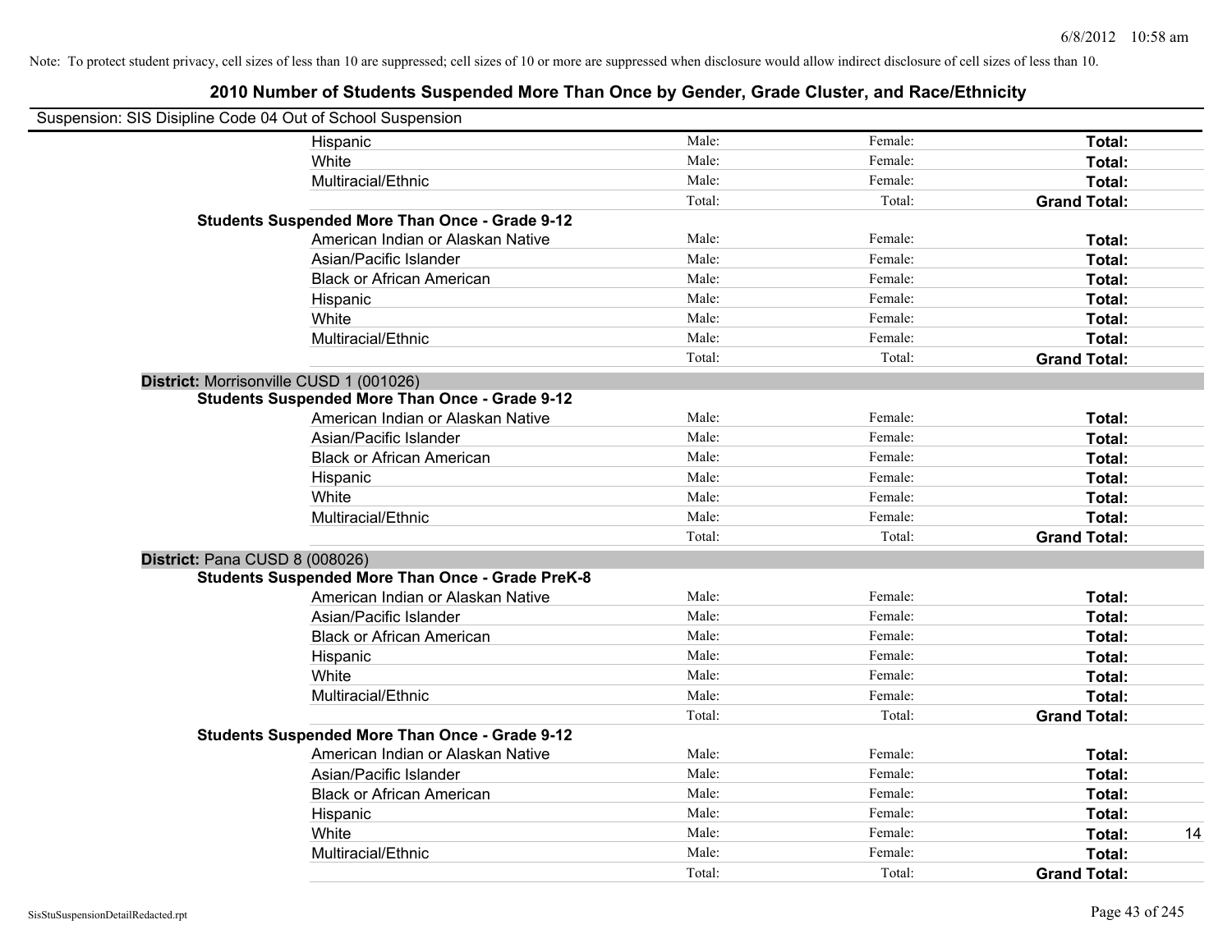Note: To protect student privacy, cell sizes of less than 10 are suppressed; cell sizes of 10 or more are suppressed when disclosure would allow indirect disclosure of cell sizes of less than 10.

# 2010 Number of Students Suspended More Than Once by Gender, Grade Cluster, and Race/Ethnicity

Suspension: SIS Disipline Code 04 Out of School Suspension

| | | | | | |
|---|---|---|---|---|---|
| | Hispanic | Male: | Female: | **Total:** | |
| | White | Male: | Female: | **Total:** | |
| | Multiracial/Ethnic | Male: | Female: | **Total:** | |
| | | Total: | Total: | **Grand Total:** | |
| **Students Suspended More Than Once - Grade 9-12** | | | | | |
| | American Indian or Alaskan Native | Male: | Female: | **Total:** | |
| | Asian/Pacific Islander | Male: | Female: | **Total:** | |
| | Black or African American | Male: | Female: | **Total:** | |
| | Hispanic | Male: | Female: | **Total:** | |
| | White | Male: | Female: | **Total:** | |
| | Multiracial/Ethnic | Male: | Female: | **Total:** | |
| | | Total: | Total: | **Grand Total:** | |
| **District:** Morrisonville CUSD 1 (001026) | | | | | |
| **Students Suspended More Than Once - Grade 9-12** | | | | | |
| | American Indian or Alaskan Native | Male: | Female: | **Total:** | |
| | Asian/Pacific Islander | Male: | Female: | **Total:** | |
| | Black or African American | Male: | Female: | **Total:** | |
| | Hispanic | Male: | Female: | **Total:** | |
| | White | Male: | Female: | **Total:** | |
| | Multiracial/Ethnic | Male: | Female: | **Total:** | |
| | | Total: | Total: | **Grand Total:** | |
| **District:** Pana CUSD 8 (008026) | | | | | |
| **Students Suspended More Than Once - Grade PreK-8** | | | | | |
| | American Indian or Alaskan Native | Male: | Female: | **Total:** | |
| | Asian/Pacific Islander | Male: | Female: | **Total:** | |
| | Black or African American | Male: | Female: | **Total:** | |
| | Hispanic | Male: | Female: | **Total:** | |
| | White | Male: | Female: | **Total:** | |
| | Multiracial/Ethnic | Male: | Female: | **Total:** | |
| | | Total: | Total: | **Grand Total:** | |
| **Students Suspended More Than Once - Grade 9-12** | | | | | |
| | American Indian or Alaskan Native | Male: | Female: | **Total:** | |
| | Asian/Pacific Islander | Male: | Female: | **Total:** | |
| | Black or African American | Male: | Female: | **Total:** | |
| | Hispanic | Male: | Female: | **Total:** | |
| | White | Male: | Female: | **Total:** | 14 |
| | Multiracial/Ethnic | Male: | Female: | **Total:** | |
| | | Total: | Total: | **Grand Total:** | |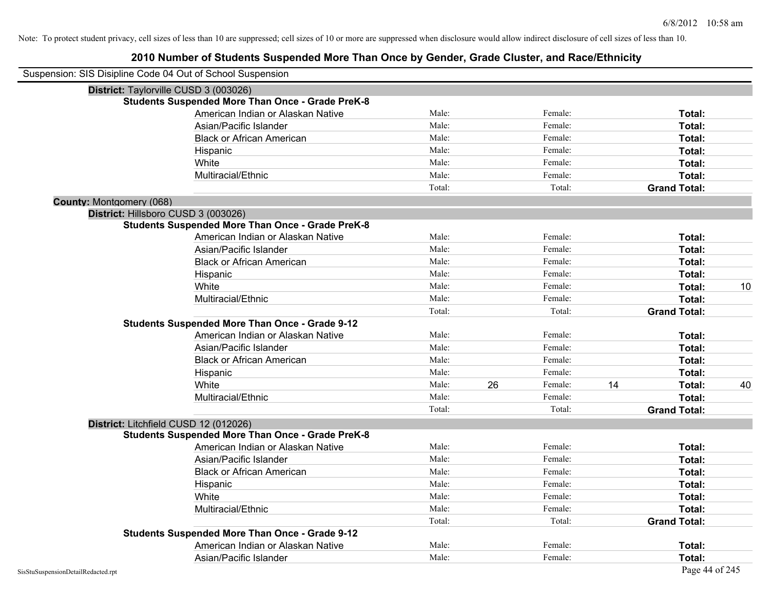Note: To protect student privacy, cell sizes of less than 10 are suppressed; cell sizes of 10 or more are suppressed when disclosure would allow indirect disclosure of cell sizes of less than 10.

# 2010 Number of Students Suspended More Than Once by Gender, Grade Cluster, and Race/Ethnicity

Suspension: SIS Disipline Code 04 Out of School Suspension

**District:** Taylorville CUSD 3 (003026)

**Students Suspended More Than Once - Grade PreK-8**

| | | | | | | |
|---|---|---|---|---|---|---|
| American Indian or Alaskan Native | Male: | | Female: | | **Total:** | |
| Asian/Pacific Islander | Male: | | Female: | | **Total:** | |
| Black or African American | Male: | | Female: | | **Total:** | |
| Hispanic | Male: | | Female: | | **Total:** | |
| White | Male: | | Female: | | **Total:** | |
| Multiracial/Ethnic | Male: | | Female: | | **Total:** | |
| | Total: | | Total: | | **Grand Total:** | |

**County:** Montgomery (068)

**District:** Hillsboro CUSD 3 (003026)

**Students Suspended More Than Once - Grade PreK-8**

| | | | | | | |
|---|---|---|---|---|---|---|
| American Indian or Alaskan Native | Male: | | Female: | | **Total:** | |
| Asian/Pacific Islander | Male: | | Female: | | **Total:** | |
| Black or African American | Male: | | Female: | | **Total:** | |
| Hispanic | Male: | | Female: | | **Total:** | |
| White | Male: | | Female: | | **Total:** | 10 |
| Multiracial/Ethnic | Male: | | Female: | | **Total:** | |
| | Total: | | Total: | | **Grand Total:** | |

**Students Suspended More Than Once - Grade 9-12**

| | | | | | | |
|---|---|---|---|---|---|---|
| American Indian or Alaskan Native | Male: | | Female: | | **Total:** | |
| Asian/Pacific Islander | Male: | | Female: | | **Total:** | |
| Black or African American | Male: | | Female: | | **Total:** | |
| Hispanic | Male: | | Female: | | **Total:** | |
| White | Male: | 26 | Female: | 14 | **Total:** | 40 |
| Multiracial/Ethnic | Male: | | Female: | | **Total:** | |
| | Total: | | Total: | | **Grand Total:** | |

**District:** Litchfield CUSD 12 (012026)

**Students Suspended More Than Once - Grade PreK-8**

| | | | | | | |
|---|---|---|---|---|---|---|
| American Indian or Alaskan Native | Male: | | Female: | | **Total:** | |
| Asian/Pacific Islander | Male: | | Female: | | **Total:** | |
| Black or African American | Male: | | Female: | | **Total:** | |
| Hispanic | Male: | | Female: | | **Total:** | |
| White | Male: | | Female: | | **Total:** | |
| Multiracial/Ethnic | Male: | | Female: | | **Total:** | |
| | Total: | | Total: | | **Grand Total:** | |

**Students Suspended More Than Once - Grade 9-12**

| | | | | | | |
|---|---|---|---|---|---|---|
| American Indian or Alaskan Native | Male: | | Female: | | **Total:** | |
| Asian/Pacific Islander | Male: | | Female: | | **Total:** | |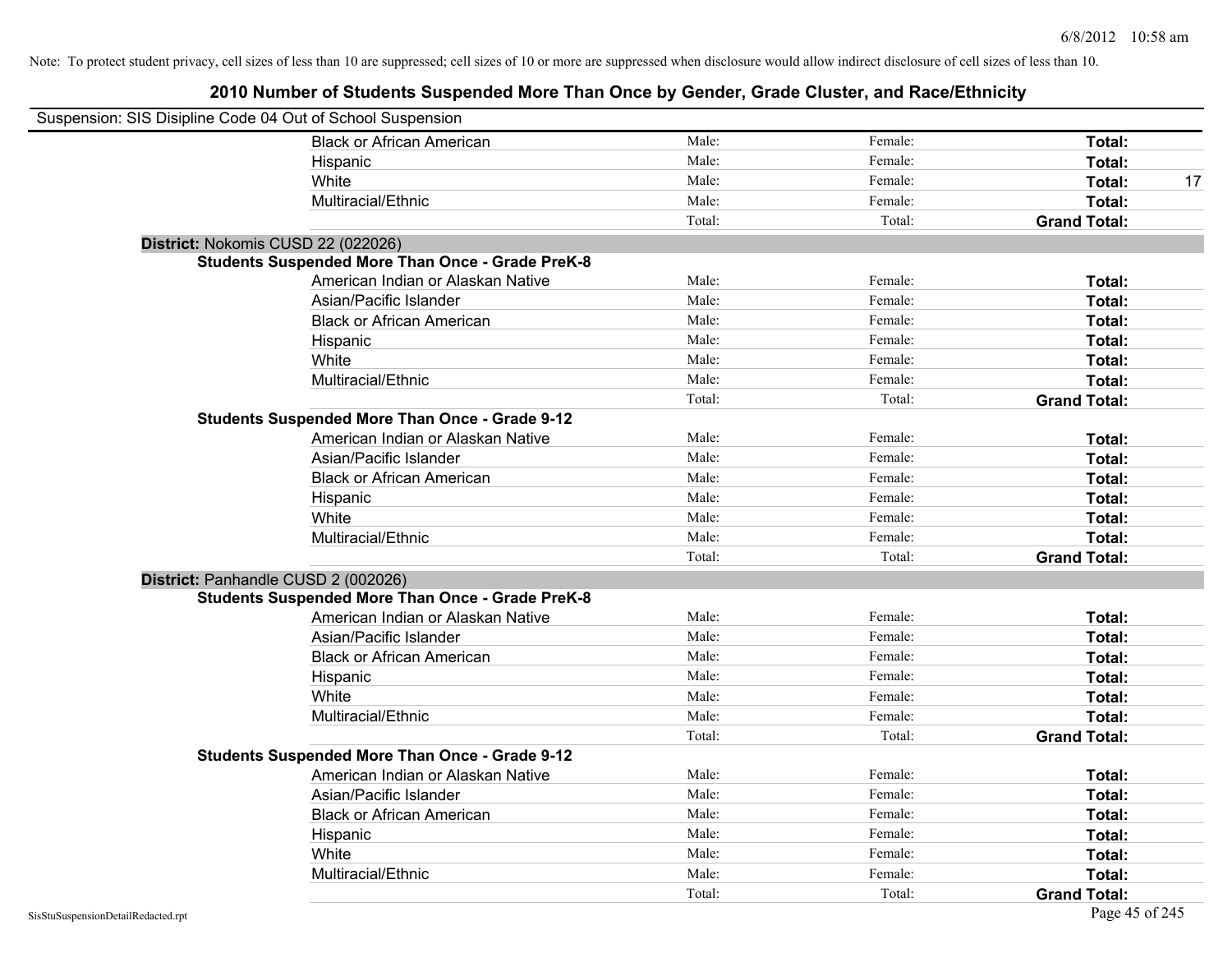Note: To protect student privacy, cell sizes of less than 10 are suppressed; cell sizes of 10 or more are suppressed when disclosure would allow indirect disclosure of cell sizes of less than 10.

# 2010 Number of Students Suspended More Than Once by Gender, Grade Cluster, and Race/Ethnicity

Suspension: SIS Disipline Code 04 Out of School Suspension

| | | | | |
|---|---|---|---|---|
| Black or African American | Male: | Female: | **Total:** | |
| Hispanic | Male: | Female: | **Total:** | |
| White | Male: | Female: | **Total:** | 17 |
| Multiracial/Ethnic | Male: | Female: | **Total:** | |
| | Total: | Total: | **Grand Total:** | |

**District:** Nokomis CUSD 22 (022026)

**Students Suspended More Than Once - Grade PreK-8**

| | | | | |
|---|---|---|---|---|
| American Indian or Alaskan Native | Male: | Female: | **Total:** | |
| Asian/Pacific Islander | Male: | Female: | **Total:** | |
| Black or African American | Male: | Female: | **Total:** | |
| Hispanic | Male: | Female: | **Total:** | |
| White | Male: | Female: | **Total:** | |
| Multiracial/Ethnic | Male: | Female: | **Total:** | |
| | Total: | Total: | **Grand Total:** | |

**Students Suspended More Than Once - Grade 9-12**

| | | | | |
|---|---|---|---|---|
| American Indian or Alaskan Native | Male: | Female: | **Total:** | |
| Asian/Pacific Islander | Male: | Female: | **Total:** | |
| Black or African American | Male: | Female: | **Total:** | |
| Hispanic | Male: | Female: | **Total:** | |
| White | Male: | Female: | **Total:** | |
| Multiracial/Ethnic | Male: | Female: | **Total:** | |
| | Total: | Total: | **Grand Total:** | |

**District:** Panhandle CUSD 2 (002026)

**Students Suspended More Than Once - Grade PreK-8**

| | | | | |
|---|---|---|---|---|
| American Indian or Alaskan Native | Male: | Female: | **Total:** | |
| Asian/Pacific Islander | Male: | Female: | **Total:** | |
| Black or African American | Male: | Female: | **Total:** | |
| Hispanic | Male: | Female: | **Total:** | |
| White | Male: | Female: | **Total:** | |
| Multiracial/Ethnic | Male: | Female: | **Total:** | |
| | Total: | Total: | **Grand Total:** | |

**Students Suspended More Than Once - Grade 9-12**

| | | | | |
|---|---|---|---|---|
| American Indian or Alaskan Native | Male: | Female: | **Total:** | |
| Asian/Pacific Islander | Male: | Female: | **Total:** | |
| Black or African American | Male: | Female: | **Total:** | |
| Hispanic | Male: | Female: | **Total:** | |
| White | Male: | Female: | **Total:** | |
| Multiracial/Ethnic | Male: | Female: | **Total:** | |
| | Total: | Total: | **Grand Total:** | |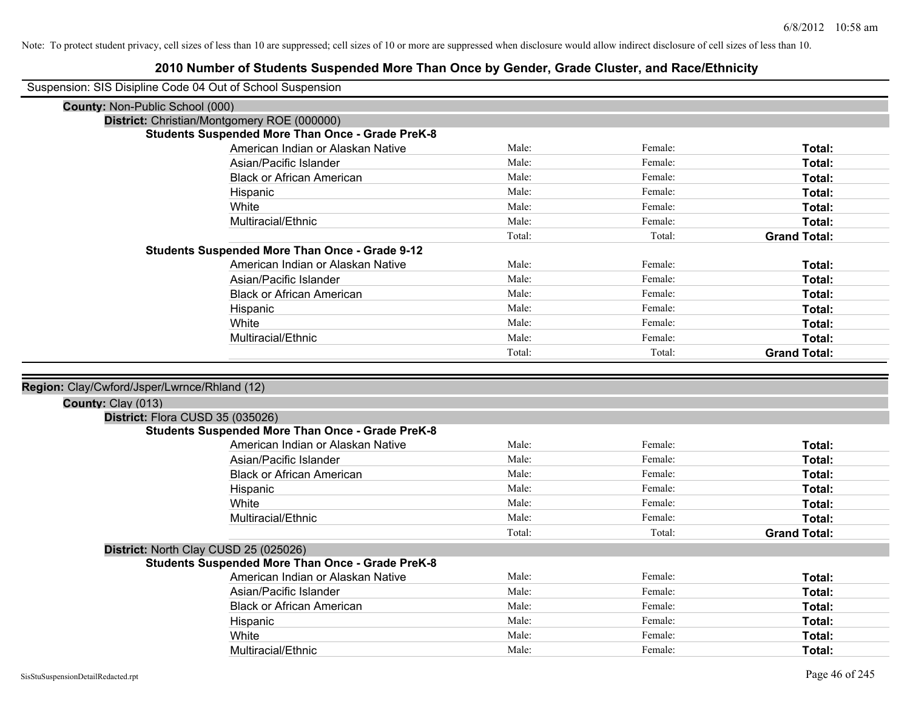Note: To protect student privacy, cell sizes of less than 10 are suppressed; cell sizes of 10 or more are suppressed when disclosure would allow indirect disclosure of cell sizes of less than 10.

# 2010 Number of Students Suspended More Than Once by Gender, Grade Cluster, and Race/Ethnicity

Suspension: SIS Disipline Code 04 Out of School Suspension

**County:** Non-Public School (000)

**District:** Christian/Montgomery ROE (000000)

**Students Suspended More Than Once - Grade PreK-8**

| | | | |
|---|---|---|---|
| American Indian or Alaskan Native | Male: | Female: | **Total:** |
| Asian/Pacific Islander | Male: | Female: | **Total:** |
| Black or African American | Male: | Female: | **Total:** |
| Hispanic | Male: | Female: | **Total:** |
| White | Male: | Female: | **Total:** |
| Multiracial/Ethnic | Male: | Female: | **Total:** |
| | Total: | Total: | **Grand Total:** |

**Students Suspended More Than Once - Grade 9-12**

| | | | |
|---|---|---|---|
| American Indian or Alaskan Native | Male: | Female: | **Total:** |
| Asian/Pacific Islander | Male: | Female: | **Total:** |
| Black or African American | Male: | Female: | **Total:** |
| Hispanic | Male: | Female: | **Total:** |
| White | Male: | Female: | **Total:** |
| Multiracial/Ethnic | Male: | Female: | **Total:** |
| | Total: | Total: | **Grand Total:** |

**Region:** Clay/Cwford/Jsper/Lwrnce/Rhland (12)

**County:** Clay (013)

**District:** Flora CUSD 35 (035026)

**Students Suspended More Than Once - Grade PreK-8**

| | | | |
|---|---|---|---|
| American Indian or Alaskan Native | Male: | Female: | **Total:** |
| Asian/Pacific Islander | Male: | Female: | **Total:** |
| Black or African American | Male: | Female: | **Total:** |
| Hispanic | Male: | Female: | **Total:** |
| White | Male: | Female: | **Total:** |
| Multiracial/Ethnic | Male: | Female: | **Total:** |
| | Total: | Total: | **Grand Total:** |

**District:** North Clay CUSD 25 (025026)

**Students Suspended More Than Once - Grade PreK-8**

| | | | |
|---|---|---|---|
| American Indian or Alaskan Native | Male: | Female: | **Total:** |
| Asian/Pacific Islander | Male: | Female: | **Total:** |
| Black or African American | Male: | Female: | **Total:** |
| Hispanic | Male: | Female: | **Total:** |
| White | Male: | Female: | **Total:** |
| Multiracial/Ethnic | Male: | Female: | **Total:** |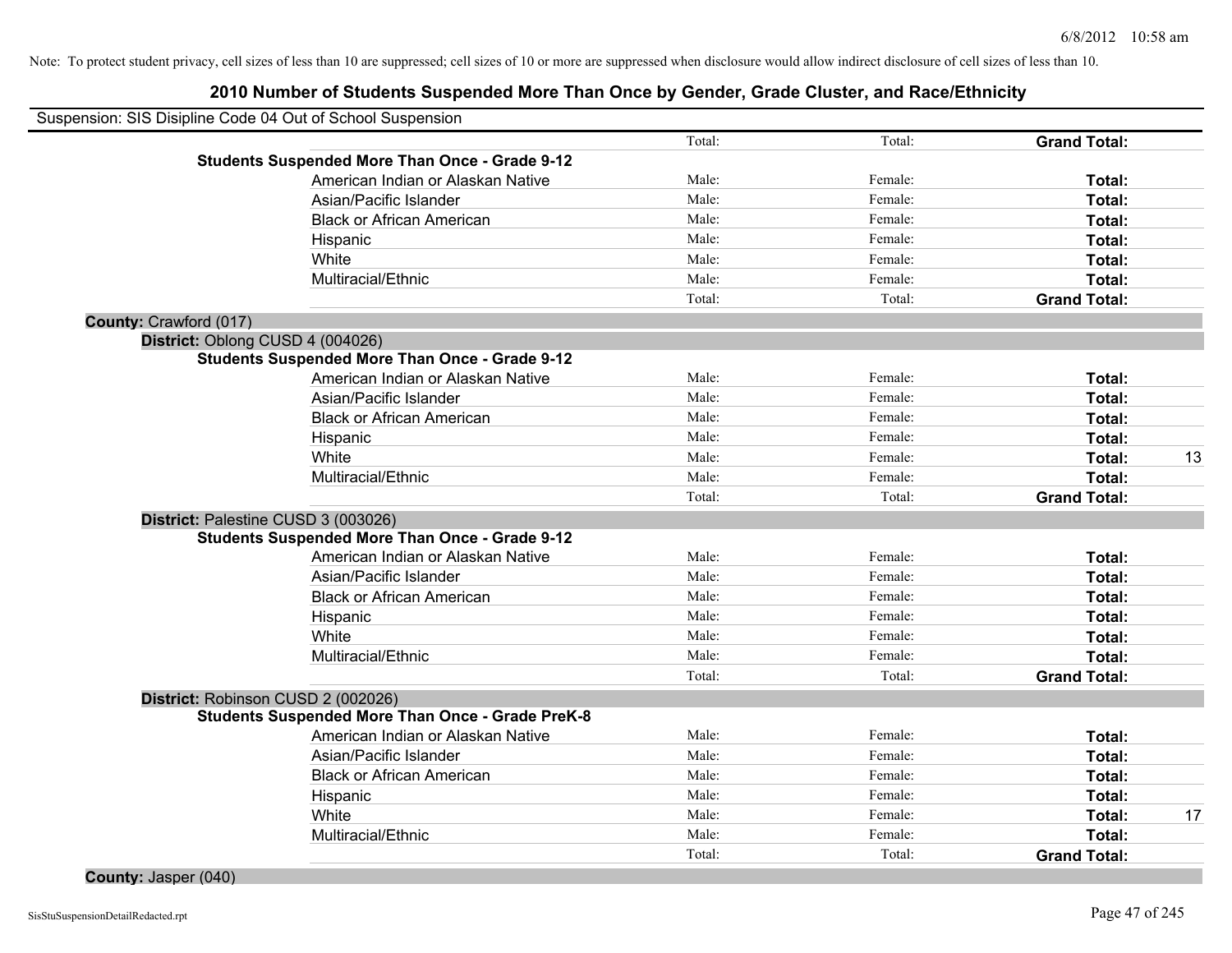Note: To protect student privacy, cell sizes of less than 10 are suppressed; cell sizes of 10 or more are suppressed when disclosure would allow indirect disclosure of cell sizes of less than 10.

# 2010 Number of Students Suspended More Than Once by Gender, Grade Cluster, and Race/Ethnicity

Suspension: SIS Disipline Code 04 Out of School Suspension

| | | | | | |
|---|---|---|---|---|---|
| | | Total: | Total: | **Grand Total:** | |
| **Students Suspended More Than Once - Grade 9-12** | | | | | |
| | American Indian or Alaskan Native | Male: | Female: | **Total:** | |
| | Asian/Pacific Islander | Male: | Female: | **Total:** | |
| | Black or African American | Male: | Female: | **Total:** | |
| | Hispanic | Male: | Female: | **Total:** | |
| | White | Male: | Female: | **Total:** | |
| | Multiracial/Ethnic | Male: | Female: | **Total:** | |
| | | Total: | Total: | **Grand Total:** | |
| **County:** Crawford (017) | | | | | |
| **District:** Oblong CUSD 4 (004026) | | | | | |
| **Students Suspended More Than Once - Grade 9-12** | | | | | |
| | American Indian or Alaskan Native | Male: | Female: | **Total:** | |
| | Asian/Pacific Islander | Male: | Female: | **Total:** | |
| | Black or African American | Male: | Female: | **Total:** | |
| | Hispanic | Male: | Female: | **Total:** | |
| | White | Male: | Female: | **Total:** | 13 |
| | Multiracial/Ethnic | Male: | Female: | **Total:** | |
| | | Total: | Total: | **Grand Total:** | |
| **District:** Palestine CUSD 3 (003026) | | | | | |
| **Students Suspended More Than Once - Grade 9-12** | | | | | |
| | American Indian or Alaskan Native | Male: | Female: | **Total:** | |
| | Asian/Pacific Islander | Male: | Female: | **Total:** | |
| | Black or African American | Male: | Female: | **Total:** | |
| | Hispanic | Male: | Female: | **Total:** | |
| | White | Male: | Female: | **Total:** | |
| | Multiracial/Ethnic | Male: | Female: | **Total:** | |
| | | Total: | Total: | **Grand Total:** | |
| **District:** Robinson CUSD 2 (002026) | | | | | |
| **Students Suspended More Than Once - Grade PreK-8** | | | | | |
| | American Indian or Alaskan Native | Male: | Female: | **Total:** | |
| | Asian/Pacific Islander | Male: | Female: | **Total:** | |
| | Black or African American | Male: | Female: | **Total:** | |
| | Hispanic | Male: | Female: | **Total:** | |
| | White | Male: | Female: | **Total:** | 17 |
| | Multiracial/Ethnic | Male: | Female: | **Total:** | |
| | | Total: | Total: | **Grand Total:** | |
| **County:** Jasper (040) | | | | | |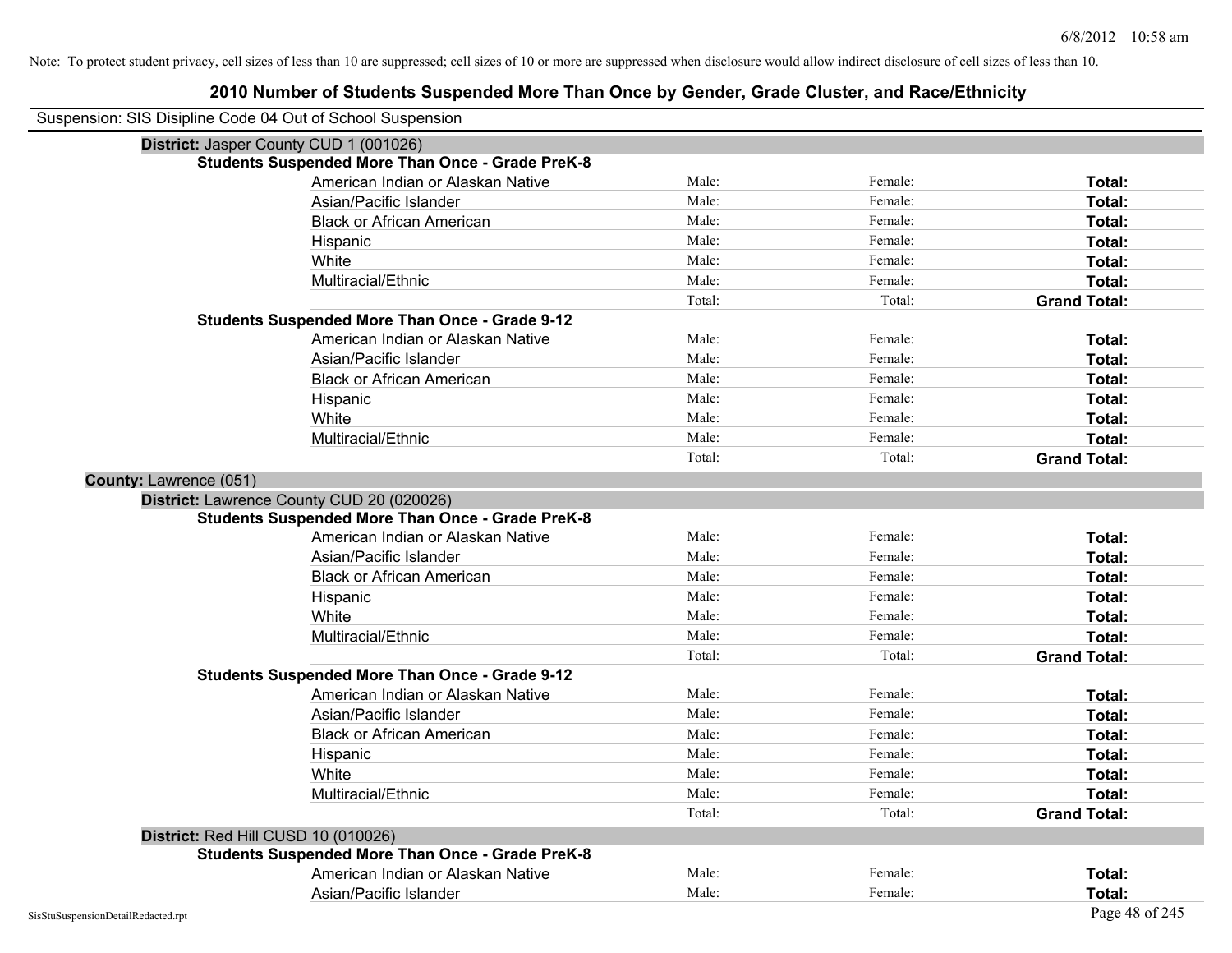Note: To protect student privacy, cell sizes of less than 10 are suppressed; cell sizes of 10 or more are suppressed when disclosure would allow indirect disclosure of cell sizes of less than 10.

# 2010 Number of Students Suspended More Than Once by Gender, Grade Cluster, and Race/Ethnicity

Suspension: SIS Disipline Code 04 Out of School Suspension

**District:** Jasper County CUD 1 (001026)

**Students Suspended More Than Once - Grade PreK-8**

| | | | |
|---|---|---|---|
| American Indian or Alaskan Native | Male: | Female: | **Total:** |
| Asian/Pacific Islander | Male: | Female: | **Total:** |
| Black or African American | Male: | Female: | **Total:** |
| Hispanic | Male: | Female: | **Total:** |
| White | Male: | Female: | **Total:** |
| Multiracial/Ethnic | Male: | Female: | **Total:** |
| | Total: | Total: | **Grand Total:** |

**Students Suspended More Than Once - Grade 9-12**

| | | | |
|---|---|---|---|
| American Indian or Alaskan Native | Male: | Female: | **Total:** |
| Asian/Pacific Islander | Male: | Female: | **Total:** |
| Black or African American | Male: | Female: | **Total:** |
| Hispanic | Male: | Female: | **Total:** |
| White | Male: | Female: | **Total:** |
| Multiracial/Ethnic | Male: | Female: | **Total:** |
| | Total: | Total: | **Grand Total:** |

**County:** Lawrence (051)

**District:** Lawrence County CUD 20 (020026)

**Students Suspended More Than Once - Grade PreK-8**

| | | | |
|---|---|---|---|
| American Indian or Alaskan Native | Male: | Female: | **Total:** |
| Asian/Pacific Islander | Male: | Female: | **Total:** |
| Black or African American | Male: | Female: | **Total:** |
| Hispanic | Male: | Female: | **Total:** |
| White | Male: | Female: | **Total:** |
| Multiracial/Ethnic | Male: | Female: | **Total:** |
| | Total: | Total: | **Grand Total:** |

**Students Suspended More Than Once - Grade 9-12**

| | | | |
|---|---|---|---|
| American Indian or Alaskan Native | Male: | Female: | **Total:** |
| Asian/Pacific Islander | Male: | Female: | **Total:** |
| Black or African American | Male: | Female: | **Total:** |
| Hispanic | Male: | Female: | **Total:** |
| White | Male: | Female: | **Total:** |
| Multiracial/Ethnic | Male: | Female: | **Total:** |
| | Total: | Total: | **Grand Total:** |

**District:** Red Hill CUSD 10 (010026)

**Students Suspended More Than Once - Grade PreK-8**

| | | | |
|---|---|---|---|
| American Indian or Alaskan Native | Male: | Female: | **Total:** |
| Asian/Pacific Islander | Male: | Female: | **Total:** |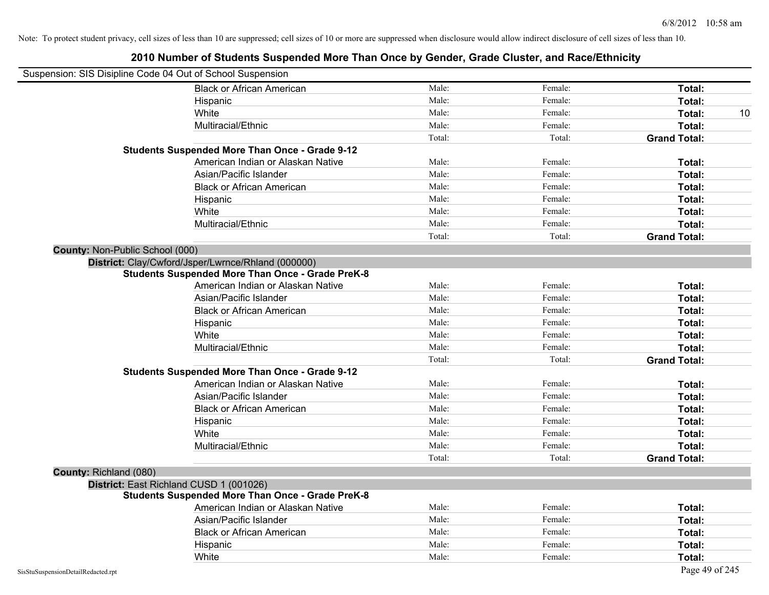Note: To protect student privacy, cell sizes of less than 10 are suppressed; cell sizes of 10 or more are suppressed when disclosure would allow indirect disclosure of cell sizes of less than 10.

## 2010 Number of Students Suspended More Than Once by Gender, Grade Cluster, and Race/Ethnicity

Suspension: SIS Disipline Code 04 Out of School Suspension

| | | | | |
|---|---|---|---|---|
| Black or African American | Male: | Female: | **Total:** | |
| Hispanic | Male: | Female: | **Total:** | |
| White | Male: | Female: | **Total:** | 10 |
| Multiracial/Ethnic | Male: | Female: | **Total:** | |
| | Total: | Total: | **Grand Total:** | |

**Students Suspended More Than Once - Grade 9-12**

| | | | | |
|---|---|---|---|---|
| American Indian or Alaskan Native | Male: | Female: | **Total:** | |
| Asian/Pacific Islander | Male: | Female: | **Total:** | |
| Black or African American | Male: | Female: | **Total:** | |
| Hispanic | Male: | Female: | **Total:** | |
| White | Male: | Female: | **Total:** | |
| Multiracial/Ethnic | Male: | Female: | **Total:** | |
| | Total: | Total: | **Grand Total:** | |

**County:** Non-Public School (000)

**District:** Clay/Cwford/Jsper/Lwrnce/Rhland (000000)

**Students Suspended More Than Once - Grade PreK-8**

| | | | | |
|---|---|---|---|---|
| American Indian or Alaskan Native | Male: | Female: | **Total:** | |
| Asian/Pacific Islander | Male: | Female: | **Total:** | |
| Black or African American | Male: | Female: | **Total:** | |
| Hispanic | Male: | Female: | **Total:** | |
| White | Male: | Female: | **Total:** | |
| Multiracial/Ethnic | Male: | Female: | **Total:** | |
| | Total: | Total: | **Grand Total:** | |

**Students Suspended More Than Once - Grade 9-12**

| | | | | |
|---|---|---|---|---|
| American Indian or Alaskan Native | Male: | Female: | **Total:** | |
| Asian/Pacific Islander | Male: | Female: | **Total:** | |
| Black or African American | Male: | Female: | **Total:** | |
| Hispanic | Male: | Female: | **Total:** | |
| White | Male: | Female: | **Total:** | |
| Multiracial/Ethnic | Male: | Female: | **Total:** | |
| | Total: | Total: | **Grand Total:** | |

**County:** Richland (080)

**District:** East Richland CUSD 1 (001026)

**Students Suspended More Than Once - Grade PreK-8**

| | | | | |
|---|---|---|---|---|
| American Indian or Alaskan Native | Male: | Female: | **Total:** | |
| Asian/Pacific Islander | Male: | Female: | **Total:** | |
| Black or African American | Male: | Female: | **Total:** | |
| Hispanic | Male: | Female: | **Total:** | |
| White | Male: | Female: | **Total:** | |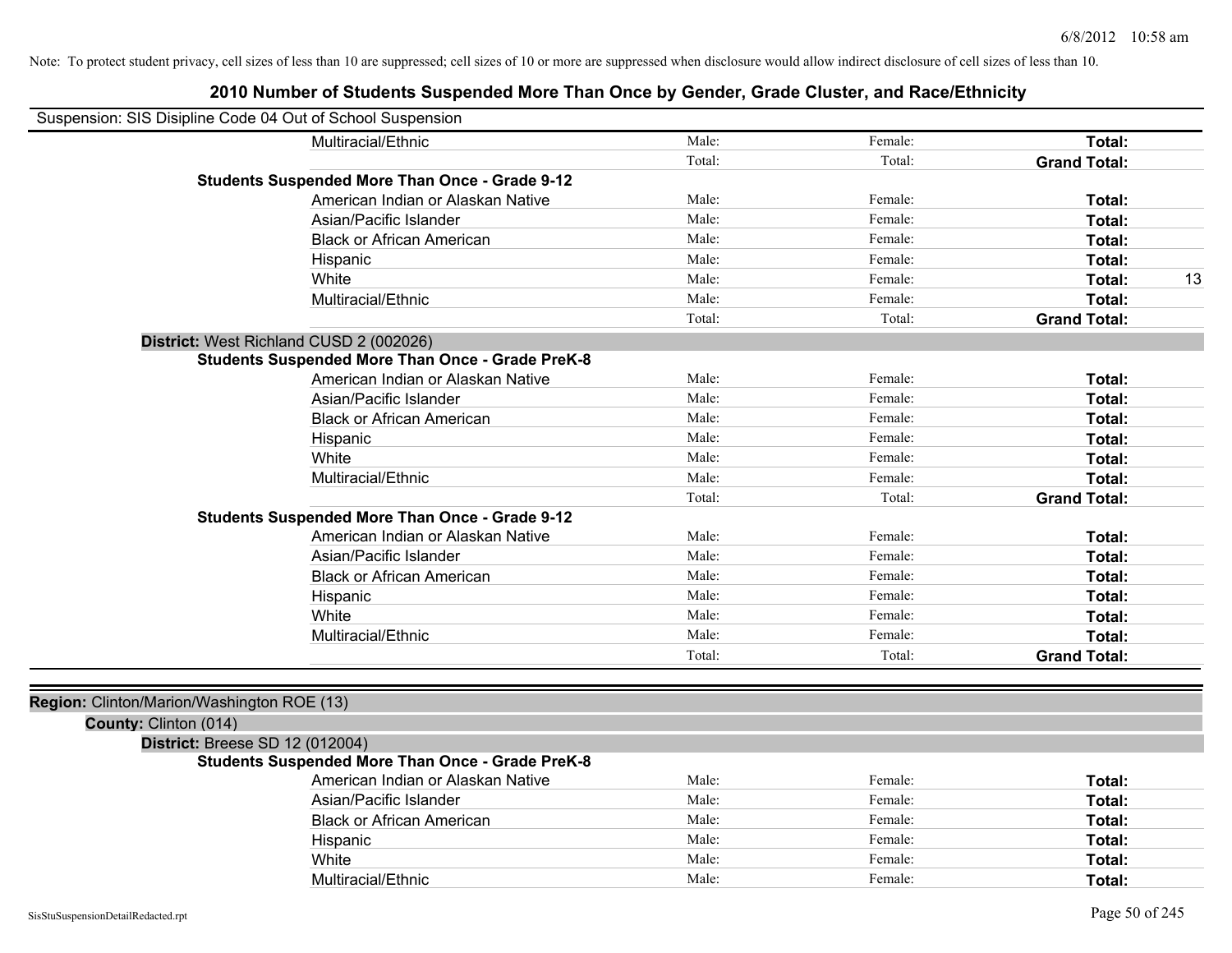Note: To protect student privacy, cell sizes of less than 10 are suppressed; cell sizes of 10 or more are suppressed when disclosure would allow indirect disclosure of cell sizes of less than 10.

## 2010 Number of Students Suspended More Than Once by Gender, Grade Cluster, and Race/Ethnicity

Suspension: SIS Disipline Code 04 Out of School Suspension

| | | | | |
|---|---|---|---|---|
| Multiracial/Ethnic | Male: | Female: | **Total:** | |
| | Total: | Total: | **Grand Total:** | |
| **Students Suspended More Than Once - Grade 9-12** | | | | |
| American Indian or Alaskan Native | Male: | Female: | **Total:** | |
| Asian/Pacific Islander | Male: | Female: | **Total:** | |
| Black or African American | Male: | Female: | **Total:** | |
| Hispanic | Male: | Female: | **Total:** | |
| White | Male: | Female: | **Total:** | 13 |
| Multiracial/Ethnic | Male: | Female: | **Total:** | |
| | Total: | Total: | **Grand Total:** | |

**District:** West Richland CUSD 2 (002026)

| | | | | |
|---|---|---|---|---|
| **Students Suspended More Than Once - Grade PreK-8** | | | | |
| American Indian or Alaskan Native | Male: | Female: | **Total:** | |
| Asian/Pacific Islander | Male: | Female: | **Total:** | |
| Black or African American | Male: | Female: | **Total:** | |
| Hispanic | Male: | Female: | **Total:** | |
| White | Male: | Female: | **Total:** | |
| Multiracial/Ethnic | Male: | Female: | **Total:** | |
| | Total: | Total: | **Grand Total:** | |
| **Students Suspended More Than Once - Grade 9-12** | | | | |
| American Indian or Alaskan Native | Male: | Female: | **Total:** | |
| Asian/Pacific Islander | Male: | Female: | **Total:** | |
| Black or African American | Male: | Female: | **Total:** | |
| Hispanic | Male: | Female: | **Total:** | |
| White | Male: | Female: | **Total:** | |
| Multiracial/Ethnic | Male: | Female: | **Total:** | |
| | Total: | Total: | **Grand Total:** | |

**Region:** Clinton/Marion/Washington ROE (13)

**County:** Clinton (014)

**District:** Breese SD 12 (012004)

| | | | | |
|---|---|---|---|---|
| **Students Suspended More Than Once - Grade PreK-8** | | | | |
| American Indian or Alaskan Native | Male: | Female: | **Total:** | |
| Asian/Pacific Islander | Male: | Female: | **Total:** | |
| Black or African American | Male: | Female: | **Total:** | |
| Hispanic | Male: | Female: | **Total:** | |
| White | Male: | Female: | **Total:** | |
| Multiracial/Ethnic | Male: | Female: | **Total:** | |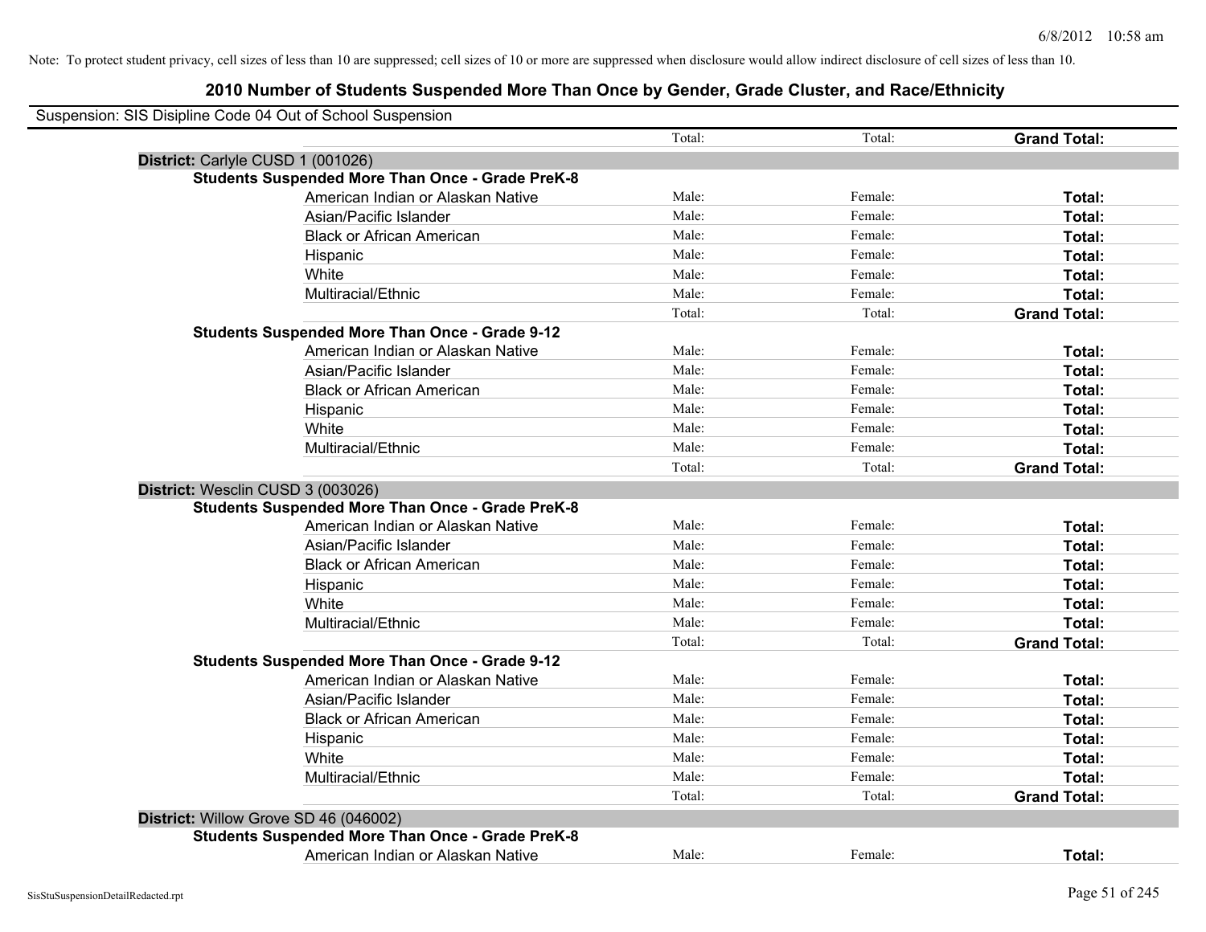Note: To protect student privacy, cell sizes of less than 10 are suppressed; cell sizes of 10 or more are suppressed when disclosure would allow indirect disclosure of cell sizes of less than 10.

## 2010 Number of Students Suspended More Than Once by Gender, Grade Cluster, and Race/Ethnicity

Suspension: SIS Disipline Code 04 Out of School Suspension

| | | | |
|---|---|---|---|
| | Total: | Total: | **Grand Total:** |
| **District:** Carlyle CUSD 1 (001026) | | | |
| **Students Suspended More Than Once - Grade PreK-8** | | | |
| American Indian or Alaskan Native | Male: | Female: | **Total:** |
| Asian/Pacific Islander | Male: | Female: | **Total:** |
| Black or African American | Male: | Female: | **Total:** |
| Hispanic | Male: | Female: | **Total:** |
| White | Male: | Female: | **Total:** |
| Multiracial/Ethnic | Male: | Female: | **Total:** |
| | Total: | Total: | **Grand Total:** |
| **Students Suspended More Than Once - Grade 9-12** | | | |
| American Indian or Alaskan Native | Male: | Female: | **Total:** |
| Asian/Pacific Islander | Male: | Female: | **Total:** |
| Black or African American | Male: | Female: | **Total:** |
| Hispanic | Male: | Female: | **Total:** |
| White | Male: | Female: | **Total:** |
| Multiracial/Ethnic | Male: | Female: | **Total:** |
| | Total: | Total: | **Grand Total:** |
| **District:** Wesclin CUSD 3 (003026) | | | |
| **Students Suspended More Than Once - Grade PreK-8** | | | |
| American Indian or Alaskan Native | Male: | Female: | **Total:** |
| Asian/Pacific Islander | Male: | Female: | **Total:** |
| Black or African American | Male: | Female: | **Total:** |
| Hispanic | Male: | Female: | **Total:** |
| White | Male: | Female: | **Total:** |
| Multiracial/Ethnic | Male: | Female: | **Total:** |
| | Total: | Total: | **Grand Total:** |
| **Students Suspended More Than Once - Grade 9-12** | | | |
| American Indian or Alaskan Native | Male: | Female: | **Total:** |
| Asian/Pacific Islander | Male: | Female: | **Total:** |
| Black or African American | Male: | Female: | **Total:** |
| Hispanic | Male: | Female: | **Total:** |
| White | Male: | Female: | **Total:** |
| Multiracial/Ethnic | Male: | Female: | **Total:** |
| | Total: | Total: | **Grand Total:** |
| **District:** Willow Grove SD 46 (046002) | | | |
| **Students Suspended More Than Once - Grade PreK-8** | | | |
| American Indian or Alaskan Native | Male: | Female: | **Total:** |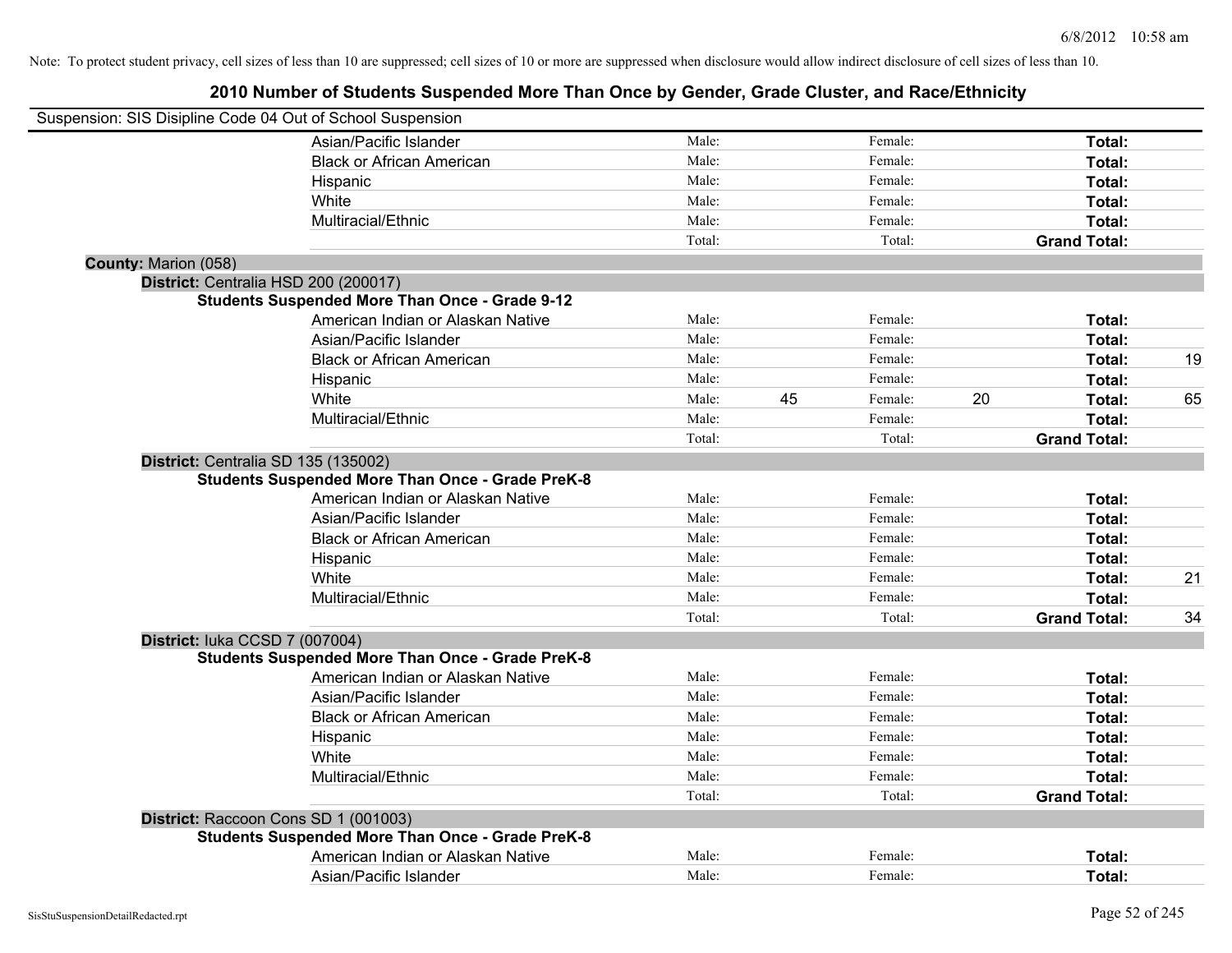Note: To protect student privacy, cell sizes of less than 10 are suppressed; cell sizes of 10 or more are suppressed when disclosure would allow indirect disclosure of cell sizes of less than 10.

## 2010 Number of Students Suspended More Than Once by Gender, Grade Cluster, and Race/Ethnicity

Suspension: SIS Disipline Code 04 Out of School Suspension

| | | | | | | |
|---|---|---|---|---|---|---|
| Asian/Pacific Islander | Male: | | Female: | | **Total:** | |
| Black or African American | Male: | | Female: | | **Total:** | |
| Hispanic | Male: | | Female: | | **Total:** | |
| White | Male: | | Female: | | **Total:** | |
| Multiracial/Ethnic | Male: | | Female: | | **Total:** | |
| | Total: | | Total: | | **Grand Total:** | |

**County:** Marion (058)

**District:** Centralia HSD 200 (200017)

**Students Suspended More Than Once - Grade 9-12**

| | | | | | | |
|---|---|---|---|---|---|---|
| American Indian or Alaskan Native | Male: | | Female: | | **Total:** | |
| Asian/Pacific Islander | Male: | | Female: | | **Total:** | |
| Black or African American | Male: | | Female: | | **Total:** | 19 |
| Hispanic | Male: | | Female: | | **Total:** | |
| White | Male: | 45 | Female: | 20 | **Total:** | 65 |
| Multiracial/Ethnic | Male: | | Female: | | **Total:** | |
| | Total: | | Total: | | **Grand Total:** | |

**District:** Centralia SD 135 (135002)

**Students Suspended More Than Once - Grade PreK-8**

| | | | | | | |
|---|---|---|---|---|---|---|
| American Indian or Alaskan Native | Male: | | Female: | | **Total:** | |
| Asian/Pacific Islander | Male: | | Female: | | **Total:** | |
| Black or African American | Male: | | Female: | | **Total:** | |
| Hispanic | Male: | | Female: | | **Total:** | |
| White | Male: | | Female: | | **Total:** | 21 |
| Multiracial/Ethnic | Male: | | Female: | | **Total:** | |
| | Total: | | Total: | | **Grand Total:** | 34 |

**District:** Iuka CCSD 7 (007004)

**Students Suspended More Than Once - Grade PreK-8**

| | | | | | | |
|---|---|---|---|---|---|---|
| American Indian or Alaskan Native | Male: | | Female: | | **Total:** | |
| Asian/Pacific Islander | Male: | | Female: | | **Total:** | |
| Black or African American | Male: | | Female: | | **Total:** | |
| Hispanic | Male: | | Female: | | **Total:** | |
| White | Male: | | Female: | | **Total:** | |
| Multiracial/Ethnic | Male: | | Female: | | **Total:** | |
| | Total: | | Total: | | **Grand Total:** | |

**District:** Raccoon Cons SD 1 (001003)

**Students Suspended More Than Once - Grade PreK-8**

| | | | | | | |
|---|---|---|---|---|---|---|
| American Indian or Alaskan Native | Male: | | Female: | | **Total:** | |
| Asian/Pacific Islander | Male: | | Female: | | **Total:** | |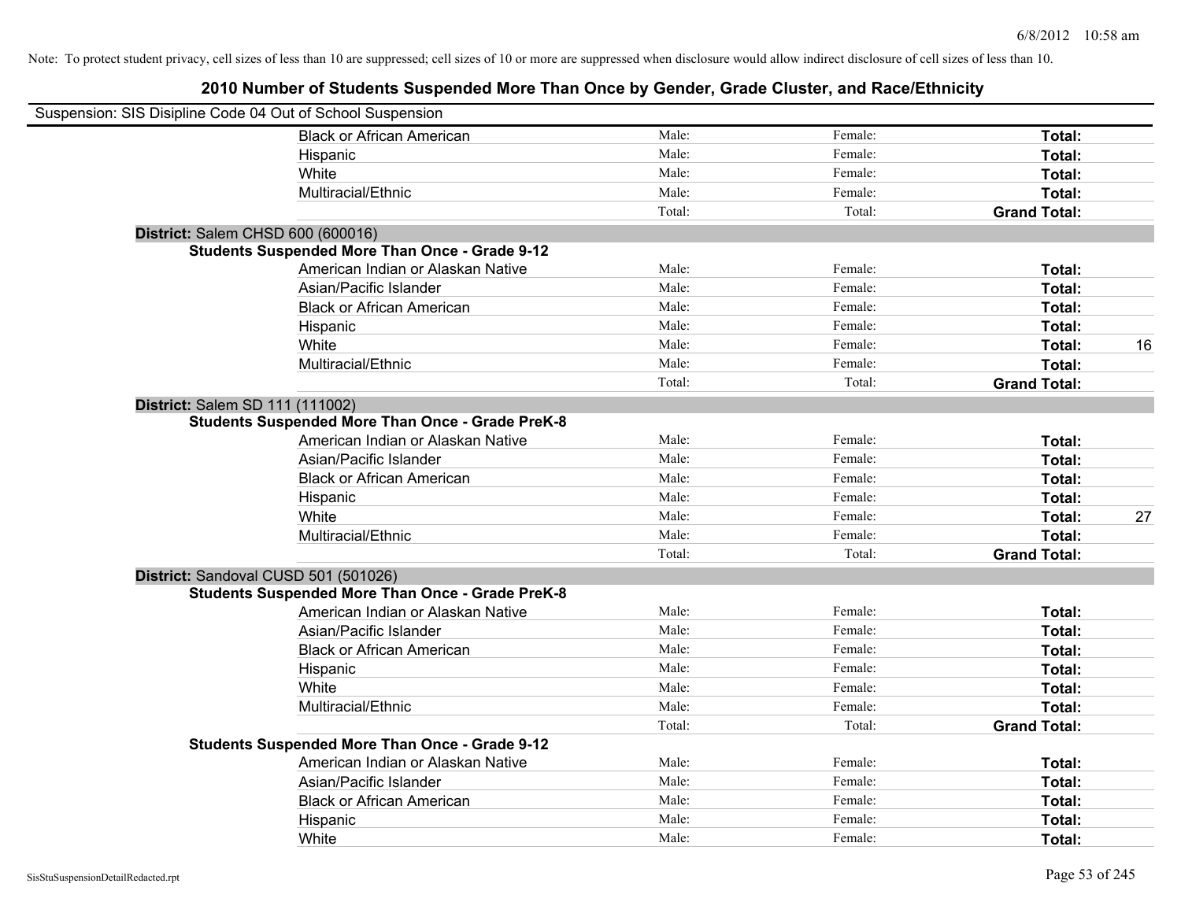Note: To protect student privacy, cell sizes of less than 10 are suppressed; cell sizes of 10 or more are suppressed when disclosure would allow indirect disclosure of cell sizes of less than 10.

## 2010 Number of Students Suspended More Than Once by Gender, Grade Cluster, and Race/Ethnicity

Suspension: SIS Disipline Code 04 Out of School Suspension

| | | | | |
|---|---|---|---|---|
| Black or African American | Male: | Female: | **Total:** | |
| Hispanic | Male: | Female: | **Total:** | |
| White | Male: | Female: | **Total:** | |
| Multiracial/Ethnic | Male: | Female: | **Total:** | |
| | Total: | Total: | **Grand Total:** | |

**District:** Salem CHSD 600 (600016)

**Students Suspended More Than Once - Grade 9-12**

| | | | | |
|---|---|---|---|---|
| American Indian or Alaskan Native | Male: | Female: | **Total:** | |
| Asian/Pacific Islander | Male: | Female: | **Total:** | |
| Black or African American | Male: | Female: | **Total:** | |
| Hispanic | Male: | Female: | **Total:** | |
| White | Male: | Female: | **Total:** | 16 |
| Multiracial/Ethnic | Male: | Female: | **Total:** | |
| | Total: | Total: | **Grand Total:** | |

**District:** Salem SD 111 (111002)

**Students Suspended More Than Once - Grade PreK-8**

| | | | | |
|---|---|---|---|---|
| American Indian or Alaskan Native | Male: | Female: | **Total:** | |
| Asian/Pacific Islander | Male: | Female: | **Total:** | |
| Black or African American | Male: | Female: | **Total:** | |
| Hispanic | Male: | Female: | **Total:** | |
| White | Male: | Female: | **Total:** | 27 |
| Multiracial/Ethnic | Male: | Female: | **Total:** | |
| | Total: | Total: | **Grand Total:** | |

**District:** Sandoval CUSD 501 (501026)

**Students Suspended More Than Once - Grade PreK-8**

| | | | | |
|---|---|---|---|---|
| American Indian or Alaskan Native | Male: | Female: | **Total:** | |
| Asian/Pacific Islander | Male: | Female: | **Total:** | |
| Black or African American | Male: | Female: | **Total:** | |
| Hispanic | Male: | Female: | **Total:** | |
| White | Male: | Female: | **Total:** | |
| Multiracial/Ethnic | Male: | Female: | **Total:** | |
| | Total: | Total: | **Grand Total:** | |

**Students Suspended More Than Once - Grade 9-12**

| | | | | |
|---|---|---|---|---|
| American Indian or Alaskan Native | Male: | Female: | **Total:** | |
| Asian/Pacific Islander | Male: | Female: | **Total:** | |
| Black or African American | Male: | Female: | **Total:** | |
| Hispanic | Male: | Female: | **Total:** | |
| White | Male: | Female: | **Total:** | |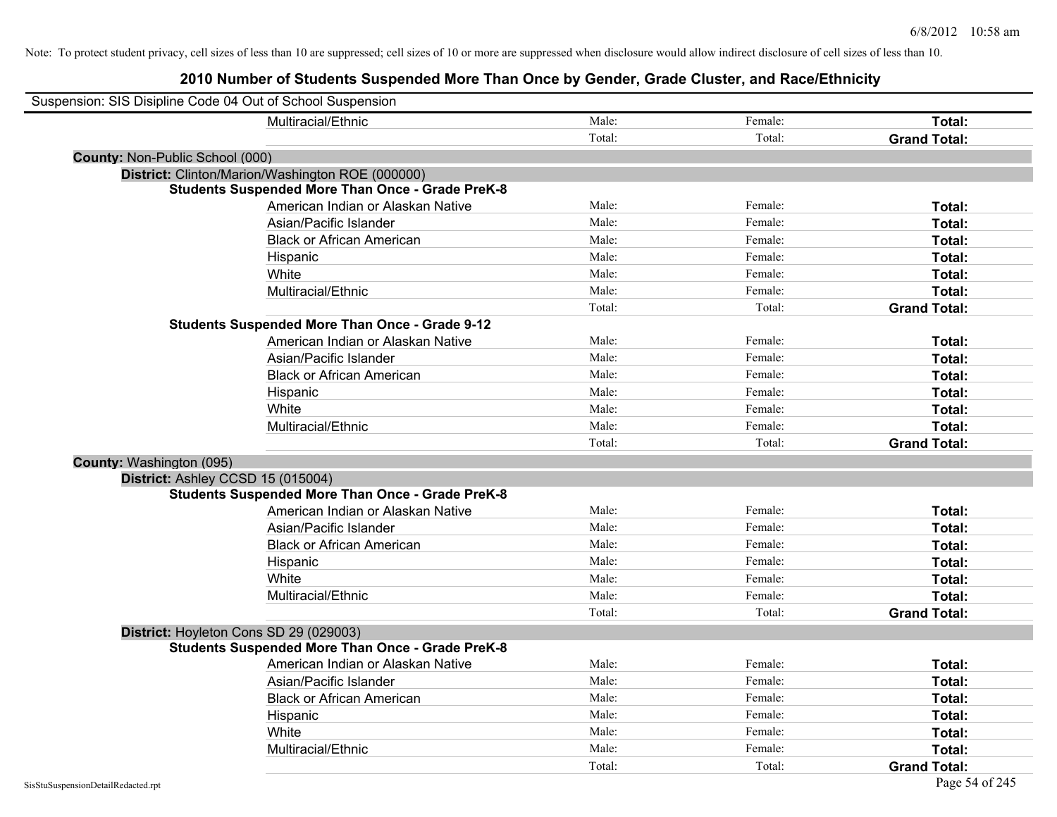Note: To protect student privacy, cell sizes of less than 10 are suppressed; cell sizes of 10 or more are suppressed when disclosure would allow indirect disclosure of cell sizes of less than 10.

## 2010 Number of Students Suspended More Than Once by Gender, Grade Cluster, and Race/Ethnicity

Suspension: SIS Disipline Code 04 Out of School Suspension

| | Male | Female | Total |
|---|---|---|---|
| Multiracial/Ethnic | Male: | Female: | **Total:** |
| | Total: | Total: | **Grand Total:** |

**County:** Non-Public School (000)

**District:** Clinton/Marion/Washington ROE (000000)

**Students Suspended More Than Once - Grade PreK-8**

| | Male | Female | Total |
|---|---|---|---|
| American Indian or Alaskan Native | Male: | Female: | **Total:** |
| Asian/Pacific Islander | Male: | Female: | **Total:** |
| Black or African American | Male: | Female: | **Total:** |
| Hispanic | Male: | Female: | **Total:** |
| White | Male: | Female: | **Total:** |
| Multiracial/Ethnic | Male: | Female: | **Total:** |
| | Total: | Total: | **Grand Total:** |

**Students Suspended More Than Once - Grade 9-12**

| | Male | Female | Total |
|---|---|---|---|
| American Indian or Alaskan Native | Male: | Female: | **Total:** |
| Asian/Pacific Islander | Male: | Female: | **Total:** |
| Black or African American | Male: | Female: | **Total:** |
| Hispanic | Male: | Female: | **Total:** |
| White | Male: | Female: | **Total:** |
| Multiracial/Ethnic | Male: | Female: | **Total:** |
| | Total: | Total: | **Grand Total:** |

**County:** Washington (095)

**District:** Ashley CCSD 15 (015004)

**Students Suspended More Than Once - Grade PreK-8**

| | Male | Female | Total |
|---|---|---|---|
| American Indian or Alaskan Native | Male: | Female: | **Total:** |
| Asian/Pacific Islander | Male: | Female: | **Total:** |
| Black or African American | Male: | Female: | **Total:** |
| Hispanic | Male: | Female: | **Total:** |
| White | Male: | Female: | **Total:** |
| Multiracial/Ethnic | Male: | Female: | **Total:** |
| | Total: | Total: | **Grand Total:** |

**District:** Hoyleton Cons SD 29 (029003)

**Students Suspended More Than Once - Grade PreK-8**

| | Male | Female | Total |
|---|---|---|---|
| American Indian or Alaskan Native | Male: | Female: | **Total:** |
| Asian/Pacific Islander | Male: | Female: | **Total:** |
| Black or African American | Male: | Female: | **Total:** |
| Hispanic | Male: | Female: | **Total:** |
| White | Male: | Female: | **Total:** |
| Multiracial/Ethnic | Male: | Female: | **Total:** |
| | Total: | Total: | **Grand Total:** |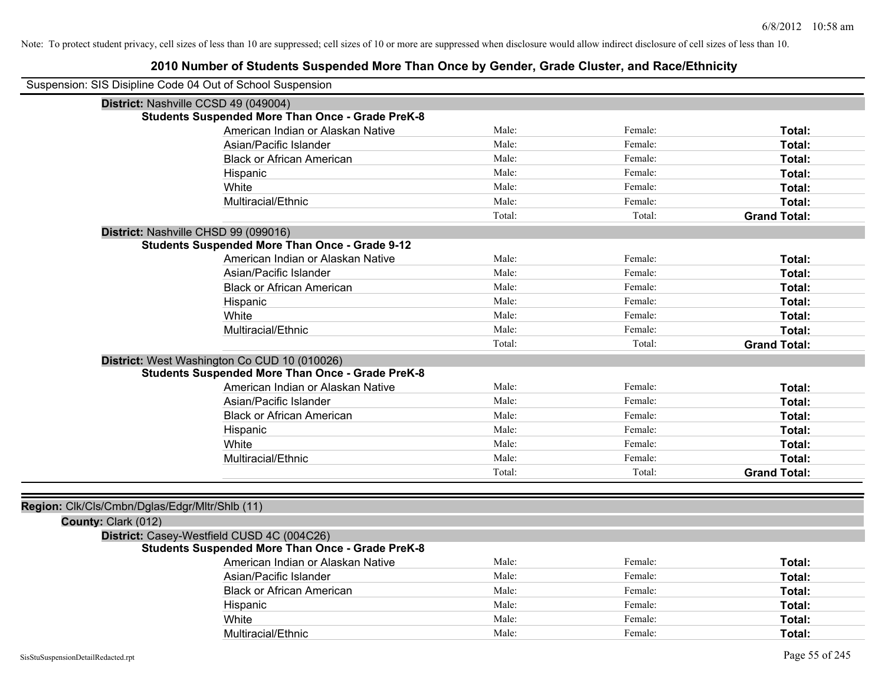Note: To protect student privacy, cell sizes of less than 10 are suppressed; cell sizes of 10 or more are suppressed when disclosure would allow indirect disclosure of cell sizes of less than 10.

# 2010 Number of Students Suspended More Than Once by Gender, Grade Cluster, and Race/Ethnicity

Suspension: SIS Disipline Code 04 Out of School Suspension

**District:** Nashville CCSD 49 (049004)

**Students Suspended More Than Once - Grade PreK-8**

| | | | |
|---|---|---|---|
| American Indian or Alaskan Native | Male: | Female: | **Total:** |
| Asian/Pacific Islander | Male: | Female: | **Total:** |
| Black or African American | Male: | Female: | **Total:** |
| Hispanic | Male: | Female: | **Total:** |
| White | Male: | Female: | **Total:** |
| Multiracial/Ethnic | Male: | Female: | **Total:** |
| | Total: | Total: | **Grand Total:** |

**District:** Nashville CHSD 99 (099016)

**Students Suspended More Than Once - Grade 9-12**

| | | | |
|---|---|---|---|
| American Indian or Alaskan Native | Male: | Female: | **Total:** |
| Asian/Pacific Islander | Male: | Female: | **Total:** |
| Black or African American | Male: | Female: | **Total:** |
| Hispanic | Male: | Female: | **Total:** |
| White | Male: | Female: | **Total:** |
| Multiracial/Ethnic | Male: | Female: | **Total:** |
| | Total: | Total: | **Grand Total:** |

**District:** West Washington Co CUD 10 (010026)

**Students Suspended More Than Once - Grade PreK-8**

| | | | |
|---|---|---|---|
| American Indian or Alaskan Native | Male: | Female: | **Total:** |
| Asian/Pacific Islander | Male: | Female: | **Total:** |
| Black or African American | Male: | Female: | **Total:** |
| Hispanic | Male: | Female: | **Total:** |
| White | Male: | Female: | **Total:** |
| Multiracial/Ethnic | Male: | Female: | **Total:** |
| | Total: | Total: | **Grand Total:** |

**Region:** Clk/Cls/Cmbn/Dglas/Edgr/Mltr/Shlb (11)

**County:** Clark (012)

**District:** Casey-Westfield CUSD 4C (004C26)

**Students Suspended More Than Once - Grade PreK-8**

| | | | |
|---|---|---|---|
| American Indian or Alaskan Native | Male: | Female: | **Total:** |
| Asian/Pacific Islander | Male: | Female: | **Total:** |
| Black or African American | Male: | Female: | **Total:** |
| Hispanic | Male: | Female: | **Total:** |
| White | Male: | Female: | **Total:** |
| Multiracial/Ethnic | Male: | Female: | **Total:** |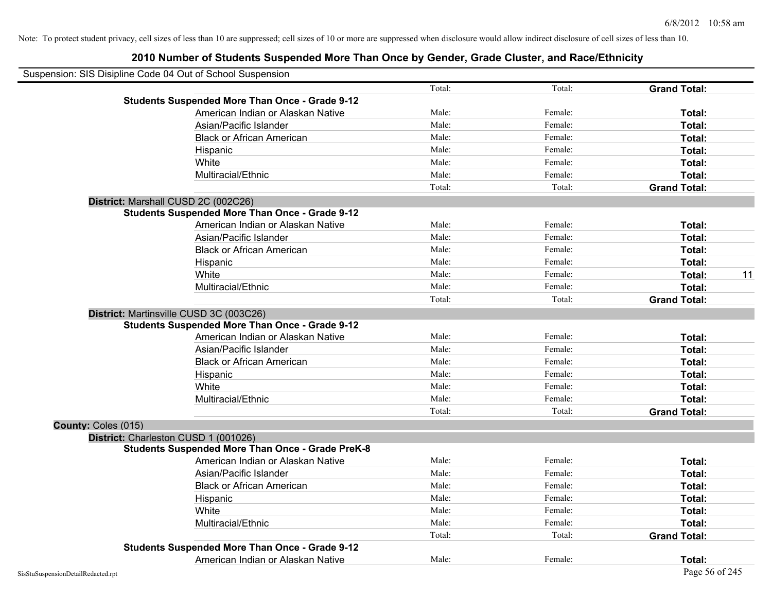Note: To protect student privacy, cell sizes of less than 10 are suppressed; cell sizes of 10 or more are suppressed when disclosure would allow indirect disclosure of cell sizes of less than 10.

## 2010 Number of Students Suspended More Than Once by Gender, Grade Cluster, and Race/Ethnicity

Suspension: SIS Disipline Code 04 Out of School Suspension

| | | | | |
|---|---|---|---|---|
| | Total: | Total: | **Grand Total:** | |
| **Students Suspended More Than Once - Grade 9-12** | | | | |
| American Indian or Alaskan Native | Male: | Female: | **Total:** | |
| Asian/Pacific Islander | Male: | Female: | **Total:** | |
| Black or African American | Male: | Female: | **Total:** | |
| Hispanic | Male: | Female: | **Total:** | |
| White | Male: | Female: | **Total:** | |
| Multiracial/Ethnic | Male: | Female: | **Total:** | |
| | Total: | Total: | **Grand Total:** | |
| **District:** Marshall CUSD 2C (002C26) | | | | |
| **Students Suspended More Than Once - Grade 9-12** | | | | |
| American Indian or Alaskan Native | Male: | Female: | **Total:** | |
| Asian/Pacific Islander | Male: | Female: | **Total:** | |
| Black or African American | Male: | Female: | **Total:** | |
| Hispanic | Male: | Female: | **Total:** | |
| White | Male: | Female: | **Total:** | 11 |
| Multiracial/Ethnic | Male: | Female: | **Total:** | |
| | Total: | Total: | **Grand Total:** | |
| **District:** Martinsville CUSD 3C (003C26) | | | | |
| **Students Suspended More Than Once - Grade 9-12** | | | | |
| American Indian or Alaskan Native | Male: | Female: | **Total:** | |
| Asian/Pacific Islander | Male: | Female: | **Total:** | |
| Black or African American | Male: | Female: | **Total:** | |
| Hispanic | Male: | Female: | **Total:** | |
| White | Male: | Female: | **Total:** | |
| Multiracial/Ethnic | Male: | Female: | **Total:** | |
| | Total: | Total: | **Grand Total:** | |
| **County:** Coles (015) | | | | |
| **District:** Charleston CUSD 1 (001026) | | | | |
| **Students Suspended More Than Once - Grade PreK-8** | | | | |
| American Indian or Alaskan Native | Male: | Female: | **Total:** | |
| Asian/Pacific Islander | Male: | Female: | **Total:** | |
| Black or African American | Male: | Female: | **Total:** | |
| Hispanic | Male: | Female: | **Total:** | |
| White | Male: | Female: | **Total:** | |
| Multiracial/Ethnic | Male: | Female: | **Total:** | |
| | Total: | Total: | **Grand Total:** | |
| **Students Suspended More Than Once - Grade 9-12** | | | | |
| American Indian or Alaskan Native | Male: | Female: | **Total:** | |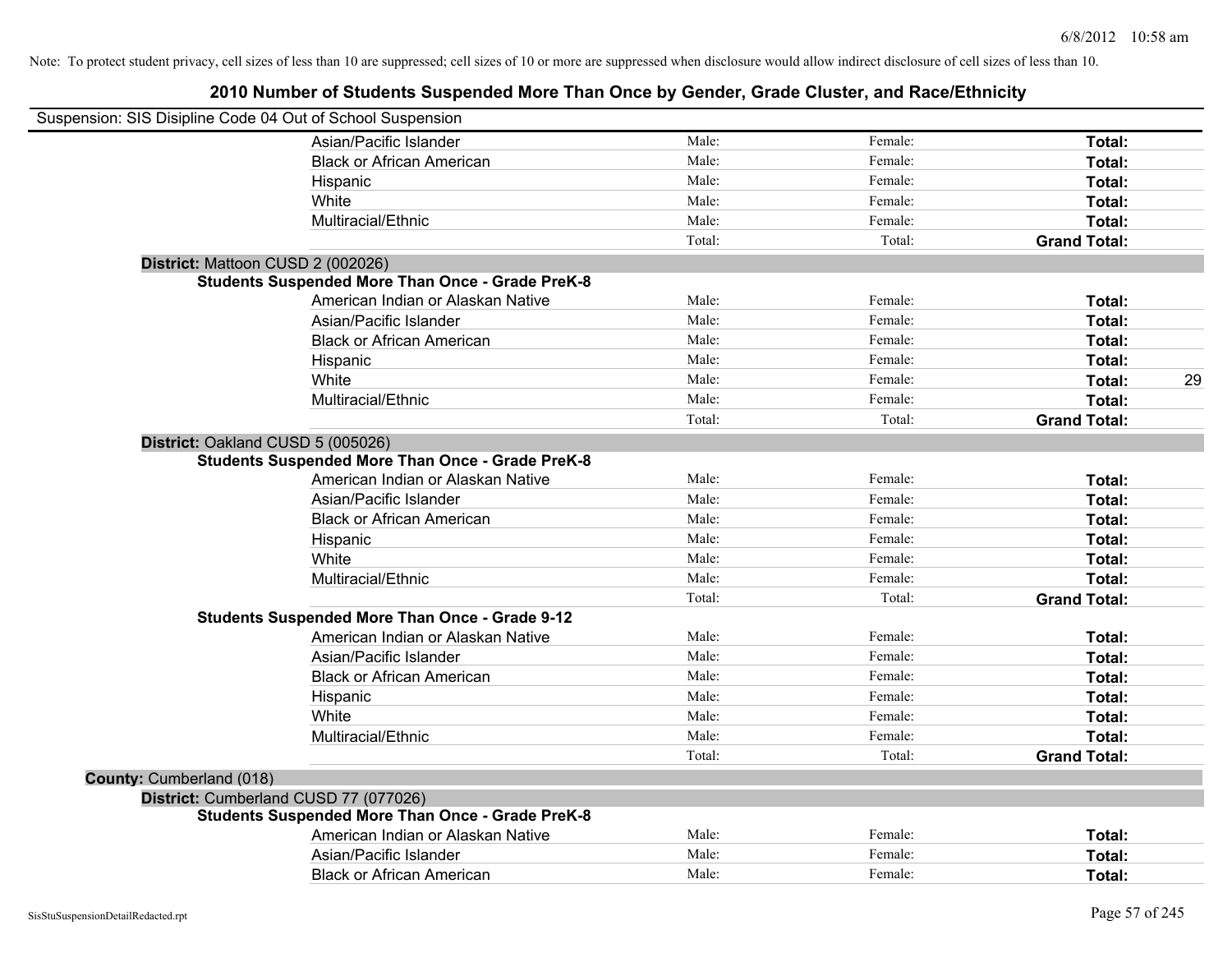Note: To protect student privacy, cell sizes of less than 10 are suppressed; cell sizes of 10 or more are suppressed when disclosure would allow indirect disclosure of cell sizes of less than 10.

## 2010 Number of Students Suspended More Than Once by Gender, Grade Cluster, and Race/Ethnicity

Suspension: SIS Disipline Code 04 Out of School Suspension

| | | | | |
|---|---|---|---|---|
| Asian/Pacific Islander | Male: | Female: | **Total:** | |
| Black or African American | Male: | Female: | **Total:** | |
| Hispanic | Male: | Female: | **Total:** | |
| White | Male: | Female: | **Total:** | |
| Multiracial/Ethnic | Male: | Female: | **Total:** | |
| | Total: | Total: | **Grand Total:** | |

**District:** Mattoon CUSD 2 (002026)

**Students Suspended More Than Once - Grade PreK-8**

| | | | | |
|---|---|---|---|---|
| American Indian or Alaskan Native | Male: | Female: | **Total:** | |
| Asian/Pacific Islander | Male: | Female: | **Total:** | |
| Black or African American | Male: | Female: | **Total:** | |
| Hispanic | Male: | Female: | **Total:** | |
| White | Male: | Female: | **Total:** | 29 |
| Multiracial/Ethnic | Male: | Female: | **Total:** | |
| | Total: | Total: | **Grand Total:** | |

**District:** Oakland CUSD 5 (005026)

**Students Suspended More Than Once - Grade PreK-8**

| | | | | |
|---|---|---|---|---|
| American Indian or Alaskan Native | Male: | Female: | **Total:** | |
| Asian/Pacific Islander | Male: | Female: | **Total:** | |
| Black or African American | Male: | Female: | **Total:** | |
| Hispanic | Male: | Female: | **Total:** | |
| White | Male: | Female: | **Total:** | |
| Multiracial/Ethnic | Male: | Female: | **Total:** | |
| | Total: | Total: | **Grand Total:** | |

**Students Suspended More Than Once - Grade 9-12**

| | | | | |
|---|---|---|---|---|
| American Indian or Alaskan Native | Male: | Female: | **Total:** | |
| Asian/Pacific Islander | Male: | Female: | **Total:** | |
| Black or African American | Male: | Female: | **Total:** | |
| Hispanic | Male: | Female: | **Total:** | |
| White | Male: | Female: | **Total:** | |
| Multiracial/Ethnic | Male: | Female: | **Total:** | |
| | Total: | Total: | **Grand Total:** | |

**County:** Cumberland (018)

**District:** Cumberland CUSD 77 (077026)

**Students Suspended More Than Once - Grade PreK-8**

| | | | | |
|---|---|---|---|---|
| American Indian or Alaskan Native | Male: | Female: | **Total:** | |
| Asian/Pacific Islander | Male: | Female: | **Total:** | |
| Black or African American | Male: | Female: | **Total:** | |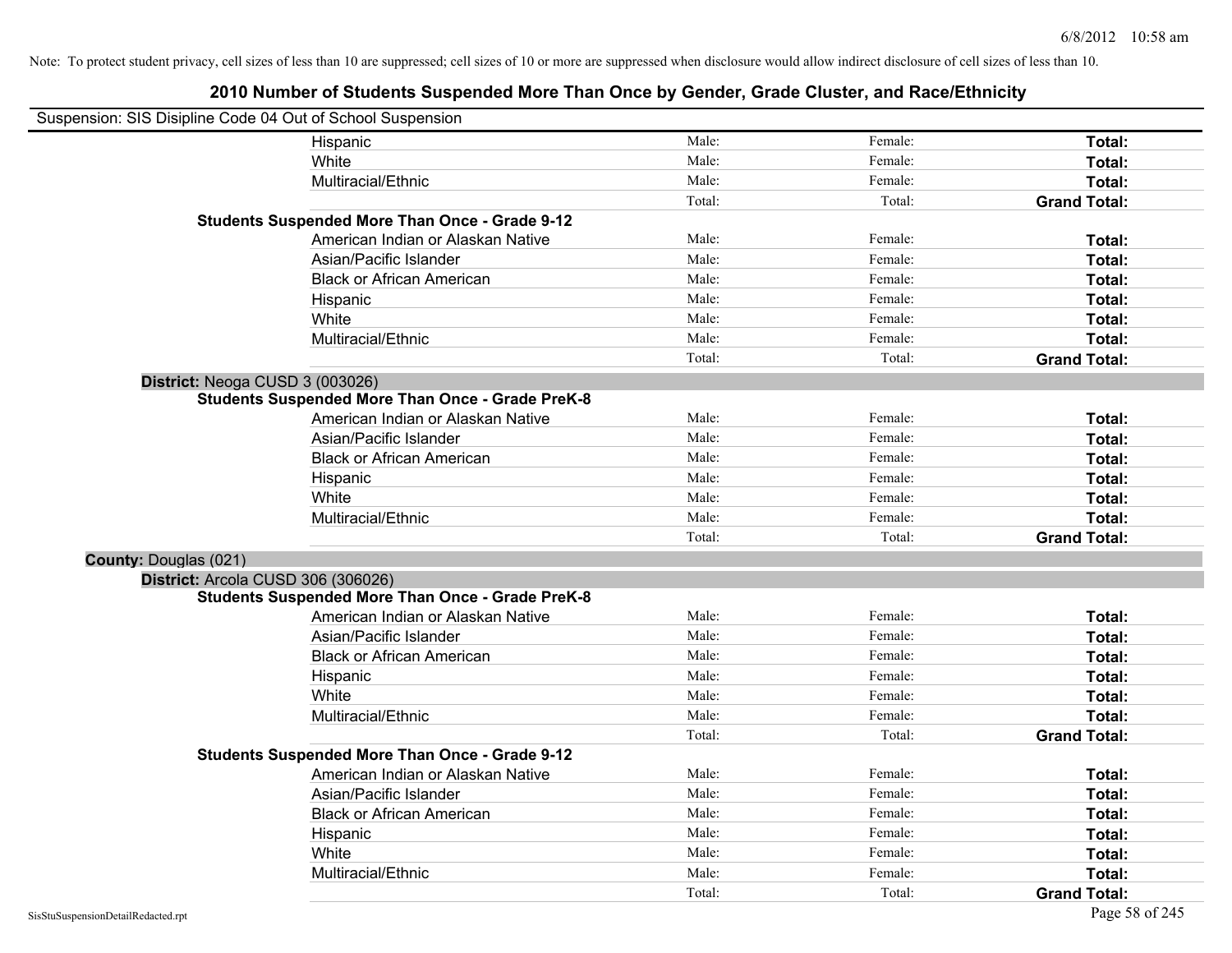Note: To protect student privacy, cell sizes of less than 10 are suppressed; cell sizes of 10 or more are suppressed when disclosure would allow indirect disclosure of cell sizes of less than 10.

# 2010 Number of Students Suspended More Than Once by Gender, Grade Cluster, and Race/Ethnicity

Suspension: SIS Disipline Code 04 Out of School Suspension

| | | | |
|---|---|---|---|
| Hispanic | Male: | Female: | **Total:** |
| White | Male: | Female: | **Total:** |
| Multiracial/Ethnic | Male: | Female: | **Total:** |
| | Total: | Total: | **Grand Total:** |

**Students Suspended More Than Once - Grade 9-12**

| | | | |
|---|---|---|---|
| American Indian or Alaskan Native | Male: | Female: | **Total:** |
| Asian/Pacific Islander | Male: | Female: | **Total:** |
| Black or African American | Male: | Female: | **Total:** |
| Hispanic | Male: | Female: | **Total:** |
| White | Male: | Female: | **Total:** |
| Multiracial/Ethnic | Male: | Female: | **Total:** |
| | Total: | Total: | **Grand Total:** |

**District:** Neoga CUSD 3 (003026)

**Students Suspended More Than Once - Grade PreK-8**

| | | | |
|---|---|---|---|
| American Indian or Alaskan Native | Male: | Female: | **Total:** |
| Asian/Pacific Islander | Male: | Female: | **Total:** |
| Black or African American | Male: | Female: | **Total:** |
| Hispanic | Male: | Female: | **Total:** |
| White | Male: | Female: | **Total:** |
| Multiracial/Ethnic | Male: | Female: | **Total:** |
| | Total: | Total: | **Grand Total:** |

**County:** Douglas (021)

**District:** Arcola CUSD 306 (306026)

**Students Suspended More Than Once - Grade PreK-8**

| | | | |
|---|---|---|---|
| American Indian or Alaskan Native | Male: | Female: | **Total:** |
| Asian/Pacific Islander | Male: | Female: | **Total:** |
| Black or African American | Male: | Female: | **Total:** |
| Hispanic | Male: | Female: | **Total:** |
| White | Male: | Female: | **Total:** |
| Multiracial/Ethnic | Male: | Female: | **Total:** |
| | Total: | Total: | **Grand Total:** |

**Students Suspended More Than Once - Grade 9-12**

| | | | |
|---|---|---|---|
| American Indian or Alaskan Native | Male: | Female: | **Total:** |
| Asian/Pacific Islander | Male: | Female: | **Total:** |
| Black or African American | Male: | Female: | **Total:** |
| Hispanic | Male: | Female: | **Total:** |
| White | Male: | Female: | **Total:** |
| Multiracial/Ethnic | Male: | Female: | **Total:** |
| | Total: | Total: | **Grand Total:** |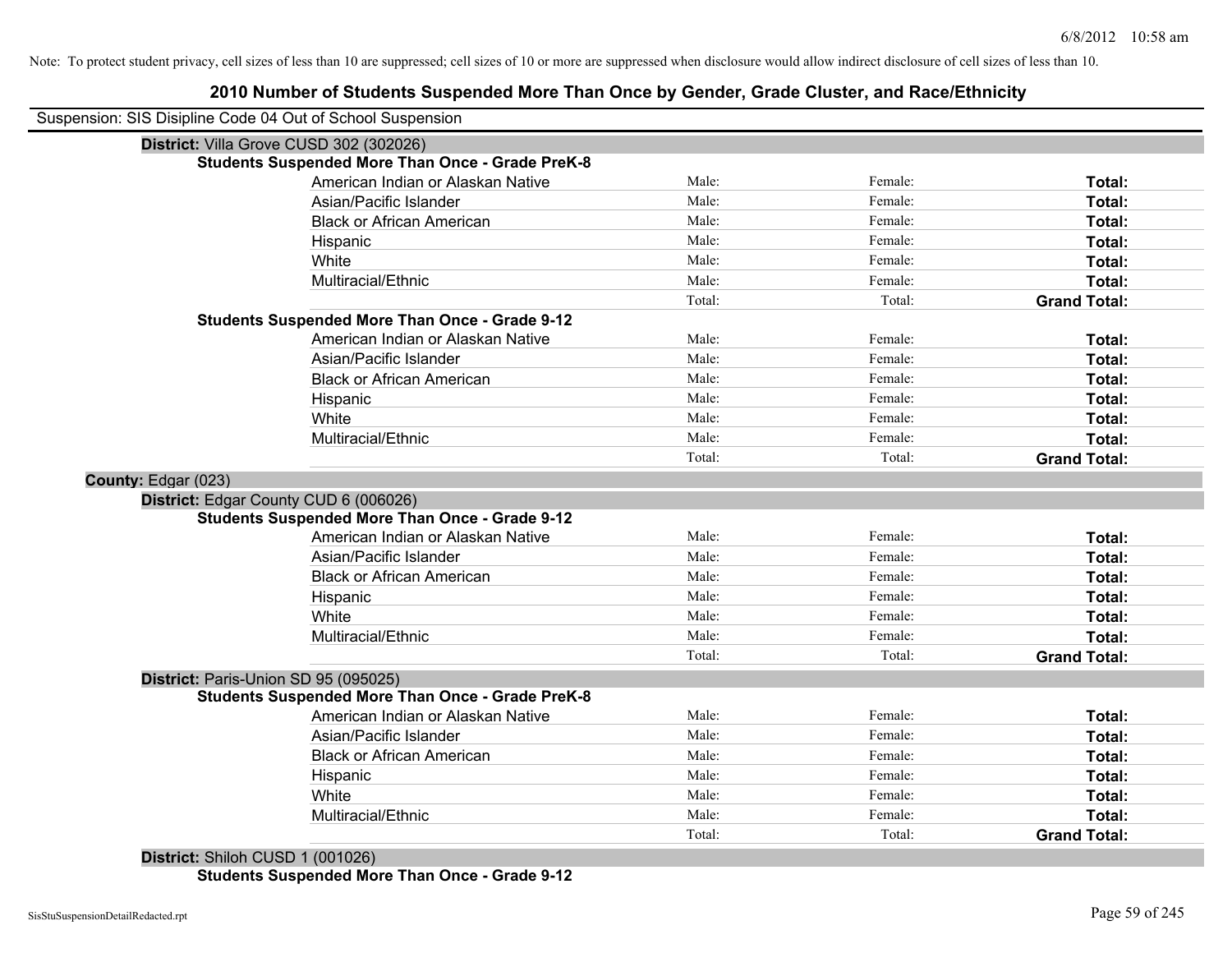Note: To protect student privacy, cell sizes of less than 10 are suppressed; cell sizes of 10 or more are suppressed when disclosure would allow indirect disclosure of cell sizes of less than 10.

# 2010 Number of Students Suspended More Than Once by Gender, Grade Cluster, and Race/Ethnicity

Suspension: SIS Disipline Code 04 Out of School Suspension

**District:** Villa Grove CUSD 302 (302026)

**Students Suspended More Than Once - Grade PreK-8**

| | | | |
|---|---|---|---|
| American Indian or Alaskan Native | Male: | Female: | **Total:** |
| Asian/Pacific Islander | Male: | Female: | **Total:** |
| Black or African American | Male: | Female: | **Total:** |
| Hispanic | Male: | Female: | **Total:** |
| White | Male: | Female: | **Total:** |
| Multiracial/Ethnic | Male: | Female: | **Total:** |
| | Total: | Total: | **Grand Total:** |

**Students Suspended More Than Once - Grade 9-12**

| | | | |
|---|---|---|---|
| American Indian or Alaskan Native | Male: | Female: | **Total:** |
| Asian/Pacific Islander | Male: | Female: | **Total:** |
| Black or African American | Male: | Female: | **Total:** |
| Hispanic | Male: | Female: | **Total:** |
| White | Male: | Female: | **Total:** |
| Multiracial/Ethnic | Male: | Female: | **Total:** |
| | Total: | Total: | **Grand Total:** |

**County:** Edgar (023)

**District:** Edgar County CUD 6 (006026)

**Students Suspended More Than Once - Grade 9-12**

| | | | |
|---|---|---|---|
| American Indian or Alaskan Native | Male: | Female: | **Total:** |
| Asian/Pacific Islander | Male: | Female: | **Total:** |
| Black or African American | Male: | Female: | **Total:** |
| Hispanic | Male: | Female: | **Total:** |
| White | Male: | Female: | **Total:** |
| Multiracial/Ethnic | Male: | Female: | **Total:** |
| | Total: | Total: | **Grand Total:** |

**District:** Paris-Union SD 95 (095025)

**Students Suspended More Than Once - Grade PreK-8**

| | | | |
|---|---|---|---|
| American Indian or Alaskan Native | Male: | Female: | **Total:** |
| Asian/Pacific Islander | Male: | Female: | **Total:** |
| Black or African American | Male: | Female: | **Total:** |
| Hispanic | Male: | Female: | **Total:** |
| White | Male: | Female: | **Total:** |
| Multiracial/Ethnic | Male: | Female: | **Total:** |
| | Total: | Total: | **Grand Total:** |

**District:** Shiloh CUSD 1 (001026)

**Students Suspended More Than Once - Grade 9-12**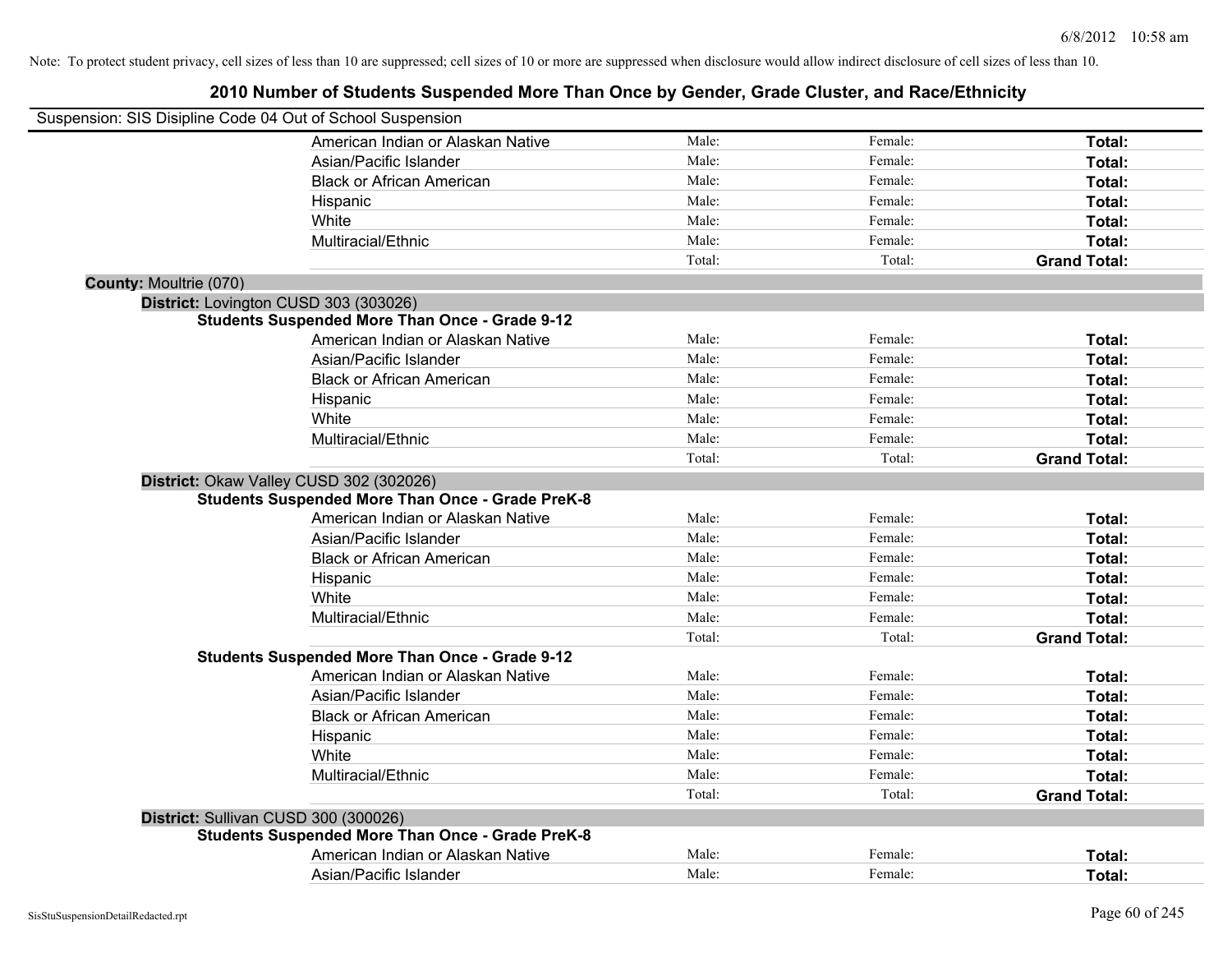Note: To protect student privacy, cell sizes of less than 10 are suppressed; cell sizes of 10 or more are suppressed when disclosure would allow indirect disclosure of cell sizes of less than 10.

# 2010 Number of Students Suspended More Than Once by Gender, Grade Cluster, and Race/Ethnicity

Suspension: SIS Disipline Code 04 Out of School Suspension

| | | | |
|---|---|---|---|
| American Indian or Alaskan Native | Male: | Female: | **Total:** |
| Asian/Pacific Islander | Male: | Female: | **Total:** |
| Black or African American | Male: | Female: | **Total:** |
| Hispanic | Male: | Female: | **Total:** |
| White | Male: | Female: | **Total:** |
| Multiracial/Ethnic | Male: | Female: | **Total:** |
| | Total: | Total: | **Grand Total:** |

**County:** Moultrie (070)

**District:** Lovington CUSD 303 (303026)

**Students Suspended More Than Once - Grade 9-12**

| | | | |
|---|---|---|---|
| American Indian or Alaskan Native | Male: | Female: | **Total:** |
| Asian/Pacific Islander | Male: | Female: | **Total:** |
| Black or African American | Male: | Female: | **Total:** |
| Hispanic | Male: | Female: | **Total:** |
| White | Male: | Female: | **Total:** |
| Multiracial/Ethnic | Male: | Female: | **Total:** |
| | Total: | Total: | **Grand Total:** |

**District:** Okaw Valley CUSD 302 (302026)

**Students Suspended More Than Once - Grade PreK-8**

| | | | |
|---|---|---|---|
| American Indian or Alaskan Native | Male: | Female: | **Total:** |
| Asian/Pacific Islander | Male: | Female: | **Total:** |
| Black or African American | Male: | Female: | **Total:** |
| Hispanic | Male: | Female: | **Total:** |
| White | Male: | Female: | **Total:** |
| Multiracial/Ethnic | Male: | Female: | **Total:** |
| | Total: | Total: | **Grand Total:** |

**Students Suspended More Than Once - Grade 9-12**

| | | | |
|---|---|---|---|
| American Indian or Alaskan Native | Male: | Female: | **Total:** |
| Asian/Pacific Islander | Male: | Female: | **Total:** |
| Black or African American | Male: | Female: | **Total:** |
| Hispanic | Male: | Female: | **Total:** |
| White | Male: | Female: | **Total:** |
| Multiracial/Ethnic | Male: | Female: | **Total:** |
| | Total: | Total: | **Grand Total:** |

**District:** Sullivan CUSD 300 (300026)

**Students Suspended More Than Once - Grade PreK-8**

| | | | |
|---|---|---|---|
| American Indian or Alaskan Native | Male: | Female: | **Total:** |
| Asian/Pacific Islander | Male: | Female: | **Total:** |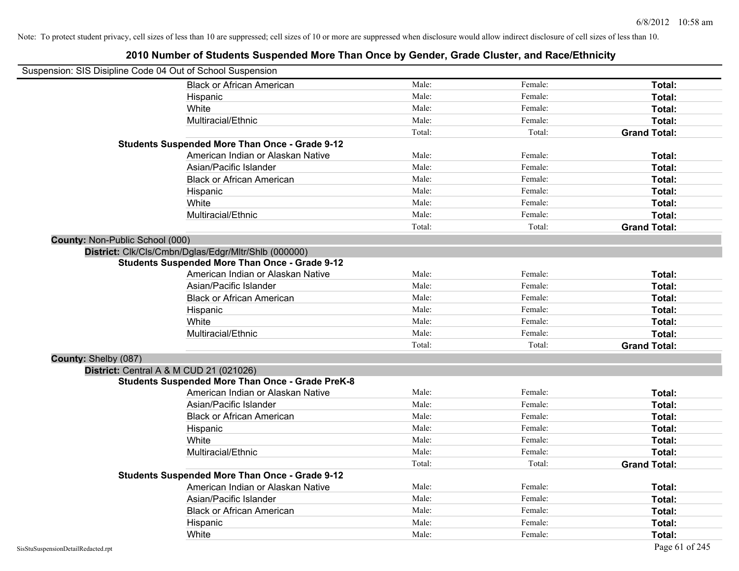Note: To protect student privacy, cell sizes of less than 10 are suppressed; cell sizes of 10 or more are suppressed when disclosure would allow indirect disclosure of cell sizes of less than 10.

# 2010 Number of Students Suspended More Than Once by Gender, Grade Cluster, and Race/Ethnicity

Suspension: SIS Disipline Code 04 Out of School Suspension

| | | | |
|---|---|---|---|
| Black or African American | Male: | Female: | **Total:** |
| Hispanic | Male: | Female: | **Total:** |
| White | Male: | Female: | **Total:** |
| Multiracial/Ethnic | Male: | Female: | **Total:** |
| | Total: | Total: | **Grand Total:** |

**Students Suspended More Than Once - Grade 9-12**

| | | | |
|---|---|---|---|
| American Indian or Alaskan Native | Male: | Female: | **Total:** |
| Asian/Pacific Islander | Male: | Female: | **Total:** |
| Black or African American | Male: | Female: | **Total:** |
| Hispanic | Male: | Female: | **Total:** |
| White | Male: | Female: | **Total:** |
| Multiracial/Ethnic | Male: | Female: | **Total:** |
| | Total: | Total: | **Grand Total:** |

**County:** Non-Public School (000)

**District:** Clk/Cls/Cmbn/Dglas/Edgr/Mltr/Shlb (000000)

**Students Suspended More Than Once - Grade 9-12**

| | | | |
|---|---|---|---|
| American Indian or Alaskan Native | Male: | Female: | **Total:** |
| Asian/Pacific Islander | Male: | Female: | **Total:** |
| Black or African American | Male: | Female: | **Total:** |
| Hispanic | Male: | Female: | **Total:** |
| White | Male: | Female: | **Total:** |
| Multiracial/Ethnic | Male: | Female: | **Total:** |
| | Total: | Total: | **Grand Total:** |

**County:** Shelby (087)

**District:** Central A & M CUD 21 (021026)

**Students Suspended More Than Once - Grade PreK-8**

| | | | |
|---|---|---|---|
| American Indian or Alaskan Native | Male: | Female: | **Total:** |
| Asian/Pacific Islander | Male: | Female: | **Total:** |
| Black or African American | Male: | Female: | **Total:** |
| Hispanic | Male: | Female: | **Total:** |
| White | Male: | Female: | **Total:** |
| Multiracial/Ethnic | Male: | Female: | **Total:** |
| | Total: | Total: | **Grand Total:** |

**Students Suspended More Than Once - Grade 9-12**

| | | | |
|---|---|---|---|
| American Indian or Alaskan Native | Male: | Female: | **Total:** |
| Asian/Pacific Islander | Male: | Female: | **Total:** |
| Black or African American | Male: | Female: | **Total:** |
| Hispanic | Male: | Female: | **Total:** |
| White | Male: | Female: | **Total:** |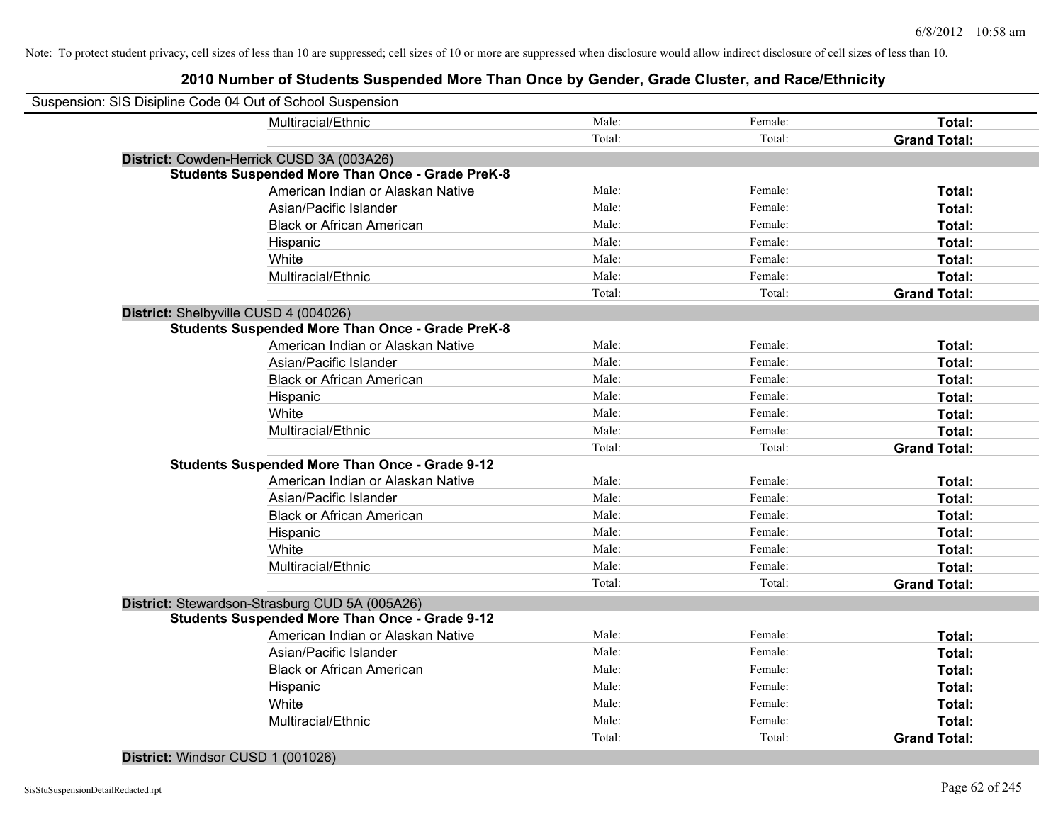Note: To protect student privacy, cell sizes of less than 10 are suppressed; cell sizes of 10 or more are suppressed when disclosure would allow indirect disclosure of cell sizes of less than 10.

## 2010 Number of Students Suspended More Than Once by Gender, Grade Cluster, and Race/Ethnicity

Suspension: SIS Disipline Code 04 Out of School Suspension

| | | | |
|---|---|---|---|
| Multiracial/Ethnic | Male: | Female: | **Total:** |
| | Total: | Total: | **Grand Total:** |

**District:** Cowden-Herrick CUSD 3A (003A26)

**Students Suspended More Than Once - Grade PreK-8**

| | | | |
|---|---|---|---|
| American Indian or Alaskan Native | Male: | Female: | **Total:** |
| Asian/Pacific Islander | Male: | Female: | **Total:** |
| Black or African American | Male: | Female: | **Total:** |
| Hispanic | Male: | Female: | **Total:** |
| White | Male: | Female: | **Total:** |
| Multiracial/Ethnic | Male: | Female: | **Total:** |
| | Total: | Total: | **Grand Total:** |

**District:** Shelbyville CUSD 4 (004026)

**Students Suspended More Than Once - Grade PreK-8**

| | | | |
|---|---|---|---|
| American Indian or Alaskan Native | Male: | Female: | **Total:** |
| Asian/Pacific Islander | Male: | Female: | **Total:** |
| Black or African American | Male: | Female: | **Total:** |
| Hispanic | Male: | Female: | **Total:** |
| White | Male: | Female: | **Total:** |
| Multiracial/Ethnic | Male: | Female: | **Total:** |
| | Total: | Total: | **Grand Total:** |

**Students Suspended More Than Once - Grade 9-12**

| | | | |
|---|---|---|---|
| American Indian or Alaskan Native | Male: | Female: | **Total:** |
| Asian/Pacific Islander | Male: | Female: | **Total:** |
| Black or African American | Male: | Female: | **Total:** |
| Hispanic | Male: | Female: | **Total:** |
| White | Male: | Female: | **Total:** |
| Multiracial/Ethnic | Male: | Female: | **Total:** |
| | Total: | Total: | **Grand Total:** |

**District:** Stewardson-Strasburg CUD 5A (005A26)

**Students Suspended More Than Once - Grade 9-12**

| | | | |
|---|---|---|---|
| American Indian or Alaskan Native | Male: | Female: | **Total:** |
| Asian/Pacific Islander | Male: | Female: | **Total:** |
| Black or African American | Male: | Female: | **Total:** |
| Hispanic | Male: | Female: | **Total:** |
| White | Male: | Female: | **Total:** |
| Multiracial/Ethnic | Male: | Female: | **Total:** |
| | Total: | Total: | **Grand Total:** |

**District:** Windsor CUSD 1 (001026)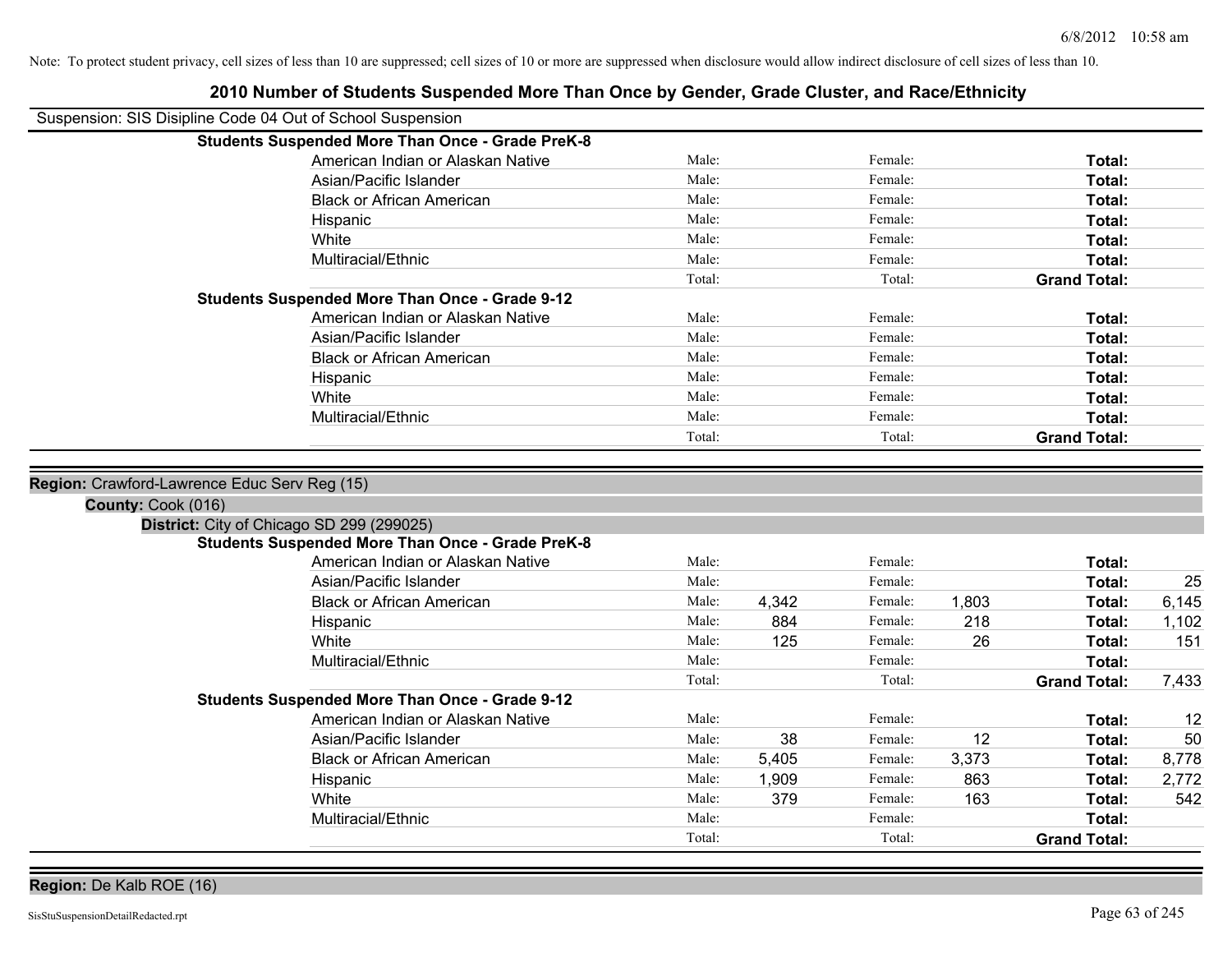Note: To protect student privacy, cell sizes of less than 10 are suppressed; cell sizes of 10 or more are suppressed when disclosure would allow indirect disclosure of cell sizes of less than 10.

# 2010 Number of Students Suspended More Than Once by Gender, Grade Cluster, and Race/Ethnicity

Suspension: SIS Disipline Code 04 Out of School Suspension

**Students Suspended More Than Once - Grade PreK-8**

| | | | | | | |
|---|---|---|---|---|---|---|
| American Indian or Alaskan Native | Male: | | Female: | | **Total:** | |
| Asian/Pacific Islander | Male: | | Female: | | **Total:** | |
| Black or African American | Male: | | Female: | | **Total:** | |
| Hispanic | Male: | | Female: | | **Total:** | |
| White | Male: | | Female: | | **Total:** | |
| Multiracial/Ethnic | Male: | | Female: | | **Total:** | |
| | Total: | | Total: | | **Grand Total:** | |

**Students Suspended More Than Once - Grade 9-12**

| | | | | | | |
|---|---|---|---|---|---|---|
| American Indian or Alaskan Native | Male: | | Female: | | **Total:** | |
| Asian/Pacific Islander | Male: | | Female: | | **Total:** | |
| Black or African American | Male: | | Female: | | **Total:** | |
| Hispanic | Male: | | Female: | | **Total:** | |
| White | Male: | | Female: | | **Total:** | |
| Multiracial/Ethnic | Male: | | Female: | | **Total:** | |
| | Total: | | Total: | | **Grand Total:** | |

**Region:** Crawford-Lawrence Educ Serv Reg (15)

**County:** Cook (016)

**District:** City of Chicago SD 299 (299025)

**Students Suspended More Than Once - Grade PreK-8**

| | | | | | | |
|---|---|---|---|---|---|---|
| American Indian or Alaskan Native | Male: | | Female: | | **Total:** | |
| Asian/Pacific Islander | Male: | | Female: | | **Total:** | 25 |
| Black or African American | Male: | 4,342 | Female: | 1,803 | **Total:** | 6,145 |
| Hispanic | Male: | 884 | Female: | 218 | **Total:** | 1,102 |
| White | Male: | 125 | Female: | 26 | **Total:** | 151 |
| Multiracial/Ethnic | Male: | | Female: | | **Total:** | |
| | Total: | | Total: | | **Grand Total:** | 7,433 |

**Students Suspended More Than Once - Grade 9-12**

| | | | | | | |
|---|---|---|---|---|---|---|
| American Indian or Alaskan Native | Male: | | Female: | | **Total:** | 12 |
| Asian/Pacific Islander | Male: | 38 | Female: | 12 | **Total:** | 50 |
| Black or African American | Male: | 5,405 | Female: | 3,373 | **Total:** | 8,778 |
| Hispanic | Male: | 1,909 | Female: | 863 | **Total:** | 2,772 |
| White | Male: | 379 | Female: | 163 | **Total:** | 542 |
| Multiracial/Ethnic | Male: | | Female: | | **Total:** | |
| | Total: | | Total: | | **Grand Total:** | |

**Region:** De Kalb ROE (16)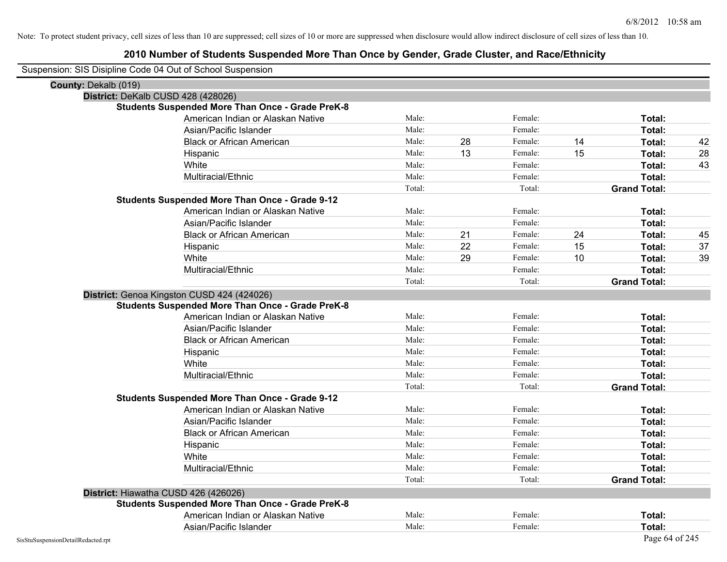Note: To protect student privacy, cell sizes of less than 10 are suppressed; cell sizes of 10 or more are suppressed when disclosure would allow indirect disclosure of cell sizes of less than 10.

## 2010 Number of Students Suspended More Than Once by Gender, Grade Cluster, and Race/Ethnicity

Suspension: SIS Disipline Code 04 Out of School Suspension

**County:** Dekalb (019)

**District:** DeKalb CUSD 428 (428026)

**Students Suspended More Than Once - Grade PreK-8**

| | | | | | | |
|---|---|---|---|---|---|---|
| American Indian or Alaskan Native | Male: | | Female: | | **Total:** | |
| Asian/Pacific Islander | Male: | | Female: | | **Total:** | |
| Black or African American | Male: | 28 | Female: | 14 | **Total:** | 42 |
| Hispanic | Male: | 13 | Female: | 15 | **Total:** | 28 |
| White | Male: | | Female: | | **Total:** | 43 |
| Multiracial/Ethnic | Male: | | Female: | | **Total:** | |
| | Total: | | Total: | | **Grand Total:** | |

**Students Suspended More Than Once - Grade 9-12**

| | | | | | | |
|---|---|---|---|---|---|---|
| American Indian or Alaskan Native | Male: | | Female: | | **Total:** | |
| Asian/Pacific Islander | Male: | | Female: | | **Total:** | |
| Black or African American | Male: | 21 | Female: | 24 | **Total:** | 45 |
| Hispanic | Male: | 22 | Female: | 15 | **Total:** | 37 |
| White | Male: | 29 | Female: | 10 | **Total:** | 39 |
| Multiracial/Ethnic | Male: | | Female: | | **Total:** | |
| | Total: | | Total: | | **Grand Total:** | |

**District:** Genoa Kingston CUSD 424 (424026)

**Students Suspended More Than Once - Grade PreK-8**

| | | | | | | |
|---|---|---|---|---|---|---|
| American Indian or Alaskan Native | Male: | | Female: | | **Total:** | |
| Asian/Pacific Islander | Male: | | Female: | | **Total:** | |
| Black or African American | Male: | | Female: | | **Total:** | |
| Hispanic | Male: | | Female: | | **Total:** | |
| White | Male: | | Female: | | **Total:** | |
| Multiracial/Ethnic | Male: | | Female: | | **Total:** | |
| | Total: | | Total: | | **Grand Total:** | |

**Students Suspended More Than Once - Grade 9-12**

| | | | | | | |
|---|---|---|---|---|---|---|
| American Indian or Alaskan Native | Male: | | Female: | | **Total:** | |
| Asian/Pacific Islander | Male: | | Female: | | **Total:** | |
| Black or African American | Male: | | Female: | | **Total:** | |
| Hispanic | Male: | | Female: | | **Total:** | |
| White | Male: | | Female: | | **Total:** | |
| Multiracial/Ethnic | Male: | | Female: | | **Total:** | |
| | Total: | | Total: | | **Grand Total:** | |

**District:** Hiawatha CUSD 426 (426026)

**Students Suspended More Than Once - Grade PreK-8**

| | | | | | | |
|---|---|---|---|---|---|---|
| American Indian or Alaskan Native | Male: | | Female: | | **Total:** | |
| Asian/Pacific Islander | Male: | | Female: | | **Total:** | |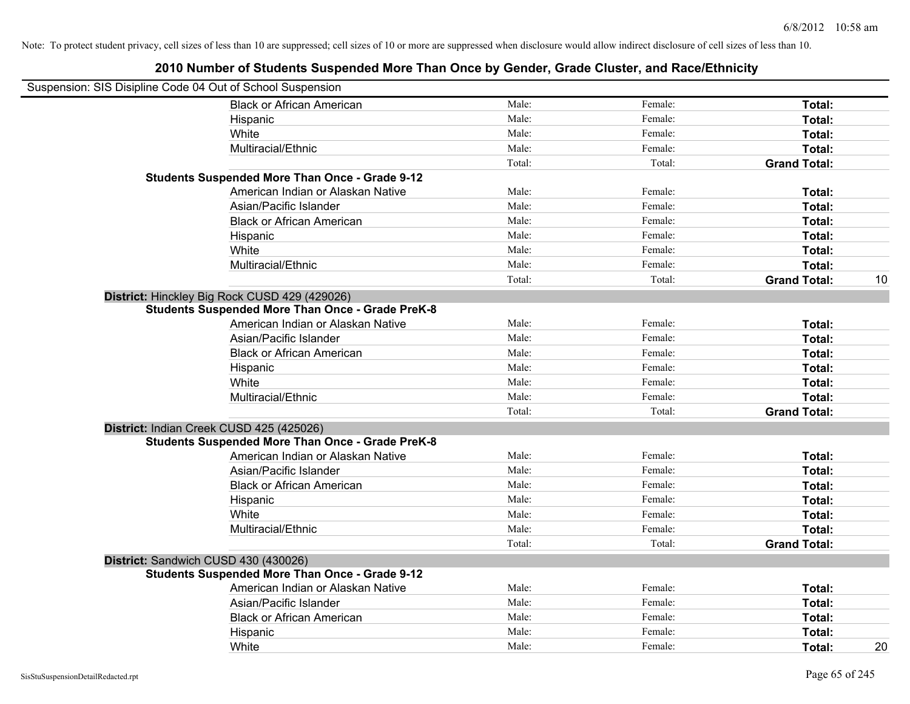Note: To protect student privacy, cell sizes of less than 10 are suppressed; cell sizes of 10 or more are suppressed when disclosure would allow indirect disclosure of cell sizes of less than 10.

## 2010 Number of Students Suspended More Than Once by Gender, Grade Cluster, and Race/Ethnicity

Suspension: SIS Disipline Code 04 Out of School Suspension

| | | | | |
|---|---|---|---|---|
| Black or African American | Male: | Female: | **Total:** | |
| Hispanic | Male: | Female: | **Total:** | |
| White | Male: | Female: | **Total:** | |
| Multiracial/Ethnic | Male: | Female: | **Total:** | |
| | Total: | Total: | **Grand Total:** | |
| **Students Suspended More Than Once - Grade 9-12** | | | | |
| American Indian or Alaskan Native | Male: | Female: | **Total:** | |
| Asian/Pacific Islander | Male: | Female: | **Total:** | |
| Black or African American | Male: | Female: | **Total:** | |
| Hispanic | Male: | Female: | **Total:** | |
| White | Male: | Female: | **Total:** | |
| Multiracial/Ethnic | Male: | Female: | **Total:** | |
| | Total: | Total: | **Grand Total:** | 10 |
| **District:** Hinckley Big Rock CUSD 429 (429026) | | | | |
| **Students Suspended More Than Once - Grade PreK-8** | | | | |
| American Indian or Alaskan Native | Male: | Female: | **Total:** | |
| Asian/Pacific Islander | Male: | Female: | **Total:** | |
| Black or African American | Male: | Female: | **Total:** | |
| Hispanic | Male: | Female: | **Total:** | |
| White | Male: | Female: | **Total:** | |
| Multiracial/Ethnic | Male: | Female: | **Total:** | |
| | Total: | Total: | **Grand Total:** | |
| **District:** Indian Creek CUSD 425 (425026) | | | | |
| **Students Suspended More Than Once - Grade PreK-8** | | | | |
| American Indian or Alaskan Native | Male: | Female: | **Total:** | |
| Asian/Pacific Islander | Male: | Female: | **Total:** | |
| Black or African American | Male: | Female: | **Total:** | |
| Hispanic | Male: | Female: | **Total:** | |
| White | Male: | Female: | **Total:** | |
| Multiracial/Ethnic | Male: | Female: | **Total:** | |
| | Total: | Total: | **Grand Total:** | |
| **District:** Sandwich CUSD 430 (430026) | | | | |
| **Students Suspended More Than Once - Grade 9-12** | | | | |
| American Indian or Alaskan Native | Male: | Female: | **Total:** | |
| Asian/Pacific Islander | Male: | Female: | **Total:** | |
| Black or African American | Male: | Female: | **Total:** | |
| Hispanic | Male: | Female: | **Total:** | |
| White | Male: | Female: | **Total:** | 20 |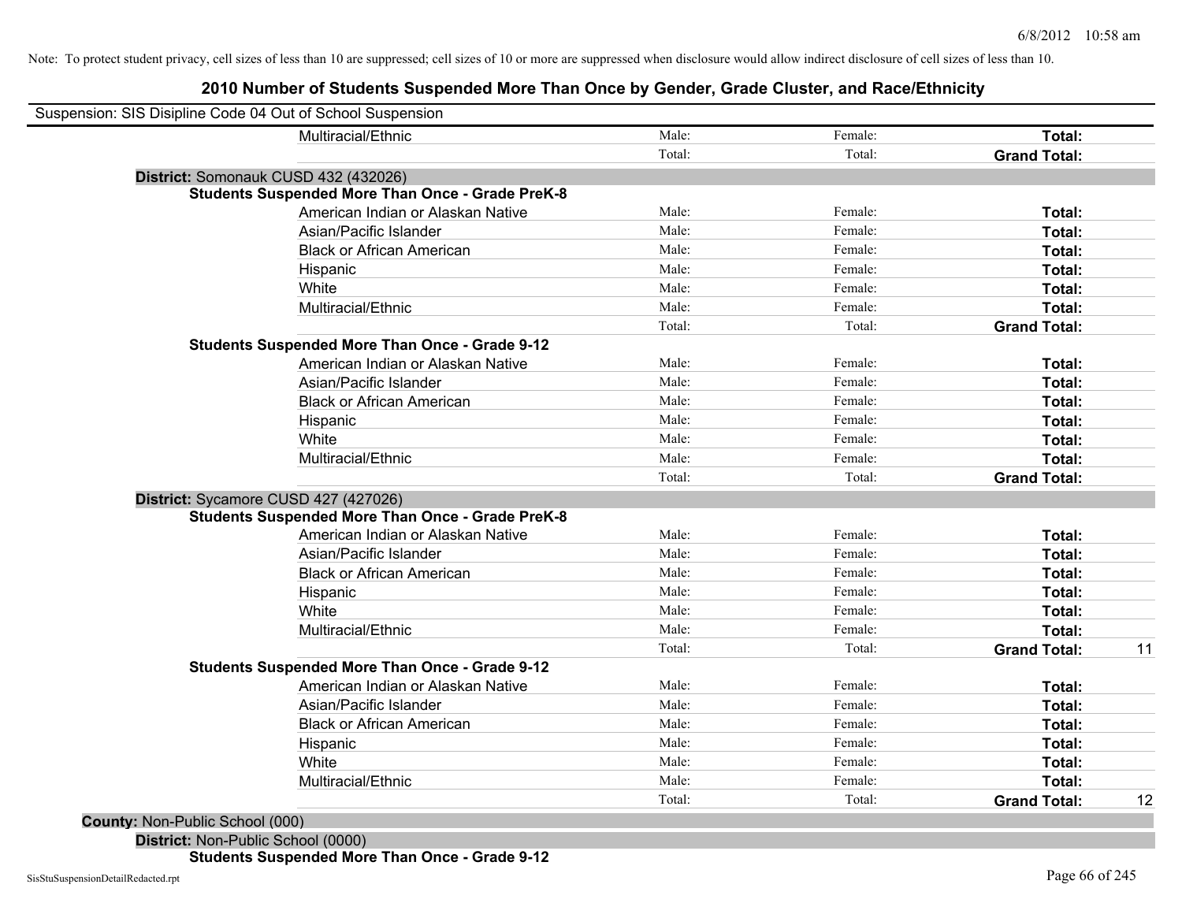Note: To protect student privacy, cell sizes of less than 10 are suppressed; cell sizes of 10 or more are suppressed when disclosure would allow indirect disclosure of cell sizes of less than 10.

# 2010 Number of Students Suspended More Than Once by Gender, Grade Cluster, and Race/Ethnicity

Suspension: SIS Disipline Code 04 Out of School Suspension

| | | | | |
|---|---|---|---|---|
| Multiracial/Ethnic | Male: | Female: | **Total:** | |
| | Total: | Total: | **Grand Total:** | |

**District:** Somonauk CUSD 432 (432026)

**Students Suspended More Than Once - Grade PreK-8**

| | | | | |
|---|---|---|---|---|
| American Indian or Alaskan Native | Male: | Female: | **Total:** | |
| Asian/Pacific Islander | Male: | Female: | **Total:** | |
| Black or African American | Male: | Female: | **Total:** | |
| Hispanic | Male: | Female: | **Total:** | |
| White | Male: | Female: | **Total:** | |
| Multiracial/Ethnic | Male: | Female: | **Total:** | |
| | Total: | Total: | **Grand Total:** | |

**Students Suspended More Than Once - Grade 9-12**

| | | | | |
|---|---|---|---|---|
| American Indian or Alaskan Native | Male: | Female: | **Total:** | |
| Asian/Pacific Islander | Male: | Female: | **Total:** | |
| Black or African American | Male: | Female: | **Total:** | |
| Hispanic | Male: | Female: | **Total:** | |
| White | Male: | Female: | **Total:** | |
| Multiracial/Ethnic | Male: | Female: | **Total:** | |
| | Total: | Total: | **Grand Total:** | |

**District:** Sycamore CUSD 427 (427026)

**Students Suspended More Than Once - Grade PreK-8**

| | | | | |
|---|---|---|---|---|
| American Indian or Alaskan Native | Male: | Female: | **Total:** | |
| Asian/Pacific Islander | Male: | Female: | **Total:** | |
| Black or African American | Male: | Female: | **Total:** | |
| Hispanic | Male: | Female: | **Total:** | |
| White | Male: | Female: | **Total:** | |
| Multiracial/Ethnic | Male: | Female: | **Total:** | |
| | Total: | Total: | **Grand Total:** | 11 |

**Students Suspended More Than Once - Grade 9-12**

| | | | | |
|---|---|---|---|---|
| American Indian or Alaskan Native | Male: | Female: | **Total:** | |
| Asian/Pacific Islander | Male: | Female: | **Total:** | |
| Black or African American | Male: | Female: | **Total:** | |
| Hispanic | Male: | Female: | **Total:** | |
| White | Male: | Female: | **Total:** | |
| Multiracial/Ethnic | Male: | Female: | **Total:** | |
| | Total: | Total: | **Grand Total:** | 12 |

**County:** Non-Public School (000)

**District:** Non-Public School (0000)

**Students Suspended More Than Once - Grade 9-12**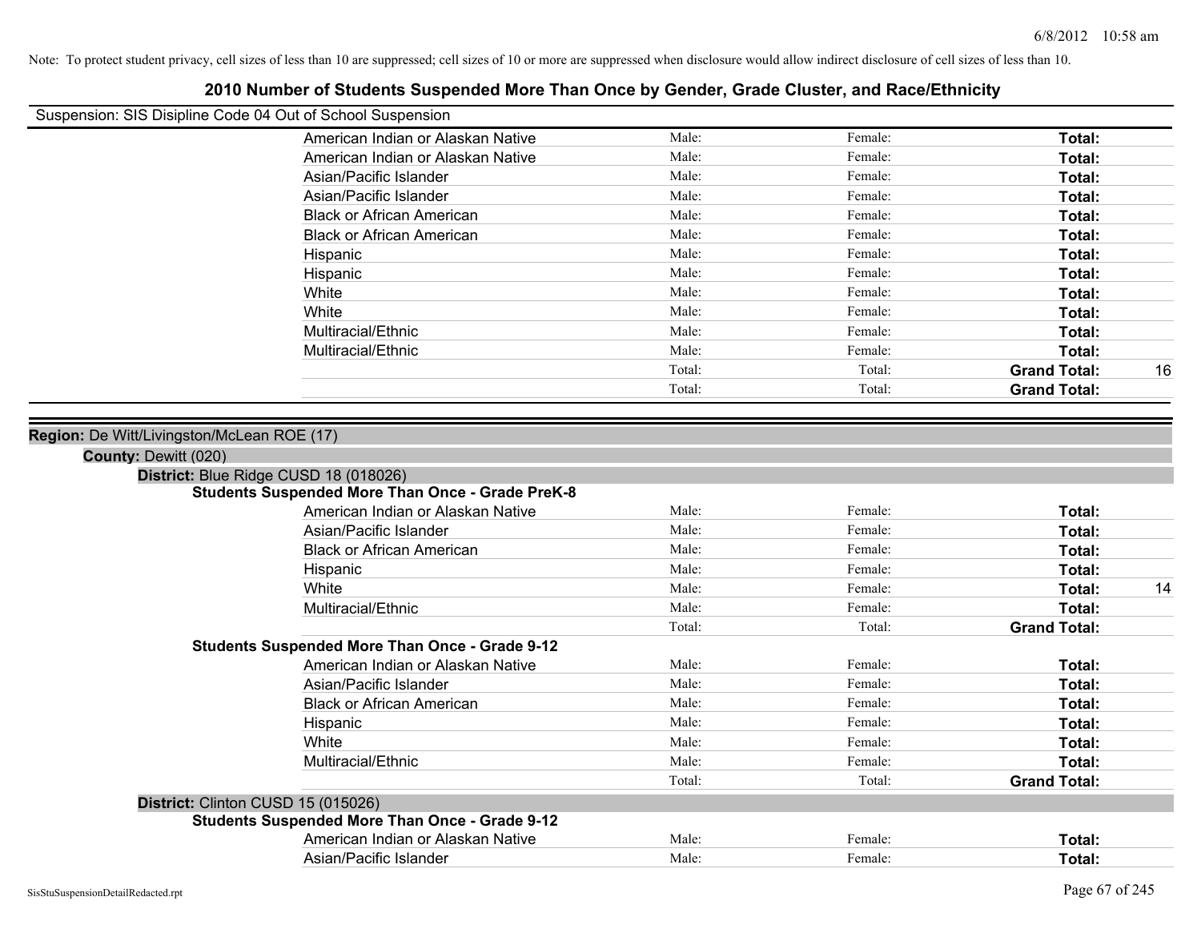Note: To protect student privacy, cell sizes of less than 10 are suppressed; cell sizes of 10 or more are suppressed when disclosure would allow indirect disclosure of cell sizes of less than 10.

# 2010 Number of Students Suspended More Than Once by Gender, Grade Cluster, and Race/Ethnicity

Suspension: SIS Disipline Code 04 Out of School Suspension

| | Race/Ethnicity | Male | Female | Total | |
|---|---|---|---|---|---|
| | American Indian or Alaskan Native | Male: | Female: | **Total:** | |
| | American Indian or Alaskan Native | Male: | Female: | **Total:** | |
| | Asian/Pacific Islander | Male: | Female: | **Total:** | |
| | Asian/Pacific Islander | Male: | Female: | **Total:** | |
| | Black or African American | Male: | Female: | **Total:** | |
| | Black or African American | Male: | Female: | **Total:** | |
| | Hispanic | Male: | Female: | **Total:** | |
| | Hispanic | Male: | Female: | **Total:** | |
| | White | Male: | Female: | **Total:** | |
| | White | Male: | Female: | **Total:** | |
| | Multiracial/Ethnic | Male: | Female: | **Total:** | |
| | Multiracial/Ethnic | Male: | Female: | **Total:** | |
| | | Total: | Total: | **Grand Total:** | 16 |
| | | Total: | Total: | **Grand Total:** | |

**Region:** De Witt/Livingston/McLean ROE (17)

**County:** Dewitt (020)

**District:** Blue Ridge CUSD 18 (018026)

**Students Suspended More Than Once - Grade PreK-8**

| Race/Ethnicity | Male | Female | Total | |
|---|---|---|---|---|
| American Indian or Alaskan Native | Male: | Female: | **Total:** | |
| Asian/Pacific Islander | Male: | Female: | **Total:** | |
| Black or African American | Male: | Female: | **Total:** | |
| Hispanic | Male: | Female: | **Total:** | |
| White | Male: | Female: | **Total:** | 14 |
| Multiracial/Ethnic | Male: | Female: | **Total:** | |
| | Total: | Total: | **Grand Total:** | |

**Students Suspended More Than Once - Grade 9-12**

| Race/Ethnicity | Male | Female | Total | |
|---|---|---|---|---|
| American Indian or Alaskan Native | Male: | Female: | **Total:** | |
| Asian/Pacific Islander | Male: | Female: | **Total:** | |
| Black or African American | Male: | Female: | **Total:** | |
| Hispanic | Male: | Female: | **Total:** | |
| White | Male: | Female: | **Total:** | |
| Multiracial/Ethnic | Male: | Female: | **Total:** | |
| | Total: | Total: | **Grand Total:** | |

**District:** Clinton CUSD 15 (015026)

**Students Suspended More Than Once - Grade 9-12**

| Race/Ethnicity | Male | Female | Total | |
|---|---|---|---|---|
| American Indian or Alaskan Native | Male: | Female: | **Total:** | |
| Asian/Pacific Islander | Male: | Female: | **Total:** | |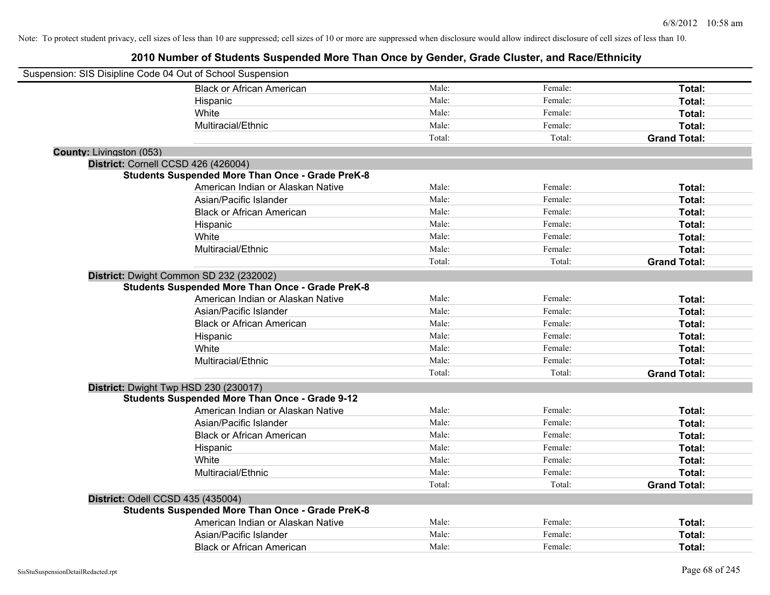Note: To protect student privacy, cell sizes of less than 10 are suppressed; cell sizes of 10 or more are suppressed when disclosure would allow indirect disclosure of cell sizes of less than 10.

# 2010 Number of Students Suspended More Than Once by Gender, Grade Cluster, and Race/Ethnicity

Suspension: SIS Disipline Code 04 Out of School Suspension

| | | | |
|---|---|---|---|
| Black or African American | Male: | Female: | **Total:** |
| Hispanic | Male: | Female: | **Total:** |
| White | Male: | Female: | **Total:** |
| Multiracial/Ethnic | Male: | Female: | **Total:** |
| | Total: | Total: | **Grand Total:** |

**County:** Livingston (053)

**District:** Cornell CCSD 426 (426004)

**Students Suspended More Than Once - Grade PreK-8**

| | | | |
|---|---|---|---|
| American Indian or Alaskan Native | Male: | Female: | **Total:** |
| Asian/Pacific Islander | Male: | Female: | **Total:** |
| Black or African American | Male: | Female: | **Total:** |
| Hispanic | Male: | Female: | **Total:** |
| White | Male: | Female: | **Total:** |
| Multiracial/Ethnic | Male: | Female: | **Total:** |
| | Total: | Total: | **Grand Total:** |

**District:** Dwight Common SD 232 (232002)

**Students Suspended More Than Once - Grade PreK-8**

| | | | |
|---|---|---|---|
| American Indian or Alaskan Native | Male: | Female: | **Total:** |
| Asian/Pacific Islander | Male: | Female: | **Total:** |
| Black or African American | Male: | Female: | **Total:** |
| Hispanic | Male: | Female: | **Total:** |
| White | Male: | Female: | **Total:** |
| Multiracial/Ethnic | Male: | Female: | **Total:** |
| | Total: | Total: | **Grand Total:** |

**District:** Dwight Twp HSD 230 (230017)

**Students Suspended More Than Once - Grade 9-12**

| | | | |
|---|---|---|---|
| American Indian or Alaskan Native | Male: | Female: | **Total:** |
| Asian/Pacific Islander | Male: | Female: | **Total:** |
| Black or African American | Male: | Female: | **Total:** |
| Hispanic | Male: | Female: | **Total:** |
| White | Male: | Female: | **Total:** |
| Multiracial/Ethnic | Male: | Female: | **Total:** |
| | Total: | Total: | **Grand Total:** |

**District:** Odell CCSD 435 (435004)

**Students Suspended More Than Once - Grade PreK-8**

| | | | |
|---|---|---|---|
| American Indian or Alaskan Native | Male: | Female: | **Total:** |
| Asian/Pacific Islander | Male: | Female: | **Total:** |
| Black or African American | Male: | Female: | **Total:** |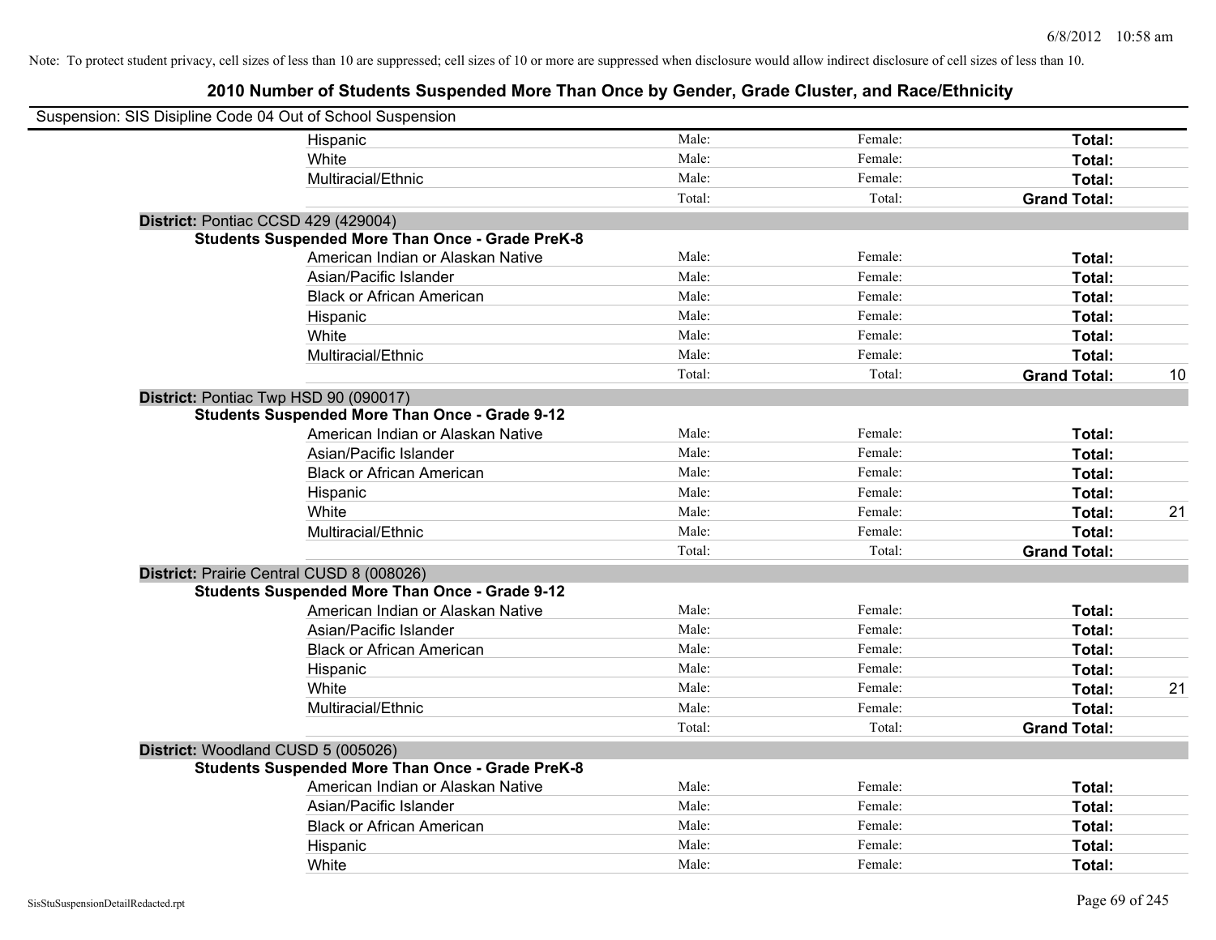Note: To protect student privacy, cell sizes of less than 10 are suppressed; cell sizes of 10 or more are suppressed when disclosure would allow indirect disclosure of cell sizes of less than 10.

## 2010 Number of Students Suspended More Than Once by Gender, Grade Cluster, and Race/Ethnicity

Suspension: SIS Disipline Code 04 Out of School Suspension

| | | | | |
|---|---|---|---|---|
| Hispanic | Male: | Female: | **Total:** | |
| White | Male: | Female: | **Total:** | |
| Multiracial/Ethnic | Male: | Female: | **Total:** | |
| | Total: | Total: | **Grand Total:** | |

**District:** Pontiac CCSD 429 (429004)

**Students Suspended More Than Once - Grade PreK-8**

| | | | | |
|---|---|---|---|---|
| American Indian or Alaskan Native | Male: | Female: | **Total:** | |
| Asian/Pacific Islander | Male: | Female: | **Total:** | |
| Black or African American | Male: | Female: | **Total:** | |
| Hispanic | Male: | Female: | **Total:** | |
| White | Male: | Female: | **Total:** | |
| Multiracial/Ethnic | Male: | Female: | **Total:** | |
| | Total: | Total: | **Grand Total:** | 10 |

**District:** Pontiac Twp HSD 90 (090017)

**Students Suspended More Than Once - Grade 9-12**

| | | | | |
|---|---|---|---|---|
| American Indian or Alaskan Native | Male: | Female: | **Total:** | |
| Asian/Pacific Islander | Male: | Female: | **Total:** | |
| Black or African American | Male: | Female: | **Total:** | |
| Hispanic | Male: | Female: | **Total:** | |
| White | Male: | Female: | **Total:** | 21 |
| Multiracial/Ethnic | Male: | Female: | **Total:** | |
| | Total: | Total: | **Grand Total:** | |

**District:** Prairie Central CUSD 8 (008026)

**Students Suspended More Than Once - Grade 9-12**

| | | | | |
|---|---|---|---|---|
| American Indian or Alaskan Native | Male: | Female: | **Total:** | |
| Asian/Pacific Islander | Male: | Female: | **Total:** | |
| Black or African American | Male: | Female: | **Total:** | |
| Hispanic | Male: | Female: | **Total:** | |
| White | Male: | Female: | **Total:** | 21 |
| Multiracial/Ethnic | Male: | Female: | **Total:** | |
| | Total: | Total: | **Grand Total:** | |

**District:** Woodland CUSD 5 (005026)

**Students Suspended More Than Once - Grade PreK-8**

| | | | | |
|---|---|---|---|---|
| American Indian or Alaskan Native | Male: | Female: | **Total:** | |
| Asian/Pacific Islander | Male: | Female: | **Total:** | |
| Black or African American | Male: | Female: | **Total:** | |
| Hispanic | Male: | Female: | **Total:** | |
| White | Male: | Female: | **Total:** | |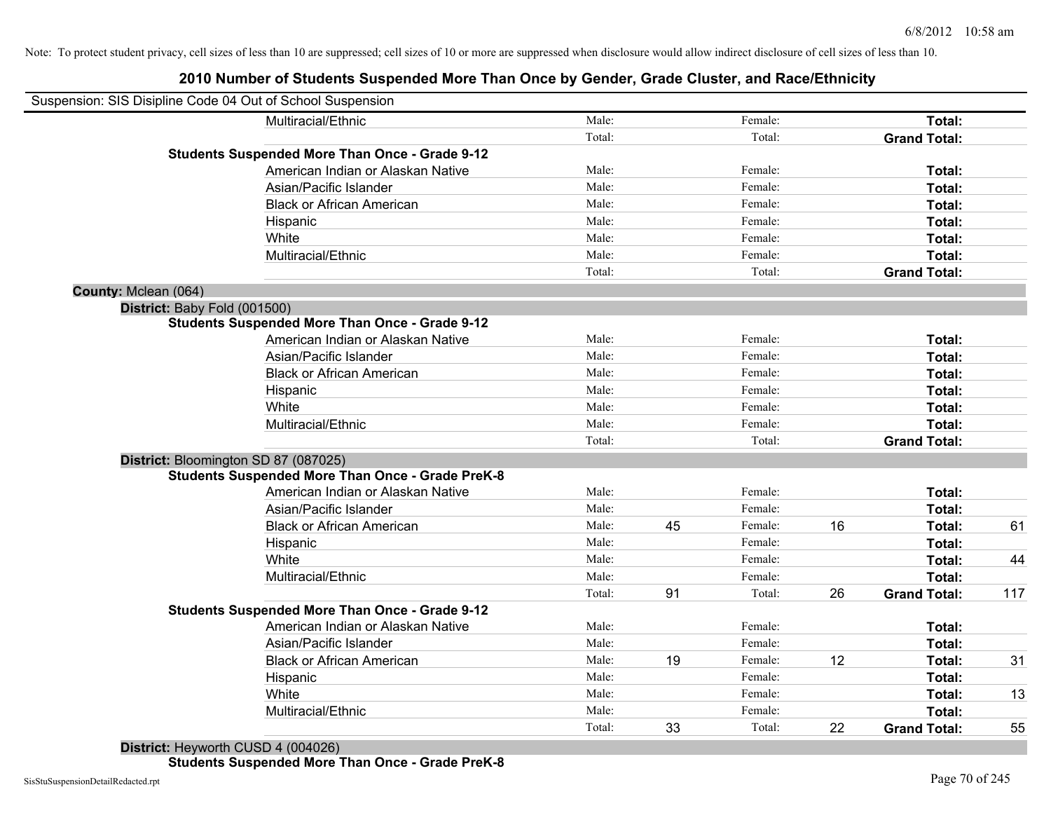Note: To protect student privacy, cell sizes of less than 10 are suppressed; cell sizes of 10 or more are suppressed when disclosure would allow indirect disclosure of cell sizes of less than 10.

# 2010 Number of Students Suspended More Than Once by Gender, Grade Cluster, and Race/Ethnicity

Suspension: SIS Disipline Code 04 Out of School Suspension

| | | | | | | |
|---|---|---|---|---|---|---|
| Multiracial/Ethnic | Male: | | Female: | | **Total:** | |
| | Total: | | Total: | | **Grand Total:** | |

**Students Suspended More Than Once - Grade 9-12**

| | | | | | | |
|---|---|---|---|---|---|---|
| American Indian or Alaskan Native | Male: | | Female: | | **Total:** | |
| Asian/Pacific Islander | Male: | | Female: | | **Total:** | |
| Black or African American | Male: | | Female: | | **Total:** | |
| Hispanic | Male: | | Female: | | **Total:** | |
| White | Male: | | Female: | | **Total:** | |
| Multiracial/Ethnic | Male: | | Female: | | **Total:** | |
| | Total: | | Total: | | **Grand Total:** | |

**County:** Mclean (064)

**District:** Baby Fold (001500)

**Students Suspended More Than Once - Grade 9-12**

| | | | | | | |
|---|---|---|---|---|---|---|
| American Indian or Alaskan Native | Male: | | Female: | | **Total:** | |
| Asian/Pacific Islander | Male: | | Female: | | **Total:** | |
| Black or African American | Male: | | Female: | | **Total:** | |
| Hispanic | Male: | | Female: | | **Total:** | |
| White | Male: | | Female: | | **Total:** | |
| Multiracial/Ethnic | Male: | | Female: | | **Total:** | |
| | Total: | | Total: | | **Grand Total:** | |

**District:** Bloomington SD 87 (087025)

**Students Suspended More Than Once - Grade PreK-8**

| | | | | | | |
|---|---|---|---|---|---|---|
| American Indian or Alaskan Native | Male: | | Female: | | **Total:** | |
| Asian/Pacific Islander | Male: | | Female: | | **Total:** | |
| Black or African American | Male: | 45 | Female: | 16 | **Total:** | 61 |
| Hispanic | Male: | | Female: | | **Total:** | |
| White | Male: | | Female: | | **Total:** | 44 |
| Multiracial/Ethnic | Male: | | Female: | | **Total:** | |
| | Total: | 91 | Total: | 26 | **Grand Total:** | 117 |

**Students Suspended More Than Once - Grade 9-12**

| | | | | | | |
|---|---|---|---|---|---|---|
| American Indian or Alaskan Native | Male: | | Female: | | **Total:** | |
| Asian/Pacific Islander | Male: | | Female: | | **Total:** | |
| Black or African American | Male: | 19 | Female: | 12 | **Total:** | 31 |
| Hispanic | Male: | | Female: | | **Total:** | |
| White | Male: | | Female: | | **Total:** | 13 |
| Multiracial/Ethnic | Male: | | Female: | | **Total:** | |
| | Total: | 33 | Total: | 22 | **Grand Total:** | 55 |

**District:** Heyworth CUSD 4 (004026)

**Students Suspended More Than Once - Grade PreK-8**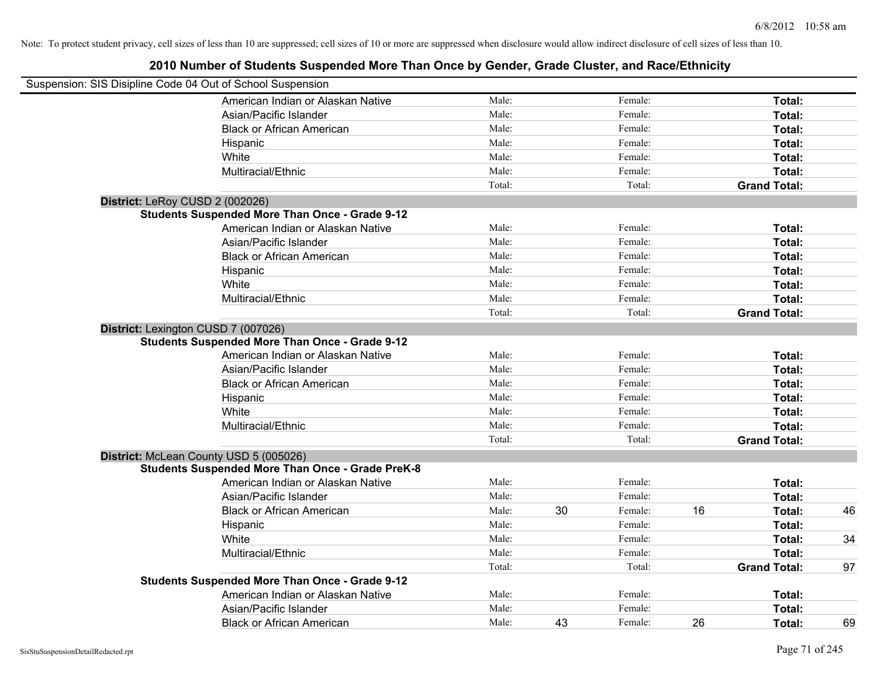Note: To protect student privacy, cell sizes of less than 10 are suppressed; cell sizes of 10 or more are suppressed when disclosure would allow indirect disclosure of cell sizes of less than 10.

## 2010 Number of Students Suspended More Than Once by Gender, Grade Cluster, and Race/Ethnicity

Suspension: SIS Disipline Code 04 Out of School Suspension

| | | | | | | |
|---|---|---|---|---|---|---|
| American Indian or Alaskan Native | Male: | | Female: | | **Total:** | |
| Asian/Pacific Islander | Male: | | Female: | | **Total:** | |
| Black or African American | Male: | | Female: | | **Total:** | |
| Hispanic | Male: | | Female: | | **Total:** | |
| White | Male: | | Female: | | **Total:** | |
| Multiracial/Ethnic | Male: | | Female: | | **Total:** | |
| | Total: | | Total: | | **Grand Total:** | |

**District:** LeRoy CUSD 2 (002026)

**Students Suspended More Than Once - Grade 9-12**

| | | | | | | |
|---|---|---|---|---|---|---|
| American Indian or Alaskan Native | Male: | | Female: | | **Total:** | |
| Asian/Pacific Islander | Male: | | Female: | | **Total:** | |
| Black or African American | Male: | | Female: | | **Total:** | |
| Hispanic | Male: | | Female: | | **Total:** | |
| White | Male: | | Female: | | **Total:** | |
| Multiracial/Ethnic | Male: | | Female: | | **Total:** | |
| | Total: | | Total: | | **Grand Total:** | |

**District:** Lexington CUSD 7 (007026)

**Students Suspended More Than Once - Grade 9-12**

| | | | | | | |
|---|---|---|---|---|---|---|
| American Indian or Alaskan Native | Male: | | Female: | | **Total:** | |
| Asian/Pacific Islander | Male: | | Female: | | **Total:** | |
| Black or African American | Male: | | Female: | | **Total:** | |
| Hispanic | Male: | | Female: | | **Total:** | |
| White | Male: | | Female: | | **Total:** | |
| Multiracial/Ethnic | Male: | | Female: | | **Total:** | |
| | Total: | | Total: | | **Grand Total:** | |

**District:** McLean County USD 5 (005026)

**Students Suspended More Than Once - Grade PreK-8**

| | | | | | | |
|---|---|---|---|---|---|---|
| American Indian or Alaskan Native | Male: | | Female: | | **Total:** | |
| Asian/Pacific Islander | Male: | | Female: | | **Total:** | |
| Black or African American | Male: | 30 | Female: | 16 | **Total:** | 46 |
| Hispanic | Male: | | Female: | | **Total:** | |
| White | Male: | | Female: | | **Total:** | 34 |
| Multiracial/Ethnic | Male: | | Female: | | **Total:** | |
| | Total: | | Total: | | **Grand Total:** | 97 |

**Students Suspended More Than Once - Grade 9-12**

| | | | | | | |
|---|---|---|---|---|---|---|
| American Indian or Alaskan Native | Male: | | Female: | | **Total:** | |
| Asian/Pacific Islander | Male: | | Female: | | **Total:** | |
| Black or African American | Male: | 43 | Female: | 26 | **Total:** | 69 |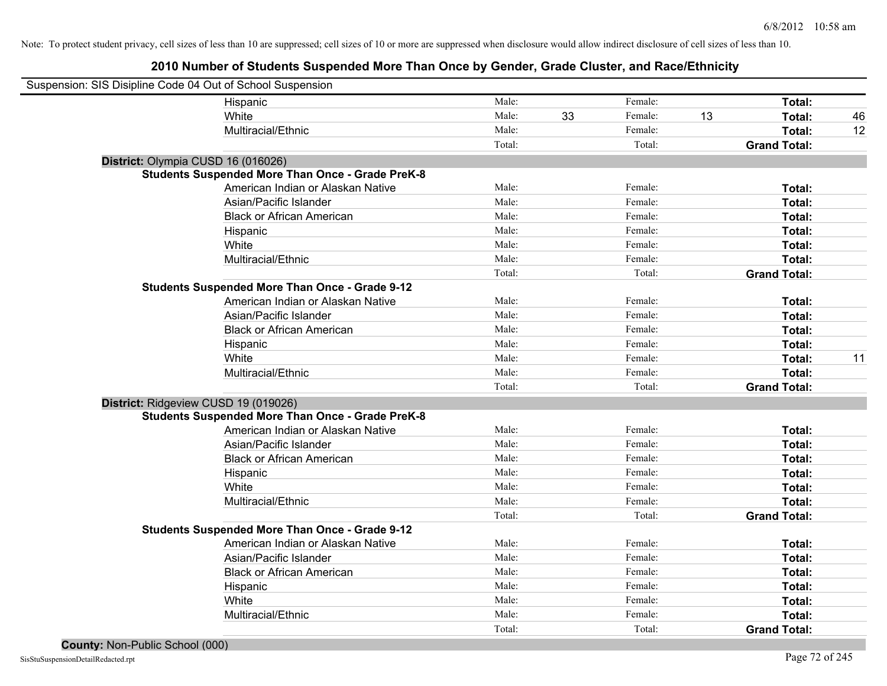Note: To protect student privacy, cell sizes of less than 10 are suppressed; cell sizes of 10 or more are suppressed when disclosure would allow indirect disclosure of cell sizes of less than 10.

# 2010 Number of Students Suspended More Than Once by Gender, Grade Cluster, and Race/Ethnicity

Suspension: SIS Disipline Code 04 Out of School Suspension

| | | | | | | |
|---|---|---|---|---|---|---|
| Hispanic | Male: | | Female: | | **Total:** | |
| White | Male: | 33 | Female: | 13 | **Total:** | 46 |
| Multiracial/Ethnic | Male: | | Female: | | **Total:** | 12 |
| | Total: | | Total: | | **Grand Total:** | |

**District:** Olympia CUSD 16 (016026)

**Students Suspended More Than Once - Grade PreK-8**

| | | | | | | |
|---|---|---|---|---|---|---|
| American Indian or Alaskan Native | Male: | | Female: | | **Total:** | |
| Asian/Pacific Islander | Male: | | Female: | | **Total:** | |
| Black or African American | Male: | | Female: | | **Total:** | |
| Hispanic | Male: | | Female: | | **Total:** | |
| White | Male: | | Female: | | **Total:** | |
| Multiracial/Ethnic | Male: | | Female: | | **Total:** | |
| | Total: | | Total: | | **Grand Total:** | |

**Students Suspended More Than Once - Grade 9-12**

| | | | | | | |
|---|---|---|---|---|---|---|
| American Indian or Alaskan Native | Male: | | Female: | | **Total:** | |
| Asian/Pacific Islander | Male: | | Female: | | **Total:** | |
| Black or African American | Male: | | Female: | | **Total:** | |
| Hispanic | Male: | | Female: | | **Total:** | |
| White | Male: | | Female: | | **Total:** | 11 |
| Multiracial/Ethnic | Male: | | Female: | | **Total:** | |
| | Total: | | Total: | | **Grand Total:** | |

**District:** Ridgeview CUSD 19 (019026)

**Students Suspended More Than Once - Grade PreK-8**

| | | | | | | |
|---|---|---|---|---|---|---|
| American Indian or Alaskan Native | Male: | | Female: | | **Total:** | |
| Asian/Pacific Islander | Male: | | Female: | | **Total:** | |
| Black or African American | Male: | | Female: | | **Total:** | |
| Hispanic | Male: | | Female: | | **Total:** | |
| White | Male: | | Female: | | **Total:** | |
| Multiracial/Ethnic | Male: | | Female: | | **Total:** | |
| | Total: | | Total: | | **Grand Total:** | |

**Students Suspended More Than Once - Grade 9-12**

| | | | | | | |
|---|---|---|---|---|---|---|
| American Indian or Alaskan Native | Male: | | Female: | | **Total:** | |
| Asian/Pacific Islander | Male: | | Female: | | **Total:** | |
| Black or African American | Male: | | Female: | | **Total:** | |
| Hispanic | Male: | | Female: | | **Total:** | |
| White | Male: | | Female: | | **Total:** | |
| Multiracial/Ethnic | Male: | | Female: | | **Total:** | |
| | Total: | | Total: | | **Grand Total:** | |

**County:** Non-Public School (000)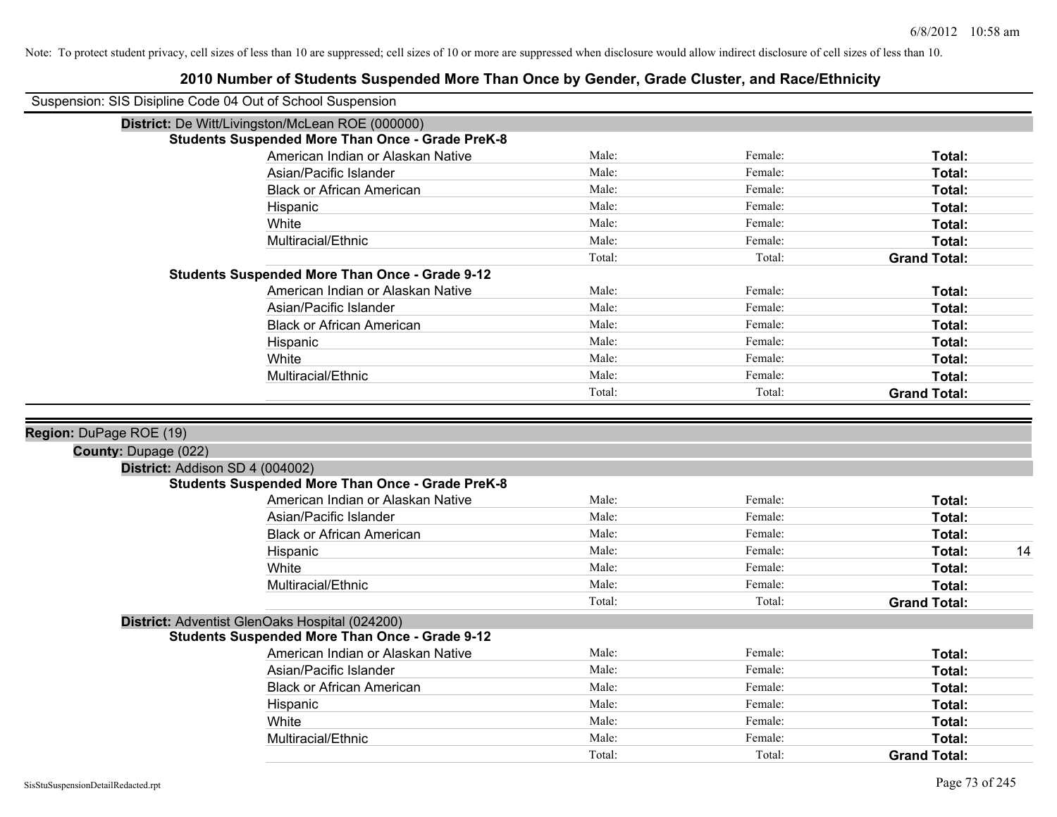Note: To protect student privacy, cell sizes of less than 10 are suppressed; cell sizes of 10 or more are suppressed when disclosure would allow indirect disclosure of cell sizes of less than 10.

# 2010 Number of Students Suspended More Than Once by Gender, Grade Cluster, and Race/Ethnicity

Suspension: SIS Disipline Code 04 Out of School Suspension

**District:** De Witt/Livingston/McLean ROE (000000)

**Students Suspended More Than Once - Grade PreK-8**

| Race/Ethnicity | Male: | Female: | Total: | |
|---|---|---|---|---|
| American Indian or Alaskan Native | Male: | Female: | **Total:** | |
| Asian/Pacific Islander | Male: | Female: | **Total:** | |
| Black or African American | Male: | Female: | **Total:** | |
| Hispanic | Male: | Female: | **Total:** | |
| White | Male: | Female: | **Total:** | |
| Multiracial/Ethnic | Male: | Female: | **Total:** | |
| | Total: | Total: | **Grand Total:** | |

**Students Suspended More Than Once - Grade 9-12**

| Race/Ethnicity | Male: | Female: | Total: | |
|---|---|---|---|---|
| American Indian or Alaskan Native | Male: | Female: | **Total:** | |
| Asian/Pacific Islander | Male: | Female: | **Total:** | |
| Black or African American | Male: | Female: | **Total:** | |
| Hispanic | Male: | Female: | **Total:** | |
| White | Male: | Female: | **Total:** | |
| Multiracial/Ethnic | Male: | Female: | **Total:** | |
| | Total: | Total: | **Grand Total:** | |

**Region:** DuPage ROE (19)

**County:** Dupage (022)

**District:** Addison SD 4 (004002)

**Students Suspended More Than Once - Grade PreK-8**

| Race/Ethnicity | Male: | Female: | Total: | |
|---|---|---|---|---|
| American Indian or Alaskan Native | Male: | Female: | **Total:** | |
| Asian/Pacific Islander | Male: | Female: | **Total:** | |
| Black or African American | Male: | Female: | **Total:** | |
| Hispanic | Male: | Female: | **Total:** | 14 |
| White | Male: | Female: | **Total:** | |
| Multiracial/Ethnic | Male: | Female: | **Total:** | |
| | Total: | Total: | **Grand Total:** | |

**District:** Adventist GlenOaks Hospital (024200)

**Students Suspended More Than Once - Grade 9-12**

| Race/Ethnicity | Male: | Female: | Total: | |
|---|---|---|---|---|
| American Indian or Alaskan Native | Male: | Female: | **Total:** | |
| Asian/Pacific Islander | Male: | Female: | **Total:** | |
| Black or African American | Male: | Female: | **Total:** | |
| Hispanic | Male: | Female: | **Total:** | |
| White | Male: | Female: | **Total:** | |
| Multiracial/Ethnic | Male: | Female: | **Total:** | |
| | Total: | Total: | **Grand Total:** | |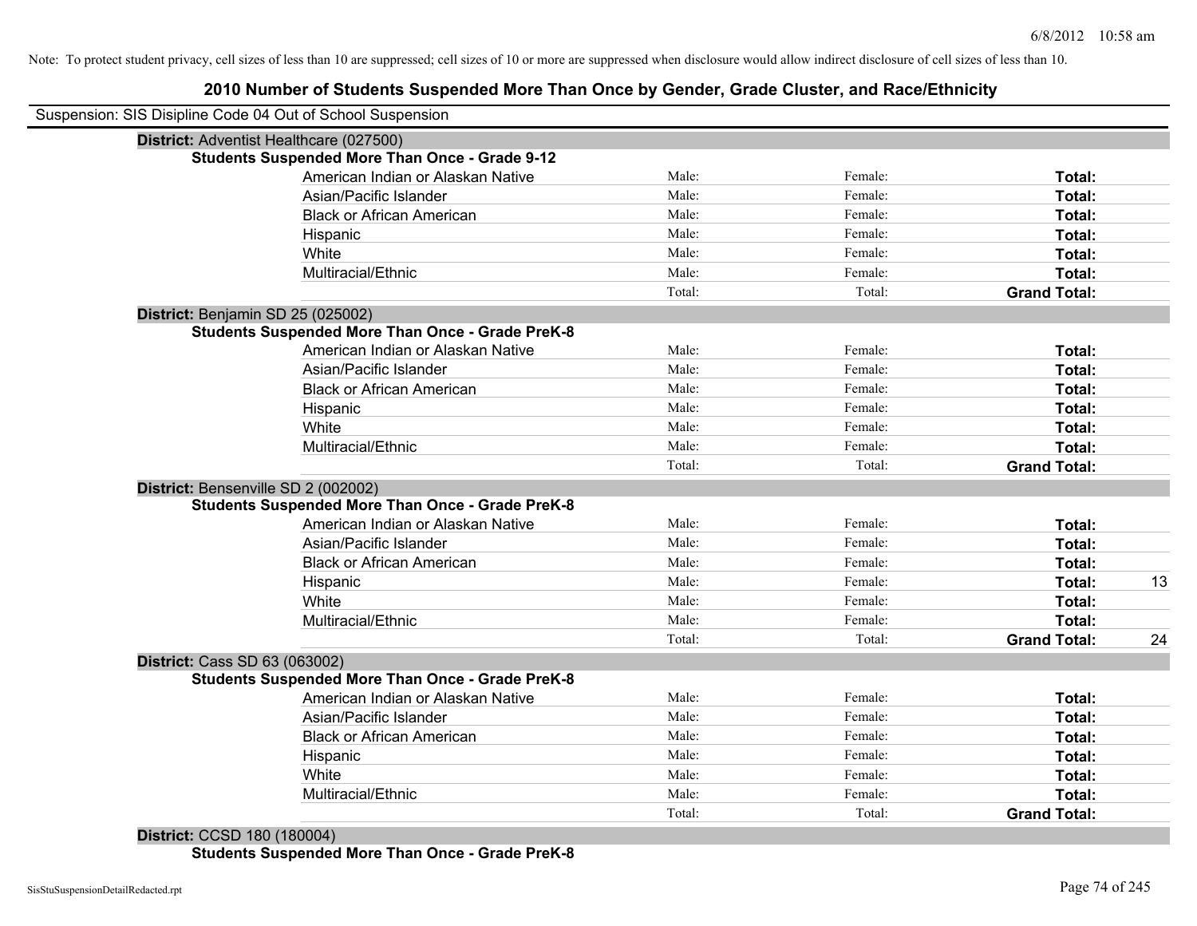Note: To protect student privacy, cell sizes of less than 10 are suppressed; cell sizes of 10 or more are suppressed when disclosure would allow indirect disclosure of cell sizes of less than 10.

# 2010 Number of Students Suspended More Than Once by Gender, Grade Cluster, and Race/Ethnicity

Suspension: SIS Disipline Code 04 Out of School Suspension

**District:** Adventist Healthcare (027500)

**Students Suspended More Than Once - Grade 9-12**

| | | | | |
|---|---|---|---|---|
| American Indian or Alaskan Native | Male: | Female: | **Total:** | |
| Asian/Pacific Islander | Male: | Female: | **Total:** | |
| Black or African American | Male: | Female: | **Total:** | |
| Hispanic | Male: | Female: | **Total:** | |
| White | Male: | Female: | **Total:** | |
| Multiracial/Ethnic | Male: | Female: | **Total:** | |
| | Total: | Total: | **Grand Total:** | |

**District:** Benjamin SD 25 (025002)

**Students Suspended More Than Once - Grade PreK-8**

| | | | | |
|---|---|---|---|---|
| American Indian or Alaskan Native | Male: | Female: | **Total:** | |
| Asian/Pacific Islander | Male: | Female: | **Total:** | |
| Black or African American | Male: | Female: | **Total:** | |
| Hispanic | Male: | Female: | **Total:** | |
| White | Male: | Female: | **Total:** | |
| Multiracial/Ethnic | Male: | Female: | **Total:** | |
| | Total: | Total: | **Grand Total:** | |

**District:** Bensenville SD 2 (002002)

**Students Suspended More Than Once - Grade PreK-8**

| | | | | |
|---|---|---|---|---|
| American Indian or Alaskan Native | Male: | Female: | **Total:** | |
| Asian/Pacific Islander | Male: | Female: | **Total:** | |
| Black or African American | Male: | Female: | **Total:** | |
| Hispanic | Male: | Female: | **Total:** | 13 |
| White | Male: | Female: | **Total:** | |
| Multiracial/Ethnic | Male: | Female: | **Total:** | |
| | Total: | Total: | **Grand Total:** | 24 |

**District:** Cass SD 63 (063002)

**Students Suspended More Than Once - Grade PreK-8**

| | | | | |
|---|---|---|---|---|
| American Indian or Alaskan Native | Male: | Female: | **Total:** | |
| Asian/Pacific Islander | Male: | Female: | **Total:** | |
| Black or African American | Male: | Female: | **Total:** | |
| Hispanic | Male: | Female: | **Total:** | |
| White | Male: | Female: | **Total:** | |
| Multiracial/Ethnic | Male: | Female: | **Total:** | |
| | Total: | Total: | **Grand Total:** | |

**District:** CCSD 180 (180004)

**Students Suspended More Than Once - Grade PreK-8**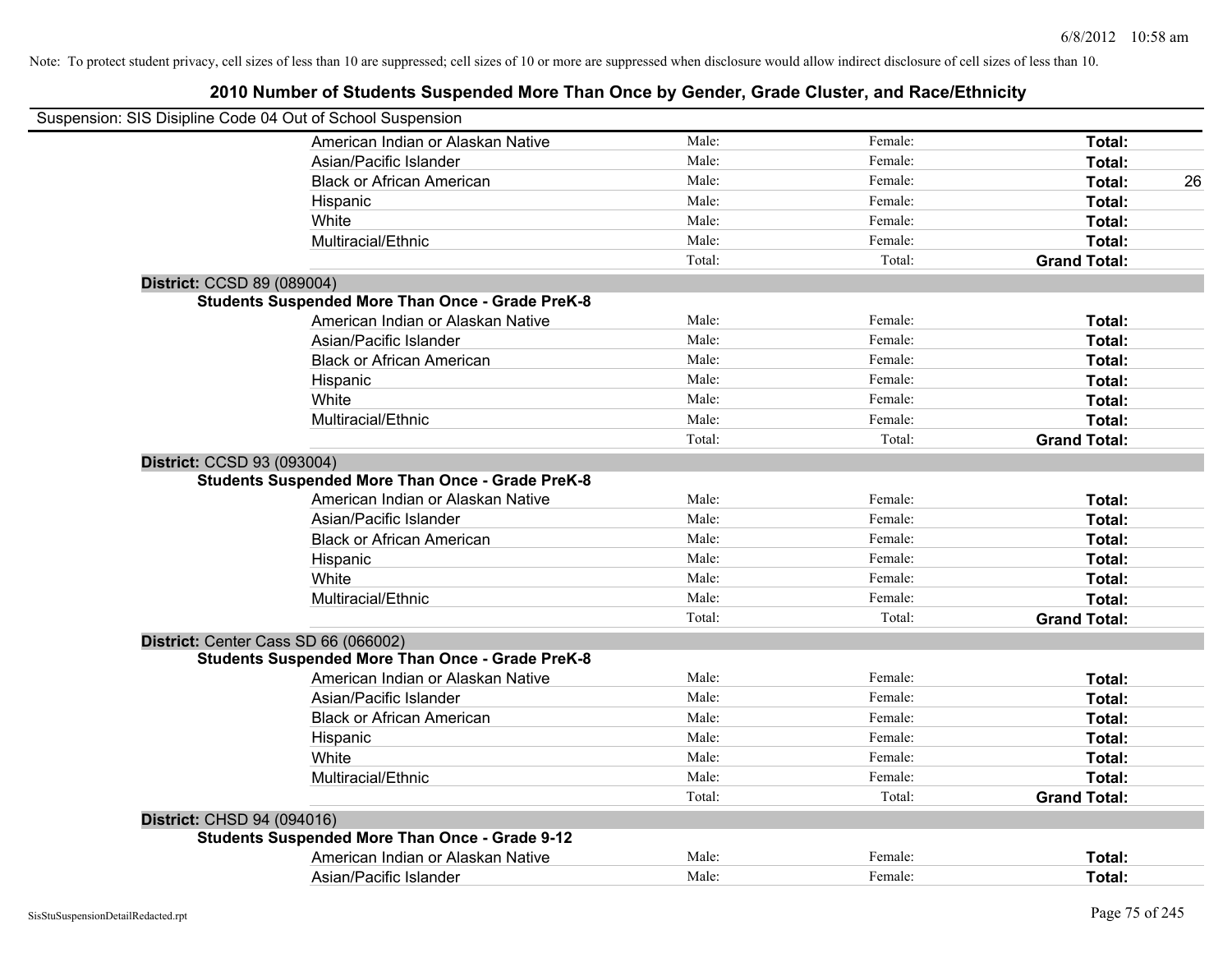Note: To protect student privacy, cell sizes of less than 10 are suppressed; cell sizes of 10 or more are suppressed when disclosure would allow indirect disclosure of cell sizes of less than 10.

## 2010 Number of Students Suspended More Than Once by Gender, Grade Cluster, and Race/Ethnicity

Suspension: SIS Disipline Code 04 Out of School Suspension

| | | | | |
|---|---|---|---|---|
| American Indian or Alaskan Native | Male: | Female: | **Total:** | |
| Asian/Pacific Islander | Male: | Female: | **Total:** | |
| Black or African American | Male: | Female: | **Total:** | 26 |
| Hispanic | Male: | Female: | **Total:** | |
| White | Male: | Female: | **Total:** | |
| Multiracial/Ethnic | Male: | Female: | **Total:** | |
| | Total: | Total: | **Grand Total:** | |

**District:** CCSD 89 (089004)

**Students Suspended More Than Once - Grade PreK-8**

| | | | | |
|---|---|---|---|---|
| American Indian or Alaskan Native | Male: | Female: | **Total:** | |
| Asian/Pacific Islander | Male: | Female: | **Total:** | |
| Black or African American | Male: | Female: | **Total:** | |
| Hispanic | Male: | Female: | **Total:** | |
| White | Male: | Female: | **Total:** | |
| Multiracial/Ethnic | Male: | Female: | **Total:** | |
| | Total: | Total: | **Grand Total:** | |

**District:** CCSD 93 (093004)

**Students Suspended More Than Once - Grade PreK-8**

| | | | | |
|---|---|---|---|---|
| American Indian or Alaskan Native | Male: | Female: | **Total:** | |
| Asian/Pacific Islander | Male: | Female: | **Total:** | |
| Black or African American | Male: | Female: | **Total:** | |
| Hispanic | Male: | Female: | **Total:** | |
| White | Male: | Female: | **Total:** | |
| Multiracial/Ethnic | Male: | Female: | **Total:** | |
| | Total: | Total: | **Grand Total:** | |

**District:** Center Cass SD 66 (066002)

**Students Suspended More Than Once - Grade PreK-8**

| | | | | |
|---|---|---|---|---|
| American Indian or Alaskan Native | Male: | Female: | **Total:** | |
| Asian/Pacific Islander | Male: | Female: | **Total:** | |
| Black or African American | Male: | Female: | **Total:** | |
| Hispanic | Male: | Female: | **Total:** | |
| White | Male: | Female: | **Total:** | |
| Multiracial/Ethnic | Male: | Female: | **Total:** | |
| | Total: | Total: | **Grand Total:** | |

**District:** CHSD 94 (094016)

**Students Suspended More Than Once - Grade 9-12**

| | | | | |
|---|---|---|---|---|
| American Indian or Alaskan Native | Male: | Female: | **Total:** | |
| Asian/Pacific Islander | Male: | Female: | **Total:** | |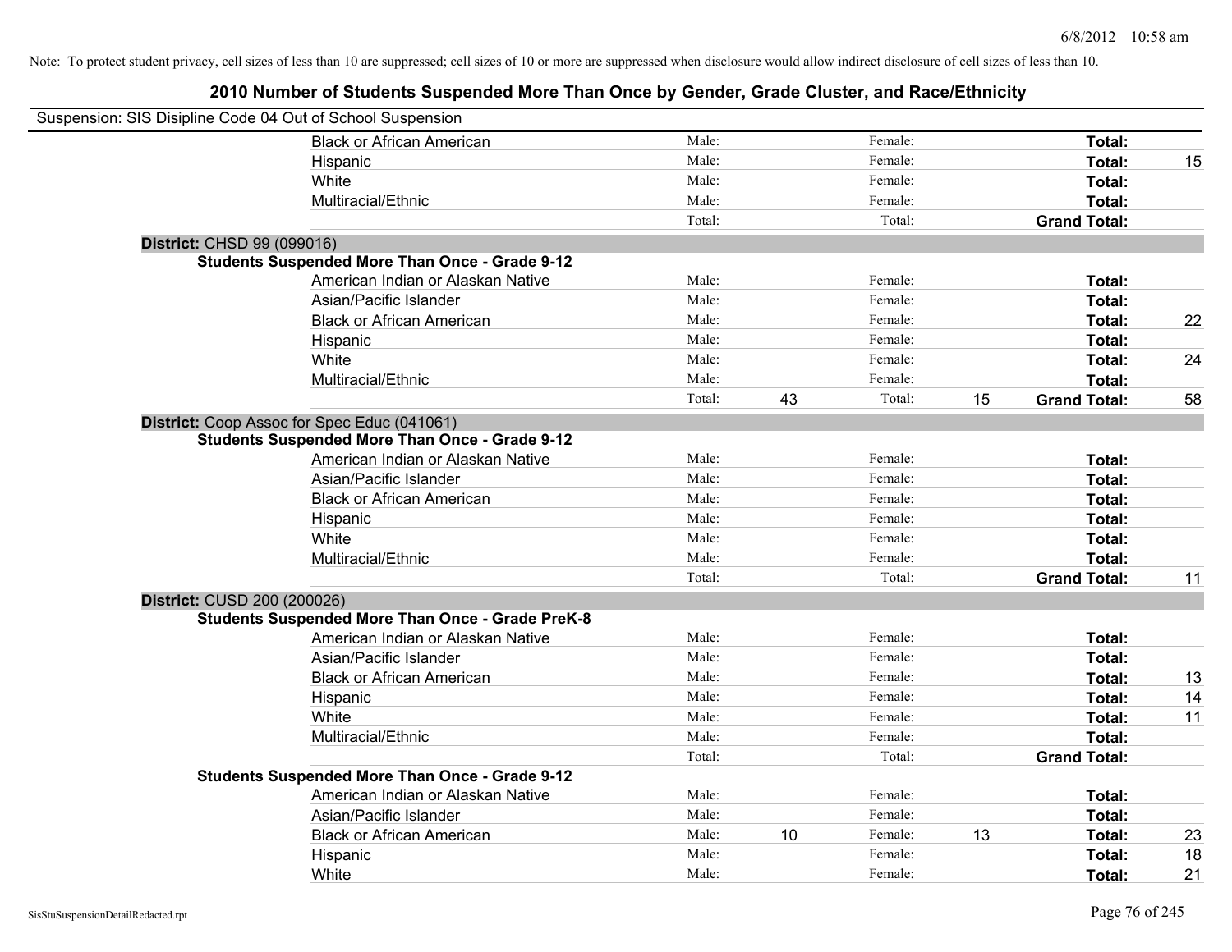Note: To protect student privacy, cell sizes of less than 10 are suppressed; cell sizes of 10 or more are suppressed when disclosure would allow indirect disclosure of cell sizes of less than 10.

# 2010 Number of Students Suspended More Than Once by Gender, Grade Cluster, and Race/Ethnicity

Suspension: SIS Disipline Code 04 Out of School Suspension

| | | | | | | |
|---|---|---|---|---|---|---|
| Black or African American | Male: | | Female: | | **Total:** | |
| Hispanic | Male: | | Female: | | **Total:** | 15 |
| White | Male: | | Female: | | **Total:** | |
| Multiracial/Ethnic | Male: | | Female: | | **Total:** | |
| | Total: | | Total: | | **Grand Total:** | |

**District:** CHSD 99 (099016)

**Students Suspended More Than Once - Grade 9-12**

| | | | | | | |
|---|---|---|---|---|---|---|
| American Indian or Alaskan Native | Male: | | Female: | | **Total:** | |
| Asian/Pacific Islander | Male: | | Female: | | **Total:** | |
| Black or African American | Male: | | Female: | | **Total:** | 22 |
| Hispanic | Male: | | Female: | | **Total:** | |
| White | Male: | | Female: | | **Total:** | 24 |
| Multiracial/Ethnic | Male: | | Female: | | **Total:** | |
| | Total: | 43 | Total: | 15 | **Grand Total:** | 58 |

**District:** Coop Assoc for Spec Educ (041061)

**Students Suspended More Than Once - Grade 9-12**

| | | | | | | |
|---|---|---|---|---|---|---|
| American Indian or Alaskan Native | Male: | | Female: | | **Total:** | |
| Asian/Pacific Islander | Male: | | Female: | | **Total:** | |
| Black or African American | Male: | | Female: | | **Total:** | |
| Hispanic | Male: | | Female: | | **Total:** | |
| White | Male: | | Female: | | **Total:** | |
| Multiracial/Ethnic | Male: | | Female: | | **Total:** | |
| | Total: | | Total: | | **Grand Total:** | 11 |

**District:** CUSD 200 (200026)

**Students Suspended More Than Once - Grade PreK-8**

| | | | | | | |
|---|---|---|---|---|---|---|
| American Indian or Alaskan Native | Male: | | Female: | | **Total:** | |
| Asian/Pacific Islander | Male: | | Female: | | **Total:** | |
| Black or African American | Male: | | Female: | | **Total:** | 13 |
| Hispanic | Male: | | Female: | | **Total:** | 14 |
| White | Male: | | Female: | | **Total:** | 11 |
| Multiracial/Ethnic | Male: | | Female: | | **Total:** | |
| | Total: | | Total: | | **Grand Total:** | |

**Students Suspended More Than Once - Grade 9-12**

| | | | | | | |
|---|---|---|---|---|---|---|
| American Indian or Alaskan Native | Male: | | Female: | | **Total:** | |
| Asian/Pacific Islander | Male: | | Female: | | **Total:** | |
| Black or African American | Male: | 10 | Female: | 13 | **Total:** | 23 |
| Hispanic | Male: | | Female: | | **Total:** | 18 |
| White | Male: | | Female: | | **Total:** | 21 |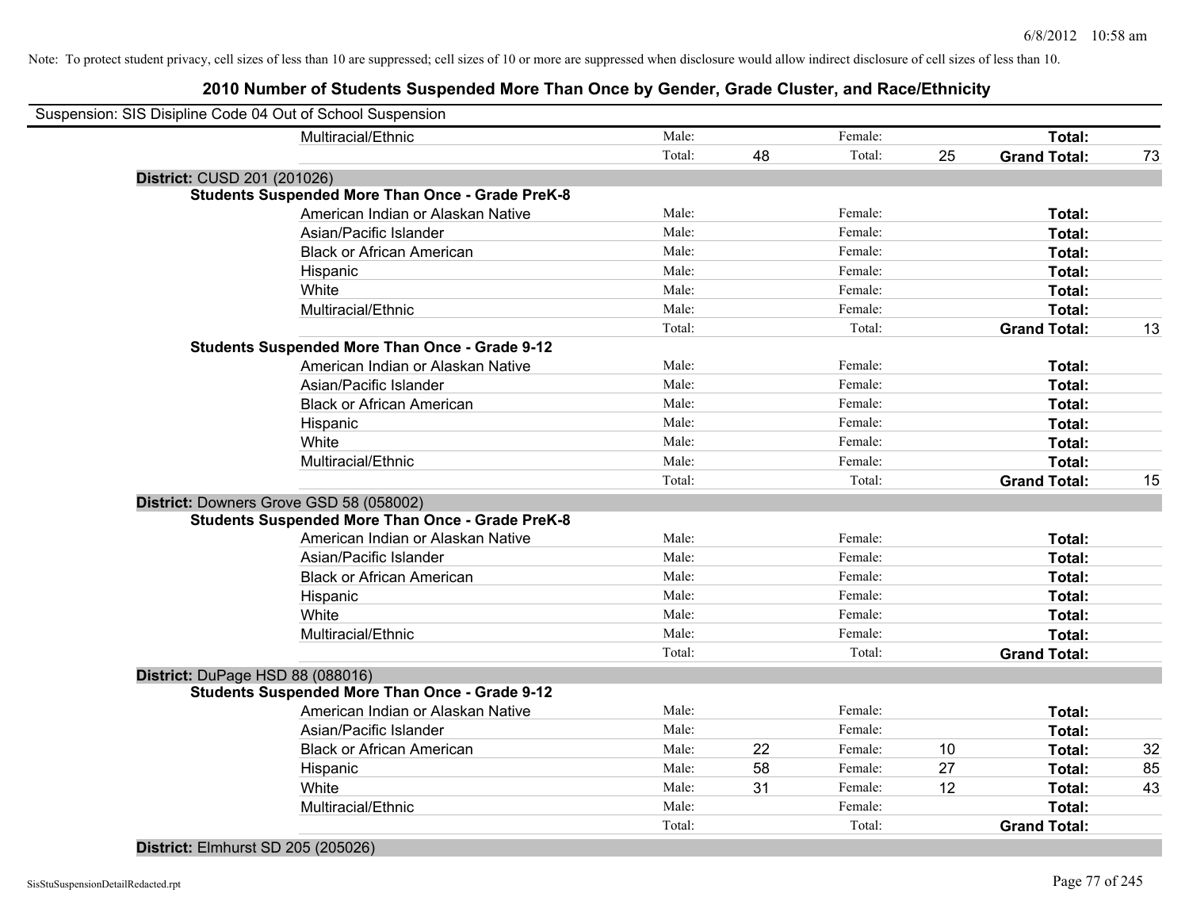Note: To protect student privacy, cell sizes of less than 10 are suppressed; cell sizes of 10 or more are suppressed when disclosure would allow indirect disclosure of cell sizes of less than 10.

## 2010 Number of Students Suspended More Than Once by Gender, Grade Cluster, and Race/Ethnicity

Suspension: SIS Disipline Code 04 Out of School Suspension

| | | | | | | | |
|---|---|---|---|---|---|---|---|
| Multiracial/Ethnic | Male: | | Female: | | **Total:** | |
| | Total: | 48 | Total: | 25 | **Grand Total:** | 73 |

**District:** CUSD 201 (201026)

**Students Suspended More Than Once - Grade PreK-8**

| | | | | | | |
|---|---|---|---|---|---|---|
| American Indian or Alaskan Native | Male: | | Female: | | **Total:** | |
| Asian/Pacific Islander | Male: | | Female: | | **Total:** | |
| Black or African American | Male: | | Female: | | **Total:** | |
| Hispanic | Male: | | Female: | | **Total:** | |
| White | Male: | | Female: | | **Total:** | |
| Multiracial/Ethnic | Male: | | Female: | | **Total:** | |
| | Total: | | Total: | | **Grand Total:** | 13 |

**Students Suspended More Than Once - Grade 9-12**

| | | | | | | |
|---|---|---|---|---|---|---|
| American Indian or Alaskan Native | Male: | | Female: | | **Total:** | |
| Asian/Pacific Islander | Male: | | Female: | | **Total:** | |
| Black or African American | Male: | | Female: | | **Total:** | |
| Hispanic | Male: | | Female: | | **Total:** | |
| White | Male: | | Female: | | **Total:** | |
| Multiracial/Ethnic | Male: | | Female: | | **Total:** | |
| | Total: | | Total: | | **Grand Total:** | 15 |

**District:** Downers Grove GSD 58 (058002)

**Students Suspended More Than Once - Grade PreK-8**

| | | | | | | |
|---|---|---|---|---|---|---|
| American Indian or Alaskan Native | Male: | | Female: | | **Total:** | |
| Asian/Pacific Islander | Male: | | Female: | | **Total:** | |
| Black or African American | Male: | | Female: | | **Total:** | |
| Hispanic | Male: | | Female: | | **Total:** | |
| White | Male: | | Female: | | **Total:** | |
| Multiracial/Ethnic | Male: | | Female: | | **Total:** | |
| | Total: | | Total: | | **Grand Total:** | |

**District:** DuPage HSD 88 (088016)

**Students Suspended More Than Once - Grade 9-12**

| | | | | | | |
|---|---|---|---|---|---|---|
| American Indian or Alaskan Native | Male: | | Female: | | **Total:** | |
| Asian/Pacific Islander | Male: | | Female: | | **Total:** | |
| Black or African American | Male: | 22 | Female: | 10 | **Total:** | 32 |
| Hispanic | Male: | 58 | Female: | 27 | **Total:** | 85 |
| White | Male: | 31 | Female: | 12 | **Total:** | 43 |
| Multiracial/Ethnic | Male: | | Female: | | **Total:** | |
| | Total: | | Total: | | **Grand Total:** | |

**District:** Elmhurst SD 205 (205026)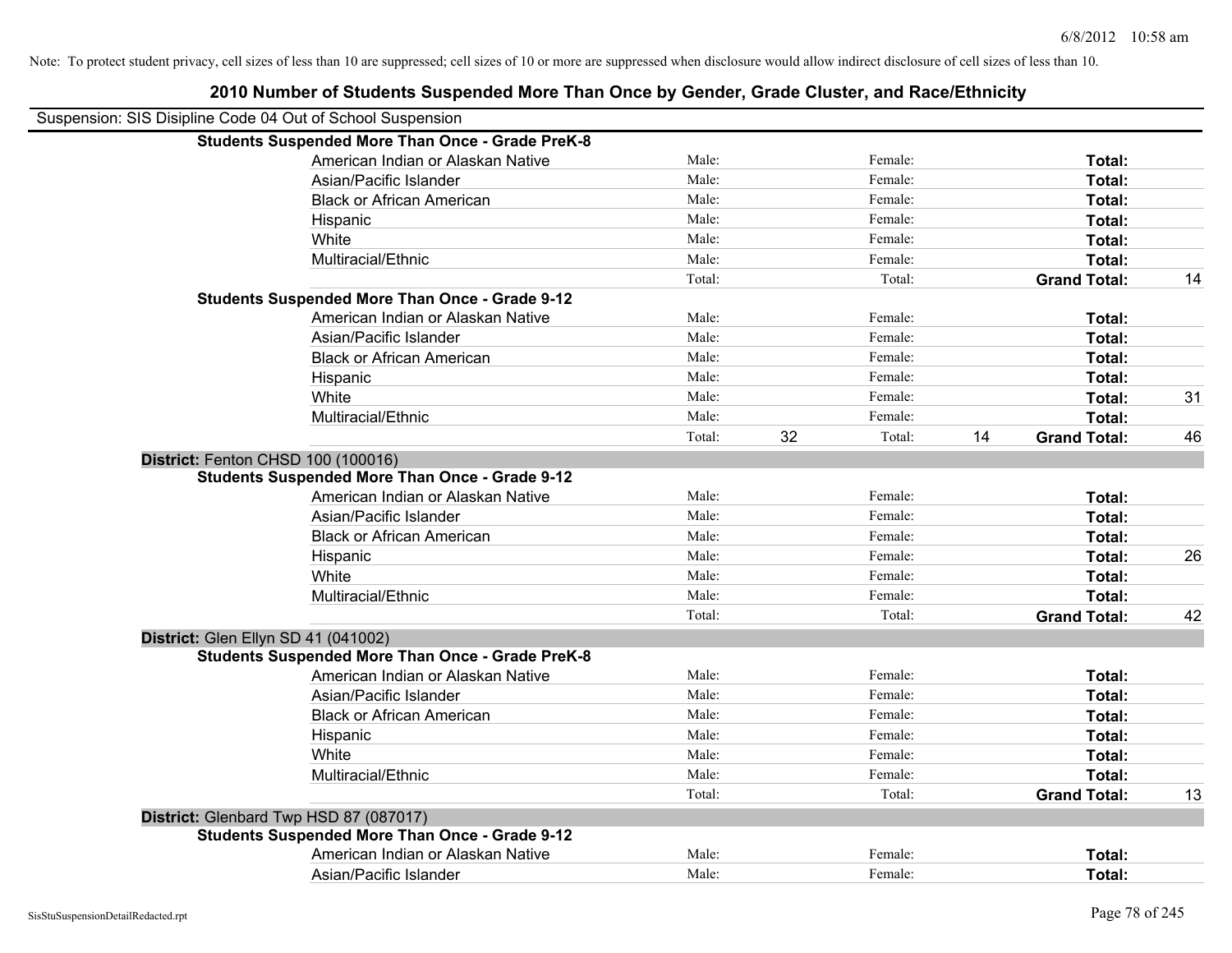Note: To protect student privacy, cell sizes of less than 10 are suppressed; cell sizes of 10 or more are suppressed when disclosure would allow indirect disclosure of cell sizes of less than 10.

# 2010 Number of Students Suspended More Than Once by Gender, Grade Cluster, and Race/Ethnicity

Suspension: SIS Disipline Code 04 Out of School Suspension

| | | | | | | |
|---|---|---|---|---|---|---|
| **Students Suspended More Than Once - Grade PreK-8** | | | | | | |
| American Indian or Alaskan Native | Male: | | Female: | | **Total:** | |
| Asian/Pacific Islander | Male: | | Female: | | **Total:** | |
| Black or African American | Male: | | Female: | | **Total:** | |
| Hispanic | Male: | | Female: | | **Total:** | |
| White | Male: | | Female: | | **Total:** | |
| Multiracial/Ethnic | Male: | | Female: | | **Total:** | |
| | Total: | | Total: | | **Grand Total:** | 14 |
| **Students Suspended More Than Once - Grade 9-12** | | | | | | |
| American Indian or Alaskan Native | Male: | | Female: | | **Total:** | |
| Asian/Pacific Islander | Male: | | Female: | | **Total:** | |
| Black or African American | Male: | | Female: | | **Total:** | |
| Hispanic | Male: | | Female: | | **Total:** | |
| White | Male: | | Female: | | **Total:** | 31 |
| Multiracial/Ethnic | Male: | | Female: | | **Total:** | |
| | Total: | 32 | Total: | 14 | **Grand Total:** | 46 |

**District:** Fenton CHSD 100 (100016)

| | | | | | | |
|---|---|---|---|---|---|---|
| **Students Suspended More Than Once - Grade 9-12** | | | | | | |
| American Indian or Alaskan Native | Male: | | Female: | | **Total:** | |
| Asian/Pacific Islander | Male: | | Female: | | **Total:** | |
| Black or African American | Male: | | Female: | | **Total:** | |
| Hispanic | Male: | | Female: | | **Total:** | 26 |
| White | Male: | | Female: | | **Total:** | |
| Multiracial/Ethnic | Male: | | Female: | | **Total:** | |
| | Total: | | Total: | | **Grand Total:** | 42 |

**District:** Glen Ellyn SD 41 (041002)

| | | | | | | |
|---|---|---|---|---|---|---|
| **Students Suspended More Than Once - Grade PreK-8** | | | | | | |
| American Indian or Alaskan Native | Male: | | Female: | | **Total:** | |
| Asian/Pacific Islander | Male: | | Female: | | **Total:** | |
| Black or African American | Male: | | Female: | | **Total:** | |
| Hispanic | Male: | | Female: | | **Total:** | |
| White | Male: | | Female: | | **Total:** | |
| Multiracial/Ethnic | Male: | | Female: | | **Total:** | |
| | Total: | | Total: | | **Grand Total:** | 13 |

**District:** Glenbard Twp HSD 87 (087017)

| | | | | | | |
|---|---|---|---|---|---|---|
| **Students Suspended More Than Once - Grade 9-12** | | | | | | |
| American Indian or Alaskan Native | Male: | | Female: | | **Total:** | |
| Asian/Pacific Islander | Male: | | Female: | | **Total:** | |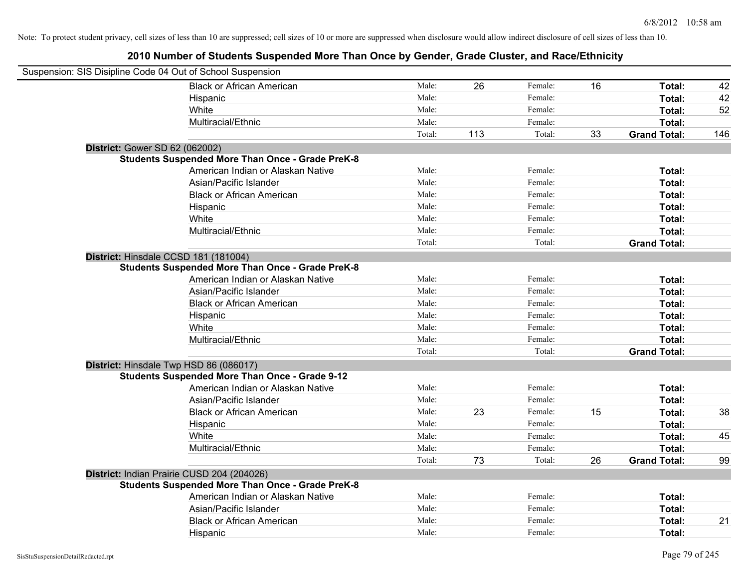Note: To protect student privacy, cell sizes of less than 10 are suppressed; cell sizes of 10 or more are suppressed when disclosure would allow indirect disclosure of cell sizes of less than 10.

## 2010 Number of Students Suspended More Than Once by Gender, Grade Cluster, and Race/Ethnicity

Suspension: SIS Disipline Code 04 Out of School Suspension

| | | | | | | |
|---|---|---|---|---|---|---|
| Black or African American | Male: | 26 | Female: | 16 | **Total:** | 42 |
| Hispanic | Male: | | Female: | | **Total:** | 42 |
| White | Male: | | Female: | | **Total:** | 52 |
| Multiracial/Ethnic | Male: | | Female: | | **Total:** | |
| | Total: | 113 | Total: | 33 | **Grand Total:** | 146 |

**District:** Gower SD 62 (062002)

**Students Suspended More Than Once - Grade PreK-8**

| | | | | | | |
|---|---|---|---|---|---|---|
| American Indian or Alaskan Native | Male: | | Female: | | **Total:** | |
| Asian/Pacific Islander | Male: | | Female: | | **Total:** | |
| Black or African American | Male: | | Female: | | **Total:** | |
| Hispanic | Male: | | Female: | | **Total:** | |
| White | Male: | | Female: | | **Total:** | |
| Multiracial/Ethnic | Male: | | Female: | | **Total:** | |
| | Total: | | Total: | | **Grand Total:** | |

**District:** Hinsdale CCSD 181 (181004)

**Students Suspended More Than Once - Grade PreK-8**

| | | | | | | |
|---|---|---|---|---|---|---|
| American Indian or Alaskan Native | Male: | | Female: | | **Total:** | |
| Asian/Pacific Islander | Male: | | Female: | | **Total:** | |
| Black or African American | Male: | | Female: | | **Total:** | |
| Hispanic | Male: | | Female: | | **Total:** | |
| White | Male: | | Female: | | **Total:** | |
| Multiracial/Ethnic | Male: | | Female: | | **Total:** | |
| | Total: | | Total: | | **Grand Total:** | |

**District:** Hinsdale Twp HSD 86 (086017)

**Students Suspended More Than Once - Grade 9-12**

| | | | | | | |
|---|---|---|---|---|---|---|
| American Indian or Alaskan Native | Male: | | Female: | | **Total:** | |
| Asian/Pacific Islander | Male: | | Female: | | **Total:** | |
| Black or African American | Male: | 23 | Female: | 15 | **Total:** | 38 |
| Hispanic | Male: | | Female: | | **Total:** | |
| White | Male: | | Female: | | **Total:** | 45 |
| Multiracial/Ethnic | Male: | | Female: | | **Total:** | |
| | Total: | 73 | Total: | 26 | **Grand Total:** | 99 |

**District:** Indian Prairie CUSD 204 (204026)

**Students Suspended More Than Once - Grade PreK-8**

| | | | | | | |
|---|---|---|---|---|---|---|
| American Indian or Alaskan Native | Male: | | Female: | | **Total:** | |
| Asian/Pacific Islander | Male: | | Female: | | **Total:** | |
| Black or African American | Male: | | Female: | | **Total:** | 21 |
| Hispanic | Male: | | Female: | | **Total:** | |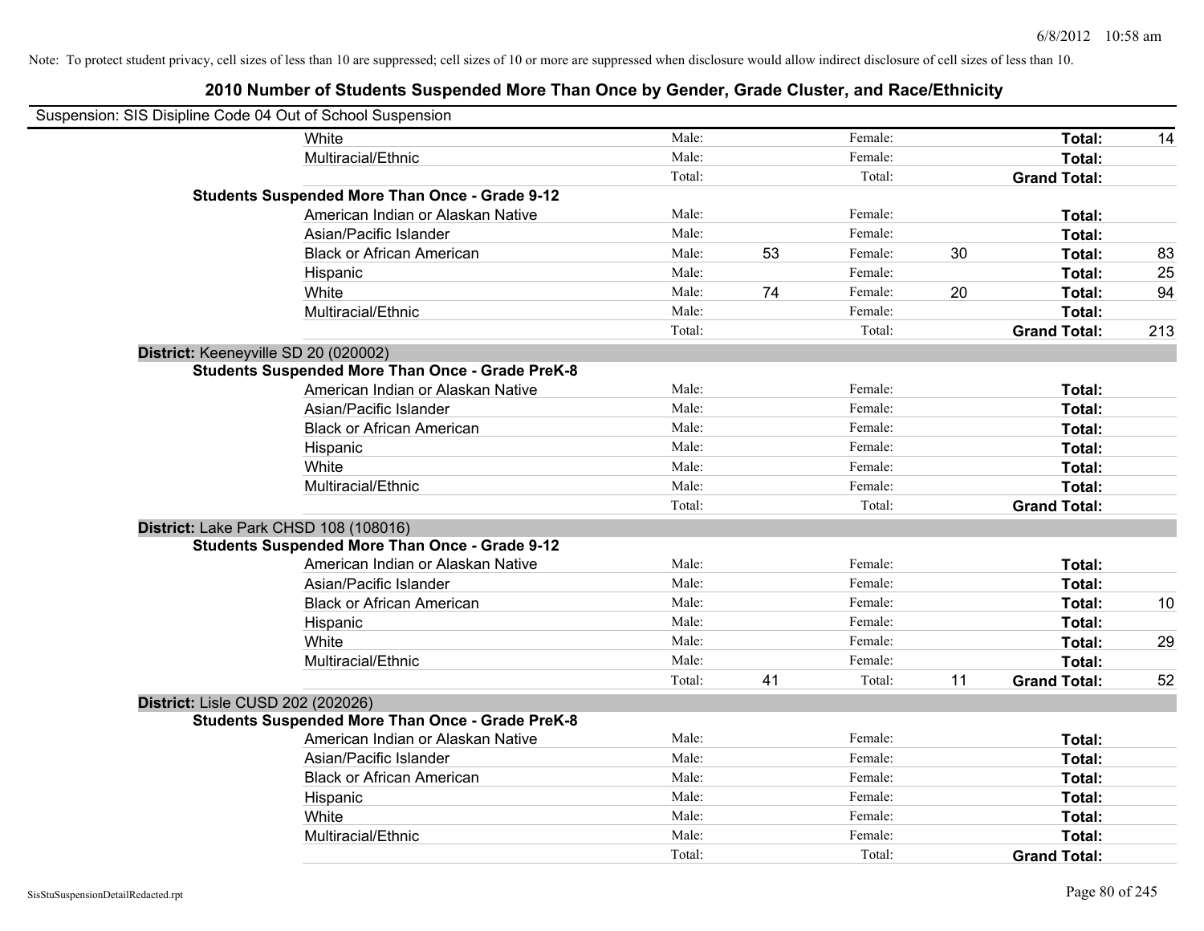Note: To protect student privacy, cell sizes of less than 10 are suppressed; cell sizes of 10 or more are suppressed when disclosure would allow indirect disclosure of cell sizes of less than 10.

# 2010 Number of Students Suspended More Than Once by Gender, Grade Cluster, and Race/Ethnicity

Suspension: SIS Disipline Code 04 Out of School Suspension

| | | | | | | |
|---|---|---|---|---|---|---|
| White | Male: | | Female: | | **Total:** | 14 |
| Multiracial/Ethnic | Male: | | Female: | | **Total:** | |
| | Total: | | Total: | | **Grand Total:** | |
| **Students Suspended More Than Once - Grade 9-12** | | | | | | |
| American Indian or Alaskan Native | Male: | | Female: | | **Total:** | |
| Asian/Pacific Islander | Male: | | Female: | | **Total:** | |
| Black or African American | Male: | 53 | Female: | 30 | **Total:** | 83 |
| Hispanic | Male: | | Female: | | **Total:** | 25 |
| White | Male: | 74 | Female: | 20 | **Total:** | 94 |
| Multiracial/Ethnic | Male: | | Female: | | **Total:** | |
| | Total: | | Total: | | **Grand Total:** | 213 |

**District:** Keeneyville SD 20 (020002)

| | | | | | | |
|---|---|---|---|---|---|---|
| **Students Suspended More Than Once - Grade PreK-8** | | | | | | |
| American Indian or Alaskan Native | Male: | | Female: | | **Total:** | |
| Asian/Pacific Islander | Male: | | Female: | | **Total:** | |
| Black or African American | Male: | | Female: | | **Total:** | |
| Hispanic | Male: | | Female: | | **Total:** | |
| White | Male: | | Female: | | **Total:** | |
| Multiracial/Ethnic | Male: | | Female: | | **Total:** | |
| | Total: | | Total: | | **Grand Total:** | |

**District:** Lake Park CHSD 108 (108016)

| | | | | | | |
|---|---|---|---|---|---|---|
| **Students Suspended More Than Once - Grade 9-12** | | | | | | |
| American Indian or Alaskan Native | Male: | | Female: | | **Total:** | |
| Asian/Pacific Islander | Male: | | Female: | | **Total:** | |
| Black or African American | Male: | | Female: | | **Total:** | 10 |
| Hispanic | Male: | | Female: | | **Total:** | |
| White | Male: | | Female: | | **Total:** | 29 |
| Multiracial/Ethnic | Male: | | Female: | | **Total:** | |
| | Total: | 41 | Total: | 11 | **Grand Total:** | 52 |

**District:** Lisle CUSD 202 (202026)

| | | | | | | |
|---|---|---|---|---|---|---|
| **Students Suspended More Than Once - Grade PreK-8** | | | | | | |
| American Indian or Alaskan Native | Male: | | Female: | | **Total:** | |
| Asian/Pacific Islander | Male: | | Female: | | **Total:** | |
| Black or African American | Male: | | Female: | | **Total:** | |
| Hispanic | Male: | | Female: | | **Total:** | |
| White | Male: | | Female: | | **Total:** | |
| Multiracial/Ethnic | Male: | | Female: | | **Total:** | |
| | Total: | | Total: | | **Grand Total:** | |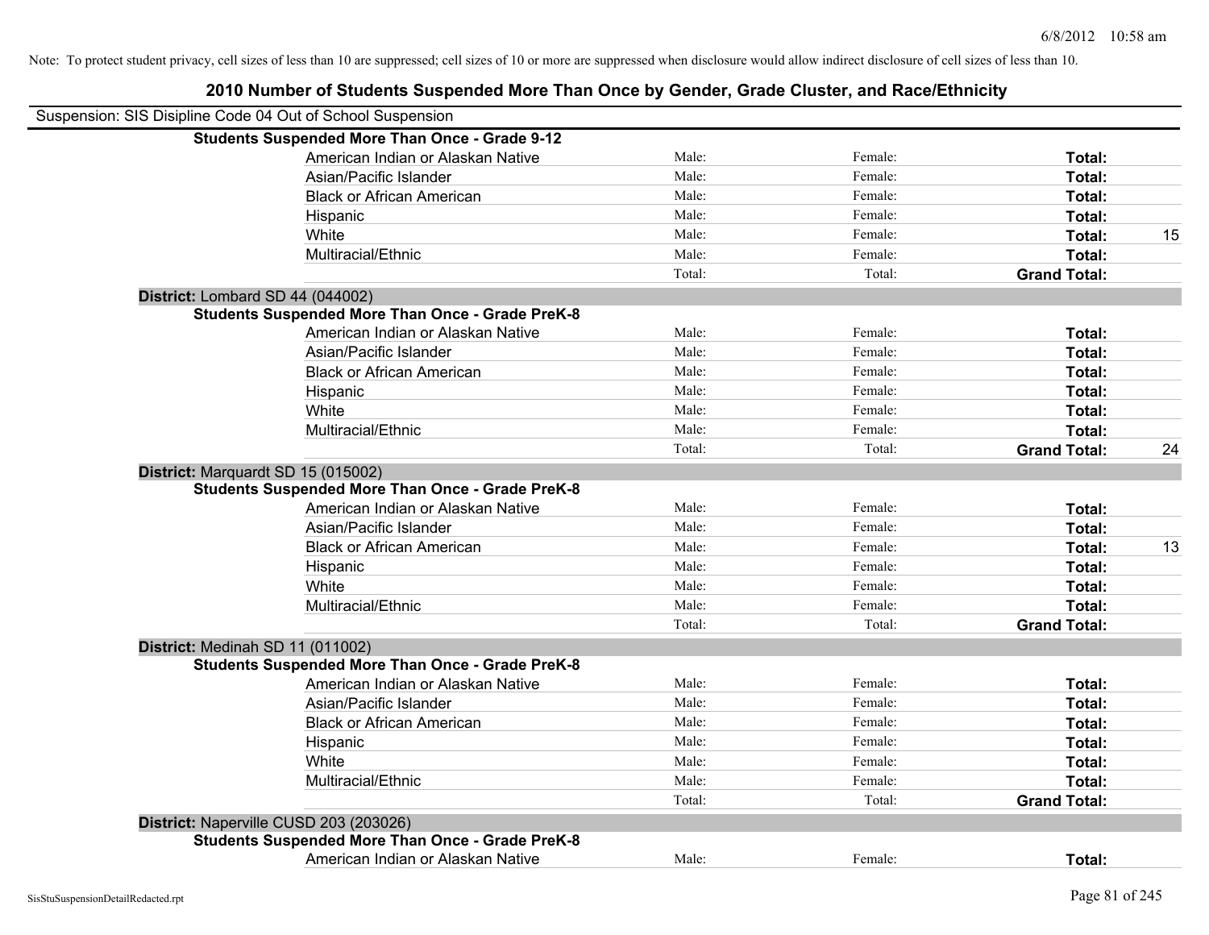Note: To protect student privacy, cell sizes of less than 10 are suppressed; cell sizes of 10 or more are suppressed when disclosure would allow indirect disclosure of cell sizes of less than 10.

## 2010 Number of Students Suspended More Than Once by Gender, Grade Cluster, and Race/Ethnicity

Suspension: SIS Disipline Code 04 Out of School Suspension

| | | | | | |
|---|---|---|---|---|---|
| **Students Suspended More Than Once - Grade 9-12** | | | | | |
| | American Indian or Alaskan Native | Male: | Female: | **Total:** | |
| | Asian/Pacific Islander | Male: | Female: | **Total:** | |
| | Black or African American | Male: | Female: | **Total:** | |
| | Hispanic | Male: | Female: | **Total:** | |
| | White | Male: | Female: | **Total:** | 15 |
| | Multiracial/Ethnic | Male: | Female: | **Total:** | |
| | | Total: | Total: | **Grand Total:** | |
| **District:** Lombard SD 44 (044002) | | | | | |
| **Students Suspended More Than Once - Grade PreK-8** | | | | | |
| | American Indian or Alaskan Native | Male: | Female: | **Total:** | |
| | Asian/Pacific Islander | Male: | Female: | **Total:** | |
| | Black or African American | Male: | Female: | **Total:** | |
| | Hispanic | Male: | Female: | **Total:** | |
| | White | Male: | Female: | **Total:** | |
| | Multiracial/Ethnic | Male: | Female: | **Total:** | |
| | | Total: | Total: | **Grand Total:** | 24 |
| **District:** Marquardt SD 15 (015002) | | | | | |
| **Students Suspended More Than Once - Grade PreK-8** | | | | | |
| | American Indian or Alaskan Native | Male: | Female: | **Total:** | |
| | Asian/Pacific Islander | Male: | Female: | **Total:** | |
| | Black or African American | Male: | Female: | **Total:** | 13 |
| | Hispanic | Male: | Female: | **Total:** | |
| | White | Male: | Female: | **Total:** | |
| | Multiracial/Ethnic | Male: | Female: | **Total:** | |
| | | Total: | Total: | **Grand Total:** | |
| **District:** Medinah SD 11 (011002) | | | | | |
| **Students Suspended More Than Once - Grade PreK-8** | | | | | |
| | American Indian or Alaskan Native | Male: | Female: | **Total:** | |
| | Asian/Pacific Islander | Male: | Female: | **Total:** | |
| | Black or African American | Male: | Female: | **Total:** | |
| | Hispanic | Male: | Female: | **Total:** | |
| | White | Male: | Female: | **Total:** | |
| | Multiracial/Ethnic | Male: | Female: | **Total:** | |
| | | Total: | Total: | **Grand Total:** | |
| **District:** Naperville CUSD 203 (203026) | | | | | |
| **Students Suspended More Than Once - Grade PreK-8** | | | | | |
| | American Indian or Alaskan Native | Male: | Female: | **Total:** | |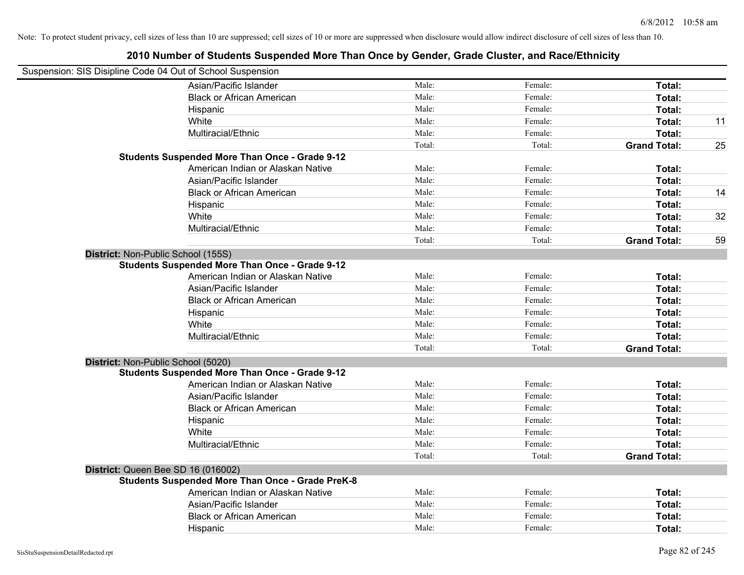Note: To protect student privacy, cell sizes of less than 10 are suppressed; cell sizes of 10 or more are suppressed when disclosure would allow indirect disclosure of cell sizes of less than 10.

## 2010 Number of Students Suspended More Than Once by Gender, Grade Cluster, and Race/Ethnicity

Suspension: SIS Disipline Code 04 Out of School Suspension

| | | | | | |
|---|---|---|---|---|---|
| | Asian/Pacific Islander | Male: | Female: | **Total:** | |
| | Black or African American | Male: | Female: | **Total:** | |
| | Hispanic | Male: | Female: | **Total:** | |
| | White | Male: | Female: | **Total:** | 11 |
| | Multiracial/Ethnic | Male: | Female: | **Total:** | |
| | | Total: | Total: | **Grand Total:** | 25 |
| **Students Suspended More Than Once - Grade 9-12** | | | | | |
| | American Indian or Alaskan Native | Male: | Female: | **Total:** | |
| | Asian/Pacific Islander | Male: | Female: | **Total:** | |
| | Black or African American | Male: | Female: | **Total:** | 14 |
| | Hispanic | Male: | Female: | **Total:** | |
| | White | Male: | Female: | **Total:** | 32 |
| | Multiracial/Ethnic | Male: | Female: | **Total:** | |
| | | Total: | Total: | **Grand Total:** | 59 |
| **District:** Non-Public School (155S) | | | | | |
| **Students Suspended More Than Once - Grade 9-12** | | | | | |
| | American Indian or Alaskan Native | Male: | Female: | **Total:** | |
| | Asian/Pacific Islander | Male: | Female: | **Total:** | |
| | Black or African American | Male: | Female: | **Total:** | |
| | Hispanic | Male: | Female: | **Total:** | |
| | White | Male: | Female: | **Total:** | |
| | Multiracial/Ethnic | Male: | Female: | **Total:** | |
| | | Total: | Total: | **Grand Total:** | |
| **District:** Non-Public School (5020) | | | | | |
| **Students Suspended More Than Once - Grade 9-12** | | | | | |
| | American Indian or Alaskan Native | Male: | Female: | **Total:** | |
| | Asian/Pacific Islander | Male: | Female: | **Total:** | |
| | Black or African American | Male: | Female: | **Total:** | |
| | Hispanic | Male: | Female: | **Total:** | |
| | White | Male: | Female: | **Total:** | |
| | Multiracial/Ethnic | Male: | Female: | **Total:** | |
| | | Total: | Total: | **Grand Total:** | |
| **District:** Queen Bee SD 16 (016002) | | | | | |
| **Students Suspended More Than Once - Grade PreK-8** | | | | | |
| | American Indian or Alaskan Native | Male: | Female: | **Total:** | |
| | Asian/Pacific Islander | Male: | Female: | **Total:** | |
| | Black or African American | Male: | Female: | **Total:** | |
| | Hispanic | Male: | Female: | **Total:** | |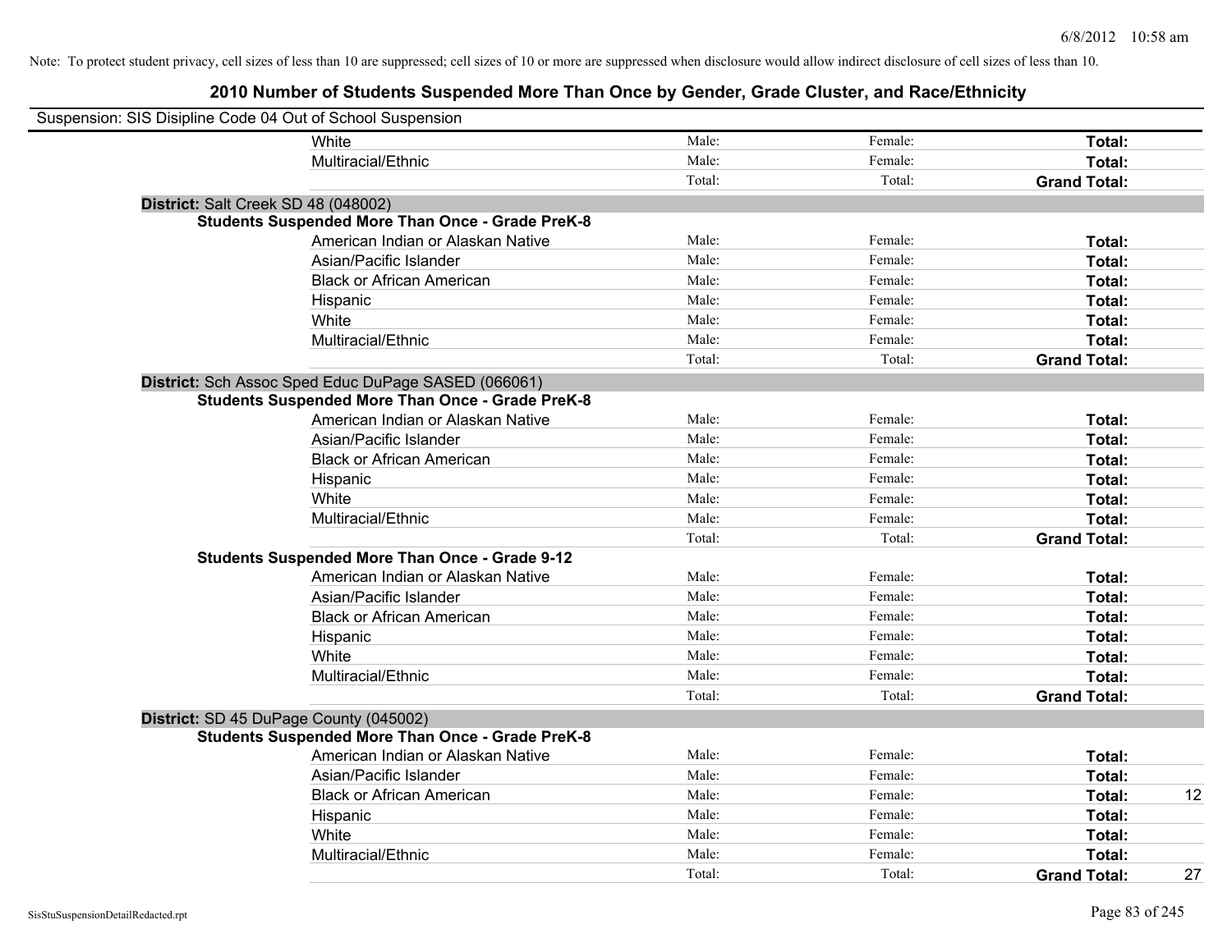Note: To protect student privacy, cell sizes of less than 10 are suppressed; cell sizes of 10 or more are suppressed when disclosure would allow indirect disclosure of cell sizes of less than 10.

## 2010 Number of Students Suspended More Than Once by Gender, Grade Cluster, and Race/Ethnicity

Suspension: SIS Disipline Code 04 Out of School Suspension

| | | | | |
|---|---|---|---|---|
| White | Male: | Female: | **Total:** | |
| Multiracial/Ethnic | Male: | Female: | **Total:** | |
| | Total: | Total: | **Grand Total:** | |

**District:** Salt Creek SD 48 (048002)

**Students Suspended More Than Once - Grade PreK-8**

| | | | | |
|---|---|---|---|---|
| American Indian or Alaskan Native | Male: | Female: | **Total:** | |
| Asian/Pacific Islander | Male: | Female: | **Total:** | |
| Black or African American | Male: | Female: | **Total:** | |
| Hispanic | Male: | Female: | **Total:** | |
| White | Male: | Female: | **Total:** | |
| Multiracial/Ethnic | Male: | Female: | **Total:** | |
| | Total: | Total: | **Grand Total:** | |

**District:** Sch Assoc Sped Educ DuPage SASED (066061)

**Students Suspended More Than Once - Grade PreK-8**

| | | | | |
|---|---|---|---|---|
| American Indian or Alaskan Native | Male: | Female: | **Total:** | |
| Asian/Pacific Islander | Male: | Female: | **Total:** | |
| Black or African American | Male: | Female: | **Total:** | |
| Hispanic | Male: | Female: | **Total:** | |
| White | Male: | Female: | **Total:** | |
| Multiracial/Ethnic | Male: | Female: | **Total:** | |
| | Total: | Total: | **Grand Total:** | |

**Students Suspended More Than Once - Grade 9-12**

| | | | | |
|---|---|---|---|---|
| American Indian or Alaskan Native | Male: | Female: | **Total:** | |
| Asian/Pacific Islander | Male: | Female: | **Total:** | |
| Black or African American | Male: | Female: | **Total:** | |
| Hispanic | Male: | Female: | **Total:** | |
| White | Male: | Female: | **Total:** | |
| Multiracial/Ethnic | Male: | Female: | **Total:** | |
| | Total: | Total: | **Grand Total:** | |

**District:** SD 45 DuPage County (045002)

**Students Suspended More Than Once - Grade PreK-8**

| | | | | |
|---|---|---|---|---|
| American Indian or Alaskan Native | Male: | Female: | **Total:** | |
| Asian/Pacific Islander | Male: | Female: | **Total:** | |
| Black or African American | Male: | Female: | **Total:** | 12 |
| Hispanic | Male: | Female: | **Total:** | |
| White | Male: | Female: | **Total:** | |
| Multiracial/Ethnic | Male: | Female: | **Total:** | |
| | Total: | Total: | **Grand Total:** | 27 |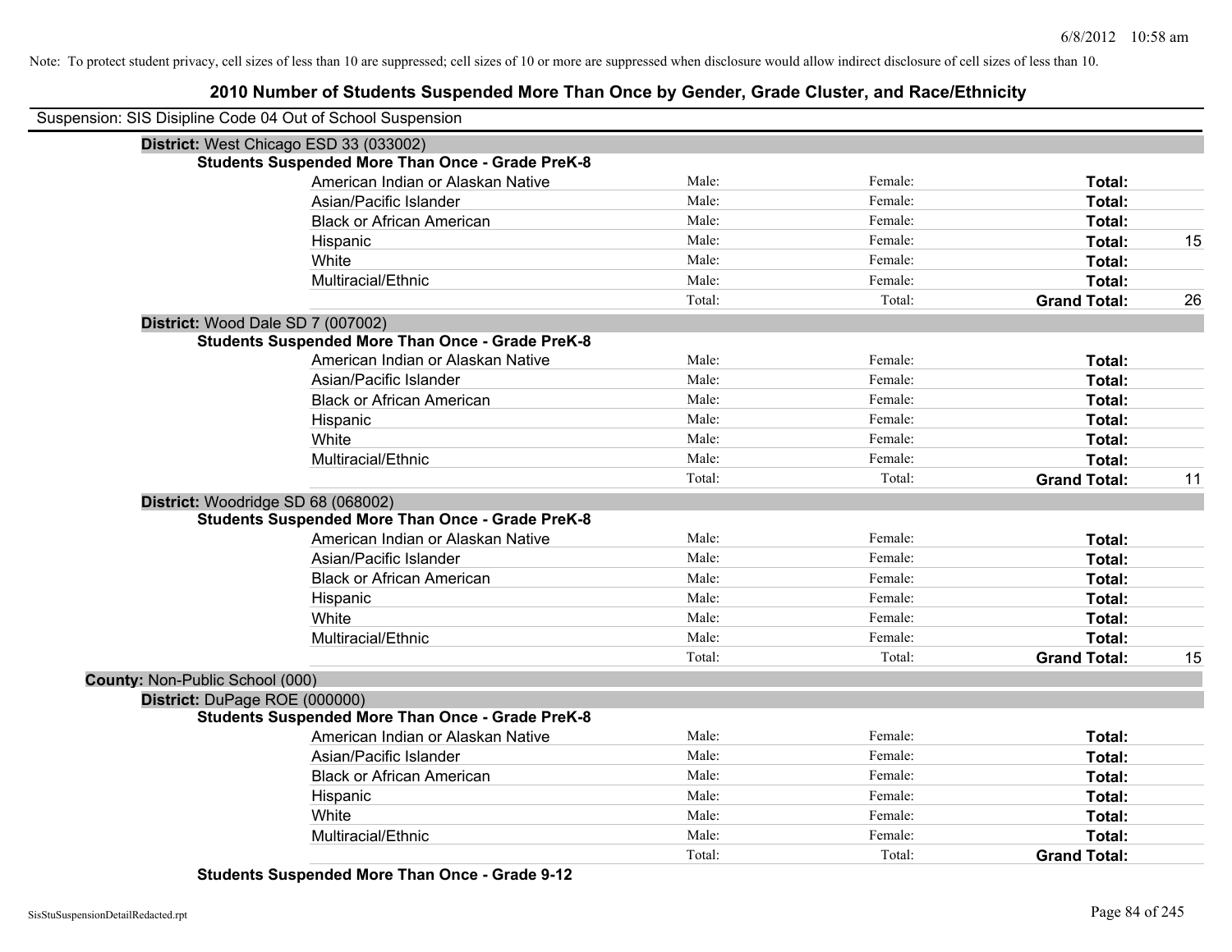Note: To protect student privacy, cell sizes of less than 10 are suppressed; cell sizes of 10 or more are suppressed when disclosure would allow indirect disclosure of cell sizes of less than 10.

# 2010 Number of Students Suspended More Than Once by Gender, Grade Cluster, and Race/Ethnicity

Suspension: SIS Disipline Code 04 Out of School Suspension

**District:** West Chicago ESD 33 (033002)

**Students Suspended More Than Once - Grade PreK-8**

| | | | | |
|---|---|---|---|---|
| American Indian or Alaskan Native | Male: | Female: | **Total:** | |
| Asian/Pacific Islander | Male: | Female: | **Total:** | |
| Black or African American | Male: | Female: | **Total:** | |
| Hispanic | Male: | Female: | **Total:** | 15 |
| White | Male: | Female: | **Total:** | |
| Multiracial/Ethnic | Male: | Female: | **Total:** | |
| | Total: | Total: | **Grand Total:** | 26 |

**District:** Wood Dale SD 7 (007002)

**Students Suspended More Than Once - Grade PreK-8**

| | | | | |
|---|---|---|---|---|
| American Indian or Alaskan Native | Male: | Female: | **Total:** | |
| Asian/Pacific Islander | Male: | Female: | **Total:** | |
| Black or African American | Male: | Female: | **Total:** | |
| Hispanic | Male: | Female: | **Total:** | |
| White | Male: | Female: | **Total:** | |
| Multiracial/Ethnic | Male: | Female: | **Total:** | |
| | Total: | Total: | **Grand Total:** | 11 |

**District:** Woodridge SD 68 (068002)

**Students Suspended More Than Once - Grade PreK-8**

| | | | | |
|---|---|---|---|---|
| American Indian or Alaskan Native | Male: | Female: | **Total:** | |
| Asian/Pacific Islander | Male: | Female: | **Total:** | |
| Black or African American | Male: | Female: | **Total:** | |
| Hispanic | Male: | Female: | **Total:** | |
| White | Male: | Female: | **Total:** | |
| Multiracial/Ethnic | Male: | Female: | **Total:** | |
| | Total: | Total: | **Grand Total:** | 15 |

**County:** Non-Public School (000)

**District:** DuPage ROE (000000)

**Students Suspended More Than Once - Grade PreK-8**

| | | | | |
|---|---|---|---|---|
| American Indian or Alaskan Native | Male: | Female: | **Total:** | |
| Asian/Pacific Islander | Male: | Female: | **Total:** | |
| Black or African American | Male: | Female: | **Total:** | |
| Hispanic | Male: | Female: | **Total:** | |
| White | Male: | Female: | **Total:** | |
| Multiracial/Ethnic | Male: | Female: | **Total:** | |
| | Total: | Total: | **Grand Total:** | |

**Students Suspended More Than Once - Grade 9-12**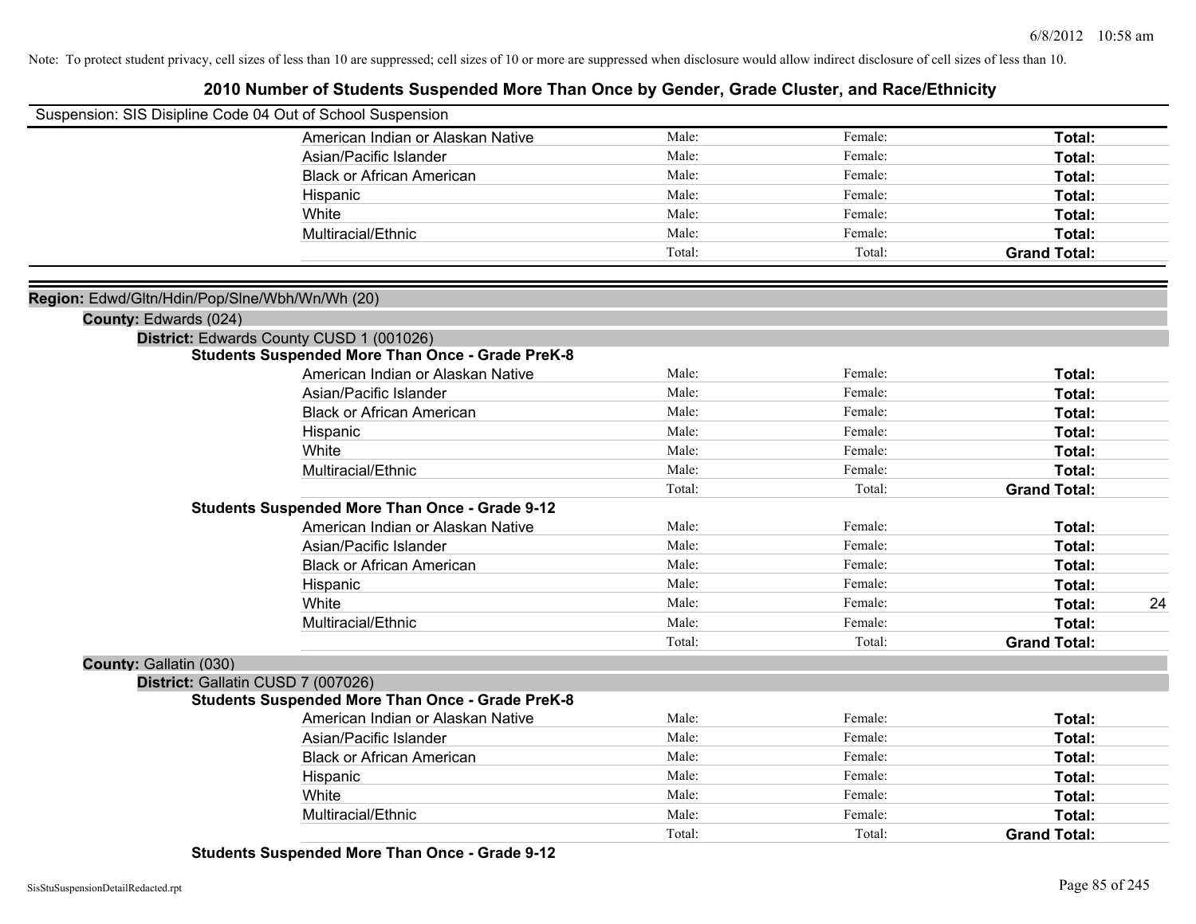Note: To protect student privacy, cell sizes of less than 10 are suppressed; cell sizes of 10 or more are suppressed when disclosure would allow indirect disclosure of cell sizes of less than 10.

# 2010 Number of Students Suspended More Than Once by Gender, Grade Cluster, and Race/Ethnicity

Suspension: SIS Disipline Code 04 Out of School Suspension

| | | | | |
|---|---|---|---|---|
| American Indian or Alaskan Native | Male: | Female: | **Total:** | |
| Asian/Pacific Islander | Male: | Female: | **Total:** | |
| Black or African American | Male: | Female: | **Total:** | |
| Hispanic | Male: | Female: | **Total:** | |
| White | Male: | Female: | **Total:** | |
| Multiracial/Ethnic | Male: | Female: | **Total:** | |
| | Total: | Total: | **Grand Total:** | |

**Region:** Edwd/Gltn/Hdin/Pop/Slne/Wbh/Wn/Wh (20)

**County:** Edwards (024)

**District:** Edwards County CUSD 1 (001026)

**Students Suspended More Than Once - Grade PreK-8**

| | | | | |
|---|---|---|---|---|
| American Indian or Alaskan Native | Male: | Female: | **Total:** | |
| Asian/Pacific Islander | Male: | Female: | **Total:** | |
| Black or African American | Male: | Female: | **Total:** | |
| Hispanic | Male: | Female: | **Total:** | |
| White | Male: | Female: | **Total:** | |
| Multiracial/Ethnic | Male: | Female: | **Total:** | |
| | Total: | Total: | **Grand Total:** | |

**Students Suspended More Than Once - Grade 9-12**

| | | | | |
|---|---|---|---|---|
| American Indian or Alaskan Native | Male: | Female: | **Total:** | |
| Asian/Pacific Islander | Male: | Female: | **Total:** | |
| Black or African American | Male: | Female: | **Total:** | |
| Hispanic | Male: | Female: | **Total:** | |
| White | Male: | Female: | **Total:** | 24 |
| Multiracial/Ethnic | Male: | Female: | **Total:** | |
| | Total: | Total: | **Grand Total:** | |

**County:** Gallatin (030)

**District:** Gallatin CUSD 7 (007026)

**Students Suspended More Than Once - Grade PreK-8**

| | | | | |
|---|---|---|---|---|
| American Indian or Alaskan Native | Male: | Female: | **Total:** | |
| Asian/Pacific Islander | Male: | Female: | **Total:** | |
| Black or African American | Male: | Female: | **Total:** | |
| Hispanic | Male: | Female: | **Total:** | |
| White | Male: | Female: | **Total:** | |
| Multiracial/Ethnic | Male: | Female: | **Total:** | |
| | Total: | Total: | **Grand Total:** | |

**Students Suspended More Than Once - Grade 9-12**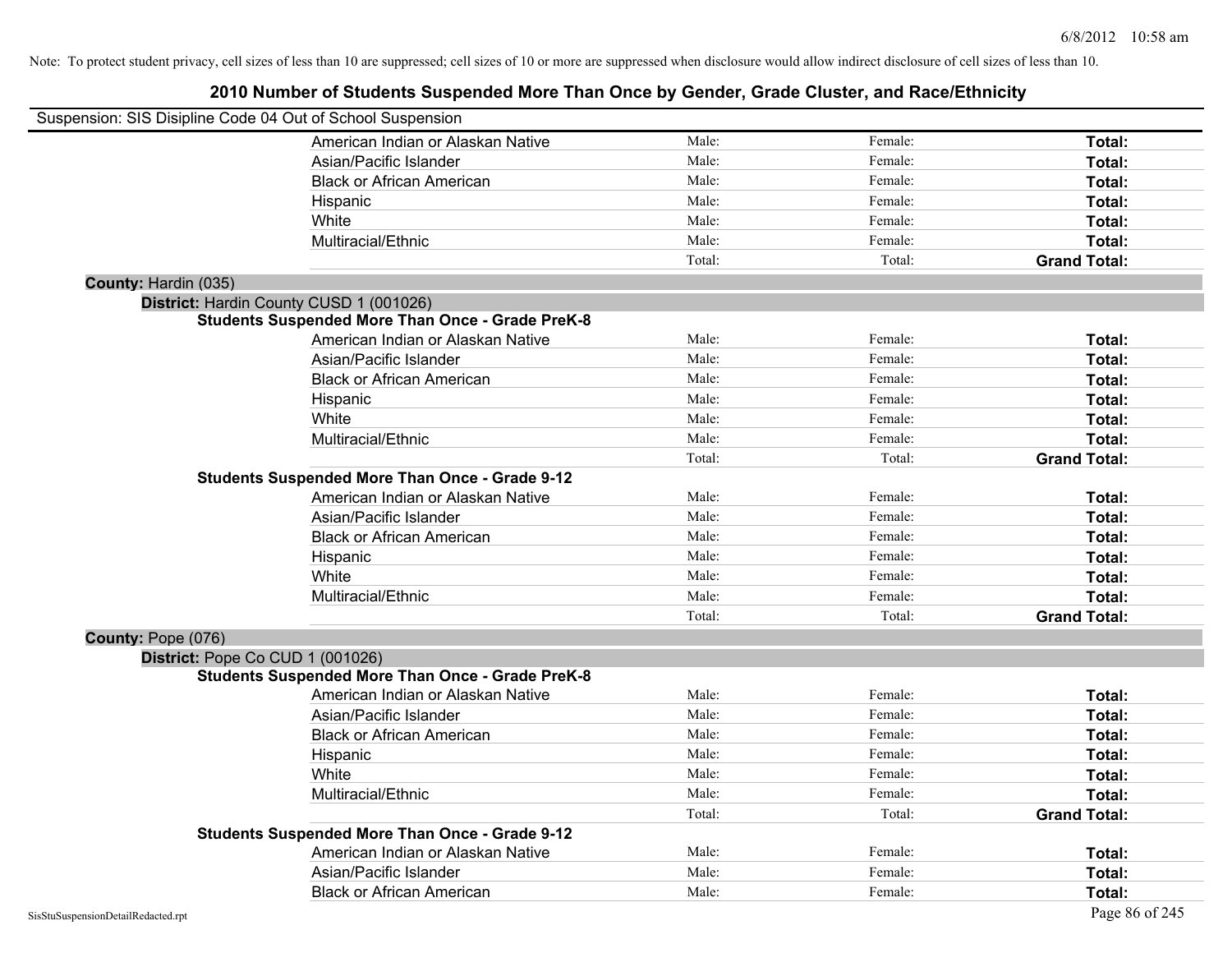Note: To protect student privacy, cell sizes of less than 10 are suppressed; cell sizes of 10 or more are suppressed when disclosure would allow indirect disclosure of cell sizes of less than 10.

## 2010 Number of Students Suspended More Than Once by Gender, Grade Cluster, and Race/Ethnicity

Suspension: SIS Disipline Code 04 Out of School Suspension

| | | | |
|---|---|---|---|
| American Indian or Alaskan Native | Male: | Female: | **Total:** |
| Asian/Pacific Islander | Male: | Female: | **Total:** |
| Black or African American | Male: | Female: | **Total:** |
| Hispanic | Male: | Female: | **Total:** |
| White | Male: | Female: | **Total:** |
| Multiracial/Ethnic | Male: | Female: | **Total:** |
| | Total: | Total: | **Grand Total:** |

**County:** Hardin (035)

**District:** Hardin County CUSD 1 (001026)

**Students Suspended More Than Once - Grade PreK-8**

| | | | |
|---|---|---|---|
| American Indian or Alaskan Native | Male: | Female: | **Total:** |
| Asian/Pacific Islander | Male: | Female: | **Total:** |
| Black or African American | Male: | Female: | **Total:** |
| Hispanic | Male: | Female: | **Total:** |
| White | Male: | Female: | **Total:** |
| Multiracial/Ethnic | Male: | Female: | **Total:** |
| | Total: | Total: | **Grand Total:** |

**Students Suspended More Than Once - Grade 9-12**

| | | | |
|---|---|---|---|
| American Indian or Alaskan Native | Male: | Female: | **Total:** |
| Asian/Pacific Islander | Male: | Female: | **Total:** |
| Black or African American | Male: | Female: | **Total:** |
| Hispanic | Male: | Female: | **Total:** |
| White | Male: | Female: | **Total:** |
| Multiracial/Ethnic | Male: | Female: | **Total:** |
| | Total: | Total: | **Grand Total:** |

**County:** Pope (076)

**District:** Pope Co CUD 1 (001026)

**Students Suspended More Than Once - Grade PreK-8**

| | | | |
|---|---|---|---|
| American Indian or Alaskan Native | Male: | Female: | **Total:** |
| Asian/Pacific Islander | Male: | Female: | **Total:** |
| Black or African American | Male: | Female: | **Total:** |
| Hispanic | Male: | Female: | **Total:** |
| White | Male: | Female: | **Total:** |
| Multiracial/Ethnic | Male: | Female: | **Total:** |
| | Total: | Total: | **Grand Total:** |

**Students Suspended More Than Once - Grade 9-12**

| | | | |
|---|---|---|---|
| American Indian or Alaskan Native | Male: | Female: | **Total:** |
| Asian/Pacific Islander | Male: | Female: | **Total:** |
| Black or African American | Male: | Female: | **Total:** |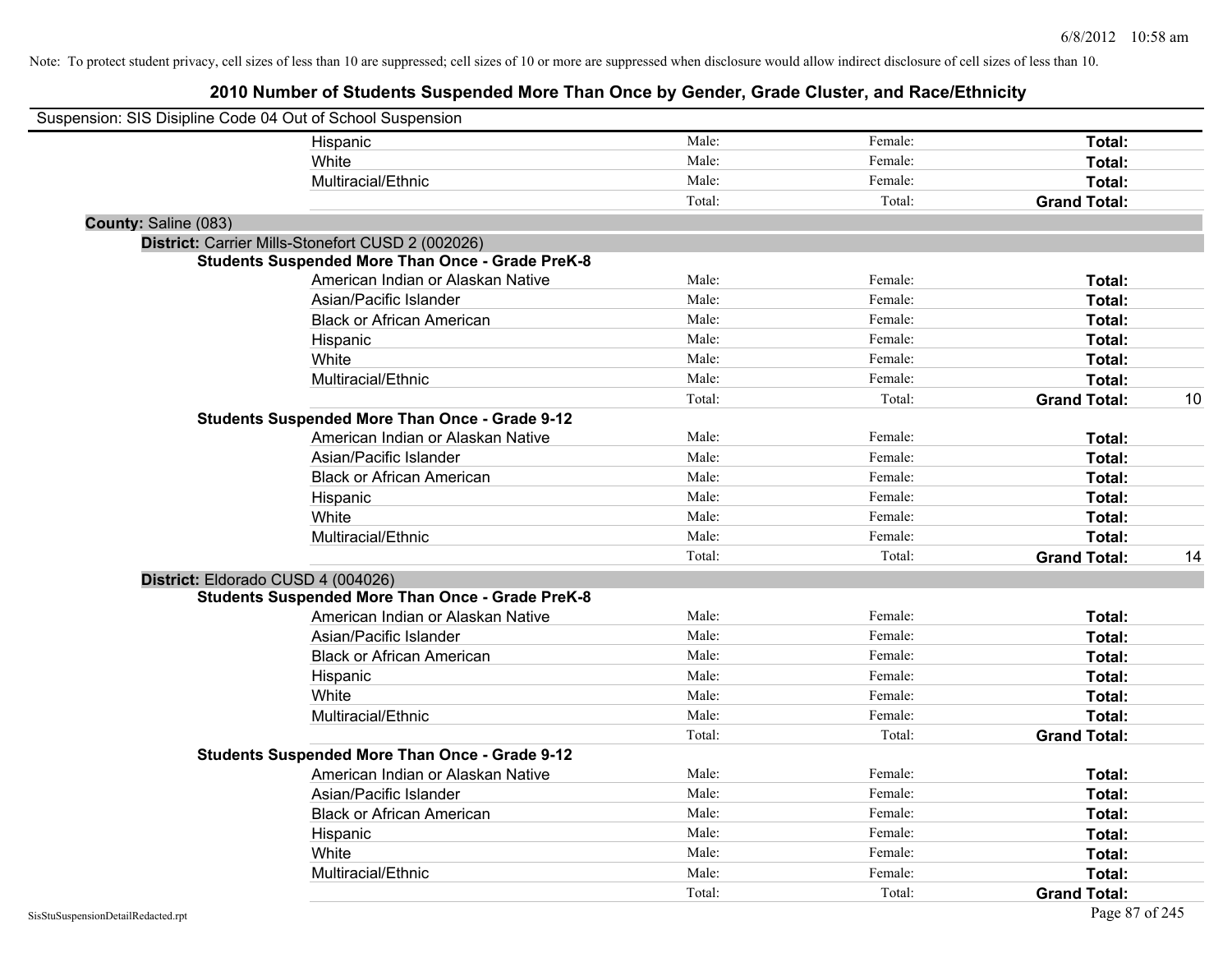Note: To protect student privacy, cell sizes of less than 10 are suppressed; cell sizes of 10 or more are suppressed when disclosure would allow indirect disclosure of cell sizes of less than 10.

# 2010 Number of Students Suspended More Than Once by Gender, Grade Cluster, and Race/Ethnicity

Suspension: SIS Disipline Code 04 Out of School Suspension

| | | | | |
|---|---|---|---|---|
| Hispanic | Male: | Female: | **Total:** | |
| White | Male: | Female: | **Total:** | |
| Multiracial/Ethnic | Male: | Female: | **Total:** | |
| | Total: | Total: | **Grand Total:** | |

**County:** Saline (083)

**District:** Carrier Mills-Stonefort CUSD 2 (002026)

**Students Suspended More Than Once - Grade PreK-8**

| | | | | |
|---|---|---|---|---|
| American Indian or Alaskan Native | Male: | Female: | **Total:** | |
| Asian/Pacific Islander | Male: | Female: | **Total:** | |
| Black or African American | Male: | Female: | **Total:** | |
| Hispanic | Male: | Female: | **Total:** | |
| White | Male: | Female: | **Total:** | |
| Multiracial/Ethnic | Male: | Female: | **Total:** | |
| | Total: | Total: | **Grand Total:** | 10 |

**Students Suspended More Than Once - Grade 9-12**

| | | | | |
|---|---|---|---|---|
| American Indian or Alaskan Native | Male: | Female: | **Total:** | |
| Asian/Pacific Islander | Male: | Female: | **Total:** | |
| Black or African American | Male: | Female: | **Total:** | |
| Hispanic | Male: | Female: | **Total:** | |
| White | Male: | Female: | **Total:** | |
| Multiracial/Ethnic | Male: | Female: | **Total:** | |
| | Total: | Total: | **Grand Total:** | 14 |

**District:** Eldorado CUSD 4 (004026)

**Students Suspended More Than Once - Grade PreK-8**

| | | | | |
|---|---|---|---|---|
| American Indian or Alaskan Native | Male: | Female: | **Total:** | |
| Asian/Pacific Islander | Male: | Female: | **Total:** | |
| Black or African American | Male: | Female: | **Total:** | |
| Hispanic | Male: | Female: | **Total:** | |
| White | Male: | Female: | **Total:** | |
| Multiracial/Ethnic | Male: | Female: | **Total:** | |
| | Total: | Total: | **Grand Total:** | |

**Students Suspended More Than Once - Grade 9-12**

| | | | | |
|---|---|---|---|---|
| American Indian or Alaskan Native | Male: | Female: | **Total:** | |
| Asian/Pacific Islander | Male: | Female: | **Total:** | |
| Black or African American | Male: | Female: | **Total:** | |
| Hispanic | Male: | Female: | **Total:** | |
| White | Male: | Female: | **Total:** | |
| Multiracial/Ethnic | Male: | Female: | **Total:** | |
| | Total: | Total: | **Grand Total:** | |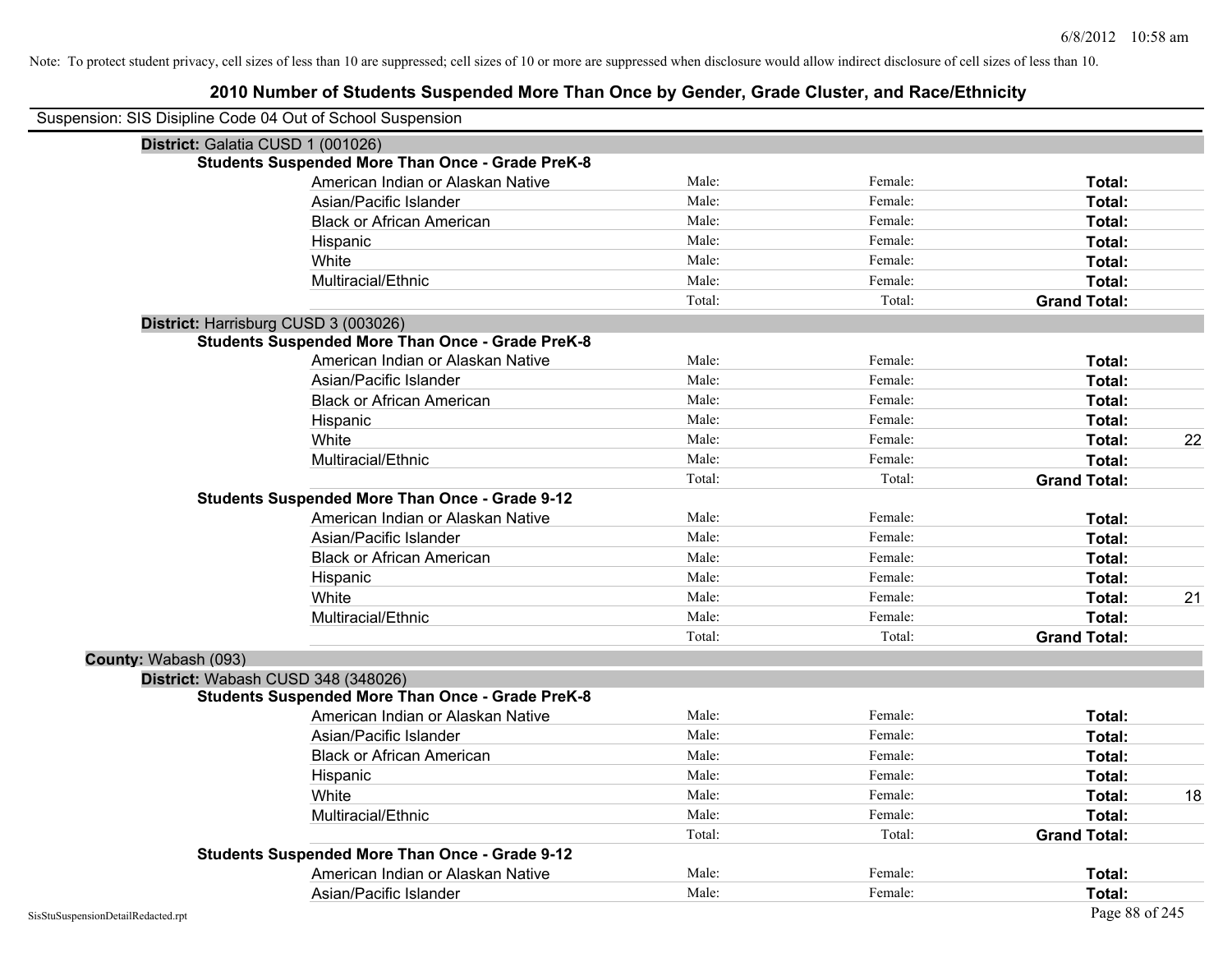Note: To protect student privacy, cell sizes of less than 10 are suppressed; cell sizes of 10 or more are suppressed when disclosure would allow indirect disclosure of cell sizes of less than 10.

# 2010 Number of Students Suspended More Than Once by Gender, Grade Cluster, and Race/Ethnicity

Suspension: SIS Disipline Code 04 Out of School Suspension

**District:** Galatia CUSD 1 (001026)

**Students Suspended More Than Once - Grade PreK-8**

| | | | | |
|---|---|---|---|---|
| American Indian or Alaskan Native | Male: | Female: | **Total:** | |
| Asian/Pacific Islander | Male: | Female: | **Total:** | |
| Black or African American | Male: | Female: | **Total:** | |
| Hispanic | Male: | Female: | **Total:** | |
| White | Male: | Female: | **Total:** | |
| Multiracial/Ethnic | Male: | Female: | **Total:** | |
| | Total: | Total: | **Grand Total:** | |

**District:** Harrisburg CUSD 3 (003026)

**Students Suspended More Than Once - Grade PreK-8**

| | | | | |
|---|---|---|---|---|
| American Indian or Alaskan Native | Male: | Female: | **Total:** | |
| Asian/Pacific Islander | Male: | Female: | **Total:** | |
| Black or African American | Male: | Female: | **Total:** | |
| Hispanic | Male: | Female: | **Total:** | |
| White | Male: | Female: | **Total:** | 22 |
| Multiracial/Ethnic | Male: | Female: | **Total:** | |
| | Total: | Total: | **Grand Total:** | |

**Students Suspended More Than Once - Grade 9-12**

| | | | | |
|---|---|---|---|---|
| American Indian or Alaskan Native | Male: | Female: | **Total:** | |
| Asian/Pacific Islander | Male: | Female: | **Total:** | |
| Black or African American | Male: | Female: | **Total:** | |
| Hispanic | Male: | Female: | **Total:** | |
| White | Male: | Female: | **Total:** | 21 |
| Multiracial/Ethnic | Male: | Female: | **Total:** | |
| | Total: | Total: | **Grand Total:** | |

**County:** Wabash (093)

**District:** Wabash CUSD 348 (348026)

**Students Suspended More Than Once - Grade PreK-8**

| | | | | |
|---|---|---|---|---|
| American Indian or Alaskan Native | Male: | Female: | **Total:** | |
| Asian/Pacific Islander | Male: | Female: | **Total:** | |
| Black or African American | Male: | Female: | **Total:** | |
| Hispanic | Male: | Female: | **Total:** | |
| White | Male: | Female: | **Total:** | 18 |
| Multiracial/Ethnic | Male: | Female: | **Total:** | |
| | Total: | Total: | **Grand Total:** | |

**Students Suspended More Than Once - Grade 9-12**

| | | | | |
|---|---|---|---|---|
| American Indian or Alaskan Native | Male: | Female: | **Total:** | |
| Asian/Pacific Islander | Male: | Female: | **Total:** | |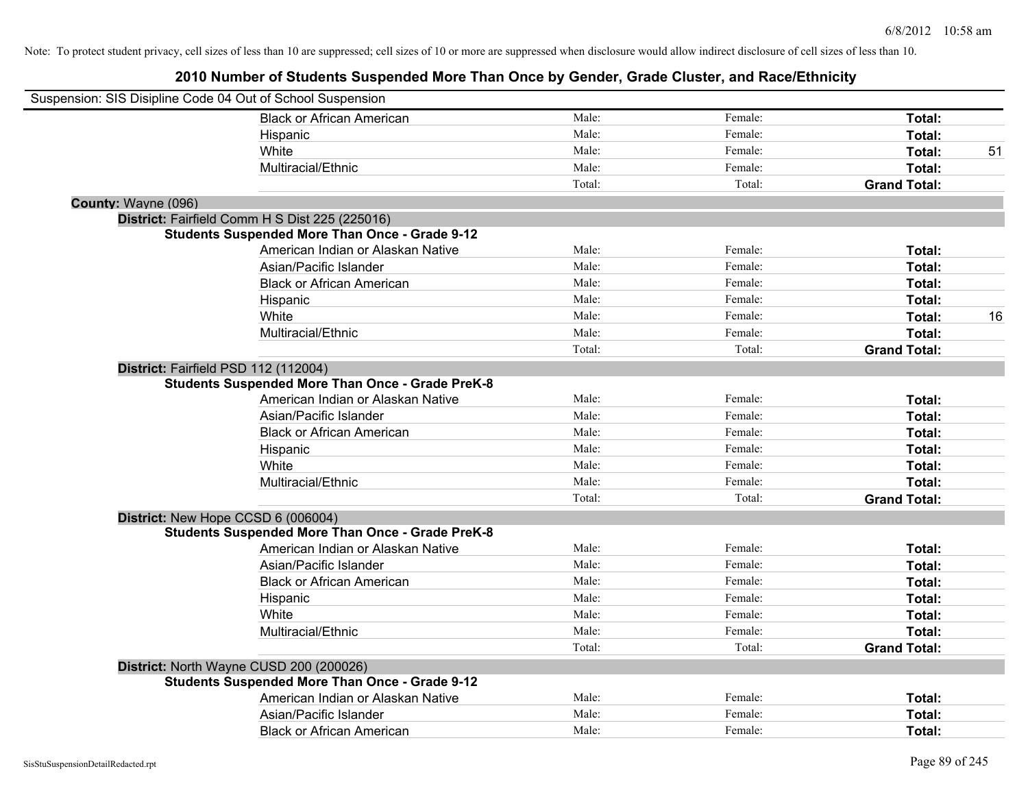Note: To protect student privacy, cell sizes of less than 10 are suppressed; cell sizes of 10 or more are suppressed when disclosure would allow indirect disclosure of cell sizes of less than 10.

## 2010 Number of Students Suspended More Than Once by Gender, Grade Cluster, and Race/Ethnicity

Suspension: SIS Disipline Code 04 Out of School Suspension

| | | | | |
|---|---|---|---|---|
| Black or African American | Male: | Female: | **Total:** | |
| Hispanic | Male: | Female: | **Total:** | |
| White | Male: | Female: | **Total:** | 51 |
| Multiracial/Ethnic | Male: | Female: | **Total:** | |
| | Total: | Total: | **Grand Total:** | |

**County:** Wayne (096)

**District:** Fairfield Comm H S Dist 225 (225016)

**Students Suspended More Than Once - Grade 9-12**

| | | | | |
|---|---|---|---|---|
| American Indian or Alaskan Native | Male: | Female: | **Total:** | |
| Asian/Pacific Islander | Male: | Female: | **Total:** | |
| Black or African American | Male: | Female: | **Total:** | |
| Hispanic | Male: | Female: | **Total:** | |
| White | Male: | Female: | **Total:** | 16 |
| Multiracial/Ethnic | Male: | Female: | **Total:** | |
| | Total: | Total: | **Grand Total:** | |

**District:** Fairfield PSD 112 (112004)

**Students Suspended More Than Once - Grade PreK-8**

| | | | | |
|---|---|---|---|---|
| American Indian or Alaskan Native | Male: | Female: | **Total:** | |
| Asian/Pacific Islander | Male: | Female: | **Total:** | |
| Black or African American | Male: | Female: | **Total:** | |
| Hispanic | Male: | Female: | **Total:** | |
| White | Male: | Female: | **Total:** | |
| Multiracial/Ethnic | Male: | Female: | **Total:** | |
| | Total: | Total: | **Grand Total:** | |

**District:** New Hope CCSD 6 (006004)

**Students Suspended More Than Once - Grade PreK-8**

| | | | | |
|---|---|---|---|---|
| American Indian or Alaskan Native | Male: | Female: | **Total:** | |
| Asian/Pacific Islander | Male: | Female: | **Total:** | |
| Black or African American | Male: | Female: | **Total:** | |
| Hispanic | Male: | Female: | **Total:** | |
| White | Male: | Female: | **Total:** | |
| Multiracial/Ethnic | Male: | Female: | **Total:** | |
| | Total: | Total: | **Grand Total:** | |

**District:** North Wayne CUSD 200 (200026)

**Students Suspended More Than Once - Grade 9-12**

| | | | | |
|---|---|---|---|---|
| American Indian or Alaskan Native | Male: | Female: | **Total:** | |
| Asian/Pacific Islander | Male: | Female: | **Total:** | |
| Black or African American | Male: | Female: | **Total:** | |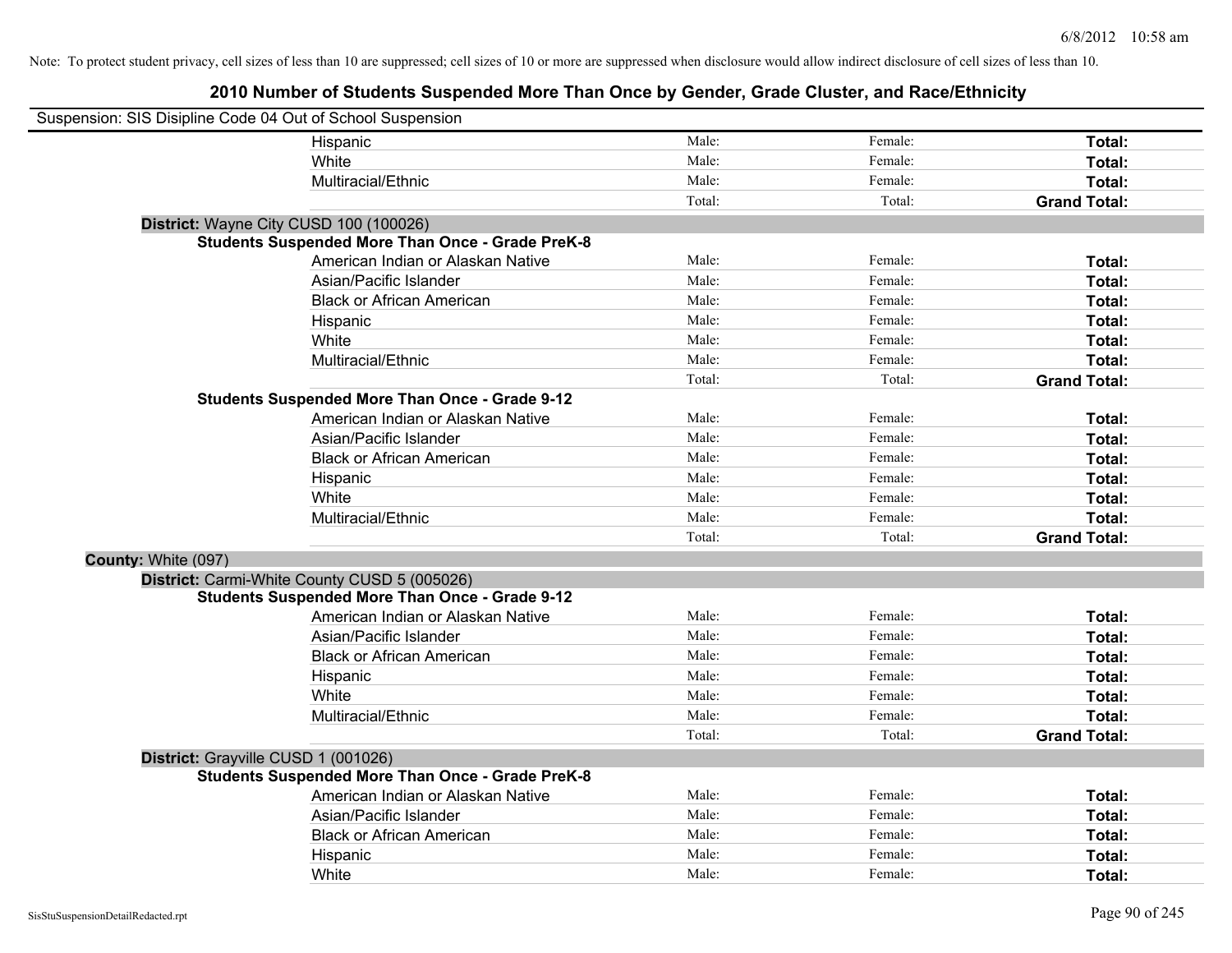Note: To protect student privacy, cell sizes of less than 10 are suppressed; cell sizes of 10 or more are suppressed when disclosure would allow indirect disclosure of cell sizes of less than 10.

# 2010 Number of Students Suspended More Than Once by Gender, Grade Cluster, and Race/Ethnicity

Suspension: SIS Disipline Code 04 Out of School Suspension

| | | | |
|---|---|---|---|
| Hispanic | Male: | Female: | **Total:** |
| White | Male: | Female: | **Total:** |
| Multiracial/Ethnic | Male: | Female: | **Total:** |
| | Total: | Total: | **Grand Total:** |

**District:** Wayne City CUSD 100 (100026)

**Students Suspended More Than Once - Grade PreK-8**

| | | | |
|---|---|---|---|
| American Indian or Alaskan Native | Male: | Female: | **Total:** |
| Asian/Pacific Islander | Male: | Female: | **Total:** |
| Black or African American | Male: | Female: | **Total:** |
| Hispanic | Male: | Female: | **Total:** |
| White | Male: | Female: | **Total:** |
| Multiracial/Ethnic | Male: | Female: | **Total:** |
| | Total: | Total: | **Grand Total:** |

**Students Suspended More Than Once - Grade 9-12**

| | | | |
|---|---|---|---|
| American Indian or Alaskan Native | Male: | Female: | **Total:** |
| Asian/Pacific Islander | Male: | Female: | **Total:** |
| Black or African American | Male: | Female: | **Total:** |
| Hispanic | Male: | Female: | **Total:** |
| White | Male: | Female: | **Total:** |
| Multiracial/Ethnic | Male: | Female: | **Total:** |
| | Total: | Total: | **Grand Total:** |

**County:** White (097)

**District:** Carmi-White County CUSD 5 (005026)

**Students Suspended More Than Once - Grade 9-12**

| | | | |
|---|---|---|---|
| American Indian or Alaskan Native | Male: | Female: | **Total:** |
| Asian/Pacific Islander | Male: | Female: | **Total:** |
| Black or African American | Male: | Female: | **Total:** |
| Hispanic | Male: | Female: | **Total:** |
| White | Male: | Female: | **Total:** |
| Multiracial/Ethnic | Male: | Female: | **Total:** |
| | Total: | Total: | **Grand Total:** |

**District:** Grayville CUSD 1 (001026)

**Students Suspended More Than Once - Grade PreK-8**

| | | | |
|---|---|---|---|
| American Indian or Alaskan Native | Male: | Female: | **Total:** |
| Asian/Pacific Islander | Male: | Female: | **Total:** |
| Black or African American | Male: | Female: | **Total:** |
| Hispanic | Male: | Female: | **Total:** |
| White | Male: | Female: | **Total:** |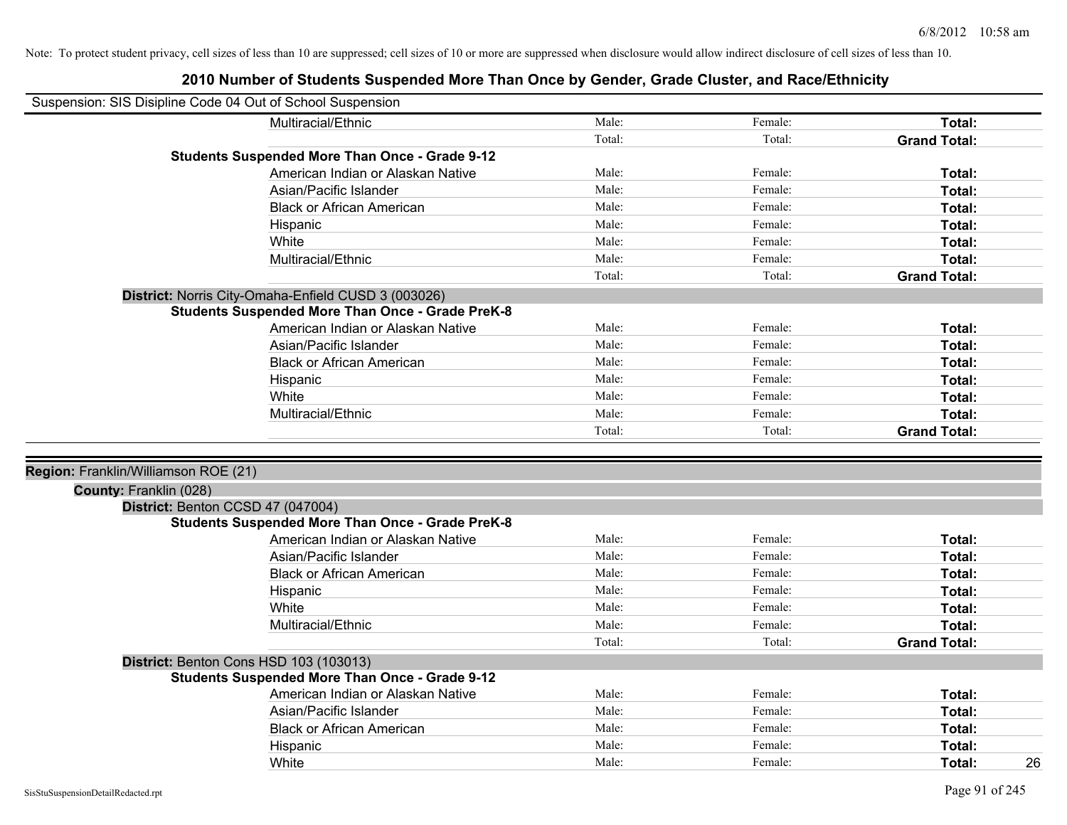Note: To protect student privacy, cell sizes of less than 10 are suppressed; cell sizes of 10 or more are suppressed when disclosure would allow indirect disclosure of cell sizes of less than 10.

# 2010 Number of Students Suspended More Than Once by Gender, Grade Cluster, and Race/Ethnicity

Suspension: SIS Disipline Code 04 Out of School Suspension

| | | | | |
|---|---|---|---|---|
| Multiracial/Ethnic | Male: | Female: | **Total:** | |
| | Total: | Total: | **Grand Total:** | |
| **Students Suspended More Than Once - Grade 9-12** | | | | |
| American Indian or Alaskan Native | Male: | Female: | **Total:** | |
| Asian/Pacific Islander | Male: | Female: | **Total:** | |
| Black or African American | Male: | Female: | **Total:** | |
| Hispanic | Male: | Female: | **Total:** | |
| White | Male: | Female: | **Total:** | |
| Multiracial/Ethnic | Male: | Female: | **Total:** | |
| | Total: | Total: | **Grand Total:** | |

**District:** Norris City-Omaha-Enfield CUSD 3 (003026)

| | | | | |
|---|---|---|---|---|
| **Students Suspended More Than Once - Grade PreK-8** | | | | |
| American Indian or Alaskan Native | Male: | Female: | **Total:** | |
| Asian/Pacific Islander | Male: | Female: | **Total:** | |
| Black or African American | Male: | Female: | **Total:** | |
| Hispanic | Male: | Female: | **Total:** | |
| White | Male: | Female: | **Total:** | |
| Multiracial/Ethnic | Male: | Female: | **Total:** | |
| | Total: | Total: | **Grand Total:** | |

**Region:** Franklin/Williamson ROE (21)

**County:** Franklin (028)

**District:** Benton CCSD 47 (047004)

| | | | | |
|---|---|---|---|---|
| **Students Suspended More Than Once - Grade PreK-8** | | | | |
| American Indian or Alaskan Native | Male: | Female: | **Total:** | |
| Asian/Pacific Islander | Male: | Female: | **Total:** | |
| Black or African American | Male: | Female: | **Total:** | |
| Hispanic | Male: | Female: | **Total:** | |
| White | Male: | Female: | **Total:** | |
| Multiracial/Ethnic | Male: | Female: | **Total:** | |
| | Total: | Total: | **Grand Total:** | |

**District:** Benton Cons HSD 103 (103013)

| | | | | |
|---|---|---|---|---|
| **Students Suspended More Than Once - Grade 9-12** | | | | |
| American Indian or Alaskan Native | Male: | Female: | **Total:** | |
| Asian/Pacific Islander | Male: | Female: | **Total:** | |
| Black or African American | Male: | Female: | **Total:** | |
| Hispanic | Male: | Female: | **Total:** | |
| White | Male: | Female: | **Total:** | 26 |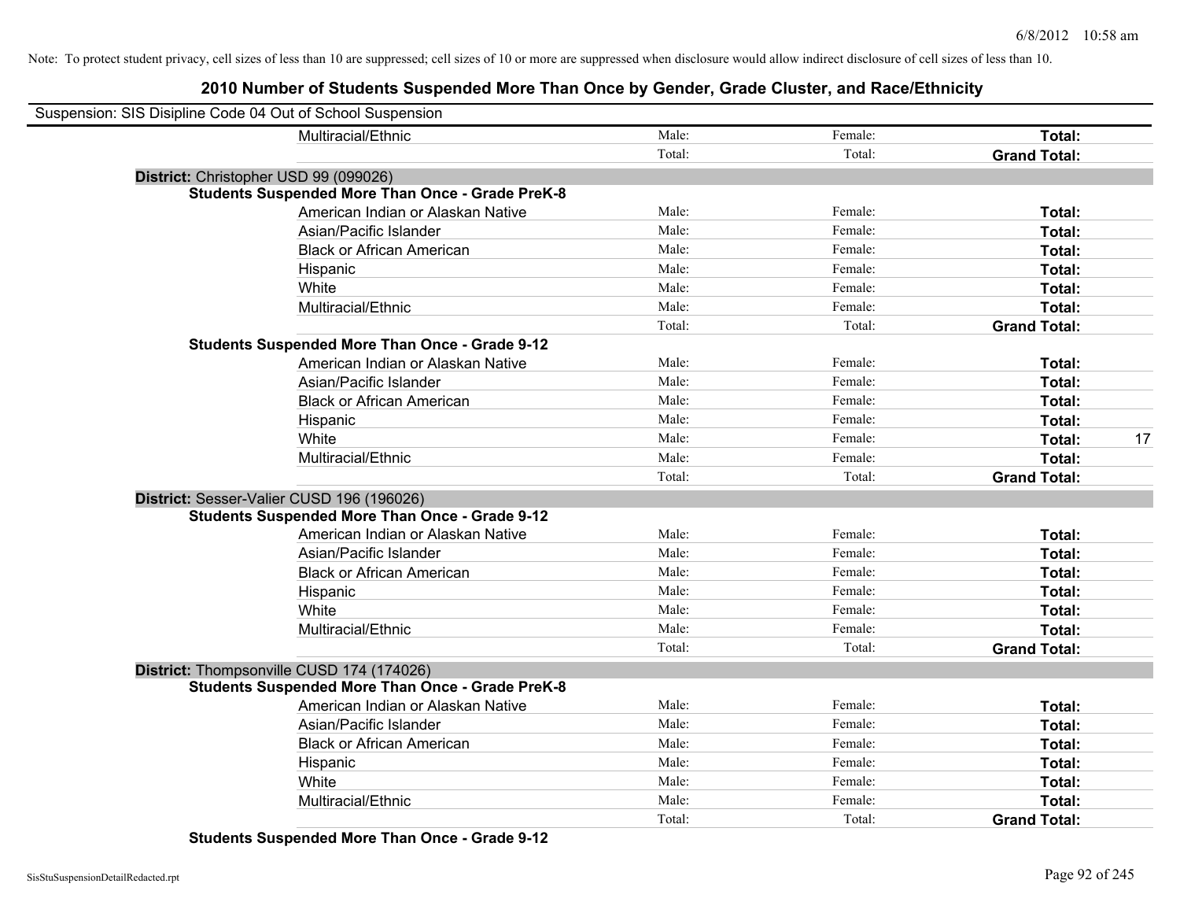Note: To protect student privacy, cell sizes of less than 10 are suppressed; cell sizes of 10 or more are suppressed when disclosure would allow indirect disclosure of cell sizes of less than 10.

## 2010 Number of Students Suspended More Than Once by Gender, Grade Cluster, and Race/Ethnicity

Suspension: SIS Disipline Code 04 Out of School Suspension

| | | | | |
|---|---|---|---|---|
| Multiracial/Ethnic | Male: | Female: | **Total:** | |
| | Total: | Total: | **Grand Total:** | |

**District:** Christopher USD 99 (099026)

**Students Suspended More Than Once - Grade PreK-8**

| | | | | |
|---|---|---|---|---|
| American Indian or Alaskan Native | Male: | Female: | **Total:** | |
| Asian/Pacific Islander | Male: | Female: | **Total:** | |
| Black or African American | Male: | Female: | **Total:** | |
| Hispanic | Male: | Female: | **Total:** | |
| White | Male: | Female: | **Total:** | |
| Multiracial/Ethnic | Male: | Female: | **Total:** | |
| | Total: | Total: | **Grand Total:** | |

**Students Suspended More Than Once - Grade 9-12**

| | | | | |
|---|---|---|---|---|
| American Indian or Alaskan Native | Male: | Female: | **Total:** | |
| Asian/Pacific Islander | Male: | Female: | **Total:** | |
| Black or African American | Male: | Female: | **Total:** | |
| Hispanic | Male: | Female: | **Total:** | |
| White | Male: | Female: | **Total:** | 17 |
| Multiracial/Ethnic | Male: | Female: | **Total:** | |
| | Total: | Total: | **Grand Total:** | |

**District:** Sesser-Valier CUSD 196 (196026)

**Students Suspended More Than Once - Grade 9-12**

| | | | | |
|---|---|---|---|---|
| American Indian or Alaskan Native | Male: | Female: | **Total:** | |
| Asian/Pacific Islander | Male: | Female: | **Total:** | |
| Black or African American | Male: | Female: | **Total:** | |
| Hispanic | Male: | Female: | **Total:** | |
| White | Male: | Female: | **Total:** | |
| Multiracial/Ethnic | Male: | Female: | **Total:** | |
| | Total: | Total: | **Grand Total:** | |

**District:** Thompsonville CUSD 174 (174026)

**Students Suspended More Than Once - Grade PreK-8**

| | | | | |
|---|---|---|---|---|
| American Indian or Alaskan Native | Male: | Female: | **Total:** | |
| Asian/Pacific Islander | Male: | Female: | **Total:** | |
| Black or African American | Male: | Female: | **Total:** | |
| Hispanic | Male: | Female: | **Total:** | |
| White | Male: | Female: | **Total:** | |
| Multiracial/Ethnic | Male: | Female: | **Total:** | |
| | Total: | Total: | **Grand Total:** | |

**Students Suspended More Than Once - Grade 9-12**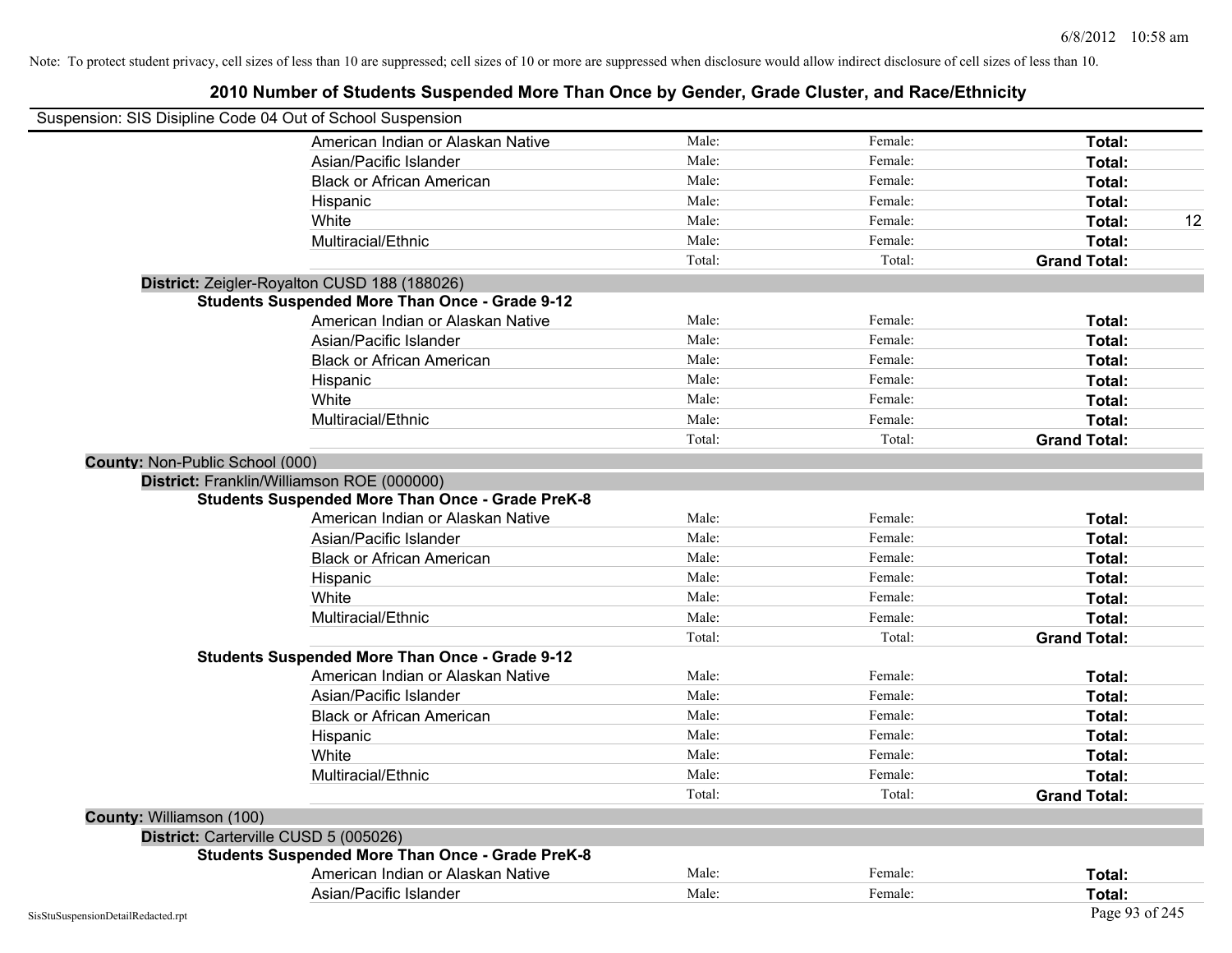Note: To protect student privacy, cell sizes of less than 10 are suppressed; cell sizes of 10 or more are suppressed when disclosure would allow indirect disclosure of cell sizes of less than 10.

# 2010 Number of Students Suspended More Than Once by Gender, Grade Cluster, and Race/Ethnicity

Suspension: SIS Disipline Code 04 Out of School Suspension

| | | | | |
|---|---|---|---|---|
| American Indian or Alaskan Native | Male: | Female: | **Total:** | |
| Asian/Pacific Islander | Male: | Female: | **Total:** | |
| Black or African American | Male: | Female: | **Total:** | |
| Hispanic | Male: | Female: | **Total:** | |
| White | Male: | Female: | **Total:** | 12 |
| Multiracial/Ethnic | Male: | Female: | **Total:** | |
| | Total: | Total: | **Grand Total:** | |

**District:** Zeigler-Royalton CUSD 188 (188026)

**Students Suspended More Than Once - Grade 9-12**

| | | | | |
|---|---|---|---|---|
| American Indian or Alaskan Native | Male: | Female: | **Total:** | |
| Asian/Pacific Islander | Male: | Female: | **Total:** | |
| Black or African American | Male: | Female: | **Total:** | |
| Hispanic | Male: | Female: | **Total:** | |
| White | Male: | Female: | **Total:** | |
| Multiracial/Ethnic | Male: | Female: | **Total:** | |
| | Total: | Total: | **Grand Total:** | |

**County:** Non-Public School (000)

**District:** Franklin/Williamson ROE (000000)

**Students Suspended More Than Once - Grade PreK-8**

| | | | | |
|---|---|---|---|---|
| American Indian or Alaskan Native | Male: | Female: | **Total:** | |
| Asian/Pacific Islander | Male: | Female: | **Total:** | |
| Black or African American | Male: | Female: | **Total:** | |
| Hispanic | Male: | Female: | **Total:** | |
| White | Male: | Female: | **Total:** | |
| Multiracial/Ethnic | Male: | Female: | **Total:** | |
| | Total: | Total: | **Grand Total:** | |

**Students Suspended More Than Once - Grade 9-12**

| | | | | |
|---|---|---|---|---|
| American Indian or Alaskan Native | Male: | Female: | **Total:** | |
| Asian/Pacific Islander | Male: | Female: | **Total:** | |
| Black or African American | Male: | Female: | **Total:** | |
| Hispanic | Male: | Female: | **Total:** | |
| White | Male: | Female: | **Total:** | |
| Multiracial/Ethnic | Male: | Female: | **Total:** | |
| | Total: | Total: | **Grand Total:** | |

**County:** Williamson (100)

**District:** Carterville CUSD 5 (005026)

**Students Suspended More Than Once - Grade PreK-8**

| | | | | |
|---|---|---|---|---|
| American Indian or Alaskan Native | Male: | Female: | **Total:** | |
| Asian/Pacific Islander | Male: | Female: | **Total:** | |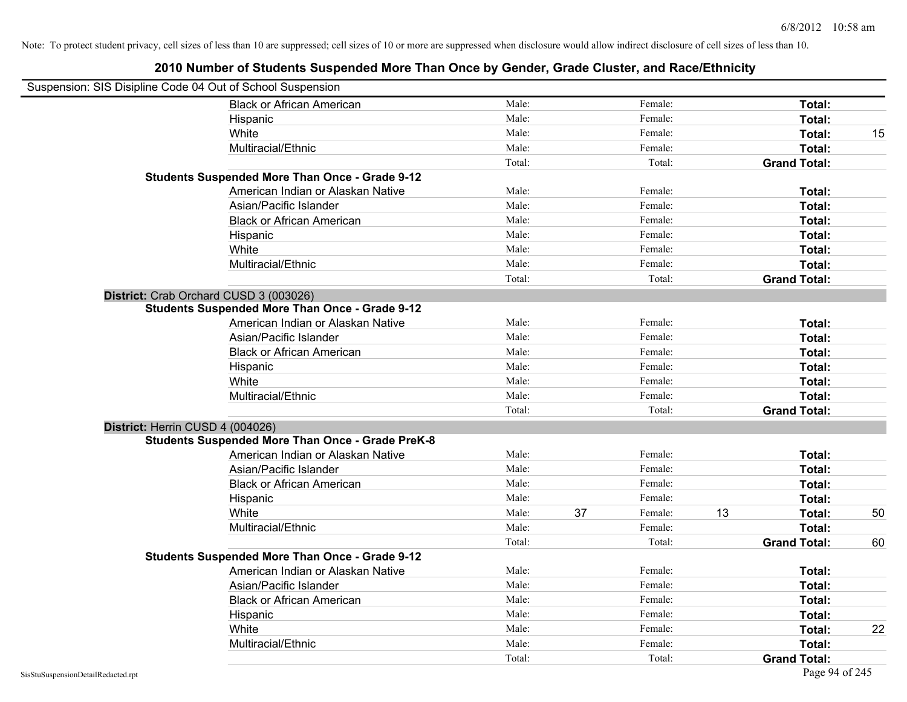Note: To protect student privacy, cell sizes of less than 10 are suppressed; cell sizes of 10 or more are suppressed when disclosure would allow indirect disclosure of cell sizes of less than 10.

# 2010 Number of Students Suspended More Than Once by Gender, Grade Cluster, and Race/Ethnicity

Suspension: SIS Disipline Code 04 Out of School Suspension

| | | | | | | |
|---|---|---|---|---|---|---|
| Black or African American | Male: | | Female: | | **Total:** | |
| Hispanic | Male: | | Female: | | **Total:** | |
| White | Male: | | Female: | | **Total:** | 15 |
| Multiracial/Ethnic | Male: | | Female: | | **Total:** | |
| | Total: | | Total: | | **Grand Total:** | |

**Students Suspended More Than Once - Grade 9-12**

| | | | | | | |
|---|---|---|---|---|---|---|
| American Indian or Alaskan Native | Male: | | Female: | | **Total:** | |
| Asian/Pacific Islander | Male: | | Female: | | **Total:** | |
| Black or African American | Male: | | Female: | | **Total:** | |
| Hispanic | Male: | | Female: | | **Total:** | |
| White | Male: | | Female: | | **Total:** | |
| Multiracial/Ethnic | Male: | | Female: | | **Total:** | |
| | Total: | | Total: | | **Grand Total:** | |

**District:** Crab Orchard CUSD 3 (003026)

**Students Suspended More Than Once - Grade 9-12**

| | | | | | | |
|---|---|---|---|---|---|---|
| American Indian or Alaskan Native | Male: | | Female: | | **Total:** | |
| Asian/Pacific Islander | Male: | | Female: | | **Total:** | |
| Black or African American | Male: | | Female: | | **Total:** | |
| Hispanic | Male: | | Female: | | **Total:** | |
| White | Male: | | Female: | | **Total:** | |
| Multiracial/Ethnic | Male: | | Female: | | **Total:** | |
| | Total: | | Total: | | **Grand Total:** | |

**District:** Herrin CUSD 4 (004026)

**Students Suspended More Than Once - Grade PreK-8**

| | | | | | | |
|---|---|---|---|---|---|---|
| American Indian or Alaskan Native | Male: | | Female: | | **Total:** | |
| Asian/Pacific Islander | Male: | | Female: | | **Total:** | |
| Black or African American | Male: | | Female: | | **Total:** | |
| Hispanic | Male: | | Female: | | **Total:** | |
| White | Male: | 37 | Female: | 13 | **Total:** | 50 |
| Multiracial/Ethnic | Male: | | Female: | | **Total:** | |
| | Total: | | Total: | | **Grand Total:** | 60 |

**Students Suspended More Than Once - Grade 9-12**

| | | | | | | |
|---|---|---|---|---|---|---|
| American Indian or Alaskan Native | Male: | | Female: | | **Total:** | |
| Asian/Pacific Islander | Male: | | Female: | | **Total:** | |
| Black or African American | Male: | | Female: | | **Total:** | |
| Hispanic | Male: | | Female: | | **Total:** | |
| White | Male: | | Female: | | **Total:** | 22 |
| Multiracial/Ethnic | Male: | | Female: | | **Total:** | |
| | Total: | | Total: | | **Grand Total:** | |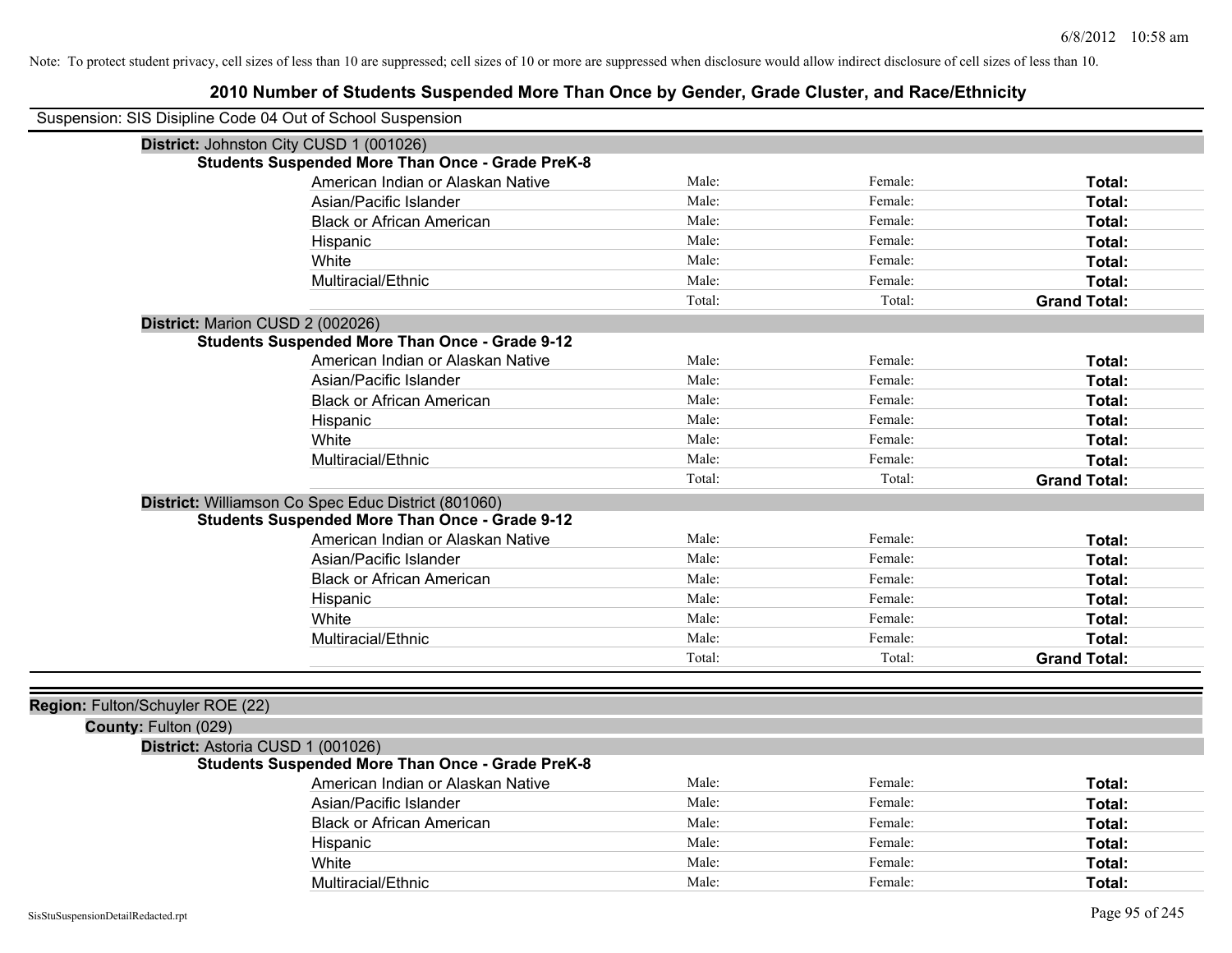Note: To protect student privacy, cell sizes of less than 10 are suppressed; cell sizes of 10 or more are suppressed when disclosure would allow indirect disclosure of cell sizes of less than 10.

# 2010 Number of Students Suspended More Than Once by Gender, Grade Cluster, and Race/Ethnicity

Suspension: SIS Disipline Code 04 Out of School Suspension

**District:** Johnston City CUSD 1 (001026)

**Students Suspended More Than Once - Grade PreK-8**

| | | | |
|---|---|---|---|
| American Indian or Alaskan Native | Male: | Female: | **Total:** |
| Asian/Pacific Islander | Male: | Female: | **Total:** |
| Black or African American | Male: | Female: | **Total:** |
| Hispanic | Male: | Female: | **Total:** |
| White | Male: | Female: | **Total:** |
| Multiracial/Ethnic | Male: | Female: | **Total:** |
| | Total: | Total: | **Grand Total:** |

**District:** Marion CUSD 2 (002026)

**Students Suspended More Than Once - Grade 9-12**

| | | | |
|---|---|---|---|
| American Indian or Alaskan Native | Male: | Female: | **Total:** |
| Asian/Pacific Islander | Male: | Female: | **Total:** |
| Black or African American | Male: | Female: | **Total:** |
| Hispanic | Male: | Female: | **Total:** |
| White | Male: | Female: | **Total:** |
| Multiracial/Ethnic | Male: | Female: | **Total:** |
| | Total: | Total: | **Grand Total:** |

**District:** Williamson Co Spec Educ District (801060)

**Students Suspended More Than Once - Grade 9-12**

| | | | |
|---|---|---|---|
| American Indian or Alaskan Native | Male: | Female: | **Total:** |
| Asian/Pacific Islander | Male: | Female: | **Total:** |
| Black or African American | Male: | Female: | **Total:** |
| Hispanic | Male: | Female: | **Total:** |
| White | Male: | Female: | **Total:** |
| Multiracial/Ethnic | Male: | Female: | **Total:** |
| | Total: | Total: | **Grand Total:** |

**Region:** Fulton/Schuyler ROE (22)

**County:** Fulton (029)

**District:** Astoria CUSD 1 (001026)

**Students Suspended More Than Once - Grade PreK-8**

| | | | |
|---|---|---|---|
| American Indian or Alaskan Native | Male: | Female: | **Total:** |
| Asian/Pacific Islander | Male: | Female: | **Total:** |
| Black or African American | Male: | Female: | **Total:** |
| Hispanic | Male: | Female: | **Total:** |
| White | Male: | Female: | **Total:** |
| Multiracial/Ethnic | Male: | Female: | **Total:** |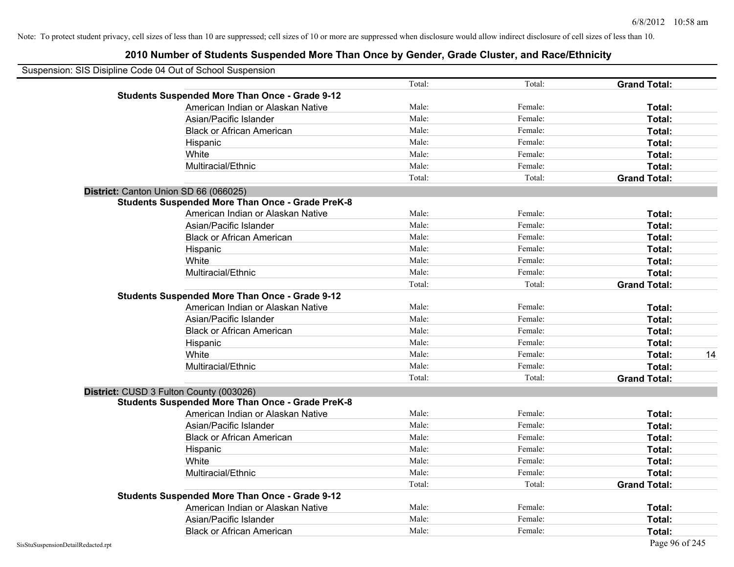Note: To protect student privacy, cell sizes of less than 10 are suppressed; cell sizes of 10 or more are suppressed when disclosure would allow indirect disclosure of cell sizes of less than 10.

# 2010 Number of Students Suspended More Than Once by Gender, Grade Cluster, and Race/Ethnicity

Suspension: SIS Disipline Code 04 Out of School Suspension

| | | | | |
|---|---|---|---|---|
| | Total: | Total: | **Grand Total:** | |
| **Students Suspended More Than Once - Grade 9-12** | | | | |
| American Indian or Alaskan Native | Male: | Female: | **Total:** | |
| Asian/Pacific Islander | Male: | Female: | **Total:** | |
| Black or African American | Male: | Female: | **Total:** | |
| Hispanic | Male: | Female: | **Total:** | |
| White | Male: | Female: | **Total:** | |
| Multiracial/Ethnic | Male: | Female: | **Total:** | |
| | Total: | Total: | **Grand Total:** | |
| **District:** Canton Union SD 66 (066025) | | | | |
| **Students Suspended More Than Once - Grade PreK-8** | | | | |
| American Indian or Alaskan Native | Male: | Female: | **Total:** | |
| Asian/Pacific Islander | Male: | Female: | **Total:** | |
| Black or African American | Male: | Female: | **Total:** | |
| Hispanic | Male: | Female: | **Total:** | |
| White | Male: | Female: | **Total:** | |
| Multiracial/Ethnic | Male: | Female: | **Total:** | |
| | Total: | Total: | **Grand Total:** | |
| **Students Suspended More Than Once - Grade 9-12** | | | | |
| American Indian or Alaskan Native | Male: | Female: | **Total:** | |
| Asian/Pacific Islander | Male: | Female: | **Total:** | |
| Black or African American | Male: | Female: | **Total:** | |
| Hispanic | Male: | Female: | **Total:** | |
| White | Male: | Female: | **Total:** | 14 |
| Multiracial/Ethnic | Male: | Female: | **Total:** | |
| | Total: | Total: | **Grand Total:** | |
| **District:** CUSD 3 Fulton County (003026) | | | | |
| **Students Suspended More Than Once - Grade PreK-8** | | | | |
| American Indian or Alaskan Native | Male: | Female: | **Total:** | |
| Asian/Pacific Islander | Male: | Female: | **Total:** | |
| Black or African American | Male: | Female: | **Total:** | |
| Hispanic | Male: | Female: | **Total:** | |
| White | Male: | Female: | **Total:** | |
| Multiracial/Ethnic | Male: | Female: | **Total:** | |
| | Total: | Total: | **Grand Total:** | |
| **Students Suspended More Than Once - Grade 9-12** | | | | |
| American Indian or Alaskan Native | Male: | Female: | **Total:** | |
| Asian/Pacific Islander | Male: | Female: | **Total:** | |
| Black or African American | Male: | Female: | **Total:** | |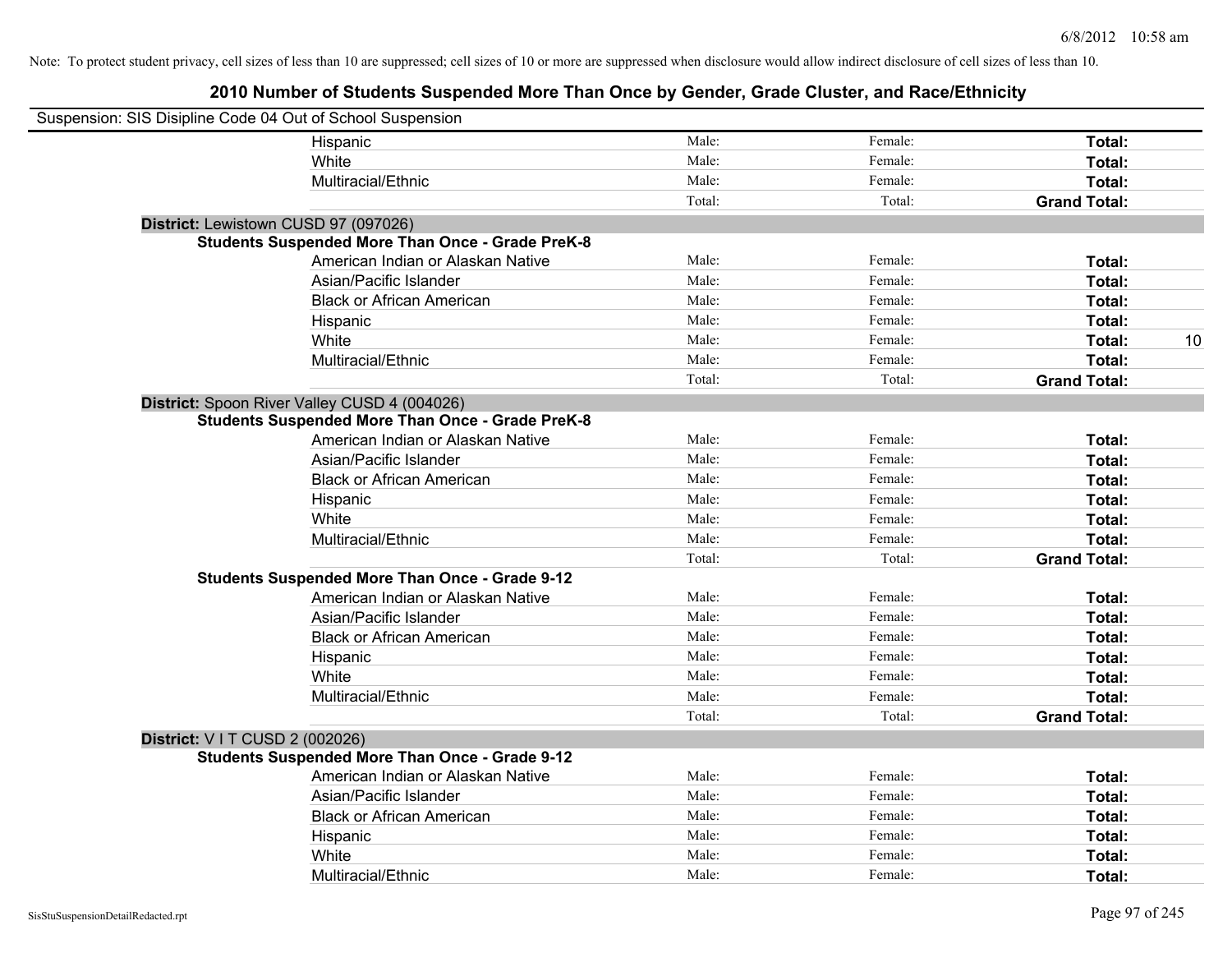Note: To protect student privacy, cell sizes of less than 10 are suppressed; cell sizes of 10 or more are suppressed when disclosure would allow indirect disclosure of cell sizes of less than 10.

## 2010 Number of Students Suspended More Than Once by Gender, Grade Cluster, and Race/Ethnicity

Suspension: SIS Disipline Code 04 Out of School Suspension

| | | | | |
|---|---|---|---|---|
| Hispanic | Male: | Female: | **Total:** | |
| White | Male: | Female: | **Total:** | |
| Multiracial/Ethnic | Male: | Female: | **Total:** | |
| | Total: | Total: | **Grand Total:** | |

**District:** Lewistown CUSD 97 (097026)

**Students Suspended More Than Once - Grade PreK-8**

| | | | | |
|---|---|---|---|---|
| American Indian or Alaskan Native | Male: | Female: | **Total:** | |
| Asian/Pacific Islander | Male: | Female: | **Total:** | |
| Black or African American | Male: | Female: | **Total:** | |
| Hispanic | Male: | Female: | **Total:** | |
| White | Male: | Female: | **Total:** | 10 |
| Multiracial/Ethnic | Male: | Female: | **Total:** | |
| | Total: | Total: | **Grand Total:** | |

**District:** Spoon River Valley CUSD 4 (004026)

**Students Suspended More Than Once - Grade PreK-8**

| | | | | |
|---|---|---|---|---|
| American Indian or Alaskan Native | Male: | Female: | **Total:** | |
| Asian/Pacific Islander | Male: | Female: | **Total:** | |
| Black or African American | Male: | Female: | **Total:** | |
| Hispanic | Male: | Female: | **Total:** | |
| White | Male: | Female: | **Total:** | |
| Multiracial/Ethnic | Male: | Female: | **Total:** | |
| | Total: | Total: | **Grand Total:** | |

**Students Suspended More Than Once - Grade 9-12**

| | | | | |
|---|---|---|---|---|
| American Indian or Alaskan Native | Male: | Female: | **Total:** | |
| Asian/Pacific Islander | Male: | Female: | **Total:** | |
| Black or African American | Male: | Female: | **Total:** | |
| Hispanic | Male: | Female: | **Total:** | |
| White | Male: | Female: | **Total:** | |
| Multiracial/Ethnic | Male: | Female: | **Total:** | |
| | Total: | Total: | **Grand Total:** | |

**District:** V I T CUSD 2 (002026)

**Students Suspended More Than Once - Grade 9-12**

| | | | | |
|---|---|---|---|---|
| American Indian or Alaskan Native | Male: | Female: | **Total:** | |
| Asian/Pacific Islander | Male: | Female: | **Total:** | |
| Black or African American | Male: | Female: | **Total:** | |
| Hispanic | Male: | Female: | **Total:** | |
| White | Male: | Female: | **Total:** | |
| Multiracial/Ethnic | Male: | Female: | **Total:** | |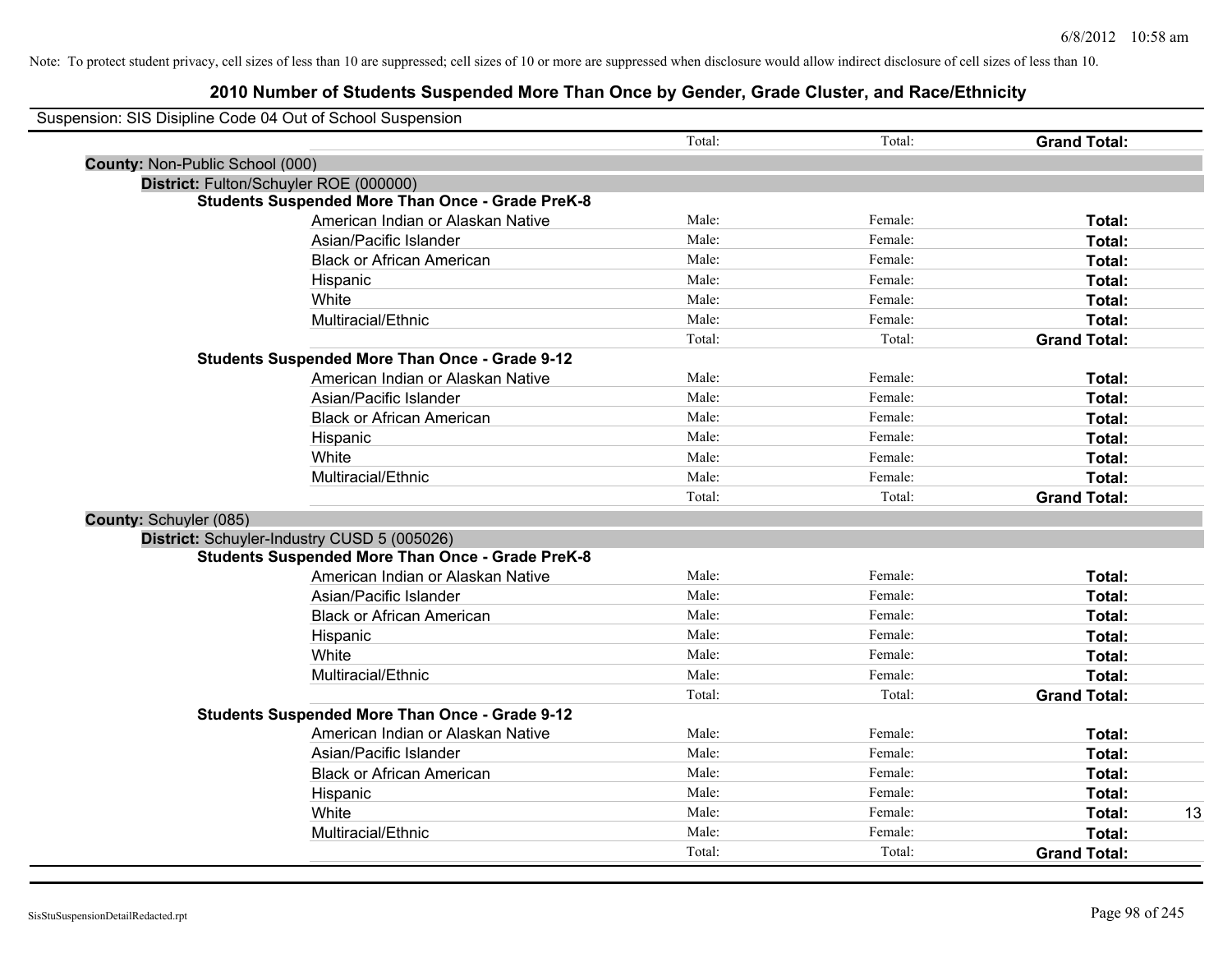Note: To protect student privacy, cell sizes of less than 10 are suppressed; cell sizes of 10 or more are suppressed when disclosure would allow indirect disclosure of cell sizes of less than 10.

# 2010 Number of Students Suspended More Than Once by Gender, Grade Cluster, and Race/Ethnicity

Suspension: SIS Disipline Code 04 Out of School Suspension

| | | | | | |
|---|---|---|---|---|---|
| | | Total: | Total: | **Grand Total:** | |
| **County:** Non-Public School (000) | | | | | |
| **District:** Fulton/Schuyler ROE (000000) | | | | | |
| **Students Suspended More Than Once - Grade PreK-8** | | | | | |
| | American Indian or Alaskan Native | Male: | Female: | **Total:** | |
| | Asian/Pacific Islander | Male: | Female: | **Total:** | |
| | Black or African American | Male: | Female: | **Total:** | |
| | Hispanic | Male: | Female: | **Total:** | |
| | White | Male: | Female: | **Total:** | |
| | Multiracial/Ethnic | Male: | Female: | **Total:** | |
| | | Total: | Total: | **Grand Total:** | |
| **Students Suspended More Than Once - Grade 9-12** | | | | | |
| | American Indian or Alaskan Native | Male: | Female: | **Total:** | |
| | Asian/Pacific Islander | Male: | Female: | **Total:** | |
| | Black or African American | Male: | Female: | **Total:** | |
| | Hispanic | Male: | Female: | **Total:** | |
| | White | Male: | Female: | **Total:** | |
| | Multiracial/Ethnic | Male: | Female: | **Total:** | |
| | | Total: | Total: | **Grand Total:** | |
| **County:** Schuyler (085) | | | | | |
| **District:** Schuyler-Industry CUSD 5 (005026) | | | | | |
| **Students Suspended More Than Once - Grade PreK-8** | | | | | |
| | American Indian or Alaskan Native | Male: | Female: | **Total:** | |
| | Asian/Pacific Islander | Male: | Female: | **Total:** | |
| | Black or African American | Male: | Female: | **Total:** | |
| | Hispanic | Male: | Female: | **Total:** | |
| | White | Male: | Female: | **Total:** | |
| | Multiracial/Ethnic | Male: | Female: | **Total:** | |
| | | Total: | Total: | **Grand Total:** | |
| **Students Suspended More Than Once - Grade 9-12** | | | | | |
| | American Indian or Alaskan Native | Male: | Female: | **Total:** | |
| | Asian/Pacific Islander | Male: | Female: | **Total:** | |
| | Black or African American | Male: | Female: | **Total:** | |
| | Hispanic | Male: | Female: | **Total:** | |
| | White | Male: | Female: | **Total:** | 13 |
| | Multiracial/Ethnic | Male: | Female: | **Total:** | |
| | | Total: | Total: | **Grand Total:** | |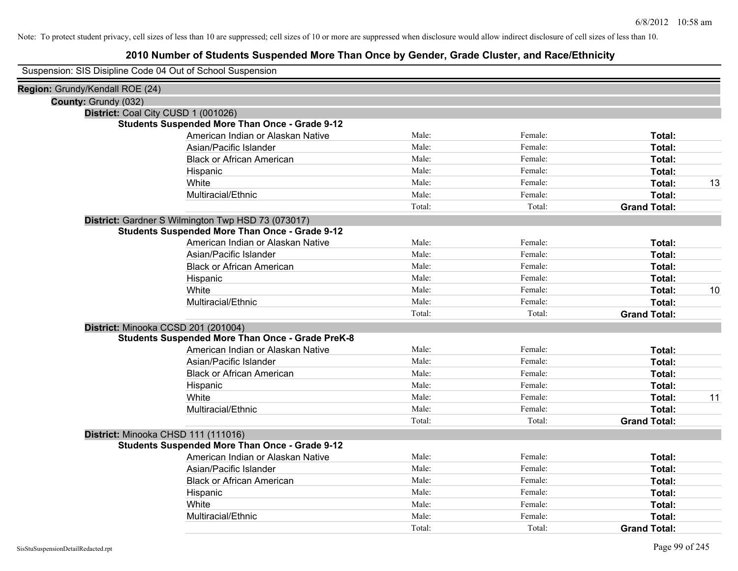Note: To protect student privacy, cell sizes of less than 10 are suppressed; cell sizes of 10 or more are suppressed when disclosure would allow indirect disclosure of cell sizes of less than 10.

# 2010 Number of Students Suspended More Than Once by Gender, Grade Cluster, and Race/Ethnicity

Suspension: SIS Disipline Code 04 Out of School Suspension

**Region:** Grundy/Kendall ROE (24)

**County:** Grundy (032)

**District:** Coal City CUSD 1 (001026)

**Students Suspended More Than Once - Grade 9-12**

| Race/Ethnicity | Male | Female | Total |
|---|---|---|---|
| American Indian or Alaskan Native | | | |
| Asian/Pacific Islander | | | |
| Black or African American | | | |
| Hispanic | | | |
| White | | | 13 |
| Multiracial/Ethnic | | | |
| Total | | | Grand Total: |

**District:** Gardner S Wilmington Twp HSD 73 (073017)

**Students Suspended More Than Once - Grade 9-12**

| Race/Ethnicity | Male | Female | Total |
|---|---|---|---|
| American Indian or Alaskan Native | | | |
| Asian/Pacific Islander | | | |
| Black or African American | | | |
| Hispanic | | | |
| White | | | 10 |
| Multiracial/Ethnic | | | |
| Total | | | Grand Total: |

**District:** Minooka CCSD 201 (201004)

**Students Suspended More Than Once - Grade PreK-8**

| Race/Ethnicity | Male | Female | Total |
|---|---|---|---|
| American Indian or Alaskan Native | | | |
| Asian/Pacific Islander | | | |
| Black or African American | | | |
| Hispanic | | | |
| White | | | 11 |
| Multiracial/Ethnic | | | |
| Total | | | Grand Total: |

**District:** Minooka CHSD 111 (111016)

**Students Suspended More Than Once - Grade 9-12**

| Race/Ethnicity | Male | Female | Total |
|---|---|---|---|
| American Indian or Alaskan Native | | | |
| Asian/Pacific Islander | | | |
| Black or African American | | | |
| Hispanic | | | |
| White | | | |
| Multiracial/Ethnic | | | |
| Total | | | Grand Total: |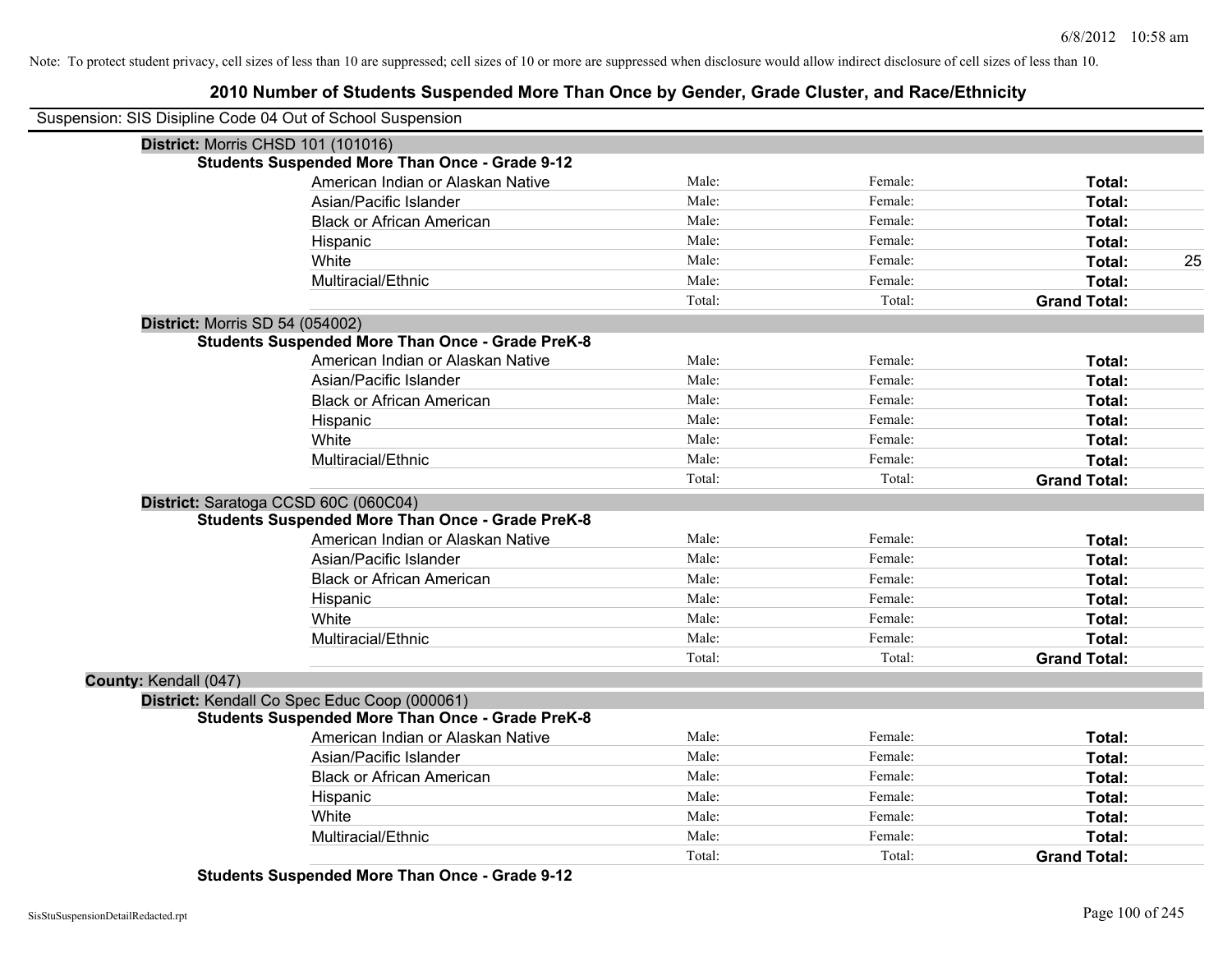Note: To protect student privacy, cell sizes of less than 10 are suppressed; cell sizes of 10 or more are suppressed when disclosure would allow indirect disclosure of cell sizes of less than 10.

## 2010 Number of Students Suspended More Than Once by Gender, Grade Cluster, and Race/Ethnicity

Suspension: SIS Disipline Code 04 Out of School Suspension

**District:** Morris CHSD 101 (101016)

**Students Suspended More Than Once - Grade 9-12**

| | | | | |
|---|---|---|---|---|
| American Indian or Alaskan Native | Male: | Female: | **Total:** | |
| Asian/Pacific Islander | Male: | Female: | **Total:** | |
| Black or African American | Male: | Female: | **Total:** | |
| Hispanic | Male: | Female: | **Total:** | |
| White | Male: | Female: | **Total:** | 25 |
| Multiracial/Ethnic | Male: | Female: | **Total:** | |
| | Total: | Total: | **Grand Total:** | |

**District:** Morris SD 54 (054002)

**Students Suspended More Than Once - Grade PreK-8**

| | | | | |
|---|---|---|---|---|
| American Indian or Alaskan Native | Male: | Female: | **Total:** | |
| Asian/Pacific Islander | Male: | Female: | **Total:** | |
| Black or African American | Male: | Female: | **Total:** | |
| Hispanic | Male: | Female: | **Total:** | |
| White | Male: | Female: | **Total:** | |
| Multiracial/Ethnic | Male: | Female: | **Total:** | |
| | Total: | Total: | **Grand Total:** | |

**District:** Saratoga CCSD 60C (060C04)

**Students Suspended More Than Once - Grade PreK-8**

| | | | | |
|---|---|---|---|---|
| American Indian or Alaskan Native | Male: | Female: | **Total:** | |
| Asian/Pacific Islander | Male: | Female: | **Total:** | |
| Black or African American | Male: | Female: | **Total:** | |
| Hispanic | Male: | Female: | **Total:** | |
| White | Male: | Female: | **Total:** | |
| Multiracial/Ethnic | Male: | Female: | **Total:** | |
| | Total: | Total: | **Grand Total:** | |

**County:** Kendall (047)

**District:** Kendall Co Spec Educ Coop (000061)

**Students Suspended More Than Once - Grade PreK-8**

| | | | | |
|---|---|---|---|---|
| American Indian or Alaskan Native | Male: | Female: | **Total:** | |
| Asian/Pacific Islander | Male: | Female: | **Total:** | |
| Black or African American | Male: | Female: | **Total:** | |
| Hispanic | Male: | Female: | **Total:** | |
| White | Male: | Female: | **Total:** | |
| Multiracial/Ethnic | Male: | Female: | **Total:** | |
| | Total: | Total: | **Grand Total:** | |

**Students Suspended More Than Once - Grade 9-12**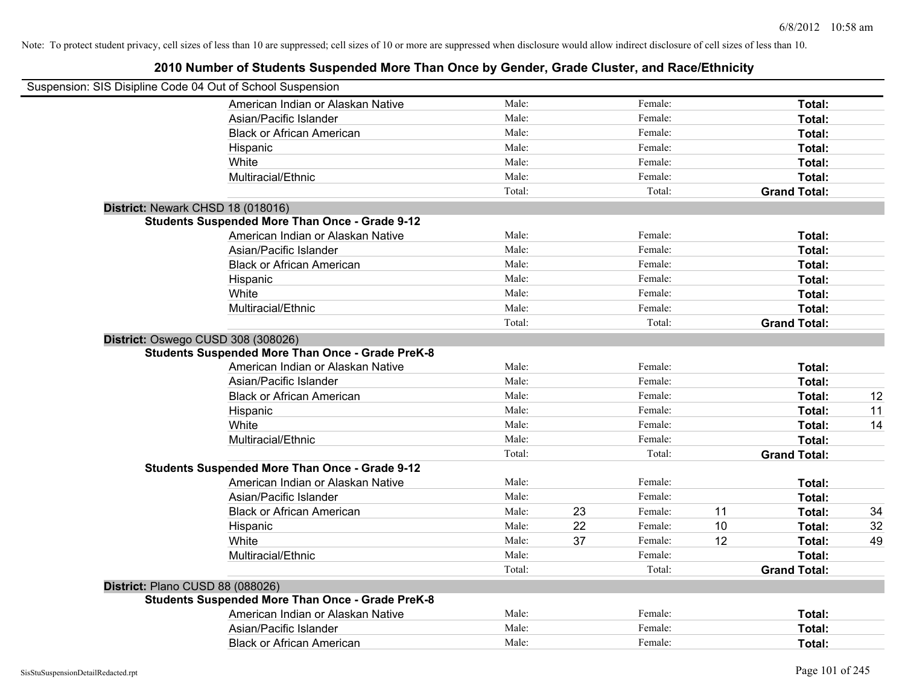Note: To protect student privacy, cell sizes of less than 10 are suppressed; cell sizes of 10 or more are suppressed when disclosure would allow indirect disclosure of cell sizes of less than 10.

## 2010 Number of Students Suspended More Than Once by Gender, Grade Cluster, and Race/Ethnicity

Suspension: SIS Disipline Code 04 Out of School Suspension

| | | | | | | |
|---|---|---|---|---|---|---|
| American Indian or Alaskan Native | Male: | | Female: | | **Total:** | |
| Asian/Pacific Islander | Male: | | Female: | | **Total:** | |
| Black or African American | Male: | | Female: | | **Total:** | |
| Hispanic | Male: | | Female: | | **Total:** | |
| White | Male: | | Female: | | **Total:** | |
| Multiracial/Ethnic | Male: | | Female: | | **Total:** | |
| | Total: | | Total: | | **Grand Total:** | |

**District:** Newark CHSD 18 (018016)

**Students Suspended More Than Once - Grade 9-12**

| | | | | | | |
|---|---|---|---|---|---|---|
| American Indian or Alaskan Native | Male: | | Female: | | **Total:** | |
| Asian/Pacific Islander | Male: | | Female: | | **Total:** | |
| Black or African American | Male: | | Female: | | **Total:** | |
| Hispanic | Male: | | Female: | | **Total:** | |
| White | Male: | | Female: | | **Total:** | |
| Multiracial/Ethnic | Male: | | Female: | | **Total:** | |
| | Total: | | Total: | | **Grand Total:** | |

**District:** Oswego CUSD 308 (308026)

**Students Suspended More Than Once - Grade PreK-8**

| | | | | | | |
|---|---|---|---|---|---|---|
| American Indian or Alaskan Native | Male: | | Female: | | **Total:** | |
| Asian/Pacific Islander | Male: | | Female: | | **Total:** | |
| Black or African American | Male: | | Female: | | **Total:** | 12 |
| Hispanic | Male: | | Female: | | **Total:** | 11 |
| White | Male: | | Female: | | **Total:** | 14 |
| Multiracial/Ethnic | Male: | | Female: | | **Total:** | |
| | Total: | | Total: | | **Grand Total:** | |

**Students Suspended More Than Once - Grade 9-12**

| | | | | | | |
|---|---|---|---|---|---|---|
| American Indian or Alaskan Native | Male: | | Female: | | **Total:** | |
| Asian/Pacific Islander | Male: | | Female: | | **Total:** | |
| Black or African American | Male: | 23 | Female: | 11 | **Total:** | 34 |
| Hispanic | Male: | 22 | Female: | 10 | **Total:** | 32 |
| White | Male: | 37 | Female: | 12 | **Total:** | 49 |
| Multiracial/Ethnic | Male: | | Female: | | **Total:** | |
| | Total: | | Total: | | **Grand Total:** | |

**District:** Plano CUSD 88 (088026)

**Students Suspended More Than Once - Grade PreK-8**

| | | | | | | |
|---|---|---|---|---|---|---|
| American Indian or Alaskan Native | Male: | | Female: | | **Total:** | |
| Asian/Pacific Islander | Male: | | Female: | | **Total:** | |
| Black or African American | Male: | | Female: | | **Total:** | |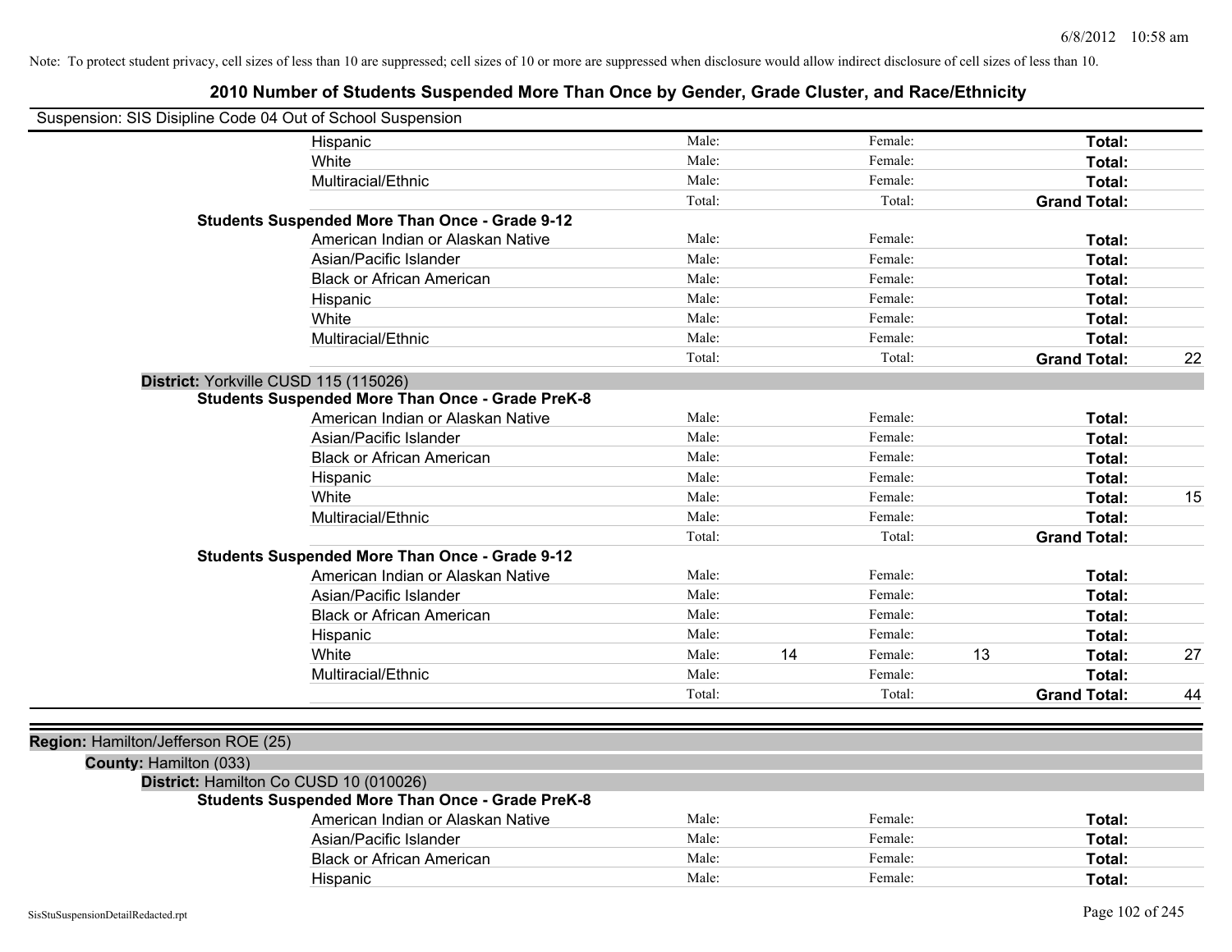Note: To protect student privacy, cell sizes of less than 10 are suppressed; cell sizes of 10 or more are suppressed when disclosure would allow indirect disclosure of cell sizes of less than 10.

## 2010 Number of Students Suspended More Than Once by Gender, Grade Cluster, and Race/Ethnicity

Suspension: SIS Disipline Code 04 Out of School Suspension

| | | | | | | | |
|---|---|---|---|---|---|---|---|
| Hispanic | Male: | | Female: | | **Total:** | |
| White | Male: | | Female: | | **Total:** | |
| Multiracial/Ethnic | Male: | | Female: | | **Total:** | |
| | Total: | | Total: | | **Grand Total:** | |

**Students Suspended More Than Once - Grade 9-12**

| | | | | | | |
|---|---|---|---|---|---|---|
| American Indian or Alaskan Native | Male: | | Female: | | **Total:** | |
| Asian/Pacific Islander | Male: | | Female: | | **Total:** | |
| Black or African American | Male: | | Female: | | **Total:** | |
| Hispanic | Male: | | Female: | | **Total:** | |
| White | Male: | | Female: | | **Total:** | |
| Multiracial/Ethnic | Male: | | Female: | | **Total:** | |
| | Total: | | Total: | | **Grand Total:** | 22 |

**District:** Yorkville CUSD 115 (115026)

**Students Suspended More Than Once - Grade PreK-8**

| | | | | | | |
|---|---|---|---|---|---|---|
| American Indian or Alaskan Native | Male: | | Female: | | **Total:** | |
| Asian/Pacific Islander | Male: | | Female: | | **Total:** | |
| Black or African American | Male: | | Female: | | **Total:** | |
| Hispanic | Male: | | Female: | | **Total:** | |
| White | Male: | | Female: | | **Total:** | 15 |
| Multiracial/Ethnic | Male: | | Female: | | **Total:** | |
| | Total: | | Total: | | **Grand Total:** | |

**Students Suspended More Than Once - Grade 9-12**

| | | | | | | |
|---|---|---|---|---|---|---|
| American Indian or Alaskan Native | Male: | | Female: | | **Total:** | |
| Asian/Pacific Islander | Male: | | Female: | | **Total:** | |
| Black or African American | Male: | | Female: | | **Total:** | |
| Hispanic | Male: | | Female: | | **Total:** | |
| White | Male: | 14 | Female: | 13 | **Total:** | 27 |
| Multiracial/Ethnic | Male: | | Female: | | **Total:** | |
| | Total: | | Total: | | **Grand Total:** | 44 |

**Region:** Hamilton/Jefferson ROE (25)

**County:** Hamilton (033)

**District:** Hamilton Co CUSD 10 (010026)

**Students Suspended More Than Once - Grade PreK-8**

| | | | | | | |
|---|---|---|---|---|---|---|
| American Indian or Alaskan Native | Male: | | Female: | | **Total:** | |
| Asian/Pacific Islander | Male: | | Female: | | **Total:** | |
| Black or African American | Male: | | Female: | | **Total:** | |
| Hispanic | Male: | | Female: | | **Total:** | |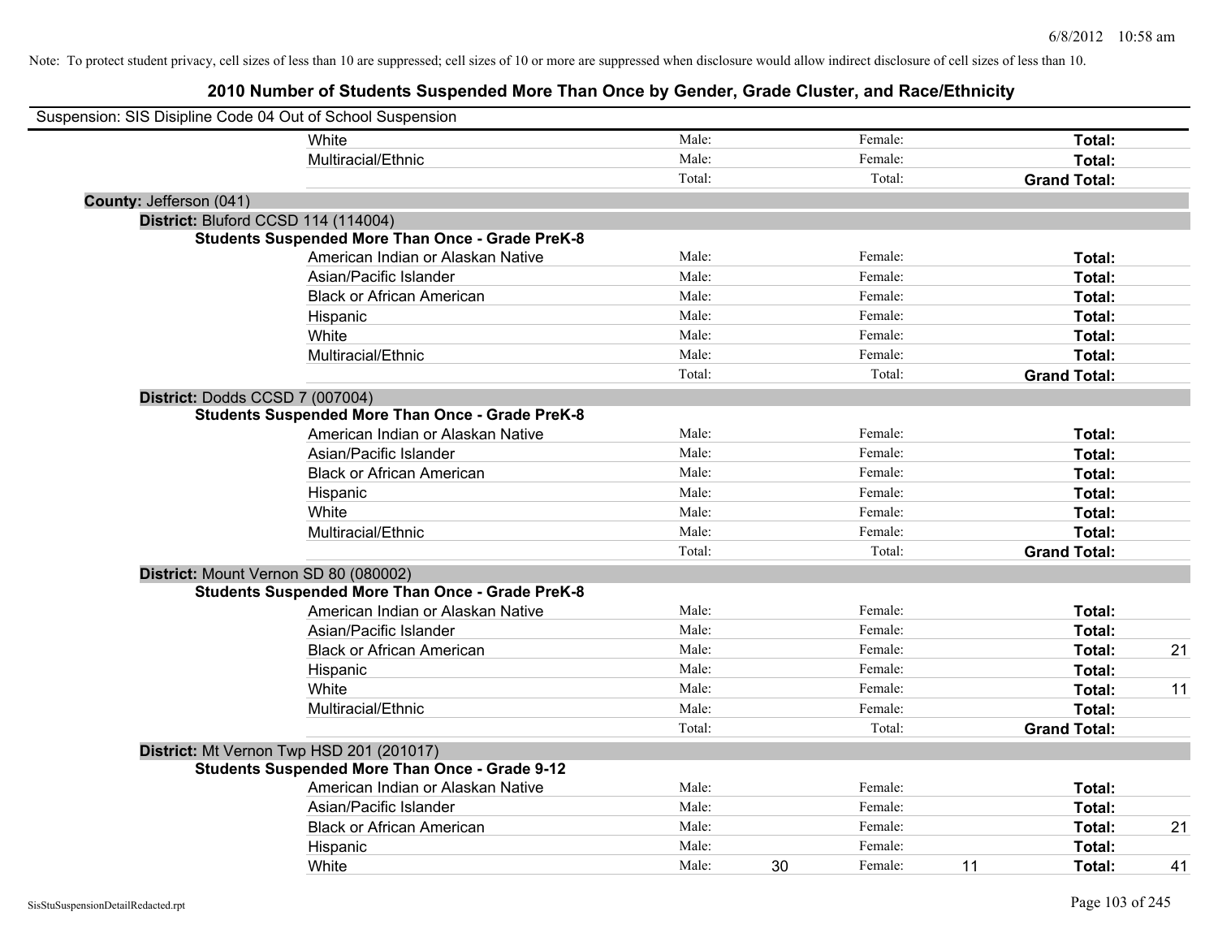Note: To protect student privacy, cell sizes of less than 10 are suppressed; cell sizes of 10 or more are suppressed when disclosure would allow indirect disclosure of cell sizes of less than 10.

## 2010 Number of Students Suspended More Than Once by Gender, Grade Cluster, and Race/Ethnicity

Suspension: SIS Disipline Code 04 Out of School Suspension

| | | | | | | |
|---|---|---|---|---|---|---|
| White | Male: | | Female: | | **Total:** | |
| Multiracial/Ethnic | Male: | | Female: | | **Total:** | |
| | Total: | | Total: | | **Grand Total:** | |

**County:** Jefferson (041)

**District:** Bluford CCSD 114 (114004)

**Students Suspended More Than Once - Grade PreK-8**

| | | | | | | |
|---|---|---|---|---|---|---|
| American Indian or Alaskan Native | Male: | | Female: | | **Total:** | |
| Asian/Pacific Islander | Male: | | Female: | | **Total:** | |
| Black or African American | Male: | | Female: | | **Total:** | |
| Hispanic | Male: | | Female: | | **Total:** | |
| White | Male: | | Female: | | **Total:** | |
| Multiracial/Ethnic | Male: | | Female: | | **Total:** | |
| | Total: | | Total: | | **Grand Total:** | |

**District:** Dodds CCSD 7 (007004)

**Students Suspended More Than Once - Grade PreK-8**

| | | | | | | |
|---|---|---|---|---|---|---|
| American Indian or Alaskan Native | Male: | | Female: | | **Total:** | |
| Asian/Pacific Islander | Male: | | Female: | | **Total:** | |
| Black or African American | Male: | | Female: | | **Total:** | |
| Hispanic | Male: | | Female: | | **Total:** | |
| White | Male: | | Female: | | **Total:** | |
| Multiracial/Ethnic | Male: | | Female: | | **Total:** | |
| | Total: | | Total: | | **Grand Total:** | |

**District:** Mount Vernon SD 80 (080002)

**Students Suspended More Than Once - Grade PreK-8**

| | | | | | | |
|---|---|---|---|---|---|---|
| American Indian or Alaskan Native | Male: | | Female: | | **Total:** | |
| Asian/Pacific Islander | Male: | | Female: | | **Total:** | |
| Black or African American | Male: | | Female: | | **Total:** | 21 |
| Hispanic | Male: | | Female: | | **Total:** | |
| White | Male: | | Female: | | **Total:** | 11 |
| Multiracial/Ethnic | Male: | | Female: | | **Total:** | |
| | Total: | | Total: | | **Grand Total:** | |

**District:** Mt Vernon Twp HSD 201 (201017)

**Students Suspended More Than Once - Grade 9-12**

| | | | | | | |
|---|---|---|---|---|---|---|
| American Indian or Alaskan Native | Male: | | Female: | | **Total:** | |
| Asian/Pacific Islander | Male: | | Female: | | **Total:** | |
| Black or African American | Male: | | Female: | | **Total:** | 21 |
| Hispanic | Male: | | Female: | | **Total:** | |
| White | Male: | 30 | Female: | 11 | **Total:** | 41 |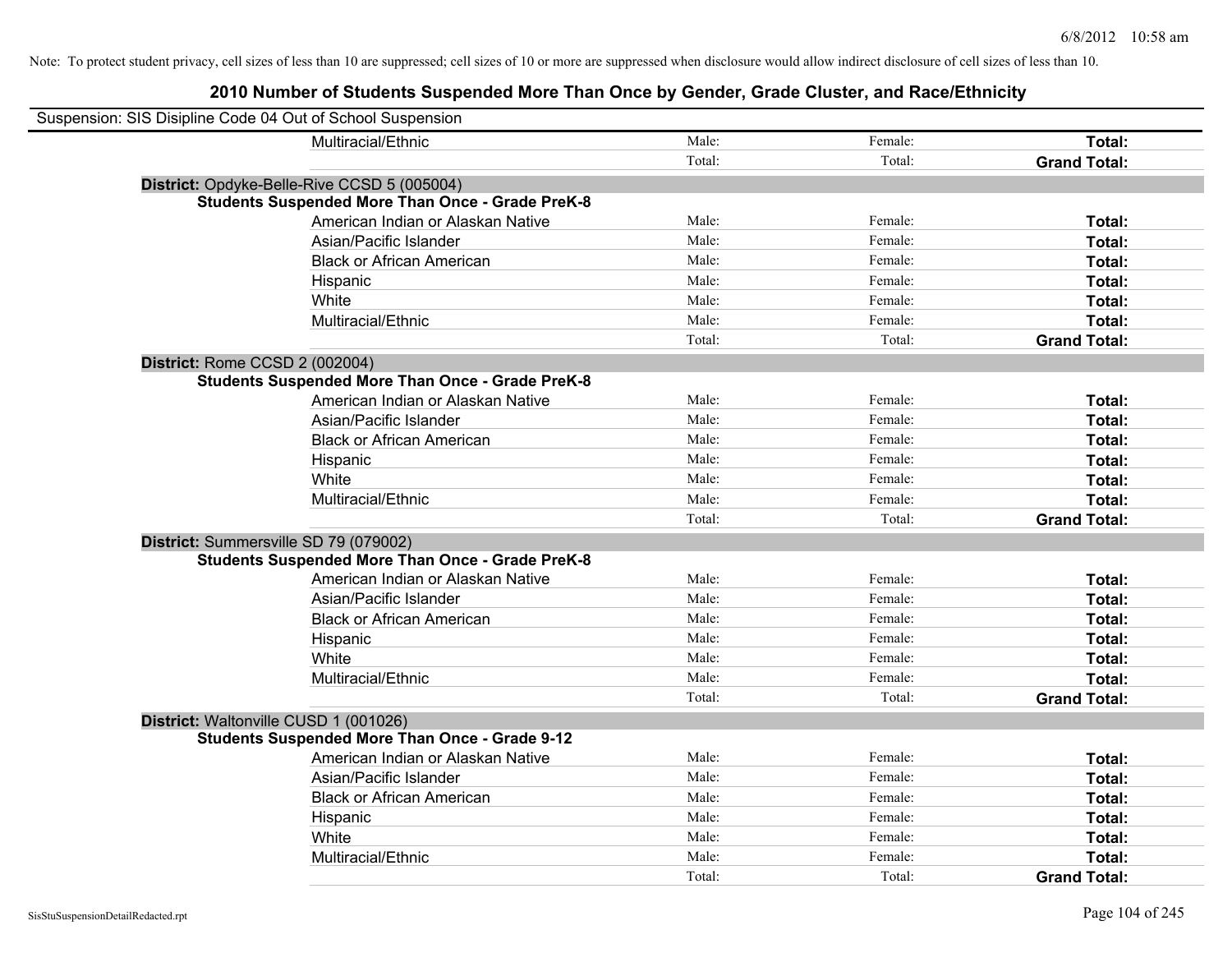Note: To protect student privacy, cell sizes of less than 10 are suppressed; cell sizes of 10 or more are suppressed when disclosure would allow indirect disclosure of cell sizes of less than 10.

## 2010 Number of Students Suspended More Than Once by Gender, Grade Cluster, and Race/Ethnicity

Suspension: SIS Disipline Code 04 Out of School Suspension

| | | | |
|---|---|---|---|
| Multiracial/Ethnic | Male: | Female: | **Total:** |
| | Total: | Total: | **Grand Total:** |

**District:** Opdyke-Belle-Rive CCSD 5 (005004)

**Students Suspended More Than Once - Grade PreK-8**

| | | | |
|---|---|---|---|
| American Indian or Alaskan Native | Male: | Female: | **Total:** |
| Asian/Pacific Islander | Male: | Female: | **Total:** |
| Black or African American | Male: | Female: | **Total:** |
| Hispanic | Male: | Female: | **Total:** |
| White | Male: | Female: | **Total:** |
| Multiracial/Ethnic | Male: | Female: | **Total:** |
| | Total: | Total: | **Grand Total:** |

**District:** Rome CCSD 2 (002004)

**Students Suspended More Than Once - Grade PreK-8**

| | | | |
|---|---|---|---|
| American Indian or Alaskan Native | Male: | Female: | **Total:** |
| Asian/Pacific Islander | Male: | Female: | **Total:** |
| Black or African American | Male: | Female: | **Total:** |
| Hispanic | Male: | Female: | **Total:** |
| White | Male: | Female: | **Total:** |
| Multiracial/Ethnic | Male: | Female: | **Total:** |
| | Total: | Total: | **Grand Total:** |

**District:** Summersville SD 79 (079002)

**Students Suspended More Than Once - Grade PreK-8**

| | | | |
|---|---|---|---|
| American Indian or Alaskan Native | Male: | Female: | **Total:** |
| Asian/Pacific Islander | Male: | Female: | **Total:** |
| Black or African American | Male: | Female: | **Total:** |
| Hispanic | Male: | Female: | **Total:** |
| White | Male: | Female: | **Total:** |
| Multiracial/Ethnic | Male: | Female: | **Total:** |
| | Total: | Total: | **Grand Total:** |

**District:** Waltonville CUSD 1 (001026)

**Students Suspended More Than Once - Grade 9-12**

| | | | |
|---|---|---|---|
| American Indian or Alaskan Native | Male: | Female: | **Total:** |
| Asian/Pacific Islander | Male: | Female: | **Total:** |
| Black or African American | Male: | Female: | **Total:** |
| Hispanic | Male: | Female: | **Total:** |
| White | Male: | Female: | **Total:** |
| Multiracial/Ethnic | Male: | Female: | **Total:** |
| | Total: | Total: | **Grand Total:** |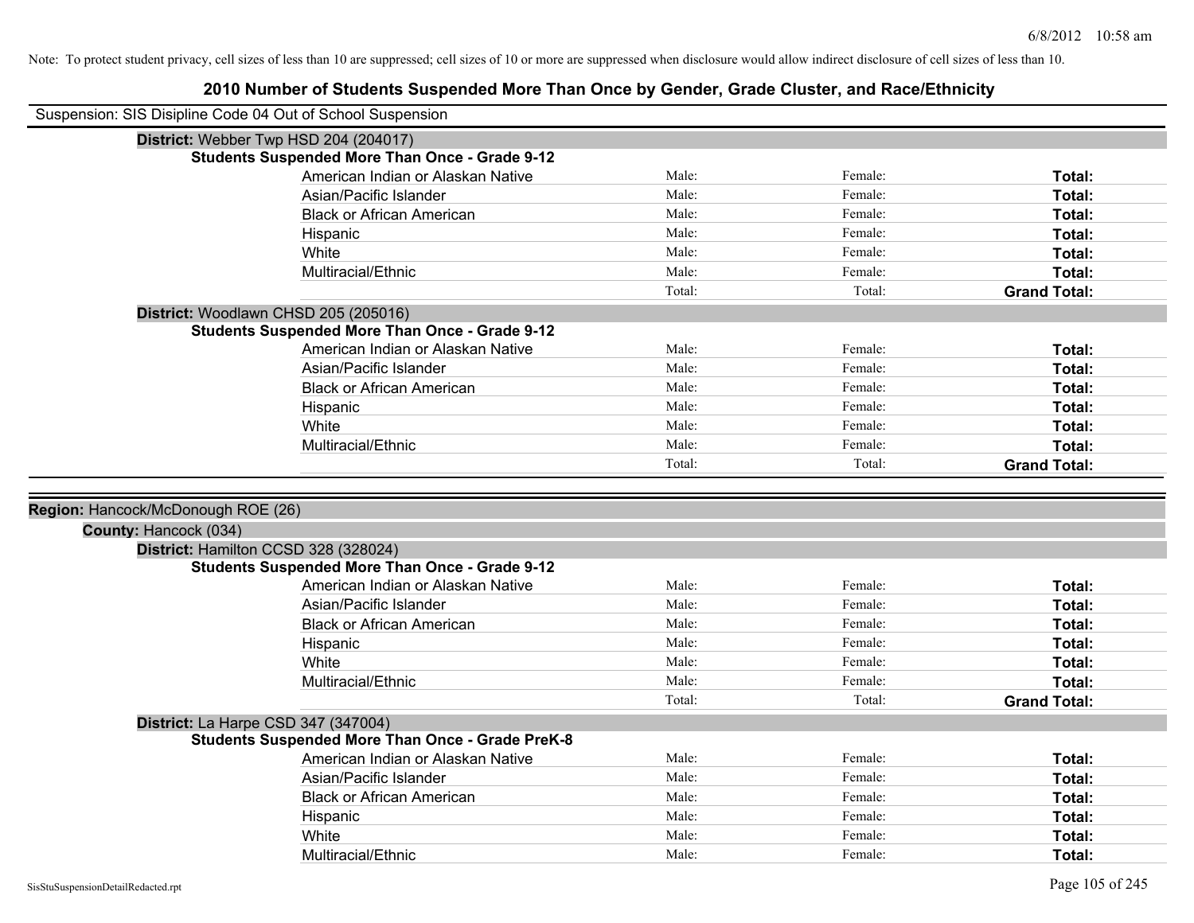Note: To protect student privacy, cell sizes of less than 10 are suppressed; cell sizes of 10 or more are suppressed when disclosure would allow indirect disclosure of cell sizes of less than 10.

# 2010 Number of Students Suspended More Than Once by Gender, Grade Cluster, and Race/Ethnicity

Suspension: SIS Disipline Code 04 Out of School Suspension

**District:** Webber Twp HSD 204 (204017)

**Students Suspended More Than Once - Grade 9-12**

| | | | |
|---|---|---|---|
| American Indian or Alaskan Native | Male: | Female: | **Total:** |
| Asian/Pacific Islander | Male: | Female: | **Total:** |
| Black or African American | Male: | Female: | **Total:** |
| Hispanic | Male: | Female: | **Total:** |
| White | Male: | Female: | **Total:** |
| Multiracial/Ethnic | Male: | Female: | **Total:** |
| | Total: | Total: | **Grand Total:** |

**District:** Woodlawn CHSD 205 (205016)

**Students Suspended More Than Once - Grade 9-12**

| | | | |
|---|---|---|---|
| American Indian or Alaskan Native | Male: | Female: | **Total:** |
| Asian/Pacific Islander | Male: | Female: | **Total:** |
| Black or African American | Male: | Female: | **Total:** |
| Hispanic | Male: | Female: | **Total:** |
| White | Male: | Female: | **Total:** |
| Multiracial/Ethnic | Male: | Female: | **Total:** |
| | Total: | Total: | **Grand Total:** |

**Region:** Hancock/McDonough ROE (26)

**County:** Hancock (034)

**District:** Hamilton CCSD 328 (328024)

**Students Suspended More Than Once - Grade 9-12**

| | | | |
|---|---|---|---|
| American Indian or Alaskan Native | Male: | Female: | **Total:** |
| Asian/Pacific Islander | Male: | Female: | **Total:** |
| Black or African American | Male: | Female: | **Total:** |
| Hispanic | Male: | Female: | **Total:** |
| White | Male: | Female: | **Total:** |
| Multiracial/Ethnic | Male: | Female: | **Total:** |
| | Total: | Total: | **Grand Total:** |

**District:** La Harpe CSD 347 (347004)

**Students Suspended More Than Once - Grade PreK-8**

| | | | |
|---|---|---|---|
| American Indian or Alaskan Native | Male: | Female: | **Total:** |
| Asian/Pacific Islander | Male: | Female: | **Total:** |
| Black or African American | Male: | Female: | **Total:** |
| Hispanic | Male: | Female: | **Total:** |
| White | Male: | Female: | **Total:** |
| Multiracial/Ethnic | Male: | Female: | **Total:** |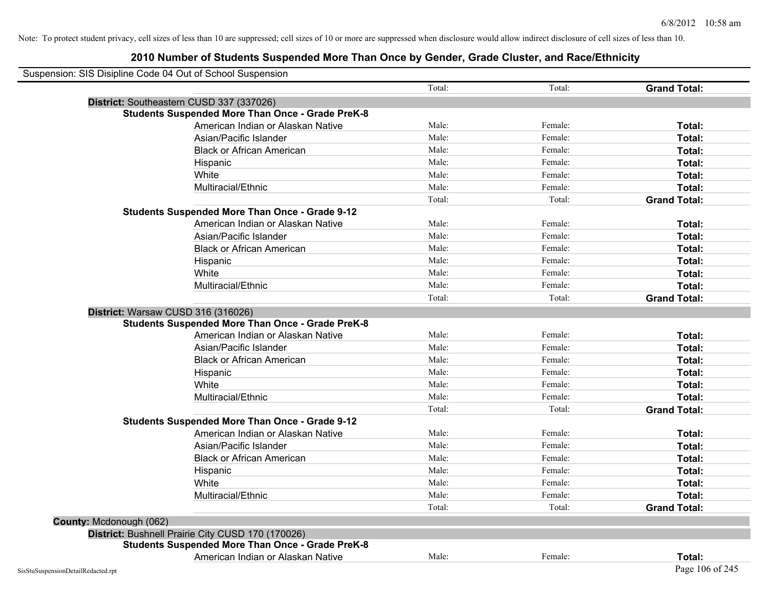Note: To protect student privacy, cell sizes of less than 10 are suppressed; cell sizes of 10 or more are suppressed when disclosure would allow indirect disclosure of cell sizes of less than 10.

# 2010 Number of Students Suspended More Than Once by Gender, Grade Cluster, and Race/Ethnicity

Suspension: SIS Disipline Code 04 Out of School Suspension

| | Total: | Total: | **Grand Total:** |
|---|---|---|---|
| **District:** Southeastern CUSD 337 (337026) | | | |
| **Students Suspended More Than Once - Grade PreK-8** | | | |
| American Indian or Alaskan Native | Male: | Female: | **Total:** |
| Asian/Pacific Islander | Male: | Female: | **Total:** |
| Black or African American | Male: | Female: | **Total:** |
| Hispanic | Male: | Female: | **Total:** |
| White | Male: | Female: | **Total:** |
| Multiracial/Ethnic | Male: | Female: | **Total:** |
| | Total: | Total: | **Grand Total:** |
| **Students Suspended More Than Once - Grade 9-12** | | | |
| American Indian or Alaskan Native | Male: | Female: | **Total:** |
| Asian/Pacific Islander | Male: | Female: | **Total:** |
| Black or African American | Male: | Female: | **Total:** |
| Hispanic | Male: | Female: | **Total:** |
| White | Male: | Female: | **Total:** |
| Multiracial/Ethnic | Male: | Female: | **Total:** |
| | Total: | Total: | **Grand Total:** |
| **District:** Warsaw CUSD 316 (316026) | | | |
| **Students Suspended More Than Once - Grade PreK-8** | | | |
| American Indian or Alaskan Native | Male: | Female: | **Total:** |
| Asian/Pacific Islander | Male: | Female: | **Total:** |
| Black or African American | Male: | Female: | **Total:** |
| Hispanic | Male: | Female: | **Total:** |
| White | Male: | Female: | **Total:** |
| Multiracial/Ethnic | Male: | Female: | **Total:** |
| | Total: | Total: | **Grand Total:** |
| **Students Suspended More Than Once - Grade 9-12** | | | |
| American Indian or Alaskan Native | Male: | Female: | **Total:** |
| Asian/Pacific Islander | Male: | Female: | **Total:** |
| Black or African American | Male: | Female: | **Total:** |
| Hispanic | Male: | Female: | **Total:** |
| White | Male: | Female: | **Total:** |
| Multiracial/Ethnic | Male: | Female: | **Total:** |
| | Total: | Total: | **Grand Total:** |
| **County:** Mcdonough (062) | | | |
| **District:** Bushnell Prairie City CUSD 170 (170026) | | | |
| **Students Suspended More Than Once - Grade PreK-8** | | | |
| American Indian or Alaskan Native | Male: | Female: | **Total:** |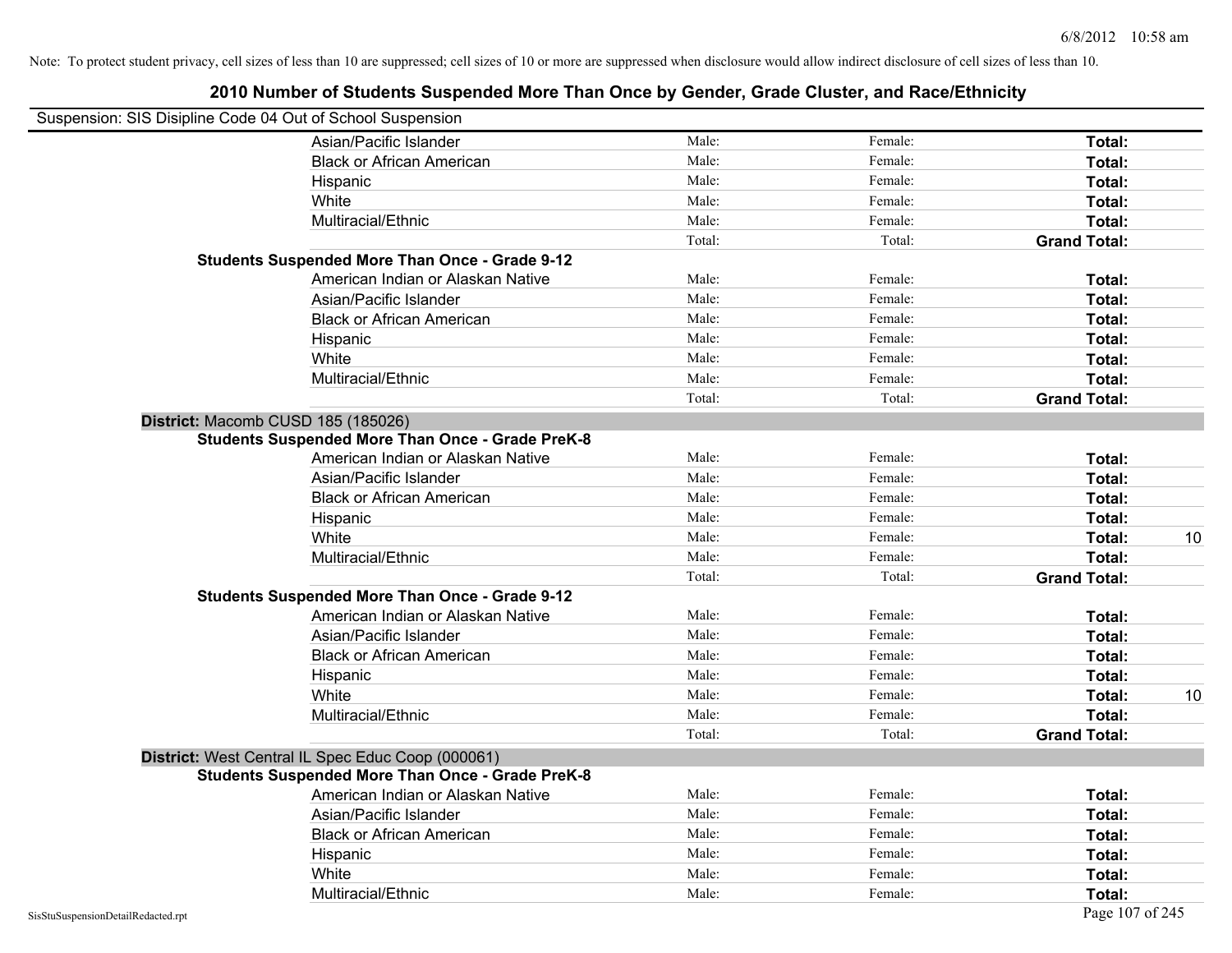Note: To protect student privacy, cell sizes of less than 10 are suppressed; cell sizes of 10 or more are suppressed when disclosure would allow indirect disclosure of cell sizes of less than 10.

# 2010 Number of Students Suspended More Than Once by Gender, Grade Cluster, and Race/Ethnicity

Suspension: SIS Disipline Code 04 Out of School Suspension

| | | | | |
|---|---|---|---|---|
| Asian/Pacific Islander | Male: | Female: | **Total:** | |
| Black or African American | Male: | Female: | **Total:** | |
| Hispanic | Male: | Female: | **Total:** | |
| White | Male: | Female: | **Total:** | |
| Multiracial/Ethnic | Male: | Female: | **Total:** | |
| | Total: | Total: | **Grand Total:** | |

**Students Suspended More Than Once - Grade 9-12**

| | | | | |
|---|---|---|---|---|
| American Indian or Alaskan Native | Male: | Female: | **Total:** | |
| Asian/Pacific Islander | Male: | Female: | **Total:** | |
| Black or African American | Male: | Female: | **Total:** | |
| Hispanic | Male: | Female: | **Total:** | |
| White | Male: | Female: | **Total:** | |
| Multiracial/Ethnic | Male: | Female: | **Total:** | |
| | Total: | Total: | **Grand Total:** | |

## District: Macomb CUSD 185 (185026)

**Students Suspended More Than Once - Grade PreK-8**

| | | | | |
|---|---|---|---|---|
| American Indian or Alaskan Native | Male: | Female: | **Total:** | |
| Asian/Pacific Islander | Male: | Female: | **Total:** | |
| Black or African American | Male: | Female: | **Total:** | |
| Hispanic | Male: | Female: | **Total:** | |
| White | Male: | Female: | **Total:** | 10 |
| Multiracial/Ethnic | Male: | Female: | **Total:** | |
| | Total: | Total: | **Grand Total:** | |

**Students Suspended More Than Once - Grade 9-12**

| | | | | |
|---|---|---|---|---|
| American Indian or Alaskan Native | Male: | Female: | **Total:** | |
| Asian/Pacific Islander | Male: | Female: | **Total:** | |
| Black or African American | Male: | Female: | **Total:** | |
| Hispanic | Male: | Female: | **Total:** | |
| White | Male: | Female: | **Total:** | 10 |
| Multiracial/Ethnic | Male: | Female: | **Total:** | |
| | Total: | Total: | **Grand Total:** | |

## District: West Central IL Spec Educ Coop (000061)

**Students Suspended More Than Once - Grade PreK-8**

| | | | | |
|---|---|---|---|---|
| American Indian or Alaskan Native | Male: | Female: | **Total:** | |
| Asian/Pacific Islander | Male: | Female: | **Total:** | |
| Black or African American | Male: | Female: | **Total:** | |
| Hispanic | Male: | Female: | **Total:** | |
| White | Male: | Female: | **Total:** | |
| Multiracial/Ethnic | Male: | Female: | **Total:** | |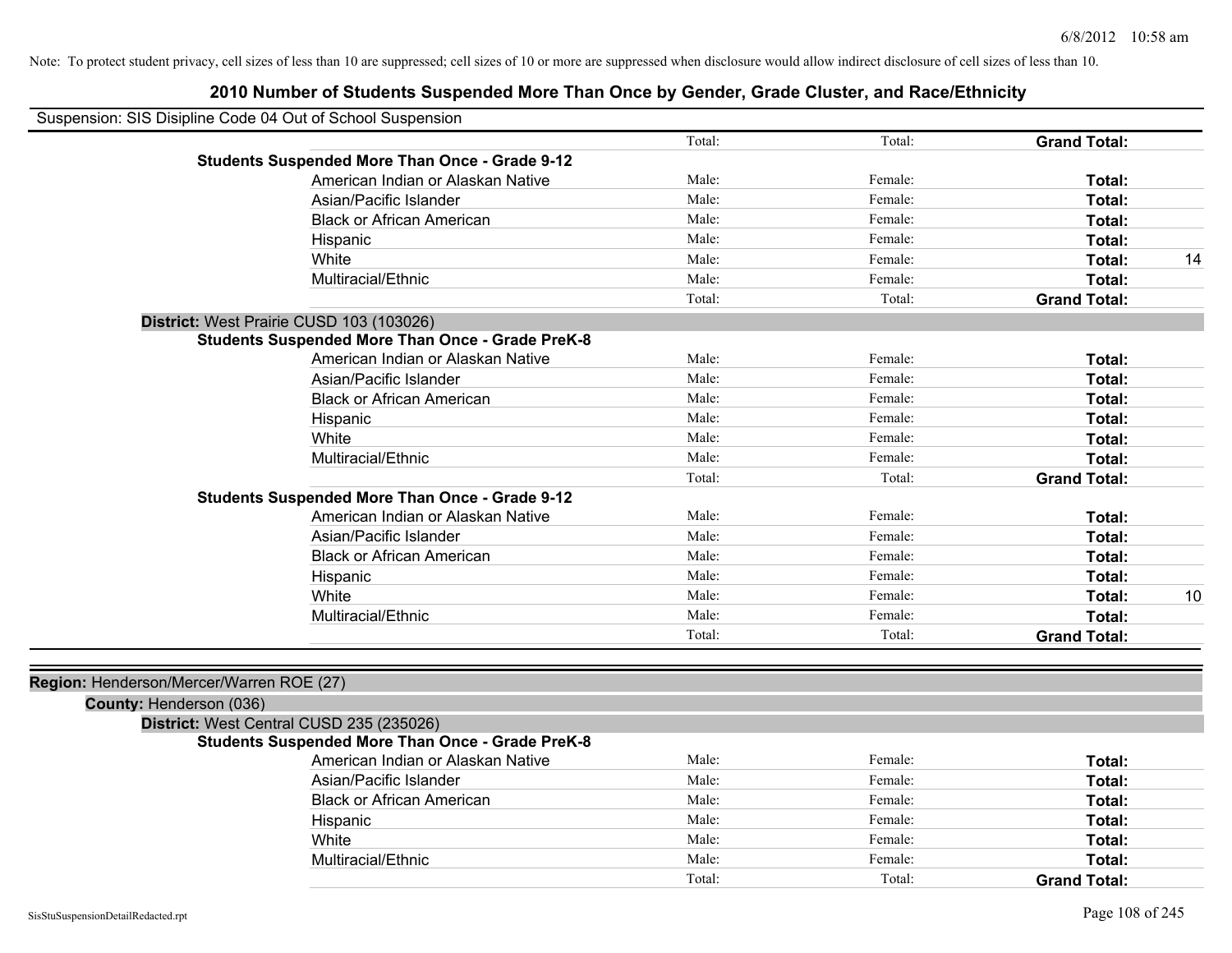Note: To protect student privacy, cell sizes of less than 10 are suppressed; cell sizes of 10 or more are suppressed when disclosure would allow indirect disclosure of cell sizes of less than 10.

## 2010 Number of Students Suspended More Than Once by Gender, Grade Cluster, and Race/Ethnicity

Suspension: SIS Disipline Code 04 Out of School Suspension

| | | | | |
|---|---|---|---|---|
| | Total: | Total: | **Grand Total:** | |
| **Students Suspended More Than Once - Grade 9-12** | | | | |
| American Indian or Alaskan Native | Male: | Female: | **Total:** | |
| Asian/Pacific Islander | Male: | Female: | **Total:** | |
| Black or African American | Male: | Female: | **Total:** | |
| Hispanic | Male: | Female: | **Total:** | |
| White | Male: | Female: | **Total:** | 14 |
| Multiracial/Ethnic | Male: | Female: | **Total:** | |
| | Total: | Total: | **Grand Total:** | |

**District:** West Prairie CUSD 103 (103026)

| | | | | |
|---|---|---|---|---|
| **Students Suspended More Than Once - Grade PreK-8** | | | | |
| American Indian or Alaskan Native | Male: | Female: | **Total:** | |
| Asian/Pacific Islander | Male: | Female: | **Total:** | |
| Black or African American | Male: | Female: | **Total:** | |
| Hispanic | Male: | Female: | **Total:** | |
| White | Male: | Female: | **Total:** | |
| Multiracial/Ethnic | Male: | Female: | **Total:** | |
| | Total: | Total: | **Grand Total:** | |
| **Students Suspended More Than Once - Grade 9-12** | | | | |
| American Indian or Alaskan Native | Male: | Female: | **Total:** | |
| Asian/Pacific Islander | Male: | Female: | **Total:** | |
| Black or African American | Male: | Female: | **Total:** | |
| Hispanic | Male: | Female: | **Total:** | |
| White | Male: | Female: | **Total:** | 10 |
| Multiracial/Ethnic | Male: | Female: | **Total:** | |
| | Total: | Total: | **Grand Total:** | |

**Region:** Henderson/Mercer/Warren ROE (27)

**County:** Henderson (036)

**District:** West Central CUSD 235 (235026)

| | | | | |
|---|---|---|---|---|
| **Students Suspended More Than Once - Grade PreK-8** | | | | |
| American Indian or Alaskan Native | Male: | Female: | **Total:** | |
| Asian/Pacific Islander | Male: | Female: | **Total:** | |
| Black or African American | Male: | Female: | **Total:** | |
| Hispanic | Male: | Female: | **Total:** | |
| White | Male: | Female: | **Total:** | |
| Multiracial/Ethnic | Male: | Female: | **Total:** | |
| | Total: | Total: | **Grand Total:** | |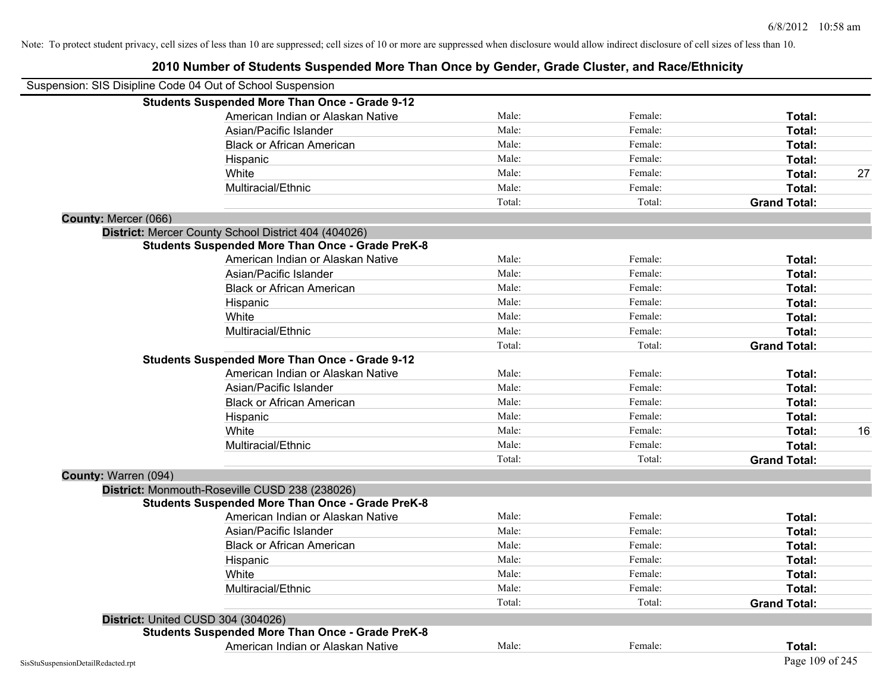Note: To protect student privacy, cell sizes of less than 10 are suppressed; cell sizes of 10 or more are suppressed when disclosure would allow indirect disclosure of cell sizes of less than 10.

# 2010 Number of Students Suspended More Than Once by Gender, Grade Cluster, and Race/Ethnicity

Suspension: SIS Disipline Code 04 Out of School Suspension

**Students Suspended More Than Once - Grade 9-12**

| | Male | Female | Total |
|---|---|---|---|
| American Indian or Alaskan Native | Male: | Female: | **Total:** |
| Asian/Pacific Islander | Male: | Female: | **Total:** |
| Black or African American | Male: | Female: | **Total:** |
| Hispanic | Male: | Female: | **Total:** |
| White | Male: | Female: | **Total:** 27 |
| Multiracial/Ethnic | Male: | Female: | **Total:** |
| | Total: | Total: | **Grand Total:** |

**County:** Mercer (066)

**District:** Mercer County School District 404 (404026)

**Students Suspended More Than Once - Grade PreK-8**

| | Male | Female | Total |
|---|---|---|---|
| American Indian or Alaskan Native | Male: | Female: | **Total:** |
| Asian/Pacific Islander | Male: | Female: | **Total:** |
| Black or African American | Male: | Female: | **Total:** |
| Hispanic | Male: | Female: | **Total:** |
| White | Male: | Female: | **Total:** |
| Multiracial/Ethnic | Male: | Female: | **Total:** |
| | Total: | Total: | **Grand Total:** |

**Students Suspended More Than Once - Grade 9-12**

| | Male | Female | Total |
|---|---|---|---|
| American Indian or Alaskan Native | Male: | Female: | **Total:** |
| Asian/Pacific Islander | Male: | Female: | **Total:** |
| Black or African American | Male: | Female: | **Total:** |
| Hispanic | Male: | Female: | **Total:** |
| White | Male: | Female: | **Total:** 16 |
| Multiracial/Ethnic | Male: | Female: | **Total:** |
| | Total: | Total: | **Grand Total:** |

**County:** Warren (094)

**District:** Monmouth-Roseville CUSD 238 (238026)

**Students Suspended More Than Once - Grade PreK-8**

| | Male | Female | Total |
|---|---|---|---|
| American Indian or Alaskan Native | Male: | Female: | **Total:** |
| Asian/Pacific Islander | Male: | Female: | **Total:** |
| Black or African American | Male: | Female: | **Total:** |
| Hispanic | Male: | Female: | **Total:** |
| White | Male: | Female: | **Total:** |
| Multiracial/Ethnic | Male: | Female: | **Total:** |
| | Total: | Total: | **Grand Total:** |

**District:** United CUSD 304 (304026)

**Students Suspended More Than Once - Grade PreK-8**

| | Male | Female | Total |
|---|---|---|---|
| American Indian or Alaskan Native | Male: | Female: | **Total:** |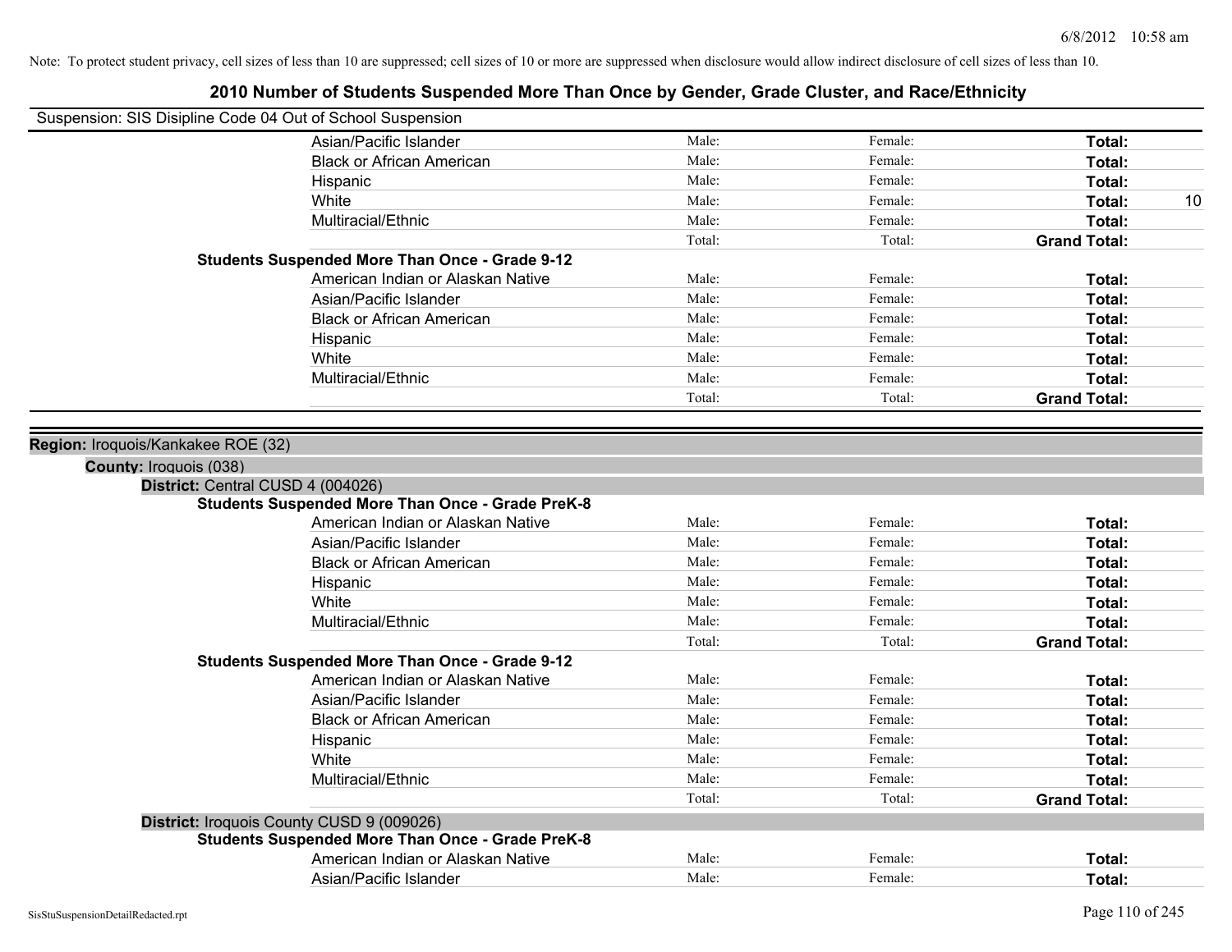Note: To protect student privacy, cell sizes of less than 10 are suppressed; cell sizes of 10 or more are suppressed when disclosure would allow indirect disclosure of cell sizes of less than 10.

# 2010 Number of Students Suspended More Than Once by Gender, Grade Cluster, and Race/Ethnicity

Suspension: SIS Disipline Code 04 Out of School Suspension

| | Race/Ethnicity | Male | Female | Total | |
|---|---|---|---|---|---|
| | Asian/Pacific Islander | Male: | Female: | **Total:** | |
| | Black or African American | Male: | Female: | **Total:** | |
| | Hispanic | Male: | Female: | **Total:** | |
| | White | Male: | Female: | **Total:** | 10 |
| | Multiracial/Ethnic | Male: | Female: | **Total:** | |
| | | Total: | Total: | **Grand Total:** | |
| **Students Suspended More Than Once - Grade 9-12** | | | | | |
| | American Indian or Alaskan Native | Male: | Female: | **Total:** | |
| | Asian/Pacific Islander | Male: | Female: | **Total:** | |
| | Black or African American | Male: | Female: | **Total:** | |
| | Hispanic | Male: | Female: | **Total:** | |
| | White | Male: | Female: | **Total:** | |
| | Multiracial/Ethnic | Male: | Female: | **Total:** | |
| | | Total: | Total: | **Grand Total:** | |

**Region:** Iroquois/Kankakee ROE (32)

**County:** Iroquois (038)

**District:** Central CUSD 4 (004026)

| | Race/Ethnicity | Male | Female | Total | |
|---|---|---|---|---|---|
| **Students Suspended More Than Once - Grade PreK-8** | | | | | |
| | American Indian or Alaskan Native | Male: | Female: | **Total:** | |
| | Asian/Pacific Islander | Male: | Female: | **Total:** | |
| | Black or African American | Male: | Female: | **Total:** | |
| | Hispanic | Male: | Female: | **Total:** | |
| | White | Male: | Female: | **Total:** | |
| | Multiracial/Ethnic | Male: | Female: | **Total:** | |
| | | Total: | Total: | **Grand Total:** | |
| **Students Suspended More Than Once - Grade 9-12** | | | | | |
| | American Indian or Alaskan Native | Male: | Female: | **Total:** | |
| | Asian/Pacific Islander | Male: | Female: | **Total:** | |
| | Black or African American | Male: | Female: | **Total:** | |
| | Hispanic | Male: | Female: | **Total:** | |
| | White | Male: | Female: | **Total:** | |
| | Multiracial/Ethnic | Male: | Female: | **Total:** | |
| | | Total: | Total: | **Grand Total:** | |

**District:** Iroquois County CUSD 9 (009026)

| | Race/Ethnicity | Male | Female | Total | |
|---|---|---|---|---|---|
| **Students Suspended More Than Once - Grade PreK-8** | | | | | |
| | American Indian or Alaskan Native | Male: | Female: | **Total:** | |
| | Asian/Pacific Islander | Male: | Female: | **Total:** | |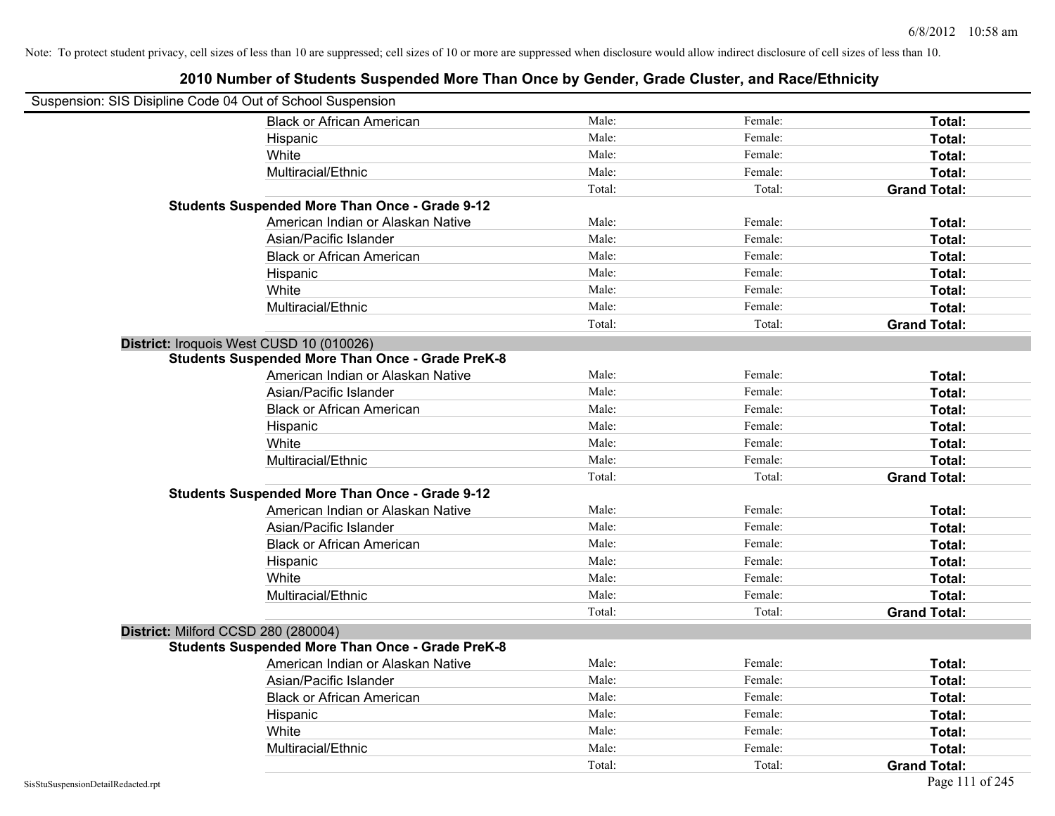Note: To protect student privacy, cell sizes of less than 10 are suppressed; cell sizes of 10 or more are suppressed when disclosure would allow indirect disclosure of cell sizes of less than 10.

## 2010 Number of Students Suspended More Than Once by Gender, Grade Cluster, and Race/Ethnicity

Suspension: SIS Disipline Code 04 Out of School Suspension

| | | | | |
|---|---|---|---|---|
| | Black or African American | Male: | Female: | **Total:** |
| | Hispanic | Male: | Female: | **Total:** |
| | White | Male: | Female: | **Total:** |
| | Multiracial/Ethnic | Male: | Female: | **Total:** |
| | | Total: | Total: | **Grand Total:** |
| **Students Suspended More Than Once - Grade 9-12** | | | | |
| | American Indian or Alaskan Native | Male: | Female: | **Total:** |
| | Asian/Pacific Islander | Male: | Female: | **Total:** |
| | Black or African American | Male: | Female: | **Total:** |
| | Hispanic | Male: | Female: | **Total:** |
| | White | Male: | Female: | **Total:** |
| | Multiracial/Ethnic | Male: | Female: | **Total:** |
| | | Total: | Total: | **Grand Total:** |
| **District:** Iroquois West CUSD 10 (010026) | | | | |
| **Students Suspended More Than Once - Grade PreK-8** | | | | |
| | American Indian or Alaskan Native | Male: | Female: | **Total:** |
| | Asian/Pacific Islander | Male: | Female: | **Total:** |
| | Black or African American | Male: | Female: | **Total:** |
| | Hispanic | Male: | Female: | **Total:** |
| | White | Male: | Female: | **Total:** |
| | Multiracial/Ethnic | Male: | Female: | **Total:** |
| | | Total: | Total: | **Grand Total:** |
| **Students Suspended More Than Once - Grade 9-12** | | | | |
| | American Indian or Alaskan Native | Male: | Female: | **Total:** |
| | Asian/Pacific Islander | Male: | Female: | **Total:** |
| | Black or African American | Male: | Female: | **Total:** |
| | Hispanic | Male: | Female: | **Total:** |
| | White | Male: | Female: | **Total:** |
| | Multiracial/Ethnic | Male: | Female: | **Total:** |
| | | Total: | Total: | **Grand Total:** |
| **District:** Milford CCSD 280 (280004) | | | | |
| **Students Suspended More Than Once - Grade PreK-8** | | | | |
| | American Indian or Alaskan Native | Male: | Female: | **Total:** |
| | Asian/Pacific Islander | Male: | Female: | **Total:** |
| | Black or African American | Male: | Female: | **Total:** |
| | Hispanic | Male: | Female: | **Total:** |
| | White | Male: | Female: | **Total:** |
| | Multiracial/Ethnic | Male: | Female: | **Total:** |
| | | Total: | Total: | **Grand Total:** |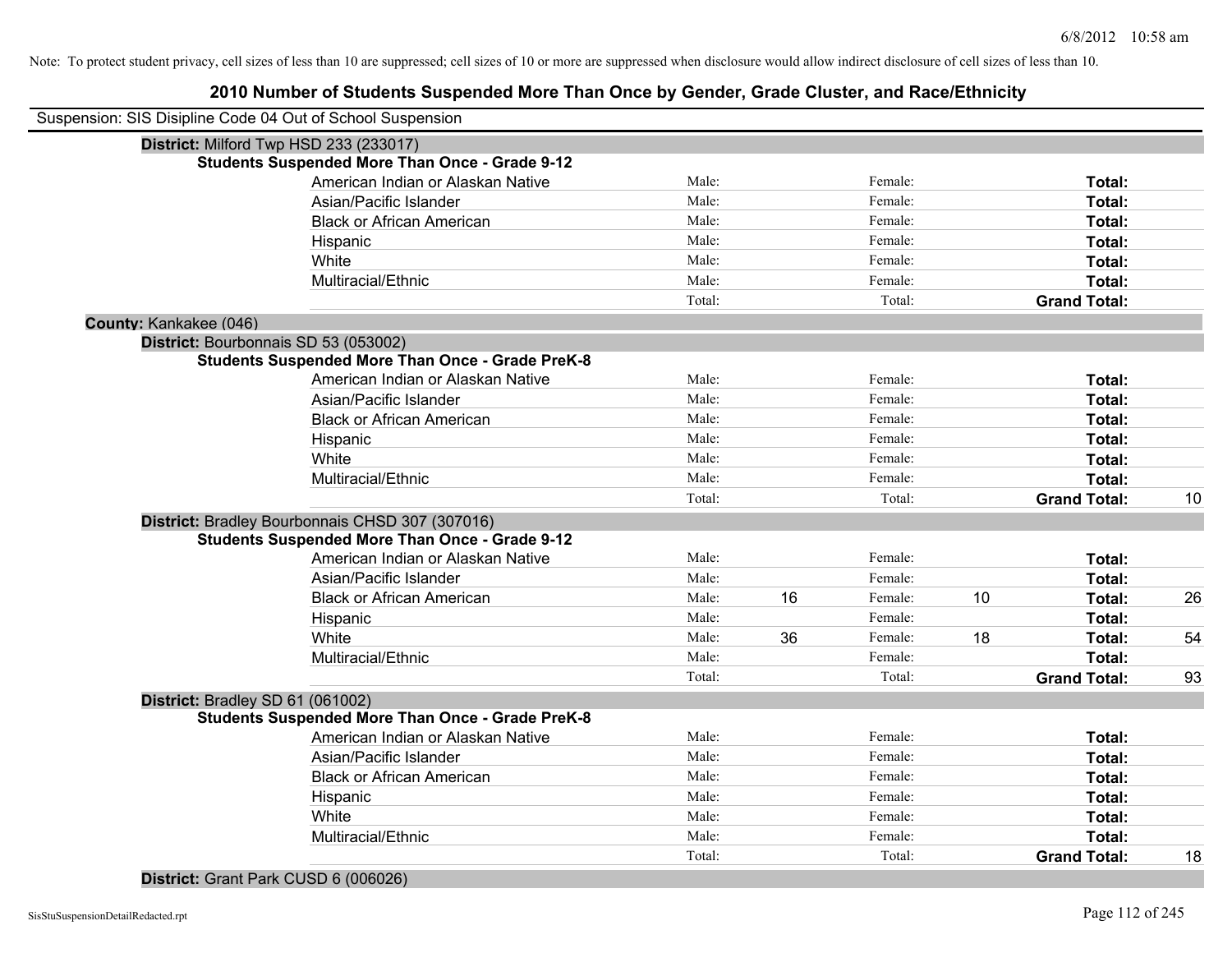Note: To protect student privacy, cell sizes of less than 10 are suppressed; cell sizes of 10 or more are suppressed when disclosure would allow indirect disclosure of cell sizes of less than 10.

# 2010 Number of Students Suspended More Than Once by Gender, Grade Cluster, and Race/Ethnicity

Suspension: SIS Disipline Code 04 Out of School Suspension

**District:** Milford Twp HSD 233 (233017)

**Students Suspended More Than Once - Grade 9-12**

| | | | | | | |
|---|---|---|---|---|---|---|
| American Indian or Alaskan Native | Male: | | Female: | | **Total:** | |
| Asian/Pacific Islander | Male: | | Female: | | **Total:** | |
| Black or African American | Male: | | Female: | | **Total:** | |
| Hispanic | Male: | | Female: | | **Total:** | |
| White | Male: | | Female: | | **Total:** | |
| Multiracial/Ethnic | Male: | | Female: | | **Total:** | |
| | Total: | | Total: | | **Grand Total:** | |

**County:** Kankakee (046)

**District:** Bourbonnais SD 53 (053002)

**Students Suspended More Than Once - Grade PreK-8**

| | | | | | | |
|---|---|---|---|---|---|---|
| American Indian or Alaskan Native | Male: | | Female: | | **Total:** | |
| Asian/Pacific Islander | Male: | | Female: | | **Total:** | |
| Black or African American | Male: | | Female: | | **Total:** | |
| Hispanic | Male: | | Female: | | **Total:** | |
| White | Male: | | Female: | | **Total:** | |
| Multiracial/Ethnic | Male: | | Female: | | **Total:** | |
| | Total: | | Total: | | **Grand Total:** | 10 |

**District:** Bradley Bourbonnais CHSD 307 (307016)

**Students Suspended More Than Once - Grade 9-12**

| | | | | | | |
|---|---|---|---|---|---|---|
| American Indian or Alaskan Native | Male: | | Female: | | **Total:** | |
| Asian/Pacific Islander | Male: | | Female: | | **Total:** | |
| Black or African American | Male: | 16 | Female: | 10 | **Total:** | 26 |
| Hispanic | Male: | | Female: | | **Total:** | |
| White | Male: | 36 | Female: | 18 | **Total:** | 54 |
| Multiracial/Ethnic | Male: | | Female: | | **Total:** | |
| | Total: | | Total: | | **Grand Total:** | 93 |

**District:** Bradley SD 61 (061002)

**Students Suspended More Than Once - Grade PreK-8**

| | | | | | | |
|---|---|---|---|---|---|---|
| American Indian or Alaskan Native | Male: | | Female: | | **Total:** | |
| Asian/Pacific Islander | Male: | | Female: | | **Total:** | |
| Black or African American | Male: | | Female: | | **Total:** | |
| Hispanic | Male: | | Female: | | **Total:** | |
| White | Male: | | Female: | | **Total:** | |
| Multiracial/Ethnic | Male: | | Female: | | **Total:** | |
| | Total: | | Total: | | **Grand Total:** | 18 |

**District:** Grant Park CUSD 6 (006026)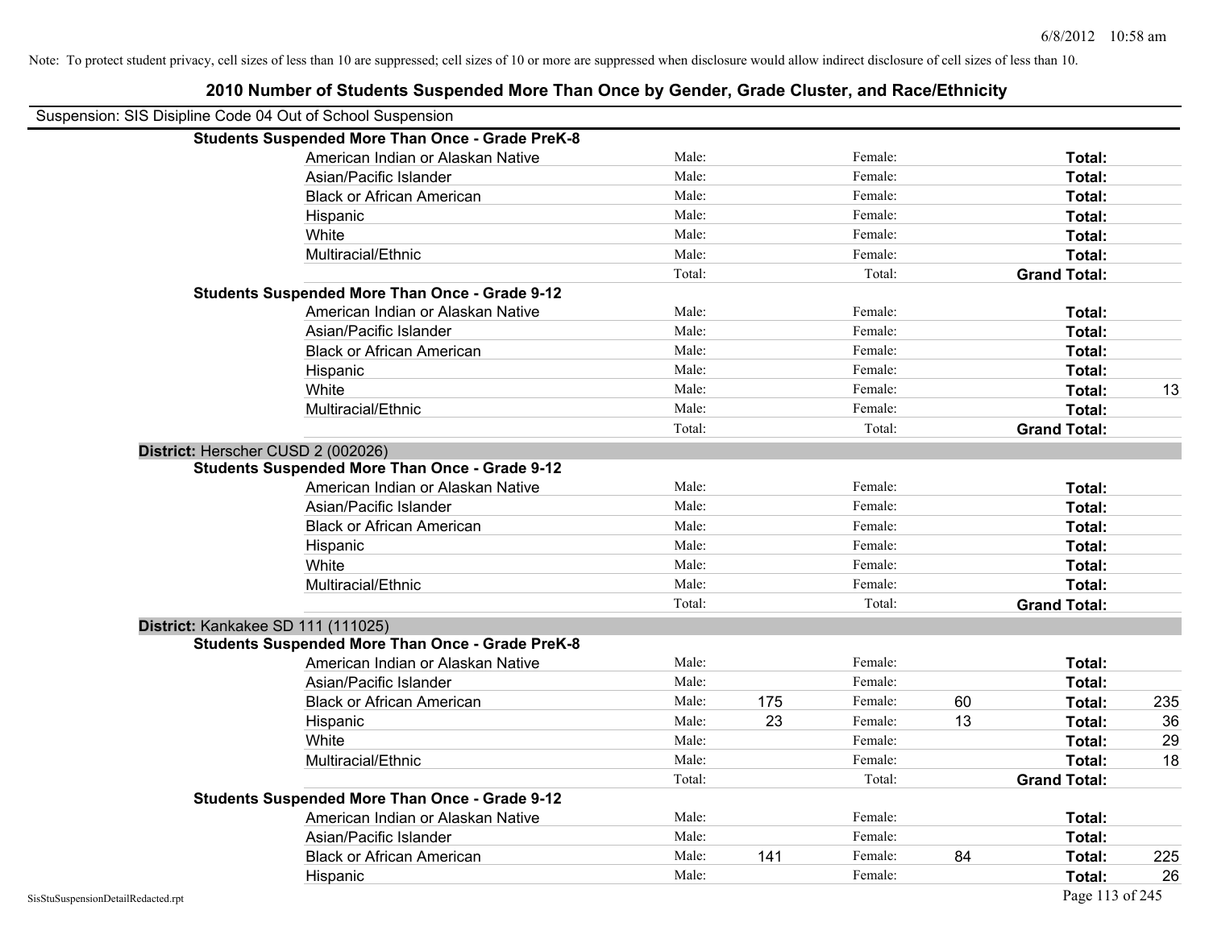Note: To protect student privacy, cell sizes of less than 10 are suppressed; cell sizes of 10 or more are suppressed when disclosure would allow indirect disclosure of cell sizes of less than 10.

## 2010 Number of Students Suspended More Than Once by Gender, Grade Cluster, and Race/Ethnicity

Suspension: SIS Disipline Code 04 Out of School Suspension

| | | | | | | | |
|---|---|---|---|---|---|---|---|
| **Students Suspended More Than Once - Grade PreK-8** | | | | | | | |
| American Indian or Alaskan Native | Male: | | Female: | | **Total:** | |
| Asian/Pacific Islander | Male: | | Female: | | **Total:** | |
| Black or African American | Male: | | Female: | | **Total:** | |
| Hispanic | Male: | | Female: | | **Total:** | |
| White | Male: | | Female: | | **Total:** | |
| Multiracial/Ethnic | Male: | | Female: | | **Total:** | |
| | Total: | | Total: | | **Grand Total:** | |
| **Students Suspended More Than Once - Grade 9-12** | | | | | | | |
| American Indian or Alaskan Native | Male: | | Female: | | **Total:** | |
| Asian/Pacific Islander | Male: | | Female: | | **Total:** | |
| Black or African American | Male: | | Female: | | **Total:** | |
| Hispanic | Male: | | Female: | | **Total:** | |
| White | Male: | | Female: | | **Total:** | 13 |
| Multiracial/Ethnic | Male: | | Female: | | **Total:** | |
| | Total: | | Total: | | **Grand Total:** | |

**District:** Herscher CUSD 2 (002026)

| | | | | | | |
|---|---|---|---|---|---|---|
| **Students Suspended More Than Once - Grade 9-12** | | | | | | |
| American Indian or Alaskan Native | Male: | | Female: | | **Total:** | |
| Asian/Pacific Islander | Male: | | Female: | | **Total:** | |
| Black or African American | Male: | | Female: | | **Total:** | |
| Hispanic | Male: | | Female: | | **Total:** | |
| White | Male: | | Female: | | **Total:** | |
| Multiracial/Ethnic | Male: | | Female: | | **Total:** | |
| | Total: | | Total: | | **Grand Total:** | |

**District:** Kankakee SD 111 (111025)

| | | | | | | |
|---|---|---|---|---|---|---|
| **Students Suspended More Than Once - Grade PreK-8** | | | | | | |
| American Indian or Alaskan Native | Male: | | Female: | | **Total:** | |
| Asian/Pacific Islander | Male: | | Female: | | **Total:** | |
| Black or African American | Male: | 175 | Female: | 60 | **Total:** | 235 |
| Hispanic | Male: | 23 | Female: | 13 | **Total:** | 36 |
| White | Male: | | Female: | | **Total:** | 29 |
| Multiracial/Ethnic | Male: | | Female: | | **Total:** | 18 |
| | Total: | | Total: | | **Grand Total:** | |
| **Students Suspended More Than Once - Grade 9-12** | | | | | | |
| American Indian or Alaskan Native | Male: | | Female: | | **Total:** | |
| Asian/Pacific Islander | Male: | | Female: | | **Total:** | |
| Black or African American | Male: | 141 | Female: | 84 | **Total:** | 225 |
| Hispanic | Male: | | Female: | | **Total:** | 26 |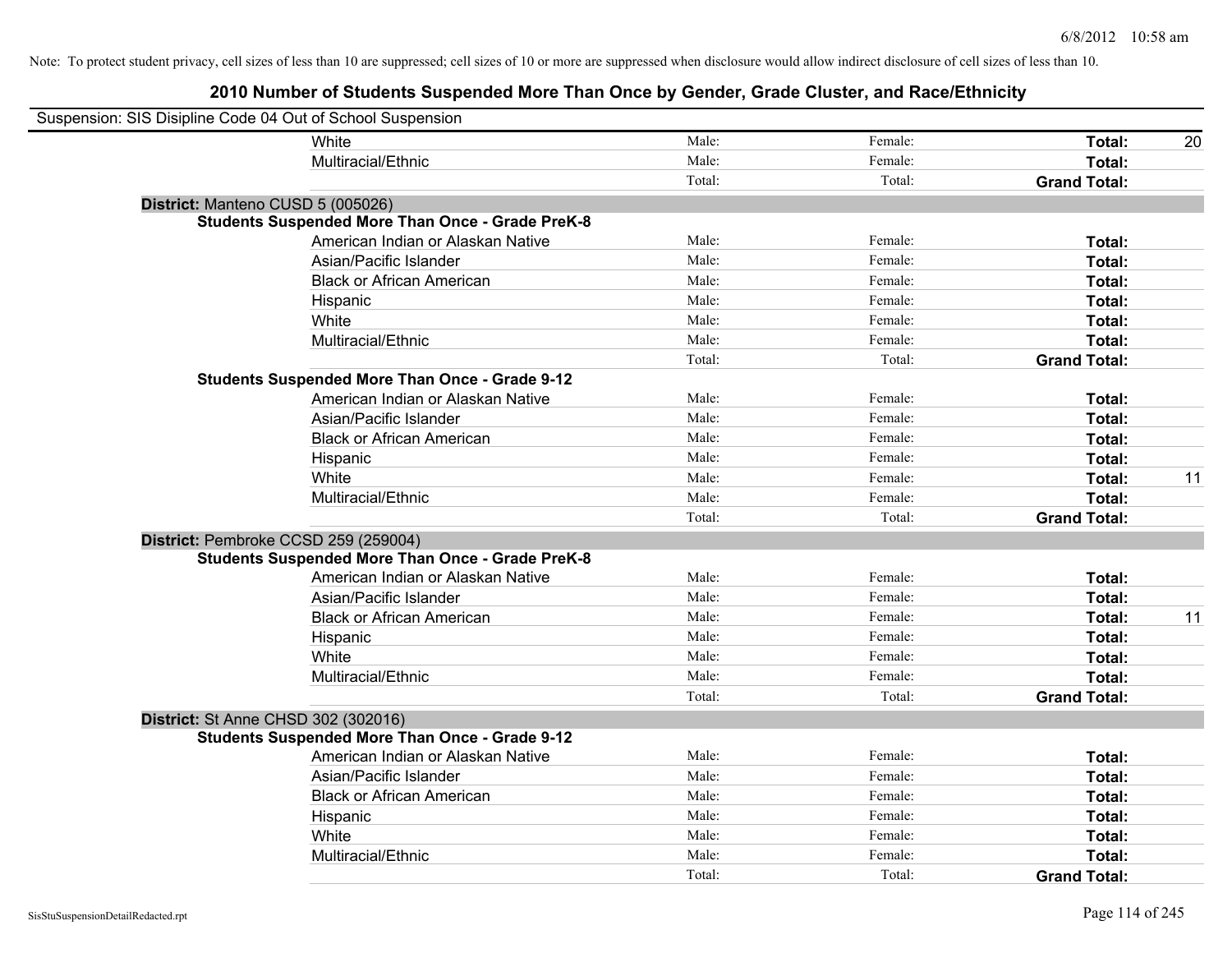Note: To protect student privacy, cell sizes of less than 10 are suppressed; cell sizes of 10 or more are suppressed when disclosure would allow indirect disclosure of cell sizes of less than 10.

# 2010 Number of Students Suspended More Than Once by Gender, Grade Cluster, and Race/Ethnicity

Suspension: SIS Disipline Code 04 Out of School Suspension

| | | | | |
|---|---|---|---|---|
| White | Male: | Female: | **Total:** | 20 |
| Multiracial/Ethnic | Male: | Female: | **Total:** | |
| | Total: | Total: | **Grand Total:** | |

**District:** Manteno CUSD 5 (005026)

**Students Suspended More Than Once - Grade PreK-8**

| | | | | |
|---|---|---|---|---|
| American Indian or Alaskan Native | Male: | Female: | **Total:** | |
| Asian/Pacific Islander | Male: | Female: | **Total:** | |
| Black or African American | Male: | Female: | **Total:** | |
| Hispanic | Male: | Female: | **Total:** | |
| White | Male: | Female: | **Total:** | |
| Multiracial/Ethnic | Male: | Female: | **Total:** | |
| | Total: | Total: | **Grand Total:** | |

**Students Suspended More Than Once - Grade 9-12**

| | | | | |
|---|---|---|---|---|
| American Indian or Alaskan Native | Male: | Female: | **Total:** | |
| Asian/Pacific Islander | Male: | Female: | **Total:** | |
| Black or African American | Male: | Female: | **Total:** | |
| Hispanic | Male: | Female: | **Total:** | |
| White | Male: | Female: | **Total:** | 11 |
| Multiracial/Ethnic | Male: | Female: | **Total:** | |
| | Total: | Total: | **Grand Total:** | |

**District:** Pembroke CCSD 259 (259004)

**Students Suspended More Than Once - Grade PreK-8**

| | | | | |
|---|---|---|---|---|
| American Indian or Alaskan Native | Male: | Female: | **Total:** | |
| Asian/Pacific Islander | Male: | Female: | **Total:** | |
| Black or African American | Male: | Female: | **Total:** | 11 |
| Hispanic | Male: | Female: | **Total:** | |
| White | Male: | Female: | **Total:** | |
| Multiracial/Ethnic | Male: | Female: | **Total:** | |
| | Total: | Total: | **Grand Total:** | |

**District:** St Anne CHSD 302 (302016)

**Students Suspended More Than Once - Grade 9-12**

| | | | | |
|---|---|---|---|---|
| American Indian or Alaskan Native | Male: | Female: | **Total:** | |
| Asian/Pacific Islander | Male: | Female: | **Total:** | |
| Black or African American | Male: | Female: | **Total:** | |
| Hispanic | Male: | Female: | **Total:** | |
| White | Male: | Female: | **Total:** | |
| Multiracial/Ethnic | Male: | Female: | **Total:** | |
| | Total: | Total: | **Grand Total:** | |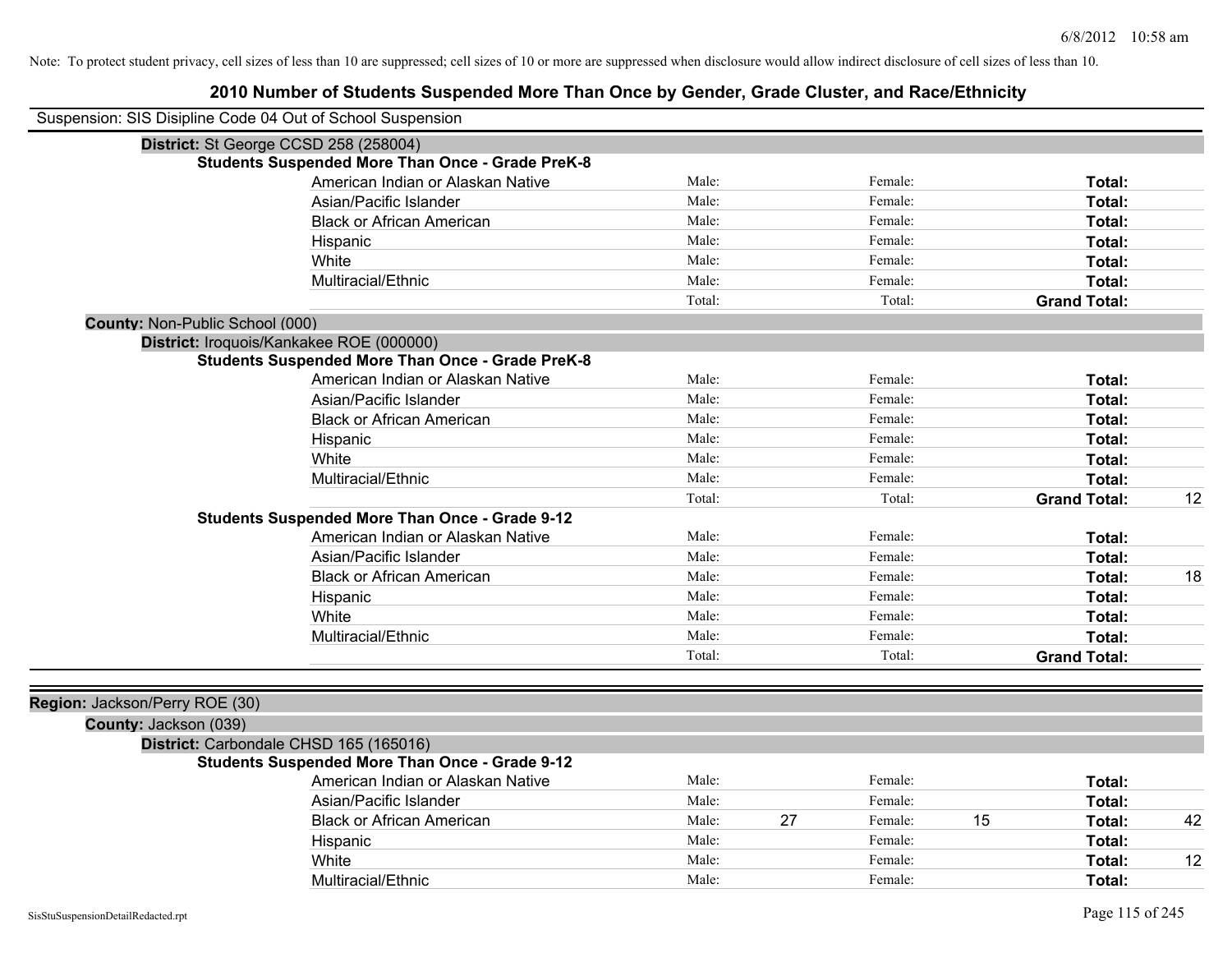Note: To protect student privacy, cell sizes of less than 10 are suppressed; cell sizes of 10 or more are suppressed when disclosure would allow indirect disclosure of cell sizes of less than 10.

## 2010 Number of Students Suspended More Than Once by Gender, Grade Cluster, and Race/Ethnicity

Suspension: SIS Disipline Code 04 Out of School Suspension

**District:** St George CCSD 258 (258004)

**Students Suspended More Than Once - Grade PreK-8**

| | | | | | | |
|---|---|---|---|---|---|---|
| American Indian or Alaskan Native | Male: | | Female: | | **Total:** | |
| Asian/Pacific Islander | Male: | | Female: | | **Total:** | |
| Black or African American | Male: | | Female: | | **Total:** | |
| Hispanic | Male: | | Female: | | **Total:** | |
| White | Male: | | Female: | | **Total:** | |
| Multiracial/Ethnic | Male: | | Female: | | **Total:** | |
| | Total: | | Total: | | **Grand Total:** | |

**County:** Non-Public School (000)

**District:** Iroquois/Kankakee ROE (000000)

**Students Suspended More Than Once - Grade PreK-8**

| | | | | | | |
|---|---|---|---|---|---|---|
| American Indian or Alaskan Native | Male: | | Female: | | **Total:** | |
| Asian/Pacific Islander | Male: | | Female: | | **Total:** | |
| Black or African American | Male: | | Female: | | **Total:** | |
| Hispanic | Male: | | Female: | | **Total:** | |
| White | Male: | | Female: | | **Total:** | |
| Multiracial/Ethnic | Male: | | Female: | | **Total:** | |
| | Total: | | Total: | | **Grand Total:** | 12 |

**Students Suspended More Than Once - Grade 9-12**

| | | | | | | |
|---|---|---|---|---|---|---|
| American Indian or Alaskan Native | Male: | | Female: | | **Total:** | |
| Asian/Pacific Islander | Male: | | Female: | | **Total:** | |
| Black or African American | Male: | | Female: | | **Total:** | 18 |
| Hispanic | Male: | | Female: | | **Total:** | |
| White | Male: | | Female: | | **Total:** | |
| Multiracial/Ethnic | Male: | | Female: | | **Total:** | |
| | Total: | | Total: | | **Grand Total:** | |

**Region:** Jackson/Perry ROE (30)

**County:** Jackson (039)

**District:** Carbondale CHSD 165 (165016)

**Students Suspended More Than Once - Grade 9-12**

| | | | | | | |
|---|---|---|---|---|---|---|
| American Indian or Alaskan Native | Male: | | Female: | | **Total:** | |
| Asian/Pacific Islander | Male: | | Female: | | **Total:** | |
| Black or African American | Male: | 27 | Female: | 15 | **Total:** | 42 |
| Hispanic | Male: | | Female: | | **Total:** | |
| White | Male: | | Female: | | **Total:** | 12 |
| Multiracial/Ethnic | Male: | | Female: | | **Total:** | |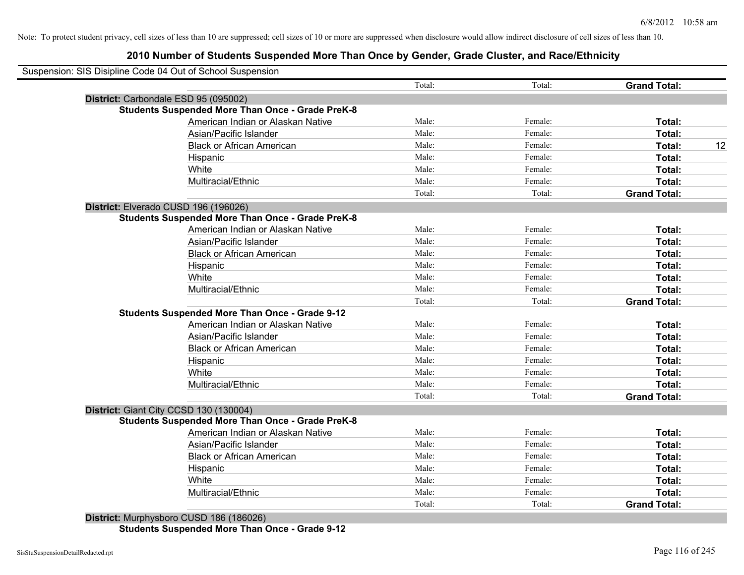Note: To protect student privacy, cell sizes of less than 10 are suppressed; cell sizes of 10 or more are suppressed when disclosure would allow indirect disclosure of cell sizes of less than 10.

## 2010 Number of Students Suspended More Than Once by Gender, Grade Cluster, and Race/Ethnicity

Suspension: SIS Disipline Code 04 Out of School Suspension

| | | | | |
|---|---|---|---|---|
| | Total: | Total: | **Grand Total:** | |
| **District:** Carbondale ESD 95 (095002) | | | | |
| **Students Suspended More Than Once - Grade PreK-8** | | | | |
| American Indian or Alaskan Native | Male: | Female: | **Total:** | |
| Asian/Pacific Islander | Male: | Female: | **Total:** | |
| Black or African American | Male: | Female: | **Total:** | 12 |
| Hispanic | Male: | Female: | **Total:** | |
| White | Male: | Female: | **Total:** | |
| Multiracial/Ethnic | Male: | Female: | **Total:** | |
| | Total: | Total: | **Grand Total:** | |
| **District:** Elverado CUSD 196 (196026) | | | | |
| **Students Suspended More Than Once - Grade PreK-8** | | | | |
| American Indian or Alaskan Native | Male: | Female: | **Total:** | |
| Asian/Pacific Islander | Male: | Female: | **Total:** | |
| Black or African American | Male: | Female: | **Total:** | |
| Hispanic | Male: | Female: | **Total:** | |
| White | Male: | Female: | **Total:** | |
| Multiracial/Ethnic | Male: | Female: | **Total:** | |
| | Total: | Total: | **Grand Total:** | |
| **Students Suspended More Than Once - Grade 9-12** | | | | |
| American Indian or Alaskan Native | Male: | Female: | **Total:** | |
| Asian/Pacific Islander | Male: | Female: | **Total:** | |
| Black or African American | Male: | Female: | **Total:** | |
| Hispanic | Male: | Female: | **Total:** | |
| White | Male: | Female: | **Total:** | |
| Multiracial/Ethnic | Male: | Female: | **Total:** | |
| | Total: | Total: | **Grand Total:** | |
| **District:** Giant City CCSD 130 (130004) | | | | |
| **Students Suspended More Than Once - Grade PreK-8** | | | | |
| American Indian or Alaskan Native | Male: | Female: | **Total:** | |
| Asian/Pacific Islander | Male: | Female: | **Total:** | |
| Black or African American | Male: | Female: | **Total:** | |
| Hispanic | Male: | Female: | **Total:** | |
| White | Male: | Female: | **Total:** | |
| Multiracial/Ethnic | Male: | Female: | **Total:** | |
| | Total: | Total: | **Grand Total:** | |
| **District:** Murphysboro CUSD 186 (186026) | | | | |
| **Students Suspended More Than Once - Grade 9-12** | | | | |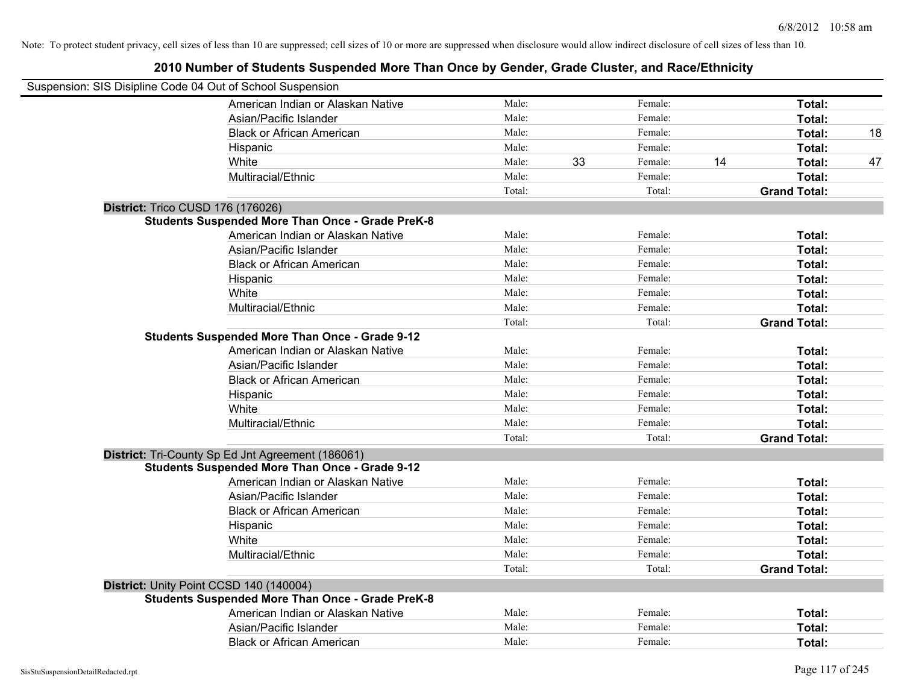Note: To protect student privacy, cell sizes of less than 10 are suppressed; cell sizes of 10 or more are suppressed when disclosure would allow indirect disclosure of cell sizes of less than 10.

# 2010 Number of Students Suspended More Than Once by Gender, Grade Cluster, and Race/Ethnicity

Suspension: SIS Disipline Code 04 Out of School Suspension

| | | | | | | |
|---|---|---|---|---|---|---|
| American Indian or Alaskan Native | Male: | | Female: | | **Total:** | |
| Asian/Pacific Islander | Male: | | Female: | | **Total:** | |
| Black or African American | Male: | | Female: | | **Total:** | 18 |
| Hispanic | Male: | | Female: | | **Total:** | |
| White | Male: | 33 | Female: | 14 | **Total:** | 47 |
| Multiracial/Ethnic | Male: | | Female: | | **Total:** | |
| | Total: | | Total: | | **Grand Total:** | |

**District:** Trico CUSD 176 (176026)

**Students Suspended More Than Once - Grade PreK-8**

| | | | | | | |
|---|---|---|---|---|---|---|
| American Indian or Alaskan Native | Male: | | Female: | | **Total:** | |
| Asian/Pacific Islander | Male: | | Female: | | **Total:** | |
| Black or African American | Male: | | Female: | | **Total:** | |
| Hispanic | Male: | | Female: | | **Total:** | |
| White | Male: | | Female: | | **Total:** | |
| Multiracial/Ethnic | Male: | | Female: | | **Total:** | |
| | Total: | | Total: | | **Grand Total:** | |

**Students Suspended More Than Once - Grade 9-12**

| | | | | | | |
|---|---|---|---|---|---|---|
| American Indian or Alaskan Native | Male: | | Female: | | **Total:** | |
| Asian/Pacific Islander | Male: | | Female: | | **Total:** | |
| Black or African American | Male: | | Female: | | **Total:** | |
| Hispanic | Male: | | Female: | | **Total:** | |
| White | Male: | | Female: | | **Total:** | |
| Multiracial/Ethnic | Male: | | Female: | | **Total:** | |
| | Total: | | Total: | | **Grand Total:** | |

**District:** Tri-County Sp Ed Jnt Agreement (186061)

**Students Suspended More Than Once - Grade 9-12**

| | | | | | | |
|---|---|---|---|---|---|---|
| American Indian or Alaskan Native | Male: | | Female: | | **Total:** | |
| Asian/Pacific Islander | Male: | | Female: | | **Total:** | |
| Black or African American | Male: | | Female: | | **Total:** | |
| Hispanic | Male: | | Female: | | **Total:** | |
| White | Male: | | Female: | | **Total:** | |
| Multiracial/Ethnic | Male: | | Female: | | **Total:** | |
| | Total: | | Total: | | **Grand Total:** | |

**District:** Unity Point CCSD 140 (140004)

**Students Suspended More Than Once - Grade PreK-8**

| | | | | | | |
|---|---|---|---|---|---|---|
| American Indian or Alaskan Native | Male: | | Female: | | **Total:** | |
| Asian/Pacific Islander | Male: | | Female: | | **Total:** | |
| Black or African American | Male: | | Female: | | **Total:** | |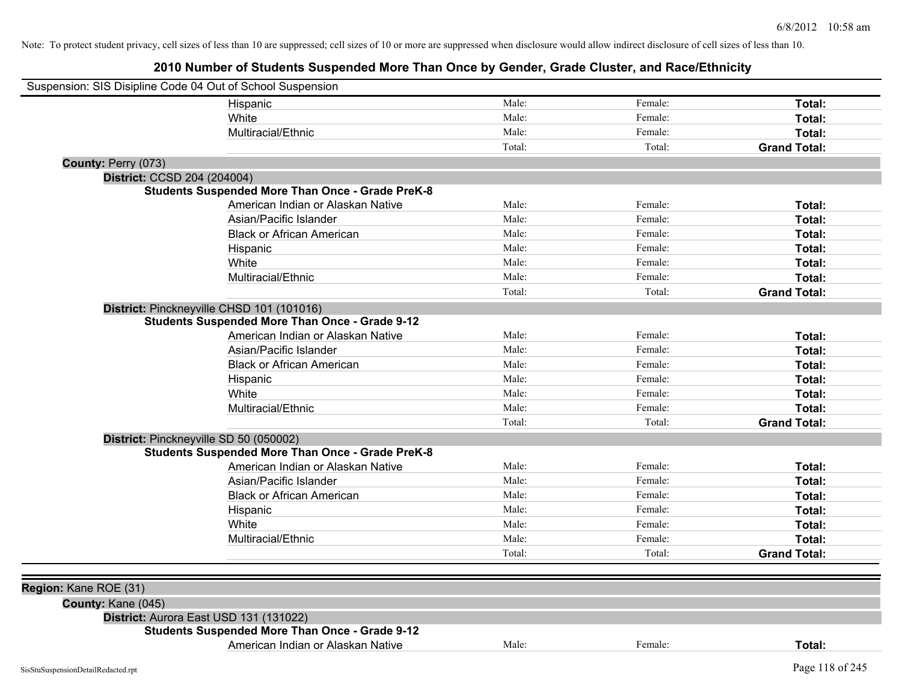Note: To protect student privacy, cell sizes of less than 10 are suppressed; cell sizes of 10 or more are suppressed when disclosure would allow indirect disclosure of cell sizes of less than 10.

## 2010 Number of Students Suspended More Than Once by Gender, Grade Cluster, and Race/Ethnicity

Suspension: SIS Disipline Code 04 Out of School Suspension

| | | | |
|---|---|---|---|
| Hispanic | Male: | Female: | **Total:** |
| White | Male: | Female: | **Total:** |
| Multiracial/Ethnic | Male: | Female: | **Total:** |
| | Total: | Total: | **Grand Total:** |

**County:** Perry (073)

**District:** CCSD 204 (204004)

**Students Suspended More Than Once - Grade PreK-8**

| | | | |
|---|---|---|---|
| American Indian or Alaskan Native | Male: | Female: | **Total:** |
| Asian/Pacific Islander | Male: | Female: | **Total:** |
| Black or African American | Male: | Female: | **Total:** |
| Hispanic | Male: | Female: | **Total:** |
| White | Male: | Female: | **Total:** |
| Multiracial/Ethnic | Male: | Female: | **Total:** |
| | Total: | Total: | **Grand Total:** |

**District:** Pinckneyville CHSD 101 (101016)

**Students Suspended More Than Once - Grade 9-12**

| | | | |
|---|---|---|---|
| American Indian or Alaskan Native | Male: | Female: | **Total:** |
| Asian/Pacific Islander | Male: | Female: | **Total:** |
| Black or African American | Male: | Female: | **Total:** |
| Hispanic | Male: | Female: | **Total:** |
| White | Male: | Female: | **Total:** |
| Multiracial/Ethnic | Male: | Female: | **Total:** |
| | Total: | Total: | **Grand Total:** |

**District:** Pinckneyville SD 50 (050002)

**Students Suspended More Than Once - Grade PreK-8**

| | | | |
|---|---|---|---|
| American Indian or Alaskan Native | Male: | Female: | **Total:** |
| Asian/Pacific Islander | Male: | Female: | **Total:** |
| Black or African American | Male: | Female: | **Total:** |
| Hispanic | Male: | Female: | **Total:** |
| White | Male: | Female: | **Total:** |
| Multiracial/Ethnic | Male: | Female: | **Total:** |
| | Total: | Total: | **Grand Total:** |

**Region:** Kane ROE (31)

**County:** Kane (045)

**District:** Aurora East USD 131 (131022)

**Students Suspended More Than Once - Grade 9-12**

| | | | |
|---|---|---|---|
| American Indian or Alaskan Native | Male: | Female: | **Total:** |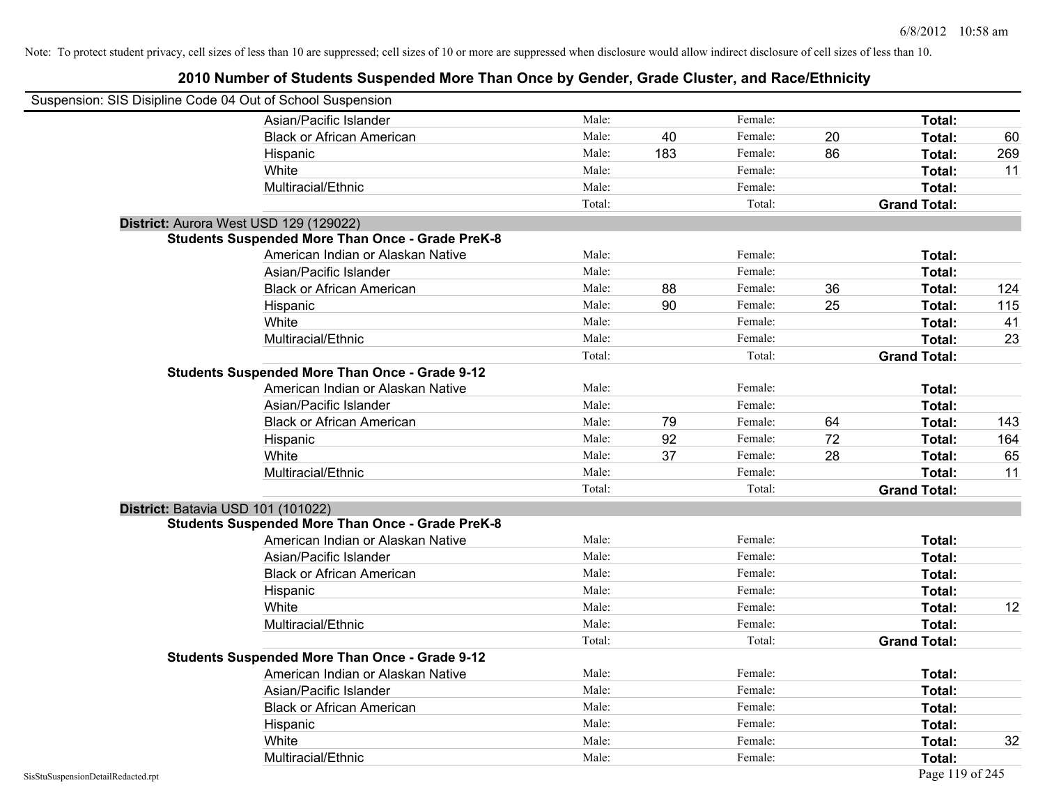Note: To protect student privacy, cell sizes of less than 10 are suppressed; cell sizes of 10 or more are suppressed when disclosure would allow indirect disclosure of cell sizes of less than 10.

## 2010 Number of Students Suspended More Than Once by Gender, Grade Cluster, and Race/Ethnicity

Suspension: SIS Disipline Code 04 Out of School Suspension

| | | | | | | |
|---|---|---|---|---|---|---|
| Asian/Pacific Islander | Male: | | Female: | | **Total:** | |
| Black or African American | Male: | 40 | Female: | 20 | **Total:** | 60 |
| Hispanic | Male: | 183 | Female: | 86 | **Total:** | 269 |
| White | Male: | | Female: | | **Total:** | 11 |
| Multiracial/Ethnic | Male: | | Female: | | **Total:** | |
| | Total: | | Total: | | **Grand Total:** | |

**District:** Aurora West USD 129 (129022)

**Students Suspended More Than Once - Grade PreK-8**

| | | | | | | |
|---|---|---|---|---|---|---|
| American Indian or Alaskan Native | Male: | | Female: | | **Total:** | |
| Asian/Pacific Islander | Male: | | Female: | | **Total:** | |
| Black or African American | Male: | 88 | Female: | 36 | **Total:** | 124 |
| Hispanic | Male: | 90 | Female: | 25 | **Total:** | 115 |
| White | Male: | | Female: | | **Total:** | 41 |
| Multiracial/Ethnic | Male: | | Female: | | **Total:** | 23 |
| | Total: | | Total: | | **Grand Total:** | |

**Students Suspended More Than Once - Grade 9-12**

| | | | | | | |
|---|---|---|---|---|---|---|
| American Indian or Alaskan Native | Male: | | Female: | | **Total:** | |
| Asian/Pacific Islander | Male: | | Female: | | **Total:** | |
| Black or African American | Male: | 79 | Female: | 64 | **Total:** | 143 |
| Hispanic | Male: | 92 | Female: | 72 | **Total:** | 164 |
| White | Male: | 37 | Female: | 28 | **Total:** | 65 |
| Multiracial/Ethnic | Male: | | Female: | | **Total:** | 11 |
| | Total: | | Total: | | **Grand Total:** | |

**District:** Batavia USD 101 (101022)

**Students Suspended More Than Once - Grade PreK-8**

| | | | | | | |
|---|---|---|---|---|---|---|
| American Indian or Alaskan Native | Male: | | Female: | | **Total:** | |
| Asian/Pacific Islander | Male: | | Female: | | **Total:** | |
| Black or African American | Male: | | Female: | | **Total:** | |
| Hispanic | Male: | | Female: | | **Total:** | |
| White | Male: | | Female: | | **Total:** | 12 |
| Multiracial/Ethnic | Male: | | Female: | | **Total:** | |
| | Total: | | Total: | | **Grand Total:** | |

**Students Suspended More Than Once - Grade 9-12**

| | | | | | | |
|---|---|---|---|---|---|---|
| American Indian or Alaskan Native | Male: | | Female: | | **Total:** | |
| Asian/Pacific Islander | Male: | | Female: | | **Total:** | |
| Black or African American | Male: | | Female: | | **Total:** | |
| Hispanic | Male: | | Female: | | **Total:** | |
| White | Male: | | Female: | | **Total:** | 32 |
| Multiracial/Ethnic | Male: | | Female: | | **Total:** | |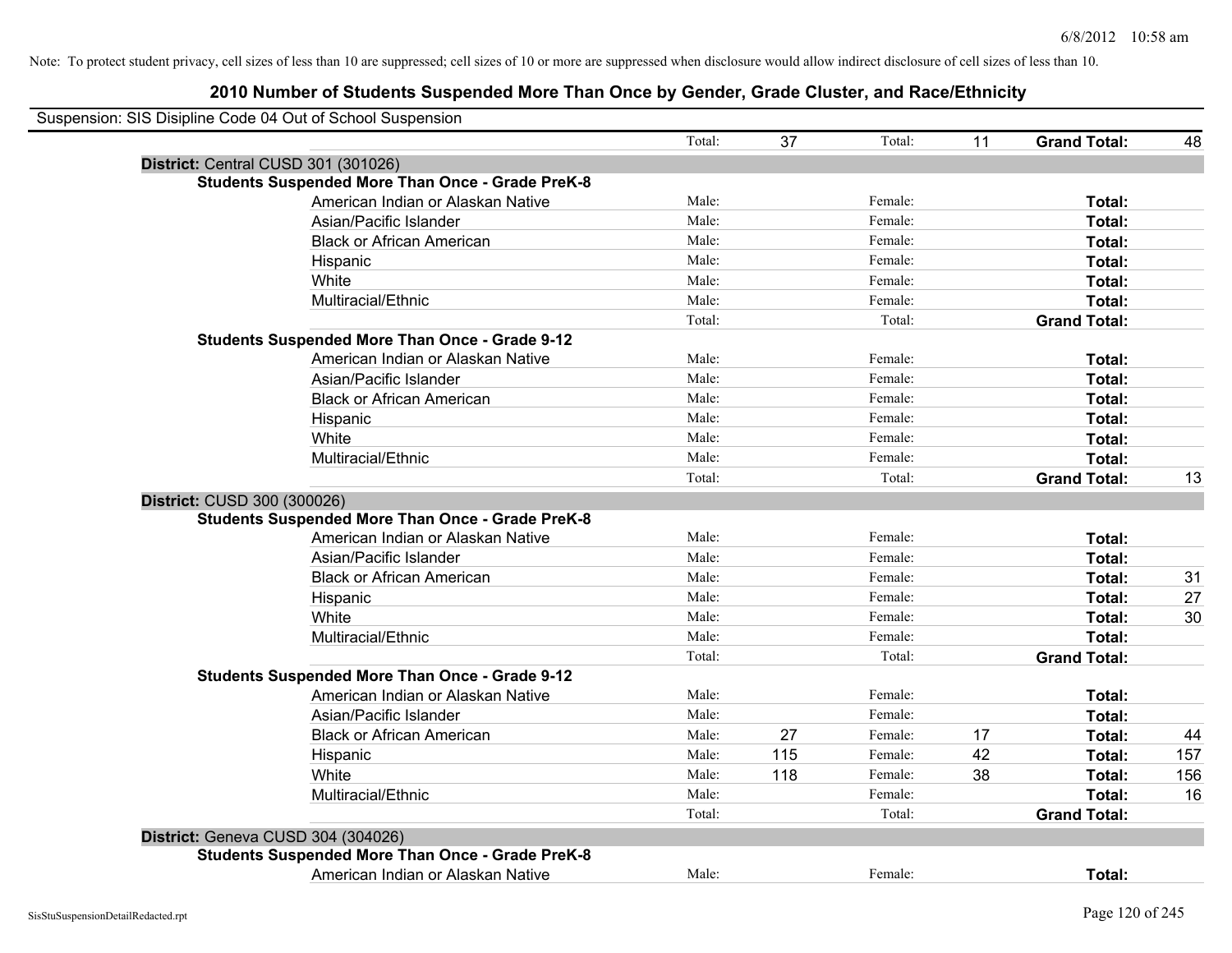Note: To protect student privacy, cell sizes of less than 10 are suppressed; cell sizes of 10 or more are suppressed when disclosure would allow indirect disclosure of cell sizes of less than 10.

# 2010 Number of Students Suspended More Than Once by Gender, Grade Cluster, and Race/Ethnicity

Suspension: SIS Disipline Code 04 Out of School Suspension

| | | | | | | | |
|---|---|---|---|---|---|---|---|
| | Total: | 37 | Total: | 11 | **Grand Total:** | 48 |

**District:** Central CUSD 301 (301026)

**Students Suspended More Than Once - Grade PreK-8**

| Race/Ethnicity | | | | | | |
|---|---|---|---|---|---|---|
| American Indian or Alaskan Native | Male: | | Female: | | **Total:** | |
| Asian/Pacific Islander | Male: | | Female: | | **Total:** | |
| Black or African American | Male: | | Female: | | **Total:** | |
| Hispanic | Male: | | Female: | | **Total:** | |
| White | Male: | | Female: | | **Total:** | |
| Multiracial/Ethnic | Male: | | Female: | | **Total:** | |
| | Total: | | Total: | | **Grand Total:** | |

**Students Suspended More Than Once - Grade 9-12**

| Race/Ethnicity | | | | | | |
|---|---|---|---|---|---|---|
| American Indian or Alaskan Native | Male: | | Female: | | **Total:** | |
| Asian/Pacific Islander | Male: | | Female: | | **Total:** | |
| Black or African American | Male: | | Female: | | **Total:** | |
| Hispanic | Male: | | Female: | | **Total:** | |
| White | Male: | | Female: | | **Total:** | |
| Multiracial/Ethnic | Male: | | Female: | | **Total:** | |
| | Total: | | Total: | | **Grand Total:** | 13 |

**District:** CUSD 300 (300026)

**Students Suspended More Than Once - Grade PreK-8**

| Race/Ethnicity | | | | | | |
|---|---|---|---|---|---|---|
| American Indian or Alaskan Native | Male: | | Female: | | **Total:** | |
| Asian/Pacific Islander | Male: | | Female: | | **Total:** | |
| Black or African American | Male: | | Female: | | **Total:** | 31 |
| Hispanic | Male: | | Female: | | **Total:** | 27 |
| White | Male: | | Female: | | **Total:** | 30 |
| Multiracial/Ethnic | Male: | | Female: | | **Total:** | |
| | Total: | | Total: | | **Grand Total:** | |

**Students Suspended More Than Once - Grade 9-12**

| Race/Ethnicity | | | | | | |
|---|---|---|---|---|---|---|
| American Indian or Alaskan Native | Male: | | Female: | | **Total:** | |
| Asian/Pacific Islander | Male: | | Female: | | **Total:** | |
| Black or African American | Male: | 27 | Female: | 17 | **Total:** | 44 |
| Hispanic | Male: | 115 | Female: | 42 | **Total:** | 157 |
| White | Male: | 118 | Female: | 38 | **Total:** | 156 |
| Multiracial/Ethnic | Male: | | Female: | | **Total:** | 16 |
| | Total: | | Total: | | **Grand Total:** | |

**District:** Geneva CUSD 304 (304026)

**Students Suspended More Than Once - Grade PreK-8**

| Race/Ethnicity | | | | | | |
|---|---|---|---|---|---|---|
| American Indian or Alaskan Native | Male: | | Female: | | **Total:** | |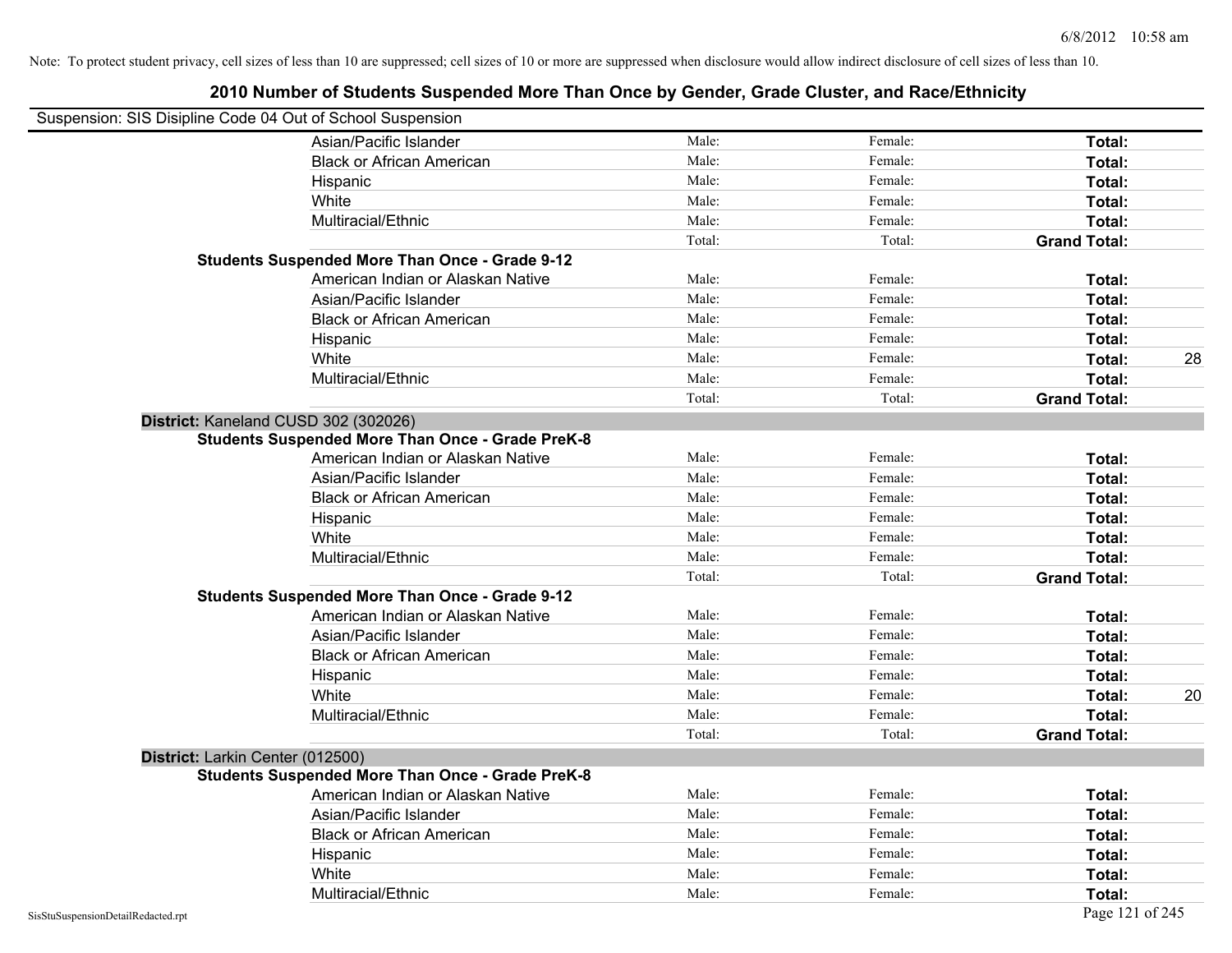Note: To protect student privacy, cell sizes of less than 10 are suppressed; cell sizes of 10 or more are suppressed when disclosure would allow indirect disclosure of cell sizes of less than 10.

# 2010 Number of Students Suspended More Than Once by Gender, Grade Cluster, and Race/Ethnicity

Suspension: SIS Disipline Code 04 Out of School Suspension

| | | | | | |
|---|---|---|---|---|---|
| | Asian/Pacific Islander | Male: | Female: | **Total:** | |
| | Black or African American | Male: | Female: | **Total:** | |
| | Hispanic | Male: | Female: | **Total:** | |
| | White | Male: | Female: | **Total:** | |
| | Multiracial/Ethnic | Male: | Female: | **Total:** | |
| | | Total: | Total: | **Grand Total:** | |
| **Students Suspended More Than Once - Grade 9-12** | | | | | |
| | American Indian or Alaskan Native | Male: | Female: | **Total:** | |
| | Asian/Pacific Islander | Male: | Female: | **Total:** | |
| | Black or African American | Male: | Female: | **Total:** | |
| | Hispanic | Male: | Female: | **Total:** | |
| | White | Male: | Female: | **Total:** | 28 |
| | Multiracial/Ethnic | Male: | Female: | **Total:** | |
| | | Total: | Total: | **Grand Total:** | |
| **District:** Kaneland CUSD 302 (302026) | | | | | |
| **Students Suspended More Than Once - Grade PreK-8** | | | | | |
| | American Indian or Alaskan Native | Male: | Female: | **Total:** | |
| | Asian/Pacific Islander | Male: | Female: | **Total:** | |
| | Black or African American | Male: | Female: | **Total:** | |
| | Hispanic | Male: | Female: | **Total:** | |
| | White | Male: | Female: | **Total:** | |
| | Multiracial/Ethnic | Male: | Female: | **Total:** | |
| | | Total: | Total: | **Grand Total:** | |
| **Students Suspended More Than Once - Grade 9-12** | | | | | |
| | American Indian or Alaskan Native | Male: | Female: | **Total:** | |
| | Asian/Pacific Islander | Male: | Female: | **Total:** | |
| | Black or African American | Male: | Female: | **Total:** | |
| | Hispanic | Male: | Female: | **Total:** | |
| | White | Male: | Female: | **Total:** | 20 |
| | Multiracial/Ethnic | Male: | Female: | **Total:** | |
| | | Total: | Total: | **Grand Total:** | |
| **District:** Larkin Center (012500) | | | | | |
| **Students Suspended More Than Once - Grade PreK-8** | | | | | |
| | American Indian or Alaskan Native | Male: | Female: | **Total:** | |
| | Asian/Pacific Islander | Male: | Female: | **Total:** | |
| | Black or African American | Male: | Female: | **Total:** | |
| | Hispanic | Male: | Female: | **Total:** | |
| | White | Male: | Female: | **Total:** | |
| | Multiracial/Ethnic | Male: | Female: | **Total:** | |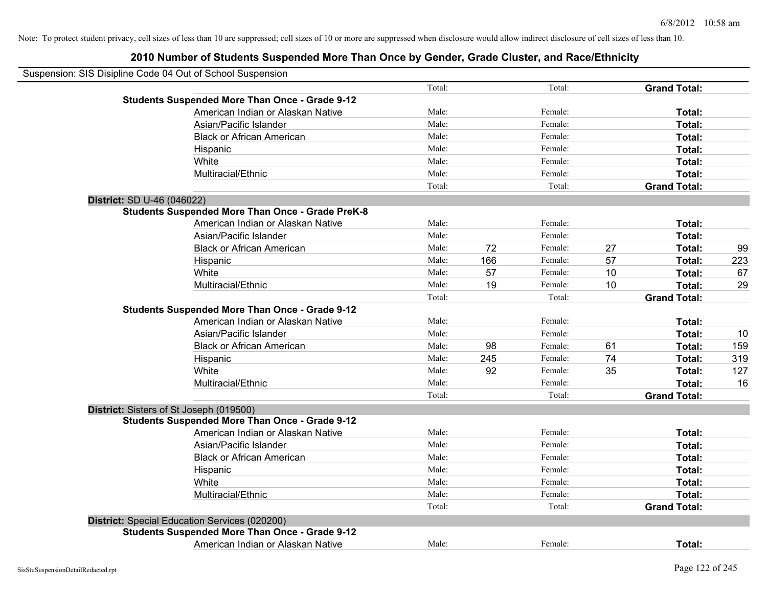Note: To protect student privacy, cell sizes of less than 10 are suppressed; cell sizes of 10 or more are suppressed when disclosure would allow indirect disclosure of cell sizes of less than 10.

# 2010 Number of Students Suspended More Than Once by Gender, Grade Cluster, and Race/Ethnicity

Suspension: SIS Disipline Code 04 Out of School Suspension

| | | | | | | |
|---|---|---|---|---|---|---|
| | Total: | | Total: | | **Grand Total:** | |
| **Students Suspended More Than Once - Grade 9-12** | | | | | | |
| American Indian or Alaskan Native | Male: | | Female: | | **Total:** | |
| Asian/Pacific Islander | Male: | | Female: | | **Total:** | |
| Black or African American | Male: | | Female: | | **Total:** | |
| Hispanic | Male: | | Female: | | **Total:** | |
| White | Male: | | Female: | | **Total:** | |
| Multiracial/Ethnic | Male: | | Female: | | **Total:** | |
| | Total: | | Total: | | **Grand Total:** | |
| **District:** SD U-46 (046022) | | | | | | |
| **Students Suspended More Than Once - Grade PreK-8** | | | | | | |
| American Indian or Alaskan Native | Male: | | Female: | | **Total:** | |
| Asian/Pacific Islander | Male: | | Female: | | **Total:** | |
| Black or African American | Male: | 72 | Female: | 27 | **Total:** | 99 |
| Hispanic | Male: | 166 | Female: | 57 | **Total:** | 223 |
| White | Male: | 57 | Female: | 10 | **Total:** | 67 |
| Multiracial/Ethnic | Male: | 19 | Female: | 10 | **Total:** | 29 |
| | Total: | | Total: | | **Grand Total:** | |
| **Students Suspended More Than Once - Grade 9-12** | | | | | | |
| American Indian or Alaskan Native | Male: | | Female: | | **Total:** | |
| Asian/Pacific Islander | Male: | | Female: | | **Total:** | 10 |
| Black or African American | Male: | 98 | Female: | 61 | **Total:** | 159 |
| Hispanic | Male: | 245 | Female: | 74 | **Total:** | 319 |
| White | Male: | 92 | Female: | 35 | **Total:** | 127 |
| Multiracial/Ethnic | Male: | | Female: | | **Total:** | 16 |
| | Total: | | Total: | | **Grand Total:** | |
| **District:** Sisters of St Joseph (019500) | | | | | | |
| **Students Suspended More Than Once - Grade 9-12** | | | | | | |
| American Indian or Alaskan Native | Male: | | Female: | | **Total:** | |
| Asian/Pacific Islander | Male: | | Female: | | **Total:** | |
| Black or African American | Male: | | Female: | | **Total:** | |
| Hispanic | Male: | | Female: | | **Total:** | |
| White | Male: | | Female: | | **Total:** | |
| Multiracial/Ethnic | Male: | | Female: | | **Total:** | |
| | Total: | | Total: | | **Grand Total:** | |
| **District:** Special Education Services (020200) | | | | | | |
| **Students Suspended More Than Once - Grade 9-12** | | | | | | |
| American Indian or Alaskan Native | Male: | | Female: | | **Total:** | |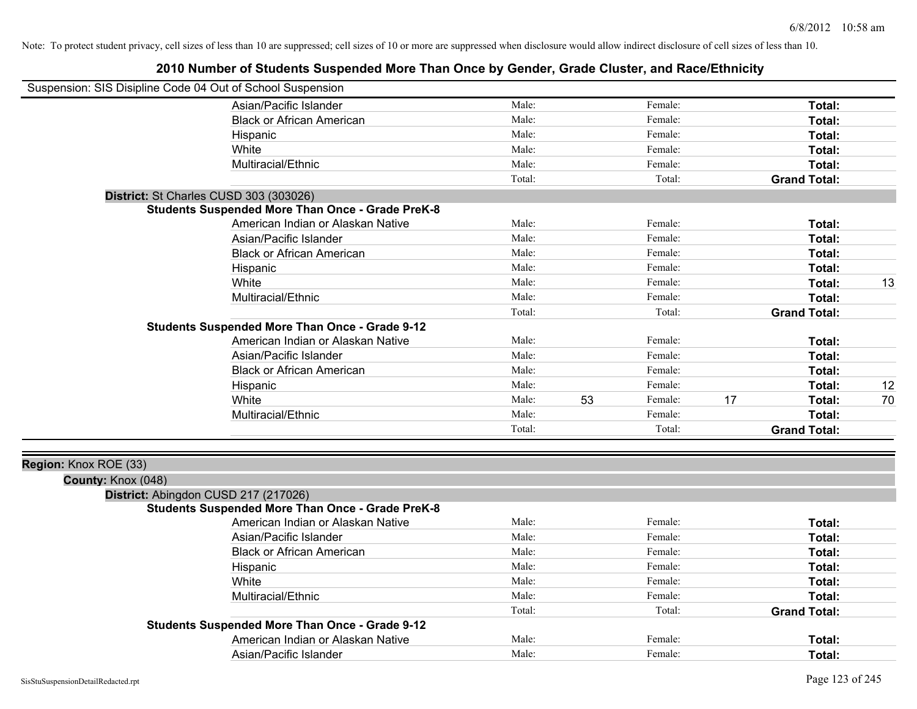Note: To protect student privacy, cell sizes of less than 10 are suppressed; cell sizes of 10 or more are suppressed when disclosure would allow indirect disclosure of cell sizes of less than 10.

## 2010 Number of Students Suspended More Than Once by Gender, Grade Cluster, and Race/Ethnicity

Suspension: SIS Disipline Code 04 Out of School Suspension

| | | | | | | |
|---|---|---|---|---|---|---|
| Asian/Pacific Islander | Male: | | Female: | | **Total:** | |
| Black or African American | Male: | | Female: | | **Total:** | |
| Hispanic | Male: | | Female: | | **Total:** | |
| White | Male: | | Female: | | **Total:** | |
| Multiracial/Ethnic | Male: | | Female: | | **Total:** | |
| | Total: | | Total: | | **Grand Total:** | |

**District:** St Charles CUSD 303 (303026)

**Students Suspended More Than Once - Grade PreK-8**

| | | | | | | |
|---|---|---|---|---|---|---|
| American Indian or Alaskan Native | Male: | | Female: | | **Total:** | |
| Asian/Pacific Islander | Male: | | Female: | | **Total:** | |
| Black or African American | Male: | | Female: | | **Total:** | |
| Hispanic | Male: | | Female: | | **Total:** | |
| White | Male: | | Female: | | **Total:** | 13 |
| Multiracial/Ethnic | Male: | | Female: | | **Total:** | |
| | Total: | | Total: | | **Grand Total:** | |

**Students Suspended More Than Once - Grade 9-12**

| | | | | | | |
|---|---|---|---|---|---|---|
| American Indian or Alaskan Native | Male: | | Female: | | **Total:** | |
| Asian/Pacific Islander | Male: | | Female: | | **Total:** | |
| Black or African American | Male: | | Female: | | **Total:** | |
| Hispanic | Male: | | Female: | | **Total:** | 12 |
| White | Male: | 53 | Female: | 17 | **Total:** | 70 |
| Multiracial/Ethnic | Male: | | Female: | | **Total:** | |
| | Total: | | Total: | | **Grand Total:** | |

**Region:** Knox ROE (33)

**County:** Knox (048)

**District:** Abingdon CUSD 217 (217026)

**Students Suspended More Than Once - Grade PreK-8**

| | | | | | | |
|---|---|---|---|---|---|---|
| American Indian or Alaskan Native | Male: | | Female: | | **Total:** | |
| Asian/Pacific Islander | Male: | | Female: | | **Total:** | |
| Black or African American | Male: | | Female: | | **Total:** | |
| Hispanic | Male: | | Female: | | **Total:** | |
| White | Male: | | Female: | | **Total:** | |
| Multiracial/Ethnic | Male: | | Female: | | **Total:** | |
| | Total: | | Total: | | **Grand Total:** | |

**Students Suspended More Than Once - Grade 9-12**

| | | | | | | |
|---|---|---|---|---|---|---|
| American Indian or Alaskan Native | Male: | | Female: | | **Total:** | |
| Asian/Pacific Islander | Male: | | Female: | | **Total:** | |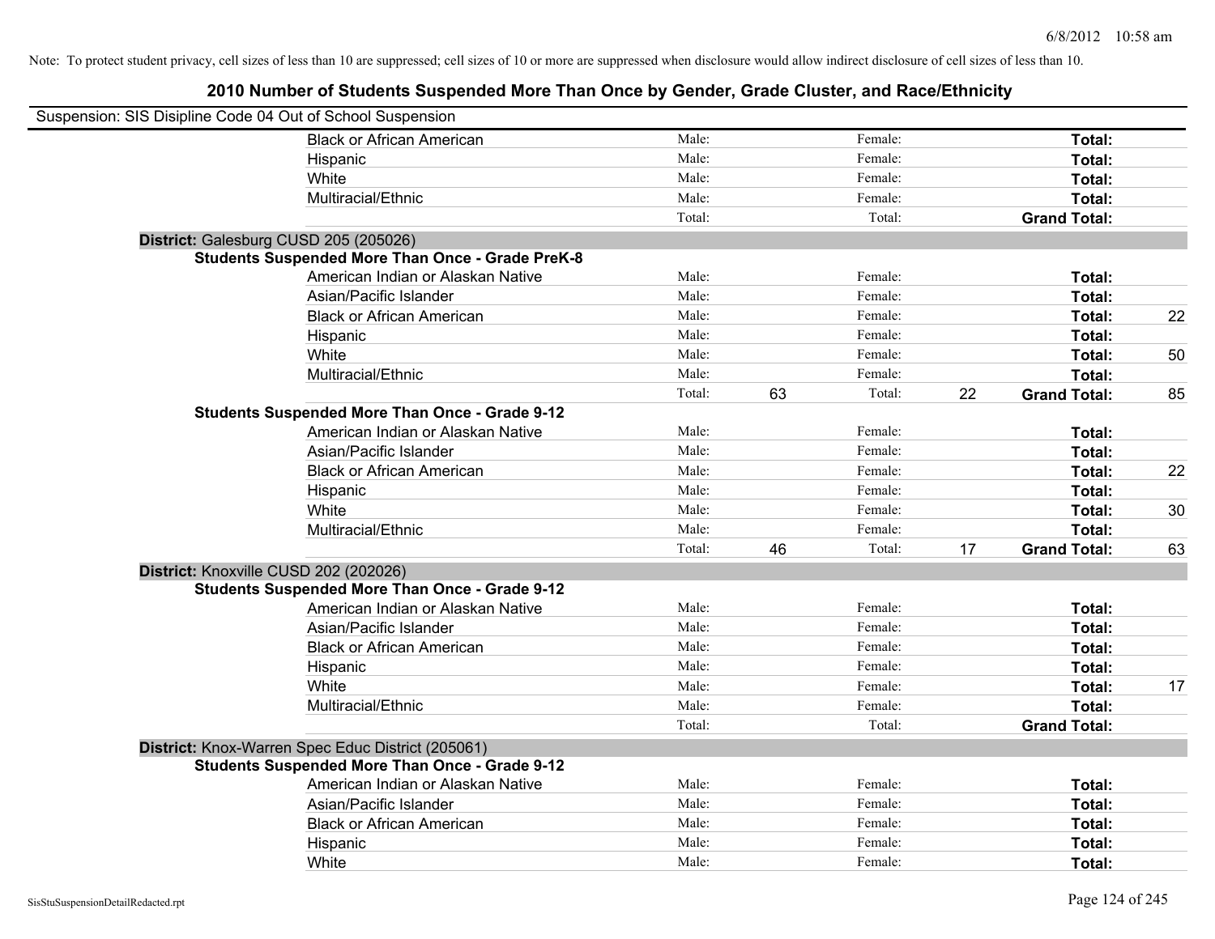Note: To protect student privacy, cell sizes of less than 10 are suppressed; cell sizes of 10 or more are suppressed when disclosure would allow indirect disclosure of cell sizes of less than 10.

## 2010 Number of Students Suspended More Than Once by Gender, Grade Cluster, and Race/Ethnicity

Suspension: SIS Disipline Code 04 Out of School Suspension

| | | | | | | |
|---|---|---|---|---|---|---|
| Black or African American | Male: | | Female: | | **Total:** | |
| Hispanic | Male: | | Female: | | **Total:** | |
| White | Male: | | Female: | | **Total:** | |
| Multiracial/Ethnic | Male: | | Female: | | **Total:** | |
| | Total: | | Total: | | **Grand Total:** | |

**District:** Galesburg CUSD 205 (205026)

**Students Suspended More Than Once - Grade PreK-8**

| | | | | | | |
|---|---|---|---|---|---|---|
| American Indian or Alaskan Native | Male: | | Female: | | **Total:** | |
| Asian/Pacific Islander | Male: | | Female: | | **Total:** | |
| Black or African American | Male: | | Female: | | **Total:** | 22 |
| Hispanic | Male: | | Female: | | **Total:** | |
| White | Male: | | Female: | | **Total:** | 50 |
| Multiracial/Ethnic | Male: | | Female: | | **Total:** | |
| | Total: | 63 | Total: | 22 | **Grand Total:** | 85 |

**Students Suspended More Than Once - Grade 9-12**

| | | | | | | |
|---|---|---|---|---|---|---|
| American Indian or Alaskan Native | Male: | | Female: | | **Total:** | |
| Asian/Pacific Islander | Male: | | Female: | | **Total:** | |
| Black or African American | Male: | | Female: | | **Total:** | 22 |
| Hispanic | Male: | | Female: | | **Total:** | |
| White | Male: | | Female: | | **Total:** | 30 |
| Multiracial/Ethnic | Male: | | Female: | | **Total:** | |
| | Total: | 46 | Total: | 17 | **Grand Total:** | 63 |

**District:** Knoxville CUSD 202 (202026)

**Students Suspended More Than Once - Grade 9-12**

| | | | | | | |
|---|---|---|---|---|---|---|
| American Indian or Alaskan Native | Male: | | Female: | | **Total:** | |
| Asian/Pacific Islander | Male: | | Female: | | **Total:** | |
| Black or African American | Male: | | Female: | | **Total:** | |
| Hispanic | Male: | | Female: | | **Total:** | |
| White | Male: | | Female: | | **Total:** | 17 |
| Multiracial/Ethnic | Male: | | Female: | | **Total:** | |
| | Total: | | Total: | | **Grand Total:** | |

**District:** Knox-Warren Spec Educ District (205061)

**Students Suspended More Than Once - Grade 9-12**

| | | | | | | |
|---|---|---|---|---|---|---|
| American Indian or Alaskan Native | Male: | | Female: | | **Total:** | |
| Asian/Pacific Islander | Male: | | Female: | | **Total:** | |
| Black or African American | Male: | | Female: | | **Total:** | |
| Hispanic | Male: | | Female: | | **Total:** | |
| White | Male: | | Female: | | **Total:** | |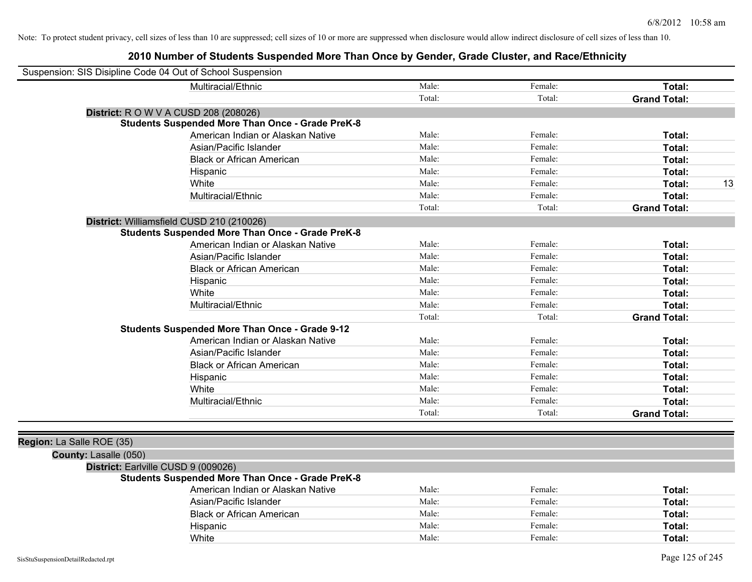Note: To protect student privacy, cell sizes of less than 10 are suppressed; cell sizes of 10 or more are suppressed when disclosure would allow indirect disclosure of cell sizes of less than 10.

# 2010 Number of Students Suspended More Than Once by Gender, Grade Cluster, and Race/Ethnicity

Suspension: SIS Disipline Code 04 Out of School Suspension

| | Male | Female | Total | |
|---|---|---|---|---|
| Multiracial/Ethnic | Male: | Female: | **Total:** | |
| | Total: | Total: | **Grand Total:** | |

**District:** R O W V A CUSD 208 (208026)

**Students Suspended More Than Once - Grade PreK-8**

| | Male | Female | Total | |
|---|---|---|---|---|
| American Indian or Alaskan Native | Male: | Female: | **Total:** | |
| Asian/Pacific Islander | Male: | Female: | **Total:** | |
| Black or African American | Male: | Female: | **Total:** | |
| Hispanic | Male: | Female: | **Total:** | |
| White | Male: | Female: | **Total:** | 13 |
| Multiracial/Ethnic | Male: | Female: | **Total:** | |
| | Total: | Total: | **Grand Total:** | |

**District:** Williamsfield CUSD 210 (210026)

**Students Suspended More Than Once - Grade PreK-8**

| | Male | Female | Total | |
|---|---|---|---|---|
| American Indian or Alaskan Native | Male: | Female: | **Total:** | |
| Asian/Pacific Islander | Male: | Female: | **Total:** | |
| Black or African American | Male: | Female: | **Total:** | |
| Hispanic | Male: | Female: | **Total:** | |
| White | Male: | Female: | **Total:** | |
| Multiracial/Ethnic | Male: | Female: | **Total:** | |
| | Total: | Total: | **Grand Total:** | |

**Students Suspended More Than Once - Grade 9-12**

| | Male | Female | Total | |
|---|---|---|---|---|
| American Indian or Alaskan Native | Male: | Female: | **Total:** | |
| Asian/Pacific Islander | Male: | Female: | **Total:** | |
| Black or African American | Male: | Female: | **Total:** | |
| Hispanic | Male: | Female: | **Total:** | |
| White | Male: | Female: | **Total:** | |
| Multiracial/Ethnic | Male: | Female: | **Total:** | |
| | Total: | Total: | **Grand Total:** | |

**Region:** La Salle ROE (35)

**County:** Lasalle (050)

**District:** Earlville CUSD 9 (009026)

**Students Suspended More Than Once - Grade PreK-8**

| | Male | Female | Total | |
|---|---|---|---|---|
| American Indian or Alaskan Native | Male: | Female: | **Total:** | |
| Asian/Pacific Islander | Male: | Female: | **Total:** | |
| Black or African American | Male: | Female: | **Total:** | |
| Hispanic | Male: | Female: | **Total:** | |
| White | Male: | Female: | **Total:** | |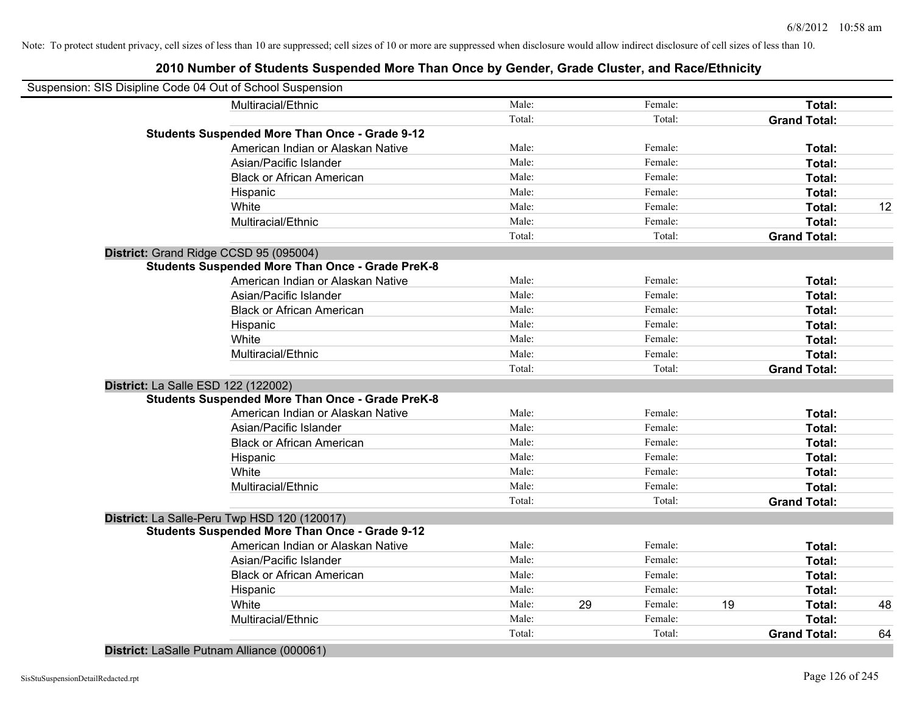Note: To protect student privacy, cell sizes of less than 10 are suppressed; cell sizes of 10 or more are suppressed when disclosure would allow indirect disclosure of cell sizes of less than 10.

## 2010 Number of Students Suspended More Than Once by Gender, Grade Cluster, and Race/Ethnicity

Suspension: SIS Disipline Code 04 Out of School Suspension

| | | | | | | | |
|---|---|---|---|---|---|---|---|
| Multiracial/Ethnic | Male: | | Female: | | **Total:** | |
| | Total: | | Total: | | **Grand Total:** | |
| **Students Suspended More Than Once - Grade 9-12** | | | | | | |
| American Indian or Alaskan Native | Male: | | Female: | | **Total:** | |
| Asian/Pacific Islander | Male: | | Female: | | **Total:** | |
| Black or African American | Male: | | Female: | | **Total:** | |
| Hispanic | Male: | | Female: | | **Total:** | |
| White | Male: | | Female: | | **Total:** | 12 |
| Multiracial/Ethnic | Male: | | Female: | | **Total:** | |
| | Total: | | Total: | | **Grand Total:** | |
| **District:** Grand Ridge CCSD 95 (095004) | | | | | | |
| **Students Suspended More Than Once - Grade PreK-8** | | | | | | |
| American Indian or Alaskan Native | Male: | | Female: | | **Total:** | |
| Asian/Pacific Islander | Male: | | Female: | | **Total:** | |
| Black or African American | Male: | | Female: | | **Total:** | |
| Hispanic | Male: | | Female: | | **Total:** | |
| White | Male: | | Female: | | **Total:** | |
| Multiracial/Ethnic | Male: | | Female: | | **Total:** | |
| | Total: | | Total: | | **Grand Total:** | |
| **District:** La Salle ESD 122 (122002) | | | | | | |
| **Students Suspended More Than Once - Grade PreK-8** | | | | | | |
| American Indian or Alaskan Native | Male: | | Female: | | **Total:** | |
| Asian/Pacific Islander | Male: | | Female: | | **Total:** | |
| Black or African American | Male: | | Female: | | **Total:** | |
| Hispanic | Male: | | Female: | | **Total:** | |
| White | Male: | | Female: | | **Total:** | |
| Multiracial/Ethnic | Male: | | Female: | | **Total:** | |
| | Total: | | Total: | | **Grand Total:** | |
| **District:** La Salle-Peru Twp HSD 120 (120017) | | | | | | |
| **Students Suspended More Than Once - Grade 9-12** | | | | | | |
| American Indian or Alaskan Native | Male: | | Female: | | **Total:** | |
| Asian/Pacific Islander | Male: | | Female: | | **Total:** | |
| Black or African American | Male: | | Female: | | **Total:** | |
| Hispanic | Male: | | Female: | | **Total:** | |
| White | Male: | 29 | Female: | 19 | **Total:** | 48 |
| Multiracial/Ethnic | Male: | | Female: | | **Total:** | |
| | Total: | | Total: | | **Grand Total:** | 64 |
| **District:** LaSalle Putnam Alliance (000061) | | | | | | |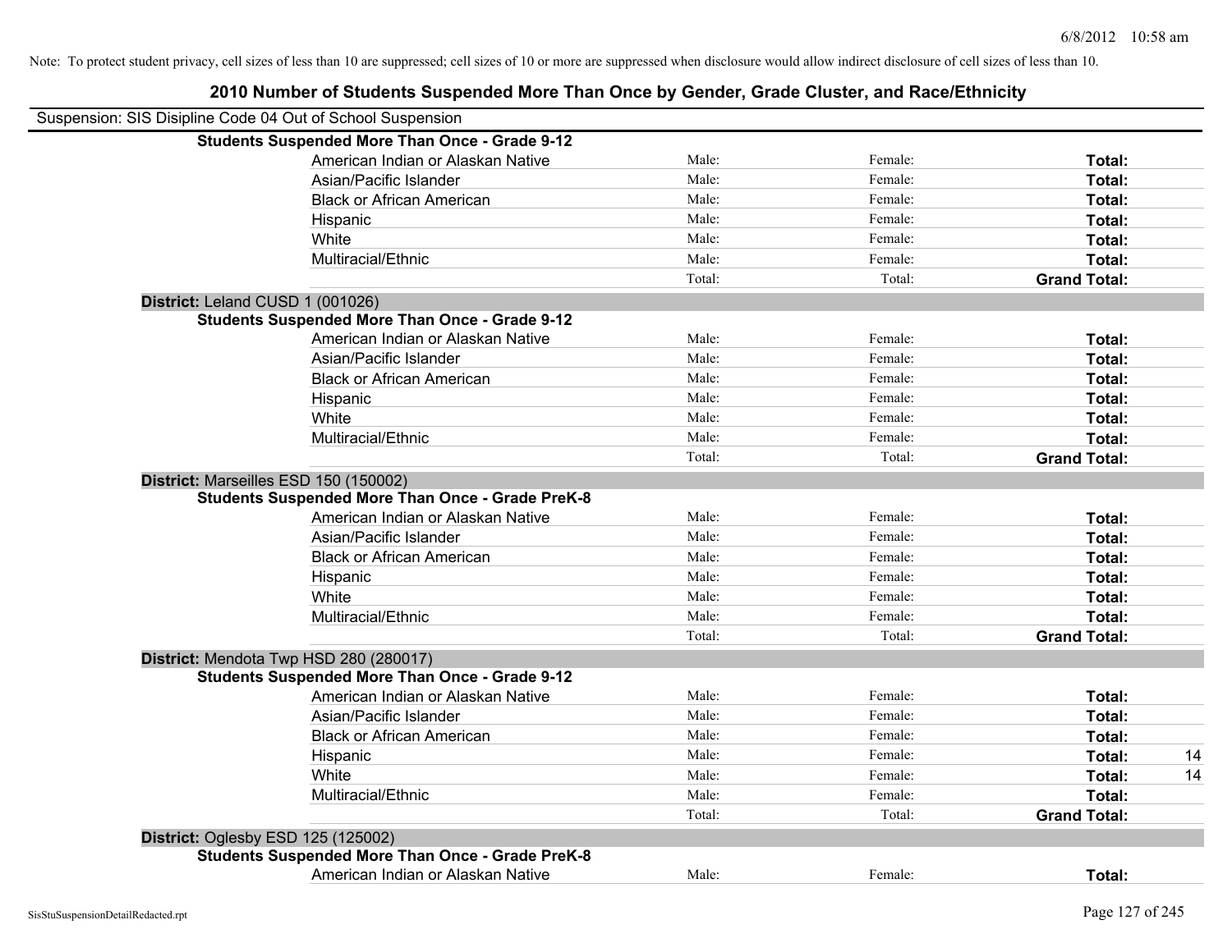Note: To protect student privacy, cell sizes of less than 10 are suppressed; cell sizes of 10 or more are suppressed when disclosure would allow indirect disclosure of cell sizes of less than 10.

## 2010 Number of Students Suspended More Than Once by Gender, Grade Cluster, and Race/Ethnicity

Suspension: SIS Disipline Code 04 Out of School Suspension

| | | | | |
|---|---|---|---|---|
| **Students Suspended More Than Once - Grade 9-12** | | | | |
| American Indian or Alaskan Native | Male: | Female: | **Total:** | |
| Asian/Pacific Islander | Male: | Female: | **Total:** | |
| Black or African American | Male: | Female: | **Total:** | |
| Hispanic | Male: | Female: | **Total:** | |
| White | Male: | Female: | **Total:** | |
| Multiracial/Ethnic | Male: | Female: | **Total:** | |
| | Total: | Total: | **Grand Total:** | |
| **District:** Leland CUSD 1 (001026) | | | | |
| **Students Suspended More Than Once - Grade 9-12** | | | | |
| American Indian or Alaskan Native | Male: | Female: | **Total:** | |
| Asian/Pacific Islander | Male: | Female: | **Total:** | |
| Black or African American | Male: | Female: | **Total:** | |
| Hispanic | Male: | Female: | **Total:** | |
| White | Male: | Female: | **Total:** | |
| Multiracial/Ethnic | Male: | Female: | **Total:** | |
| | Total: | Total: | **Grand Total:** | |
| **District:** Marseilles ESD 150 (150002) | | | | |
| **Students Suspended More Than Once - Grade PreK-8** | | | | |
| American Indian or Alaskan Native | Male: | Female: | **Total:** | |
| Asian/Pacific Islander | Male: | Female: | **Total:** | |
| Black or African American | Male: | Female: | **Total:** | |
| Hispanic | Male: | Female: | **Total:** | |
| White | Male: | Female: | **Total:** | |
| Multiracial/Ethnic | Male: | Female: | **Total:** | |
| | Total: | Total: | **Grand Total:** | |
| **District:** Mendota Twp HSD 280 (280017) | | | | |
| **Students Suspended More Than Once - Grade 9-12** | | | | |
| American Indian or Alaskan Native | Male: | Female: | **Total:** | |
| Asian/Pacific Islander | Male: | Female: | **Total:** | |
| Black or African American | Male: | Female: | **Total:** | |
| Hispanic | Male: | Female: | **Total:** | 14 |
| White | Male: | Female: | **Total:** | 14 |
| Multiracial/Ethnic | Male: | Female: | **Total:** | |
| | Total: | Total: | **Grand Total:** | |
| **District:** Oglesby ESD 125 (125002) | | | | |
| **Students Suspended More Than Once - Grade PreK-8** | | | | |
| American Indian or Alaskan Native | Male: | Female: | **Total:** | |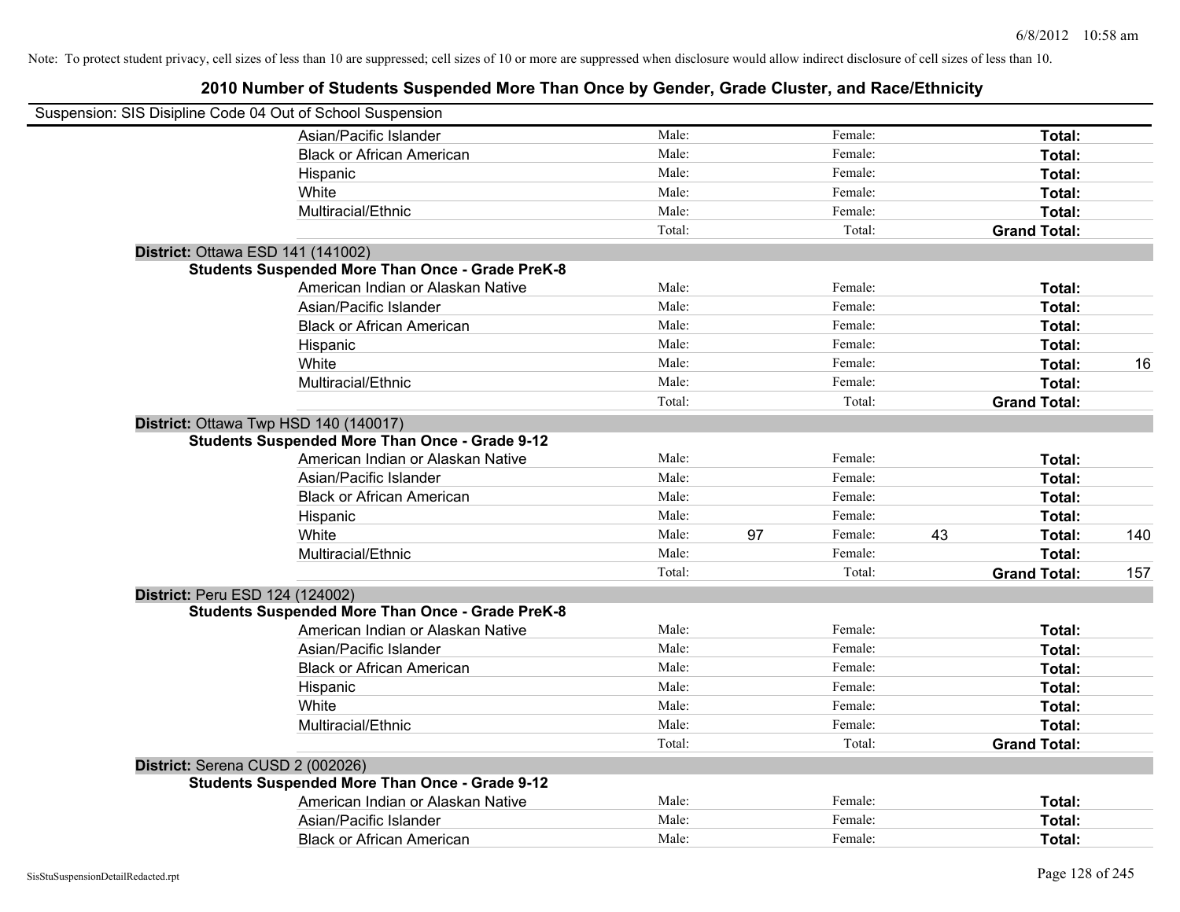Note: To protect student privacy, cell sizes of less than 10 are suppressed; cell sizes of 10 or more are suppressed when disclosure would allow indirect disclosure of cell sizes of less than 10.

## 2010 Number of Students Suspended More Than Once by Gender, Grade Cluster, and Race/Ethnicity

Suspension: SIS Disipline Code 04 Out of School Suspension

| | | | | | | | |
|---|---|---|---|---|---|---|---|
| | Asian/Pacific Islander | Male: | | Female: | | **Total:** | |
| | Black or African American | Male: | | Female: | | **Total:** | |
| | Hispanic | Male: | | Female: | | **Total:** | |
| | White | Male: | | Female: | | **Total:** | |
| | Multiracial/Ethnic | Male: | | Female: | | **Total:** | |
| | | Total: | | Total: | | **Grand Total:** | |
| **District:** Ottawa ESD 141 (141002) | | | | | | | |
| **Students Suspended More Than Once - Grade PreK-8** | | | | | | | |
| | American Indian or Alaskan Native | Male: | | Female: | | **Total:** | |
| | Asian/Pacific Islander | Male: | | Female: | | **Total:** | |
| | Black or African American | Male: | | Female: | | **Total:** | |
| | Hispanic | Male: | | Female: | | **Total:** | |
| | White | Male: | | Female: | | **Total:** | 16 |
| | Multiracial/Ethnic | Male: | | Female: | | **Total:** | |
| | | Total: | | Total: | | **Grand Total:** | |
| **District:** Ottawa Twp HSD 140 (140017) | | | | | | | |
| **Students Suspended More Than Once - Grade 9-12** | | | | | | | |
| | American Indian or Alaskan Native | Male: | | Female: | | **Total:** | |
| | Asian/Pacific Islander | Male: | | Female: | | **Total:** | |
| | Black or African American | Male: | | Female: | | **Total:** | |
| | Hispanic | Male: | | Female: | | **Total:** | |
| | White | Male: | 97 | Female: | 43 | **Total:** | 140 |
| | Multiracial/Ethnic | Male: | | Female: | | **Total:** | |
| | | Total: | | Total: | | **Grand Total:** | 157 |
| **District:** Peru ESD 124 (124002) | | | | | | | |
| **Students Suspended More Than Once - Grade PreK-8** | | | | | | | |
| | American Indian or Alaskan Native | Male: | | Female: | | **Total:** | |
| | Asian/Pacific Islander | Male: | | Female: | | **Total:** | |
| | Black or African American | Male: | | Female: | | **Total:** | |
| | Hispanic | Male: | | Female: | | **Total:** | |
| | White | Male: | | Female: | | **Total:** | |
| | Multiracial/Ethnic | Male: | | Female: | | **Total:** | |
| | | Total: | | Total: | | **Grand Total:** | |
| **District:** Serena CUSD 2 (002026) | | | | | | | |
| **Students Suspended More Than Once - Grade 9-12** | | | | | | | |
| | American Indian or Alaskan Native | Male: | | Female: | | **Total:** | |
| | Asian/Pacific Islander | Male: | | Female: | | **Total:** | |
| | Black or African American | Male: | | Female: | | **Total:** | |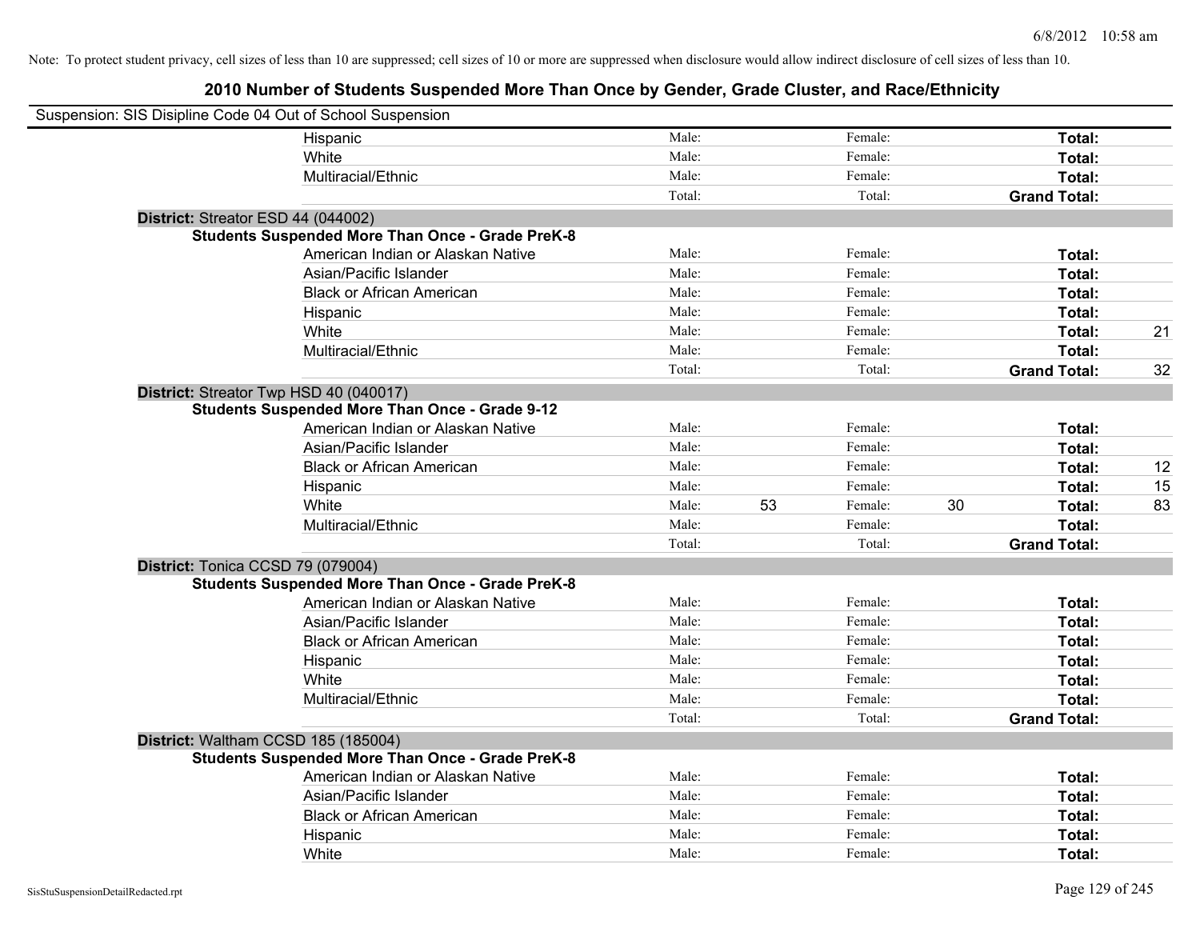Note: To protect student privacy, cell sizes of less than 10 are suppressed; cell sizes of 10 or more are suppressed when disclosure would allow indirect disclosure of cell sizes of less than 10.

# 2010 Number of Students Suspended More Than Once by Gender, Grade Cluster, and Race/Ethnicity

Suspension: SIS Disipline Code 04 Out of School Suspension

| | | | | | | |
|---|---|---|---|---|---|---|
| Hispanic | Male: | | Female: | | **Total:** | |
| White | Male: | | Female: | | **Total:** | |
| Multiracial/Ethnic | Male: | | Female: | | **Total:** | |
| | Total: | | Total: | | **Grand Total:** | |

**District:** Streator ESD 44 (044002)

**Students Suspended More Than Once - Grade PreK-8**

| | | | | | | |
|---|---|---|---|---|---|---|
| American Indian or Alaskan Native | Male: | | Female: | | **Total:** | |
| Asian/Pacific Islander | Male: | | Female: | | **Total:** | |
| Black or African American | Male: | | Female: | | **Total:** | |
| Hispanic | Male: | | Female: | | **Total:** | |
| White | Male: | | Female: | | **Total:** | 21 |
| Multiracial/Ethnic | Male: | | Female: | | **Total:** | |
| | Total: | | Total: | | **Grand Total:** | 32 |

**District:** Streator Twp HSD 40 (040017)

**Students Suspended More Than Once - Grade 9-12**

| | | | | | | |
|---|---|---|---|---|---|---|
| American Indian or Alaskan Native | Male: | | Female: | | **Total:** | |
| Asian/Pacific Islander | Male: | | Female: | | **Total:** | |
| Black or African American | Male: | | Female: | | **Total:** | 12 |
| Hispanic | Male: | | Female: | | **Total:** | 15 |
| White | Male: | 53 | Female: | 30 | **Total:** | 83 |
| Multiracial/Ethnic | Male: | | Female: | | **Total:** | |
| | Total: | | Total: | | **Grand Total:** | |

**District:** Tonica CCSD 79 (079004)

**Students Suspended More Than Once - Grade PreK-8**

| | | | | | | |
|---|---|---|---|---|---|---|
| American Indian or Alaskan Native | Male: | | Female: | | **Total:** | |
| Asian/Pacific Islander | Male: | | Female: | | **Total:** | |
| Black or African American | Male: | | Female: | | **Total:** | |
| Hispanic | Male: | | Female: | | **Total:** | |
| White | Male: | | Female: | | **Total:** | |
| Multiracial/Ethnic | Male: | | Female: | | **Total:** | |
| | Total: | | Total: | | **Grand Total:** | |

**District:** Waltham CCSD 185 (185004)

**Students Suspended More Than Once - Grade PreK-8**

| | | | | | | |
|---|---|---|---|---|---|---|
| American Indian or Alaskan Native | Male: | | Female: | | **Total:** | |
| Asian/Pacific Islander | Male: | | Female: | | **Total:** | |
| Black or African American | Male: | | Female: | | **Total:** | |
| Hispanic | Male: | | Female: | | **Total:** | |
| White | Male: | | Female: | | **Total:** | |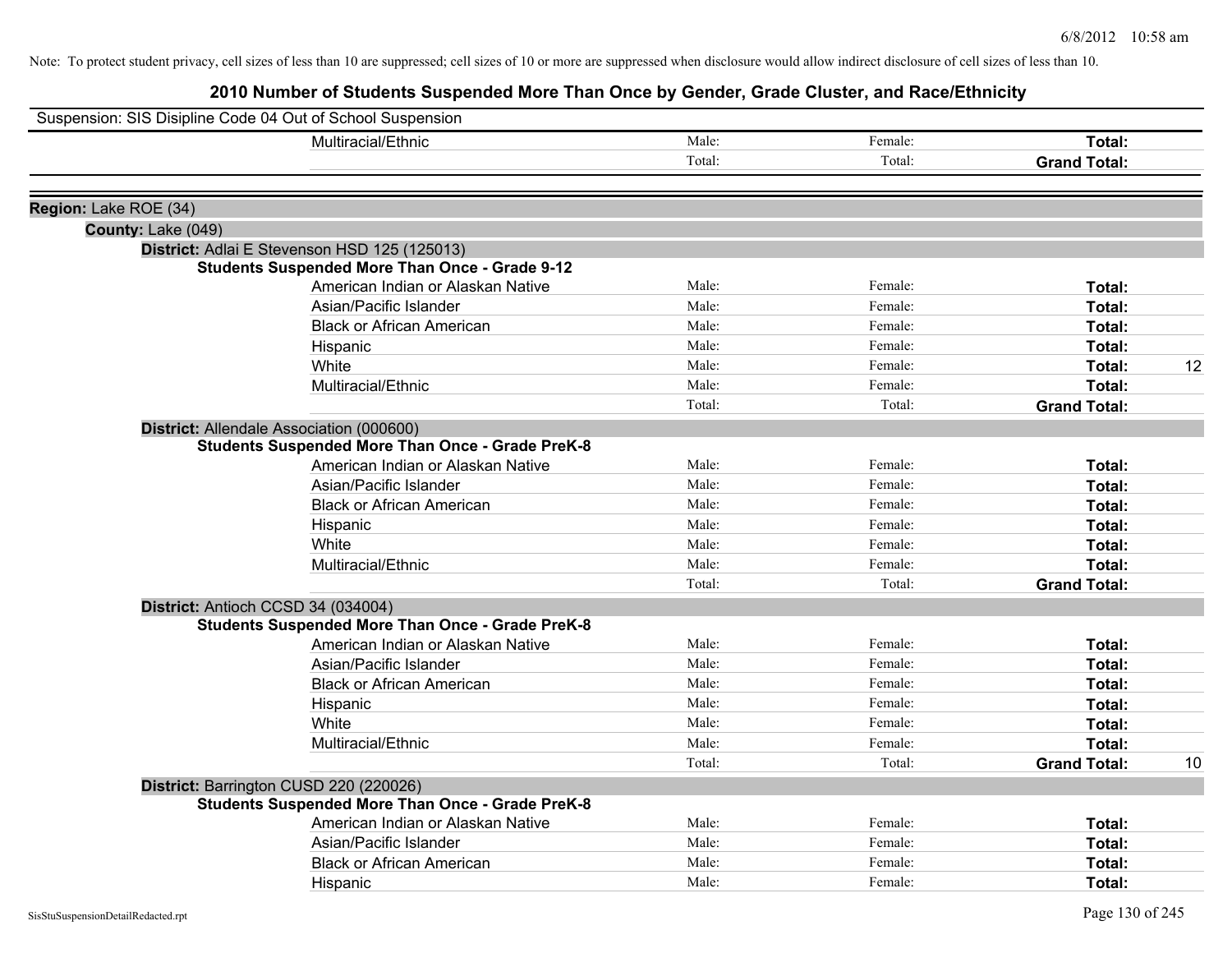Note: To protect student privacy, cell sizes of less than 10 are suppressed; cell sizes of 10 or more are suppressed when disclosure would allow indirect disclosure of cell sizes of less than 10.

# 2010 Number of Students Suspended More Than Once by Gender, Grade Cluster, and Race/Ethnicity

Suspension: SIS Disipline Code 04 Out of School Suspension

| | Male: | Female: | Total: | |
|---|---|---|---|---|
| Multiracial/Ethnic | Male: | Female: | **Total:** | |
| | Total: | Total: | **Grand Total:** | |

**Region:** Lake ROE (34)

**County:** Lake (049)

**District:** Adlai E Stevenson HSD 125 (125013)

**Students Suspended More Than Once - Grade 9-12**

| | | | | |
|---|---|---|---|---|
| American Indian or Alaskan Native | Male: | Female: | **Total:** | |
| Asian/Pacific Islander | Male: | Female: | **Total:** | |
| Black or African American | Male: | Female: | **Total:** | |
| Hispanic | Male: | Female: | **Total:** | |
| White | Male: | Female: | **Total:** | 12 |
| Multiracial/Ethnic | Male: | Female: | **Total:** | |
| | Total: | Total: | **Grand Total:** | |

**District:** Allendale Association (000600)

**Students Suspended More Than Once - Grade PreK-8**

| | | | | |
|---|---|---|---|---|
| American Indian or Alaskan Native | Male: | Female: | **Total:** | |
| Asian/Pacific Islander | Male: | Female: | **Total:** | |
| Black or African American | Male: | Female: | **Total:** | |
| Hispanic | Male: | Female: | **Total:** | |
| White | Male: | Female: | **Total:** | |
| Multiracial/Ethnic | Male: | Female: | **Total:** | |
| | Total: | Total: | **Grand Total:** | |

**District:** Antioch CCSD 34 (034004)

**Students Suspended More Than Once - Grade PreK-8**

| | | | | |
|---|---|---|---|---|
| American Indian or Alaskan Native | Male: | Female: | **Total:** | |
| Asian/Pacific Islander | Male: | Female: | **Total:** | |
| Black or African American | Male: | Female: | **Total:** | |
| Hispanic | Male: | Female: | **Total:** | |
| White | Male: | Female: | **Total:** | |
| Multiracial/Ethnic | Male: | Female: | **Total:** | |
| | Total: | Total: | **Grand Total:** | 10 |

**District:** Barrington CUSD 220 (220026)

**Students Suspended More Than Once - Grade PreK-8**

| | | | | |
|---|---|---|---|---|
| American Indian or Alaskan Native | Male: | Female: | **Total:** | |
| Asian/Pacific Islander | Male: | Female: | **Total:** | |
| Black or African American | Male: | Female: | **Total:** | |
| Hispanic | Male: | Female: | **Total:** | |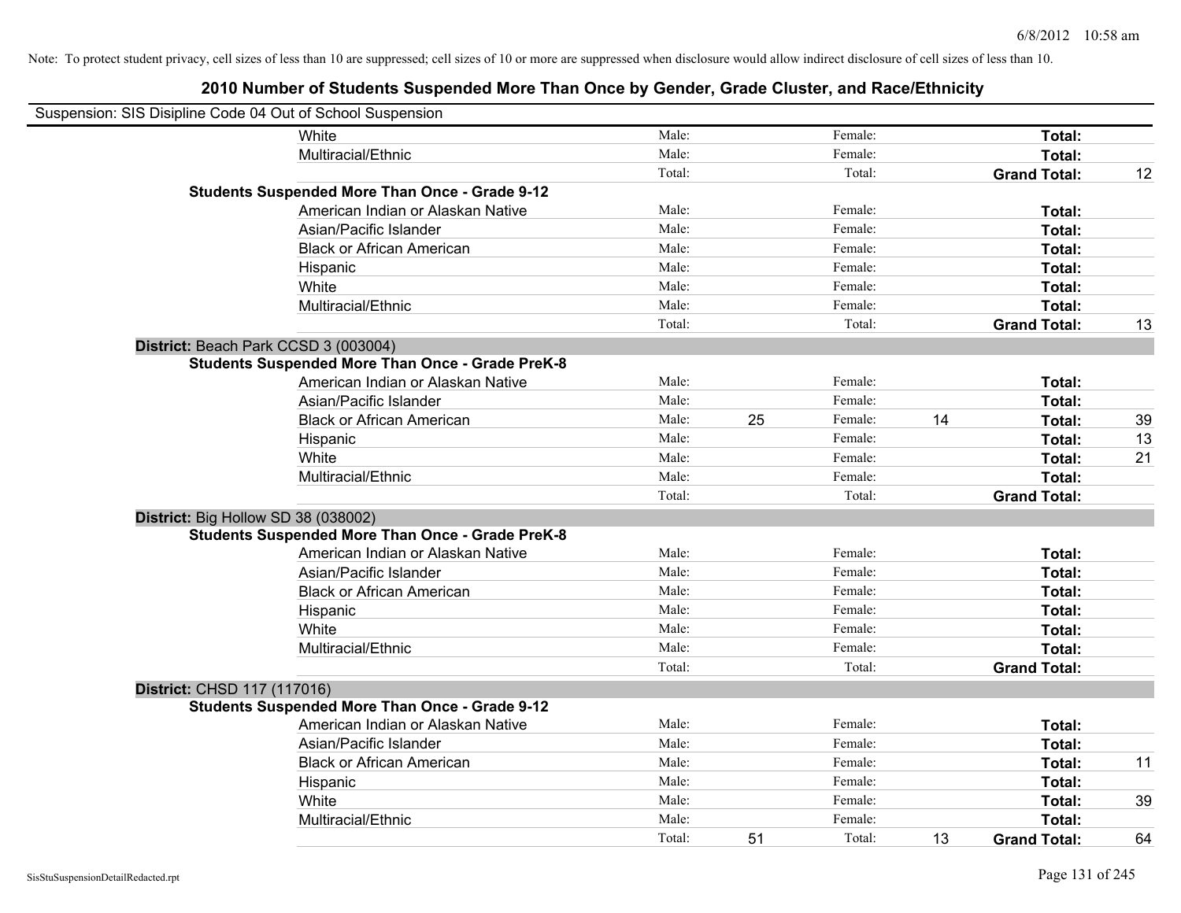Note: To protect student privacy, cell sizes of less than 10 are suppressed; cell sizes of 10 or more are suppressed when disclosure would allow indirect disclosure of cell sizes of less than 10.

## 2010 Number of Students Suspended More Than Once by Gender, Grade Cluster, and Race/Ethnicity

Suspension: SIS Disipline Code 04 Out of School Suspension

| | | | | | | |
|---|---|---|---|---|---|---|
| White | Male: | | Female: | | **Total:** | |
| Multiracial/Ethnic | Male: | | Female: | | **Total:** | |
| | Total: | | Total: | | **Grand Total:** | 12 |
| **Students Suspended More Than Once - Grade 9-12** | | | | | | |
| American Indian or Alaskan Native | Male: | | Female: | | **Total:** | |
| Asian/Pacific Islander | Male: | | Female: | | **Total:** | |
| Black or African American | Male: | | Female: | | **Total:** | |
| Hispanic | Male: | | Female: | | **Total:** | |
| White | Male: | | Female: | | **Total:** | |
| Multiracial/Ethnic | Male: | | Female: | | **Total:** | |
| | Total: | | Total: | | **Grand Total:** | 13 |

**District:** Beach Park CCSD 3 (003004)

| | | | | | | |
|---|---|---|---|---|---|---|
| **Students Suspended More Than Once - Grade PreK-8** | | | | | | |
| American Indian or Alaskan Native | Male: | | Female: | | **Total:** | |
| Asian/Pacific Islander | Male: | | Female: | | **Total:** | |
| Black or African American | Male: | 25 | Female: | 14 | **Total:** | 39 |
| Hispanic | Male: | | Female: | | **Total:** | 13 |
| White | Male: | | Female: | | **Total:** | 21 |
| Multiracial/Ethnic | Male: | | Female: | | **Total:** | |
| | Total: | | Total: | | **Grand Total:** | |

**District:** Big Hollow SD 38 (038002)

| | | | | | | |
|---|---|---|---|---|---|---|
| **Students Suspended More Than Once - Grade PreK-8** | | | | | | |
| American Indian or Alaskan Native | Male: | | Female: | | **Total:** | |
| Asian/Pacific Islander | Male: | | Female: | | **Total:** | |
| Black or African American | Male: | | Female: | | **Total:** | |
| Hispanic | Male: | | Female: | | **Total:** | |
| White | Male: | | Female: | | **Total:** | |
| Multiracial/Ethnic | Male: | | Female: | | **Total:** | |
| | Total: | | Total: | | **Grand Total:** | |

**District:** CHSD 117 (117016)

| | | | | | | |
|---|---|---|---|---|---|---|
| **Students Suspended More Than Once - Grade 9-12** | | | | | | |
| American Indian or Alaskan Native | Male: | | Female: | | **Total:** | |
| Asian/Pacific Islander | Male: | | Female: | | **Total:** | |
| Black or African American | Male: | | Female: | | **Total:** | 11 |
| Hispanic | Male: | | Female: | | **Total:** | |
| White | Male: | | Female: | | **Total:** | 39 |
| Multiracial/Ethnic | Male: | | Female: | | **Total:** | |
| | Total: | 51 | Total: | 13 | **Grand Total:** | 64 |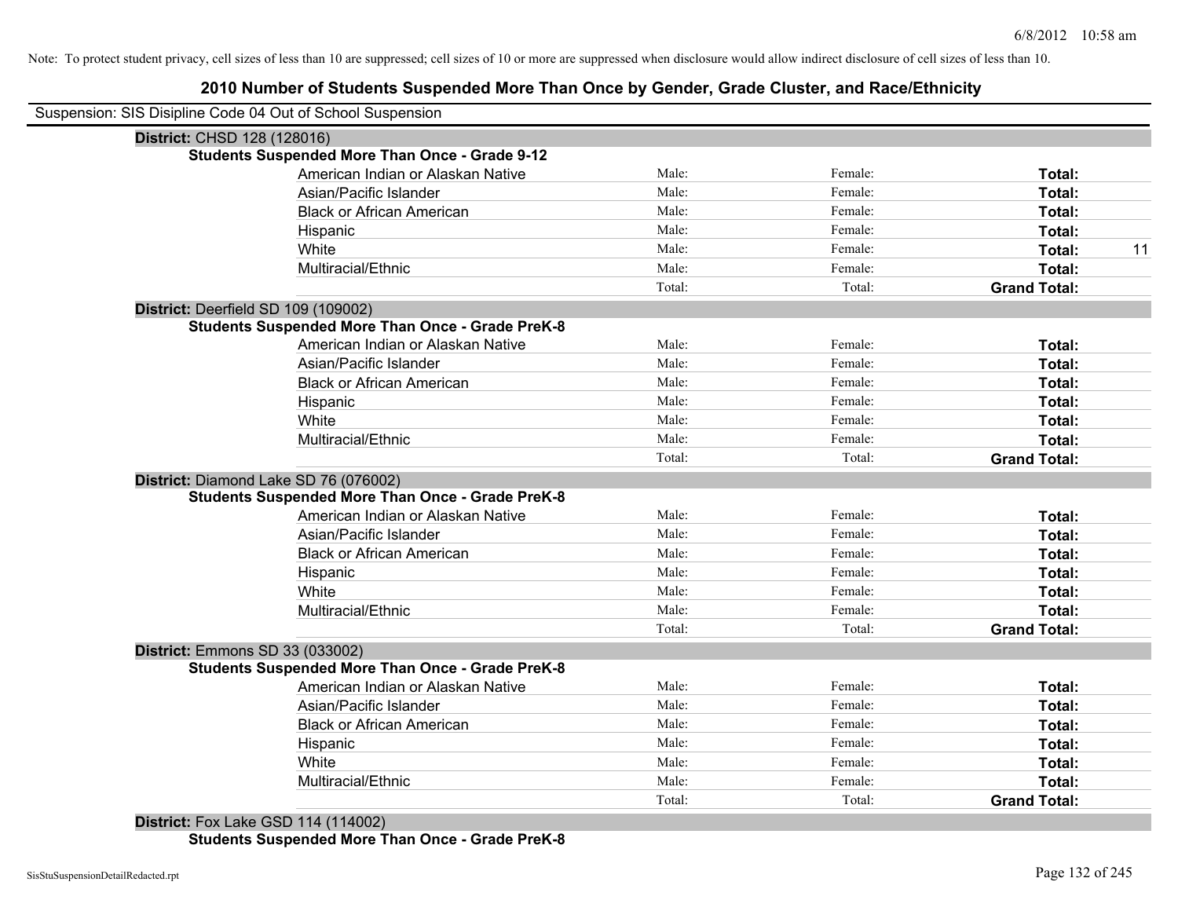Note: To protect student privacy, cell sizes of less than 10 are suppressed; cell sizes of 10 or more are suppressed when disclosure would allow indirect disclosure of cell sizes of less than 10.

# 2010 Number of Students Suspended More Than Once by Gender, Grade Cluster, and Race/Ethnicity

Suspension: SIS Disipline Code 04 Out of School Suspension

**District:** CHSD 128 (128016)

**Students Suspended More Than Once - Grade 9-12**

| | | | | |
|---|---|---|---|---|
| American Indian or Alaskan Native | Male: | Female: | **Total:** | |
| Asian/Pacific Islander | Male: | Female: | **Total:** | |
| Black or African American | Male: | Female: | **Total:** | |
| Hispanic | Male: | Female: | **Total:** | |
| White | Male: | Female: | **Total:** | 11 |
| Multiracial/Ethnic | Male: | Female: | **Total:** | |
| | Total: | Total: | **Grand Total:** | |

**District:** Deerfield SD 109 (109002)

**Students Suspended More Than Once - Grade PreK-8**

| | | | | |
|---|---|---|---|---|
| American Indian or Alaskan Native | Male: | Female: | **Total:** | |
| Asian/Pacific Islander | Male: | Female: | **Total:** | |
| Black or African American | Male: | Female: | **Total:** | |
| Hispanic | Male: | Female: | **Total:** | |
| White | Male: | Female: | **Total:** | |
| Multiracial/Ethnic | Male: | Female: | **Total:** | |
| | Total: | Total: | **Grand Total:** | |

**District:** Diamond Lake SD 76 (076002)

**Students Suspended More Than Once - Grade PreK-8**

| | | | | |
|---|---|---|---|---|
| American Indian or Alaskan Native | Male: | Female: | **Total:** | |
| Asian/Pacific Islander | Male: | Female: | **Total:** | |
| Black or African American | Male: | Female: | **Total:** | |
| Hispanic | Male: | Female: | **Total:** | |
| White | Male: | Female: | **Total:** | |
| Multiracial/Ethnic | Male: | Female: | **Total:** | |
| | Total: | Total: | **Grand Total:** | |

**District:** Emmons SD 33 (033002)

**Students Suspended More Than Once - Grade PreK-8**

| | | | | |
|---|---|---|---|---|
| American Indian or Alaskan Native | Male: | Female: | **Total:** | |
| Asian/Pacific Islander | Male: | Female: | **Total:** | |
| Black or African American | Male: | Female: | **Total:** | |
| Hispanic | Male: | Female: | **Total:** | |
| White | Male: | Female: | **Total:** | |
| Multiracial/Ethnic | Male: | Female: | **Total:** | |
| | Total: | Total: | **Grand Total:** | |

**District:** Fox Lake GSD 114 (114002)

**Students Suspended More Than Once - Grade PreK-8**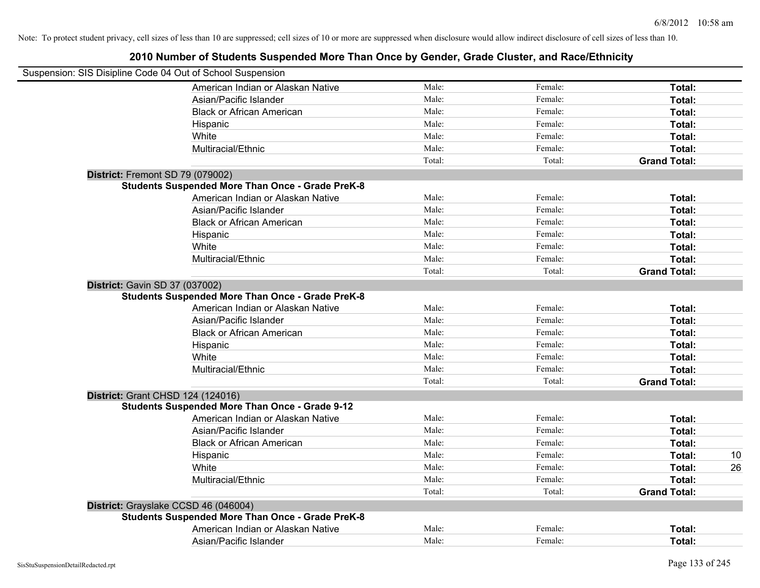Note: To protect student privacy, cell sizes of less than 10 are suppressed; cell sizes of 10 or more are suppressed when disclosure would allow indirect disclosure of cell sizes of less than 10.

## 2010 Number of Students Suspended More Than Once by Gender, Grade Cluster, and Race/Ethnicity

Suspension: SIS Disipline Code 04 Out of School Suspension

| | | | | |
|---|---|---|---|---|
| American Indian or Alaskan Native | Male: | Female: | **Total:** | |
| Asian/Pacific Islander | Male: | Female: | **Total:** | |
| Black or African American | Male: | Female: | **Total:** | |
| Hispanic | Male: | Female: | **Total:** | |
| White | Male: | Female: | **Total:** | |
| Multiracial/Ethnic | Male: | Female: | **Total:** | |
| | Total: | Total: | **Grand Total:** | |

**District:** Fremont SD 79 (079002)

**Students Suspended More Than Once - Grade PreK-8**

| | | | | |
|---|---|---|---|---|
| American Indian or Alaskan Native | Male: | Female: | **Total:** | |
| Asian/Pacific Islander | Male: | Female: | **Total:** | |
| Black or African American | Male: | Female: | **Total:** | |
| Hispanic | Male: | Female: | **Total:** | |
| White | Male: | Female: | **Total:** | |
| Multiracial/Ethnic | Male: | Female: | **Total:** | |
| | Total: | Total: | **Grand Total:** | |

**District:** Gavin SD 37 (037002)

**Students Suspended More Than Once - Grade PreK-8**

| | | | | |
|---|---|---|---|---|
| American Indian or Alaskan Native | Male: | Female: | **Total:** | |
| Asian/Pacific Islander | Male: | Female: | **Total:** | |
| Black or African American | Male: | Female: | **Total:** | |
| Hispanic | Male: | Female: | **Total:** | |
| White | Male: | Female: | **Total:** | |
| Multiracial/Ethnic | Male: | Female: | **Total:** | |
| | Total: | Total: | **Grand Total:** | |

**District:** Grant CHSD 124 (124016)

**Students Suspended More Than Once - Grade 9-12**

| | | | | |
|---|---|---|---|---|
| American Indian or Alaskan Native | Male: | Female: | **Total:** | |
| Asian/Pacific Islander | Male: | Female: | **Total:** | |
| Black or African American | Male: | Female: | **Total:** | |
| Hispanic | Male: | Female: | **Total:** | 10 |
| White | Male: | Female: | **Total:** | 26 |
| Multiracial/Ethnic | Male: | Female: | **Total:** | |
| | Total: | Total: | **Grand Total:** | |

**District:** Grayslake CCSD 46 (046004)

**Students Suspended More Than Once - Grade PreK-8**

| | | | | |
|---|---|---|---|---|
| American Indian or Alaskan Native | Male: | Female: | **Total:** | |
| Asian/Pacific Islander | Male: | Female: | **Total:** | |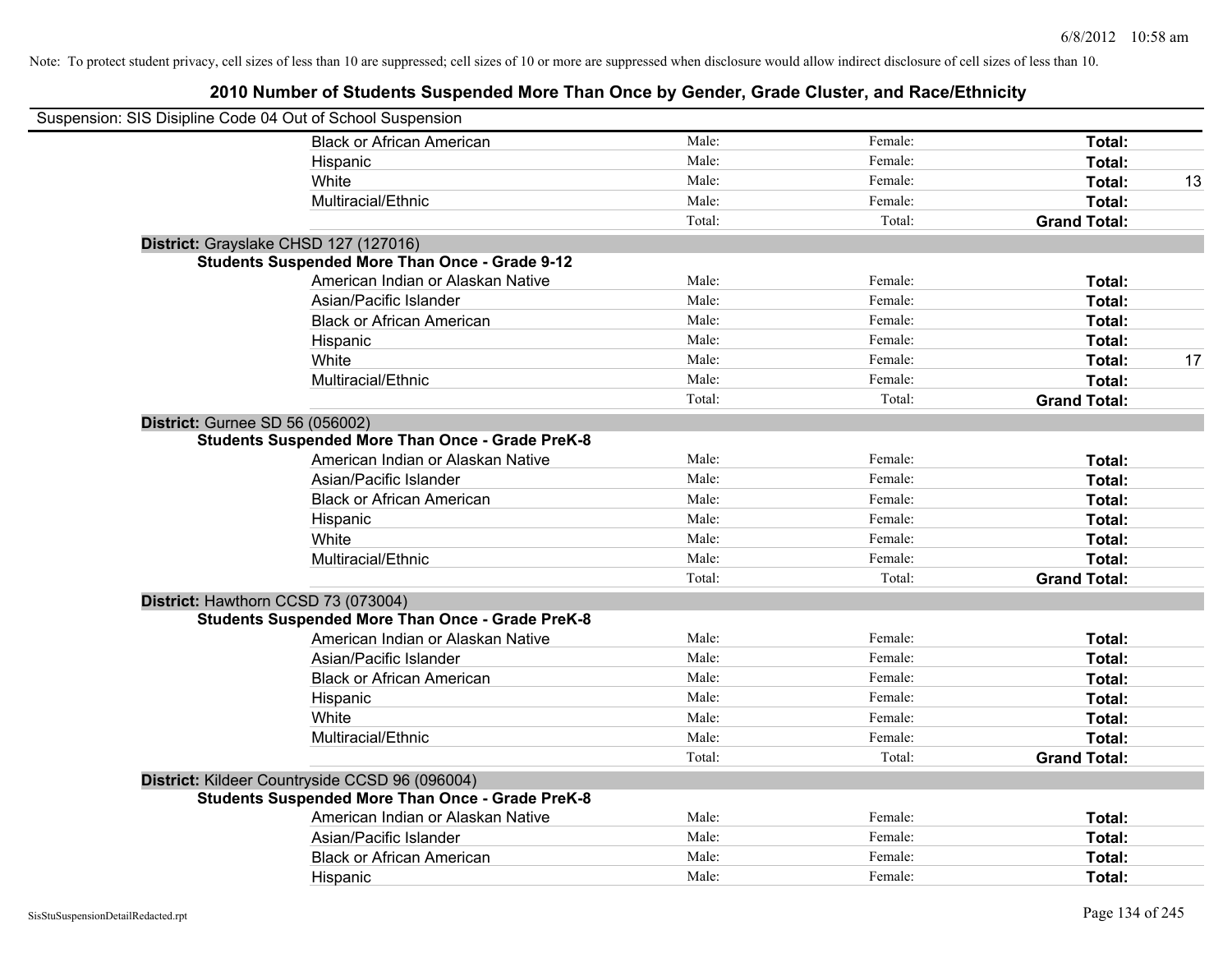Note: To protect student privacy, cell sizes of less than 10 are suppressed; cell sizes of 10 or more are suppressed when disclosure would allow indirect disclosure of cell sizes of less than 10.

# 2010 Number of Students Suspended More Than Once by Gender, Grade Cluster, and Race/Ethnicity

Suspension: SIS Disipline Code 04 Out of School Suspension

| | | | | |
|---|---|---|---|---|
| Black or African American | Male: | Female: | **Total:** | |
| Hispanic | Male: | Female: | **Total:** | |
| White | Male: | Female: | **Total:** | 13 |
| Multiracial/Ethnic | Male: | Female: | **Total:** | |
| | Total: | Total: | **Grand Total:** | |

**District:** Grayslake CHSD 127 (127016)

**Students Suspended More Than Once - Grade 9-12**

| | | | | |
|---|---|---|---|---|
| American Indian or Alaskan Native | Male: | Female: | **Total:** | |
| Asian/Pacific Islander | Male: | Female: | **Total:** | |
| Black or African American | Male: | Female: | **Total:** | |
| Hispanic | Male: | Female: | **Total:** | |
| White | Male: | Female: | **Total:** | 17 |
| Multiracial/Ethnic | Male: | Female: | **Total:** | |
| | Total: | Total: | **Grand Total:** | |

**District:** Gurnee SD 56 (056002)

**Students Suspended More Than Once - Grade PreK-8**

| | | | | |
|---|---|---|---|---|
| American Indian or Alaskan Native | Male: | Female: | **Total:** | |
| Asian/Pacific Islander | Male: | Female: | **Total:** | |
| Black or African American | Male: | Female: | **Total:** | |
| Hispanic | Male: | Female: | **Total:** | |
| White | Male: | Female: | **Total:** | |
| Multiracial/Ethnic | Male: | Female: | **Total:** | |
| | Total: | Total: | **Grand Total:** | |

**District:** Hawthorn CCSD 73 (073004)

**Students Suspended More Than Once - Grade PreK-8**

| | | | | |
|---|---|---|---|---|
| American Indian or Alaskan Native | Male: | Female: | **Total:** | |
| Asian/Pacific Islander | Male: | Female: | **Total:** | |
| Black or African American | Male: | Female: | **Total:** | |
| Hispanic | Male: | Female: | **Total:** | |
| White | Male: | Female: | **Total:** | |
| Multiracial/Ethnic | Male: | Female: | **Total:** | |
| | Total: | Total: | **Grand Total:** | |

**District:** Kildeer Countryside CCSD 96 (096004)

**Students Suspended More Than Once - Grade PreK-8**

| | | | | |
|---|---|---|---|---|
| American Indian or Alaskan Native | Male: | Female: | **Total:** | |
| Asian/Pacific Islander | Male: | Female: | **Total:** | |
| Black or African American | Male: | Female: | **Total:** | |
| Hispanic | Male: | Female: | **Total:** | |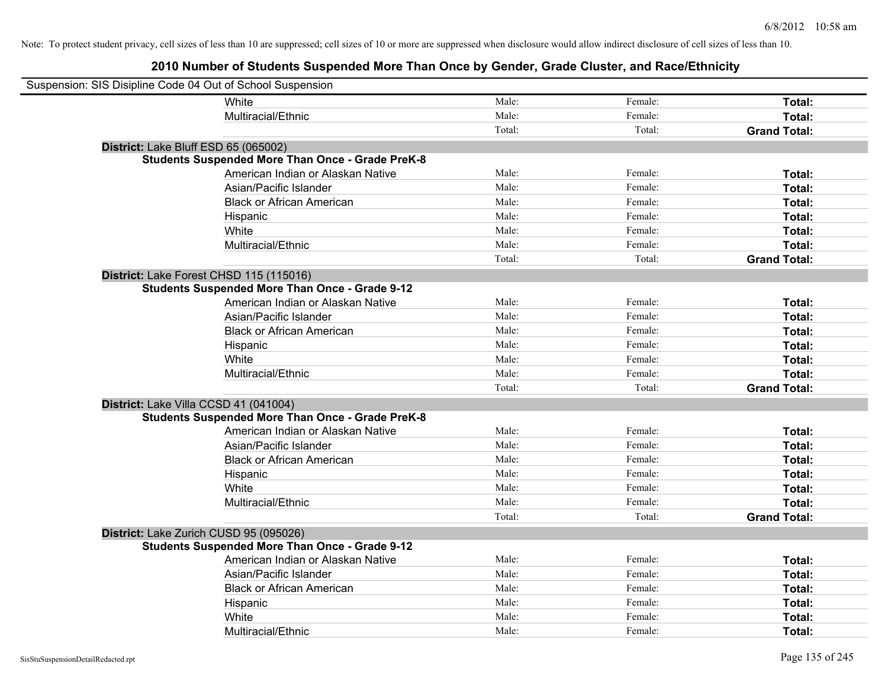Note: To protect student privacy, cell sizes of less than 10 are suppressed; cell sizes of 10 or more are suppressed when disclosure would allow indirect disclosure of cell sizes of less than 10.

## 2010 Number of Students Suspended More Than Once by Gender, Grade Cluster, and Race/Ethnicity

Suspension: SIS Disipline Code 04 Out of School Suspension

| | | | |
|---|---|---|---|
| White | Male: | Female: | **Total:** |
| Multiracial/Ethnic | Male: | Female: | **Total:** |
| | Total: | Total: | **Grand Total:** |

**District:** Lake Bluff ESD 65 (065002)

**Students Suspended More Than Once - Grade PreK-8**

| | | | |
|---|---|---|---|
| American Indian or Alaskan Native | Male: | Female: | **Total:** |
| Asian/Pacific Islander | Male: | Female: | **Total:** |
| Black or African American | Male: | Female: | **Total:** |
| Hispanic | Male: | Female: | **Total:** |
| White | Male: | Female: | **Total:** |
| Multiracial/Ethnic | Male: | Female: | **Total:** |
| | Total: | Total: | **Grand Total:** |

**District:** Lake Forest CHSD 115 (115016)

**Students Suspended More Than Once - Grade 9-12**

| | | | |
|---|---|---|---|
| American Indian or Alaskan Native | Male: | Female: | **Total:** |
| Asian/Pacific Islander | Male: | Female: | **Total:** |
| Black or African American | Male: | Female: | **Total:** |
| Hispanic | Male: | Female: | **Total:** |
| White | Male: | Female: | **Total:** |
| Multiracial/Ethnic | Male: | Female: | **Total:** |
| | Total: | Total: | **Grand Total:** |

**District:** Lake Villa CCSD 41 (041004)

**Students Suspended More Than Once - Grade PreK-8**

| | | | |
|---|---|---|---|
| American Indian or Alaskan Native | Male: | Female: | **Total:** |
| Asian/Pacific Islander | Male: | Female: | **Total:** |
| Black or African American | Male: | Female: | **Total:** |
| Hispanic | Male: | Female: | **Total:** |
| White | Male: | Female: | **Total:** |
| Multiracial/Ethnic | Male: | Female: | **Total:** |
| | Total: | Total: | **Grand Total:** |

**District:** Lake Zurich CUSD 95 (095026)

**Students Suspended More Than Once - Grade 9-12**

| | | | |
|---|---|---|---|
| American Indian or Alaskan Native | Male: | Female: | **Total:** |
| Asian/Pacific Islander | Male: | Female: | **Total:** |
| Black or African American | Male: | Female: | **Total:** |
| Hispanic | Male: | Female: | **Total:** |
| White | Male: | Female: | **Total:** |
| Multiracial/Ethnic | Male: | Female: | **Total:** |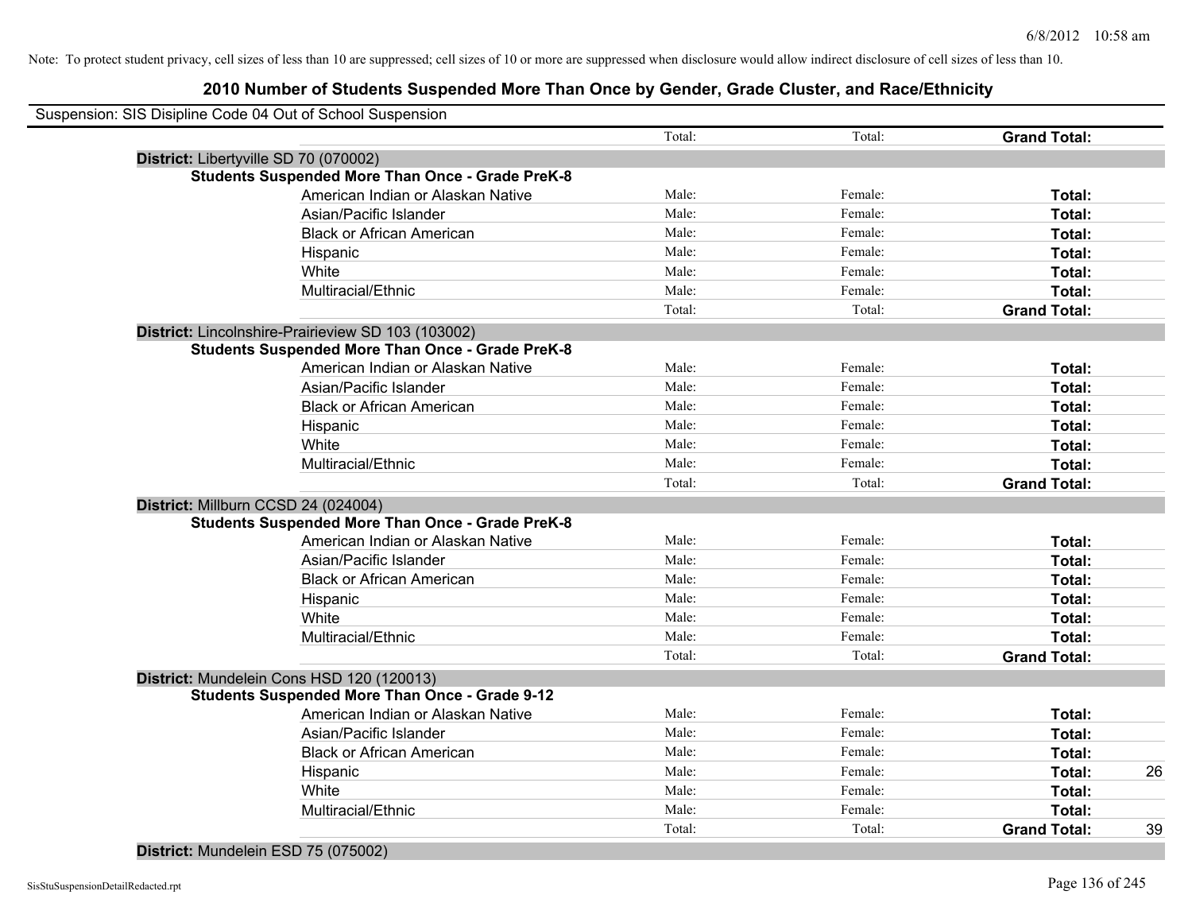Note: To protect student privacy, cell sizes of less than 10 are suppressed; cell sizes of 10 or more are suppressed when disclosure would allow indirect disclosure of cell sizes of less than 10.

# 2010 Number of Students Suspended More Than Once by Gender, Grade Cluster, and Race/Ethnicity

Suspension: SIS Disipline Code 04 Out of School Suspension

| | | Male | Female | Total | |
|---|---|---|---|---|---|
| | | Total: | Total: | **Grand Total:** | |
| **District:** Libertyville SD 70 (070002) | | | | | |
| **Students Suspended More Than Once - Grade PreK-8** | | | | | |
| | American Indian or Alaskan Native | Male: | Female: | **Total:** | |
| | Asian/Pacific Islander | Male: | Female: | **Total:** | |
| | Black or African American | Male: | Female: | **Total:** | |
| | Hispanic | Male: | Female: | **Total:** | |
| | White | Male: | Female: | **Total:** | |
| | Multiracial/Ethnic | Male: | Female: | **Total:** | |
| | | Total: | Total: | **Grand Total:** | |
| **District:** Lincolnshire-Prairieview SD 103 (103002) | | | | | |
| **Students Suspended More Than Once - Grade PreK-8** | | | | | |
| | American Indian or Alaskan Native | Male: | Female: | **Total:** | |
| | Asian/Pacific Islander | Male: | Female: | **Total:** | |
| | Black or African American | Male: | Female: | **Total:** | |
| | Hispanic | Male: | Female: | **Total:** | |
| | White | Male: | Female: | **Total:** | |
| | Multiracial/Ethnic | Male: | Female: | **Total:** | |
| | | Total: | Total: | **Grand Total:** | |
| **District:** Millburn CCSD 24 (024004) | | | | | |
| **Students Suspended More Than Once - Grade PreK-8** | | | | | |
| | American Indian or Alaskan Native | Male: | Female: | **Total:** | |
| | Asian/Pacific Islander | Male: | Female: | **Total:** | |
| | Black or African American | Male: | Female: | **Total:** | |
| | Hispanic | Male: | Female: | **Total:** | |
| | White | Male: | Female: | **Total:** | |
| | Multiracial/Ethnic | Male: | Female: | **Total:** | |
| | | Total: | Total: | **Grand Total:** | |
| **District:** Mundelein Cons HSD 120 (120013) | | | | | |
| **Students Suspended More Than Once - Grade 9-12** | | | | | |
| | American Indian or Alaskan Native | Male: | Female: | **Total:** | |
| | Asian/Pacific Islander | Male: | Female: | **Total:** | |
| | Black or African American | Male: | Female: | **Total:** | |
| | Hispanic | Male: | Female: | **Total:** | 26 |
| | White | Male: | Female: | **Total:** | |
| | Multiracial/Ethnic | Male: | Female: | **Total:** | |
| | | Total: | Total: | **Grand Total:** | 39 |
| **District:** Mundelein ESD 75 (075002) | | | | | |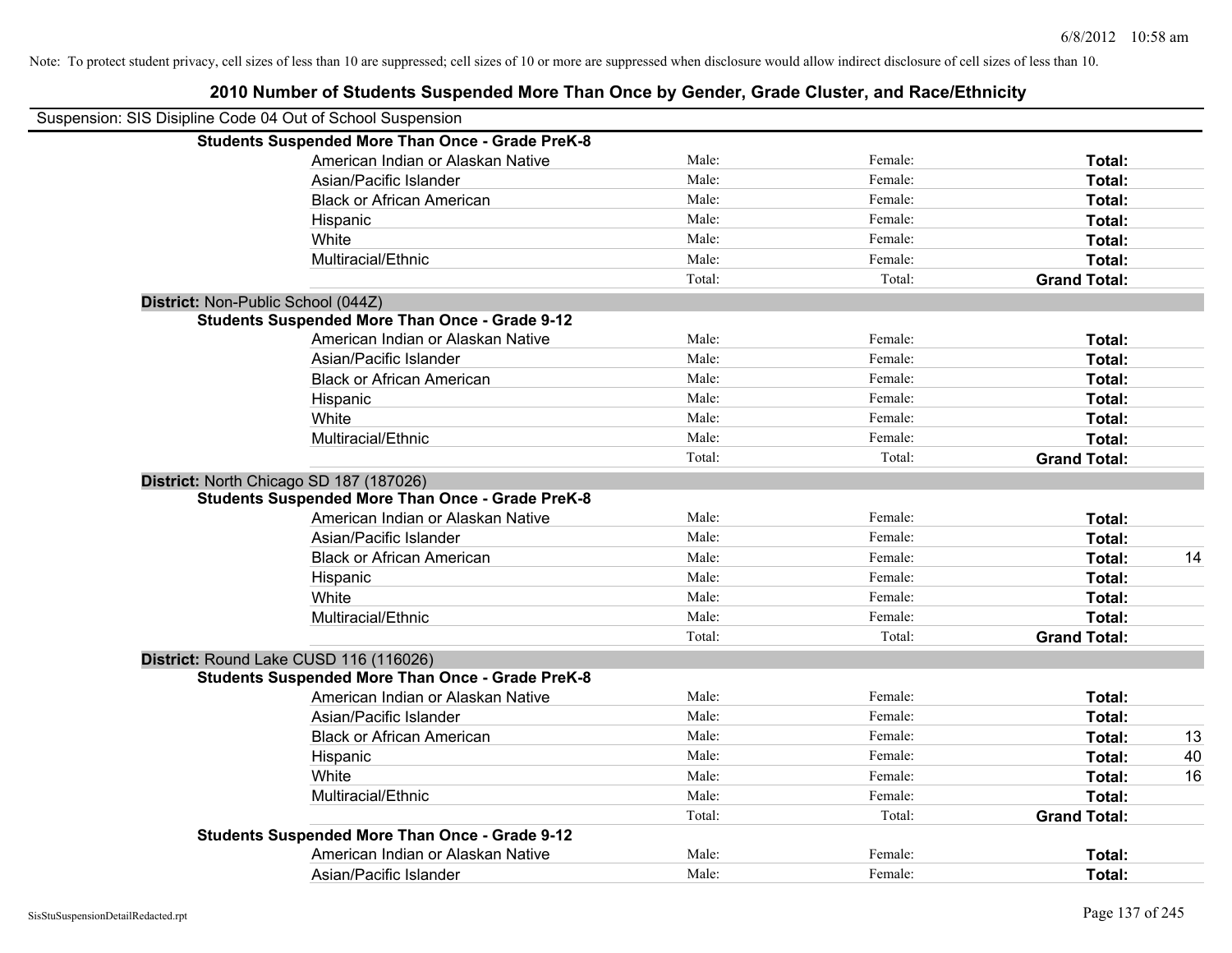Note: To protect student privacy, cell sizes of less than 10 are suppressed; cell sizes of 10 or more are suppressed when disclosure would allow indirect disclosure of cell sizes of less than 10.

## 2010 Number of Students Suspended More Than Once by Gender, Grade Cluster, and Race/Ethnicity

Suspension: SIS Disipline Code 04 Out of School Suspension

**Students Suspended More Than Once - Grade PreK-8**

| | | | | |
|---|---|---|---|---|
| American Indian or Alaskan Native | Male: | Female: | **Total:** | |
| Asian/Pacific Islander | Male: | Female: | **Total:** | |
| Black or African American | Male: | Female: | **Total:** | |
| Hispanic | Male: | Female: | **Total:** | |
| White | Male: | Female: | **Total:** | |
| Multiracial/Ethnic | Male: | Female: | **Total:** | |
| | Total: | Total: | **Grand Total:** | |

**District:** Non-Public School (044Z)

**Students Suspended More Than Once - Grade 9-12**

| | | | | |
|---|---|---|---|---|
| American Indian or Alaskan Native | Male: | Female: | **Total:** | |
| Asian/Pacific Islander | Male: | Female: | **Total:** | |
| Black or African American | Male: | Female: | **Total:** | |
| Hispanic | Male: | Female: | **Total:** | |
| White | Male: | Female: | **Total:** | |
| Multiracial/Ethnic | Male: | Female: | **Total:** | |
| | Total: | Total: | **Grand Total:** | |

**District:** North Chicago SD 187 (187026)

**Students Suspended More Than Once - Grade PreK-8**

| | | | | |
|---|---|---|---|---|
| American Indian or Alaskan Native | Male: | Female: | **Total:** | |
| Asian/Pacific Islander | Male: | Female: | **Total:** | |
| Black or African American | Male: | Female: | **Total:** | 14 |
| Hispanic | Male: | Female: | **Total:** | |
| White | Male: | Female: | **Total:** | |
| Multiracial/Ethnic | Male: | Female: | **Total:** | |
| | Total: | Total: | **Grand Total:** | |

**District:** Round Lake CUSD 116 (116026)

**Students Suspended More Than Once - Grade PreK-8**

| | | | | |
|---|---|---|---|---|
| American Indian or Alaskan Native | Male: | Female: | **Total:** | |
| Asian/Pacific Islander | Male: | Female: | **Total:** | |
| Black or African American | Male: | Female: | **Total:** | 13 |
| Hispanic | Male: | Female: | **Total:** | 40 |
| White | Male: | Female: | **Total:** | 16 |
| Multiracial/Ethnic | Male: | Female: | **Total:** | |
| | Total: | Total: | **Grand Total:** | |

**Students Suspended More Than Once - Grade 9-12**

| | | | | |
|---|---|---|---|---|
| American Indian or Alaskan Native | Male: | Female: | **Total:** | |
| Asian/Pacific Islander | Male: | Female: | **Total:** | |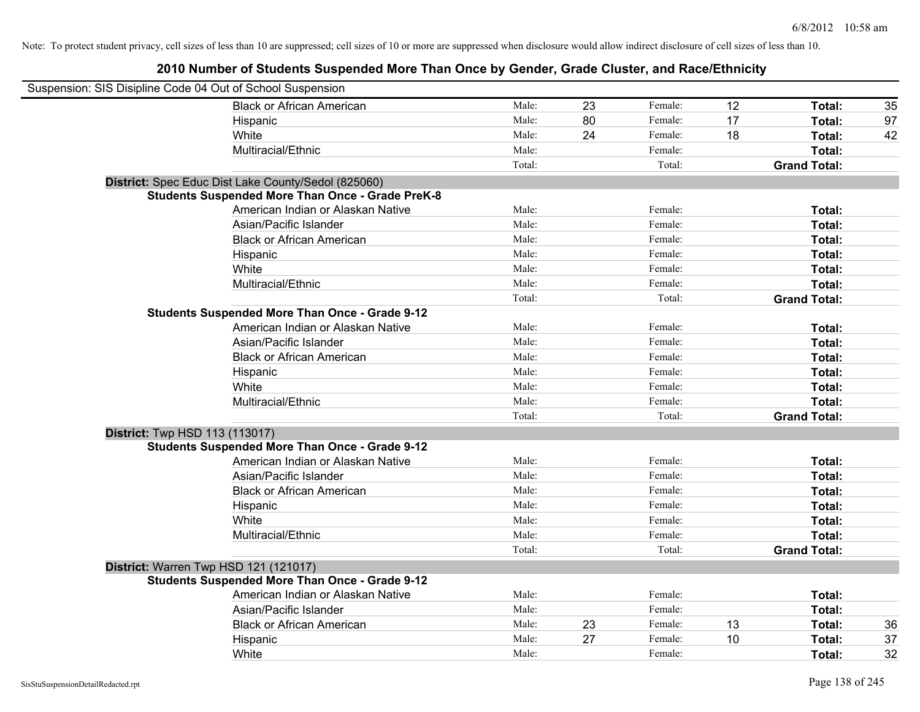Note: To protect student privacy, cell sizes of less than 10 are suppressed; cell sizes of 10 or more are suppressed when disclosure would allow indirect disclosure of cell sizes of less than 10.

## 2010 Number of Students Suspended More Than Once by Gender, Grade Cluster, and Race/Ethnicity

Suspension: SIS Disipline Code 04 Out of School Suspension

| | | | | | | |
|---|---|---|---|---|---|---|
| Black or African American | Male: | 23 | Female: | 12 | **Total:** | 35 |
| Hispanic | Male: | 80 | Female: | 17 | **Total:** | 97 |
| White | Male: | 24 | Female: | 18 | **Total:** | 42 |
| Multiracial/Ethnic | Male: | | Female: | | **Total:** | |
| | Total: | | Total: | | **Grand Total:** | |

**District:** Spec Educ Dist Lake County/Sedol (825060)

**Students Suspended More Than Once - Grade PreK-8**

| | | | | | | |
|---|---|---|---|---|---|---|
| American Indian or Alaskan Native | Male: | | Female: | | **Total:** | |
| Asian/Pacific Islander | Male: | | Female: | | **Total:** | |
| Black or African American | Male: | | Female: | | **Total:** | |
| Hispanic | Male: | | Female: | | **Total:** | |
| White | Male: | | Female: | | **Total:** | |
| Multiracial/Ethnic | Male: | | Female: | | **Total:** | |
| | Total: | | Total: | | **Grand Total:** | |

**Students Suspended More Than Once - Grade 9-12**

| | | | | | | |
|---|---|---|---|---|---|---|
| American Indian or Alaskan Native | Male: | | Female: | | **Total:** | |
| Asian/Pacific Islander | Male: | | Female: | | **Total:** | |
| Black or African American | Male: | | Female: | | **Total:** | |
| Hispanic | Male: | | Female: | | **Total:** | |
| White | Male: | | Female: | | **Total:** | |
| Multiracial/Ethnic | Male: | | Female: | | **Total:** | |
| | Total: | | Total: | | **Grand Total:** | |

**District:** Twp HSD 113 (113017)

**Students Suspended More Than Once - Grade 9-12**

| | | | | | | |
|---|---|---|---|---|---|---|
| American Indian or Alaskan Native | Male: | | Female: | | **Total:** | |
| Asian/Pacific Islander | Male: | | Female: | | **Total:** | |
| Black or African American | Male: | | Female: | | **Total:** | |
| Hispanic | Male: | | Female: | | **Total:** | |
| White | Male: | | Female: | | **Total:** | |
| Multiracial/Ethnic | Male: | | Female: | | **Total:** | |
| | Total: | | Total: | | **Grand Total:** | |

**District:** Warren Twp HSD 121 (121017)

**Students Suspended More Than Once - Grade 9-12**

| | | | | | | |
|---|---|---|---|---|---|---|
| American Indian or Alaskan Native | Male: | | Female: | | **Total:** | |
| Asian/Pacific Islander | Male: | | Female: | | **Total:** | |
| Black or African American | Male: | 23 | Female: | 13 | **Total:** | 36 |
| Hispanic | Male: | 27 | Female: | 10 | **Total:** | 37 |
| White | Male: | | Female: | | **Total:** | 32 |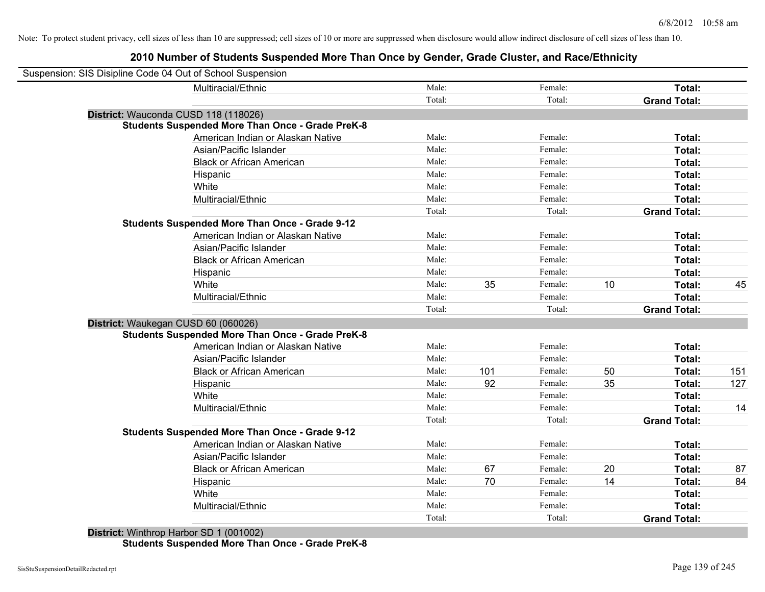Note: To protect student privacy, cell sizes of less than 10 are suppressed; cell sizes of 10 or more are suppressed when disclosure would allow indirect disclosure of cell sizes of less than 10.

## 2010 Number of Students Suspended More Than Once by Gender, Grade Cluster, and Race/Ethnicity

Suspension: SIS Disipline Code 04 Out of School Suspension

| | | | | | | | |
|---|---|---|---|---|---|---|---|
| Multiracial/Ethnic | Male: | | Female: | | **Total:** | |
| | Total: | | Total: | | **Grand Total:** | |

**District:** Wauconda CUSD 118 (118026)

**Students Suspended More Than Once - Grade PreK-8**

| | | | | | | |
|---|---|---|---|---|---|---|
| American Indian or Alaskan Native | Male: | | Female: | | **Total:** | |
| Asian/Pacific Islander | Male: | | Female: | | **Total:** | |
| Black or African American | Male: | | Female: | | **Total:** | |
| Hispanic | Male: | | Female: | | **Total:** | |
| White | Male: | | Female: | | **Total:** | |
| Multiracial/Ethnic | Male: | | Female: | | **Total:** | |
| | Total: | | Total: | | **Grand Total:** | |

**Students Suspended More Than Once - Grade 9-12**

| | | | | | | |
|---|---|---|---|---|---|---|
| American Indian or Alaskan Native | Male: | | Female: | | **Total:** | |
| Asian/Pacific Islander | Male: | | Female: | | **Total:** | |
| Black or African American | Male: | | Female: | | **Total:** | |
| Hispanic | Male: | | Female: | | **Total:** | |
| White | Male: | 35 | Female: | 10 | **Total:** | 45 |
| Multiracial/Ethnic | Male: | | Female: | | **Total:** | |
| | Total: | | Total: | | **Grand Total:** | |

**District:** Waukegan CUSD 60 (060026)

**Students Suspended More Than Once - Grade PreK-8**

| | | | | | | |
|---|---|---|---|---|---|---|
| American Indian or Alaskan Native | Male: | | Female: | | **Total:** | |
| Asian/Pacific Islander | Male: | | Female: | | **Total:** | |
| Black or African American | Male: | 101 | Female: | 50 | **Total:** | 151 |
| Hispanic | Male: | 92 | Female: | 35 | **Total:** | 127 |
| White | Male: | | Female: | | **Total:** | |
| Multiracial/Ethnic | Male: | | Female: | | **Total:** | 14 |
| | Total: | | Total: | | **Grand Total:** | |

**Students Suspended More Than Once - Grade 9-12**

| | | | | | | |
|---|---|---|---|---|---|---|
| American Indian or Alaskan Native | Male: | | Female: | | **Total:** | |
| Asian/Pacific Islander | Male: | | Female: | | **Total:** | |
| Black or African American | Male: | 67 | Female: | 20 | **Total:** | 87 |
| Hispanic | Male: | 70 | Female: | 14 | **Total:** | 84 |
| White | Male: | | Female: | | **Total:** | |
| Multiracial/Ethnic | Male: | | Female: | | **Total:** | |
| | Total: | | Total: | | **Grand Total:** | |

**District:** Winthrop Harbor SD 1 (001002)

**Students Suspended More Than Once - Grade PreK-8**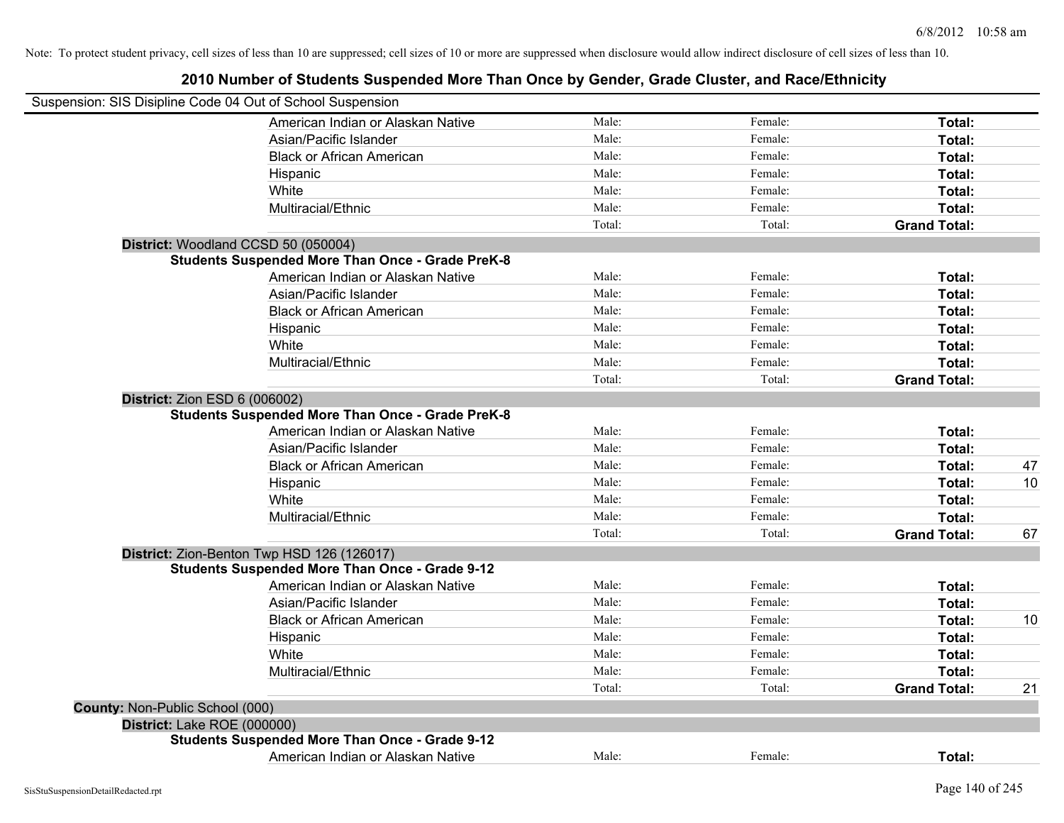Note: To protect student privacy, cell sizes of less than 10 are suppressed; cell sizes of 10 or more are suppressed when disclosure would allow indirect disclosure of cell sizes of less than 10.

## 2010 Number of Students Suspended More Than Once by Gender, Grade Cluster, and Race/Ethnicity

Suspension: SIS Disipline Code 04 Out of School Suspension

| | Male: | Female: | Total: | |
|---|---|---|---|---|
| American Indian or Alaskan Native | Male: | Female: | **Total:** | |
| Asian/Pacific Islander | Male: | Female: | **Total:** | |
| Black or African American | Male: | Female: | **Total:** | |
| Hispanic | Male: | Female: | **Total:** | |
| White | Male: | Female: | **Total:** | |
| Multiracial/Ethnic | Male: | Female: | **Total:** | |
| | Total: | Total: | **Grand Total:** | |

**District:** Woodland CCSD 50 (050004)

**Students Suspended More Than Once - Grade PreK-8**

| | | | | |
|---|---|---|---|---|
| American Indian or Alaskan Native | Male: | Female: | **Total:** | |
| Asian/Pacific Islander | Male: | Female: | **Total:** | |
| Black or African American | Male: | Female: | **Total:** | |
| Hispanic | Male: | Female: | **Total:** | |
| White | Male: | Female: | **Total:** | |
| Multiracial/Ethnic | Male: | Female: | **Total:** | |
| | Total: | Total: | **Grand Total:** | |

**District:** Zion ESD 6 (006002)

**Students Suspended More Than Once - Grade PreK-8**

| | | | | |
|---|---|---|---|---|
| American Indian or Alaskan Native | Male: | Female: | **Total:** | |
| Asian/Pacific Islander | Male: | Female: | **Total:** | |
| Black or African American | Male: | Female: | **Total:** | 47 |
| Hispanic | Male: | Female: | **Total:** | 10 |
| White | Male: | Female: | **Total:** | |
| Multiracial/Ethnic | Male: | Female: | **Total:** | |
| | Total: | Total: | **Grand Total:** | 67 |

**District:** Zion-Benton Twp HSD 126 (126017)

**Students Suspended More Than Once - Grade 9-12**

| | | | | |
|---|---|---|---|---|
| American Indian or Alaskan Native | Male: | Female: | **Total:** | |
| Asian/Pacific Islander | Male: | Female: | **Total:** | |
| Black or African American | Male: | Female: | **Total:** | 10 |
| Hispanic | Male: | Female: | **Total:** | |
| White | Male: | Female: | **Total:** | |
| Multiracial/Ethnic | Male: | Female: | **Total:** | |
| | Total: | Total: | **Grand Total:** | 21 |

**County:** Non-Public School (000)

**District:** Lake ROE (000000)

**Students Suspended More Than Once - Grade 9-12**

| | | | | |
|---|---|---|---|---|
| American Indian or Alaskan Native | Male: | Female: | **Total:** | |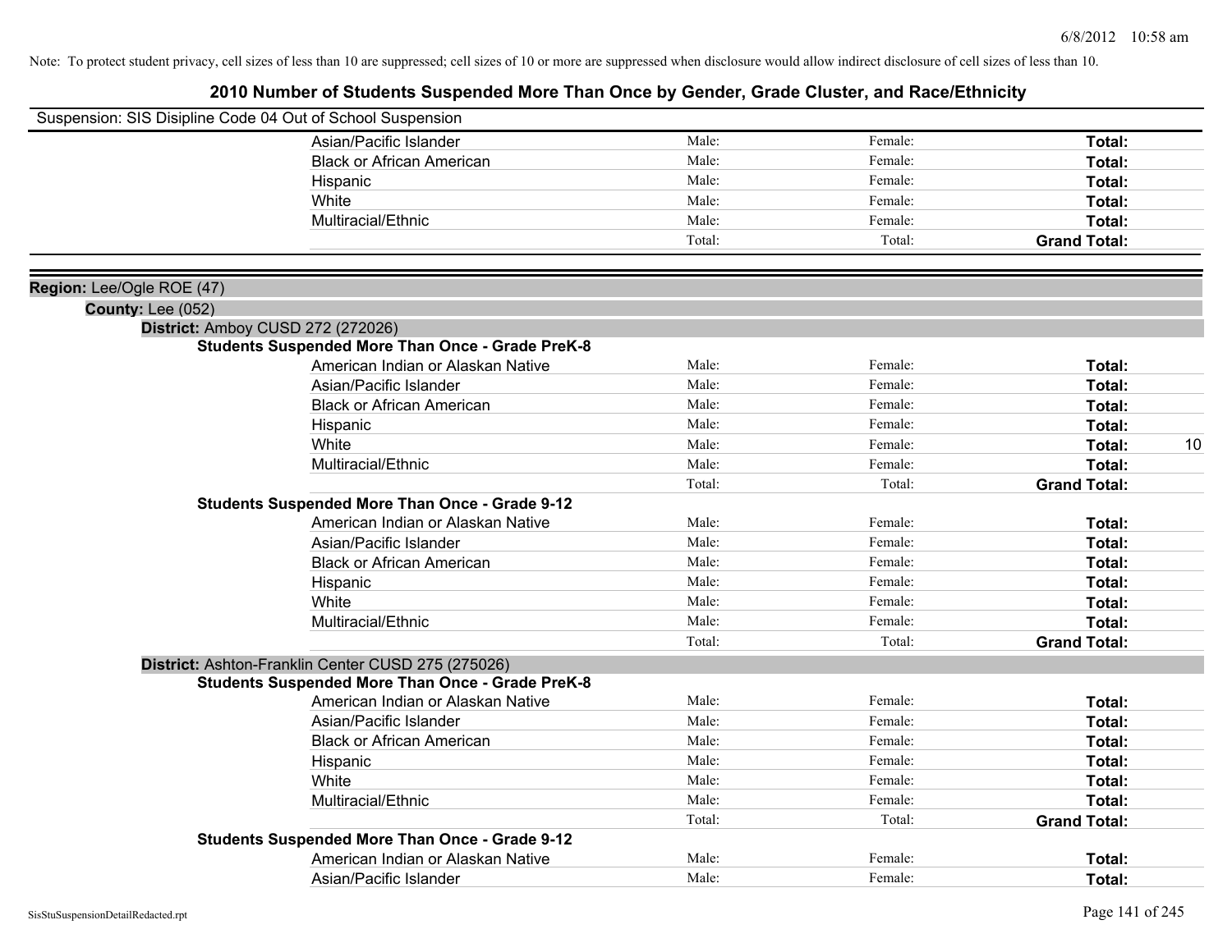Note: To protect student privacy, cell sizes of less than 10 are suppressed; cell sizes of 10 or more are suppressed when disclosure would allow indirect disclosure of cell sizes of less than 10.

# 2010 Number of Students Suspended More Than Once by Gender, Grade Cluster, and Race/Ethnicity

Suspension: SIS Disipline Code 04 Out of School Suspension

| | Male: | Female: | Total: | |
|---|---|---|---|---|
| Asian/Pacific Islander | Male: | Female: | **Total:** | |
| Black or African American | Male: | Female: | **Total:** | |
| Hispanic | Male: | Female: | **Total:** | |
| White | Male: | Female: | **Total:** | |
| Multiracial/Ethnic | Male: | Female: | **Total:** | |
| | Total: | Total: | **Grand Total:** | |

**Region:** Lee/Ogle ROE (47)

**County:** Lee (052)

**District:** Amboy CUSD 272 (272026)

**Students Suspended More Than Once - Grade PreK-8**

| | | | | |
|---|---|---|---|---|
| American Indian or Alaskan Native | Male: | Female: | **Total:** | |
| Asian/Pacific Islander | Male: | Female: | **Total:** | |
| Black or African American | Male: | Female: | **Total:** | |
| Hispanic | Male: | Female: | **Total:** | |
| White | Male: | Female: | **Total:** | 10 |
| Multiracial/Ethnic | Male: | Female: | **Total:** | |
| | Total: | Total: | **Grand Total:** | |

**Students Suspended More Than Once - Grade 9-12**

| | | | | |
|---|---|---|---|---|
| American Indian or Alaskan Native | Male: | Female: | **Total:** | |
| Asian/Pacific Islander | Male: | Female: | **Total:** | |
| Black or African American | Male: | Female: | **Total:** | |
| Hispanic | Male: | Female: | **Total:** | |
| White | Male: | Female: | **Total:** | |
| Multiracial/Ethnic | Male: | Female: | **Total:** | |
| | Total: | Total: | **Grand Total:** | |

**District:** Ashton-Franklin Center CUSD 275 (275026)

**Students Suspended More Than Once - Grade PreK-8**

| | | | | |
|---|---|---|---|---|
| American Indian or Alaskan Native | Male: | Female: | **Total:** | |
| Asian/Pacific Islander | Male: | Female: | **Total:** | |
| Black or African American | Male: | Female: | **Total:** | |
| Hispanic | Male: | Female: | **Total:** | |
| White | Male: | Female: | **Total:** | |
| Multiracial/Ethnic | Male: | Female: | **Total:** | |
| | Total: | Total: | **Grand Total:** | |

**Students Suspended More Than Once - Grade 9-12**

| | | | | |
|---|---|---|---|---|
| American Indian or Alaskan Native | Male: | Female: | **Total:** | |
| Asian/Pacific Islander | Male: | Female: | **Total:** | |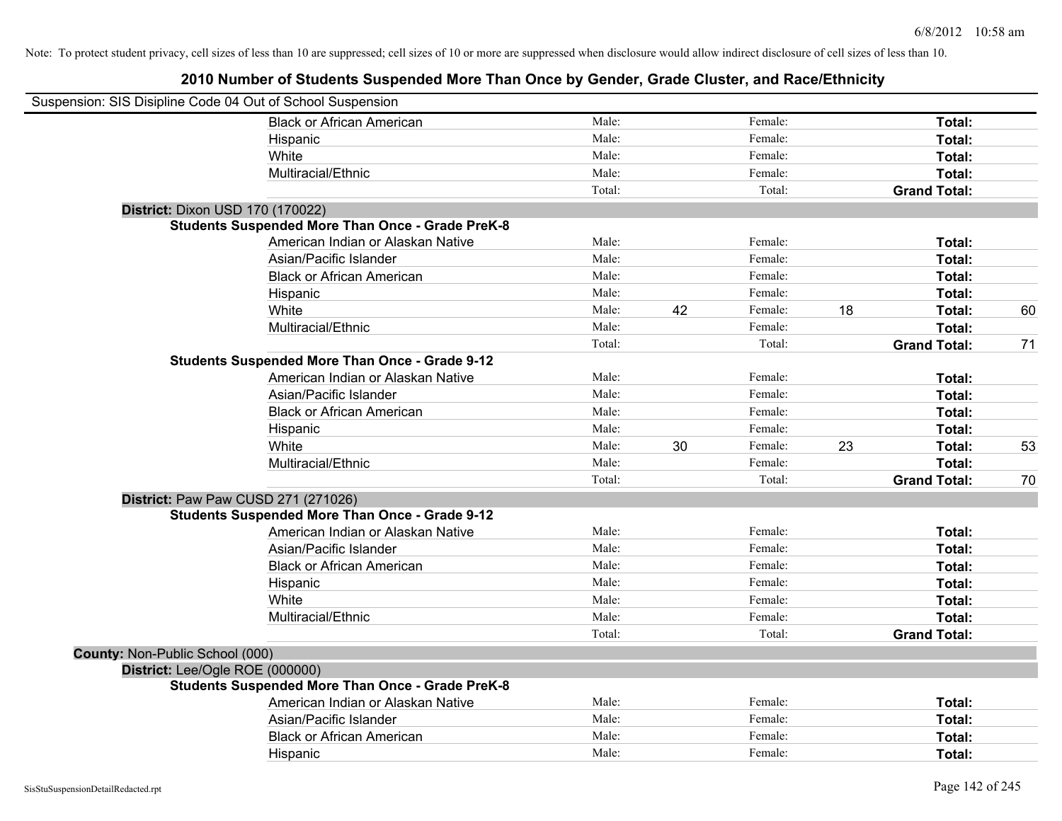Note: To protect student privacy, cell sizes of less than 10 are suppressed; cell sizes of 10 or more are suppressed when disclosure would allow indirect disclosure of cell sizes of less than 10.

## 2010 Number of Students Suspended More Than Once by Gender, Grade Cluster, and Race/Ethnicity

Suspension: SIS Disipline Code 04 Out of School Suspension

| | | | | | | | |
|---|---|---|---|---|---|---|---|
| Black or African American | Male: | | Female: | | **Total:** | |
| Hispanic | Male: | | Female: | | **Total:** | |
| White | Male: | | Female: | | **Total:** | |
| Multiracial/Ethnic | Male: | | Female: | | **Total:** | |
| | Total: | | Total: | | **Grand Total:** | |

**District:** Dixon USD 170 (170022)

**Students Suspended More Than Once - Grade PreK-8**

| | | | | | | |
|---|---|---|---|---|---|---|
| American Indian or Alaskan Native | Male: | | Female: | | **Total:** | |
| Asian/Pacific Islander | Male: | | Female: | | **Total:** | |
| Black or African American | Male: | | Female: | | **Total:** | |
| Hispanic | Male: | | Female: | | **Total:** | |
| White | Male: | 42 | Female: | 18 | **Total:** | 60 |
| Multiracial/Ethnic | Male: | | Female: | | **Total:** | |
| | Total: | | Total: | | **Grand Total:** | 71 |

**Students Suspended More Than Once - Grade 9-12**

| | | | | | | |
|---|---|---|---|---|---|---|
| American Indian or Alaskan Native | Male: | | Female: | | **Total:** | |
| Asian/Pacific Islander | Male: | | Female: | | **Total:** | |
| Black or African American | Male: | | Female: | | **Total:** | |
| Hispanic | Male: | | Female: | | **Total:** | |
| White | Male: | 30 | Female: | 23 | **Total:** | 53 |
| Multiracial/Ethnic | Male: | | Female: | | **Total:** | |
| | Total: | | Total: | | **Grand Total:** | 70 |

**District:** Paw Paw CUSD 271 (271026)

**Students Suspended More Than Once - Grade 9-12**

| | | | | | | |
|---|---|---|---|---|---|---|
| American Indian or Alaskan Native | Male: | | Female: | | **Total:** | |
| Asian/Pacific Islander | Male: | | Female: | | **Total:** | |
| Black or African American | Male: | | Female: | | **Total:** | |
| Hispanic | Male: | | Female: | | **Total:** | |
| White | Male: | | Female: | | **Total:** | |
| Multiracial/Ethnic | Male: | | Female: | | **Total:** | |
| | Total: | | Total: | | **Grand Total:** | |

**County:** Non-Public School (000)

**District:** Lee/Ogle ROE (000000)

**Students Suspended More Than Once - Grade PreK-8**

| | | | | | | |
|---|---|---|---|---|---|---|
| American Indian or Alaskan Native | Male: | | Female: | | **Total:** | |
| Asian/Pacific Islander | Male: | | Female: | | **Total:** | |
| Black or African American | Male: | | Female: | | **Total:** | |
| Hispanic | Male: | | Female: | | **Total:** | |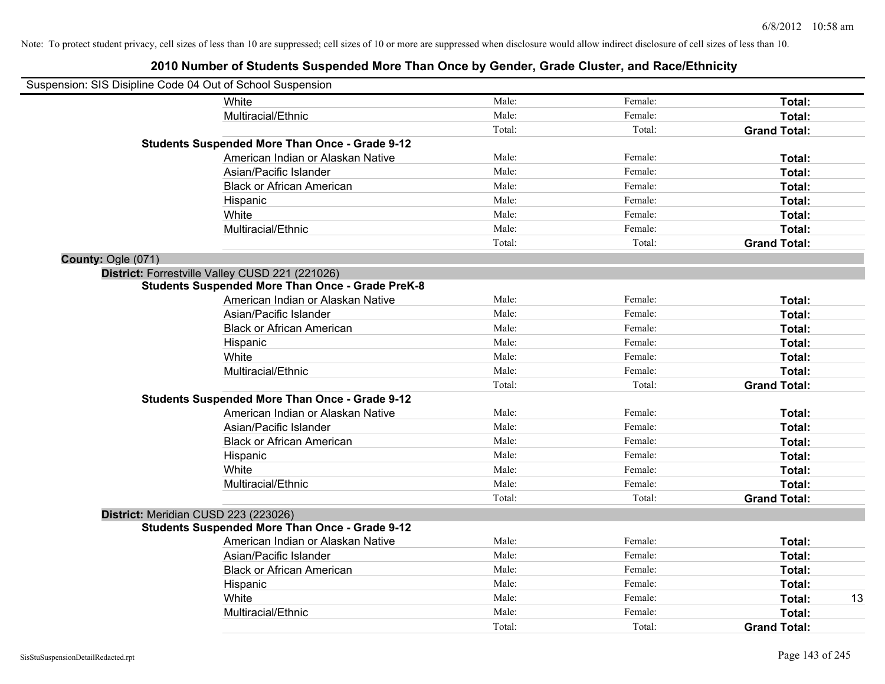Note: To protect student privacy, cell sizes of less than 10 are suppressed; cell sizes of 10 or more are suppressed when disclosure would allow indirect disclosure of cell sizes of less than 10.

## 2010 Number of Students Suspended More Than Once by Gender, Grade Cluster, and Race/Ethnicity

Suspension: SIS Disipline Code 04 Out of School Suspension

| | | | | |
|---|---|---|---|---|
| White | Male: | Female: | **Total:** | |
| Multiracial/Ethnic | Male: | Female: | **Total:** | |
| | Total: | Total: | **Grand Total:** | |
| **Students Suspended More Than Once - Grade 9-12** | | | | |
| American Indian or Alaskan Native | Male: | Female: | **Total:** | |
| Asian/Pacific Islander | Male: | Female: | **Total:** | |
| Black or African American | Male: | Female: | **Total:** | |
| Hispanic | Male: | Female: | **Total:** | |
| White | Male: | Female: | **Total:** | |
| Multiracial/Ethnic | Male: | Female: | **Total:** | |
| | Total: | Total: | **Grand Total:** | |

**County:** Ogle (071)

**District:** Forrestville Valley CUSD 221 (221026)

| | | | | |
|---|---|---|---|---|
| **Students Suspended More Than Once - Grade PreK-8** | | | | |
| American Indian or Alaskan Native | Male: | Female: | **Total:** | |
| Asian/Pacific Islander | Male: | Female: | **Total:** | |
| Black or African American | Male: | Female: | **Total:** | |
| Hispanic | Male: | Female: | **Total:** | |
| White | Male: | Female: | **Total:** | |
| Multiracial/Ethnic | Male: | Female: | **Total:** | |
| | Total: | Total: | **Grand Total:** | |
| **Students Suspended More Than Once - Grade 9-12** | | | | |
| American Indian or Alaskan Native | Male: | Female: | **Total:** | |
| Asian/Pacific Islander | Male: | Female: | **Total:** | |
| Black or African American | Male: | Female: | **Total:** | |
| Hispanic | Male: | Female: | **Total:** | |
| White | Male: | Female: | **Total:** | |
| Multiracial/Ethnic | Male: | Female: | **Total:** | |
| | Total: | Total: | **Grand Total:** | |

**District:** Meridian CUSD 223 (223026)

| | | | | |
|---|---|---|---|---|
| **Students Suspended More Than Once - Grade 9-12** | | | | |
| American Indian or Alaskan Native | Male: | Female: | **Total:** | |
| Asian/Pacific Islander | Male: | Female: | **Total:** | |
| Black or African American | Male: | Female: | **Total:** | |
| Hispanic | Male: | Female: | **Total:** | |
| White | Male: | Female: | **Total:** | 13 |
| Multiracial/Ethnic | Male: | Female: | **Total:** | |
| | Total: | Total: | **Grand Total:** | |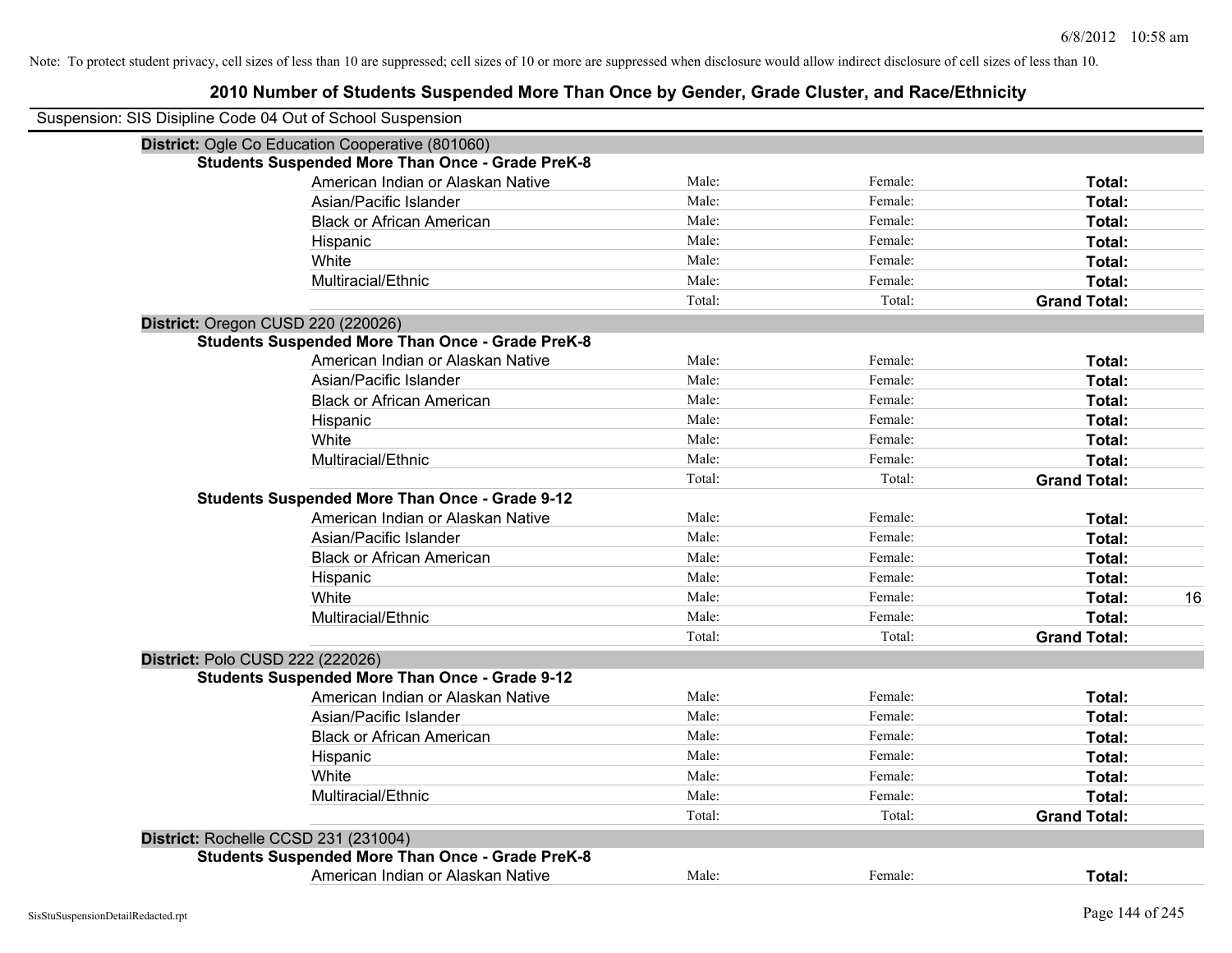Note: To protect student privacy, cell sizes of less than 10 are suppressed; cell sizes of 10 or more are suppressed when disclosure would allow indirect disclosure of cell sizes of less than 10.

# 2010 Number of Students Suspended More Than Once by Gender, Grade Cluster, and Race/Ethnicity

Suspension: SIS Disipline Code 04 Out of School Suspension

**District:** Ogle Co Education Cooperative (801060)

**Students Suspended More Than Once - Grade PreK-8**

| | | | | |
|---|---|---|---|---|
| American Indian or Alaskan Native | Male: | Female: | **Total:** | |
| Asian/Pacific Islander | Male: | Female: | **Total:** | |
| Black or African American | Male: | Female: | **Total:** | |
| Hispanic | Male: | Female: | **Total:** | |
| White | Male: | Female: | **Total:** | |
| Multiracial/Ethnic | Male: | Female: | **Total:** | |
| | Total: | Total: | **Grand Total:** | |

**District:** Oregon CUSD 220 (220026)

**Students Suspended More Than Once - Grade PreK-8**

| | | | | |
|---|---|---|---|---|
| American Indian or Alaskan Native | Male: | Female: | **Total:** | |
| Asian/Pacific Islander | Male: | Female: | **Total:** | |
| Black or African American | Male: | Female: | **Total:** | |
| Hispanic | Male: | Female: | **Total:** | |
| White | Male: | Female: | **Total:** | |
| Multiracial/Ethnic | Male: | Female: | **Total:** | |
| | Total: | Total: | **Grand Total:** | |

**Students Suspended More Than Once - Grade 9-12**

| | | | | |
|---|---|---|---|---|
| American Indian or Alaskan Native | Male: | Female: | **Total:** | |
| Asian/Pacific Islander | Male: | Female: | **Total:** | |
| Black or African American | Male: | Female: | **Total:** | |
| Hispanic | Male: | Female: | **Total:** | |
| White | Male: | Female: | **Total:** | 16 |
| Multiracial/Ethnic | Male: | Female: | **Total:** | |
| | Total: | Total: | **Grand Total:** | |

**District:** Polo CUSD 222 (222026)

**Students Suspended More Than Once - Grade 9-12**

| | | | | |
|---|---|---|---|---|
| American Indian or Alaskan Native | Male: | Female: | **Total:** | |
| Asian/Pacific Islander | Male: | Female: | **Total:** | |
| Black or African American | Male: | Female: | **Total:** | |
| Hispanic | Male: | Female: | **Total:** | |
| White | Male: | Female: | **Total:** | |
| Multiracial/Ethnic | Male: | Female: | **Total:** | |
| | Total: | Total: | **Grand Total:** | |

**District:** Rochelle CCSD 231 (231004)

**Students Suspended More Than Once - Grade PreK-8**

| | | | | |
|---|---|---|---|---|
| American Indian or Alaskan Native | Male: | Female: | **Total:** | |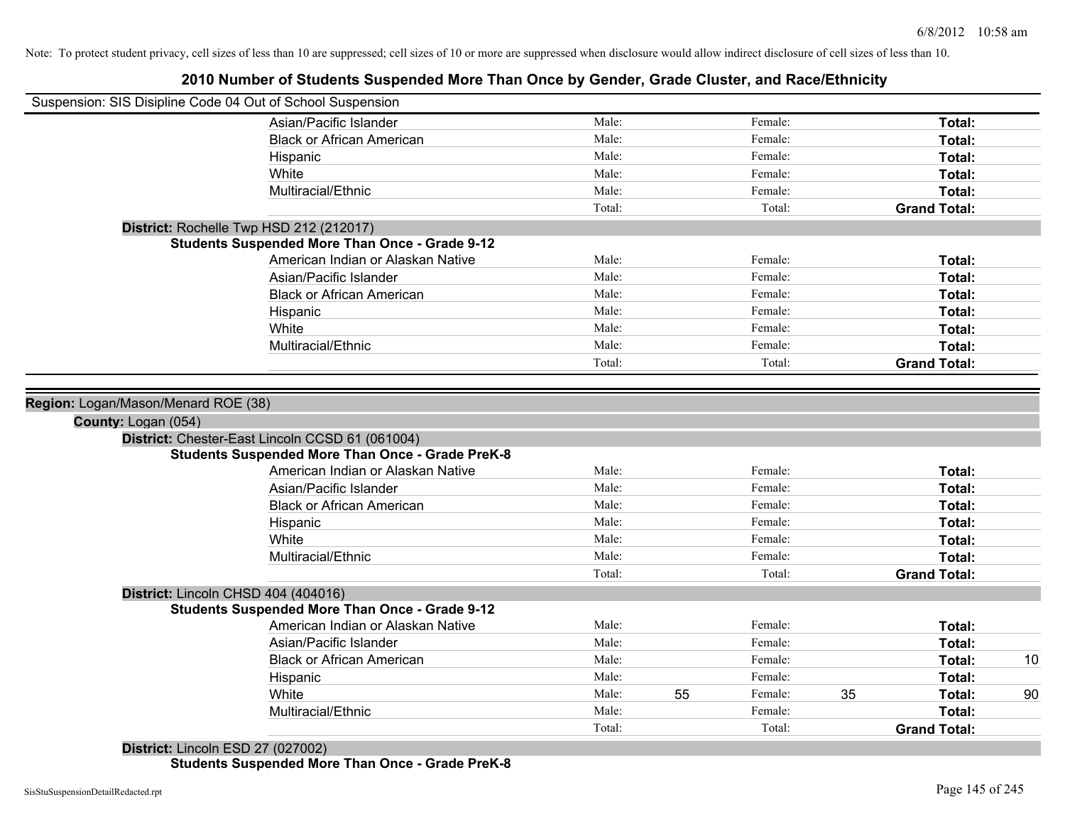Note: To protect student privacy, cell sizes of less than 10 are suppressed; cell sizes of 10 or more are suppressed when disclosure would allow indirect disclosure of cell sizes of less than 10.

# 2010 Number of Students Suspended More Than Once by Gender, Grade Cluster, and Race/Ethnicity

Suspension: SIS Disipline Code 04 Out of School Suspension

| | Male | | Female | | Total | |
|---|---|---|---|---|---|---|
| Asian/Pacific Islander | Male: | | Female: | | **Total:** | |
| Black or African American | Male: | | Female: | | **Total:** | |
| Hispanic | Male: | | Female: | | **Total:** | |
| White | Male: | | Female: | | **Total:** | |
| Multiracial/Ethnic | Male: | | Female: | | **Total:** | |
| | Total: | | Total: | | **Grand Total:** | |

**District:** Rochelle Twp HSD 212 (212017)

**Students Suspended More Than Once - Grade 9-12**

| | Male | | Female | | Total | |
|---|---|---|---|---|---|---|
| American Indian or Alaskan Native | Male: | | Female: | | **Total:** | |
| Asian/Pacific Islander | Male: | | Female: | | **Total:** | |
| Black or African American | Male: | | Female: | | **Total:** | |
| Hispanic | Male: | | Female: | | **Total:** | |
| White | Male: | | Female: | | **Total:** | |
| Multiracial/Ethnic | Male: | | Female: | | **Total:** | |
| | Total: | | Total: | | **Grand Total:** | |

**Region:** Logan/Mason/Menard ROE (38)

**County:** Logan (054)

**District:** Chester-East Lincoln CCSD 61 (061004)

**Students Suspended More Than Once - Grade PreK-8**

| | Male | | Female | | Total | |
|---|---|---|---|---|---|---|
| American Indian or Alaskan Native | Male: | | Female: | | **Total:** | |
| Asian/Pacific Islander | Male: | | Female: | | **Total:** | |
| Black or African American | Male: | | Female: | | **Total:** | |
| Hispanic | Male: | | Female: | | **Total:** | |
| White | Male: | | Female: | | **Total:** | |
| Multiracial/Ethnic | Male: | | Female: | | **Total:** | |
| | Total: | | Total: | | **Grand Total:** | |

**District:** Lincoln CHSD 404 (404016)

**Students Suspended More Than Once - Grade 9-12**

| | Male | | Female | | Total | |
|---|---|---|---|---|---|---|
| American Indian or Alaskan Native | Male: | | Female: | | **Total:** | |
| Asian/Pacific Islander | Male: | | Female: | | **Total:** | |
| Black or African American | Male: | | Female: | | **Total:** | 10 |
| Hispanic | Male: | | Female: | | **Total:** | |
| White | Male: | 55 | Female: | 35 | **Total:** | 90 |
| Multiracial/Ethnic | Male: | | Female: | | **Total:** | |
| | Total: | | Total: | | **Grand Total:** | |

**District:** Lincoln ESD 27 (027002)

**Students Suspended More Than Once - Grade PreK-8**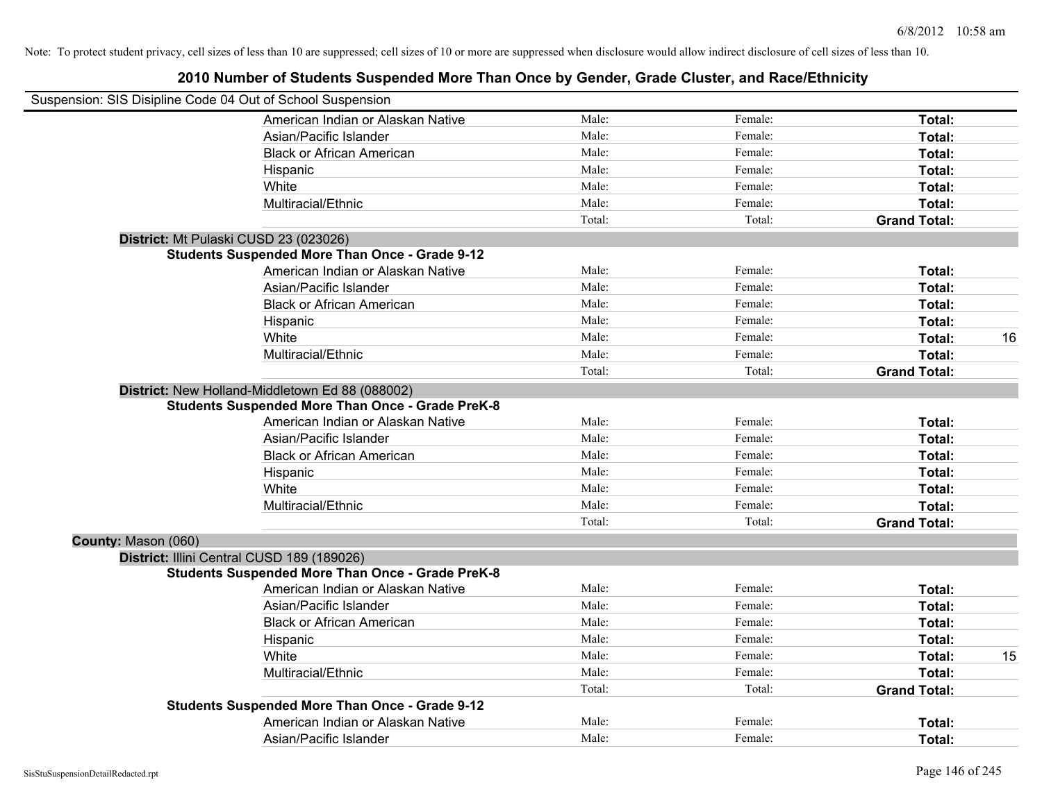Note: To protect student privacy, cell sizes of less than 10 are suppressed; cell sizes of 10 or more are suppressed when disclosure would allow indirect disclosure of cell sizes of less than 10.

## 2010 Number of Students Suspended More Than Once by Gender, Grade Cluster, and Race/Ethnicity

Suspension: SIS Disipline Code 04 Out of School Suspension

| | | | | |
|---|---|---|---|---|
| American Indian or Alaskan Native | Male: | Female: | **Total:** | |
| Asian/Pacific Islander | Male: | Female: | **Total:** | |
| Black or African American | Male: | Female: | **Total:** | |
| Hispanic | Male: | Female: | **Total:** | |
| White | Male: | Female: | **Total:** | |
| Multiracial/Ethnic | Male: | Female: | **Total:** | |
| | Total: | Total: | **Grand Total:** | |

**District:** Mt Pulaski CUSD 23 (023026)

**Students Suspended More Than Once - Grade 9-12**

| | | | | |
|---|---|---|---|---|
| American Indian or Alaskan Native | Male: | Female: | **Total:** | |
| Asian/Pacific Islander | Male: | Female: | **Total:** | |
| Black or African American | Male: | Female: | **Total:** | |
| Hispanic | Male: | Female: | **Total:** | |
| White | Male: | Female: | **Total:** | 16 |
| Multiracial/Ethnic | Male: | Female: | **Total:** | |
| | Total: | Total: | **Grand Total:** | |

**District:** New Holland-Middletown Ed 88 (088002)

**Students Suspended More Than Once - Grade PreK-8**

| | | | | |
|---|---|---|---|---|
| American Indian or Alaskan Native | Male: | Female: | **Total:** | |
| Asian/Pacific Islander | Male: | Female: | **Total:** | |
| Black or African American | Male: | Female: | **Total:** | |
| Hispanic | Male: | Female: | **Total:** | |
| White | Male: | Female: | **Total:** | |
| Multiracial/Ethnic | Male: | Female: | **Total:** | |
| | Total: | Total: | **Grand Total:** | |

**County:** Mason (060)

**District:** Illini Central CUSD 189 (189026)

**Students Suspended More Than Once - Grade PreK-8**

| | | | | |
|---|---|---|---|---|
| American Indian or Alaskan Native | Male: | Female: | **Total:** | |
| Asian/Pacific Islander | Male: | Female: | **Total:** | |
| Black or African American | Male: | Female: | **Total:** | |
| Hispanic | Male: | Female: | **Total:** | |
| White | Male: | Female: | **Total:** | 15 |
| Multiracial/Ethnic | Male: | Female: | **Total:** | |
| | Total: | Total: | **Grand Total:** | |

**Students Suspended More Than Once - Grade 9-12**

| | | | | |
|---|---|---|---|---|
| American Indian or Alaskan Native | Male: | Female: | **Total:** | |
| Asian/Pacific Islander | Male: | Female: | **Total:** | |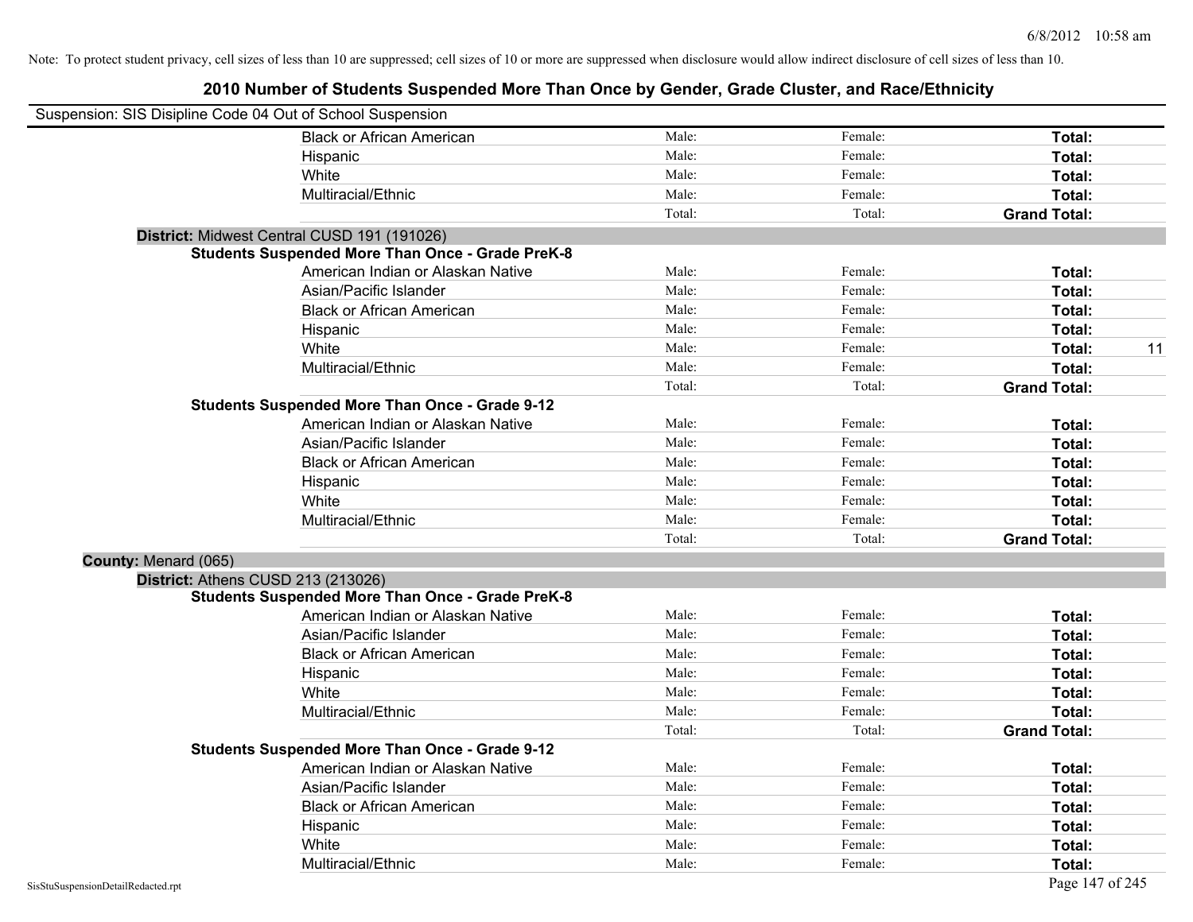Note: To protect student privacy, cell sizes of less than 10 are suppressed; cell sizes of 10 or more are suppressed when disclosure would allow indirect disclosure of cell sizes of less than 10.

# 2010 Number of Students Suspended More Than Once by Gender, Grade Cluster, and Race/Ethnicity

Suspension: SIS Disipline Code 04 Out of School Suspension

| | | | | |
|---|---|---|---|---|
| Black or African American | Male: | Female: | **Total:** | |
| Hispanic | Male: | Female: | **Total:** | |
| White | Male: | Female: | **Total:** | |
| Multiracial/Ethnic | Male: | Female: | **Total:** | |
| | Total: | Total: | **Grand Total:** | |

**District:** Midwest Central CUSD 191 (191026)

**Students Suspended More Than Once - Grade PreK-8**

| | | | | |
|---|---|---|---|---|
| American Indian or Alaskan Native | Male: | Female: | **Total:** | |
| Asian/Pacific Islander | Male: | Female: | **Total:** | |
| Black or African American | Male: | Female: | **Total:** | |
| Hispanic | Male: | Female: | **Total:** | |
| White | Male: | Female: | **Total:** | 11 |
| Multiracial/Ethnic | Male: | Female: | **Total:** | |
| | Total: | Total: | **Grand Total:** | |

**Students Suspended More Than Once - Grade 9-12**

| | | | | |
|---|---|---|---|---|
| American Indian or Alaskan Native | Male: | Female: | **Total:** | |
| Asian/Pacific Islander | Male: | Female: | **Total:** | |
| Black or African American | Male: | Female: | **Total:** | |
| Hispanic | Male: | Female: | **Total:** | |
| White | Male: | Female: | **Total:** | |
| Multiracial/Ethnic | Male: | Female: | **Total:** | |
| | Total: | Total: | **Grand Total:** | |

**County:** Menard (065)

**District:** Athens CUSD 213 (213026)

**Students Suspended More Than Once - Grade PreK-8**

| | | | | |
|---|---|---|---|---|
| American Indian or Alaskan Native | Male: | Female: | **Total:** | |
| Asian/Pacific Islander | Male: | Female: | **Total:** | |
| Black or African American | Male: | Female: | **Total:** | |
| Hispanic | Male: | Female: | **Total:** | |
| White | Male: | Female: | **Total:** | |
| Multiracial/Ethnic | Male: | Female: | **Total:** | |
| | Total: | Total: | **Grand Total:** | |

**Students Suspended More Than Once - Grade 9-12**

| | | | | |
|---|---|---|---|---|
| American Indian or Alaskan Native | Male: | Female: | **Total:** | |
| Asian/Pacific Islander | Male: | Female: | **Total:** | |
| Black or African American | Male: | Female: | **Total:** | |
| Hispanic | Male: | Female: | **Total:** | |
| White | Male: | Female: | **Total:** | |
| Multiracial/Ethnic | Male: | Female: | **Total:** | |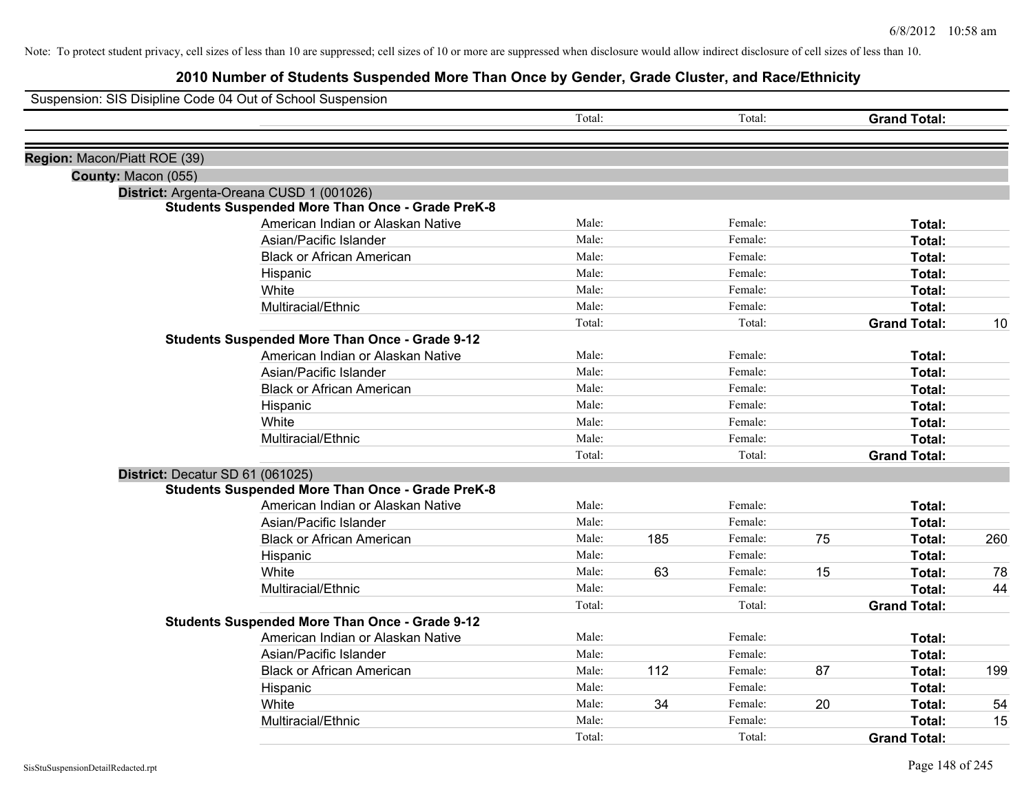Note: To protect student privacy, cell sizes of less than 10 are suppressed; cell sizes of 10 or more are suppressed when disclosure would allow indirect disclosure of cell sizes of less than 10.

# 2010 Number of Students Suspended More Than Once by Gender, Grade Cluster, and Race/Ethnicity

Suspension: SIS Disipline Code 04 Out of School Suspension

| | Total: | | Total: | | Grand Total: | |
|---|---|---|---|---|---|---|

**Region:** Macon/Piatt ROE (39)

**County:** Macon (055)

**District:** Argenta-Oreana CUSD 1 (001026)

**Students Suspended More Than Once - Grade PreK-8**

| | | | | | | |
|---|---|---|---|---|---|---|
| American Indian or Alaskan Native | Male: | | Female: | | Total: | |
| Asian/Pacific Islander | Male: | | Female: | | Total: | |
| Black or African American | Male: | | Female: | | Total: | |
| Hispanic | Male: | | Female: | | Total: | |
| White | Male: | | Female: | | Total: | |
| Multiracial/Ethnic | Male: | | Female: | | Total: | |
| | Total: | | Total: | | Grand Total: | 10 |

**Students Suspended More Than Once - Grade 9-12**

| | | | | | | |
|---|---|---|---|---|---|---|
| American Indian or Alaskan Native | Male: | | Female: | | Total: | |
| Asian/Pacific Islander | Male: | | Female: | | Total: | |
| Black or African American | Male: | | Female: | | Total: | |
| Hispanic | Male: | | Female: | | Total: | |
| White | Male: | | Female: | | Total: | |
| Multiracial/Ethnic | Male: | | Female: | | Total: | |
| | Total: | | Total: | | Grand Total: | |

**District:** Decatur SD 61 (061025)

**Students Suspended More Than Once - Grade PreK-8**

| | | | | | | |
|---|---|---|---|---|---|---|
| American Indian or Alaskan Native | Male: | | Female: | | Total: | |
| Asian/Pacific Islander | Male: | | Female: | | Total: | |
| Black or African American | Male: | 185 | Female: | 75 | Total: | 260 |
| Hispanic | Male: | | Female: | | Total: | |
| White | Male: | 63 | Female: | 15 | Total: | 78 |
| Multiracial/Ethnic | Male: | | Female: | | Total: | 44 |
| | Total: | | Total: | | Grand Total: | |

**Students Suspended More Than Once - Grade 9-12**

| | | | | | | |
|---|---|---|---|---|---|---|
| American Indian or Alaskan Native | Male: | | Female: | | Total: | |
| Asian/Pacific Islander | Male: | | Female: | | Total: | |
| Black or African American | Male: | 112 | Female: | 87 | Total: | 199 |
| Hispanic | Male: | | Female: | | Total: | |
| White | Male: | 34 | Female: | 20 | Total: | 54 |
| Multiracial/Ethnic | Male: | | Female: | | Total: | 15 |
| | Total: | | Total: | | Grand Total: | |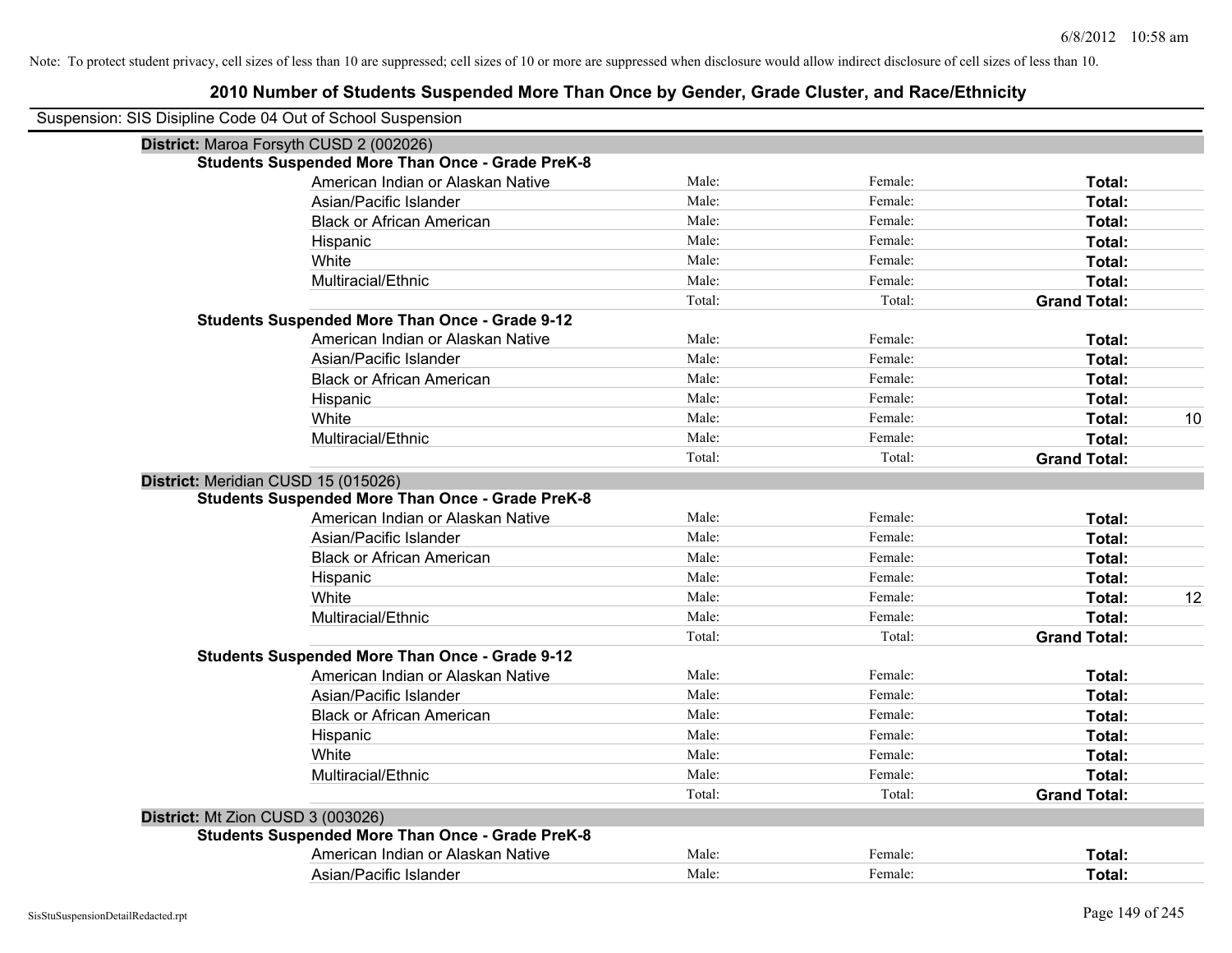Note: To protect student privacy, cell sizes of less than 10 are suppressed; cell sizes of 10 or more are suppressed when disclosure would allow indirect disclosure of cell sizes of less than 10.

## 2010 Number of Students Suspended More Than Once by Gender, Grade Cluster, and Race/Ethnicity

Suspension: SIS Disipline Code 04 Out of School Suspension

### District: Maroa Forsyth CUSD 2 (002026)

**Students Suspended More Than Once - Grade PreK-8**

| Race/Ethnicity | Male | Female | Total |
|---|---|---|---|
| American Indian or Alaskan Native | Male: | Female: | **Total:** |
| Asian/Pacific Islander | Male: | Female: | **Total:** |
| Black or African American | Male: | Female: | **Total:** |
| Hispanic | Male: | Female: | **Total:** |
| White | Male: | Female: | **Total:** |
| Multiracial/Ethnic | Male: | Female: | **Total:** |
| | Total: | Total: | **Grand Total:** |

**Students Suspended More Than Once - Grade 9-12**

| Race/Ethnicity | Male | Female | Total |
|---|---|---|---|
| American Indian or Alaskan Native | Male: | Female: | **Total:** |
| Asian/Pacific Islander | Male: | Female: | **Total:** |
| Black or African American | Male: | Female: | **Total:** |
| Hispanic | Male: | Female: | **Total:** |
| White | Male: | Female: | **Total:** 10 |
| Multiracial/Ethnic | Male: | Female: | **Total:** |
| | Total: | Total: | **Grand Total:** |

### District: Meridian CUSD 15 (015026)

**Students Suspended More Than Once - Grade PreK-8**

| Race/Ethnicity | Male | Female | Total |
|---|---|---|---|
| American Indian or Alaskan Native | Male: | Female: | **Total:** |
| Asian/Pacific Islander | Male: | Female: | **Total:** |
| Black or African American | Male: | Female: | **Total:** |
| Hispanic | Male: | Female: | **Total:** |
| White | Male: | Female: | **Total:** 12 |
| Multiracial/Ethnic | Male: | Female: | **Total:** |
| | Total: | Total: | **Grand Total:** |

**Students Suspended More Than Once - Grade 9-12**

| Race/Ethnicity | Male | Female | Total |
|---|---|---|---|
| American Indian or Alaskan Native | Male: | Female: | **Total:** |
| Asian/Pacific Islander | Male: | Female: | **Total:** |
| Black or African American | Male: | Female: | **Total:** |
| Hispanic | Male: | Female: | **Total:** |
| White | Male: | Female: | **Total:** |
| Multiracial/Ethnic | Male: | Female: | **Total:** |
| | Total: | Total: | **Grand Total:** |

### District: Mt Zion CUSD 3 (003026)

**Students Suspended More Than Once - Grade PreK-8**

| Race/Ethnicity | Male | Female | Total |
|---|---|---|---|
| American Indian or Alaskan Native | Male: | Female: | **Total:** |
| Asian/Pacific Islander | Male: | Female: | **Total:** |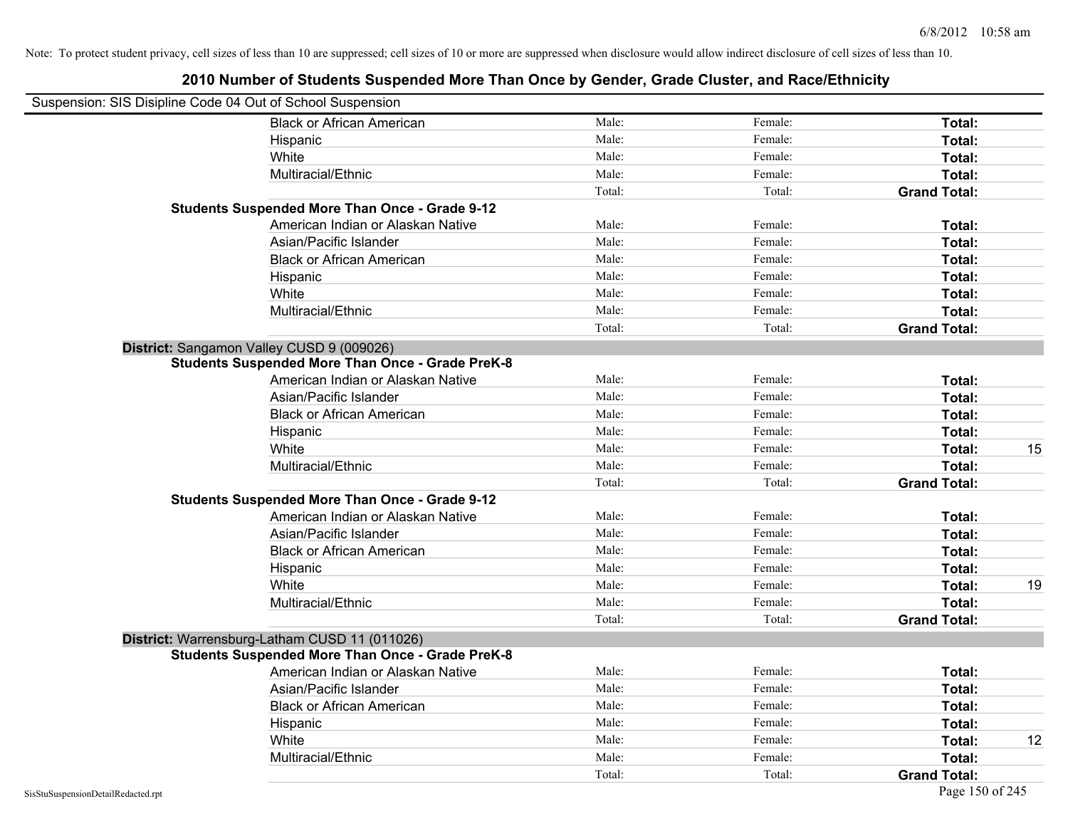Note: To protect student privacy, cell sizes of less than 10 are suppressed; cell sizes of 10 or more are suppressed when disclosure would allow indirect disclosure of cell sizes of less than 10.

# 2010 Number of Students Suspended More Than Once by Gender, Grade Cluster, and Race/Ethnicity

Suspension: SIS Disipline Code 04 Out of School Suspension

| | | | | |
|---|---|---|---|---|
| Black or African American | Male: | Female: | **Total:** | |
| Hispanic | Male: | Female: | **Total:** | |
| White | Male: | Female: | **Total:** | |
| Multiracial/Ethnic | Male: | Female: | **Total:** | |
| | Total: | Total: | **Grand Total:** | |
| **Students Suspended More Than Once - Grade 9-12** | | | | |
| American Indian or Alaskan Native | Male: | Female: | **Total:** | |
| Asian/Pacific Islander | Male: | Female: | **Total:** | |
| Black or African American | Male: | Female: | **Total:** | |
| Hispanic | Male: | Female: | **Total:** | |
| White | Male: | Female: | **Total:** | |
| Multiracial/Ethnic | Male: | Female: | **Total:** | |
| | Total: | Total: | **Grand Total:** | |
| **District:** Sangamon Valley CUSD 9 (009026) | | | | |
| **Students Suspended More Than Once - Grade PreK-8** | | | | |
| American Indian or Alaskan Native | Male: | Female: | **Total:** | |
| Asian/Pacific Islander | Male: | Female: | **Total:** | |
| Black or African American | Male: | Female: | **Total:** | |
| Hispanic | Male: | Female: | **Total:** | |
| White | Male: | Female: | **Total:** | 15 |
| Multiracial/Ethnic | Male: | Female: | **Total:** | |
| | Total: | Total: | **Grand Total:** | |
| **Students Suspended More Than Once - Grade 9-12** | | | | |
| American Indian or Alaskan Native | Male: | Female: | **Total:** | |
| Asian/Pacific Islander | Male: | Female: | **Total:** | |
| Black or African American | Male: | Female: | **Total:** | |
| Hispanic | Male: | Female: | **Total:** | |
| White | Male: | Female: | **Total:** | 19 |
| Multiracial/Ethnic | Male: | Female: | **Total:** | |
| | Total: | Total: | **Grand Total:** | |
| **District:** Warrensburg-Latham CUSD 11 (011026) | | | | |
| **Students Suspended More Than Once - Grade PreK-8** | | | | |
| American Indian or Alaskan Native | Male: | Female: | **Total:** | |
| Asian/Pacific Islander | Male: | Female: | **Total:** | |
| Black or African American | Male: | Female: | **Total:** | |
| Hispanic | Male: | Female: | **Total:** | |
| White | Male: | Female: | **Total:** | 12 |
| Multiracial/Ethnic | Male: | Female: | **Total:** | |
| | Total: | Total: | **Grand Total:** | |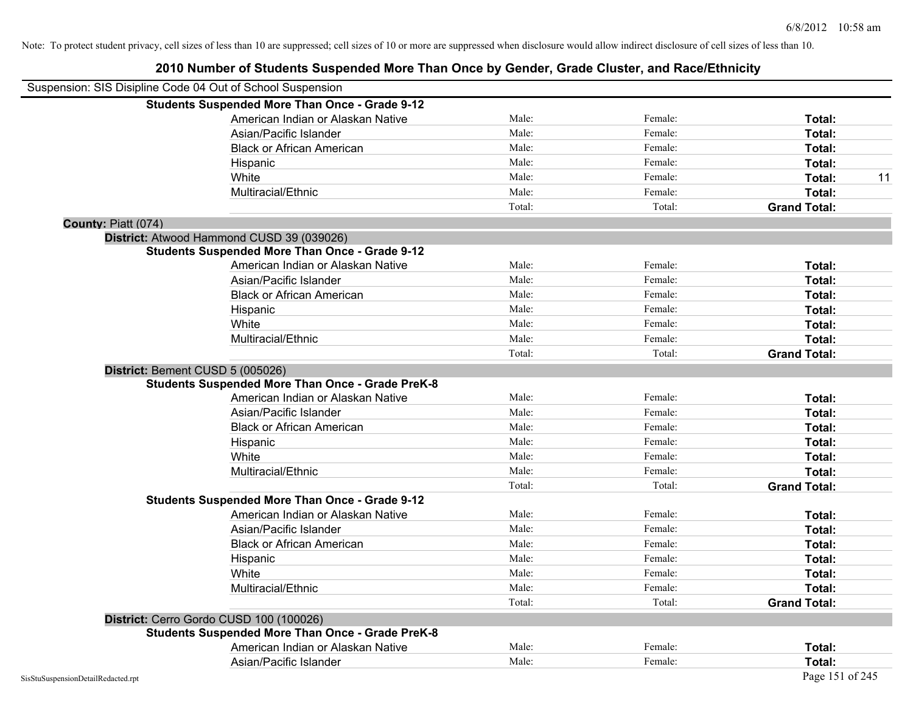Note: To protect student privacy, cell sizes of less than 10 are suppressed; cell sizes of 10 or more are suppressed when disclosure would allow indirect disclosure of cell sizes of less than 10.

# 2010 Number of Students Suspended More Than Once by Gender, Grade Cluster, and Race/Ethnicity

Suspension: SIS Disipline Code 04 Out of School Suspension

**Students Suspended More Than Once - Grade 9-12**

| | | | | |
|---|---|---|---|---|
| American Indian or Alaskan Native | Male: | Female: | **Total:** | |
| Asian/Pacific Islander | Male: | Female: | **Total:** | |
| Black or African American | Male: | Female: | **Total:** | |
| Hispanic | Male: | Female: | **Total:** | |
| White | Male: | Female: | **Total:** | 11 |
| Multiracial/Ethnic | Male: | Female: | **Total:** | |
| | Total: | Total: | **Grand Total:** | |

## County: Piatt (074)

### District: Atwood Hammond CUSD 39 (039026)

**Students Suspended More Than Once - Grade 9-12**

| | | | | |
|---|---|---|---|---|
| American Indian or Alaskan Native | Male: | Female: | **Total:** | |
| Asian/Pacific Islander | Male: | Female: | **Total:** | |
| Black or African American | Male: | Female: | **Total:** | |
| Hispanic | Male: | Female: | **Total:** | |
| White | Male: | Female: | **Total:** | |
| Multiracial/Ethnic | Male: | Female: | **Total:** | |
| | Total: | Total: | **Grand Total:** | |

### District: Bement CUSD 5 (005026)

**Students Suspended More Than Once - Grade PreK-8**

| | | | | |
|---|---|---|---|---|
| American Indian or Alaskan Native | Male: | Female: | **Total:** | |
| Asian/Pacific Islander | Male: | Female: | **Total:** | |
| Black or African American | Male: | Female: | **Total:** | |
| Hispanic | Male: | Female: | **Total:** | |
| White | Male: | Female: | **Total:** | |
| Multiracial/Ethnic | Male: | Female: | **Total:** | |
| | Total: | Total: | **Grand Total:** | |

**Students Suspended More Than Once - Grade 9-12**

| | | | | |
|---|---|---|---|---|
| American Indian or Alaskan Native | Male: | Female: | **Total:** | |
| Asian/Pacific Islander | Male: | Female: | **Total:** | |
| Black or African American | Male: | Female: | **Total:** | |
| Hispanic | Male: | Female: | **Total:** | |
| White | Male: | Female: | **Total:** | |
| Multiracial/Ethnic | Male: | Female: | **Total:** | |
| | Total: | Total: | **Grand Total:** | |

### District: Cerro Gordo CUSD 100 (100026)

**Students Suspended More Than Once - Grade PreK-8**

| | | | | |
|---|---|---|---|---|
| American Indian or Alaskan Native | Male: | Female: | **Total:** | |
| Asian/Pacific Islander | Male: | Female: | **Total:** | |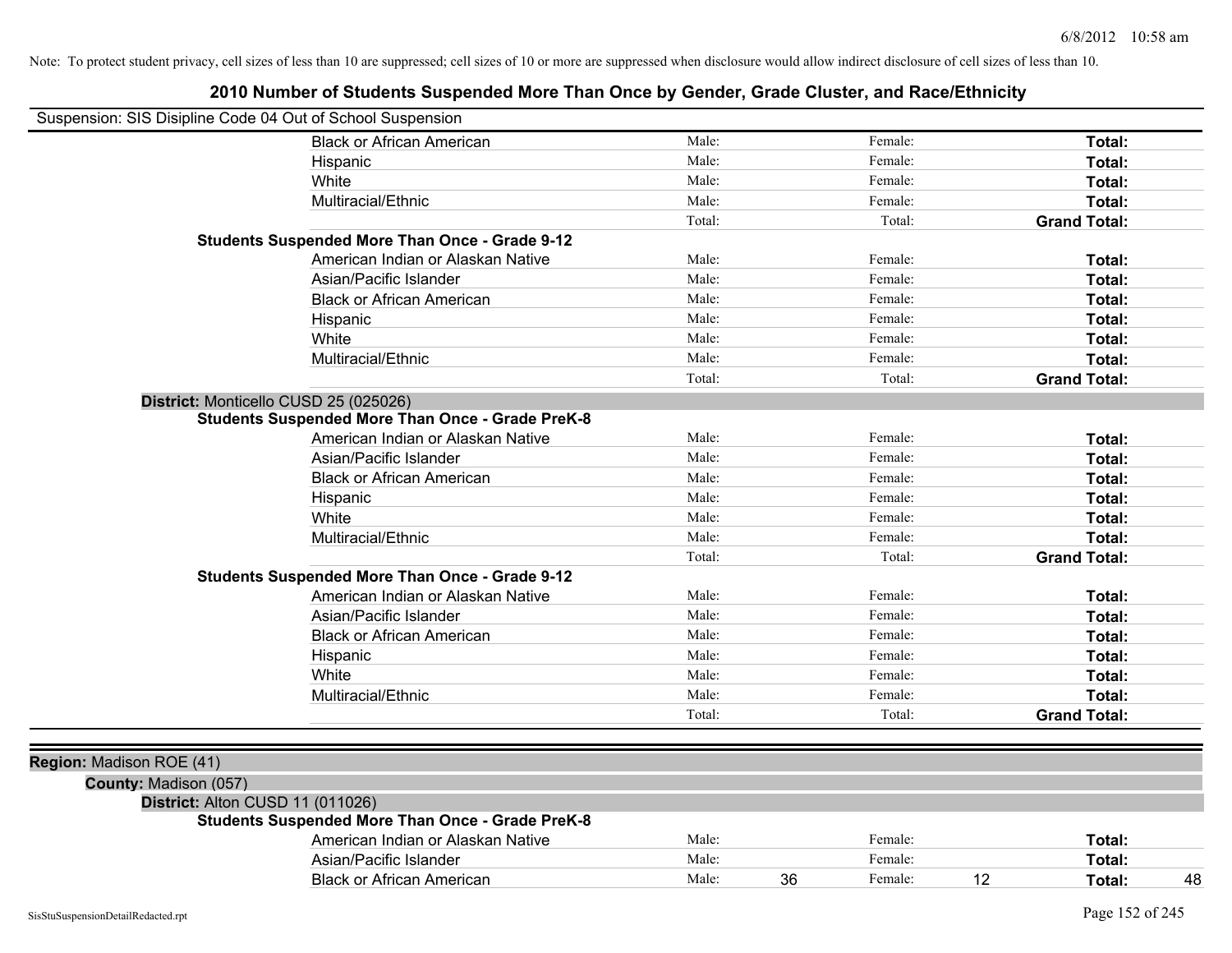Note: To protect student privacy, cell sizes of less than 10 are suppressed; cell sizes of 10 or more are suppressed when disclosure would allow indirect disclosure of cell sizes of less than 10.

## 2010 Number of Students Suspended More Than Once by Gender, Grade Cluster, and Race/Ethnicity

Suspension: SIS Disipline Code 04 Out of School Suspension

| | | | | | | |
|---|---|---|---|---|---|---|
| Black or African American | Male: | | Female: | | **Total:** | |
| Hispanic | Male: | | Female: | | **Total:** | |
| White | Male: | | Female: | | **Total:** | |
| Multiracial/Ethnic | Male: | | Female: | | **Total:** | |
| | Total: | | Total: | | **Grand Total:** | |

**Students Suspended More Than Once - Grade 9-12**

| | | | | | | |
|---|---|---|---|---|---|---|
| American Indian or Alaskan Native | Male: | | Female: | | **Total:** | |
| Asian/Pacific Islander | Male: | | Female: | | **Total:** | |
| Black or African American | Male: | | Female: | | **Total:** | |
| Hispanic | Male: | | Female: | | **Total:** | |
| White | Male: | | Female: | | **Total:** | |
| Multiracial/Ethnic | Male: | | Female: | | **Total:** | |
| | Total: | | Total: | | **Grand Total:** | |

**District:** Monticello CUSD 25 (025026)

**Students Suspended More Than Once - Grade PreK-8**

| | | | | | | |
|---|---|---|---|---|---|---|
| American Indian or Alaskan Native | Male: | | Female: | | **Total:** | |
| Asian/Pacific Islander | Male: | | Female: | | **Total:** | |
| Black or African American | Male: | | Female: | | **Total:** | |
| Hispanic | Male: | | Female: | | **Total:** | |
| White | Male: | | Female: | | **Total:** | |
| Multiracial/Ethnic | Male: | | Female: | | **Total:** | |
| | Total: | | Total: | | **Grand Total:** | |

**Students Suspended More Than Once - Grade 9-12**

| | | | | | | |
|---|---|---|---|---|---|---|
| American Indian or Alaskan Native | Male: | | Female: | | **Total:** | |
| Asian/Pacific Islander | Male: | | Female: | | **Total:** | |
| Black or African American | Male: | | Female: | | **Total:** | |
| Hispanic | Male: | | Female: | | **Total:** | |
| White | Male: | | Female: | | **Total:** | |
| Multiracial/Ethnic | Male: | | Female: | | **Total:** | |
| | Total: | | Total: | | **Grand Total:** | |

**Region:** Madison ROE (41)

**County:** Madison (057)

**District:** Alton CUSD 11 (011026)

**Students Suspended More Than Once - Grade PreK-8**

| | | | | | | |
|---|---|---|---|---|---|---|
| American Indian or Alaskan Native | Male: | | Female: | | **Total:** | |
| Asian/Pacific Islander | Male: | | Female: | | **Total:** | |
| Black or African American | Male: | 36 | Female: | 12 | **Total:** | 48 |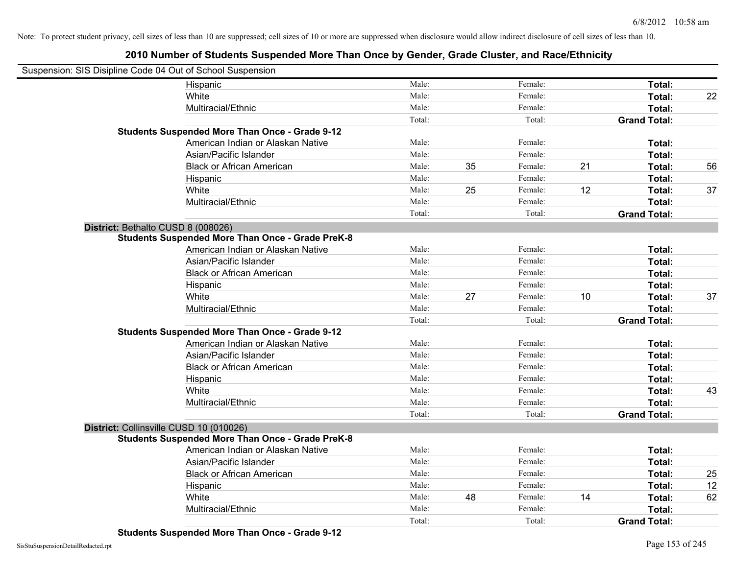Note: To protect student privacy, cell sizes of less than 10 are suppressed; cell sizes of 10 or more are suppressed when disclosure would allow indirect disclosure of cell sizes of less than 10.

# 2010 Number of Students Suspended More Than Once by Gender, Grade Cluster, and Race/Ethnicity

Suspension: SIS Disipline Code 04 Out of School Suspension

| | | | | | | |
|---|---|---|---|---|---|---|
| Hispanic | Male: | | Female: | | **Total:** | |
| White | Male: | | Female: | | **Total:** | 22 |
| Multiracial/Ethnic | Male: | | Female: | | **Total:** | |
| | Total: | | Total: | | **Grand Total:** | |

**Students Suspended More Than Once - Grade 9-12**

| | | | | | | |
|---|---|---|---|---|---|---|
| American Indian or Alaskan Native | Male: | | Female: | | **Total:** | |
| Asian/Pacific Islander | Male: | | Female: | | **Total:** | |
| Black or African American | Male: | 35 | Female: | 21 | **Total:** | 56 |
| Hispanic | Male: | | Female: | | **Total:** | |
| White | Male: | 25 | Female: | 12 | **Total:** | 37 |
| Multiracial/Ethnic | Male: | | Female: | | **Total:** | |
| | Total: | | Total: | | **Grand Total:** | |

**District:** Bethalto CUSD 8 (008026)

**Students Suspended More Than Once - Grade PreK-8**

| | | | | | | |
|---|---|---|---|---|---|---|
| American Indian or Alaskan Native | Male: | | Female: | | **Total:** | |
| Asian/Pacific Islander | Male: | | Female: | | **Total:** | |
| Black or African American | Male: | | Female: | | **Total:** | |
| Hispanic | Male: | | Female: | | **Total:** | |
| White | Male: | 27 | Female: | 10 | **Total:** | 37 |
| Multiracial/Ethnic | Male: | | Female: | | **Total:** | |
| | Total: | | Total: | | **Grand Total:** | |

**Students Suspended More Than Once - Grade 9-12**

| | | | | | | |
|---|---|---|---|---|---|---|
| American Indian or Alaskan Native | Male: | | Female: | | **Total:** | |
| Asian/Pacific Islander | Male: | | Female: | | **Total:** | |
| Black or African American | Male: | | Female: | | **Total:** | |
| Hispanic | Male: | | Female: | | **Total:** | |
| White | Male: | | Female: | | **Total:** | 43 |
| Multiracial/Ethnic | Male: | | Female: | | **Total:** | |
| | Total: | | Total: | | **Grand Total:** | |

**District:** Collinsville CUSD 10 (010026)

**Students Suspended More Than Once - Grade PreK-8**

| | | | | | | |
|---|---|---|---|---|---|---|
| American Indian or Alaskan Native | Male: | | Female: | | **Total:** | |
| Asian/Pacific Islander | Male: | | Female: | | **Total:** | |
| Black or African American | Male: | | Female: | | **Total:** | 25 |
| Hispanic | Male: | | Female: | | **Total:** | 12 |
| White | Male: | 48 | Female: | 14 | **Total:** | 62 |
| Multiracial/Ethnic | Male: | | Female: | | **Total:** | |
| | Total: | | Total: | | **Grand Total:** | |

**Students Suspended More Than Once - Grade 9-12**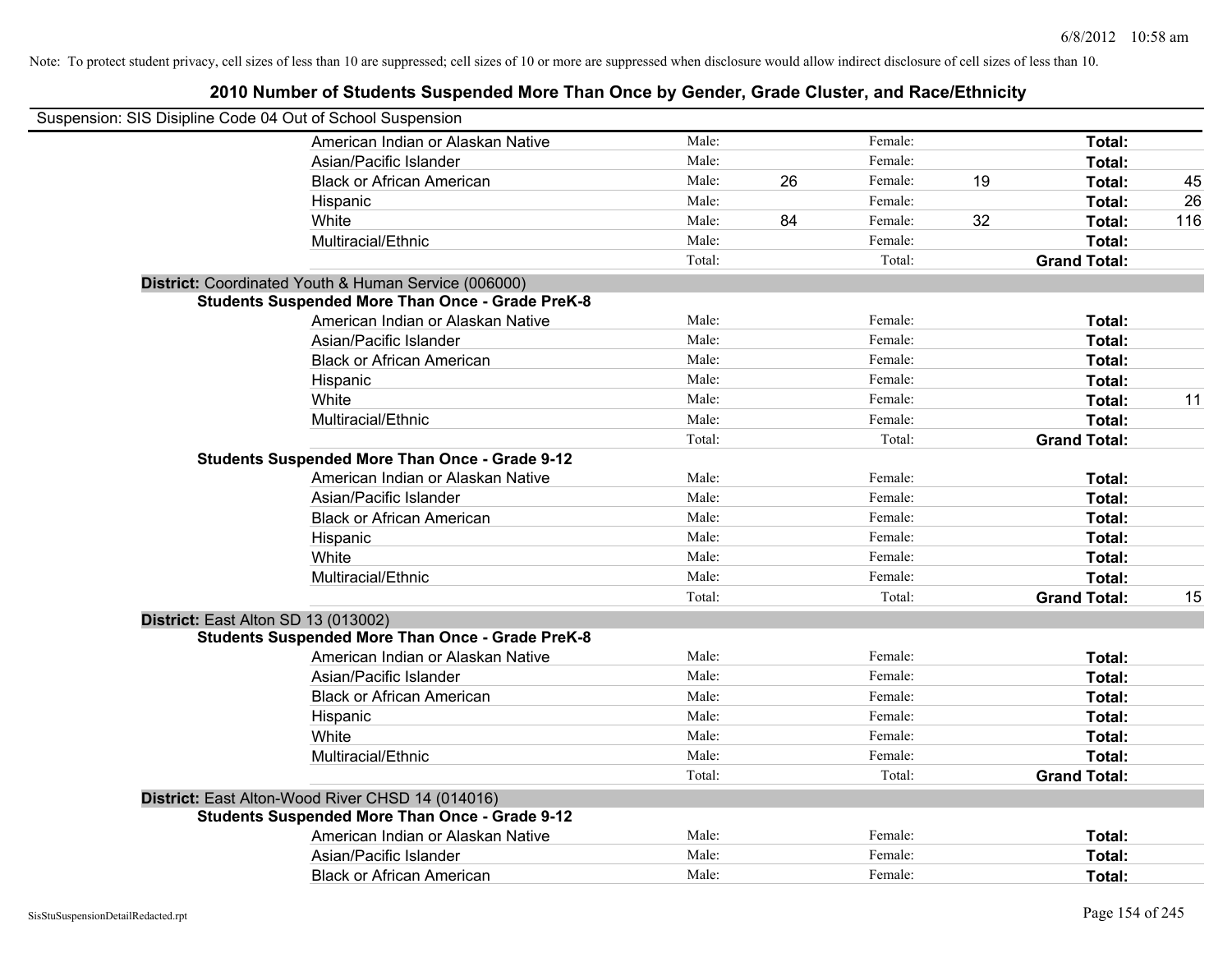Note: To protect student privacy, cell sizes of less than 10 are suppressed; cell sizes of 10 or more are suppressed when disclosure would allow indirect disclosure of cell sizes of less than 10.

## 2010 Number of Students Suspended More Than Once by Gender, Grade Cluster, and Race/Ethnicity

Suspension: SIS Disipline Code 04 Out of School Suspension

| | | | | | | |
|---|---|---|---|---|---|---|
| American Indian or Alaskan Native | Male: | | Female: | | **Total:** | |
| Asian/Pacific Islander | Male: | | Female: | | **Total:** | |
| Black or African American | Male: | 26 | Female: | 19 | **Total:** | 45 |
| Hispanic | Male: | | Female: | | **Total:** | 26 |
| White | Male: | 84 | Female: | 32 | **Total:** | 116 |
| Multiracial/Ethnic | Male: | | Female: | | **Total:** | |
| | Total: | | Total: | | **Grand Total:** | |

**District:** Coordinated Youth & Human Service (006000)

**Students Suspended More Than Once - Grade PreK-8**

| | | | | | | |
|---|---|---|---|---|---|---|
| American Indian or Alaskan Native | Male: | | Female: | | **Total:** | |
| Asian/Pacific Islander | Male: | | Female: | | **Total:** | |
| Black or African American | Male: | | Female: | | **Total:** | |
| Hispanic | Male: | | Female: | | **Total:** | |
| White | Male: | | Female: | | **Total:** | 11 |
| Multiracial/Ethnic | Male: | | Female: | | **Total:** | |
| | Total: | | Total: | | **Grand Total:** | |

**Students Suspended More Than Once - Grade 9-12**

| | | | | | | |
|---|---|---|---|---|---|---|
| American Indian or Alaskan Native | Male: | | Female: | | **Total:** | |
| Asian/Pacific Islander | Male: | | Female: | | **Total:** | |
| Black or African American | Male: | | Female: | | **Total:** | |
| Hispanic | Male: | | Female: | | **Total:** | |
| White | Male: | | Female: | | **Total:** | |
| Multiracial/Ethnic | Male: | | Female: | | **Total:** | |
| | Total: | | Total: | | **Grand Total:** | 15 |

**District:** East Alton SD 13 (013002)

**Students Suspended More Than Once - Grade PreK-8**

| | | | | | | |
|---|---|---|---|---|---|---|
| American Indian or Alaskan Native | Male: | | Female: | | **Total:** | |
| Asian/Pacific Islander | Male: | | Female: | | **Total:** | |
| Black or African American | Male: | | Female: | | **Total:** | |
| Hispanic | Male: | | Female: | | **Total:** | |
| White | Male: | | Female: | | **Total:** | |
| Multiracial/Ethnic | Male: | | Female: | | **Total:** | |
| | Total: | | Total: | | **Grand Total:** | |

**District:** East Alton-Wood River CHSD 14 (014016)

**Students Suspended More Than Once - Grade 9-12**

| | | | | | | |
|---|---|---|---|---|---|---|
| American Indian or Alaskan Native | Male: | | Female: | | **Total:** | |
| Asian/Pacific Islander | Male: | | Female: | | **Total:** | |
| Black or African American | Male: | | Female: | | **Total:** | |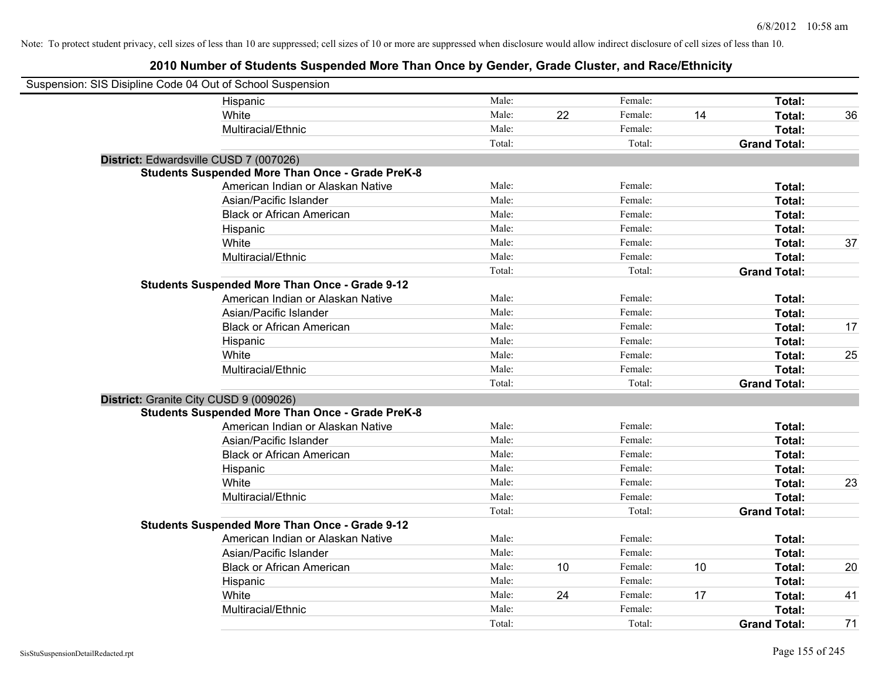Note: To protect student privacy, cell sizes of less than 10 are suppressed; cell sizes of 10 or more are suppressed when disclosure would allow indirect disclosure of cell sizes of less than 10.

# 2010 Number of Students Suspended More Than Once by Gender, Grade Cluster, and Race/Ethnicity

Suspension: SIS Disipline Code 04 Out of School Suspension

| | | | | | | |
|---|---|---|---|---|---|---|
| Hispanic | Male: | | Female: | | **Total:** | |
| White | Male: | 22 | Female: | 14 | **Total:** | 36 |
| Multiracial/Ethnic | Male: | | Female: | | **Total:** | |
| | Total: | | Total: | | **Grand Total:** | |

**District:** Edwardsville CUSD 7 (007026)

**Students Suspended More Than Once - Grade PreK-8**

| | | | | | | |
|---|---|---|---|---|---|---|
| American Indian or Alaskan Native | Male: | | Female: | | **Total:** | |
| Asian/Pacific Islander | Male: | | Female: | | **Total:** | |
| Black or African American | Male: | | Female: | | **Total:** | |
| Hispanic | Male: | | Female: | | **Total:** | |
| White | Male: | | Female: | | **Total:** | 37 |
| Multiracial/Ethnic | Male: | | Female: | | **Total:** | |
| | Total: | | Total: | | **Grand Total:** | |

**Students Suspended More Than Once - Grade 9-12**

| | | | | | | |
|---|---|---|---|---|---|---|
| American Indian or Alaskan Native | Male: | | Female: | | **Total:** | |
| Asian/Pacific Islander | Male: | | Female: | | **Total:** | |
| Black or African American | Male: | | Female: | | **Total:** | 17 |
| Hispanic | Male: | | Female: | | **Total:** | |
| White | Male: | | Female: | | **Total:** | 25 |
| Multiracial/Ethnic | Male: | | Female: | | **Total:** | |
| | Total: | | Total: | | **Grand Total:** | |

**District:** Granite City CUSD 9 (009026)

**Students Suspended More Than Once - Grade PreK-8**

| | | | | | | |
|---|---|---|---|---|---|---|
| American Indian or Alaskan Native | Male: | | Female: | | **Total:** | |
| Asian/Pacific Islander | Male: | | Female: | | **Total:** | |
| Black or African American | Male: | | Female: | | **Total:** | |
| Hispanic | Male: | | Female: | | **Total:** | |
| White | Male: | | Female: | | **Total:** | 23 |
| Multiracial/Ethnic | Male: | | Female: | | **Total:** | |
| | Total: | | Total: | | **Grand Total:** | |

**Students Suspended More Than Once - Grade 9-12**

| | | | | | | |
|---|---|---|---|---|---|---|
| American Indian or Alaskan Native | Male: | | Female: | | **Total:** | |
| Asian/Pacific Islander | Male: | | Female: | | **Total:** | |
| Black or African American | Male: | 10 | Female: | 10 | **Total:** | 20 |
| Hispanic | Male: | | Female: | | **Total:** | |
| White | Male: | 24 | Female: | 17 | **Total:** | 41 |
| Multiracial/Ethnic | Male: | | Female: | | **Total:** | |
| | Total: | | Total: | | **Grand Total:** | 71 |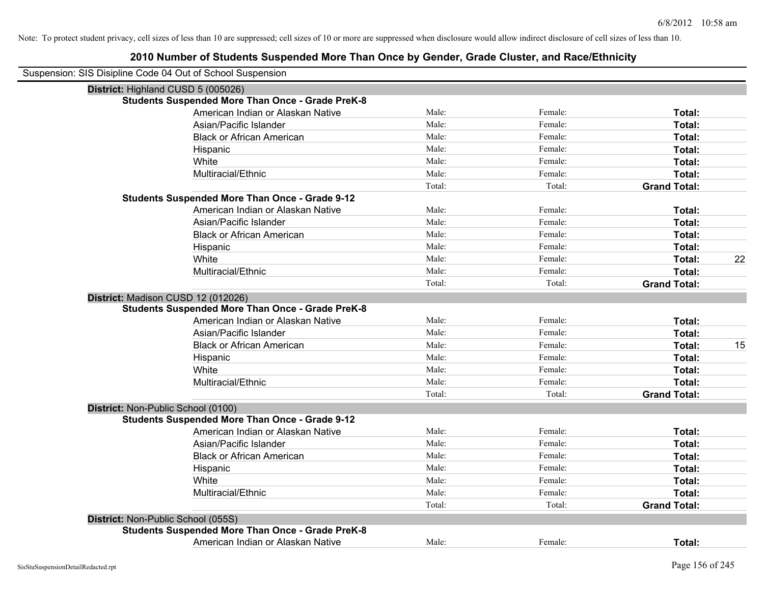Note: To protect student privacy, cell sizes of less than 10 are suppressed; cell sizes of 10 or more are suppressed when disclosure would allow indirect disclosure of cell sizes of less than 10.

# 2010 Number of Students Suspended More Than Once by Gender, Grade Cluster, and Race/Ethnicity

Suspension: SIS Disipline Code 04 Out of School Suspension

**District:** Highland CUSD 5 (005026)

**Students Suspended More Than Once - Grade PreK-8**

| | | | | |
|---|---|---|---|---|
| American Indian or Alaskan Native | Male: | Female: | **Total:** | |
| Asian/Pacific Islander | Male: | Female: | **Total:** | |
| Black or African American | Male: | Female: | **Total:** | |
| Hispanic | Male: | Female: | **Total:** | |
| White | Male: | Female: | **Total:** | |
| Multiracial/Ethnic | Male: | Female: | **Total:** | |
| | Total: | Total: | **Grand Total:** | |

**Students Suspended More Than Once - Grade 9-12**

| | | | | |
|---|---|---|---|---|
| American Indian or Alaskan Native | Male: | Female: | **Total:** | |
| Asian/Pacific Islander | Male: | Female: | **Total:** | |
| Black or African American | Male: | Female: | **Total:** | |
| Hispanic | Male: | Female: | **Total:** | |
| White | Male: | Female: | **Total:** | 22 |
| Multiracial/Ethnic | Male: | Female: | **Total:** | |
| | Total: | Total: | **Grand Total:** | |

**District:** Madison CUSD 12 (012026)

**Students Suspended More Than Once - Grade PreK-8**

| | | | | |
|---|---|---|---|---|
| American Indian or Alaskan Native | Male: | Female: | **Total:** | |
| Asian/Pacific Islander | Male: | Female: | **Total:** | |
| Black or African American | Male: | Female: | **Total:** | 15 |
| Hispanic | Male: | Female: | **Total:** | |
| White | Male: | Female: | **Total:** | |
| Multiracial/Ethnic | Male: | Female: | **Total:** | |
| | Total: | Total: | **Grand Total:** | |

**District:** Non-Public School (0100)

**Students Suspended More Than Once - Grade 9-12**

| | | | | |
|---|---|---|---|---|
| American Indian or Alaskan Native | Male: | Female: | **Total:** | |
| Asian/Pacific Islander | Male: | Female: | **Total:** | |
| Black or African American | Male: | Female: | **Total:** | |
| Hispanic | Male: | Female: | **Total:** | |
| White | Male: | Female: | **Total:** | |
| Multiracial/Ethnic | Male: | Female: | **Total:** | |
| | Total: | Total: | **Grand Total:** | |

**District:** Non-Public School (055S)

**Students Suspended More Than Once - Grade PreK-8**

| | | | | |
|---|---|---|---|---|
| American Indian or Alaskan Native | Male: | Female: | **Total:** | |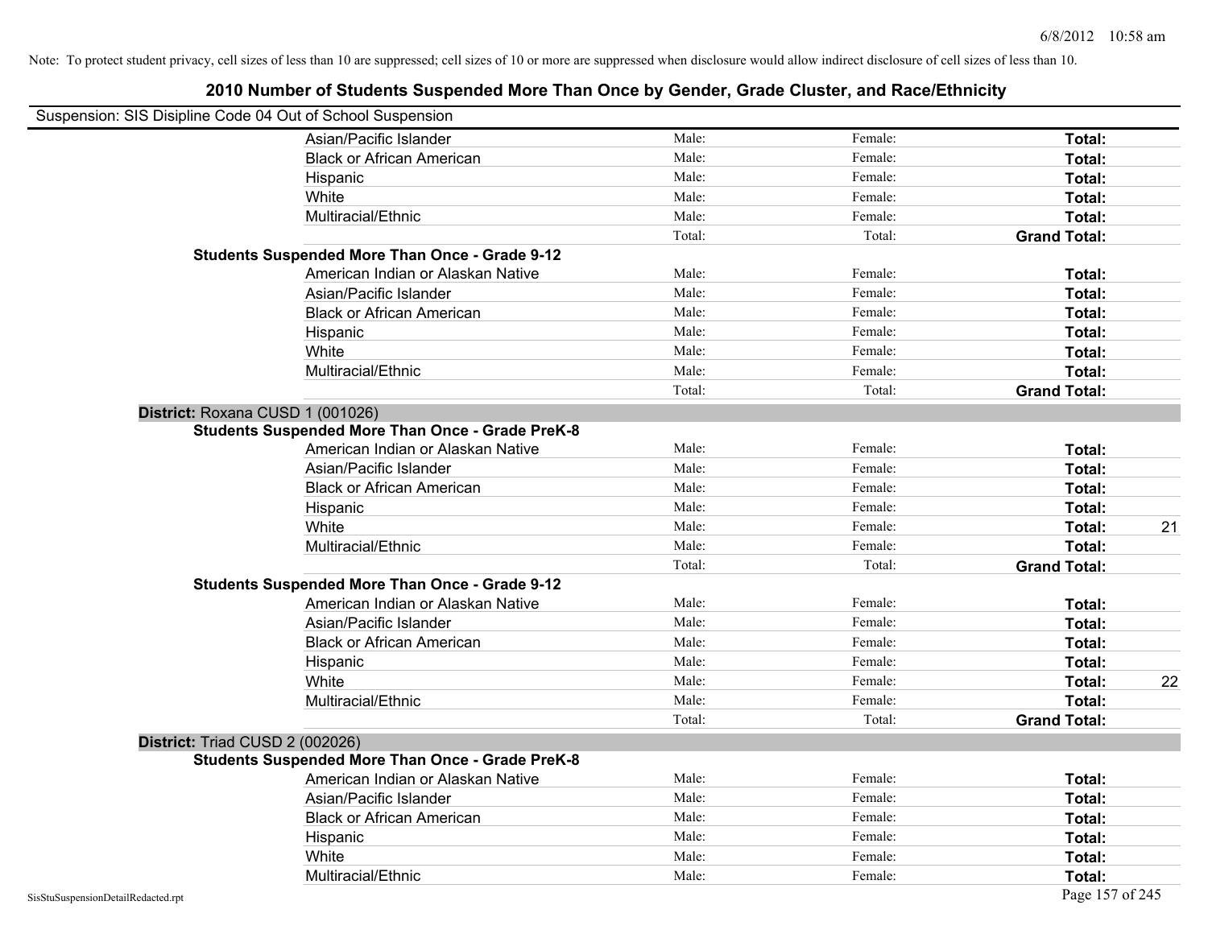Note: To protect student privacy, cell sizes of less than 10 are suppressed; cell sizes of 10 or more are suppressed when disclosure would allow indirect disclosure of cell sizes of less than 10.

## 2010 Number of Students Suspended More Than Once by Gender, Grade Cluster, and Race/Ethnicity

Suspension: SIS Disipline Code 04 Out of School Suspension

| | | | | |
|---|---|---|---|---|
| Asian/Pacific Islander | Male: | Female: | **Total:** | |
| Black or African American | Male: | Female: | **Total:** | |
| Hispanic | Male: | Female: | **Total:** | |
| White | Male: | Female: | **Total:** | |
| Multiracial/Ethnic | Male: | Female: | **Total:** | |
| | Total: | Total: | **Grand Total:** | |
| **Students Suspended More Than Once - Grade 9-12** | | | | |
| American Indian or Alaskan Native | Male: | Female: | **Total:** | |
| Asian/Pacific Islander | Male: | Female: | **Total:** | |
| Black or African American | Male: | Female: | **Total:** | |
| Hispanic | Male: | Female: | **Total:** | |
| White | Male: | Female: | **Total:** | |
| Multiracial/Ethnic | Male: | Female: | **Total:** | |
| | Total: | Total: | **Grand Total:** | |
| **District:** Roxana CUSD 1 (001026) | | | | |
| **Students Suspended More Than Once - Grade PreK-8** | | | | |
| American Indian or Alaskan Native | Male: | Female: | **Total:** | |
| Asian/Pacific Islander | Male: | Female: | **Total:** | |
| Black or African American | Male: | Female: | **Total:** | |
| Hispanic | Male: | Female: | **Total:** | |
| White | Male: | Female: | **Total:** | 21 |
| Multiracial/Ethnic | Male: | Female: | **Total:** | |
| | Total: | Total: | **Grand Total:** | |
| **Students Suspended More Than Once - Grade 9-12** | | | | |
| American Indian or Alaskan Native | Male: | Female: | **Total:** | |
| Asian/Pacific Islander | Male: | Female: | **Total:** | |
| Black or African American | Male: | Female: | **Total:** | |
| Hispanic | Male: | Female: | **Total:** | |
| White | Male: | Female: | **Total:** | 22 |
| Multiracial/Ethnic | Male: | Female: | **Total:** | |
| | Total: | Total: | **Grand Total:** | |
| **District:** Triad CUSD 2 (002026) | | | | |
| **Students Suspended More Than Once - Grade PreK-8** | | | | |
| American Indian or Alaskan Native | Male: | Female: | **Total:** | |
| Asian/Pacific Islander | Male: | Female: | **Total:** | |
| Black or African American | Male: | Female: | **Total:** | |
| Hispanic | Male: | Female: | **Total:** | |
| White | Male: | Female: | **Total:** | |
| Multiracial/Ethnic | Male: | Female: | **Total:** | |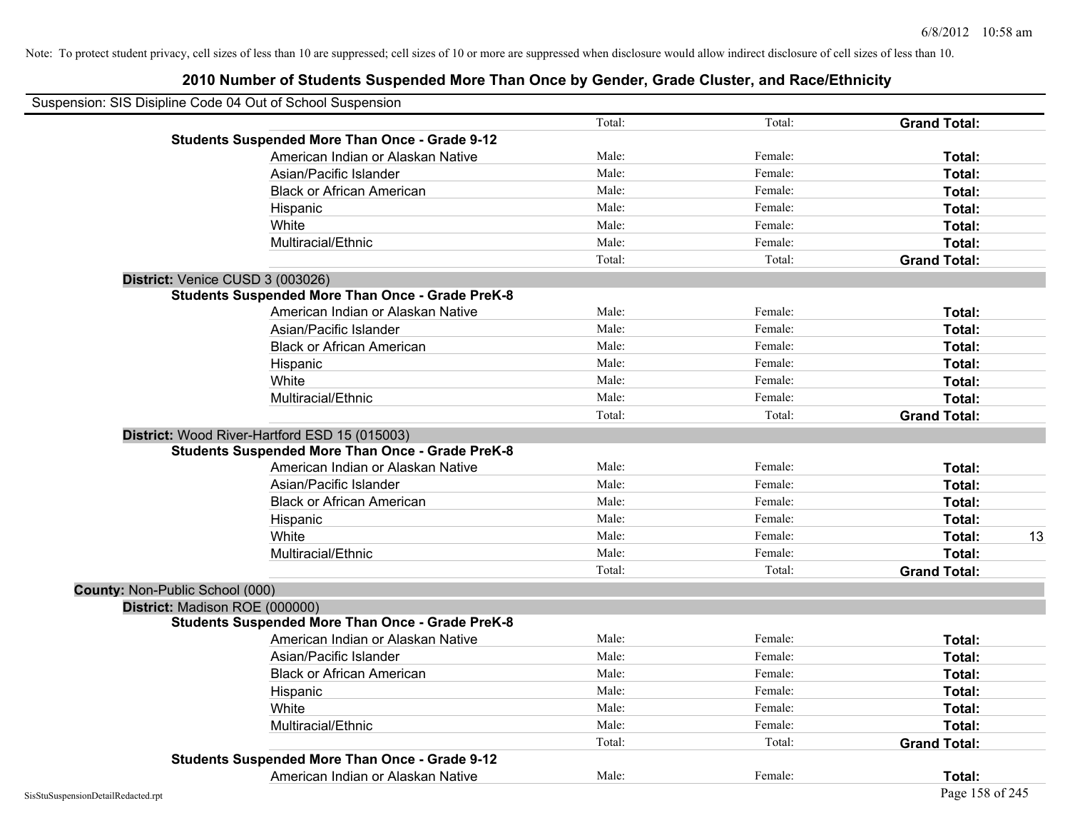Note: To protect student privacy, cell sizes of less than 10 are suppressed; cell sizes of 10 or more are suppressed when disclosure would allow indirect disclosure of cell sizes of less than 10.

## 2010 Number of Students Suspended More Than Once by Gender, Grade Cluster, and Race/Ethnicity

Suspension: SIS Disipline Code 04 Out of School Suspension

| | | | | | |
|---|---|---|---|---|---|
| | | Total: | Total: | **Grand Total:** | |
| **Students Suspended More Than Once - Grade 9-12** | | | | | |
| | American Indian or Alaskan Native | Male: | Female: | **Total:** | |
| | Asian/Pacific Islander | Male: | Female: | **Total:** | |
| | Black or African American | Male: | Female: | **Total:** | |
| | Hispanic | Male: | Female: | **Total:** | |
| | White | Male: | Female: | **Total:** | |
| | Multiracial/Ethnic | Male: | Female: | **Total:** | |
| | | Total: | Total: | **Grand Total:** | |
| **District:** Venice CUSD 3 (003026) | | | | | |
| **Students Suspended More Than Once - Grade PreK-8** | | | | | |
| | American Indian or Alaskan Native | Male: | Female: | **Total:** | |
| | Asian/Pacific Islander | Male: | Female: | **Total:** | |
| | Black or African American | Male: | Female: | **Total:** | |
| | Hispanic | Male: | Female: | **Total:** | |
| | White | Male: | Female: | **Total:** | |
| | Multiracial/Ethnic | Male: | Female: | **Total:** | |
| | | Total: | Total: | **Grand Total:** | |
| **District:** Wood River-Hartford ESD 15 (015003) | | | | | |
| **Students Suspended More Than Once - Grade PreK-8** | | | | | |
| | American Indian or Alaskan Native | Male: | Female: | **Total:** | |
| | Asian/Pacific Islander | Male: | Female: | **Total:** | |
| | Black or African American | Male: | Female: | **Total:** | |
| | Hispanic | Male: | Female: | **Total:** | |
| | White | Male: | Female: | **Total:** | 13 |
| | Multiracial/Ethnic | Male: | Female: | **Total:** | |
| | | Total: | Total: | **Grand Total:** | |
| **County:** Non-Public School (000) | | | | | |
| **District:** Madison ROE (000000) | | | | | |
| **Students Suspended More Than Once - Grade PreK-8** | | | | | |
| | American Indian or Alaskan Native | Male: | Female: | **Total:** | |
| | Asian/Pacific Islander | Male: | Female: | **Total:** | |
| | Black or African American | Male: | Female: | **Total:** | |
| | Hispanic | Male: | Female: | **Total:** | |
| | White | Male: | Female: | **Total:** | |
| | Multiracial/Ethnic | Male: | Female: | **Total:** | |
| | | Total: | Total: | **Grand Total:** | |
| **Students Suspended More Than Once - Grade 9-12** | | | | | |
| | American Indian or Alaskan Native | Male: | Female: | **Total:** | |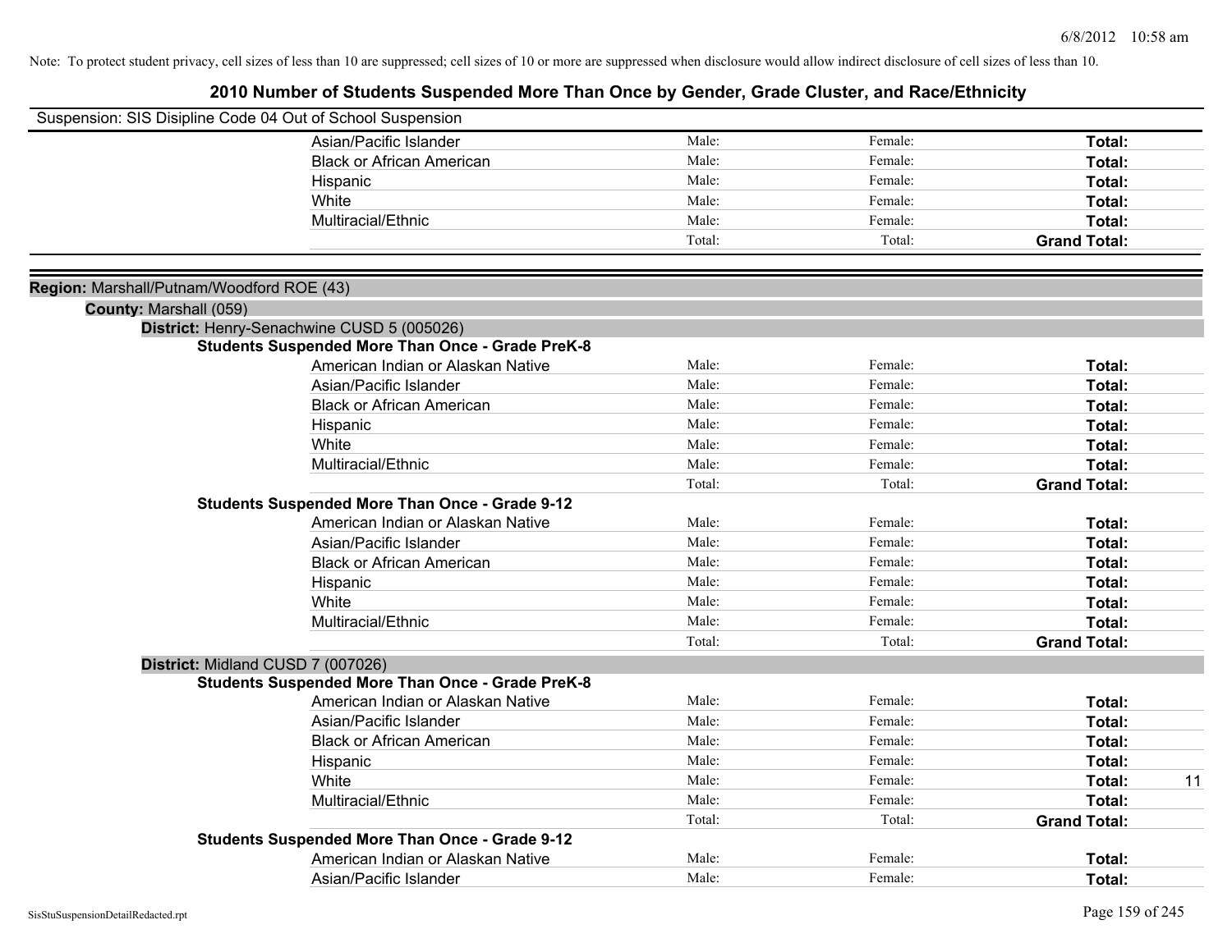Note: To protect student privacy, cell sizes of less than 10 are suppressed; cell sizes of 10 or more are suppressed when disclosure would allow indirect disclosure of cell sizes of less than 10.

## 2010 Number of Students Suspended More Than Once by Gender, Grade Cluster, and Race/Ethnicity

Suspension: SIS Disipline Code 04 Out of School Suspension

| | | | | |
|---|---|---|---|---|
| Asian/Pacific Islander | Male: | Female: | **Total:** | |
| Black or African American | Male: | Female: | **Total:** | |
| Hispanic | Male: | Female: | **Total:** | |
| White | Male: | Female: | **Total:** | |
| Multiracial/Ethnic | Male: | Female: | **Total:** | |
| | Total: | Total: | **Grand Total:** | |

**Region:** Marshall/Putnam/Woodford ROE (43)

**County:** Marshall (059)

**District:** Henry-Senachwine CUSD 5 (005026)

**Students Suspended More Than Once - Grade PreK-8**

| | | | | |
|---|---|---|---|---|
| American Indian or Alaskan Native | Male: | Female: | **Total:** | |
| Asian/Pacific Islander | Male: | Female: | **Total:** | |
| Black or African American | Male: | Female: | **Total:** | |
| Hispanic | Male: | Female: | **Total:** | |
| White | Male: | Female: | **Total:** | |
| Multiracial/Ethnic | Male: | Female: | **Total:** | |
| | Total: | Total: | **Grand Total:** | |

**Students Suspended More Than Once - Grade 9-12**

| | | | | |
|---|---|---|---|---|
| American Indian or Alaskan Native | Male: | Female: | **Total:** | |
| Asian/Pacific Islander | Male: | Female: | **Total:** | |
| Black or African American | Male: | Female: | **Total:** | |
| Hispanic | Male: | Female: | **Total:** | |
| White | Male: | Female: | **Total:** | |
| Multiracial/Ethnic | Male: | Female: | **Total:** | |
| | Total: | Total: | **Grand Total:** | |

**District:** Midland CUSD 7 (007026)

**Students Suspended More Than Once - Grade PreK-8**

| | | | | |
|---|---|---|---|---|
| American Indian or Alaskan Native | Male: | Female: | **Total:** | |
| Asian/Pacific Islander | Male: | Female: | **Total:** | |
| Black or African American | Male: | Female: | **Total:** | |
| Hispanic | Male: | Female: | **Total:** | |
| White | Male: | Female: | **Total:** | 11 |
| Multiracial/Ethnic | Male: | Female: | **Total:** | |
| | Total: | Total: | **Grand Total:** | |

**Students Suspended More Than Once - Grade 9-12**

| | | | | |
|---|---|---|---|---|
| American Indian or Alaskan Native | Male: | Female: | **Total:** | |
| Asian/Pacific Islander | Male: | Female: | **Total:** | |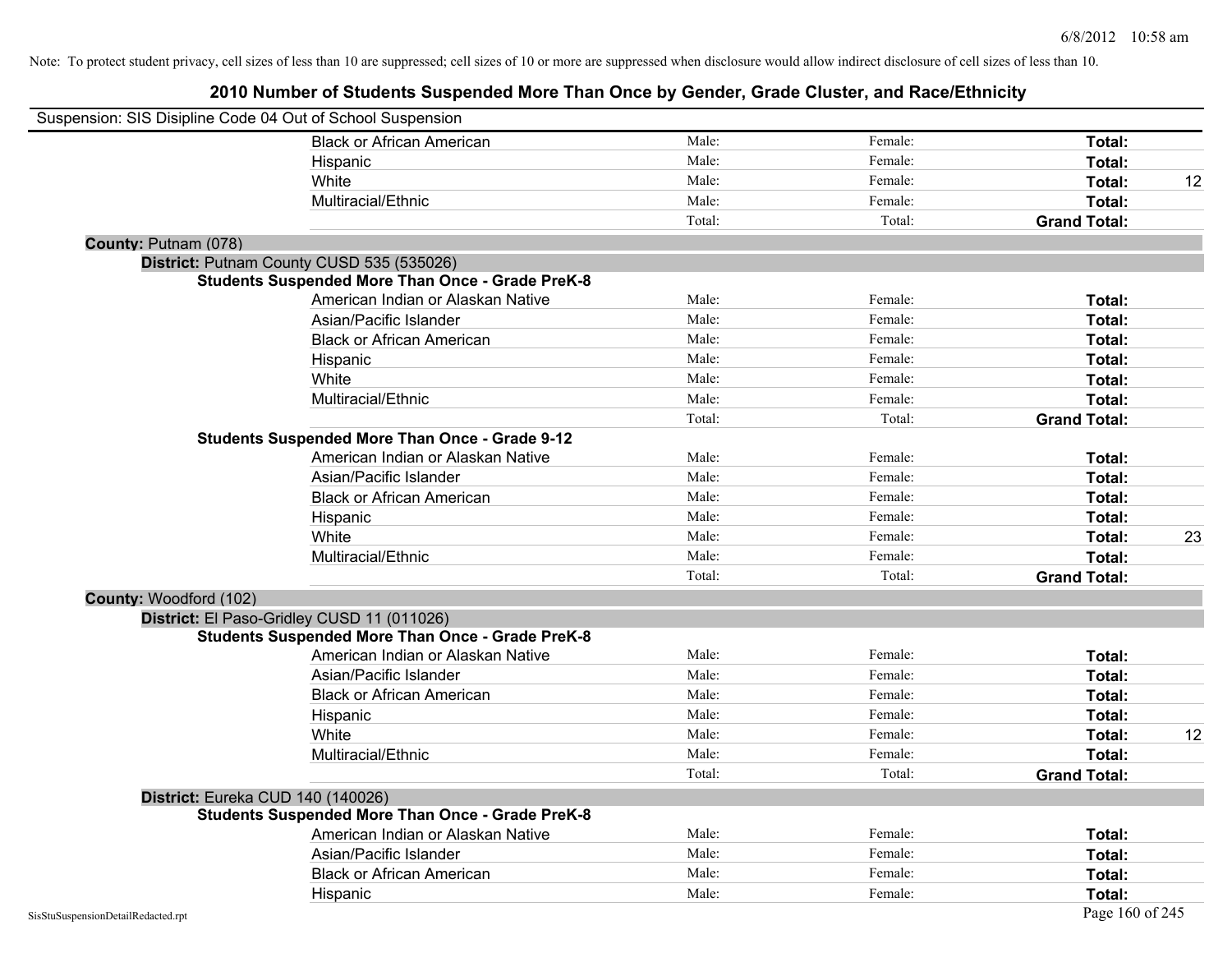Note: To protect student privacy, cell sizes of less than 10 are suppressed; cell sizes of 10 or more are suppressed when disclosure would allow indirect disclosure of cell sizes of less than 10.

# 2010 Number of Students Suspended More Than Once by Gender, Grade Cluster, and Race/Ethnicity

Suspension: SIS Disipline Code 04 Out of School Suspension

| | Male | Female | Total |
|---|---|---|---|
| Black or African American | Male: | Female: | **Total:** |
| Hispanic | Male: | Female: | **Total:** |
| White | Male: | Female: | **Total:** 12 |
| Multiracial/Ethnic | Male: | Female: | **Total:** |
| | Total: | Total: | **Grand Total:** |

**County:** Putnam (078)

**District:** Putnam County CUSD 535 (535026)

**Students Suspended More Than Once - Grade PreK-8**

| | Male | Female | Total |
|---|---|---|---|
| American Indian or Alaskan Native | Male: | Female: | **Total:** |
| Asian/Pacific Islander | Male: | Female: | **Total:** |
| Black or African American | Male: | Female: | **Total:** |
| Hispanic | Male: | Female: | **Total:** |
| White | Male: | Female: | **Total:** |
| Multiracial/Ethnic | Male: | Female: | **Total:** |
| | Total: | Total: | **Grand Total:** |

**Students Suspended More Than Once - Grade 9-12**

| | Male | Female | Total |
|---|---|---|---|
| American Indian or Alaskan Native | Male: | Female: | **Total:** |
| Asian/Pacific Islander | Male: | Female: | **Total:** |
| Black or African American | Male: | Female: | **Total:** |
| Hispanic | Male: | Female: | **Total:** |
| White | Male: | Female: | **Total:** 23 |
| Multiracial/Ethnic | Male: | Female: | **Total:** |
| | Total: | Total: | **Grand Total:** |

**County:** Woodford (102)

**District:** El Paso-Gridley CUSD 11 (011026)

**Students Suspended More Than Once - Grade PreK-8**

| | Male | Female | Total |
|---|---|---|---|
| American Indian or Alaskan Native | Male: | Female: | **Total:** |
| Asian/Pacific Islander | Male: | Female: | **Total:** |
| Black or African American | Male: | Female: | **Total:** |
| Hispanic | Male: | Female: | **Total:** |
| White | Male: | Female: | **Total:** 12 |
| Multiracial/Ethnic | Male: | Female: | **Total:** |
| | Total: | Total: | **Grand Total:** |

**District:** Eureka CUD 140 (140026)

**Students Suspended More Than Once - Grade PreK-8**

| | Male | Female | Total |
|---|---|---|---|
| American Indian or Alaskan Native | Male: | Female: | **Total:** |
| Asian/Pacific Islander | Male: | Female: | **Total:** |
| Black or African American | Male: | Female: | **Total:** |
| Hispanic | Male: | Female: | **Total:** |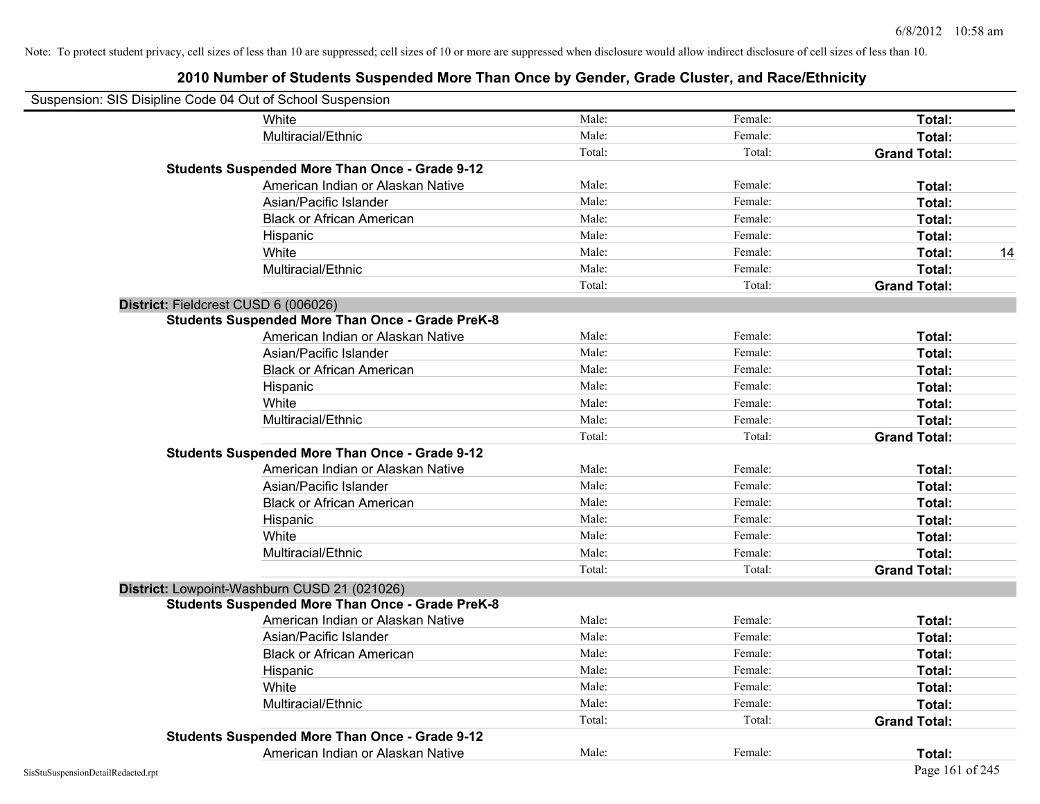Note: To protect student privacy, cell sizes of less than 10 are suppressed; cell sizes of 10 or more are suppressed when disclosure would allow indirect disclosure of cell sizes of less than 10.

## 2010 Number of Students Suspended More Than Once by Gender, Grade Cluster, and Race/Ethnicity

Suspension: SIS Disipline Code 04 Out of School Suspension

| | | | | |
|---|---|---|---|---|
| White | Male: | Female: | **Total:** | |
| Multiracial/Ethnic | Male: | Female: | **Total:** | |
| | Total: | Total: | **Grand Total:** | |
| **Students Suspended More Than Once - Grade 9-12** | | | | |
| American Indian or Alaskan Native | Male: | Female: | **Total:** | |
| Asian/Pacific Islander | Male: | Female: | **Total:** | |
| Black or African American | Male: | Female: | **Total:** | |
| Hispanic | Male: | Female: | **Total:** | |
| White | Male: | Female: | **Total:** | 14 |
| Multiracial/Ethnic | Male: | Female: | **Total:** | |
| | Total: | Total: | **Grand Total:** | |
| **District:** Fieldcrest CUSD 6 (006026) | | | | |
| **Students Suspended More Than Once - Grade PreK-8** | | | | |
| American Indian or Alaskan Native | Male: | Female: | **Total:** | |
| Asian/Pacific Islander | Male: | Female: | **Total:** | |
| Black or African American | Male: | Female: | **Total:** | |
| Hispanic | Male: | Female: | **Total:** | |
| White | Male: | Female: | **Total:** | |
| Multiracial/Ethnic | Male: | Female: | **Total:** | |
| | Total: | Total: | **Grand Total:** | |
| **Students Suspended More Than Once - Grade 9-12** | | | | |
| American Indian or Alaskan Native | Male: | Female: | **Total:** | |
| Asian/Pacific Islander | Male: | Female: | **Total:** | |
| Black or African American | Male: | Female: | **Total:** | |
| Hispanic | Male: | Female: | **Total:** | |
| White | Male: | Female: | **Total:** | |
| Multiracial/Ethnic | Male: | Female: | **Total:** | |
| | Total: | Total: | **Grand Total:** | |
| **District:** Lowpoint-Washburn CUSD 21 (021026) | | | | |
| **Students Suspended More Than Once - Grade PreK-8** | | | | |
| American Indian or Alaskan Native | Male: | Female: | **Total:** | |
| Asian/Pacific Islander | Male: | Female: | **Total:** | |
| Black or African American | Male: | Female: | **Total:** | |
| Hispanic | Male: | Female: | **Total:** | |
| White | Male: | Female: | **Total:** | |
| Multiracial/Ethnic | Male: | Female: | **Total:** | |
| | Total: | Total: | **Grand Total:** | |
| **Students Suspended More Than Once - Grade 9-12** | | | | |
| American Indian or Alaskan Native | Male: | Female: | **Total:** | |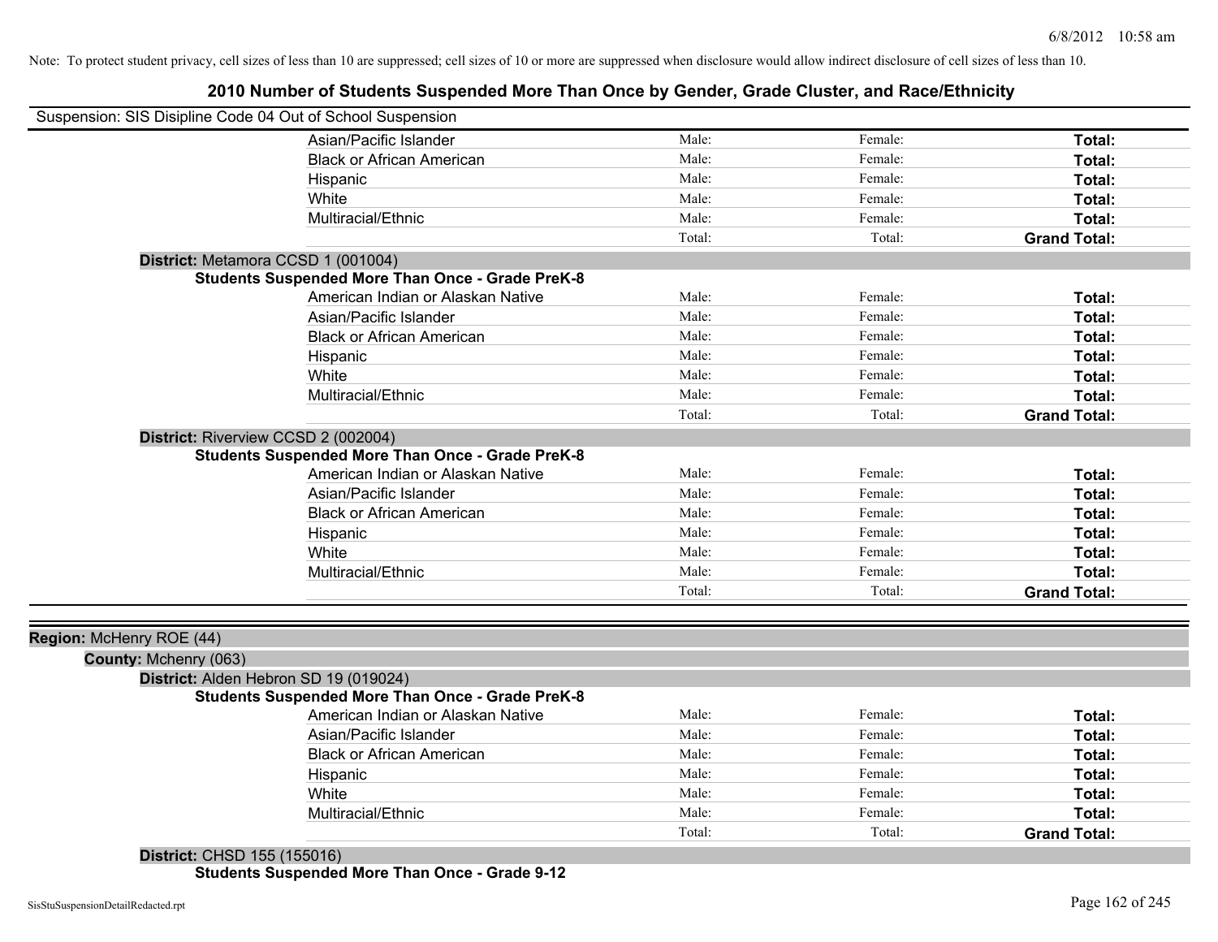Note: To protect student privacy, cell sizes of less than 10 are suppressed; cell sizes of 10 or more are suppressed when disclosure would allow indirect disclosure of cell sizes of less than 10.

# 2010 Number of Students Suspended More Than Once by Gender, Grade Cluster, and Race/Ethnicity

Suspension: SIS Disipline Code 04 Out of School Suspension

| | | | |
|---|---|---|---|
| Asian/Pacific Islander | Male: | Female: | **Total:** |
| Black or African American | Male: | Female: | **Total:** |
| Hispanic | Male: | Female: | **Total:** |
| White | Male: | Female: | **Total:** |
| Multiracial/Ethnic | Male: | Female: | **Total:** |
| | Total: | Total: | **Grand Total:** |

**District:** Metamora CCSD 1 (001004)

**Students Suspended More Than Once - Grade PreK-8**

| | | | |
|---|---|---|---|
| American Indian or Alaskan Native | Male: | Female: | **Total:** |
| Asian/Pacific Islander | Male: | Female: | **Total:** |
| Black or African American | Male: | Female: | **Total:** |
| Hispanic | Male: | Female: | **Total:** |
| White | Male: | Female: | **Total:** |
| Multiracial/Ethnic | Male: | Female: | **Total:** |
| | Total: | Total: | **Grand Total:** |

**District:** Riverview CCSD 2 (002004)

**Students Suspended More Than Once - Grade PreK-8**

| | | | |
|---|---|---|---|
| American Indian or Alaskan Native | Male: | Female: | **Total:** |
| Asian/Pacific Islander | Male: | Female: | **Total:** |
| Black or African American | Male: | Female: | **Total:** |
| Hispanic | Male: | Female: | **Total:** |
| White | Male: | Female: | **Total:** |
| Multiracial/Ethnic | Male: | Female: | **Total:** |
| | Total: | Total: | **Grand Total:** |

**Region:** McHenry ROE (44)

**County:** Mchenry (063)

**District:** Alden Hebron SD 19 (019024)

**Students Suspended More Than Once - Grade PreK-8**

| | | | |
|---|---|---|---|
| American Indian or Alaskan Native | Male: | Female: | **Total:** |
| Asian/Pacific Islander | Male: | Female: | **Total:** |
| Black or African American | Male: | Female: | **Total:** |
| Hispanic | Male: | Female: | **Total:** |
| White | Male: | Female: | **Total:** |
| Multiracial/Ethnic | Male: | Female: | **Total:** |
| | Total: | Total: | **Grand Total:** |

**District:** CHSD 155 (155016)

**Students Suspended More Than Once - Grade 9-12**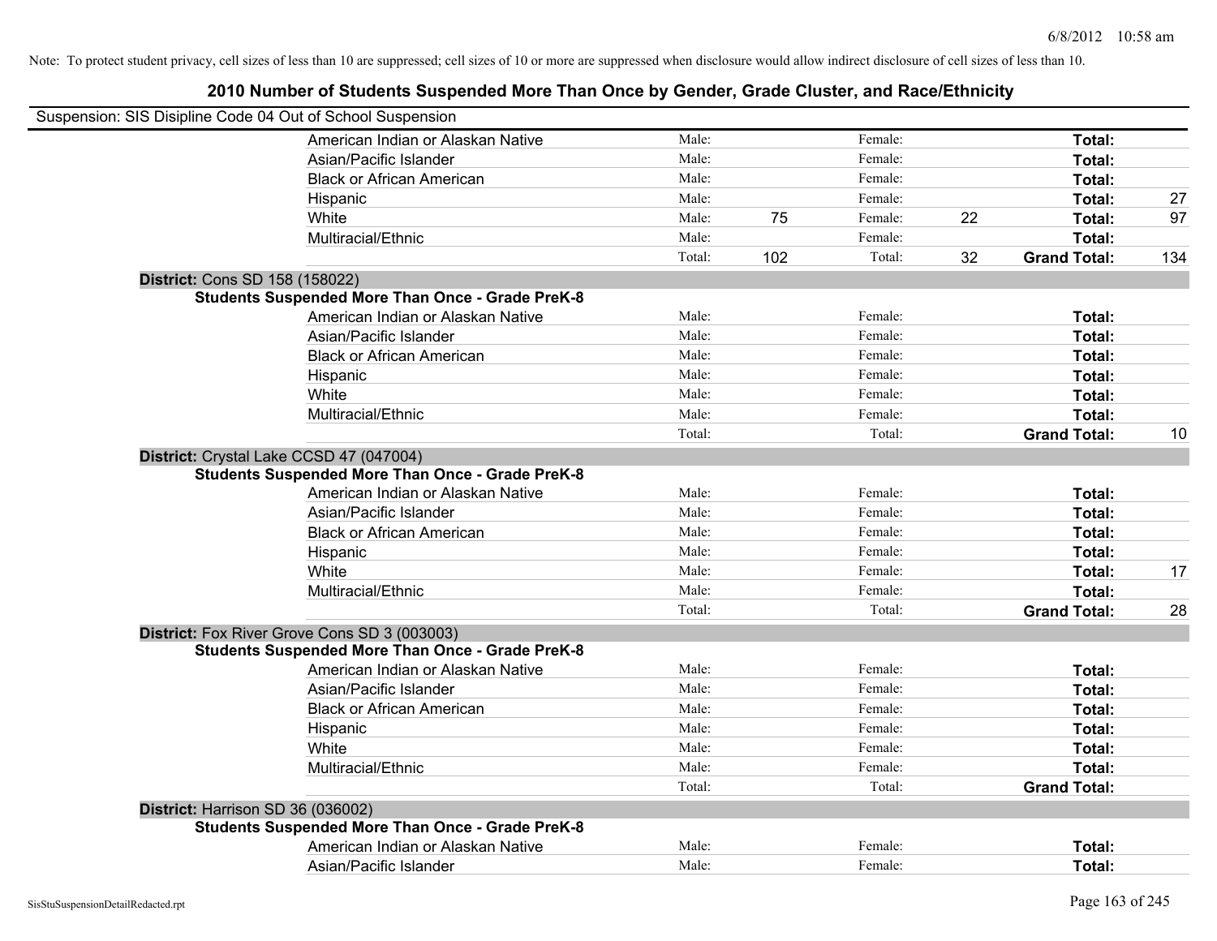Note: To protect student privacy, cell sizes of less than 10 are suppressed; cell sizes of 10 or more are suppressed when disclosure would allow indirect disclosure of cell sizes of less than 10.

## 2010 Number of Students Suspended More Than Once by Gender, Grade Cluster, and Race/Ethnicity

Suspension: SIS Disipline Code 04 Out of School Suspension

| | | | | | | |
|---|---|---|---|---|---|---|
| American Indian or Alaskan Native | Male: | | Female: | | **Total:** | |
| Asian/Pacific Islander | Male: | | Female: | | **Total:** | |
| Black or African American | Male: | | Female: | | **Total:** | |
| Hispanic | Male: | | Female: | | **Total:** | 27 |
| White | Male: | 75 | Female: | 22 | **Total:** | 97 |
| Multiracial/Ethnic | Male: | | Female: | | **Total:** | |
| | Total: | 102 | Total: | 32 | **Grand Total:** | 134 |

**District:** Cons SD 158 (158022)

**Students Suspended More Than Once - Grade PreK-8**

| | | | | | | |
|---|---|---|---|---|---|---|
| American Indian or Alaskan Native | Male: | | Female: | | **Total:** | |
| Asian/Pacific Islander | Male: | | Female: | | **Total:** | |
| Black or African American | Male: | | Female: | | **Total:** | |
| Hispanic | Male: | | Female: | | **Total:** | |
| White | Male: | | Female: | | **Total:** | |
| Multiracial/Ethnic | Male: | | Female: | | **Total:** | |
| | Total: | | Total: | | **Grand Total:** | 10 |

**District:** Crystal Lake CCSD 47 (047004)

**Students Suspended More Than Once - Grade PreK-8**

| | | | | | | |
|---|---|---|---|---|---|---|
| American Indian or Alaskan Native | Male: | | Female: | | **Total:** | |
| Asian/Pacific Islander | Male: | | Female: | | **Total:** | |
| Black or African American | Male: | | Female: | | **Total:** | |
| Hispanic | Male: | | Female: | | **Total:** | |
| White | Male: | | Female: | | **Total:** | 17 |
| Multiracial/Ethnic | Male: | | Female: | | **Total:** | |
| | Total: | | Total: | | **Grand Total:** | 28 |

**District:** Fox River Grove Cons SD 3 (003003)

**Students Suspended More Than Once - Grade PreK-8**

| | | | | | | |
|---|---|---|---|---|---|---|
| American Indian or Alaskan Native | Male: | | Female: | | **Total:** | |
| Asian/Pacific Islander | Male: | | Female: | | **Total:** | |
| Black or African American | Male: | | Female: | | **Total:** | |
| Hispanic | Male: | | Female: | | **Total:** | |
| White | Male: | | Female: | | **Total:** | |
| Multiracial/Ethnic | Male: | | Female: | | **Total:** | |
| | Total: | | Total: | | **Grand Total:** | |

**District:** Harrison SD 36 (036002)

**Students Suspended More Than Once - Grade PreK-8**

| | | | | | | |
|---|---|---|---|---|---|---|
| American Indian or Alaskan Native | Male: | | Female: | | **Total:** | |
| Asian/Pacific Islander | Male: | | Female: | | **Total:** | |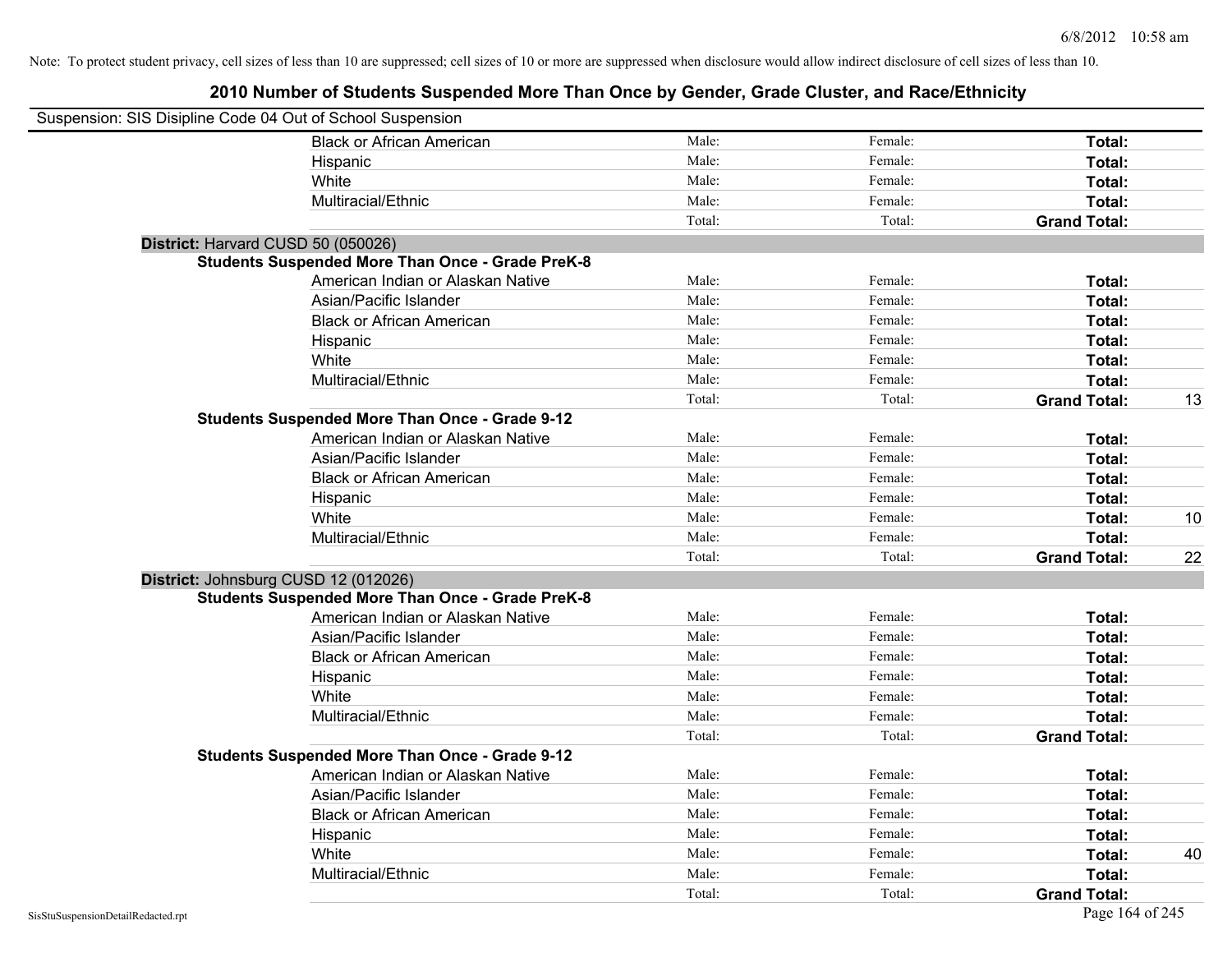Note: To protect student privacy, cell sizes of less than 10 are suppressed; cell sizes of 10 or more are suppressed when disclosure would allow indirect disclosure of cell sizes of less than 10.

## 2010 Number of Students Suspended More Than Once by Gender, Grade Cluster, and Race/Ethnicity

Suspension: SIS Disipline Code 04 Out of School Suspension

| | | | | |
|---|---|---|---|---|
| Black or African American | Male: | Female: | **Total:** | |
| Hispanic | Male: | Female: | **Total:** | |
| White | Male: | Female: | **Total:** | |
| Multiracial/Ethnic | Male: | Female: | **Total:** | |
| | Total: | Total: | **Grand Total:** | |

**District:** Harvard CUSD 50 (050026)

**Students Suspended More Than Once - Grade PreK-8**

| | | | | |
|---|---|---|---|---|
| American Indian or Alaskan Native | Male: | Female: | **Total:** | |
| Asian/Pacific Islander | Male: | Female: | **Total:** | |
| Black or African American | Male: | Female: | **Total:** | |
| Hispanic | Male: | Female: | **Total:** | |
| White | Male: | Female: | **Total:** | |
| Multiracial/Ethnic | Male: | Female: | **Total:** | |
| | Total: | Total: | **Grand Total:** | 13 |

**Students Suspended More Than Once - Grade 9-12**

| | | | | |
|---|---|---|---|---|
| American Indian or Alaskan Native | Male: | Female: | **Total:** | |
| Asian/Pacific Islander | Male: | Female: | **Total:** | |
| Black or African American | Male: | Female: | **Total:** | |
| Hispanic | Male: | Female: | **Total:** | |
| White | Male: | Female: | **Total:** | 10 |
| Multiracial/Ethnic | Male: | Female: | **Total:** | |
| | Total: | Total: | **Grand Total:** | 22 |

**District:** Johnsburg CUSD 12 (012026)

**Students Suspended More Than Once - Grade PreK-8**

| | | | | |
|---|---|---|---|---|
| American Indian or Alaskan Native | Male: | Female: | **Total:** | |
| Asian/Pacific Islander | Male: | Female: | **Total:** | |
| Black or African American | Male: | Female: | **Total:** | |
| Hispanic | Male: | Female: | **Total:** | |
| White | Male: | Female: | **Total:** | |
| Multiracial/Ethnic | Male: | Female: | **Total:** | |
| | Total: | Total: | **Grand Total:** | |

**Students Suspended More Than Once - Grade 9-12**

| | | | | |
|---|---|---|---|---|
| American Indian or Alaskan Native | Male: | Female: | **Total:** | |
| Asian/Pacific Islander | Male: | Female: | **Total:** | |
| Black or African American | Male: | Female: | **Total:** | |
| Hispanic | Male: | Female: | **Total:** | |
| White | Male: | Female: | **Total:** | 40 |
| Multiracial/Ethnic | Male: | Female: | **Total:** | |
| | Total: | Total: | **Grand Total:** | |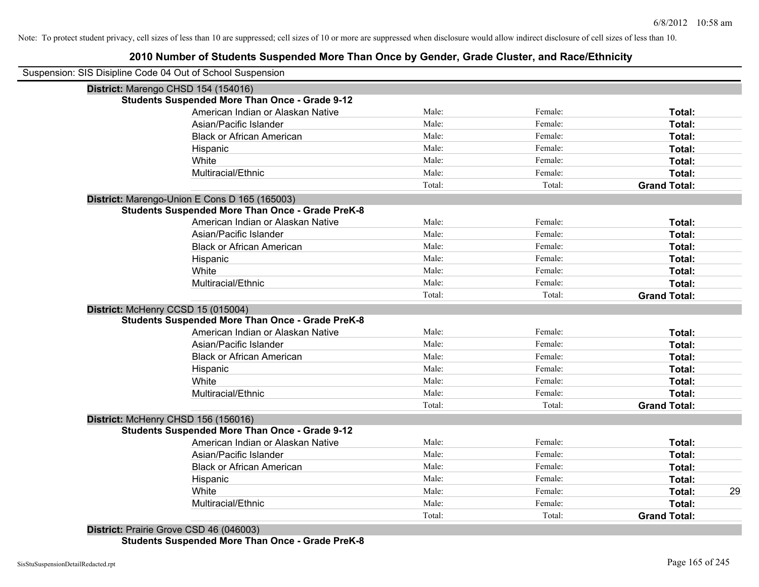Note: To protect student privacy, cell sizes of less than 10 are suppressed; cell sizes of 10 or more are suppressed when disclosure would allow indirect disclosure of cell sizes of less than 10.

# 2010 Number of Students Suspended More Than Once by Gender, Grade Cluster, and Race/Ethnicity

Suspension: SIS Disipline Code 04 Out of School Suspension

**District:** Marengo CHSD 154 (154016)

**Students Suspended More Than Once - Grade 9-12**

| | | | | |
|---|---|---|---|---|
| American Indian or Alaskan Native | Male: | Female: | **Total:** | |
| Asian/Pacific Islander | Male: | Female: | **Total:** | |
| Black or African American | Male: | Female: | **Total:** | |
| Hispanic | Male: | Female: | **Total:** | |
| White | Male: | Female: | **Total:** | |
| Multiracial/Ethnic | Male: | Female: | **Total:** | |
| | Total: | Total: | **Grand Total:** | |

**District:** Marengo-Union E Cons D 165 (165003)

**Students Suspended More Than Once - Grade PreK-8**

| | | | | |
|---|---|---|---|---|
| American Indian or Alaskan Native | Male: | Female: | **Total:** | |
| Asian/Pacific Islander | Male: | Female: | **Total:** | |
| Black or African American | Male: | Female: | **Total:** | |
| Hispanic | Male: | Female: | **Total:** | |
| White | Male: | Female: | **Total:** | |
| Multiracial/Ethnic | Male: | Female: | **Total:** | |
| | Total: | Total: | **Grand Total:** | |

**District:** McHenry CCSD 15 (015004)

**Students Suspended More Than Once - Grade PreK-8**

| | | | | |
|---|---|---|---|---|
| American Indian or Alaskan Native | Male: | Female: | **Total:** | |
| Asian/Pacific Islander | Male: | Female: | **Total:** | |
| Black or African American | Male: | Female: | **Total:** | |
| Hispanic | Male: | Female: | **Total:** | |
| White | Male: | Female: | **Total:** | |
| Multiracial/Ethnic | Male: | Female: | **Total:** | |
| | Total: | Total: | **Grand Total:** | |

**District:** McHenry CHSD 156 (156016)

**Students Suspended More Than Once - Grade 9-12**

| | | | | |
|---|---|---|---|---|
| American Indian or Alaskan Native | Male: | Female: | **Total:** | |
| Asian/Pacific Islander | Male: | Female: | **Total:** | |
| Black or African American | Male: | Female: | **Total:** | |
| Hispanic | Male: | Female: | **Total:** | |
| White | Male: | Female: | **Total:** | 29 |
| Multiracial/Ethnic | Male: | Female: | **Total:** | |
| | Total: | Total: | **Grand Total:** | |

**District:** Prairie Grove CSD 46 (046003)

**Students Suspended More Than Once - Grade PreK-8**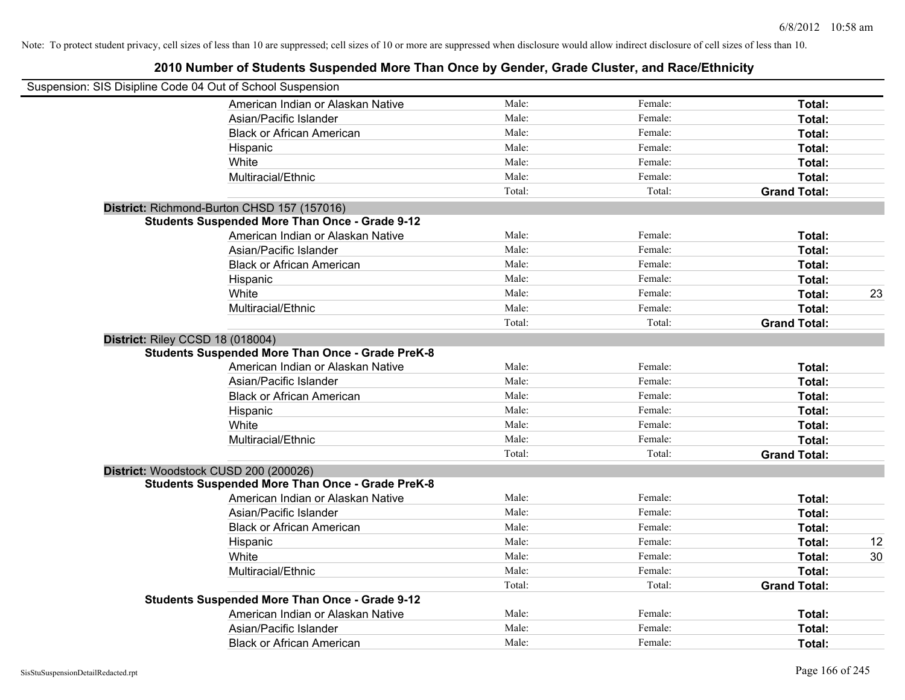Note: To protect student privacy, cell sizes of less than 10 are suppressed; cell sizes of 10 or more are suppressed when disclosure would allow indirect disclosure of cell sizes of less than 10.

## 2010 Number of Students Suspended More Than Once by Gender, Grade Cluster, and Race/Ethnicity

Suspension: SIS Disipline Code 04 Out of School Suspension

| | Male | Female | Total | |
|---|---|---|---|---|
| American Indian or Alaskan Native | Male: | Female: | **Total:** | |
| Asian/Pacific Islander | Male: | Female: | **Total:** | |
| Black or African American | Male: | Female: | **Total:** | |
| Hispanic | Male: | Female: | **Total:** | |
| White | Male: | Female: | **Total:** | |
| Multiracial/Ethnic | Male: | Female: | **Total:** | |
| | Total: | Total: | **Grand Total:** | |

**District:** Richmond-Burton CHSD 157 (157016)

**Students Suspended More Than Once - Grade 9-12**

| | Male | Female | Total | |
|---|---|---|---|---|
| American Indian or Alaskan Native | Male: | Female: | **Total:** | |
| Asian/Pacific Islander | Male: | Female: | **Total:** | |
| Black or African American | Male: | Female: | **Total:** | |
| Hispanic | Male: | Female: | **Total:** | |
| White | Male: | Female: | **Total:** | 23 |
| Multiracial/Ethnic | Male: | Female: | **Total:** | |
| | Total: | Total: | **Grand Total:** | |

**District:** Riley CCSD 18 (018004)

**Students Suspended More Than Once - Grade PreK-8**

| | Male | Female | Total | |
|---|---|---|---|---|
| American Indian or Alaskan Native | Male: | Female: | **Total:** | |
| Asian/Pacific Islander | Male: | Female: | **Total:** | |
| Black or African American | Male: | Female: | **Total:** | |
| Hispanic | Male: | Female: | **Total:** | |
| White | Male: | Female: | **Total:** | |
| Multiracial/Ethnic | Male: | Female: | **Total:** | |
| | Total: | Total: | **Grand Total:** | |

**District:** Woodstock CUSD 200 (200026)

**Students Suspended More Than Once - Grade PreK-8**

| | Male | Female | Total | |
|---|---|---|---|---|
| American Indian or Alaskan Native | Male: | Female: | **Total:** | |
| Asian/Pacific Islander | Male: | Female: | **Total:** | |
| Black or African American | Male: | Female: | **Total:** | |
| Hispanic | Male: | Female: | **Total:** | 12 |
| White | Male: | Female: | **Total:** | 30 |
| Multiracial/Ethnic | Male: | Female: | **Total:** | |
| | Total: | Total: | **Grand Total:** | |

**Students Suspended More Than Once - Grade 9-12**

| | Male | Female | Total | |
|---|---|---|---|---|
| American Indian or Alaskan Native | Male: | Female: | **Total:** | |
| Asian/Pacific Islander | Male: | Female: | **Total:** | |
| Black or African American | Male: | Female: | **Total:** | |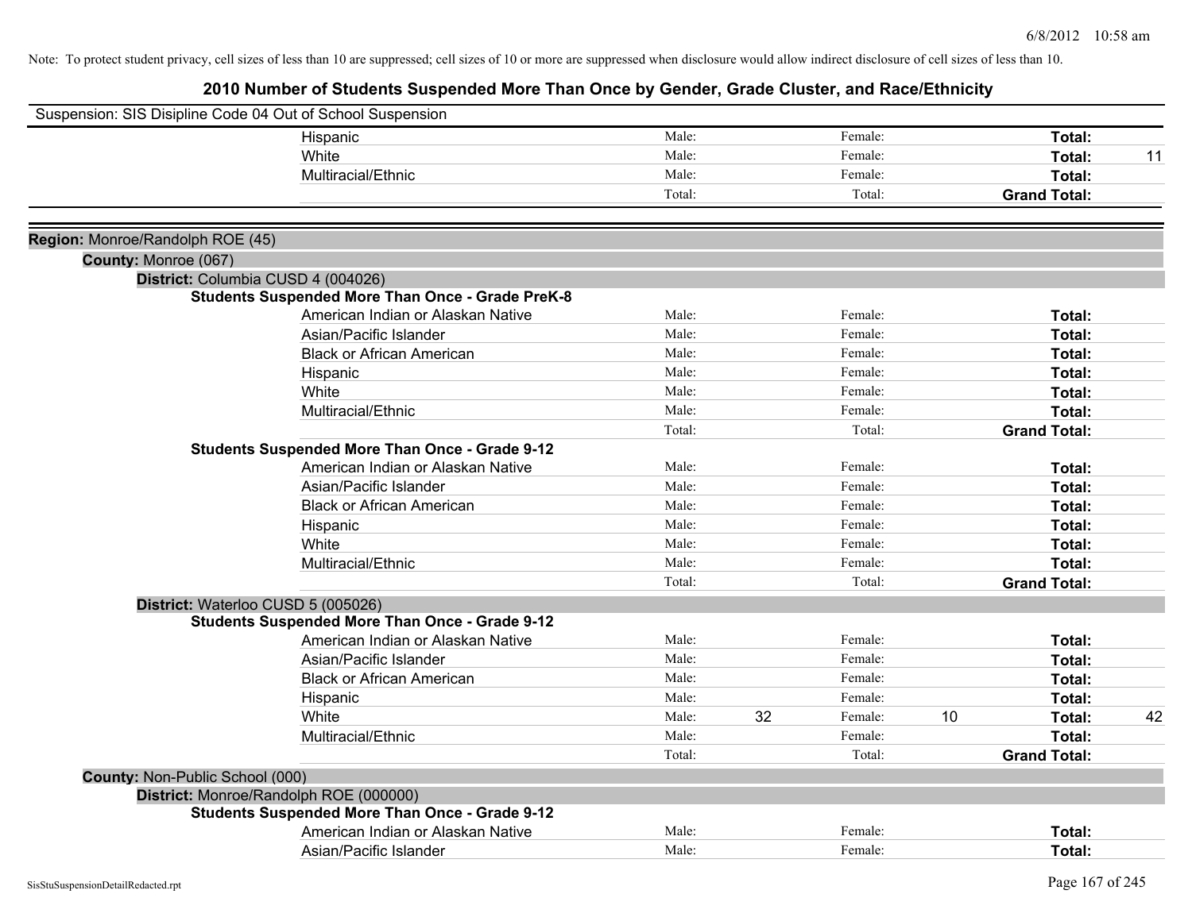Note: To protect student privacy, cell sizes of less than 10 are suppressed; cell sizes of 10 or more are suppressed when disclosure would allow indirect disclosure of cell sizes of less than 10.

## 2010 Number of Students Suspended More Than Once by Gender, Grade Cluster, and Race/Ethnicity

Suspension: SIS Disipline Code 04 Out of School Suspension

| | Male | | Female | | Total | |
|---|---|---|---|---|---|---|
| Hispanic | Male: | | Female: | | **Total:** | |
| White | Male: | | Female: | | **Total:** | 11 |
| Multiracial/Ethnic | Male: | | Female: | | **Total:** | |
| | Total: | | Total: | | **Grand Total:** | |

**Region:** Monroe/Randolph ROE (45)

**County:** Monroe (067)

**District:** Columbia CUSD 4 (004026)

**Students Suspended More Than Once - Grade PreK-8**

| | Male | | Female | | Total | |
|---|---|---|---|---|---|---|
| American Indian or Alaskan Native | Male: | | Female: | | **Total:** | |
| Asian/Pacific Islander | Male: | | Female: | | **Total:** | |
| Black or African American | Male: | | Female: | | **Total:** | |
| Hispanic | Male: | | Female: | | **Total:** | |
| White | Male: | | Female: | | **Total:** | |
| Multiracial/Ethnic | Male: | | Female: | | **Total:** | |
| | Total: | | Total: | | **Grand Total:** | |

**Students Suspended More Than Once - Grade 9-12**

| | Male | | Female | | Total | |
|---|---|---|---|---|---|---|
| American Indian or Alaskan Native | Male: | | Female: | | **Total:** | |
| Asian/Pacific Islander | Male: | | Female: | | **Total:** | |
| Black or African American | Male: | | Female: | | **Total:** | |
| Hispanic | Male: | | Female: | | **Total:** | |
| White | Male: | | Female: | | **Total:** | |
| Multiracial/Ethnic | Male: | | Female: | | **Total:** | |
| | Total: | | Total: | | **Grand Total:** | |

**District:** Waterloo CUSD 5 (005026)

**Students Suspended More Than Once - Grade 9-12**

| | Male | | Female | | Total | |
|---|---|---|---|---|---|---|
| American Indian or Alaskan Native | Male: | | Female: | | **Total:** | |
| Asian/Pacific Islander | Male: | | Female: | | **Total:** | |
| Black or African American | Male: | | Female: | | **Total:** | |
| Hispanic | Male: | | Female: | | **Total:** | |
| White | Male: | 32 | Female: | 10 | **Total:** | 42 |
| Multiracial/Ethnic | Male: | | Female: | | **Total:** | |
| | Total: | | Total: | | **Grand Total:** | |

**County:** Non-Public School (000)

**District:** Monroe/Randolph ROE (000000)

**Students Suspended More Than Once - Grade 9-12**

| | Male | | Female | | Total | |
|---|---|---|---|---|---|---|
| American Indian or Alaskan Native | Male: | | Female: | | **Total:** | |
| Asian/Pacific Islander | Male: | | Female: | | **Total:** | |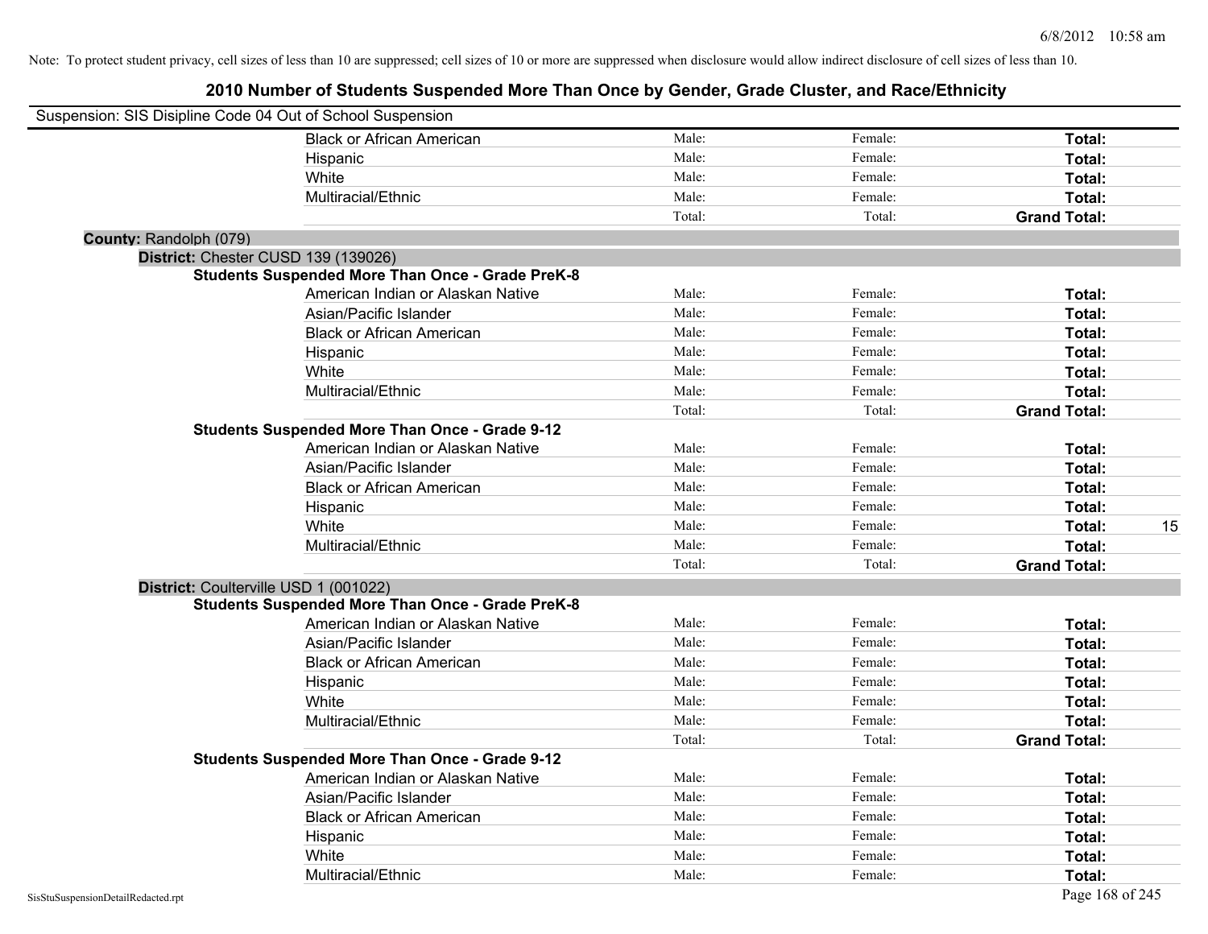Note: To protect student privacy, cell sizes of less than 10 are suppressed; cell sizes of 10 or more are suppressed when disclosure would allow indirect disclosure of cell sizes of less than 10.

## 2010 Number of Students Suspended More Than Once by Gender, Grade Cluster, and Race/Ethnicity

Suspension: SIS Disipline Code 04 Out of School Suspension

| | | | | |
|---|---|---|---|---|
| Black or African American | Male: | Female: | **Total:** | |
| Hispanic | Male: | Female: | **Total:** | |
| White | Male: | Female: | **Total:** | |
| Multiracial/Ethnic | Male: | Female: | **Total:** | |
| | Total: | Total: | **Grand Total:** | |

**County:** Randolph (079)

**District:** Chester CUSD 139 (139026)

**Students Suspended More Than Once - Grade PreK-8**

| | | | | |
|---|---|---|---|---|
| American Indian or Alaskan Native | Male: | Female: | **Total:** | |
| Asian/Pacific Islander | Male: | Female: | **Total:** | |
| Black or African American | Male: | Female: | **Total:** | |
| Hispanic | Male: | Female: | **Total:** | |
| White | Male: | Female: | **Total:** | |
| Multiracial/Ethnic | Male: | Female: | **Total:** | |
| | Total: | Total: | **Grand Total:** | |

**Students Suspended More Than Once - Grade 9-12**

| | | | | |
|---|---|---|---|---|
| American Indian or Alaskan Native | Male: | Female: | **Total:** | |
| Asian/Pacific Islander | Male: | Female: | **Total:** | |
| Black or African American | Male: | Female: | **Total:** | |
| Hispanic | Male: | Female: | **Total:** | |
| White | Male: | Female: | **Total:** | 15 |
| Multiracial/Ethnic | Male: | Female: | **Total:** | |
| | Total: | Total: | **Grand Total:** | |

**District:** Coulterville USD 1 (001022)

**Students Suspended More Than Once - Grade PreK-8**

| | | | | |
|---|---|---|---|---|
| American Indian or Alaskan Native | Male: | Female: | **Total:** | |
| Asian/Pacific Islander | Male: | Female: | **Total:** | |
| Black or African American | Male: | Female: | **Total:** | |
| Hispanic | Male: | Female: | **Total:** | |
| White | Male: | Female: | **Total:** | |
| Multiracial/Ethnic | Male: | Female: | **Total:** | |
| | Total: | Total: | **Grand Total:** | |

**Students Suspended More Than Once - Grade 9-12**

| | | | | |
|---|---|---|---|---|
| American Indian or Alaskan Native | Male: | Female: | **Total:** | |
| Asian/Pacific Islander | Male: | Female: | **Total:** | |
| Black or African American | Male: | Female: | **Total:** | |
| Hispanic | Male: | Female: | **Total:** | |
| White | Male: | Female: | **Total:** | |
| Multiracial/Ethnic | Male: | Female: | **Total:** | |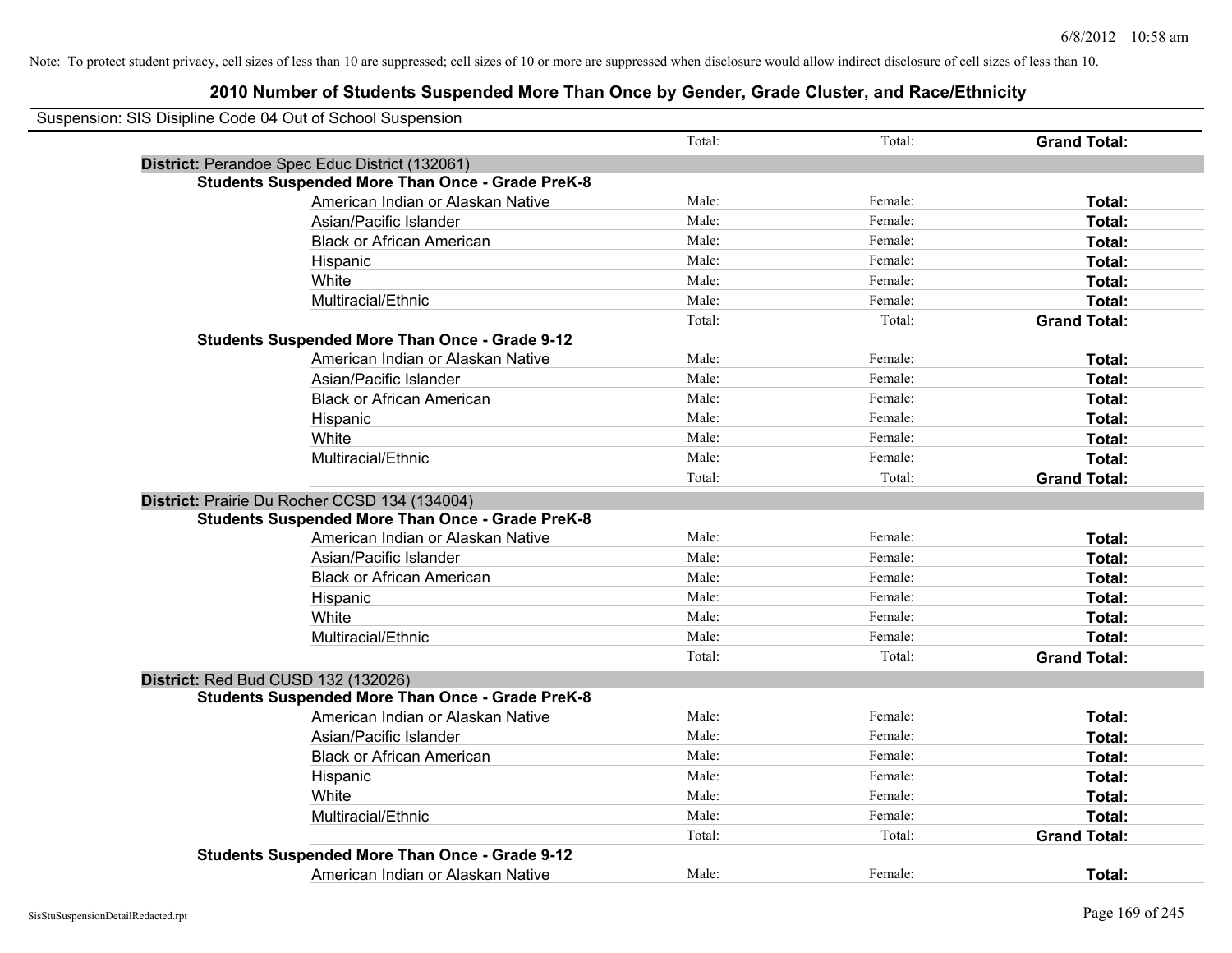Note: To protect student privacy, cell sizes of less than 10 are suppressed; cell sizes of 10 or more are suppressed when disclosure would allow indirect disclosure of cell sizes of less than 10.

## 2010 Number of Students Suspended More Than Once by Gender, Grade Cluster, and Race/Ethnicity

Suspension: SIS Disipline Code 04 Out of School Suspension

| | Total: | Total: | **Grand Total:** |
|---|---|---|---|
| **District:** Perandoe Spec Educ District (132061) | | | |
| **Students Suspended More Than Once - Grade PreK-8** | | | |
| American Indian or Alaskan Native | Male: | Female: | **Total:** |
| Asian/Pacific Islander | Male: | Female: | **Total:** |
| Black or African American | Male: | Female: | **Total:** |
| Hispanic | Male: | Female: | **Total:** |
| White | Male: | Female: | **Total:** |
| Multiracial/Ethnic | Male: | Female: | **Total:** |
| | Total: | Total: | **Grand Total:** |
| **Students Suspended More Than Once - Grade 9-12** | | | |
| American Indian or Alaskan Native | Male: | Female: | **Total:** |
| Asian/Pacific Islander | Male: | Female: | **Total:** |
| Black or African American | Male: | Female: | **Total:** |
| Hispanic | Male: | Female: | **Total:** |
| White | Male: | Female: | **Total:** |
| Multiracial/Ethnic | Male: | Female: | **Total:** |
| | Total: | Total: | **Grand Total:** |
| **District:** Prairie Du Rocher CCSD 134 (134004) | | | |
| **Students Suspended More Than Once - Grade PreK-8** | | | |
| American Indian or Alaskan Native | Male: | Female: | **Total:** |
| Asian/Pacific Islander | Male: | Female: | **Total:** |
| Black or African American | Male: | Female: | **Total:** |
| Hispanic | Male: | Female: | **Total:** |
| White | Male: | Female: | **Total:** |
| Multiracial/Ethnic | Male: | Female: | **Total:** |
| | Total: | Total: | **Grand Total:** |
| **District:** Red Bud CUSD 132 (132026) | | | |
| **Students Suspended More Than Once - Grade PreK-8** | | | |
| American Indian or Alaskan Native | Male: | Female: | **Total:** |
| Asian/Pacific Islander | Male: | Female: | **Total:** |
| Black or African American | Male: | Female: | **Total:** |
| Hispanic | Male: | Female: | **Total:** |
| White | Male: | Female: | **Total:** |
| Multiracial/Ethnic | Male: | Female: | **Total:** |
| | Total: | Total: | **Grand Total:** |
| **Students Suspended More Than Once - Grade 9-12** | | | |
| American Indian or Alaskan Native | Male: | Female: | **Total:** |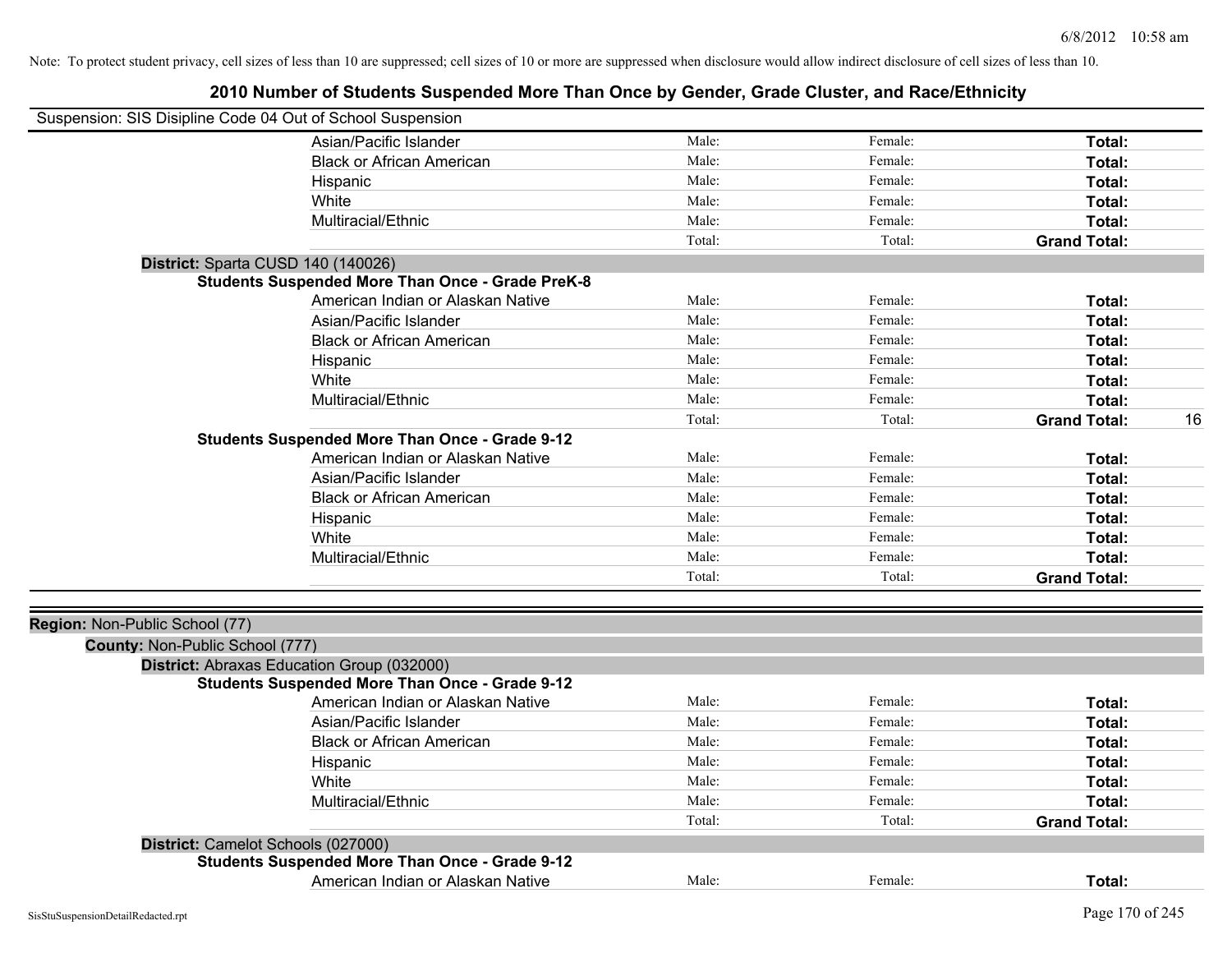6/8/2012 10:58 am

Note: To protect student privacy, cell sizes of less than 10 are suppressed; cell sizes of 10 or more are suppressed when disclosure would allow indirect disclosure of cell sizes of less than 10.

# 2010 Number of Students Suspended More Than Once by Gender, Grade Cluster, and Race/Ethnicity

Suspension: SIS Disipline Code 04 Out of School Suspension

| | Male: | Female: | Total: | |
|---|---|---|---|---|
| Asian/Pacific Islander | Male: | Female: | **Total:** | |
| Black or African American | Male: | Female: | **Total:** | |
| Hispanic | Male: | Female: | **Total:** | |
| White | Male: | Female: | **Total:** | |
| Multiracial/Ethnic | Male: | Female: | **Total:** | |
| | Total: | Total: | **Grand Total:** | |

**District:** Sparta CUSD 140 (140026)

**Students Suspended More Than Once - Grade PreK-8**

| | | | | |
|---|---|---|---|---|
| American Indian or Alaskan Native | Male: | Female: | **Total:** | |
| Asian/Pacific Islander | Male: | Female: | **Total:** | |
| Black or African American | Male: | Female: | **Total:** | |
| Hispanic | Male: | Female: | **Total:** | |
| White | Male: | Female: | **Total:** | |
| Multiracial/Ethnic | Male: | Female: | **Total:** | |
| | Total: | Total: | **Grand Total:** | 16 |

**Students Suspended More Than Once - Grade 9-12**

| | | | | |
|---|---|---|---|---|
| American Indian or Alaskan Native | Male: | Female: | **Total:** | |
| Asian/Pacific Islander | Male: | Female: | **Total:** | |
| Black or African American | Male: | Female: | **Total:** | |
| Hispanic | Male: | Female: | **Total:** | |
| White | Male: | Female: | **Total:** | |
| Multiracial/Ethnic | Male: | Female: | **Total:** | |
| | Total: | Total: | **Grand Total:** | |

**Region:** Non-Public School (77)

**County:** Non-Public School (777)

**District:** Abraxas Education Group (032000)

**Students Suspended More Than Once - Grade 9-12**

| | | | | |
|---|---|---|---|---|
| American Indian or Alaskan Native | Male: | Female: | **Total:** | |
| Asian/Pacific Islander | Male: | Female: | **Total:** | |
| Black or African American | Male: | Female: | **Total:** | |
| Hispanic | Male: | Female: | **Total:** | |
| White | Male: | Female: | **Total:** | |
| Multiracial/Ethnic | Male: | Female: | **Total:** | |
| | Total: | Total: | **Grand Total:** | |

**District:** Camelot Schools (027000)

**Students Suspended More Than Once - Grade 9-12**

| | | | | |
|---|---|---|---|---|
| American Indian or Alaskan Native | Male: | Female: | **Total:** | |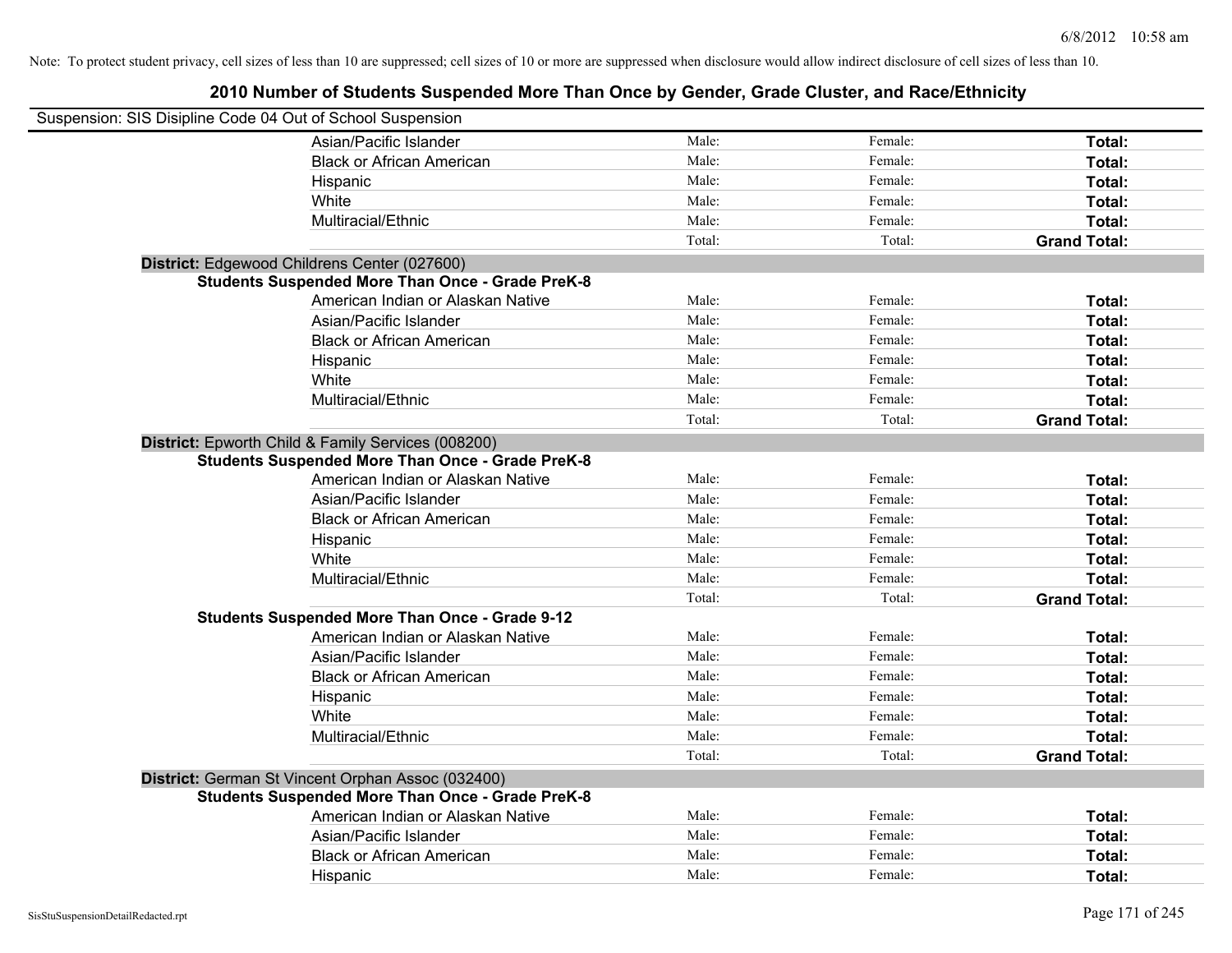Note: To protect student privacy, cell sizes of less than 10 are suppressed; cell sizes of 10 or more are suppressed when disclosure would allow indirect disclosure of cell sizes of less than 10.

# 2010 Number of Students Suspended More Than Once by Gender, Grade Cluster, and Race/Ethnicity

Suspension: SIS Disipline Code 04 Out of School Suspension

| | | | | |
|---|---|---|---|---|
| | Asian/Pacific Islander | Male: | Female: | **Total:** |
| | Black or African American | Male: | Female: | **Total:** |
| | Hispanic | Male: | Female: | **Total:** |
| | White | Male: | Female: | **Total:** |
| | Multiracial/Ethnic | Male: | Female: | **Total:** |
| | | Total: | Total: | **Grand Total:** |
| **District:** Edgewood Childrens Center (027600) | | | | |
| **Students Suspended More Than Once - Grade PreK-8** | | | | |
| | American Indian or Alaskan Native | Male: | Female: | **Total:** |
| | Asian/Pacific Islander | Male: | Female: | **Total:** |
| | Black or African American | Male: | Female: | **Total:** |
| | Hispanic | Male: | Female: | **Total:** |
| | White | Male: | Female: | **Total:** |
| | Multiracial/Ethnic | Male: | Female: | **Total:** |
| | | Total: | Total: | **Grand Total:** |
| **District:** Epworth Child & Family Services (008200) | | | | |
| **Students Suspended More Than Once - Grade PreK-8** | | | | |
| | American Indian or Alaskan Native | Male: | Female: | **Total:** |
| | Asian/Pacific Islander | Male: | Female: | **Total:** |
| | Black or African American | Male: | Female: | **Total:** |
| | Hispanic | Male: | Female: | **Total:** |
| | White | Male: | Female: | **Total:** |
| | Multiracial/Ethnic | Male: | Female: | **Total:** |
| | | Total: | Total: | **Grand Total:** |
| **Students Suspended More Than Once - Grade 9-12** | | | | |
| | American Indian or Alaskan Native | Male: | Female: | **Total:** |
| | Asian/Pacific Islander | Male: | Female: | **Total:** |
| | Black or African American | Male: | Female: | **Total:** |
| | Hispanic | Male: | Female: | **Total:** |
| | White | Male: | Female: | **Total:** |
| | Multiracial/Ethnic | Male: | Female: | **Total:** |
| | | Total: | Total: | **Grand Total:** |
| **District:** German St Vincent Orphan Assoc (032400) | | | | |
| **Students Suspended More Than Once - Grade PreK-8** | | | | |
| | American Indian or Alaskan Native | Male: | Female: | **Total:** |
| | Asian/Pacific Islander | Male: | Female: | **Total:** |
| | Black or African American | Male: | Female: | **Total:** |
| | Hispanic | Male: | Female: | **Total:** |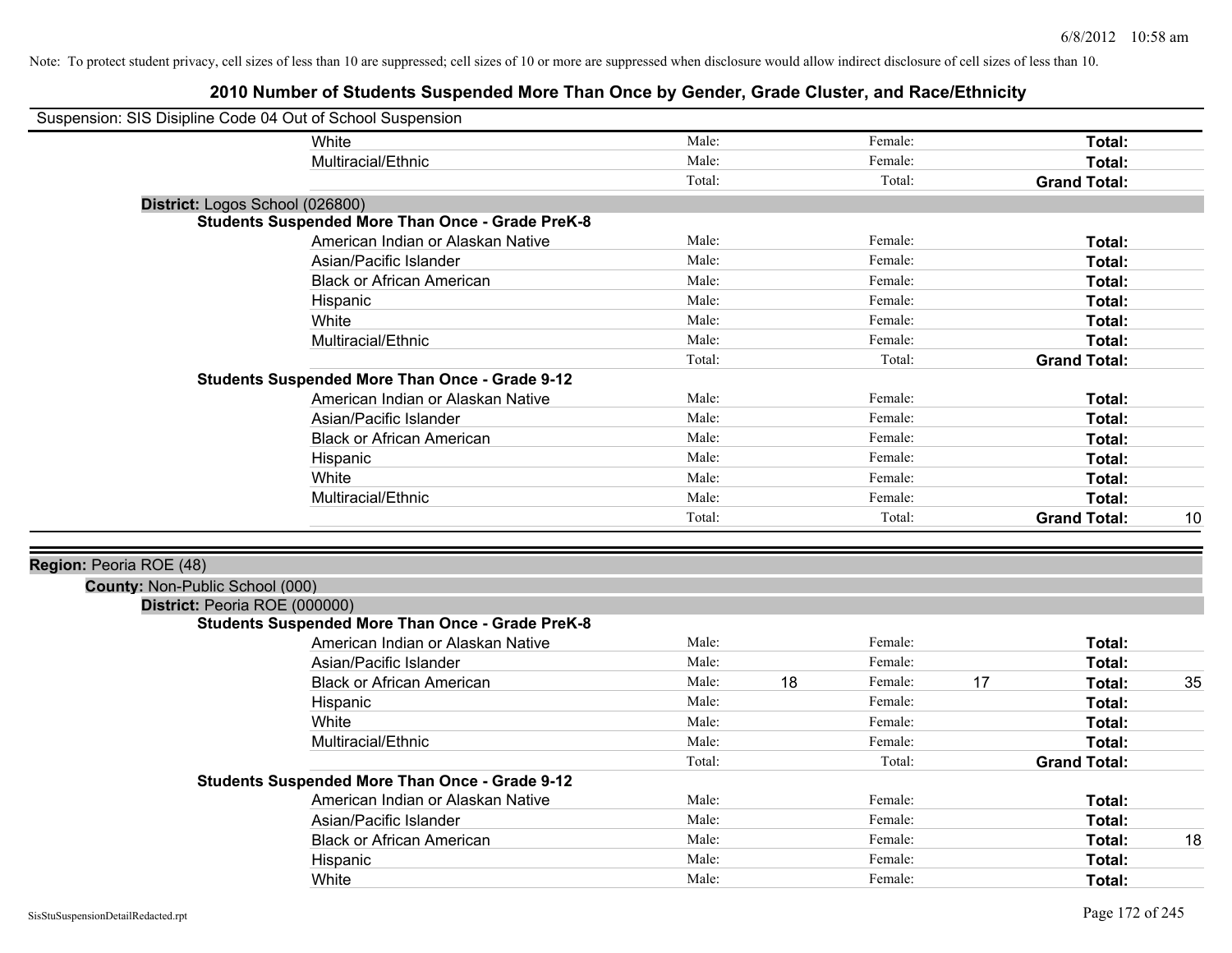Note: To protect student privacy, cell sizes of less than 10 are suppressed; cell sizes of 10 or more are suppressed when disclosure would allow indirect disclosure of cell sizes of less than 10.

# 2010 Number of Students Suspended More Than Once by Gender, Grade Cluster, and Race/Ethnicity

Suspension: SIS Disipline Code 04 Out of School Suspension

| | Male: | | Female: | | | |
|---|---|---|---|---|---|---|
| White | Male: | | Female: | | **Total:** | |
| Multiracial/Ethnic | Male: | | Female: | | **Total:** | |
| | Total: | | Total: | | **Grand Total:** | |

**District:** Logos School (026800)

**Students Suspended More Than Once - Grade PreK-8**

| | | | | | | |
|---|---|---|---|---|---|---|
| American Indian or Alaskan Native | Male: | | Female: | | **Total:** | |
| Asian/Pacific Islander | Male: | | Female: | | **Total:** | |
| Black or African American | Male: | | Female: | | **Total:** | |
| Hispanic | Male: | | Female: | | **Total:** | |
| White | Male: | | Female: | | **Total:** | |
| Multiracial/Ethnic | Male: | | Female: | | **Total:** | |
| | Total: | | Total: | | **Grand Total:** | |

**Students Suspended More Than Once - Grade 9-12**

| | | | | | | |
|---|---|---|---|---|---|---|
| American Indian or Alaskan Native | Male: | | Female: | | **Total:** | |
| Asian/Pacific Islander | Male: | | Female: | | **Total:** | |
| Black or African American | Male: | | Female: | | **Total:** | |
| Hispanic | Male: | | Female: | | **Total:** | |
| White | Male: | | Female: | | **Total:** | |
| Multiracial/Ethnic | Male: | | Female: | | **Total:** | |
| | Total: | | Total: | | **Grand Total:** | 10 |

**Region:** Peoria ROE (48)

**County:** Non-Public School (000)

**District:** Peoria ROE (000000)

**Students Suspended More Than Once - Grade PreK-8**

| | | | | | | |
|---|---|---|---|---|---|---|
| American Indian or Alaskan Native | Male: | | Female: | | **Total:** | |
| Asian/Pacific Islander | Male: | | Female: | | **Total:** | |
| Black or African American | Male: | 18 | Female: | 17 | **Total:** | 35 |
| Hispanic | Male: | | Female: | | **Total:** | |
| White | Male: | | Female: | | **Total:** | |
| Multiracial/Ethnic | Male: | | Female: | | **Total:** | |
| | Total: | | Total: | | **Grand Total:** | |

**Students Suspended More Than Once - Grade 9-12**

| | | | | | | |
|---|---|---|---|---|---|---|
| American Indian or Alaskan Native | Male: | | Female: | | **Total:** | |
| Asian/Pacific Islander | Male: | | Female: | | **Total:** | |
| Black or African American | Male: | | Female: | | **Total:** | 18 |
| Hispanic | Male: | | Female: | | **Total:** | |
| White | Male: | | Female: | | **Total:** | |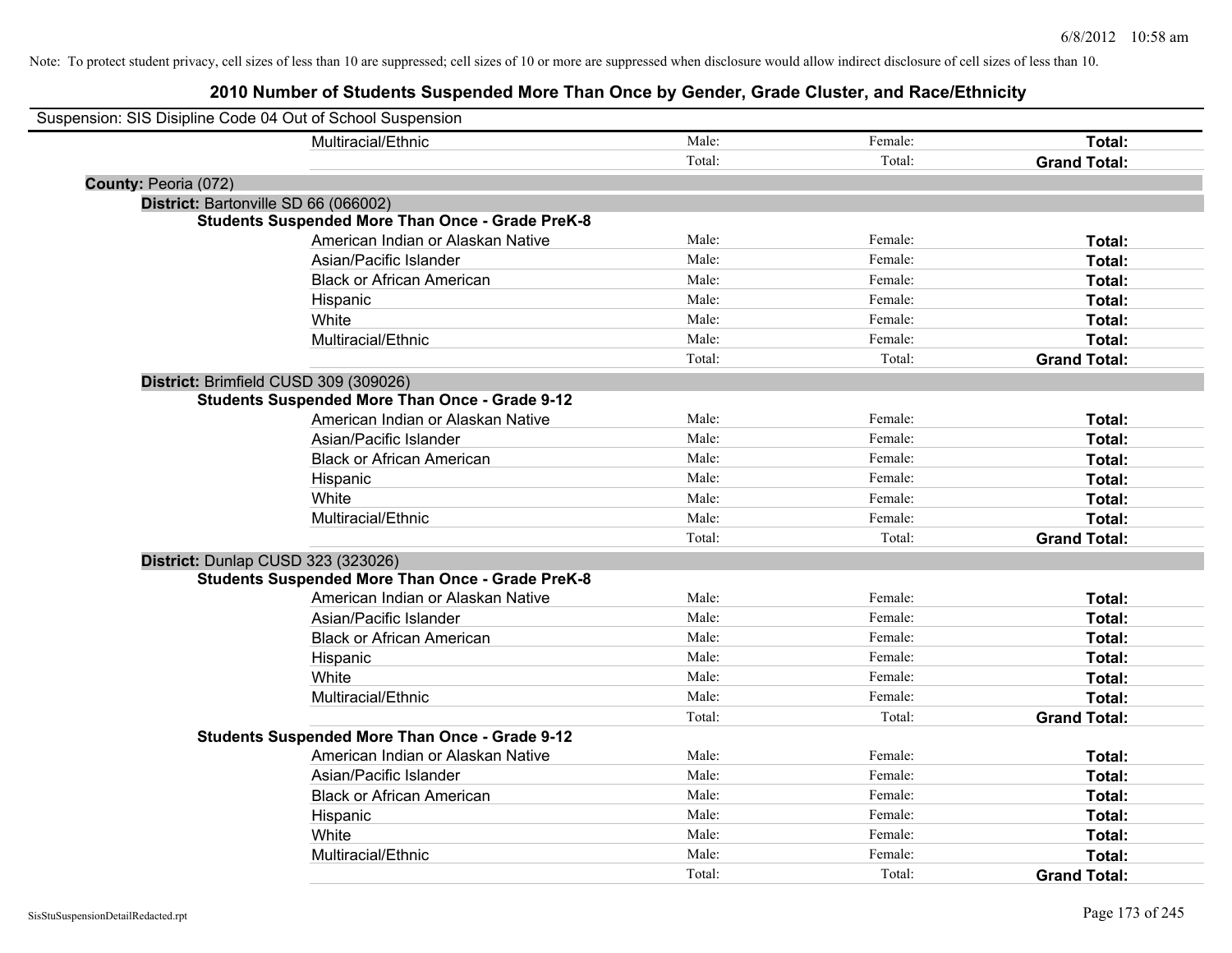Note: To protect student privacy, cell sizes of less than 10 are suppressed; cell sizes of 10 or more are suppressed when disclosure would allow indirect disclosure of cell sizes of less than 10.

## 2010 Number of Students Suspended More Than Once by Gender, Grade Cluster, and Race/Ethnicity

Suspension: SIS Disipline Code 04 Out of School Suspension

| | | | | |
|---|---|---|---|---|
| | Multiracial/Ethnic | Male: | Female: | **Total:** |
| | | Total: | Total: | **Grand Total:** |

**County:** Peoria (072)

**District:** Bartonville SD 66 (066002)

**Students Suspended More Than Once - Grade PreK-8**

| | | | |
|---|---|---|---|
| American Indian or Alaskan Native | Male: | Female: | **Total:** |
| Asian/Pacific Islander | Male: | Female: | **Total:** |
| Black or African American | Male: | Female: | **Total:** |
| Hispanic | Male: | Female: | **Total:** |
| White | Male: | Female: | **Total:** |
| Multiracial/Ethnic | Male: | Female: | **Total:** |
| | Total: | Total: | **Grand Total:** |

**District:** Brimfield CUSD 309 (309026)

**Students Suspended More Than Once - Grade 9-12**

| | | | |
|---|---|---|---|
| American Indian or Alaskan Native | Male: | Female: | **Total:** |
| Asian/Pacific Islander | Male: | Female: | **Total:** |
| Black or African American | Male: | Female: | **Total:** |
| Hispanic | Male: | Female: | **Total:** |
| White | Male: | Female: | **Total:** |
| Multiracial/Ethnic | Male: | Female: | **Total:** |
| | Total: | Total: | **Grand Total:** |

**District:** Dunlap CUSD 323 (323026)

**Students Suspended More Than Once - Grade PreK-8**

| | | | |
|---|---|---|---|
| American Indian or Alaskan Native | Male: | Female: | **Total:** |
| Asian/Pacific Islander | Male: | Female: | **Total:** |
| Black or African American | Male: | Female: | **Total:** |
| Hispanic | Male: | Female: | **Total:** |
| White | Male: | Female: | **Total:** |
| Multiracial/Ethnic | Male: | Female: | **Total:** |
| | Total: | Total: | **Grand Total:** |

**Students Suspended More Than Once - Grade 9-12**

| | | | |
|---|---|---|---|
| American Indian or Alaskan Native | Male: | Female: | **Total:** |
| Asian/Pacific Islander | Male: | Female: | **Total:** |
| Black or African American | Male: | Female: | **Total:** |
| Hispanic | Male: | Female: | **Total:** |
| White | Male: | Female: | **Total:** |
| Multiracial/Ethnic | Male: | Female: | **Total:** |
| | Total: | Total: | **Grand Total:** |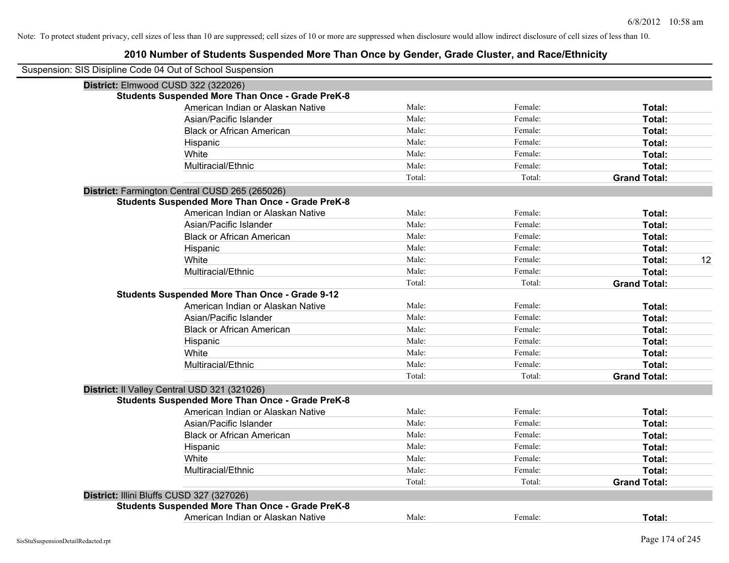Note: To protect student privacy, cell sizes of less than 10 are suppressed; cell sizes of 10 or more are suppressed when disclosure would allow indirect disclosure of cell sizes of less than 10.

# 2010 Number of Students Suspended More Than Once by Gender, Grade Cluster, and Race/Ethnicity

Suspension: SIS Disipline Code 04 Out of School Suspension

**District:** Elmwood CUSD 322 (322026)

**Students Suspended More Than Once - Grade PreK-8**

| | | | | |
|---|---|---|---|---|
| American Indian or Alaskan Native | Male: | Female: | **Total:** | |
| Asian/Pacific Islander | Male: | Female: | **Total:** | |
| Black or African American | Male: | Female: | **Total:** | |
| Hispanic | Male: | Female: | **Total:** | |
| White | Male: | Female: | **Total:** | |
| Multiracial/Ethnic | Male: | Female: | **Total:** | |
| | Total: | Total: | **Grand Total:** | |

**District:** Farmington Central CUSD 265 (265026)

**Students Suspended More Than Once - Grade PreK-8**

| | | | | |
|---|---|---|---|---|
| American Indian or Alaskan Native | Male: | Female: | **Total:** | |
| Asian/Pacific Islander | Male: | Female: | **Total:** | |
| Black or African American | Male: | Female: | **Total:** | |
| Hispanic | Male: | Female: | **Total:** | |
| White | Male: | Female: | **Total:** | 12 |
| Multiracial/Ethnic | Male: | Female: | **Total:** | |
| | Total: | Total: | **Grand Total:** | |

**Students Suspended More Than Once - Grade 9-12**

| | | | | |
|---|---|---|---|---|
| American Indian or Alaskan Native | Male: | Female: | **Total:** | |
| Asian/Pacific Islander | Male: | Female: | **Total:** | |
| Black or African American | Male: | Female: | **Total:** | |
| Hispanic | Male: | Female: | **Total:** | |
| White | Male: | Female: | **Total:** | |
| Multiracial/Ethnic | Male: | Female: | **Total:** | |
| | Total: | Total: | **Grand Total:** | |

**District:** Il Valley Central USD 321 (321026)

**Students Suspended More Than Once - Grade PreK-8**

| | | | | |
|---|---|---|---|---|
| American Indian or Alaskan Native | Male: | Female: | **Total:** | |
| Asian/Pacific Islander | Male: | Female: | **Total:** | |
| Black or African American | Male: | Female: | **Total:** | |
| Hispanic | Male: | Female: | **Total:** | |
| White | Male: | Female: | **Total:** | |
| Multiracial/Ethnic | Male: | Female: | **Total:** | |
| | Total: | Total: | **Grand Total:** | |

**District:** Illini Bluffs CUSD 327 (327026)

**Students Suspended More Than Once - Grade PreK-8**

| | | | | |
|---|---|---|---|---|
| American Indian or Alaskan Native | Male: | Female: | **Total:** | |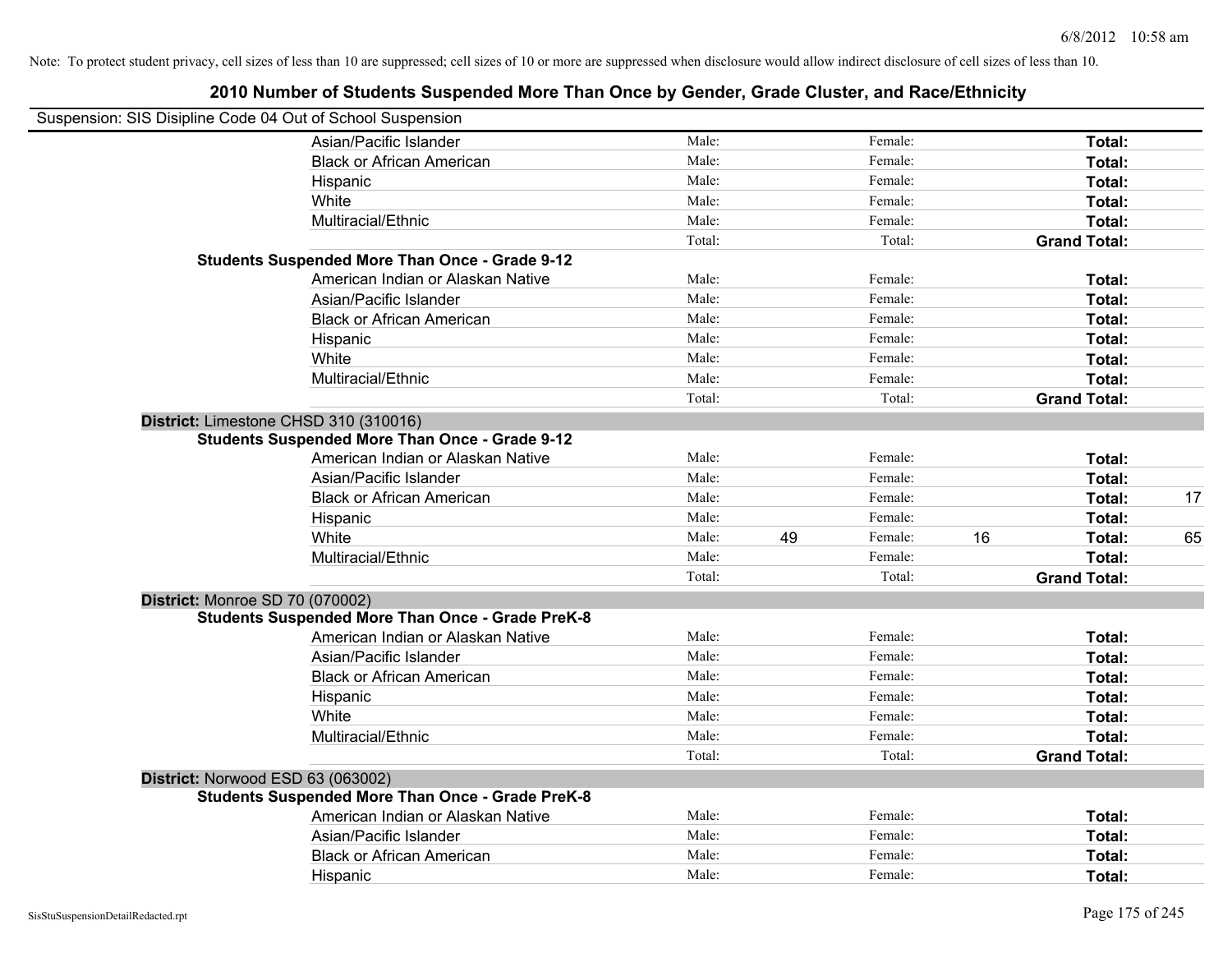Note: To protect student privacy, cell sizes of less than 10 are suppressed; cell sizes of 10 or more are suppressed when disclosure would allow indirect disclosure of cell sizes of less than 10.

# 2010 Number of Students Suspended More Than Once by Gender, Grade Cluster, and Race/Ethnicity

Suspension: SIS Disipline Code 04 Out of School Suspension

| | | | | | | |
|---|---|---|---|---|---|---|
| Asian/Pacific Islander | Male: | | Female: | | **Total:** | |
| Black or African American | Male: | | Female: | | **Total:** | |
| Hispanic | Male: | | Female: | | **Total:** | |
| White | Male: | | Female: | | **Total:** | |
| Multiracial/Ethnic | Male: | | Female: | | **Total:** | |
| | Total: | | Total: | | **Grand Total:** | |

**Students Suspended More Than Once - Grade 9-12**

| | | | | | | |
|---|---|---|---|---|---|---|
| American Indian or Alaskan Native | Male: | | Female: | | **Total:** | |
| Asian/Pacific Islander | Male: | | Female: | | **Total:** | |
| Black or African American | Male: | | Female: | | **Total:** | |
| Hispanic | Male: | | Female: | | **Total:** | |
| White | Male: | | Female: | | **Total:** | |
| Multiracial/Ethnic | Male: | | Female: | | **Total:** | |
| | Total: | | Total: | | **Grand Total:** | |

**District:** Limestone CHSD 310 (310016)

**Students Suspended More Than Once - Grade 9-12**

| | | | | | | |
|---|---|---|---|---|---|---|
| American Indian or Alaskan Native | Male: | | Female: | | **Total:** | |
| Asian/Pacific Islander | Male: | | Female: | | **Total:** | |
| Black or African American | Male: | | Female: | | **Total:** | 17 |
| Hispanic | Male: | | Female: | | **Total:** | |
| White | Male: | 49 | Female: | 16 | **Total:** | 65 |
| Multiracial/Ethnic | Male: | | Female: | | **Total:** | |
| | Total: | | Total: | | **Grand Total:** | |

**District:** Monroe SD 70 (070002)

**Students Suspended More Than Once - Grade PreK-8**

| | | | | | | |
|---|---|---|---|---|---|---|
| American Indian or Alaskan Native | Male: | | Female: | | **Total:** | |
| Asian/Pacific Islander | Male: | | Female: | | **Total:** | |
| Black or African American | Male: | | Female: | | **Total:** | |
| Hispanic | Male: | | Female: | | **Total:** | |
| White | Male: | | Female: | | **Total:** | |
| Multiracial/Ethnic | Male: | | Female: | | **Total:** | |
| | Total: | | Total: | | **Grand Total:** | |

**District:** Norwood ESD 63 (063002)

**Students Suspended More Than Once - Grade PreK-8**

| | | | | | | |
|---|---|---|---|---|---|---|
| American Indian or Alaskan Native | Male: | | Female: | | **Total:** | |
| Asian/Pacific Islander | Male: | | Female: | | **Total:** | |
| Black or African American | Male: | | Female: | | **Total:** | |
| Hispanic | Male: | | Female: | | **Total:** | |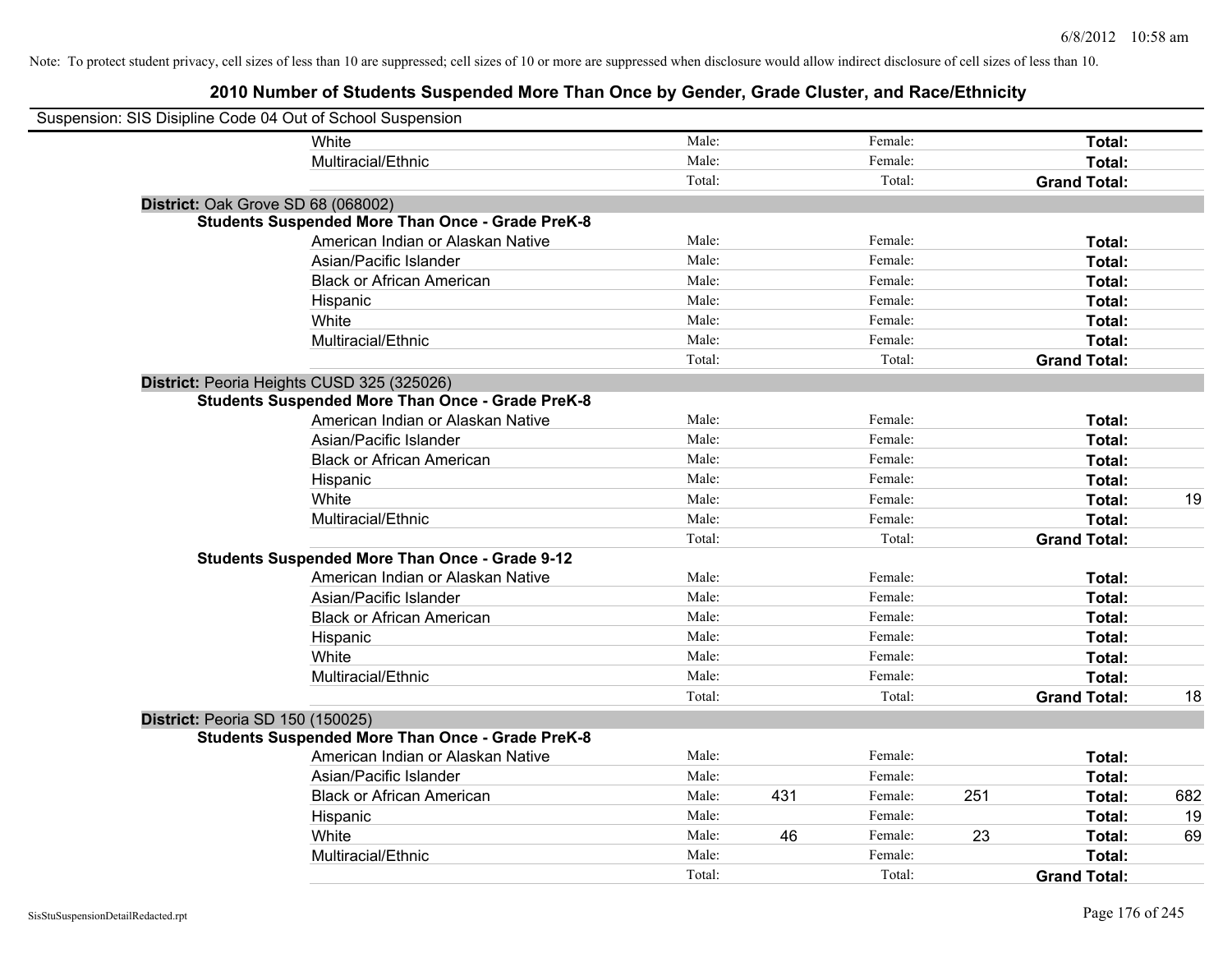Note: To protect student privacy, cell sizes of less than 10 are suppressed; cell sizes of 10 or more are suppressed when disclosure would allow indirect disclosure of cell sizes of less than 10.

## 2010 Number of Students Suspended More Than Once by Gender, Grade Cluster, and Race/Ethnicity

Suspension: SIS Disipline Code 04 Out of School Suspension

| | | | | | | |
|---|---|---|---|---|---|---|
| White | Male: | | Female: | | **Total:** | |
| Multiracial/Ethnic | Male: | | Female: | | **Total:** | |
| | Total: | | Total: | | **Grand Total:** | |

**District:** Oak Grove SD 68 (068002)

**Students Suspended More Than Once - Grade PreK-8**

| | | | | | | |
|---|---|---|---|---|---|---|
| American Indian or Alaskan Native | Male: | | Female: | | **Total:** | |
| Asian/Pacific Islander | Male: | | Female: | | **Total:** | |
| Black or African American | Male: | | Female: | | **Total:** | |
| Hispanic | Male: | | Female: | | **Total:** | |
| White | Male: | | Female: | | **Total:** | |
| Multiracial/Ethnic | Male: | | Female: | | **Total:** | |
| | Total: | | Total: | | **Grand Total:** | |

**District:** Peoria Heights CUSD 325 (325026)

**Students Suspended More Than Once - Grade PreK-8**

| | | | | | | |
|---|---|---|---|---|---|---|
| American Indian or Alaskan Native | Male: | | Female: | | **Total:** | |
| Asian/Pacific Islander | Male: | | Female: | | **Total:** | |
| Black or African American | Male: | | Female: | | **Total:** | |
| Hispanic | Male: | | Female: | | **Total:** | |
| White | Male: | | Female: | | **Total:** | 19 |
| Multiracial/Ethnic | Male: | | Female: | | **Total:** | |
| | Total: | | Total: | | **Grand Total:** | |

**Students Suspended More Than Once - Grade 9-12**

| | | | | | | |
|---|---|---|---|---|---|---|
| American Indian or Alaskan Native | Male: | | Female: | | **Total:** | |
| Asian/Pacific Islander | Male: | | Female: | | **Total:** | |
| Black or African American | Male: | | Female: | | **Total:** | |
| Hispanic | Male: | | Female: | | **Total:** | |
| White | Male: | | Female: | | **Total:** | |
| Multiracial/Ethnic | Male: | | Female: | | **Total:** | |
| | Total: | | Total: | | **Grand Total:** | 18 |

**District:** Peoria SD 150 (150025)

**Students Suspended More Than Once - Grade PreK-8**

| | | | | | | |
|---|---|---|---|---|---|---|
| American Indian or Alaskan Native | Male: | | Female: | | **Total:** | |
| Asian/Pacific Islander | Male: | | Female: | | **Total:** | |
| Black or African American | Male: | 431 | Female: | 251 | **Total:** | 682 |
| Hispanic | Male: | | Female: | | **Total:** | 19 |
| White | Male: | 46 | Female: | 23 | **Total:** | 69 |
| Multiracial/Ethnic | Male: | | Female: | | **Total:** | |
| | Total: | | Total: | | **Grand Total:** | |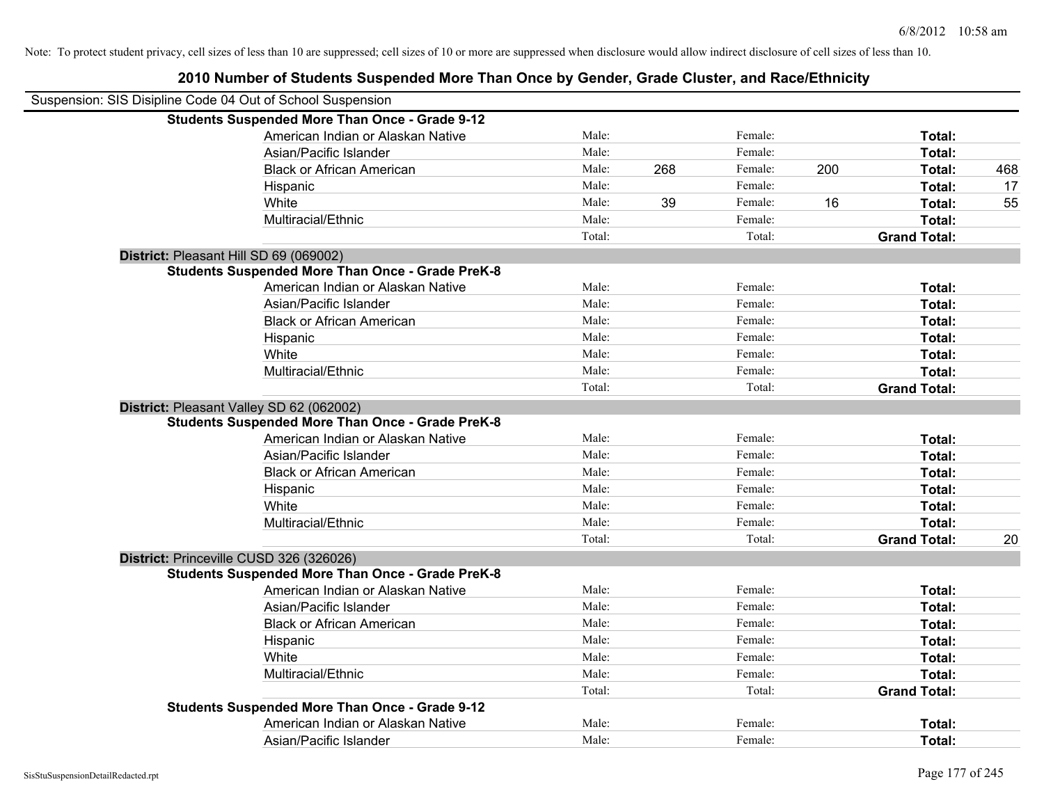Note: To protect student privacy, cell sizes of less than 10 are suppressed; cell sizes of 10 or more are suppressed when disclosure would allow indirect disclosure of cell sizes of less than 10.

# 2010 Number of Students Suspended More Than Once by Gender, Grade Cluster, and Race/Ethnicity

Suspension: SIS Disipline Code 04 Out of School Suspension

**Students Suspended More Than Once - Grade 9-12**

| | | | | | | |
|---|---|---|---|---|---|---|
| American Indian or Alaskan Native | Male: | | Female: | | **Total:** | |
| Asian/Pacific Islander | Male: | | Female: | | **Total:** | |
| Black or African American | Male: | 268 | Female: | 200 | **Total:** | 468 |
| Hispanic | Male: | | Female: | | **Total:** | 17 |
| White | Male: | 39 | Female: | 16 | **Total:** | 55 |
| Multiracial/Ethnic | Male: | | Female: | | **Total:** | |
| | Total: | | Total: | | **Grand Total:** | |

**District:** Pleasant Hill SD 69 (069002)

**Students Suspended More Than Once - Grade PreK-8**

| | | | | | | |
|---|---|---|---|---|---|---|
| American Indian or Alaskan Native | Male: | | Female: | | **Total:** | |
| Asian/Pacific Islander | Male: | | Female: | | **Total:** | |
| Black or African American | Male: | | Female: | | **Total:** | |
| Hispanic | Male: | | Female: | | **Total:** | |
| White | Male: | | Female: | | **Total:** | |
| Multiracial/Ethnic | Male: | | Female: | | **Total:** | |
| | Total: | | Total: | | **Grand Total:** | |

**District:** Pleasant Valley SD 62 (062002)

**Students Suspended More Than Once - Grade PreK-8**

| | | | | | | |
|---|---|---|---|---|---|---|
| American Indian or Alaskan Native | Male: | | Female: | | **Total:** | |
| Asian/Pacific Islander | Male: | | Female: | | **Total:** | |
| Black or African American | Male: | | Female: | | **Total:** | |
| Hispanic | Male: | | Female: | | **Total:** | |
| White | Male: | | Female: | | **Total:** | |
| Multiracial/Ethnic | Male: | | Female: | | **Total:** | |
| | Total: | | Total: | | **Grand Total:** | 20 |

**District:** Princeville CUSD 326 (326026)

**Students Suspended More Than Once - Grade PreK-8**

| | | | | | | |
|---|---|---|---|---|---|---|
| American Indian or Alaskan Native | Male: | | Female: | | **Total:** | |
| Asian/Pacific Islander | Male: | | Female: | | **Total:** | |
| Black or African American | Male: | | Female: | | **Total:** | |
| Hispanic | Male: | | Female: | | **Total:** | |
| White | Male: | | Female: | | **Total:** | |
| Multiracial/Ethnic | Male: | | Female: | | **Total:** | |
| | Total: | | Total: | | **Grand Total:** | |

**Students Suspended More Than Once - Grade 9-12**

| | | | | | | |
|---|---|---|---|---|---|---|
| American Indian or Alaskan Native | Male: | | Female: | | **Total:** | |
| Asian/Pacific Islander | Male: | | Female: | | **Total:** | |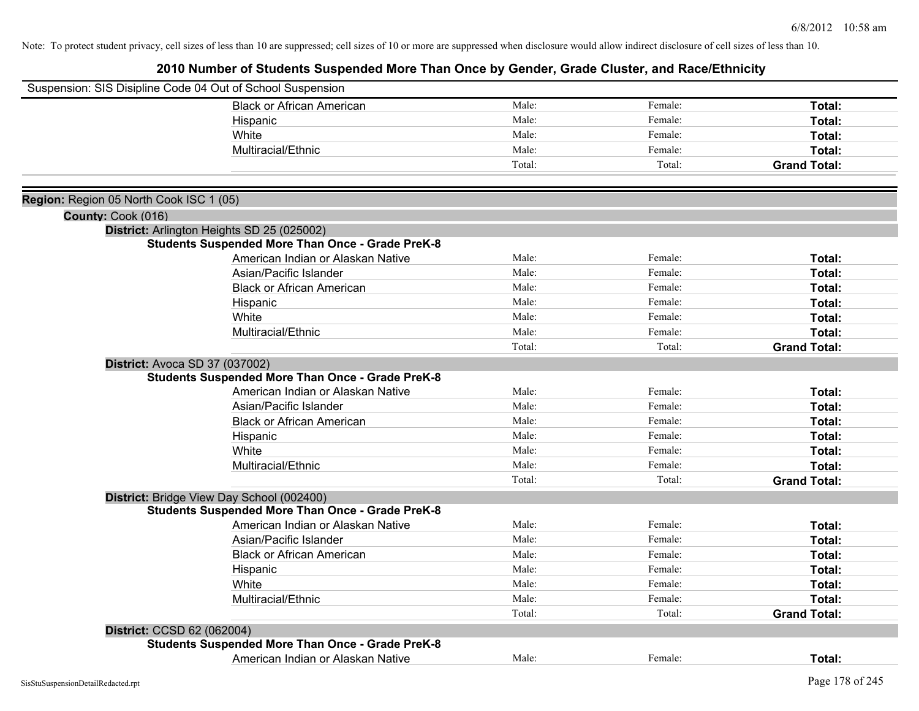Note: To protect student privacy, cell sizes of less than 10 are suppressed; cell sizes of 10 or more are suppressed when disclosure would allow indirect disclosure of cell sizes of less than 10.

# 2010 Number of Students Suspended More Than Once by Gender, Grade Cluster, and Race/Ethnicity

Suspension: SIS Disipline Code 04 Out of School Suspension

| | | | |
|---|---|---|---|
| Black or African American | Male: | Female: | **Total:** |
| Hispanic | Male: | Female: | **Total:** |
| White | Male: | Female: | **Total:** |
| Multiracial/Ethnic | Male: | Female: | **Total:** |
| | Total: | Total: | **Grand Total:** |

**Region:** Region 05 North Cook ISC 1 (05)

**County:** Cook (016)

**District:** Arlington Heights SD 25 (025002)

**Students Suspended More Than Once - Grade PreK-8**

| | | | |
|---|---|---|---|
| American Indian or Alaskan Native | Male: | Female: | **Total:** |
| Asian/Pacific Islander | Male: | Female: | **Total:** |
| Black or African American | Male: | Female: | **Total:** |
| Hispanic | Male: | Female: | **Total:** |
| White | Male: | Female: | **Total:** |
| Multiracial/Ethnic | Male: | Female: | **Total:** |
| | Total: | Total: | **Grand Total:** |

**District:** Avoca SD 37 (037002)

**Students Suspended More Than Once - Grade PreK-8**

| | | | |
|---|---|---|---|
| American Indian or Alaskan Native | Male: | Female: | **Total:** |
| Asian/Pacific Islander | Male: | Female: | **Total:** |
| Black or African American | Male: | Female: | **Total:** |
| Hispanic | Male: | Female: | **Total:** |
| White | Male: | Female: | **Total:** |
| Multiracial/Ethnic | Male: | Female: | **Total:** |
| | Total: | Total: | **Grand Total:** |

**District:** Bridge View Day School (002400)

**Students Suspended More Than Once - Grade PreK-8**

| | | | |
|---|---|---|---|
| American Indian or Alaskan Native | Male: | Female: | **Total:** |
| Asian/Pacific Islander | Male: | Female: | **Total:** |
| Black or African American | Male: | Female: | **Total:** |
| Hispanic | Male: | Female: | **Total:** |
| White | Male: | Female: | **Total:** |
| Multiracial/Ethnic | Male: | Female: | **Total:** |
| | Total: | Total: | **Grand Total:** |

**District:** CCSD 62 (062004)

**Students Suspended More Than Once - Grade PreK-8**

| | | | |
|---|---|---|---|
| American Indian or Alaskan Native | Male: | Female: | **Total:** |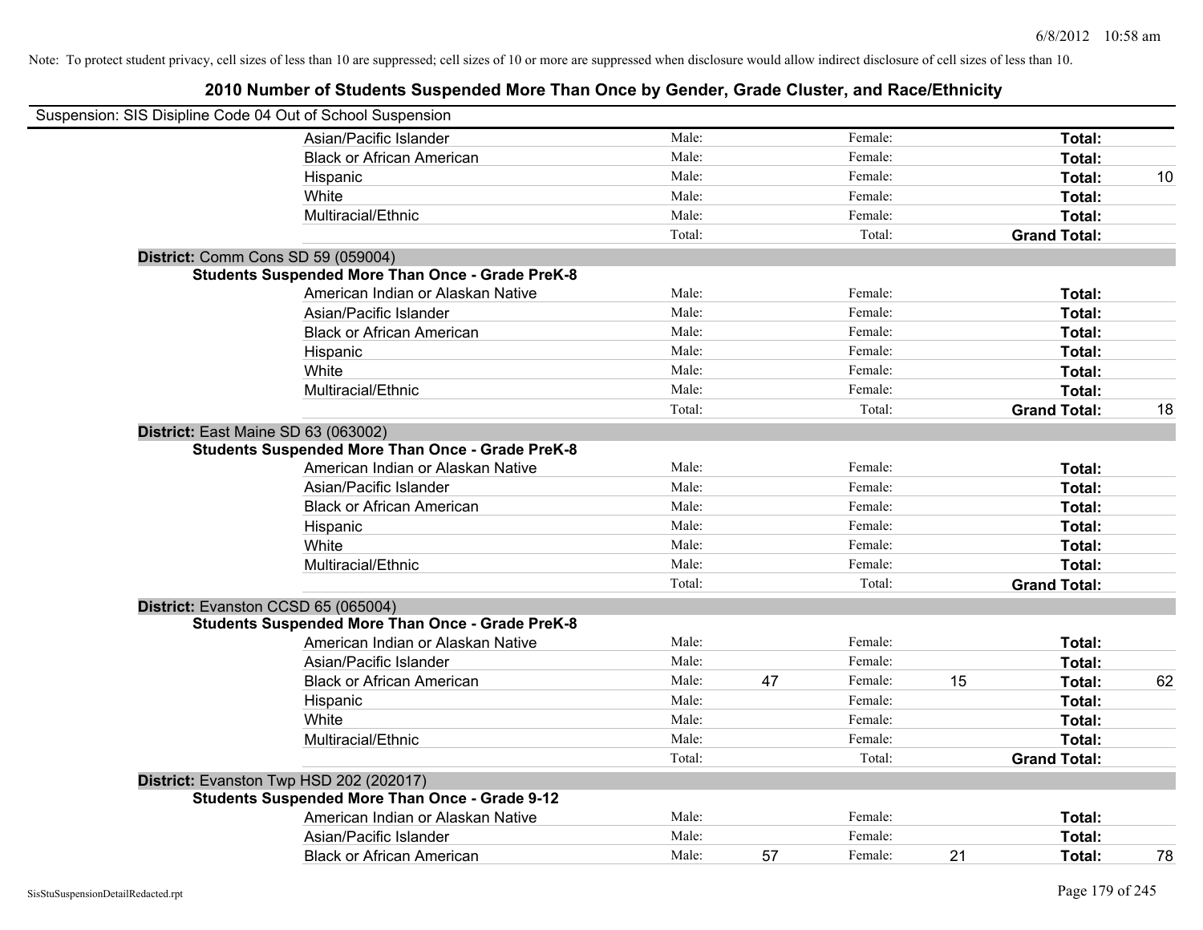Note: To protect student privacy, cell sizes of less than 10 are suppressed; cell sizes of 10 or more are suppressed when disclosure would allow indirect disclosure of cell sizes of less than 10.

## 2010 Number of Students Suspended More Than Once by Gender, Grade Cluster, and Race/Ethnicity

Suspension: SIS Disipline Code 04 Out of School Suspension

| | | | | | | | |
|---|---|---|---|---|---|---|---|
| | Asian/Pacific Islander | Male: | | Female: | | **Total:** | |
| | Black or African American | Male: | | Female: | | **Total:** | |
| | Hispanic | Male: | | Female: | | **Total:** | 10 |
| | White | Male: | | Female: | | **Total:** | |
| | Multiracial/Ethnic | Male: | | Female: | | **Total:** | |
| | | Total: | | Total: | | **Grand Total:** | |
| **District:** Comm Cons SD 59 (059004) | | | | | | | |
| **Students Suspended More Than Once - Grade PreK-8** | | | | | | | |
| | American Indian or Alaskan Native | Male: | | Female: | | **Total:** | |
| | Asian/Pacific Islander | Male: | | Female: | | **Total:** | |
| | Black or African American | Male: | | Female: | | **Total:** | |
| | Hispanic | Male: | | Female: | | **Total:** | |
| | White | Male: | | Female: | | **Total:** | |
| | Multiracial/Ethnic | Male: | | Female: | | **Total:** | |
| | | Total: | | Total: | | **Grand Total:** | 18 |
| **District:** East Maine SD 63 (063002) | | | | | | | |
| **Students Suspended More Than Once - Grade PreK-8** | | | | | | | |
| | American Indian or Alaskan Native | Male: | | Female: | | **Total:** | |
| | Asian/Pacific Islander | Male: | | Female: | | **Total:** | |
| | Black or African American | Male: | | Female: | | **Total:** | |
| | Hispanic | Male: | | Female: | | **Total:** | |
| | White | Male: | | Female: | | **Total:** | |
| | Multiracial/Ethnic | Male: | | Female: | | **Total:** | |
| | | Total: | | Total: | | **Grand Total:** | |
| **District:** Evanston CCSD 65 (065004) | | | | | | | |
| **Students Suspended More Than Once - Grade PreK-8** | | | | | | | |
| | American Indian or Alaskan Native | Male: | | Female: | | **Total:** | |
| | Asian/Pacific Islander | Male: | | Female: | | **Total:** | |
| | Black or African American | Male: | 47 | Female: | 15 | **Total:** | 62 |
| | Hispanic | Male: | | Female: | | **Total:** | |
| | White | Male: | | Female: | | **Total:** | |
| | Multiracial/Ethnic | Male: | | Female: | | **Total:** | |
| | | Total: | | Total: | | **Grand Total:** | |
| **District:** Evanston Twp HSD 202 (202017) | | | | | | | |
| **Students Suspended More Than Once - Grade 9-12** | | | | | | | |
| | American Indian or Alaskan Native | Male: | | Female: | | **Total:** | |
| | Asian/Pacific Islander | Male: | | Female: | | **Total:** | |
| | Black or African American | Male: | 57 | Female: | 21 | **Total:** | 78 |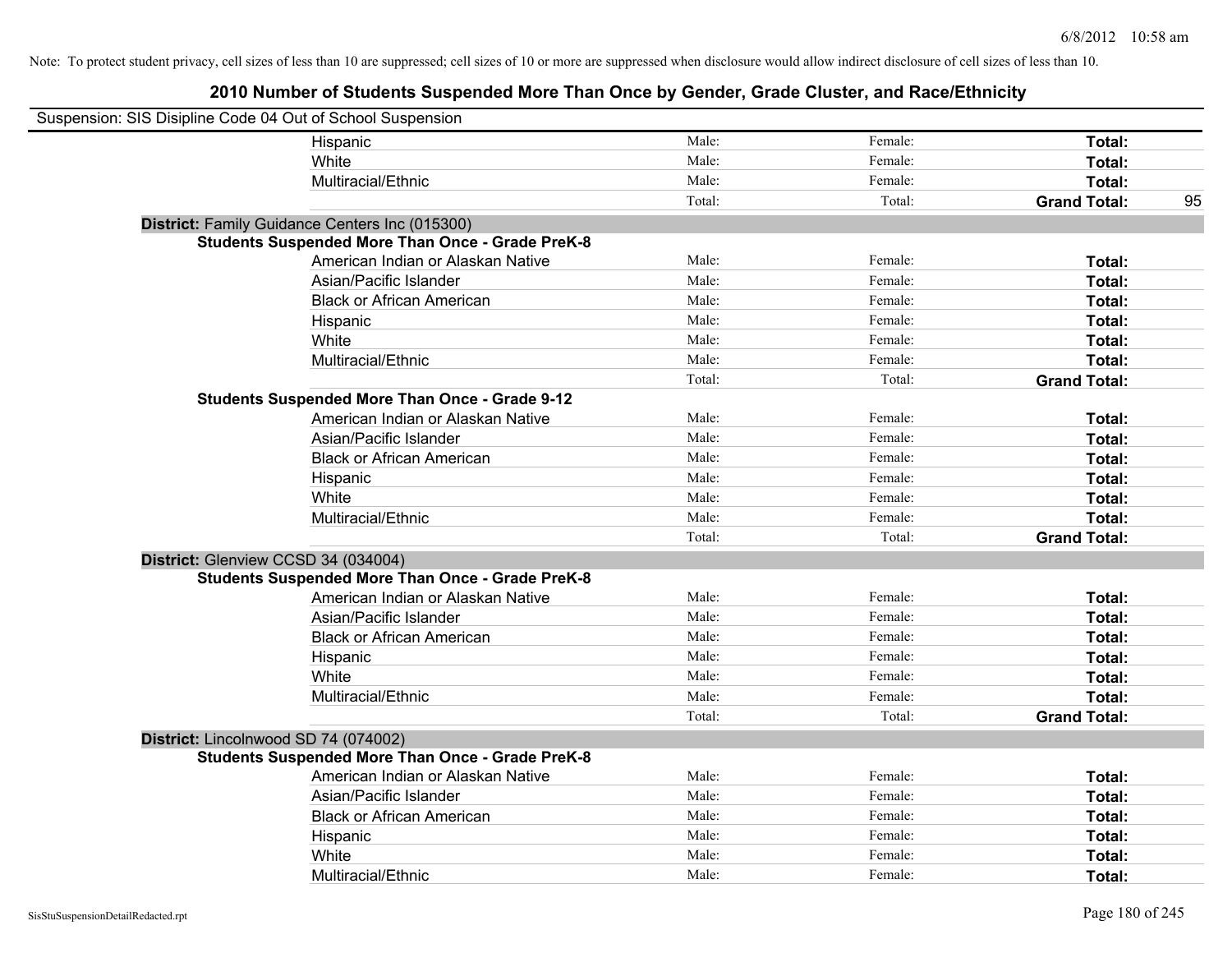Note: To protect student privacy, cell sizes of less than 10 are suppressed; cell sizes of 10 or more are suppressed when disclosure would allow indirect disclosure of cell sizes of less than 10.

## 2010 Number of Students Suspended More Than Once by Gender, Grade Cluster, and Race/Ethnicity

Suspension: SIS Disipline Code 04 Out of School Suspension

| | | | | |
|---|---|---|---|---|
| Hispanic | Male: | Female: | **Total:** | |
| White | Male: | Female: | **Total:** | |
| Multiracial/Ethnic | Male: | Female: | **Total:** | |
| | Total: | Total: | **Grand Total:** | 95 |

**District:** Family Guidance Centers Inc (015300)

**Students Suspended More Than Once - Grade PreK-8**

| | | | | |
|---|---|---|---|---|
| American Indian or Alaskan Native | Male: | Female: | **Total:** | |
| Asian/Pacific Islander | Male: | Female: | **Total:** | |
| Black or African American | Male: | Female: | **Total:** | |
| Hispanic | Male: | Female: | **Total:** | |
| White | Male: | Female: | **Total:** | |
| Multiracial/Ethnic | Male: | Female: | **Total:** | |
| | Total: | Total: | **Grand Total:** | |

**Students Suspended More Than Once - Grade 9-12**

| | | | | |
|---|---|---|---|---|
| American Indian or Alaskan Native | Male: | Female: | **Total:** | |
| Asian/Pacific Islander | Male: | Female: | **Total:** | |
| Black or African American | Male: | Female: | **Total:** | |
| Hispanic | Male: | Female: | **Total:** | |
| White | Male: | Female: | **Total:** | |
| Multiracial/Ethnic | Male: | Female: | **Total:** | |
| | Total: | Total: | **Grand Total:** | |

**District:** Glenview CCSD 34 (034004)

**Students Suspended More Than Once - Grade PreK-8**

| | | | | |
|---|---|---|---|---|
| American Indian or Alaskan Native | Male: | Female: | **Total:** | |
| Asian/Pacific Islander | Male: | Female: | **Total:** | |
| Black or African American | Male: | Female: | **Total:** | |
| Hispanic | Male: | Female: | **Total:** | |
| White | Male: | Female: | **Total:** | |
| Multiracial/Ethnic | Male: | Female: | **Total:** | |
| | Total: | Total: | **Grand Total:** | |

**District:** Lincolnwood SD 74 (074002)

**Students Suspended More Than Once - Grade PreK-8**

| | | | | |
|---|---|---|---|---|
| American Indian or Alaskan Native | Male: | Female: | **Total:** | |
| Asian/Pacific Islander | Male: | Female: | **Total:** | |
| Black or African American | Male: | Female: | **Total:** | |
| Hispanic | Male: | Female: | **Total:** | |
| White | Male: | Female: | **Total:** | |
| Multiracial/Ethnic | Male: | Female: | **Total:** | |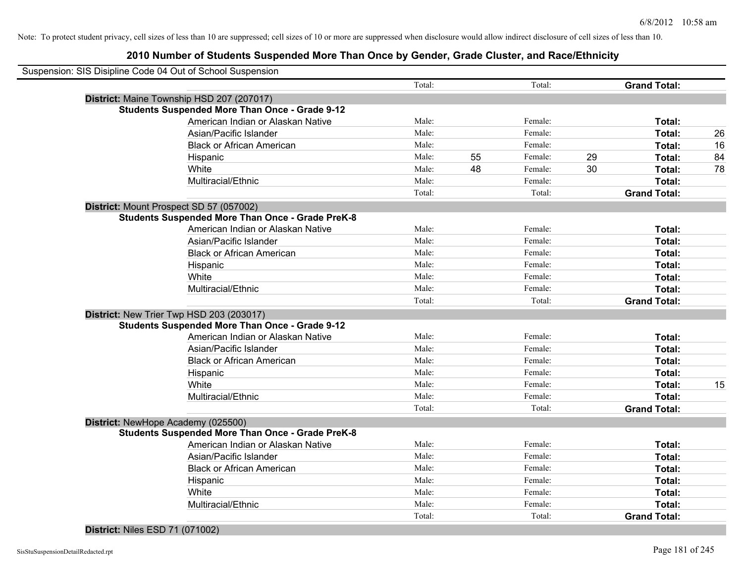Note: To protect student privacy, cell sizes of less than 10 are suppressed; cell sizes of 10 or more are suppressed when disclosure would allow indirect disclosure of cell sizes of less than 10.

## 2010 Number of Students Suspended More Than Once by Gender, Grade Cluster, and Race/Ethnicity

Suspension: SIS Disipline Code 04 Out of School Suspension

| | | | | | | | |
|---|---|---|---|---|---|---|---|
| | Total: | | Total: | | **Grand Total:** | |
| **District:** Maine Township HSD 207 (207017) | | | | | | |
| **Students Suspended More Than Once - Grade 9-12** | | | | | | |
| American Indian or Alaskan Native | Male: | | Female: | | **Total:** | |
| Asian/Pacific Islander | Male: | | Female: | | **Total:** | 26 |
| Black or African American | Male: | | Female: | | **Total:** | 16 |
| Hispanic | Male: | 55 | Female: | 29 | **Total:** | 84 |
| White | Male: | 48 | Female: | 30 | **Total:** | 78 |
| Multiracial/Ethnic | Male: | | Female: | | **Total:** | |
| | Total: | | Total: | | **Grand Total:** | |
| **District:** Mount Prospect SD 57 (057002) | | | | | | |
| **Students Suspended More Than Once - Grade PreK-8** | | | | | | |
| American Indian or Alaskan Native | Male: | | Female: | | **Total:** | |
| Asian/Pacific Islander | Male: | | Female: | | **Total:** | |
| Black or African American | Male: | | Female: | | **Total:** | |
| Hispanic | Male: | | Female: | | **Total:** | |
| White | Male: | | Female: | | **Total:** | |
| Multiracial/Ethnic | Male: | | Female: | | **Total:** | |
| | Total: | | Total: | | **Grand Total:** | |
| **District:** New Trier Twp HSD 203 (203017) | | | | | | |
| **Students Suspended More Than Once - Grade 9-12** | | | | | | |
| American Indian or Alaskan Native | Male: | | Female: | | **Total:** | |
| Asian/Pacific Islander | Male: | | Female: | | **Total:** | |
| Black or African American | Male: | | Female: | | **Total:** | |
| Hispanic | Male: | | Female: | | **Total:** | |
| White | Male: | | Female: | | **Total:** | 15 |
| Multiracial/Ethnic | Male: | | Female: | | **Total:** | |
| | Total: | | Total: | | **Grand Total:** | |
| **District:** NewHope Academy (025500) | | | | | | |
| **Students Suspended More Than Once - Grade PreK-8** | | | | | | |
| American Indian or Alaskan Native | Male: | | Female: | | **Total:** | |
| Asian/Pacific Islander | Male: | | Female: | | **Total:** | |
| Black or African American | Male: | | Female: | | **Total:** | |
| Hispanic | Male: | | Female: | | **Total:** | |
| White | Male: | | Female: | | **Total:** | |
| Multiracial/Ethnic | Male: | | Female: | | **Total:** | |
| | Total: | | Total: | | **Grand Total:** | |
| **District:** Niles ESD 71 (071002) | | | | | | |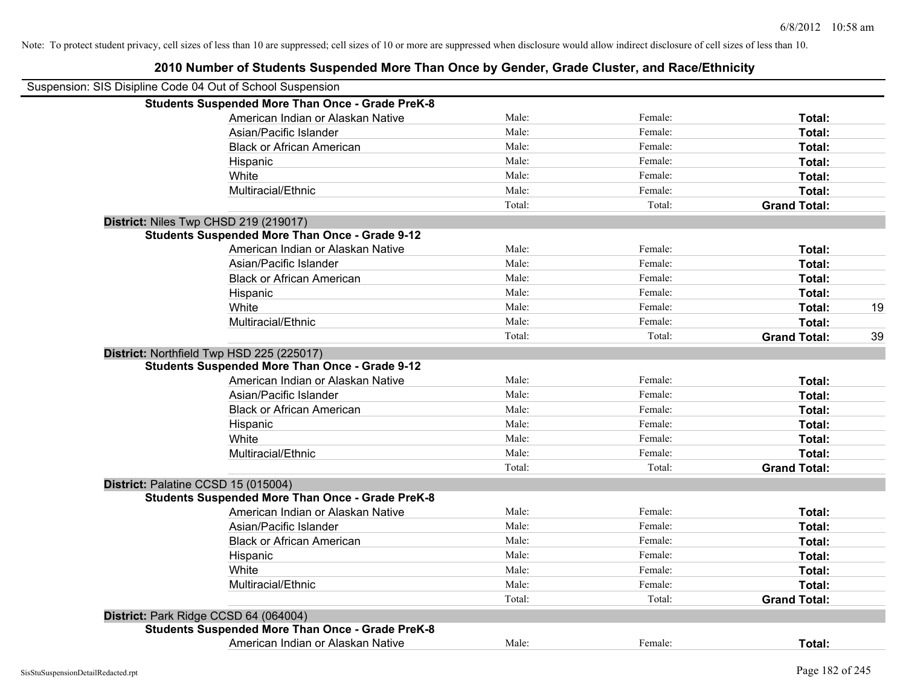Note: To protect student privacy, cell sizes of less than 10 are suppressed; cell sizes of 10 or more are suppressed when disclosure would allow indirect disclosure of cell sizes of less than 10.

# 2010 Number of Students Suspended More Than Once by Gender, Grade Cluster, and Race/Ethnicity

Suspension: SIS Disipline Code 04 Out of School Suspension

| | | | | |
|---|---|---|---|---|
| **Students Suspended More Than Once - Grade PreK-8** | | | | |
| American Indian or Alaskan Native | Male: | Female: | **Total:** | |
| Asian/Pacific Islander | Male: | Female: | **Total:** | |
| Black or African American | Male: | Female: | **Total:** | |
| Hispanic | Male: | Female: | **Total:** | |
| White | Male: | Female: | **Total:** | |
| Multiracial/Ethnic | Male: | Female: | **Total:** | |
| | Total: | Total: | **Grand Total:** | |
| **District:** Niles Twp CHSD 219 (219017) | | | | |
| **Students Suspended More Than Once - Grade 9-12** | | | | |
| American Indian or Alaskan Native | Male: | Female: | **Total:** | |
| Asian/Pacific Islander | Male: | Female: | **Total:** | |
| Black or African American | Male: | Female: | **Total:** | |
| Hispanic | Male: | Female: | **Total:** | |
| White | Male: | Female: | **Total:** | 19 |
| Multiracial/Ethnic | Male: | Female: | **Total:** | |
| | Total: | Total: | **Grand Total:** | 39 |
| **District:** Northfield Twp HSD 225 (225017) | | | | |
| **Students Suspended More Than Once - Grade 9-12** | | | | |
| American Indian or Alaskan Native | Male: | Female: | **Total:** | |
| Asian/Pacific Islander | Male: | Female: | **Total:** | |
| Black or African American | Male: | Female: | **Total:** | |
| Hispanic | Male: | Female: | **Total:** | |
| White | Male: | Female: | **Total:** | |
| Multiracial/Ethnic | Male: | Female: | **Total:** | |
| | Total: | Total: | **Grand Total:** | |
| **District:** Palatine CCSD 15 (015004) | | | | |
| **Students Suspended More Than Once - Grade PreK-8** | | | | |
| American Indian or Alaskan Native | Male: | Female: | **Total:** | |
| Asian/Pacific Islander | Male: | Female: | **Total:** | |
| Black or African American | Male: | Female: | **Total:** | |
| Hispanic | Male: | Female: | **Total:** | |
| White | Male: | Female: | **Total:** | |
| Multiracial/Ethnic | Male: | Female: | **Total:** | |
| | Total: | Total: | **Grand Total:** | |
| **District:** Park Ridge CCSD 64 (064004) | | | | |
| **Students Suspended More Than Once - Grade PreK-8** | | | | |
| American Indian or Alaskan Native | Male: | Female: | **Total:** | |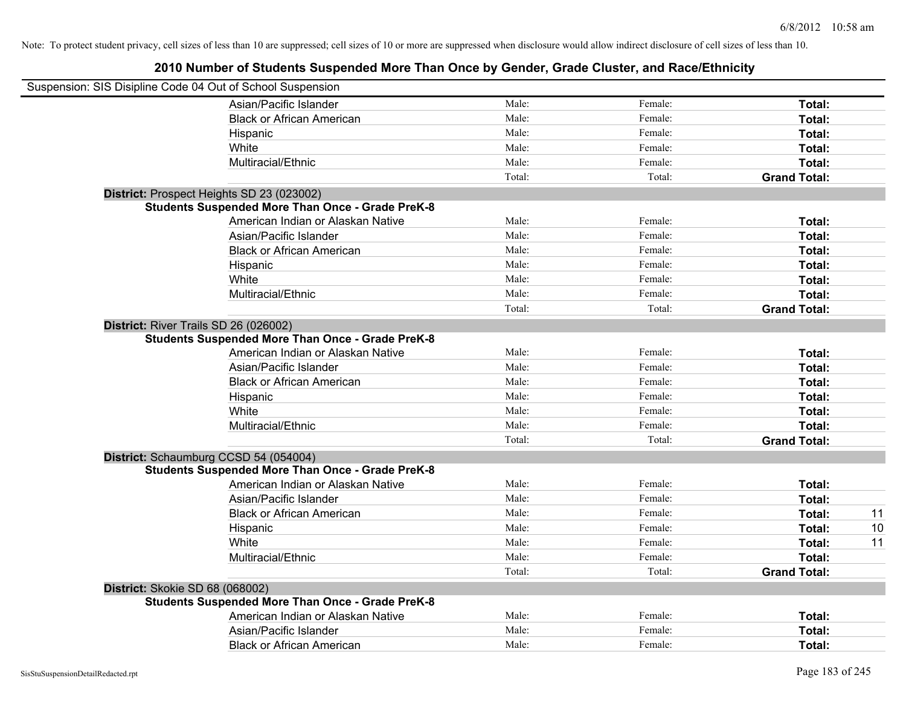Note: To protect student privacy, cell sizes of less than 10 are suppressed; cell sizes of 10 or more are suppressed when disclosure would allow indirect disclosure of cell sizes of less than 10.

# 2010 Number of Students Suspended More Than Once by Gender, Grade Cluster, and Race/Ethnicity

Suspension: SIS Disipline Code 04 Out of School Suspension

| | | | | |
|---|---|---|---|---|
| Asian/Pacific Islander | Male: | Female: | **Total:** | |
| Black or African American | Male: | Female: | **Total:** | |
| Hispanic | Male: | Female: | **Total:** | |
| White | Male: | Female: | **Total:** | |
| Multiracial/Ethnic | Male: | Female: | **Total:** | |
| | Total: | Total: | **Grand Total:** | |

**District:** Prospect Heights SD 23 (023002)

**Students Suspended More Than Once - Grade PreK-8**

| | | | | |
|---|---|---|---|---|
| American Indian or Alaskan Native | Male: | Female: | **Total:** | |
| Asian/Pacific Islander | Male: | Female: | **Total:** | |
| Black or African American | Male: | Female: | **Total:** | |
| Hispanic | Male: | Female: | **Total:** | |
| White | Male: | Female: | **Total:** | |
| Multiracial/Ethnic | Male: | Female: | **Total:** | |
| | Total: | Total: | **Grand Total:** | |

**District:** River Trails SD 26 (026002)

**Students Suspended More Than Once - Grade PreK-8**

| | | | | |
|---|---|---|---|---|
| American Indian or Alaskan Native | Male: | Female: | **Total:** | |
| Asian/Pacific Islander | Male: | Female: | **Total:** | |
| Black or African American | Male: | Female: | **Total:** | |
| Hispanic | Male: | Female: | **Total:** | |
| White | Male: | Female: | **Total:** | |
| Multiracial/Ethnic | Male: | Female: | **Total:** | |
| | Total: | Total: | **Grand Total:** | |

**District:** Schaumburg CCSD 54 (054004)

**Students Suspended More Than Once - Grade PreK-8**

| | | | | |
|---|---|---|---|---|
| American Indian or Alaskan Native | Male: | Female: | **Total:** | |
| Asian/Pacific Islander | Male: | Female: | **Total:** | |
| Black or African American | Male: | Female: | **Total:** | 11 |
| Hispanic | Male: | Female: | **Total:** | 10 |
| White | Male: | Female: | **Total:** | 11 |
| Multiracial/Ethnic | Male: | Female: | **Total:** | |
| | Total: | Total: | **Grand Total:** | |

**District:** Skokie SD 68 (068002)

**Students Suspended More Than Once - Grade PreK-8**

| | | | | |
|---|---|---|---|---|
| American Indian or Alaskan Native | Male: | Female: | **Total:** | |
| Asian/Pacific Islander | Male: | Female: | **Total:** | |
| Black or African American | Male: | Female: | **Total:** | |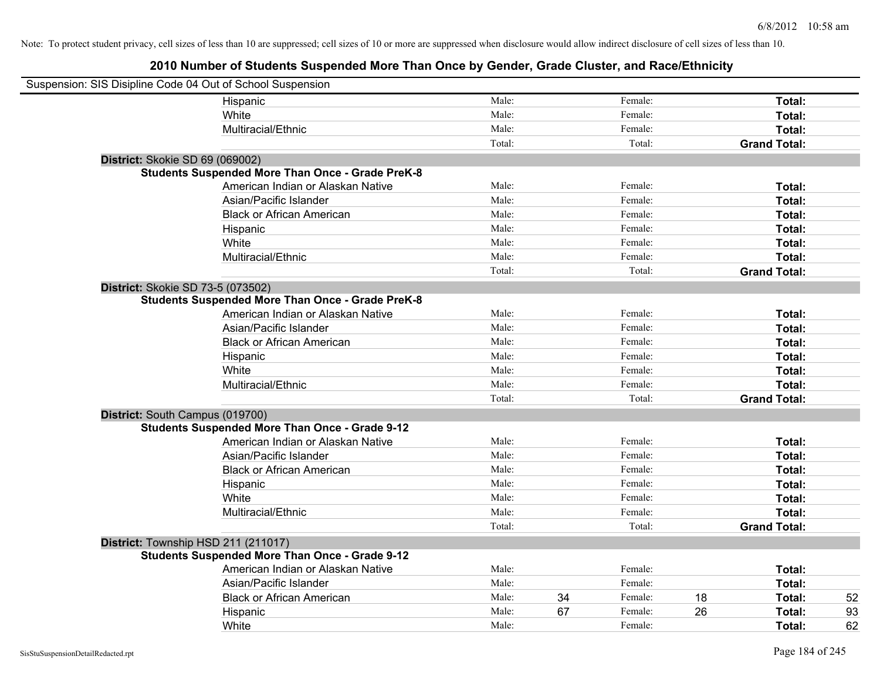Note: To protect student privacy, cell sizes of less than 10 are suppressed; cell sizes of 10 or more are suppressed when disclosure would allow indirect disclosure of cell sizes of less than 10.

# 2010 Number of Students Suspended More Than Once by Gender, Grade Cluster, and Race/Ethnicity

Suspension: SIS Disipline Code 04 Out of School Suspension

| | | | | | | |
|---|---|---|---|---|---|---|
| Hispanic | Male: | | Female: | | **Total:** | |
| White | Male: | | Female: | | **Total:** | |
| Multiracial/Ethnic | Male: | | Female: | | **Total:** | |
| | Total: | | Total: | | **Grand Total:** | |

**District:** Skokie SD 69 (069002)

**Students Suspended More Than Once - Grade PreK-8**

| | | | | | | |
|---|---|---|---|---|---|---|
| American Indian or Alaskan Native | Male: | | Female: | | **Total:** | |
| Asian/Pacific Islander | Male: | | Female: | | **Total:** | |
| Black or African American | Male: | | Female: | | **Total:** | |
| Hispanic | Male: | | Female: | | **Total:** | |
| White | Male: | | Female: | | **Total:** | |
| Multiracial/Ethnic | Male: | | Female: | | **Total:** | |
| | Total: | | Total: | | **Grand Total:** | |

**District:** Skokie SD 73-5 (073502)

**Students Suspended More Than Once - Grade PreK-8**

| | | | | | | |
|---|---|---|---|---|---|---|
| American Indian or Alaskan Native | Male: | | Female: | | **Total:** | |
| Asian/Pacific Islander | Male: | | Female: | | **Total:** | |
| Black or African American | Male: | | Female: | | **Total:** | |
| Hispanic | Male: | | Female: | | **Total:** | |
| White | Male: | | Female: | | **Total:** | |
| Multiracial/Ethnic | Male: | | Female: | | **Total:** | |
| | Total: | | Total: | | **Grand Total:** | |

**District:** South Campus (019700)

**Students Suspended More Than Once - Grade 9-12**

| | | | | | | |
|---|---|---|---|---|---|---|
| American Indian or Alaskan Native | Male: | | Female: | | **Total:** | |
| Asian/Pacific Islander | Male: | | Female: | | **Total:** | |
| Black or African American | Male: | | Female: | | **Total:** | |
| Hispanic | Male: | | Female: | | **Total:** | |
| White | Male: | | Female: | | **Total:** | |
| Multiracial/Ethnic | Male: | | Female: | | **Total:** | |
| | Total: | | Total: | | **Grand Total:** | |

**District:** Township HSD 211 (211017)

**Students Suspended More Than Once - Grade 9-12**

| | | | | | | |
|---|---|---|---|---|---|---|
| American Indian or Alaskan Native | Male: | | Female: | | **Total:** | |
| Asian/Pacific Islander | Male: | | Female: | | **Total:** | |
| Black or African American | Male: | 34 | Female: | 18 | **Total:** | 52 |
| Hispanic | Male: | 67 | Female: | 26 | **Total:** | 93 |
| White | Male: | | Female: | | **Total:** | 62 |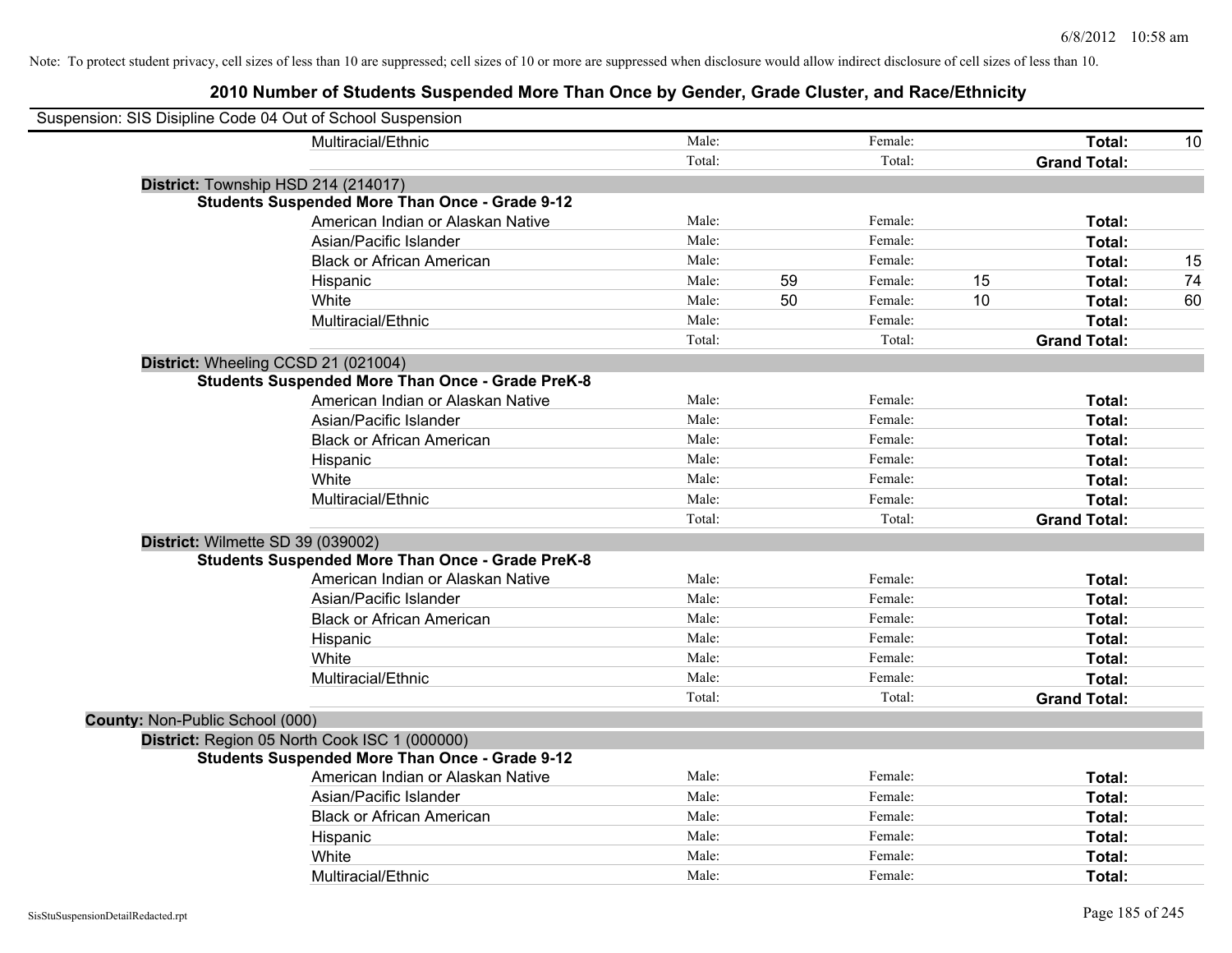Note: To protect student privacy, cell sizes of less than 10 are suppressed; cell sizes of 10 or more are suppressed when disclosure would allow indirect disclosure of cell sizes of less than 10.

## 2010 Number of Students Suspended More Than Once by Gender, Grade Cluster, and Race/Ethnicity

Suspension: SIS Disipline Code 04 Out of School Suspension

| | | | | | |
|---|---|---|---|---|---|
| Multiracial/Ethnic | Male: | | Female: | | **Total:** 10 |
| | Total: | | Total: | | **Grand Total:** |

**District:** Township HSD 214 (214017)

**Students Suspended More Than Once - Grade 9-12**

| | | | | | |
|---|---|---|---|---|---|
| American Indian or Alaskan Native | Male: | | Female: | | **Total:** |
| Asian/Pacific Islander | Male: | | Female: | | **Total:** |
| Black or African American | Male: | | Female: | | **Total:** 15 |
| Hispanic | Male: | 59 | Female: | 15 | **Total:** 74 |
| White | Male: | 50 | Female: | 10 | **Total:** 60 |
| Multiracial/Ethnic | Male: | | Female: | | **Total:** |
| | Total: | | Total: | | **Grand Total:** |

**District:** Wheeling CCSD 21 (021004)

**Students Suspended More Than Once - Grade PreK-8**

| | | | | | |
|---|---|---|---|---|---|
| American Indian or Alaskan Native | Male: | | Female: | | **Total:** |
| Asian/Pacific Islander | Male: | | Female: | | **Total:** |
| Black or African American | Male: | | Female: | | **Total:** |
| Hispanic | Male: | | Female: | | **Total:** |
| White | Male: | | Female: | | **Total:** |
| Multiracial/Ethnic | Male: | | Female: | | **Total:** |
| | Total: | | Total: | | **Grand Total:** |

**District:** Wilmette SD 39 (039002)

**Students Suspended More Than Once - Grade PreK-8**

| | | | | | |
|---|---|---|---|---|---|
| American Indian or Alaskan Native | Male: | | Female: | | **Total:** |
| Asian/Pacific Islander | Male: | | Female: | | **Total:** |
| Black or African American | Male: | | Female: | | **Total:** |
| Hispanic | Male: | | Female: | | **Total:** |
| White | Male: | | Female: | | **Total:** |
| Multiracial/Ethnic | Male: | | Female: | | **Total:** |
| | Total: | | Total: | | **Grand Total:** |

**County:** Non-Public School (000)

**District:** Region 05 North Cook ISC 1 (000000)

**Students Suspended More Than Once - Grade 9-12**

| | | | | | |
|---|---|---|---|---|---|
| American Indian or Alaskan Native | Male: | | Female: | | **Total:** |
| Asian/Pacific Islander | Male: | | Female: | | **Total:** |
| Black or African American | Male: | | Female: | | **Total:** |
| Hispanic | Male: | | Female: | | **Total:** |
| White | Male: | | Female: | | **Total:** |
| Multiracial/Ethnic | Male: | | Female: | | **Total:** |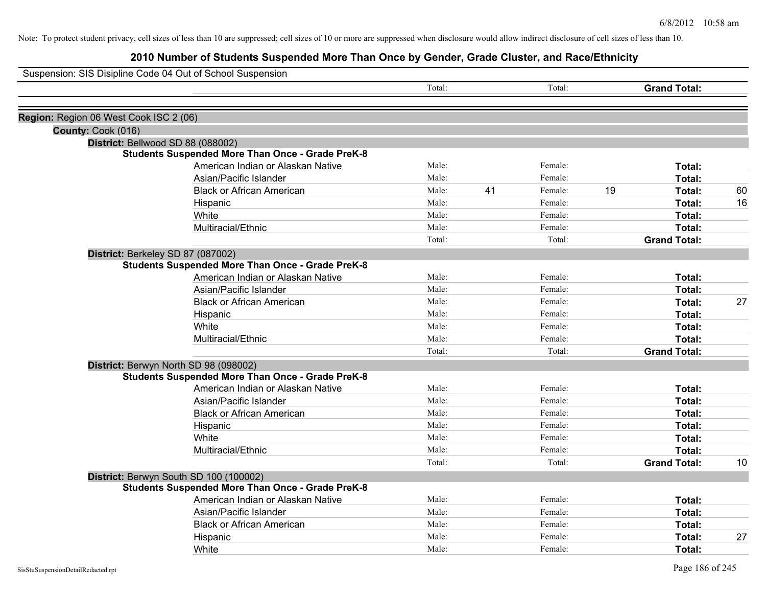Note: To protect student privacy, cell sizes of less than 10 are suppressed; cell sizes of 10 or more are suppressed when disclosure would allow indirect disclosure of cell sizes of less than 10.

# 2010 Number of Students Suspended More Than Once by Gender, Grade Cluster, and Race/Ethnicity

Suspension: SIS Disipline Code 04 Out of School Suspension

| | Total: | | Total: | | Grand Total: | |
|---|---|---|---|---|---|---|

**Region:** Region 06 West Cook ISC 2 (06)

**County:** Cook (016)

**District:** Bellwood SD 88 (088002)

**Students Suspended More Than Once - Grade PreK-8**

| | | | | | | |
|---|---|---|---|---|---|---|
| American Indian or Alaskan Native | Male: | | Female: | | Total: | |
| Asian/Pacific Islander | Male: | | Female: | | Total: | |
| Black or African American | Male: | 41 | Female: | 19 | Total: | 60 |
| Hispanic | Male: | | Female: | | Total: | 16 |
| White | Male: | | Female: | | Total: | |
| Multiracial/Ethnic | Male: | | Female: | | Total: | |
| | Total: | | Total: | | Grand Total: | |

**District:** Berkeley SD 87 (087002)

**Students Suspended More Than Once - Grade PreK-8**

| | | | | | | |
|---|---|---|---|---|---|---|
| American Indian or Alaskan Native | Male: | | Female: | | Total: | |
| Asian/Pacific Islander | Male: | | Female: | | Total: | |
| Black or African American | Male: | | Female: | | Total: | 27 |
| Hispanic | Male: | | Female: | | Total: | |
| White | Male: | | Female: | | Total: | |
| Multiracial/Ethnic | Male: | | Female: | | Total: | |
| | Total: | | Total: | | Grand Total: | |

**District:** Berwyn North SD 98 (098002)

**Students Suspended More Than Once - Grade PreK-8**

| | | | | | | |
|---|---|---|---|---|---|---|
| American Indian or Alaskan Native | Male: | | Female: | | Total: | |
| Asian/Pacific Islander | Male: | | Female: | | Total: | |
| Black or African American | Male: | | Female: | | Total: | |
| Hispanic | Male: | | Female: | | Total: | |
| White | Male: | | Female: | | Total: | |
| Multiracial/Ethnic | Male: | | Female: | | Total: | |
| | Total: | | Total: | | Grand Total: | 10 |

**District:** Berwyn South SD 100 (100002)

**Students Suspended More Than Once - Grade PreK-8**

| | | | | | | |
|---|---|---|---|---|---|---|
| American Indian or Alaskan Native | Male: | | Female: | | Total: | |
| Asian/Pacific Islander | Male: | | Female: | | Total: | |
| Black or African American | Male: | | Female: | | Total: | |
| Hispanic | Male: | | Female: | | Total: | 27 |
| White | Male: | | Female: | | Total: | |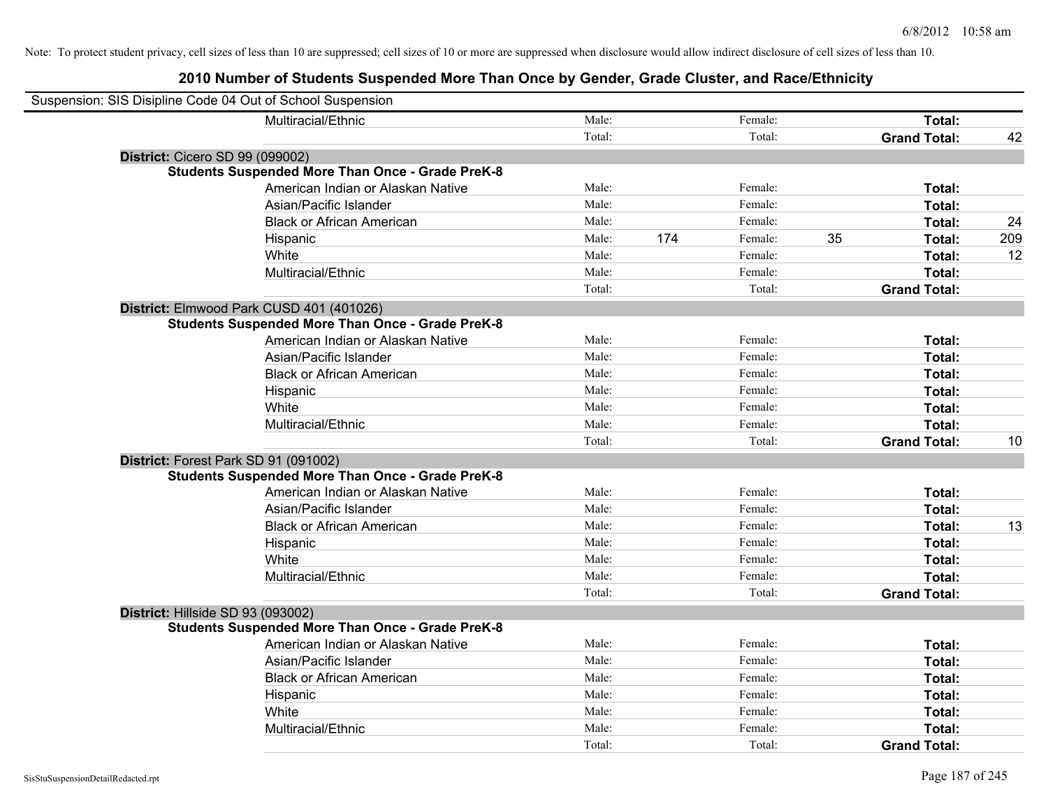Note: To protect student privacy, cell sizes of less than 10 are suppressed; cell sizes of 10 or more are suppressed when disclosure would allow indirect disclosure of cell sizes of less than 10.

## 2010 Number of Students Suspended More Than Once by Gender, Grade Cluster, and Race/Ethnicity

Suspension: SIS Disipline Code 04 Out of School Suspension

| | | | | | | | |
|---|---|---|---|---|---|---|---|
| Multiracial/Ethnic | Male: | | Female: | | **Total:** | |
| | Total: | | Total: | | **Grand Total:** | 42 |

**District:** Cicero SD 99 (099002)

**Students Suspended More Than Once - Grade PreK-8**

| | | | | | | |
|---|---|---|---|---|---|---|
| American Indian or Alaskan Native | Male: | | Female: | | **Total:** | |
| Asian/Pacific Islander | Male: | | Female: | | **Total:** | |
| Black or African American | Male: | | Female: | | **Total:** | 24 |
| Hispanic | Male: | 174 | Female: | 35 | **Total:** | 209 |
| White | Male: | | Female: | | **Total:** | 12 |
| Multiracial/Ethnic | Male: | | Female: | | **Total:** | |
| | Total: | | Total: | | **Grand Total:** | |

**District:** Elmwood Park CUSD 401 (401026)

**Students Suspended More Than Once - Grade PreK-8**

| | | | | | | |
|---|---|---|---|---|---|---|
| American Indian or Alaskan Native | Male: | | Female: | | **Total:** | |
| Asian/Pacific Islander | Male: | | Female: | | **Total:** | |
| Black or African American | Male: | | Female: | | **Total:** | |
| Hispanic | Male: | | Female: | | **Total:** | |
| White | Male: | | Female: | | **Total:** | |
| Multiracial/Ethnic | Male: | | Female: | | **Total:** | |
| | Total: | | Total: | | **Grand Total:** | 10 |

**District:** Forest Park SD 91 (091002)

**Students Suspended More Than Once - Grade PreK-8**

| | | | | | | |
|---|---|---|---|---|---|---|
| American Indian or Alaskan Native | Male: | | Female: | | **Total:** | |
| Asian/Pacific Islander | Male: | | Female: | | **Total:** | |
| Black or African American | Male: | | Female: | | **Total:** | 13 |
| Hispanic | Male: | | Female: | | **Total:** | |
| White | Male: | | Female: | | **Total:** | |
| Multiracial/Ethnic | Male: | | Female: | | **Total:** | |
| | Total: | | Total: | | **Grand Total:** | |

**District:** Hillside SD 93 (093002)

**Students Suspended More Than Once - Grade PreK-8**

| | | | | | | |
|---|---|---|---|---|---|---|
| American Indian or Alaskan Native | Male: | | Female: | | **Total:** | |
| Asian/Pacific Islander | Male: | | Female: | | **Total:** | |
| Black or African American | Male: | | Female: | | **Total:** | |
| Hispanic | Male: | | Female: | | **Total:** | |
| White | Male: | | Female: | | **Total:** | |
| Multiracial/Ethnic | Male: | | Female: | | **Total:** | |
| | Total: | | Total: | | **Grand Total:** | |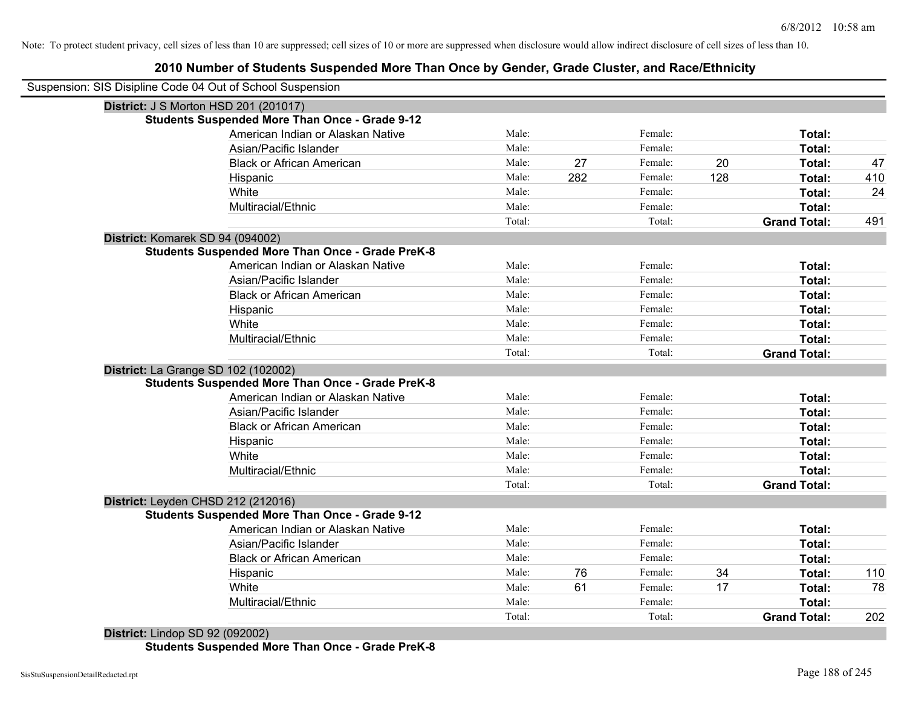Note: To protect student privacy, cell sizes of less than 10 are suppressed; cell sizes of 10 or more are suppressed when disclosure would allow indirect disclosure of cell sizes of less than 10.

## 2010 Number of Students Suspended More Than Once by Gender, Grade Cluster, and Race/Ethnicity

Suspension: SIS Disipline Code 04 Out of School Suspension

### District: J S Morton HSD 201 (201017)

**Students Suspended More Than Once - Grade 9-12**

| Race/Ethnicity | | Male | | Female | | Total |
|---|---|---|---|---|---|---|
| American Indian or Alaskan Native | Male: | | Female: | | **Total:** | |
| Asian/Pacific Islander | Male: | | Female: | | **Total:** | |
| Black or African American | Male: | 27 | Female: | 20 | **Total:** | 47 |
| Hispanic | Male: | 282 | Female: | 128 | **Total:** | 410 |
| White | Male: | | Female: | | **Total:** | 24 |
| Multiracial/Ethnic | Male: | | Female: | | **Total:** | |
| | Total: | | Total: | | **Grand Total:** | 491 |

### District: Komarek SD 94 (094002)

**Students Suspended More Than Once - Grade PreK-8**

| Race/Ethnicity | | Male | | Female | | Total |
|---|---|---|---|---|---|---|
| American Indian or Alaskan Native | Male: | | Female: | | **Total:** | |
| Asian/Pacific Islander | Male: | | Female: | | **Total:** | |
| Black or African American | Male: | | Female: | | **Total:** | |
| Hispanic | Male: | | Female: | | **Total:** | |
| White | Male: | | Female: | | **Total:** | |
| Multiracial/Ethnic | Male: | | Female: | | **Total:** | |
| | Total: | | Total: | | **Grand Total:** | |

### District: La Grange SD 102 (102002)

**Students Suspended More Than Once - Grade PreK-8**

| Race/Ethnicity | | Male | | Female | | Total |
|---|---|---|---|---|---|---|
| American Indian or Alaskan Native | Male: | | Female: | | **Total:** | |
| Asian/Pacific Islander | Male: | | Female: | | **Total:** | |
| Black or African American | Male: | | Female: | | **Total:** | |
| Hispanic | Male: | | Female: | | **Total:** | |
| White | Male: | | Female: | | **Total:** | |
| Multiracial/Ethnic | Male: | | Female: | | **Total:** | |
| | Total: | | Total: | | **Grand Total:** | |

### District: Leyden CHSD 212 (212016)

**Students Suspended More Than Once - Grade 9-12**

| Race/Ethnicity | | Male | | Female | | Total |
|---|---|---|---|---|---|---|
| American Indian or Alaskan Native | Male: | | Female: | | **Total:** | |
| Asian/Pacific Islander | Male: | | Female: | | **Total:** | |
| Black or African American | Male: | | Female: | | **Total:** | |
| Hispanic | Male: | 76 | Female: | 34 | **Total:** | 110 |
| White | Male: | 61 | Female: | 17 | **Total:** | 78 |
| Multiracial/Ethnic | Male: | | Female: | | **Total:** | |
| | Total: | | Total: | | **Grand Total:** | 202 |

### District: Lindop SD 92 (092002)

**Students Suspended More Than Once - Grade PreK-8**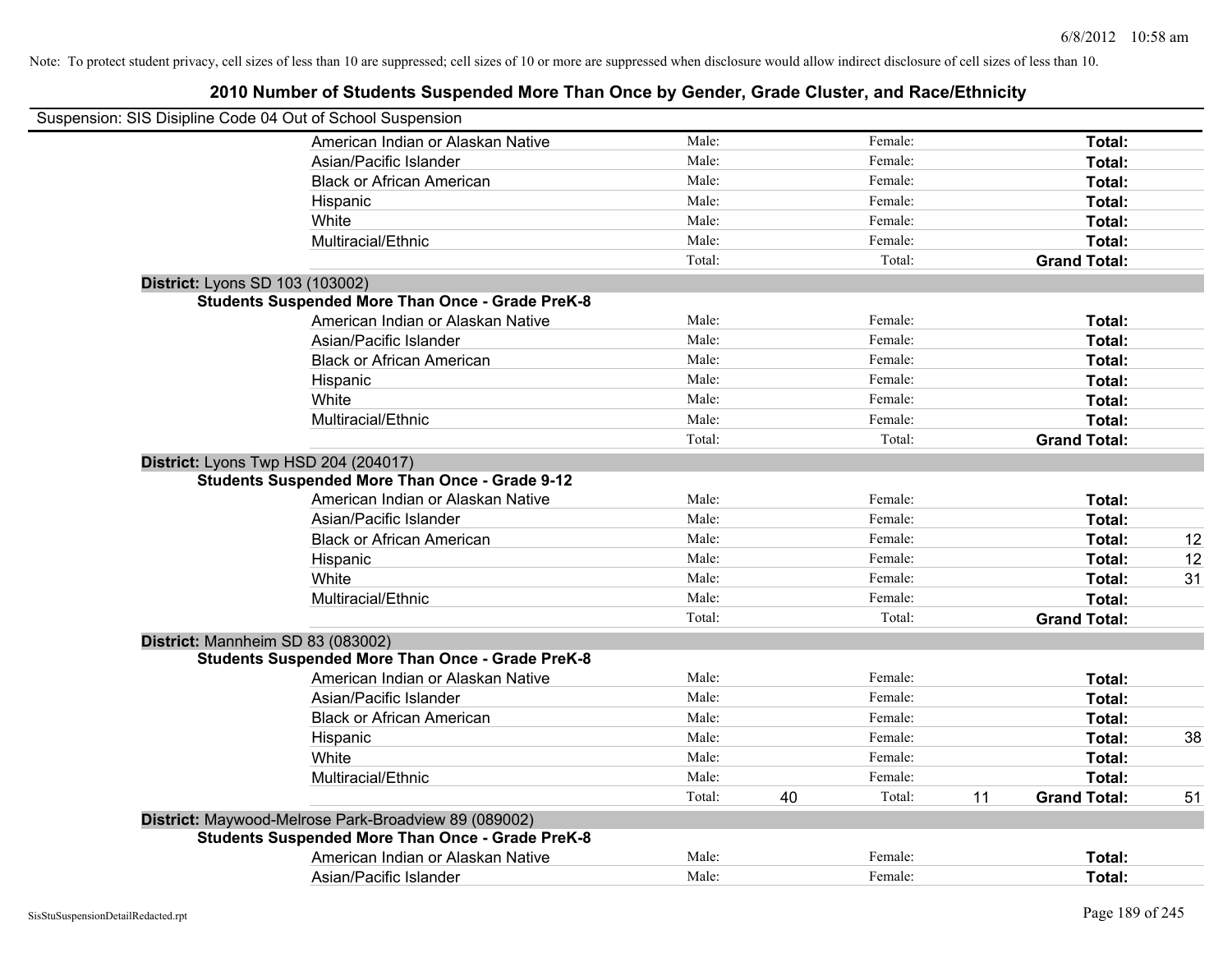6/8/2012 10:58 am

Note: To protect student privacy, cell sizes of less than 10 are suppressed; cell sizes of 10 or more are suppressed when disclosure would allow indirect disclosure of cell sizes of less than 10.

## 2010 Number of Students Suspended More Than Once by Gender, Grade Cluster, and Race/Ethnicity

Suspension: SIS Disipline Code 04 Out of School Suspension

| | | | | | |
|---|---|---|---|---|---|
| American Indian or Alaskan Native | Male: | | Female: | | **Total:** | |
| Asian/Pacific Islander | Male: | | Female: | | **Total:** | |
| Black or African American | Male: | | Female: | | **Total:** | |
| Hispanic | Male: | | Female: | | **Total:** | |
| White | Male: | | Female: | | **Total:** | |
| Multiracial/Ethnic | Male: | | Female: | | **Total:** | |
| | Total: | | Total: | | **Grand Total:** | |

**District:** Lyons SD 103 (103002)

**Students Suspended More Than Once - Grade PreK-8**

| | | | | | | |
|---|---|---|---|---|---|---|
| American Indian or Alaskan Native | Male: | | Female: | | **Total:** | |
| Asian/Pacific Islander | Male: | | Female: | | **Total:** | |
| Black or African American | Male: | | Female: | | **Total:** | |
| Hispanic | Male: | | Female: | | **Total:** | |
| White | Male: | | Female: | | **Total:** | |
| Multiracial/Ethnic | Male: | | Female: | | **Total:** | |
| | Total: | | Total: | | **Grand Total:** | |

**District:** Lyons Twp HSD 204 (204017)

**Students Suspended More Than Once - Grade 9-12**

| | | | | | | |
|---|---|---|---|---|---|---|
| American Indian or Alaskan Native | Male: | | Female: | | **Total:** | |
| Asian/Pacific Islander | Male: | | Female: | | **Total:** | |
| Black or African American | Male: | | Female: | | **Total:** | 12 |
| Hispanic | Male: | | Female: | | **Total:** | 12 |
| White | Male: | | Female: | | **Total:** | 31 |
| Multiracial/Ethnic | Male: | | Female: | | **Total:** | |
| | Total: | | Total: | | **Grand Total:** | |

**District:** Mannheim SD 83 (083002)

**Students Suspended More Than Once - Grade PreK-8**

| | | | | | | |
|---|---|---|---|---|---|---|
| American Indian or Alaskan Native | Male: | | Female: | | **Total:** | |
| Asian/Pacific Islander | Male: | | Female: | | **Total:** | |
| Black or African American | Male: | | Female: | | **Total:** | |
| Hispanic | Male: | | Female: | | **Total:** | 38 |
| White | Male: | | Female: | | **Total:** | |
| Multiracial/Ethnic | Male: | | Female: | | **Total:** | |
| | Total: | 40 | Total: | 11 | **Grand Total:** | 51 |

**District:** Maywood-Melrose Park-Broadview 89 (089002)

**Students Suspended More Than Once - Grade PreK-8**

| | | | | | | |
|---|---|---|---|---|---|---|
| American Indian or Alaskan Native | Male: | | Female: | | **Total:** | |
| Asian/Pacific Islander | Male: | | Female: | | **Total:** | |

SisStuSuspensionDetailRedacted.rpt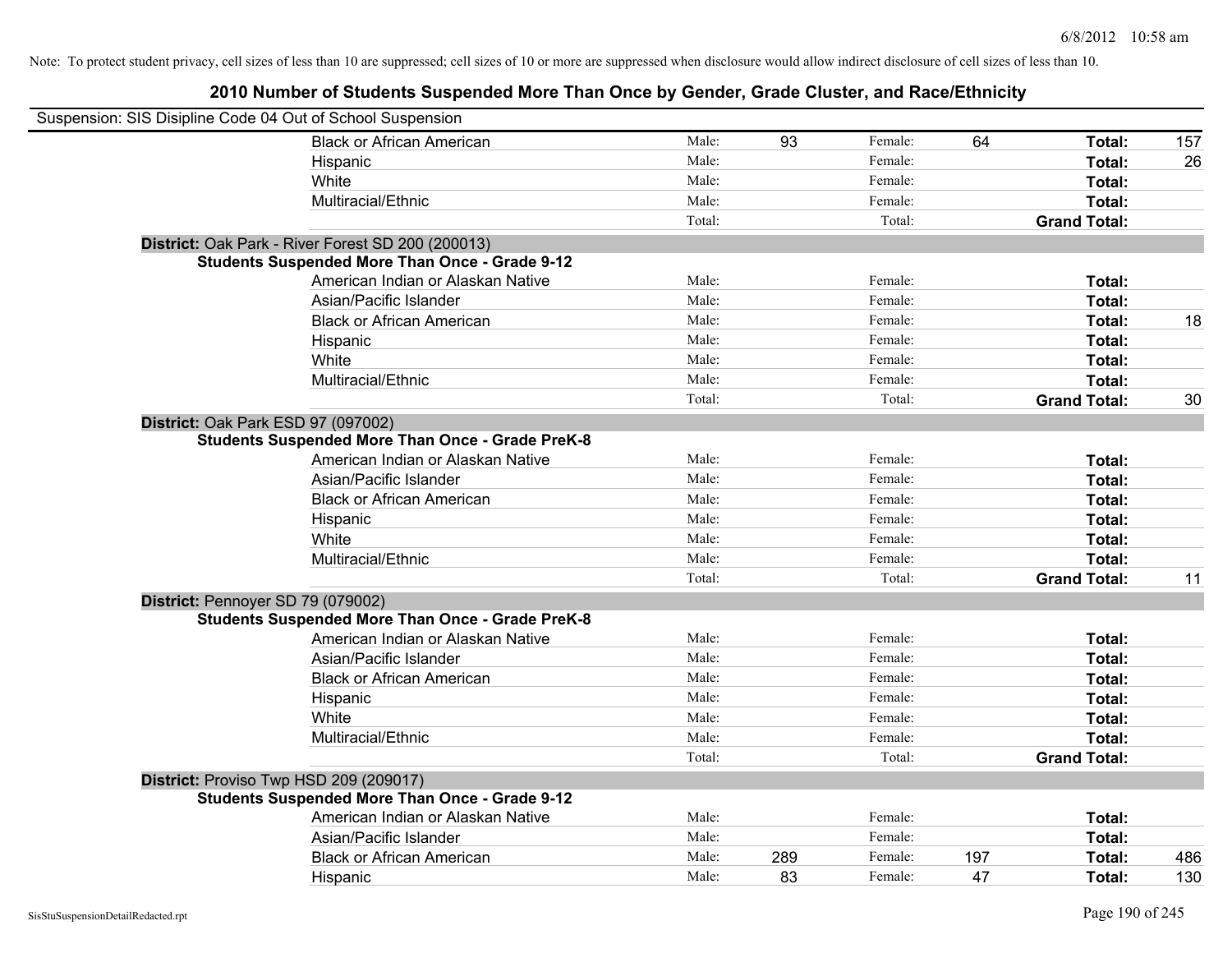Note: To protect student privacy, cell sizes of less than 10 are suppressed; cell sizes of 10 or more are suppressed when disclosure would allow indirect disclosure of cell sizes of less than 10.

# 2010 Number of Students Suspended More Than Once by Gender, Grade Cluster, and Race/Ethnicity

Suspension: SIS Disipline Code 04 Out of School Suspension

| | | | | | | |
|---|---|---|---|---|---|---|
| Black or African American | Male: | 93 | Female: | 64 | **Total:** | 157 |
| Hispanic | Male: | | Female: | | **Total:** | 26 |
| White | Male: | | Female: | | **Total:** | |
| Multiracial/Ethnic | Male: | | Female: | | **Total:** | |
| | Total: | | Total: | | **Grand Total:** | |

**District:** Oak Park - River Forest SD 200 (200013)

**Students Suspended More Than Once - Grade 9-12**

| | | | | | | |
|---|---|---|---|---|---|---|
| American Indian or Alaskan Native | Male: | | Female: | | **Total:** | |
| Asian/Pacific Islander | Male: | | Female: | | **Total:** | |
| Black or African American | Male: | | Female: | | **Total:** | 18 |
| Hispanic | Male: | | Female: | | **Total:** | |
| White | Male: | | Female: | | **Total:** | |
| Multiracial/Ethnic | Male: | | Female: | | **Total:** | |
| | Total: | | Total: | | **Grand Total:** | 30 |

**District:** Oak Park ESD 97 (097002)

**Students Suspended More Than Once - Grade PreK-8**

| | | | | | | |
|---|---|---|---|---|---|---|
| American Indian or Alaskan Native | Male: | | Female: | | **Total:** | |
| Asian/Pacific Islander | Male: | | Female: | | **Total:** | |
| Black or African American | Male: | | Female: | | **Total:** | |
| Hispanic | Male: | | Female: | | **Total:** | |
| White | Male: | | Female: | | **Total:** | |
| Multiracial/Ethnic | Male: | | Female: | | **Total:** | |
| | Total: | | Total: | | **Grand Total:** | 11 |

**District:** Pennoyer SD 79 (079002)

**Students Suspended More Than Once - Grade PreK-8**

| | | | | | | |
|---|---|---|---|---|---|---|
| American Indian or Alaskan Native | Male: | | Female: | | **Total:** | |
| Asian/Pacific Islander | Male: | | Female: | | **Total:** | |
| Black or African American | Male: | | Female: | | **Total:** | |
| Hispanic | Male: | | Female: | | **Total:** | |
| White | Male: | | Female: | | **Total:** | |
| Multiracial/Ethnic | Male: | | Female: | | **Total:** | |
| | Total: | | Total: | | **Grand Total:** | |

**District:** Proviso Twp HSD 209 (209017)

**Students Suspended More Than Once - Grade 9-12**

| | | | | | | |
|---|---|---|---|---|---|---|
| American Indian or Alaskan Native | Male: | | Female: | | **Total:** | |
| Asian/Pacific Islander | Male: | | Female: | | **Total:** | |
| Black or African American | Male: | 289 | Female: | 197 | **Total:** | 486 |
| Hispanic | Male: | 83 | Female: | 47 | **Total:** | 130 |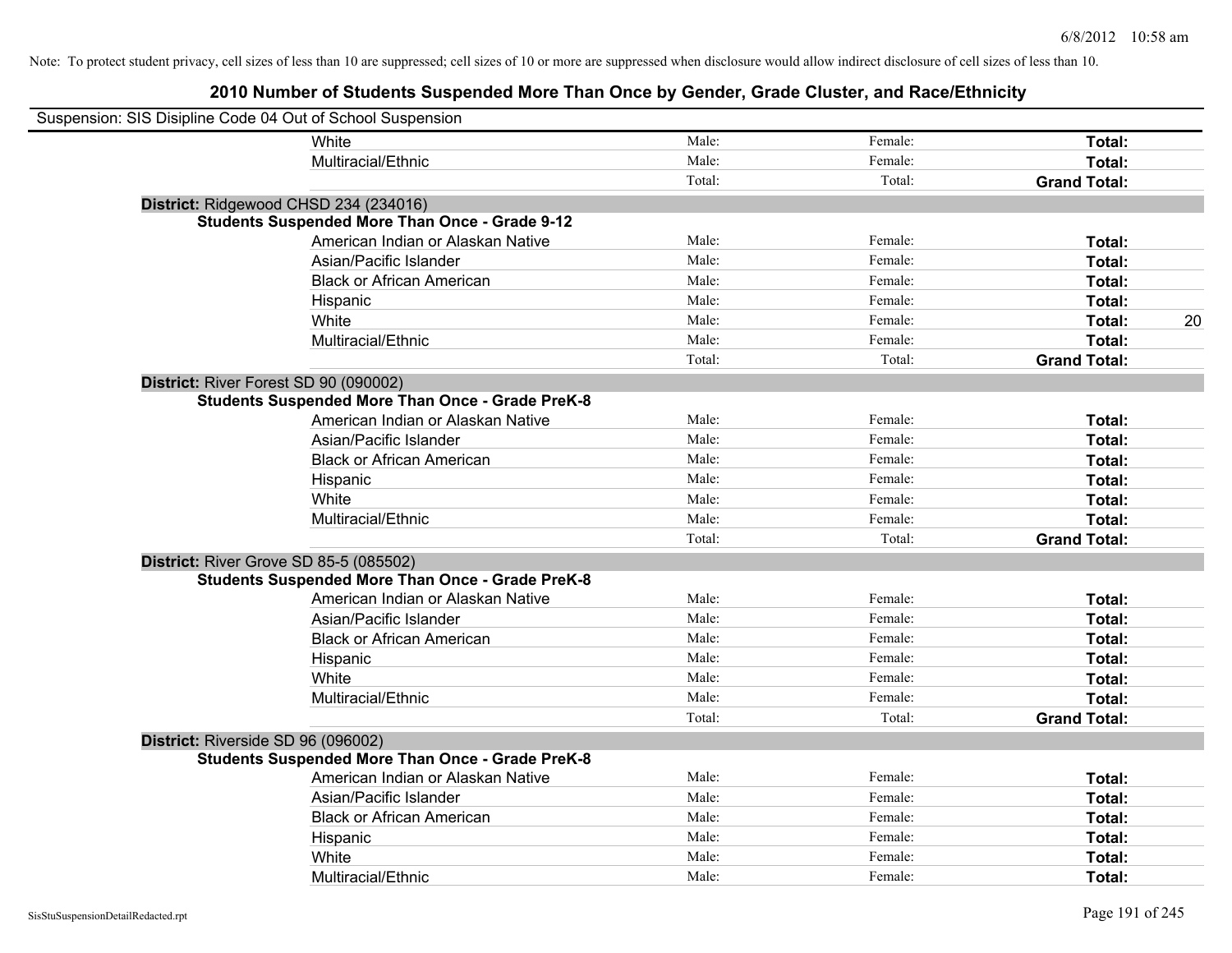Note: To protect student privacy, cell sizes of less than 10 are suppressed; cell sizes of 10 or more are suppressed when disclosure would allow indirect disclosure of cell sizes of less than 10.

## 2010 Number of Students Suspended More Than Once by Gender, Grade Cluster, and Race/Ethnicity

Suspension: SIS Disipline Code 04 Out of School Suspension

| | | | | | |
|---|---|---|---|---|---|
| | White | Male: | Female: | **Total:** | |
| | Multiracial/Ethnic | Male: | Female: | **Total:** | |
| | | Total: | Total: | **Grand Total:** | |
| **District:** Ridgewood CHSD 234 (234016) | | | | | |
| **Students Suspended More Than Once - Grade 9-12** | | | | | |
| | American Indian or Alaskan Native | Male: | Female: | **Total:** | |
| | Asian/Pacific Islander | Male: | Female: | **Total:** | |
| | Black or African American | Male: | Female: | **Total:** | |
| | Hispanic | Male: | Female: | **Total:** | |
| | White | Male: | Female: | **Total:** | 20 |
| | Multiracial/Ethnic | Male: | Female: | **Total:** | |
| | | Total: | Total: | **Grand Total:** | |
| **District:** River Forest SD 90 (090002) | | | | | |
| **Students Suspended More Than Once - Grade PreK-8** | | | | | |
| | American Indian or Alaskan Native | Male: | Female: | **Total:** | |
| | Asian/Pacific Islander | Male: | Female: | **Total:** | |
| | Black or African American | Male: | Female: | **Total:** | |
| | Hispanic | Male: | Female: | **Total:** | |
| | White | Male: | Female: | **Total:** | |
| | Multiracial/Ethnic | Male: | Female: | **Total:** | |
| | | Total: | Total: | **Grand Total:** | |
| **District:** River Grove SD 85-5 (085502) | | | | | |
| **Students Suspended More Than Once - Grade PreK-8** | | | | | |
| | American Indian or Alaskan Native | Male: | Female: | **Total:** | |
| | Asian/Pacific Islander | Male: | Female: | **Total:** | |
| | Black or African American | Male: | Female: | **Total:** | |
| | Hispanic | Male: | Female: | **Total:** | |
| | White | Male: | Female: | **Total:** | |
| | Multiracial/Ethnic | Male: | Female: | **Total:** | |
| | | Total: | Total: | **Grand Total:** | |
| **District:** Riverside SD 96 (096002) | | | | | |
| **Students Suspended More Than Once - Grade PreK-8** | | | | | |
| | American Indian or Alaskan Native | Male: | Female: | **Total:** | |
| | Asian/Pacific Islander | Male: | Female: | **Total:** | |
| | Black or African American | Male: | Female: | **Total:** | |
| | Hispanic | Male: | Female: | **Total:** | |
| | White | Male: | Female: | **Total:** | |
| | Multiracial/Ethnic | Male: | Female: | **Total:** | |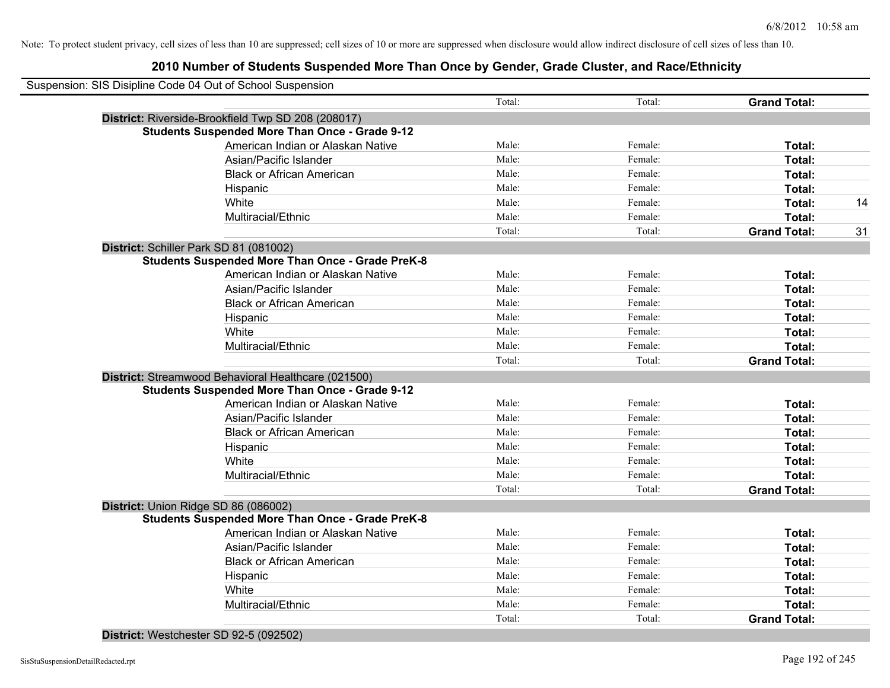Note: To protect student privacy, cell sizes of less than 10 are suppressed; cell sizes of 10 or more are suppressed when disclosure would allow indirect disclosure of cell sizes of less than 10.

# 2010 Number of Students Suspended More Than Once by Gender, Grade Cluster, and Race/Ethnicity

Suspension: SIS Disipline Code 04 Out of School Suspension

| | | | | |
|---|---|---|---|---|
| | Total: | Total: | **Grand Total:** | |
| **District:** Riverside-Brookfield Twp SD 208 (208017) | | | | |
| **Students Suspended More Than Once - Grade 9-12** | | | | |
| American Indian or Alaskan Native | Male: | Female: | **Total:** | |
| Asian/Pacific Islander | Male: | Female: | **Total:** | |
| Black or African American | Male: | Female: | **Total:** | |
| Hispanic | Male: | Female: | **Total:** | |
| White | Male: | Female: | **Total:** | 14 |
| Multiracial/Ethnic | Male: | Female: | **Total:** | |
| | Total: | Total: | **Grand Total:** | 31 |
| **District:** Schiller Park SD 81 (081002) | | | | |
| **Students Suspended More Than Once - Grade PreK-8** | | | | |
| American Indian or Alaskan Native | Male: | Female: | **Total:** | |
| Asian/Pacific Islander | Male: | Female: | **Total:** | |
| Black or African American | Male: | Female: | **Total:** | |
| Hispanic | Male: | Female: | **Total:** | |
| White | Male: | Female: | **Total:** | |
| Multiracial/Ethnic | Male: | Female: | **Total:** | |
| | Total: | Total: | **Grand Total:** | |
| **District:** Streamwood Behavioral Healthcare (021500) | | | | |
| **Students Suspended More Than Once - Grade 9-12** | | | | |
| American Indian or Alaskan Native | Male: | Female: | **Total:** | |
| Asian/Pacific Islander | Male: | Female: | **Total:** | |
| Black or African American | Male: | Female: | **Total:** | |
| Hispanic | Male: | Female: | **Total:** | |
| White | Male: | Female: | **Total:** | |
| Multiracial/Ethnic | Male: | Female: | **Total:** | |
| | Total: | Total: | **Grand Total:** | |
| **District:** Union Ridge SD 86 (086002) | | | | |
| **Students Suspended More Than Once - Grade PreK-8** | | | | |
| American Indian or Alaskan Native | Male: | Female: | **Total:** | |
| Asian/Pacific Islander | Male: | Female: | **Total:** | |
| Black or African American | Male: | Female: | **Total:** | |
| Hispanic | Male: | Female: | **Total:** | |
| White | Male: | Female: | **Total:** | |
| Multiracial/Ethnic | Male: | Female: | **Total:** | |
| | Total: | Total: | **Grand Total:** | |
| **District:** Westchester SD 92-5 (092502) | | | | |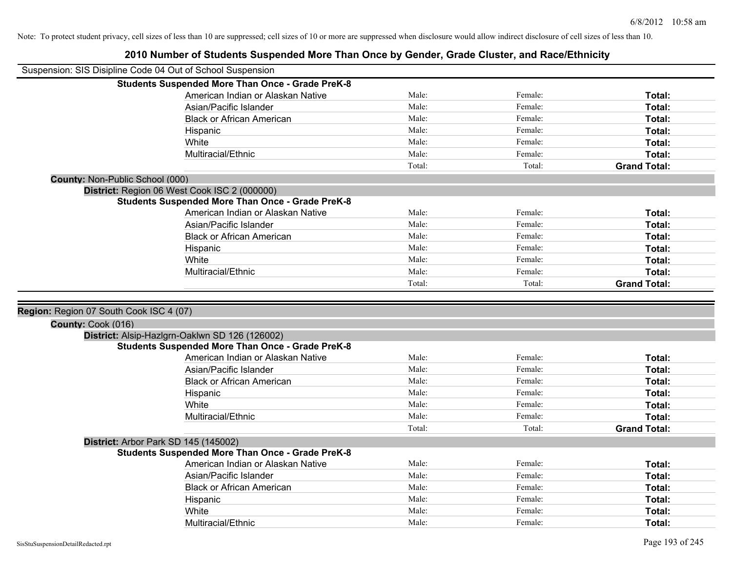Note: To protect student privacy, cell sizes of less than 10 are suppressed; cell sizes of 10 or more are suppressed when disclosure would allow indirect disclosure of cell sizes of less than 10.

# 2010 Number of Students Suspended More Than Once by Gender, Grade Cluster, and Race/Ethnicity

Suspension: SIS Disipline Code 04 Out of School Suspension

**Students Suspended More Than Once - Grade PreK-8**

| | | | |
|---|---|---|---|
| American Indian or Alaskan Native | Male: | Female: | **Total:** |
| Asian/Pacific Islander | Male: | Female: | **Total:** |
| Black or African American | Male: | Female: | **Total:** |
| Hispanic | Male: | Female: | **Total:** |
| White | Male: | Female: | **Total:** |
| Multiracial/Ethnic | Male: | Female: | **Total:** |
| | Total: | Total: | **Grand Total:** |

**County:** Non-Public School (000)

**District:** Region 06 West Cook ISC 2 (000000)

**Students Suspended More Than Once - Grade PreK-8**

| | | | |
|---|---|---|---|
| American Indian or Alaskan Native | Male: | Female: | **Total:** |
| Asian/Pacific Islander | Male: | Female: | **Total:** |
| Black or African American | Male: | Female: | **Total:** |
| Hispanic | Male: | Female: | **Total:** |
| White | Male: | Female: | **Total:** |
| Multiracial/Ethnic | Male: | Female: | **Total:** |
| | Total: | Total: | **Grand Total:** |

**Region:** Region 07 South Cook ISC 4 (07)

**County:** Cook (016)

**District:** Alsip-Hazlgrn-Oaklwn SD 126 (126002)

**Students Suspended More Than Once - Grade PreK-8**

| | | | |
|---|---|---|---|
| American Indian or Alaskan Native | Male: | Female: | **Total:** |
| Asian/Pacific Islander | Male: | Female: | **Total:** |
| Black or African American | Male: | Female: | **Total:** |
| Hispanic | Male: | Female: | **Total:** |
| White | Male: | Female: | **Total:** |
| Multiracial/Ethnic | Male: | Female: | **Total:** |
| | Total: | Total: | **Grand Total:** |

**District:** Arbor Park SD 145 (145002)

**Students Suspended More Than Once - Grade PreK-8**

| | | | |
|---|---|---|---|
| American Indian or Alaskan Native | Male: | Female: | **Total:** |
| Asian/Pacific Islander | Male: | Female: | **Total:** |
| Black or African American | Male: | Female: | **Total:** |
| Hispanic | Male: | Female: | **Total:** |
| White | Male: | Female: | **Total:** |
| Multiracial/Ethnic | Male: | Female: | **Total:** |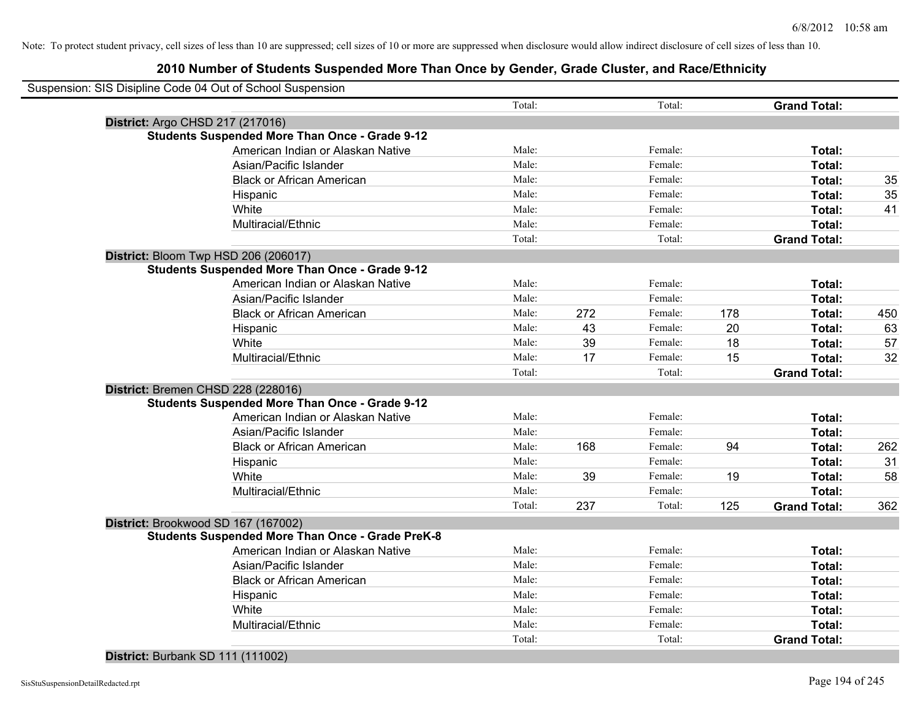Note: To protect student privacy, cell sizes of less than 10 are suppressed; cell sizes of 10 or more are suppressed when disclosure would allow indirect disclosure of cell sizes of less than 10.

## 2010 Number of Students Suspended More Than Once by Gender, Grade Cluster, and Race/Ethnicity

Suspension: SIS Disipline Code 04 Out of School Suspension

| | | | | | | | |
|---|---|---|---|---|---|---|---|
| | Total: | | Total: | | **Grand Total:** | |
| **District:** Argo CHSD 217 (217016) | | | | | | |
| **Students Suspended More Than Once - Grade 9-12** | | | | | | |
| American Indian or Alaskan Native | Male: | | Female: | | **Total:** | |
| Asian/Pacific Islander | Male: | | Female: | | **Total:** | |
| Black or African American | Male: | | Female: | | **Total:** | 35 |
| Hispanic | Male: | | Female: | | **Total:** | 35 |
| White | Male: | | Female: | | **Total:** | 41 |
| Multiracial/Ethnic | Male: | | Female: | | **Total:** | |
| | Total: | | Total: | | **Grand Total:** | |
| **District:** Bloom Twp HSD 206 (206017) | | | | | | |
| **Students Suspended More Than Once - Grade 9-12** | | | | | | |
| American Indian or Alaskan Native | Male: | | Female: | | **Total:** | |
| Asian/Pacific Islander | Male: | | Female: | | **Total:** | |
| Black or African American | Male: | 272 | Female: | 178 | **Total:** | 450 |
| Hispanic | Male: | 43 | Female: | 20 | **Total:** | 63 |
| White | Male: | 39 | Female: | 18 | **Total:** | 57 |
| Multiracial/Ethnic | Male: | 17 | Female: | 15 | **Total:** | 32 |
| | Total: | | Total: | | **Grand Total:** | |
| **District:** Bremen CHSD 228 (228016) | | | | | | |
| **Students Suspended More Than Once - Grade 9-12** | | | | | | |
| American Indian or Alaskan Native | Male: | | Female: | | **Total:** | |
| Asian/Pacific Islander | Male: | | Female: | | **Total:** | |
| Black or African American | Male: | 168 | Female: | 94 | **Total:** | 262 |
| Hispanic | Male: | | Female: | | **Total:** | 31 |
| White | Male: | 39 | Female: | 19 | **Total:** | 58 |
| Multiracial/Ethnic | Male: | | Female: | | **Total:** | |
| | Total: | 237 | Total: | 125 | **Grand Total:** | 362 |
| **District:** Brookwood SD 167 (167002) | | | | | | |
| **Students Suspended More Than Once - Grade PreK-8** | | | | | | |
| American Indian or Alaskan Native | Male: | | Female: | | **Total:** | |
| Asian/Pacific Islander | Male: | | Female: | | **Total:** | |
| Black or African American | Male: | | Female: | | **Total:** | |
| Hispanic | Male: | | Female: | | **Total:** | |
| White | Male: | | Female: | | **Total:** | |
| Multiracial/Ethnic | Male: | | Female: | | **Total:** | |
| | Total: | | Total: | | **Grand Total:** | |
| **District:** Burbank SD 111 (111002) | | | | | | |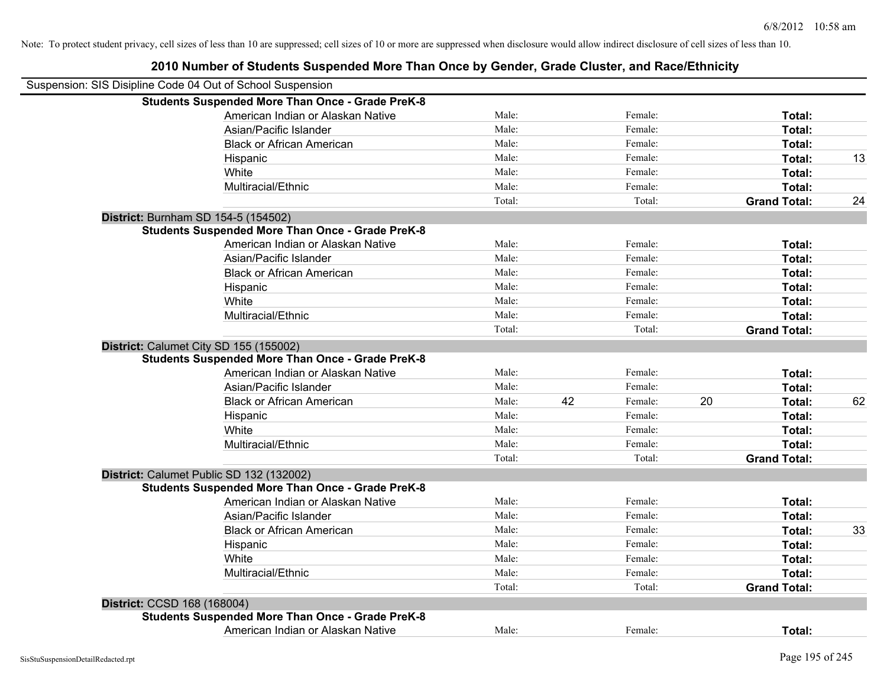Note: To protect student privacy, cell sizes of less than 10 are suppressed; cell sizes of 10 or more are suppressed when disclosure would allow indirect disclosure of cell sizes of less than 10.

## 2010 Number of Students Suspended More Than Once by Gender, Grade Cluster, and Race/Ethnicity

Suspension: SIS Disipline Code 04 Out of School Suspension

**Students Suspended More Than Once - Grade PreK-8**

| Race/Ethnicity | Male: | | Female: | | Total: | |
|---|---|---|---|---|---|---|
| American Indian or Alaskan Native | Male: | | Female: | | **Total:** | |
| Asian/Pacific Islander | Male: | | Female: | | **Total:** | |
| Black or African American | Male: | | Female: | | **Total:** | |
| Hispanic | Male: | | Female: | | **Total:** | 13 |
| White | Male: | | Female: | | **Total:** | |
| Multiracial/Ethnic | Male: | | Female: | | **Total:** | |
| | Total: | | Total: | | **Grand Total:** | 24 |

**District:** Burnham SD 154-5 (154502)

**Students Suspended More Than Once - Grade PreK-8**

| Race/Ethnicity | Male: | | Female: | | Total: | |
|---|---|---|---|---|---|---|
| American Indian or Alaskan Native | Male: | | Female: | | **Total:** | |
| Asian/Pacific Islander | Male: | | Female: | | **Total:** | |
| Black or African American | Male: | | Female: | | **Total:** | |
| Hispanic | Male: | | Female: | | **Total:** | |
| White | Male: | | Female: | | **Total:** | |
| Multiracial/Ethnic | Male: | | Female: | | **Total:** | |
| | Total: | | Total: | | **Grand Total:** | |

**District:** Calumet City SD 155 (155002)

**Students Suspended More Than Once - Grade PreK-8**

| Race/Ethnicity | Male: | | Female: | | Total: | |
|---|---|---|---|---|---|---|
| American Indian or Alaskan Native | Male: | | Female: | | **Total:** | |
| Asian/Pacific Islander | Male: | | Female: | | **Total:** | |
| Black or African American | Male: | 42 | Female: | 20 | **Total:** | 62 |
| Hispanic | Male: | | Female: | | **Total:** | |
| White | Male: | | Female: | | **Total:** | |
| Multiracial/Ethnic | Male: | | Female: | | **Total:** | |
| | Total: | | Total: | | **Grand Total:** | |

**District:** Calumet Public SD 132 (132002)

**Students Suspended More Than Once - Grade PreK-8**

| Race/Ethnicity | Male: | | Female: | | Total: | |
|---|---|---|---|---|---|---|
| American Indian or Alaskan Native | Male: | | Female: | | **Total:** | |
| Asian/Pacific Islander | Male: | | Female: | | **Total:** | |
| Black or African American | Male: | | Female: | | **Total:** | 33 |
| Hispanic | Male: | | Female: | | **Total:** | |
| White | Male: | | Female: | | **Total:** | |
| Multiracial/Ethnic | Male: | | Female: | | **Total:** | |
| | Total: | | Total: | | **Grand Total:** | |

**District:** CCSD 168 (168004)

**Students Suspended More Than Once - Grade PreK-8**

| Race/Ethnicity | Male: | | Female: | | Total: | |
|---|---|---|---|---|---|---|
| American Indian or Alaskan Native | Male: | | Female: | | **Total:** | |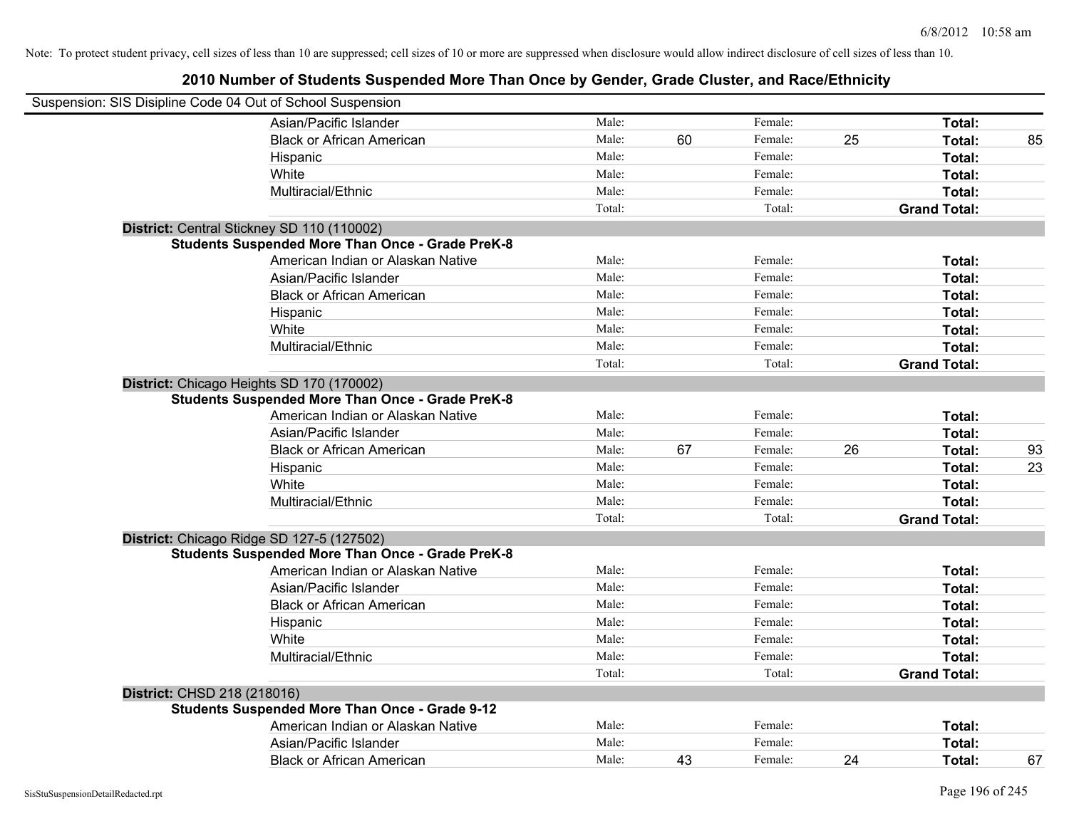Note: To protect student privacy, cell sizes of less than 10 are suppressed; cell sizes of 10 or more are suppressed when disclosure would allow indirect disclosure of cell sizes of less than 10.

## 2010 Number of Students Suspended More Than Once by Gender, Grade Cluster, and Race/Ethnicity

Suspension: SIS Disipline Code 04 Out of School Suspension

| | | | | | | |
|---|---|---|---|---|---|---|
| Asian/Pacific Islander | Male: | | Female: | | **Total:** | |
| Black or African American | Male: | 60 | Female: | 25 | **Total:** | 85 |
| Hispanic | Male: | | Female: | | **Total:** | |
| White | Male: | | Female: | | **Total:** | |
| Multiracial/Ethnic | Male: | | Female: | | **Total:** | |
| | Total: | | Total: | | **Grand Total:** | |

**District:** Central Stickney SD 110 (110002)

**Students Suspended More Than Once - Grade PreK-8**

| | | | | | | |
|---|---|---|---|---|---|---|
| American Indian or Alaskan Native | Male: | | Female: | | **Total:** | |
| Asian/Pacific Islander | Male: | | Female: | | **Total:** | |
| Black or African American | Male: | | Female: | | **Total:** | |
| Hispanic | Male: | | Female: | | **Total:** | |
| White | Male: | | Female: | | **Total:** | |
| Multiracial/Ethnic | Male: | | Female: | | **Total:** | |
| | Total: | | Total: | | **Grand Total:** | |

**District:** Chicago Heights SD 170 (170002)

**Students Suspended More Than Once - Grade PreK-8**

| | | | | | | |
|---|---|---|---|---|---|---|
| American Indian or Alaskan Native | Male: | | Female: | | **Total:** | |
| Asian/Pacific Islander | Male: | | Female: | | **Total:** | |
| Black or African American | Male: | 67 | Female: | 26 | **Total:** | 93 |
| Hispanic | Male: | | Female: | | **Total:** | 23 |
| White | Male: | | Female: | | **Total:** | |
| Multiracial/Ethnic | Male: | | Female: | | **Total:** | |
| | Total: | | Total: | | **Grand Total:** | |

**District:** Chicago Ridge SD 127-5 (127502)

**Students Suspended More Than Once - Grade PreK-8**

| | | | | | | |
|---|---|---|---|---|---|---|
| American Indian or Alaskan Native | Male: | | Female: | | **Total:** | |
| Asian/Pacific Islander | Male: | | Female: | | **Total:** | |
| Black or African American | Male: | | Female: | | **Total:** | |
| Hispanic | Male: | | Female: | | **Total:** | |
| White | Male: | | Female: | | **Total:** | |
| Multiracial/Ethnic | Male: | | Female: | | **Total:** | |
| | Total: | | Total: | | **Grand Total:** | |

**District:** CHSD 218 (218016)

**Students Suspended More Than Once - Grade 9-12**

| | | | | | | |
|---|---|---|---|---|---|---|
| American Indian or Alaskan Native | Male: | | Female: | | **Total:** | |
| Asian/Pacific Islander | Male: | | Female: | | **Total:** | |
| Black or African American | Male: | 43 | Female: | 24 | **Total:** | 67 |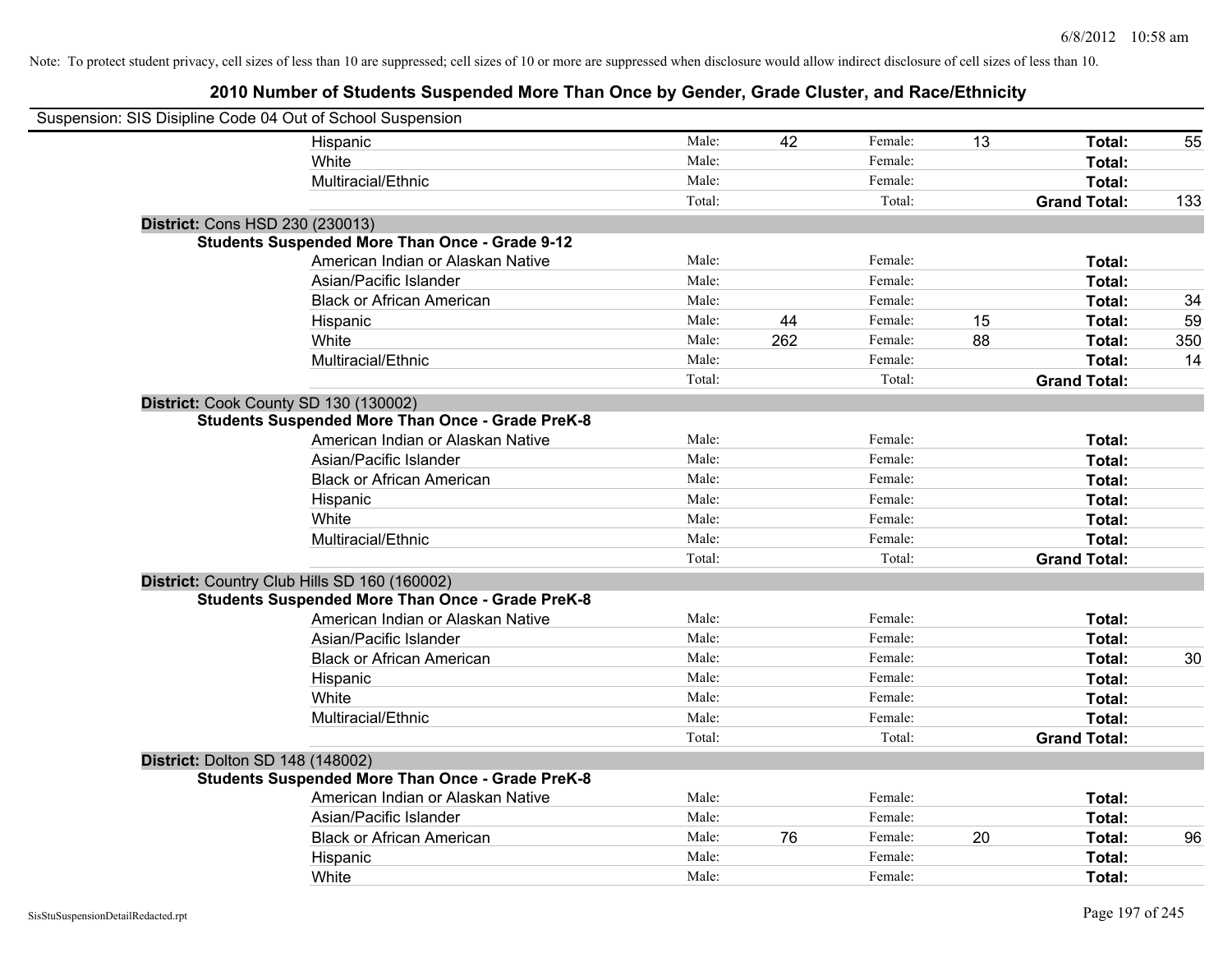Note: To protect student privacy, cell sizes of less than 10 are suppressed; cell sizes of 10 or more are suppressed when disclosure would allow indirect disclosure of cell sizes of less than 10.

## 2010 Number of Students Suspended More Than Once by Gender, Grade Cluster, and Race/Ethnicity

Suspension: SIS Disipline Code 04 Out of School Suspension

| | | | | | | |
|---|---|---|---|---|---|---|
| Hispanic | Male: | 42 | Female: | 13 | **Total:** | 55 |
| White | Male: | | Female: | | **Total:** | |
| Multiracial/Ethnic | Male: | | Female: | | **Total:** | |
| | Total: | | Total: | | **Grand Total:** | 133 |

**District:** Cons HSD 230 (230013)

**Students Suspended More Than Once - Grade 9-12**

| | | | | | | |
|---|---|---|---|---|---|---|
| American Indian or Alaskan Native | Male: | | Female: | | **Total:** | |
| Asian/Pacific Islander | Male: | | Female: | | **Total:** | |
| Black or African American | Male: | | Female: | | **Total:** | 34 |
| Hispanic | Male: | 44 | Female: | 15 | **Total:** | 59 |
| White | Male: | 262 | Female: | 88 | **Total:** | 350 |
| Multiracial/Ethnic | Male: | | Female: | | **Total:** | 14 |
| | Total: | | Total: | | **Grand Total:** | |

**District:** Cook County SD 130 (130002)

**Students Suspended More Than Once - Grade PreK-8**

| | | | | | | |
|---|---|---|---|---|---|---|
| American Indian or Alaskan Native | Male: | | Female: | | **Total:** | |
| Asian/Pacific Islander | Male: | | Female: | | **Total:** | |
| Black or African American | Male: | | Female: | | **Total:** | |
| Hispanic | Male: | | Female: | | **Total:** | |
| White | Male: | | Female: | | **Total:** | |
| Multiracial/Ethnic | Male: | | Female: | | **Total:** | |
| | Total: | | Total: | | **Grand Total:** | |

**District:** Country Club Hills SD 160 (160002)

**Students Suspended More Than Once - Grade PreK-8**

| | | | | | | |
|---|---|---|---|---|---|---|
| American Indian or Alaskan Native | Male: | | Female: | | **Total:** | |
| Asian/Pacific Islander | Male: | | Female: | | **Total:** | |
| Black or African American | Male: | | Female: | | **Total:** | 30 |
| Hispanic | Male: | | Female: | | **Total:** | |
| White | Male: | | Female: | | **Total:** | |
| Multiracial/Ethnic | Male: | | Female: | | **Total:** | |
| | Total: | | Total: | | **Grand Total:** | |

**District:** Dolton SD 148 (148002)

**Students Suspended More Than Once - Grade PreK-8**

| | | | | | | |
|---|---|---|---|---|---|---|
| American Indian or Alaskan Native | Male: | | Female: | | **Total:** | |
| Asian/Pacific Islander | Male: | | Female: | | **Total:** | |
| Black or African American | Male: | 76 | Female: | 20 | **Total:** | 96 |
| Hispanic | Male: | | Female: | | **Total:** | |
| White | Male: | | Female: | | **Total:** | |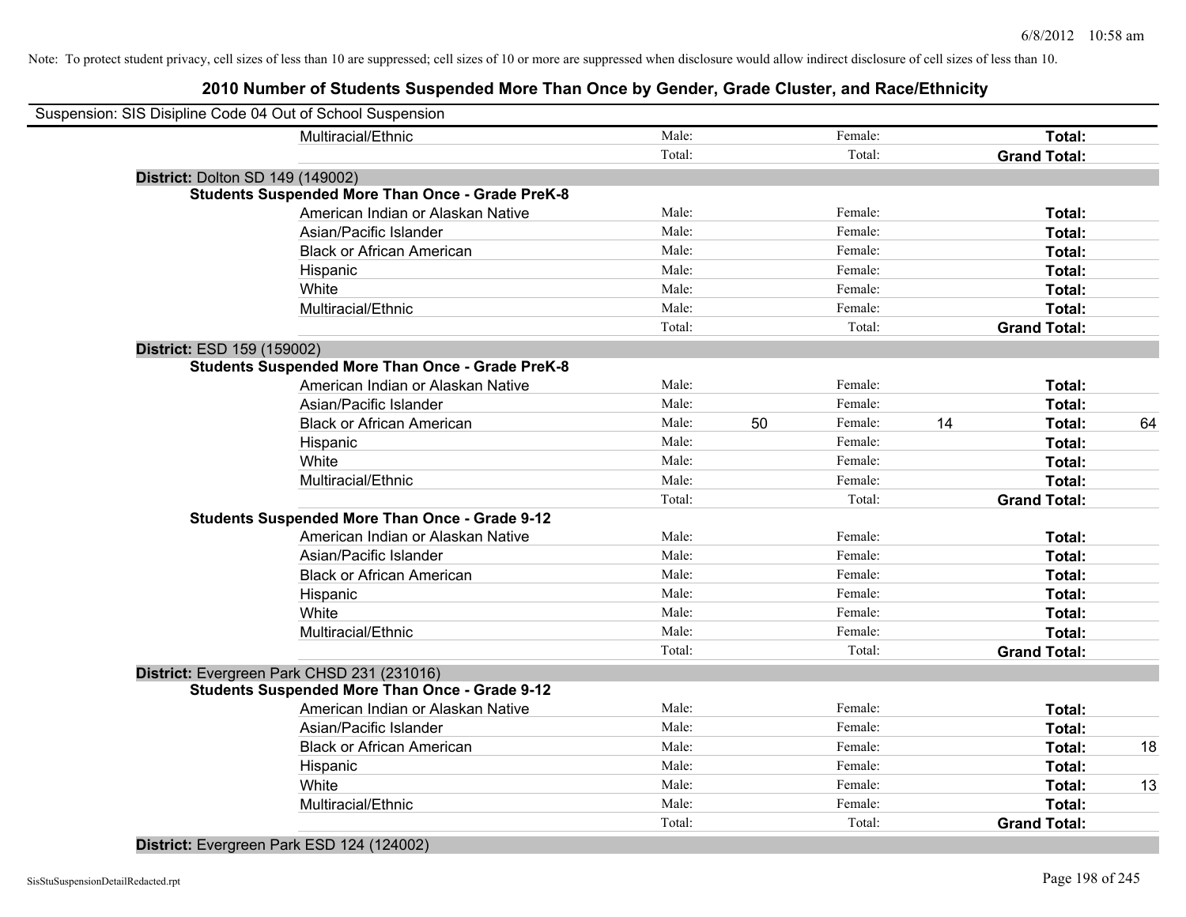Note: To protect student privacy, cell sizes of less than 10 are suppressed; cell sizes of 10 or more are suppressed when disclosure would allow indirect disclosure of cell sizes of less than 10.

## 2010 Number of Students Suspended More Than Once by Gender, Grade Cluster, and Race/Ethnicity

Suspension: SIS Disipline Code 04 Out of School Suspension

| | | | | | | |
|---|---|---|---|---|---|---|
| Multiracial/Ethnic | Male: | | Female: | | **Total:** | |
| | Total: | | Total: | | **Grand Total:** | |

**District:** Dolton SD 149 (149002)

**Students Suspended More Than Once - Grade PreK-8**

| | | | | | | |
|---|---|---|---|---|---|---|
| American Indian or Alaskan Native | Male: | | Female: | | **Total:** | |
| Asian/Pacific Islander | Male: | | Female: | | **Total:** | |
| Black or African American | Male: | | Female: | | **Total:** | |
| Hispanic | Male: | | Female: | | **Total:** | |
| White | Male: | | Female: | | **Total:** | |
| Multiracial/Ethnic | Male: | | Female: | | **Total:** | |
| | Total: | | Total: | | **Grand Total:** | |

**District:** ESD 159 (159002)

**Students Suspended More Than Once - Grade PreK-8**

| | | | | | | |
|---|---|---|---|---|---|---|
| American Indian or Alaskan Native | Male: | | Female: | | **Total:** | |
| Asian/Pacific Islander | Male: | | Female: | | **Total:** | |
| Black or African American | Male: | 50 | Female: | 14 | **Total:** | 64 |
| Hispanic | Male: | | Female: | | **Total:** | |
| White | Male: | | Female: | | **Total:** | |
| Multiracial/Ethnic | Male: | | Female: | | **Total:** | |
| | Total: | | Total: | | **Grand Total:** | |

**Students Suspended More Than Once - Grade 9-12**

| | | | | | | |
|---|---|---|---|---|---|---|
| American Indian or Alaskan Native | Male: | | Female: | | **Total:** | |
| Asian/Pacific Islander | Male: | | Female: | | **Total:** | |
| Black or African American | Male: | | Female: | | **Total:** | |
| Hispanic | Male: | | Female: | | **Total:** | |
| White | Male: | | Female: | | **Total:** | |
| Multiracial/Ethnic | Male: | | Female: | | **Total:** | |
| | Total: | | Total: | | **Grand Total:** | |

**District:** Evergreen Park CHSD 231 (231016)

**Students Suspended More Than Once - Grade 9-12**

| | | | | | | |
|---|---|---|---|---|---|---|
| American Indian or Alaskan Native | Male: | | Female: | | **Total:** | |
| Asian/Pacific Islander | Male: | | Female: | | **Total:** | |
| Black or African American | Male: | | Female: | | **Total:** | 18 |
| Hispanic | Male: | | Female: | | **Total:** | |
| White | Male: | | Female: | | **Total:** | 13 |
| Multiracial/Ethnic | Male: | | Female: | | **Total:** | |
| | Total: | | Total: | | **Grand Total:** | |

**District:** Evergreen Park ESD 124 (124002)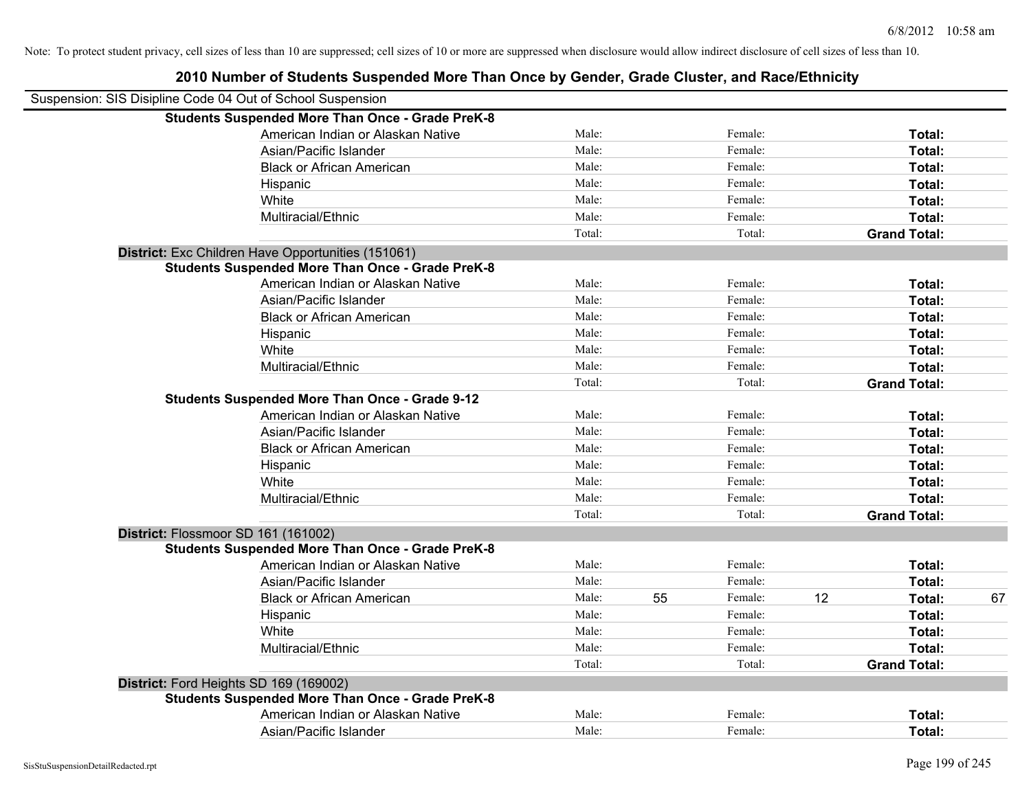Note: To protect student privacy, cell sizes of less than 10 are suppressed; cell sizes of 10 or more are suppressed when disclosure would allow indirect disclosure of cell sizes of less than 10.

## 2010 Number of Students Suspended More Than Once by Gender, Grade Cluster, and Race/Ethnicity

Suspension: SIS Disipline Code 04 Out of School Suspension

| | | | | | | |
|---|---|---|---|---|---|---|
| **Students Suspended More Than Once - Grade PreK-8** | | | | | | |
| American Indian or Alaskan Native | Male: | | Female: | | **Total:** | |
| Asian/Pacific Islander | Male: | | Female: | | **Total:** | |
| Black or African American | Male: | | Female: | | **Total:** | |
| Hispanic | Male: | | Female: | | **Total:** | |
| White | Male: | | Female: | | **Total:** | |
| Multiracial/Ethnic | Male: | | Female: | | **Total:** | |
| | Total: | | Total: | | **Grand Total:** | |
| **District:** Exc Children Have Opportunities (151061) | | | | | | |
| **Students Suspended More Than Once - Grade PreK-8** | | | | | | |
| American Indian or Alaskan Native | Male: | | Female: | | **Total:** | |
| Asian/Pacific Islander | Male: | | Female: | | **Total:** | |
| Black or African American | Male: | | Female: | | **Total:** | |
| Hispanic | Male: | | Female: | | **Total:** | |
| White | Male: | | Female: | | **Total:** | |
| Multiracial/Ethnic | Male: | | Female: | | **Total:** | |
| | Total: | | Total: | | **Grand Total:** | |
| **Students Suspended More Than Once - Grade 9-12** | | | | | | |
| American Indian or Alaskan Native | Male: | | Female: | | **Total:** | |
| Asian/Pacific Islander | Male: | | Female: | | **Total:** | |
| Black or African American | Male: | | Female: | | **Total:** | |
| Hispanic | Male: | | Female: | | **Total:** | |
| White | Male: | | Female: | | **Total:** | |
| Multiracial/Ethnic | Male: | | Female: | | **Total:** | |
| | Total: | | Total: | | **Grand Total:** | |
| **District:** Flossmoor SD 161 (161002) | | | | | | |
| **Students Suspended More Than Once - Grade PreK-8** | | | | | | |
| American Indian or Alaskan Native | Male: | | Female: | | **Total:** | |
| Asian/Pacific Islander | Male: | | Female: | | **Total:** | |
| Black or African American | Male: | 55 | Female: | 12 | **Total:** | 67 |
| Hispanic | Male: | | Female: | | **Total:** | |
| White | Male: | | Female: | | **Total:** | |
| Multiracial/Ethnic | Male: | | Female: | | **Total:** | |
| | Total: | | Total: | | **Grand Total:** | |
| **District:** Ford Heights SD 169 (169002) | | | | | | |
| **Students Suspended More Than Once - Grade PreK-8** | | | | | | |
| American Indian or Alaskan Native | Male: | | Female: | | **Total:** | |
| Asian/Pacific Islander | Male: | | Female: | | **Total:** | |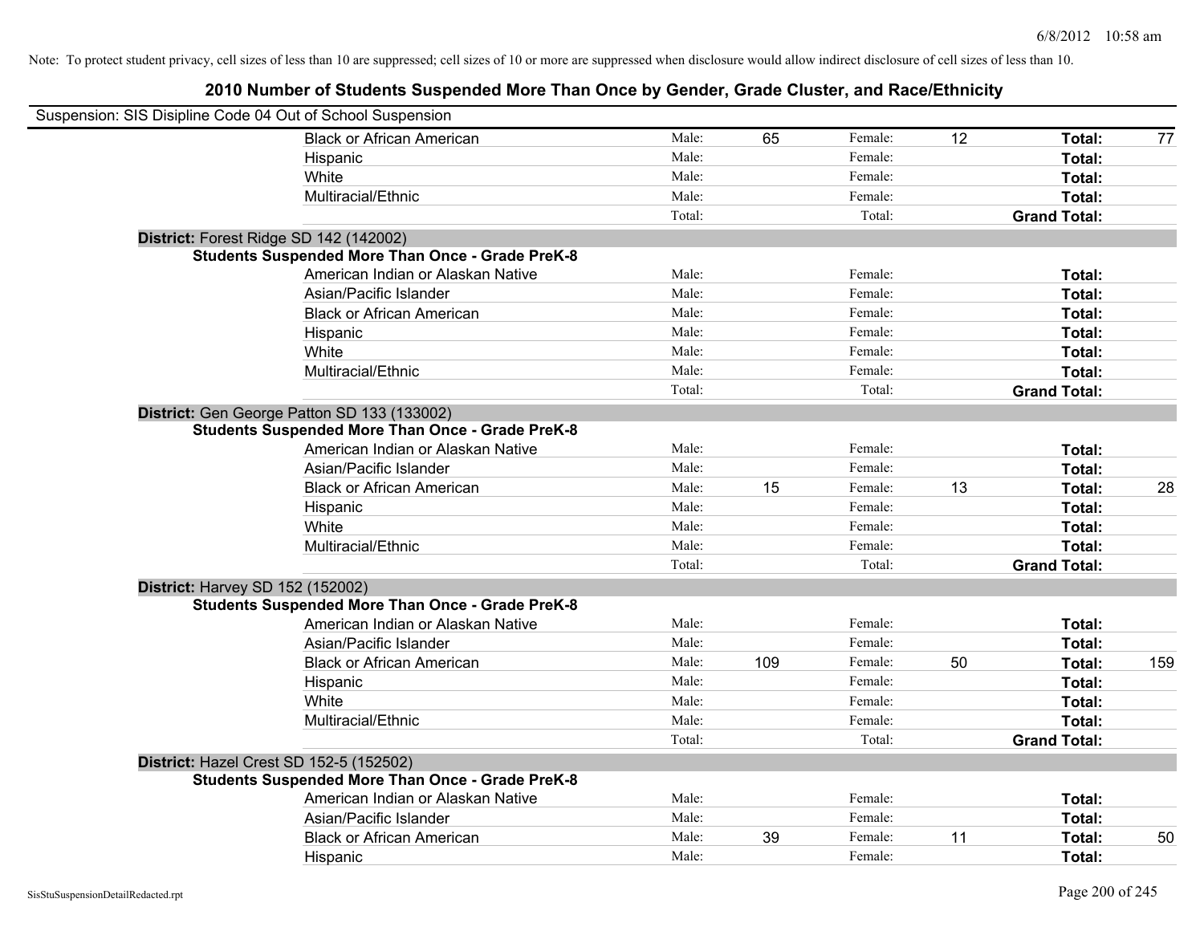Note: To protect student privacy, cell sizes of less than 10 are suppressed; cell sizes of 10 or more are suppressed when disclosure would allow indirect disclosure of cell sizes of less than 10.

## 2010 Number of Students Suspended More Than Once by Gender, Grade Cluster, and Race/Ethnicity

Suspension: SIS Disipline Code 04 Out of School Suspension

| | Male: | | Female: | | Total: | |
|---|---|---|---|---|---|---|
| Black or African American | Male: | 65 | Female: | 12 | **Total:** | 77 |
| Hispanic | Male: | | Female: | | **Total:** | |
| White | Male: | | Female: | | **Total:** | |
| Multiracial/Ethnic | Male: | | Female: | | **Total:** | |
| | Total: | | Total: | | **Grand Total:** | |

**District:** Forest Ridge SD 142 (142002)

**Students Suspended More Than Once - Grade PreK-8**

| | Male: | | Female: | | Total: | |
|---|---|---|---|---|---|---|
| American Indian or Alaskan Native | Male: | | Female: | | **Total:** | |
| Asian/Pacific Islander | Male: | | Female: | | **Total:** | |
| Black or African American | Male: | | Female: | | **Total:** | |
| Hispanic | Male: | | Female: | | **Total:** | |
| White | Male: | | Female: | | **Total:** | |
| Multiracial/Ethnic | Male: | | Female: | | **Total:** | |
| | Total: | | Total: | | **Grand Total:** | |

**District:** Gen George Patton SD 133 (133002)

**Students Suspended More Than Once - Grade PreK-8**

| | Male: | | Female: | | Total: | |
|---|---|---|---|---|---|---|
| American Indian or Alaskan Native | Male: | | Female: | | **Total:** | |
| Asian/Pacific Islander | Male: | | Female: | | **Total:** | |
| Black or African American | Male: | 15 | Female: | 13 | **Total:** | 28 |
| Hispanic | Male: | | Female: | | **Total:** | |
| White | Male: | | Female: | | **Total:** | |
| Multiracial/Ethnic | Male: | | Female: | | **Total:** | |
| | Total: | | Total: | | **Grand Total:** | |

**District:** Harvey SD 152 (152002)

**Students Suspended More Than Once - Grade PreK-8**

| | Male: | | Female: | | Total: | |
|---|---|---|---|---|---|---|
| American Indian or Alaskan Native | Male: | | Female: | | **Total:** | |
| Asian/Pacific Islander | Male: | | Female: | | **Total:** | |
| Black or African American | Male: | 109 | Female: | 50 | **Total:** | 159 |
| Hispanic | Male: | | Female: | | **Total:** | |
| White | Male: | | Female: | | **Total:** | |
| Multiracial/Ethnic | Male: | | Female: | | **Total:** | |
| | Total: | | Total: | | **Grand Total:** | |

**District:** Hazel Crest SD 152-5 (152502)

**Students Suspended More Than Once - Grade PreK-8**

| | Male: | | Female: | | Total: | |
|---|---|---|---|---|---|---|
| American Indian or Alaskan Native | Male: | | Female: | | **Total:** | |
| Asian/Pacific Islander | Male: | | Female: | | **Total:** | |
| Black or African American | Male: | 39 | Female: | 11 | **Total:** | 50 |
| Hispanic | Male: | | Female: | | **Total:** | |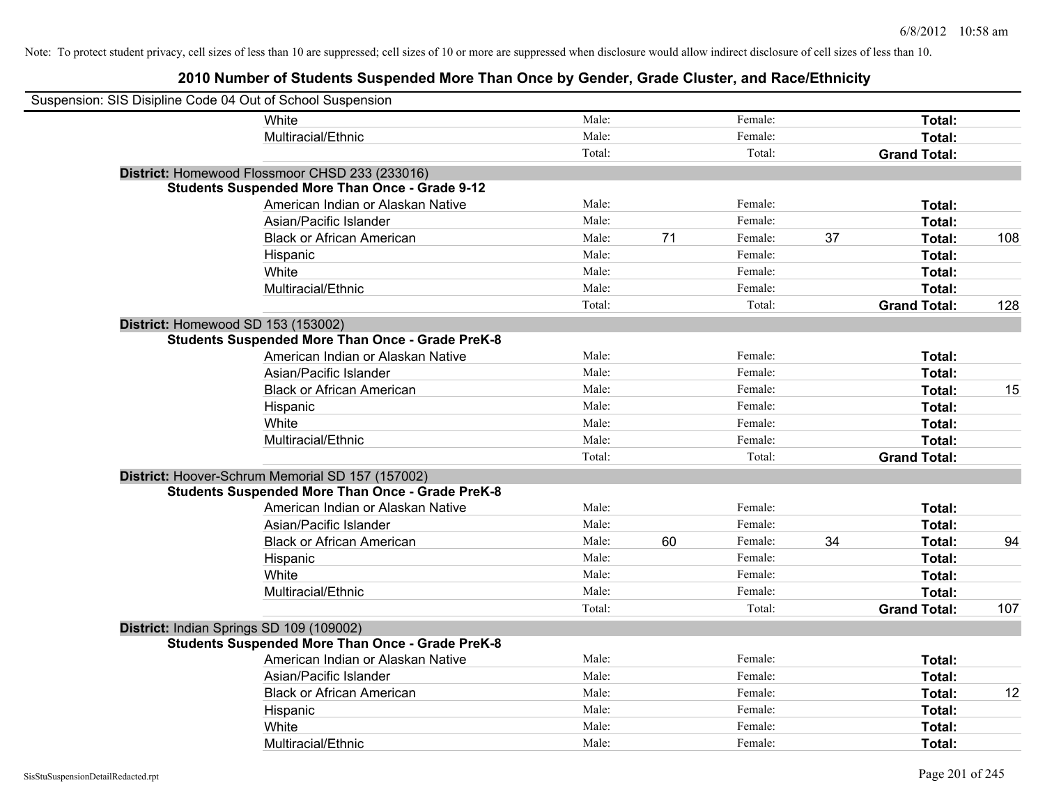Note: To protect student privacy, cell sizes of less than 10 are suppressed; cell sizes of 10 or more are suppressed when disclosure would allow indirect disclosure of cell sizes of less than 10.

## 2010 Number of Students Suspended More Than Once by Gender, Grade Cluster, and Race/Ethnicity

Suspension: SIS Disipline Code 04 Out of School Suspension

| | | | | | | |
|---|---|---|---|---|---|---|
| White | Male: | | Female: | | **Total:** | |
| Multiracial/Ethnic | Male: | | Female: | | **Total:** | |
| | Total: | | Total: | | **Grand Total:** | |

**District:** Homewood Flossmoor CHSD 233 (233016)

**Students Suspended More Than Once - Grade 9-12**

| | | | | | | |
|---|---|---|---|---|---|---|
| American Indian or Alaskan Native | Male: | | Female: | | **Total:** | |
| Asian/Pacific Islander | Male: | | Female: | | **Total:** | |
| Black or African American | Male: | 71 | Female: | 37 | **Total:** | 108 |
| Hispanic | Male: | | Female: | | **Total:** | |
| White | Male: | | Female: | | **Total:** | |
| Multiracial/Ethnic | Male: | | Female: | | **Total:** | |
| | Total: | | Total: | | **Grand Total:** | 128 |

**District:** Homewood SD 153 (153002)

**Students Suspended More Than Once - Grade PreK-8**

| | | | | | | |
|---|---|---|---|---|---|---|
| American Indian or Alaskan Native | Male: | | Female: | | **Total:** | |
| Asian/Pacific Islander | Male: | | Female: | | **Total:** | |
| Black or African American | Male: | | Female: | | **Total:** | 15 |
| Hispanic | Male: | | Female: | | **Total:** | |
| White | Male: | | Female: | | **Total:** | |
| Multiracial/Ethnic | Male: | | Female: | | **Total:** | |
| | Total: | | Total: | | **Grand Total:** | |

**District:** Hoover-Schrum Memorial SD 157 (157002)

**Students Suspended More Than Once - Grade PreK-8**

| | | | | | | |
|---|---|---|---|---|---|---|
| American Indian or Alaskan Native | Male: | | Female: | | **Total:** | |
| Asian/Pacific Islander | Male: | | Female: | | **Total:** | |
| Black or African American | Male: | 60 | Female: | 34 | **Total:** | 94 |
| Hispanic | Male: | | Female: | | **Total:** | |
| White | Male: | | Female: | | **Total:** | |
| Multiracial/Ethnic | Male: | | Female: | | **Total:** | |
| | Total: | | Total: | | **Grand Total:** | 107 |

**District:** Indian Springs SD 109 (109002)

**Students Suspended More Than Once - Grade PreK-8**

| | | | | | | |
|---|---|---|---|---|---|---|
| American Indian or Alaskan Native | Male: | | Female: | | **Total:** | |
| Asian/Pacific Islander | Male: | | Female: | | **Total:** | |
| Black or African American | Male: | | Female: | | **Total:** | 12 |
| Hispanic | Male: | | Female: | | **Total:** | |
| White | Male: | | Female: | | **Total:** | |
| Multiracial/Ethnic | Male: | | Female: | | **Total:** | |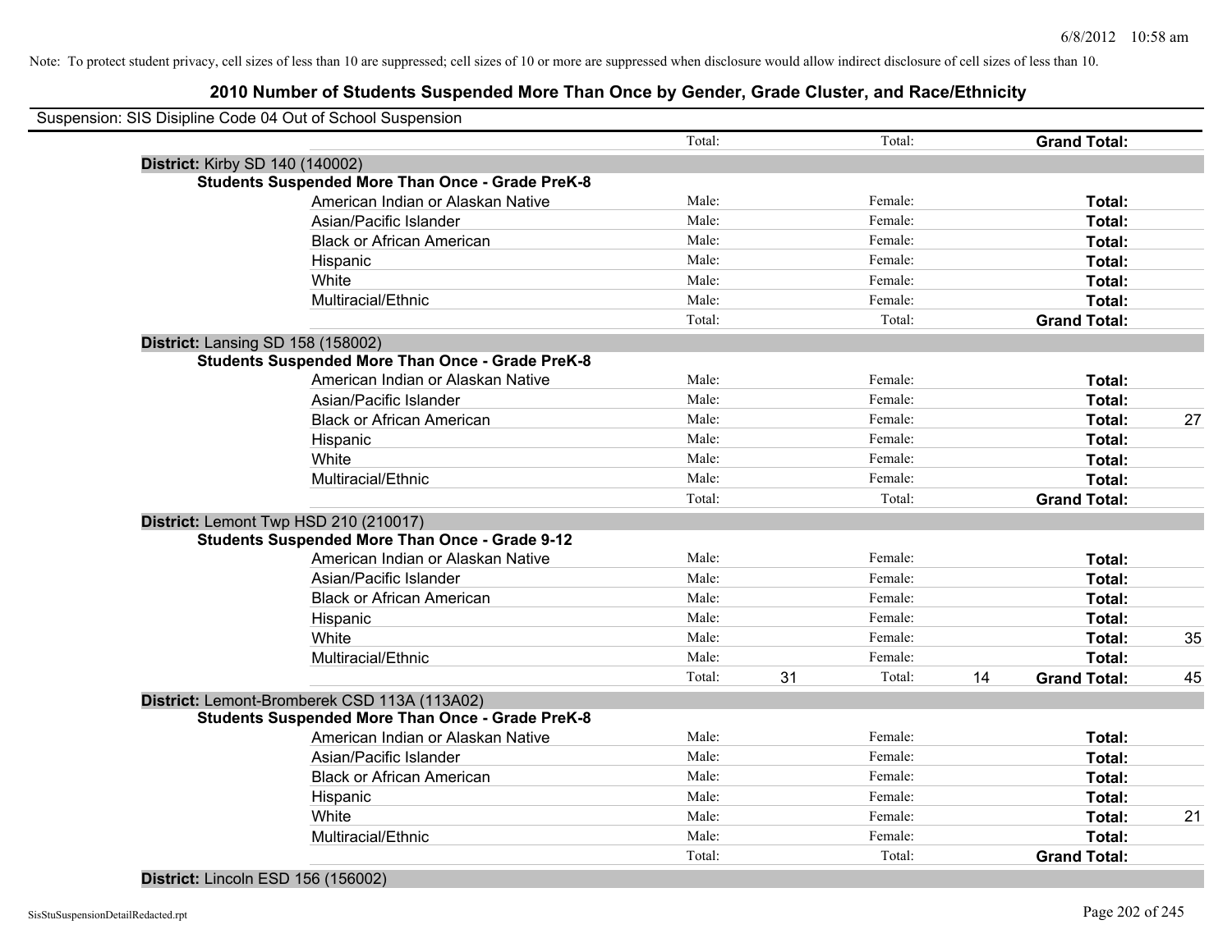Note: To protect student privacy, cell sizes of less than 10 are suppressed; cell sizes of 10 or more are suppressed when disclosure would allow indirect disclosure of cell sizes of less than 10.

## 2010 Number of Students Suspended More Than Once by Gender, Grade Cluster, and Race/Ethnicity

Suspension: SIS Disipline Code 04 Out of School Suspension

| | | | | | | |
|---|---|---|---|---|---|---|
| | Total: | | Total: | | **Grand Total:** | |

**District:** Kirby SD 140 (140002)

**Students Suspended More Than Once - Grade PreK-8**

| | | | | | | |
|---|---|---|---|---|---|---|
| American Indian or Alaskan Native | Male: | | Female: | | **Total:** | |
| Asian/Pacific Islander | Male: | | Female: | | **Total:** | |
| Black or African American | Male: | | Female: | | **Total:** | |
| Hispanic | Male: | | Female: | | **Total:** | |
| White | Male: | | Female: | | **Total:** | |
| Multiracial/Ethnic | Male: | | Female: | | **Total:** | |
| | Total: | | Total: | | **Grand Total:** | |

**District:** Lansing SD 158 (158002)

**Students Suspended More Than Once - Grade PreK-8**

| | | | | | | |
|---|---|---|---|---|---|---|
| American Indian or Alaskan Native | Male: | | Female: | | **Total:** | |
| Asian/Pacific Islander | Male: | | Female: | | **Total:** | |
| Black or African American | Male: | | Female: | | **Total:** | 27 |
| Hispanic | Male: | | Female: | | **Total:** | |
| White | Male: | | Female: | | **Total:** | |
| Multiracial/Ethnic | Male: | | Female: | | **Total:** | |
| | Total: | | Total: | | **Grand Total:** | |

**District:** Lemont Twp HSD 210 (210017)

**Students Suspended More Than Once - Grade 9-12**

| | | | | | | |
|---|---|---|---|---|---|---|
| American Indian or Alaskan Native | Male: | | Female: | | **Total:** | |
| Asian/Pacific Islander | Male: | | Female: | | **Total:** | |
| Black or African American | Male: | | Female: | | **Total:** | |
| Hispanic | Male: | | Female: | | **Total:** | |
| White | Male: | | Female: | | **Total:** | 35 |
| Multiracial/Ethnic | Male: | | Female: | | **Total:** | |
| | Total: | 31 | Total: | 14 | **Grand Total:** | 45 |

**District:** Lemont-Bromberek CSD 113A (113A02)

**Students Suspended More Than Once - Grade PreK-8**

| | | | | | | |
|---|---|---|---|---|---|---|
| American Indian or Alaskan Native | Male: | | Female: | | **Total:** | |
| Asian/Pacific Islander | Male: | | Female: | | **Total:** | |
| Black or African American | Male: | | Female: | | **Total:** | |
| Hispanic | Male: | | Female: | | **Total:** | |
| White | Male: | | Female: | | **Total:** | 21 |
| Multiracial/Ethnic | Male: | | Female: | | **Total:** | |
| | Total: | | Total: | | **Grand Total:** | |

**District:** Lincoln ESD 156 (156002)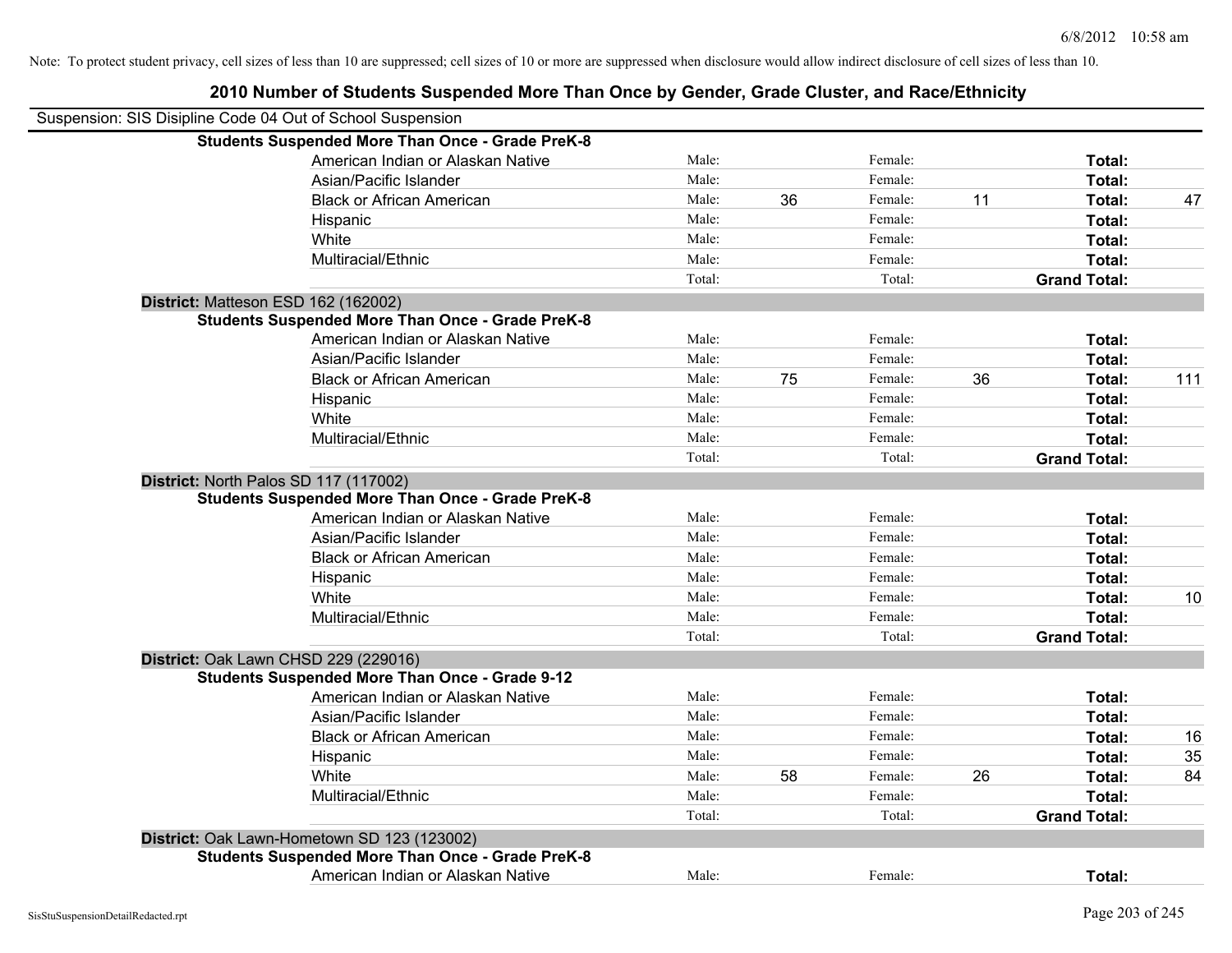Note: To protect student privacy, cell sizes of less than 10 are suppressed; cell sizes of 10 or more are suppressed when disclosure would allow indirect disclosure of cell sizes of less than 10.

## 2010 Number of Students Suspended More Than Once by Gender, Grade Cluster, and Race/Ethnicity

Suspension: SIS Disipline Code 04 Out of School Suspension

**Students Suspended More Than Once - Grade PreK-8**

| | | | | | | |
|---|---|---|---|---|---|---|
| American Indian or Alaskan Native | Male: | | Female: | | **Total:** | |
| Asian/Pacific Islander | Male: | | Female: | | **Total:** | |
| Black or African American | Male: | 36 | Female: | 11 | **Total:** | 47 |
| Hispanic | Male: | | Female: | | **Total:** | |
| White | Male: | | Female: | | **Total:** | |
| Multiracial/Ethnic | Male: | | Female: | | **Total:** | |
| | Total: | | Total: | | **Grand Total:** | |

**District:** Matteson ESD 162 (162002)

**Students Suspended More Than Once - Grade PreK-8**

| | | | | | | |
|---|---|---|---|---|---|---|
| American Indian or Alaskan Native | Male: | | Female: | | **Total:** | |
| Asian/Pacific Islander | Male: | | Female: | | **Total:** | |
| Black or African American | Male: | 75 | Female: | 36 | **Total:** | 111 |
| Hispanic | Male: | | Female: | | **Total:** | |
| White | Male: | | Female: | | **Total:** | |
| Multiracial/Ethnic | Male: | | Female: | | **Total:** | |
| | Total: | | Total: | | **Grand Total:** | |

**District:** North Palos SD 117 (117002)

**Students Suspended More Than Once - Grade PreK-8**

| | | | | | | |
|---|---|---|---|---|---|---|
| American Indian or Alaskan Native | Male: | | Female: | | **Total:** | |
| Asian/Pacific Islander | Male: | | Female: | | **Total:** | |
| Black or African American | Male: | | Female: | | **Total:** | |
| Hispanic | Male: | | Female: | | **Total:** | |
| White | Male: | | Female: | | **Total:** | 10 |
| Multiracial/Ethnic | Male: | | Female: | | **Total:** | |
| | Total: | | Total: | | **Grand Total:** | |

**District:** Oak Lawn CHSD 229 (229016)

**Students Suspended More Than Once - Grade 9-12**

| | | | | | | |
|---|---|---|---|---|---|---|
| American Indian or Alaskan Native | Male: | | Female: | | **Total:** | |
| Asian/Pacific Islander | Male: | | Female: | | **Total:** | |
| Black or African American | Male: | | Female: | | **Total:** | 16 |
| Hispanic | Male: | | Female: | | **Total:** | 35 |
| White | Male: | 58 | Female: | 26 | **Total:** | 84 |
| Multiracial/Ethnic | Male: | | Female: | | **Total:** | |
| | Total: | | Total: | | **Grand Total:** | |

**District:** Oak Lawn-Hometown SD 123 (123002)

**Students Suspended More Than Once - Grade PreK-8**

| | | | | | | |
|---|---|---|---|---|---|---|
| American Indian or Alaskan Native | Male: | | Female: | | **Total:** | |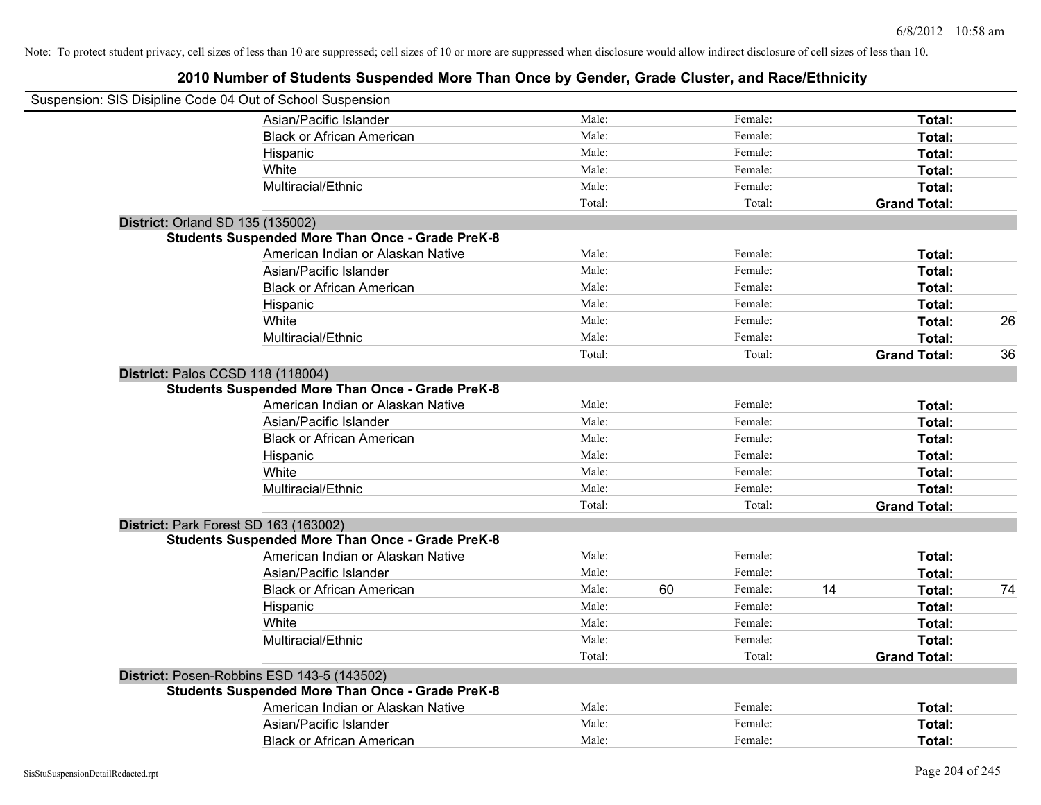Note: To protect student privacy, cell sizes of less than 10 are suppressed; cell sizes of 10 or more are suppressed when disclosure would allow indirect disclosure of cell sizes of less than 10.

# 2010 Number of Students Suspended More Than Once by Gender, Grade Cluster, and Race/Ethnicity

Suspension: SIS Disipline Code 04 Out of School Suspension

| | | | | | | | |
|---|---|---|---|---|---|---|---|
| Asian/Pacific Islander | Male: | | Female: | | **Total:** | |
| Black or African American | Male: | | Female: | | **Total:** | |
| Hispanic | Male: | | Female: | | **Total:** | |
| White | Male: | | Female: | | **Total:** | |
| Multiracial/Ethnic | Male: | | Female: | | **Total:** | |
| | Total: | | Total: | | **Grand Total:** | |

**District:** Orland SD 135 (135002)

**Students Suspended More Than Once - Grade PreK-8**

| | | | | | | |
|---|---|---|---|---|---|---|
| American Indian or Alaskan Native | Male: | | Female: | | **Total:** | |
| Asian/Pacific Islander | Male: | | Female: | | **Total:** | |
| Black or African American | Male: | | Female: | | **Total:** | |
| Hispanic | Male: | | Female: | | **Total:** | |
| White | Male: | | Female: | | **Total:** | 26 |
| Multiracial/Ethnic | Male: | | Female: | | **Total:** | |
| | Total: | | Total: | | **Grand Total:** | 36 |

**District:** Palos CCSD 118 (118004)

**Students Suspended More Than Once - Grade PreK-8**

| | | | | | | |
|---|---|---|---|---|---|---|
| American Indian or Alaskan Native | Male: | | Female: | | **Total:** | |
| Asian/Pacific Islander | Male: | | Female: | | **Total:** | |
| Black or African American | Male: | | Female: | | **Total:** | |
| Hispanic | Male: | | Female: | | **Total:** | |
| White | Male: | | Female: | | **Total:** | |
| Multiracial/Ethnic | Male: | | Female: | | **Total:** | |
| | Total: | | Total: | | **Grand Total:** | |

**District:** Park Forest SD 163 (163002)

**Students Suspended More Than Once - Grade PreK-8**

| | | | | | | |
|---|---|---|---|---|---|---|
| American Indian or Alaskan Native | Male: | | Female: | | **Total:** | |
| Asian/Pacific Islander | Male: | | Female: | | **Total:** | |
| Black or African American | Male: | 60 | Female: | 14 | **Total:** | 74 |
| Hispanic | Male: | | Female: | | **Total:** | |
| White | Male: | | Female: | | **Total:** | |
| Multiracial/Ethnic | Male: | | Female: | | **Total:** | |
| | Total: | | Total: | | **Grand Total:** | |

**District:** Posen-Robbins ESD 143-5 (143502)

**Students Suspended More Than Once - Grade PreK-8**

| | | | | | | |
|---|---|---|---|---|---|---|
| American Indian or Alaskan Native | Male: | | Female: | | **Total:** | |
| Asian/Pacific Islander | Male: | | Female: | | **Total:** | |
| Black or African American | Male: | | Female: | | **Total:** | |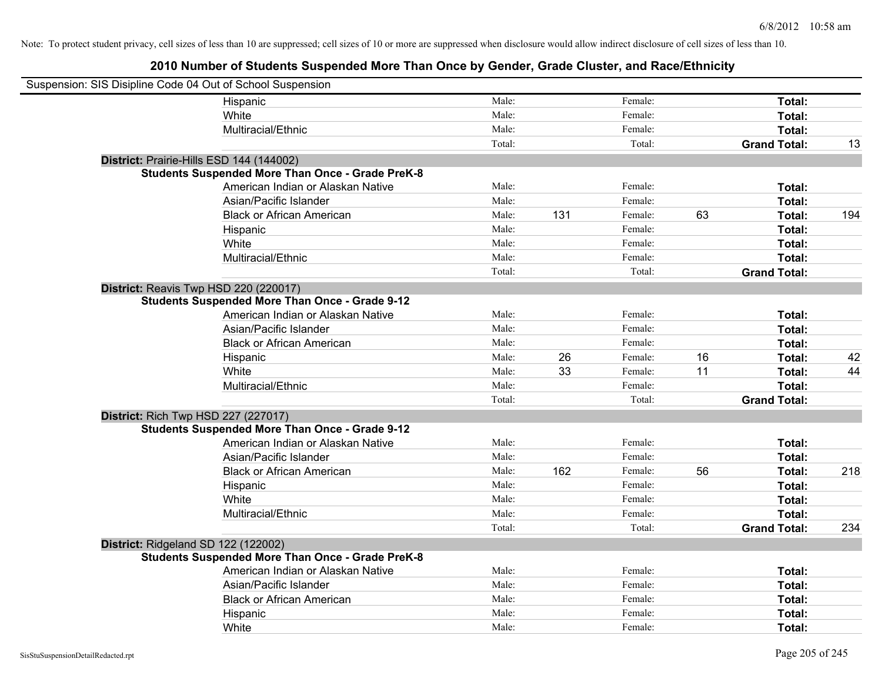Note: To protect student privacy, cell sizes of less than 10 are suppressed; cell sizes of 10 or more are suppressed when disclosure would allow indirect disclosure of cell sizes of less than 10.

## 2010 Number of Students Suspended More Than Once by Gender, Grade Cluster, and Race/Ethnicity

Suspension: SIS Disipline Code 04 Out of School Suspension

| | | | | | | |
|---|---|---|---|---|---|---|
| Hispanic | Male: | | Female: | | **Total:** | |
| White | Male: | | Female: | | **Total:** | |
| Multiracial/Ethnic | Male: | | Female: | | **Total:** | |
| | Total: | | Total: | | **Grand Total:** | 13 |

**District:** Prairie-Hills ESD 144 (144002)

**Students Suspended More Than Once - Grade PreK-8**

| | | | | | | |
|---|---|---|---|---|---|---|
| American Indian or Alaskan Native | Male: | | Female: | | **Total:** | |
| Asian/Pacific Islander | Male: | | Female: | | **Total:** | |
| Black or African American | Male: | 131 | Female: | 63 | **Total:** | 194 |
| Hispanic | Male: | | Female: | | **Total:** | |
| White | Male: | | Female: | | **Total:** | |
| Multiracial/Ethnic | Male: | | Female: | | **Total:** | |
| | Total: | | Total: | | **Grand Total:** | |

**District:** Reavis Twp HSD 220 (220017)

**Students Suspended More Than Once - Grade 9-12**

| | | | | | | |
|---|---|---|---|---|---|---|
| American Indian or Alaskan Native | Male: | | Female: | | **Total:** | |
| Asian/Pacific Islander | Male: | | Female: | | **Total:** | |
| Black or African American | Male: | | Female: | | **Total:** | |
| Hispanic | Male: | 26 | Female: | 16 | **Total:** | 42 |
| White | Male: | 33 | Female: | 11 | **Total:** | 44 |
| Multiracial/Ethnic | Male: | | Female: | | **Total:** | |
| | Total: | | Total: | | **Grand Total:** | |

**District:** Rich Twp HSD 227 (227017)

**Students Suspended More Than Once - Grade 9-12**

| | | | | | | |
|---|---|---|---|---|---|---|
| American Indian or Alaskan Native | Male: | | Female: | | **Total:** | |
| Asian/Pacific Islander | Male: | | Female: | | **Total:** | |
| Black or African American | Male: | 162 | Female: | 56 | **Total:** | 218 |
| Hispanic | Male: | | Female: | | **Total:** | |
| White | Male: | | Female: | | **Total:** | |
| Multiracial/Ethnic | Male: | | Female: | | **Total:** | |
| | Total: | | Total: | | **Grand Total:** | 234 |

**District:** Ridgeland SD 122 (122002)

**Students Suspended More Than Once - Grade PreK-8**

| | | | | | | |
|---|---|---|---|---|---|---|
| American Indian or Alaskan Native | Male: | | Female: | | **Total:** | |
| Asian/Pacific Islander | Male: | | Female: | | **Total:** | |
| Black or African American | Male: | | Female: | | **Total:** | |
| Hispanic | Male: | | Female: | | **Total:** | |
| White | Male: | | Female: | | **Total:** | |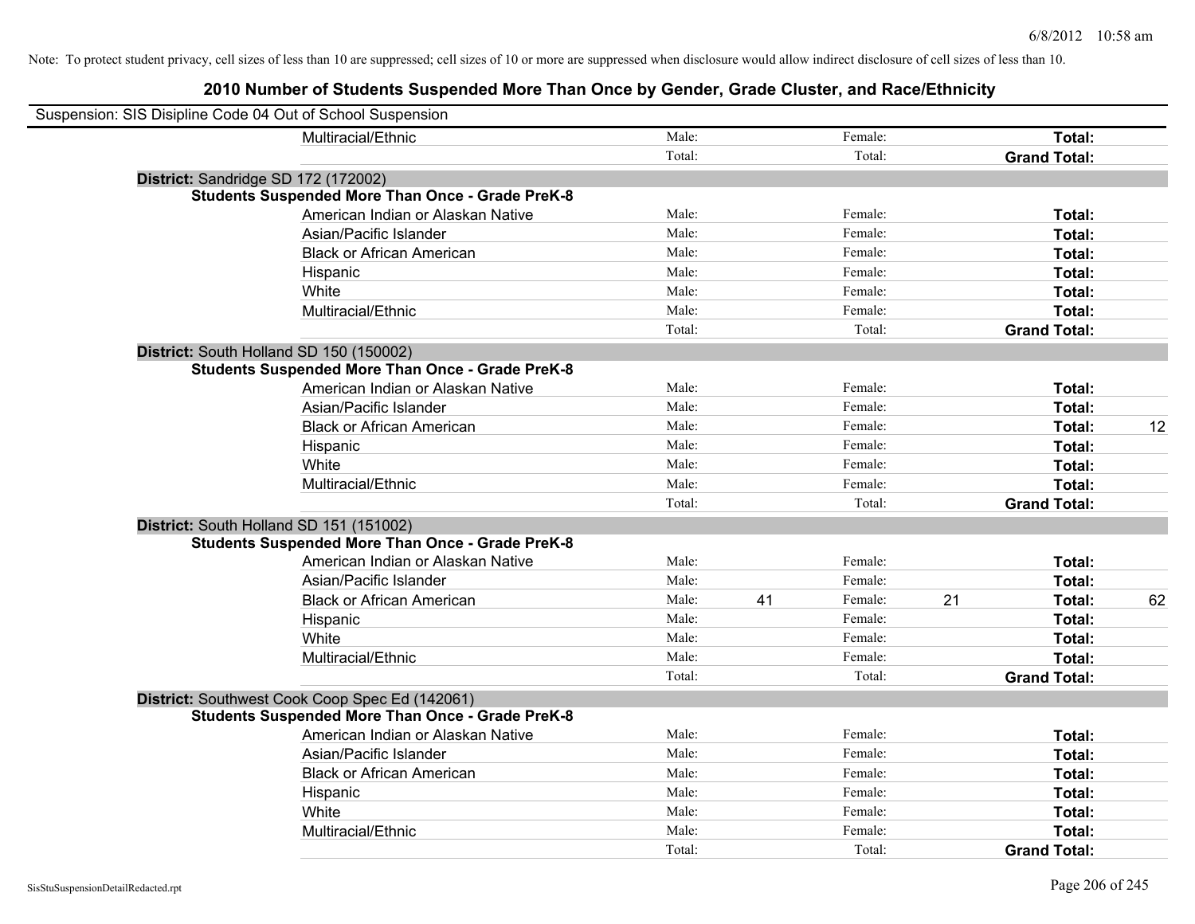Note: To protect student privacy, cell sizes of less than 10 are suppressed; cell sizes of 10 or more are suppressed when disclosure would allow indirect disclosure of cell sizes of less than 10.

## 2010 Number of Students Suspended More Than Once by Gender, Grade Cluster, and Race/Ethnicity

Suspension: SIS Disipline Code 04 Out of School Suspension

| | | | | | | |
|---|---|---|---|---|---|---|
| Multiracial/Ethnic | Male: | | Female: | | **Total:** | |
| | Total: | | Total: | | **Grand Total:** | |

**District:** Sandridge SD 172 (172002)

**Students Suspended More Than Once - Grade PreK-8**

| | | | | | | |
|---|---|---|---|---|---|---|
| American Indian or Alaskan Native | Male: | | Female: | | **Total:** | |
| Asian/Pacific Islander | Male: | | Female: | | **Total:** | |
| Black or African American | Male: | | Female: | | **Total:** | |
| Hispanic | Male: | | Female: | | **Total:** | |
| White | Male: | | Female: | | **Total:** | |
| Multiracial/Ethnic | Male: | | Female: | | **Total:** | |
| | Total: | | Total: | | **Grand Total:** | |

**District:** South Holland SD 150 (150002)

**Students Suspended More Than Once - Grade PreK-8**

| | | | | | | |
|---|---|---|---|---|---|---|
| American Indian or Alaskan Native | Male: | | Female: | | **Total:** | |
| Asian/Pacific Islander | Male: | | Female: | | **Total:** | |
| Black or African American | Male: | | Female: | | **Total:** | 12 |
| Hispanic | Male: | | Female: | | **Total:** | |
| White | Male: | | Female: | | **Total:** | |
| Multiracial/Ethnic | Male: | | Female: | | **Total:** | |
| | Total: | | Total: | | **Grand Total:** | |

**District:** South Holland SD 151 (151002)

**Students Suspended More Than Once - Grade PreK-8**

| | | | | | | |
|---|---|---|---|---|---|---|
| American Indian or Alaskan Native | Male: | | Female: | | **Total:** | |
| Asian/Pacific Islander | Male: | | Female: | | **Total:** | |
| Black or African American | Male: | 41 | Female: | 21 | **Total:** | 62 |
| Hispanic | Male: | | Female: | | **Total:** | |
| White | Male: | | Female: | | **Total:** | |
| Multiracial/Ethnic | Male: | | Female: | | **Total:** | |
| | Total: | | Total: | | **Grand Total:** | |

**District:** Southwest Cook Coop Spec Ed (142061)

**Students Suspended More Than Once - Grade PreK-8**

| | | | | | | |
|---|---|---|---|---|---|---|
| American Indian or Alaskan Native | Male: | | Female: | | **Total:** | |
| Asian/Pacific Islander | Male: | | Female: | | **Total:** | |
| Black or African American | Male: | | Female: | | **Total:** | |
| Hispanic | Male: | | Female: | | **Total:** | |
| White | Male: | | Female: | | **Total:** | |
| Multiracial/Ethnic | Male: | | Female: | | **Total:** | |
| | Total: | | Total: | | **Grand Total:** | |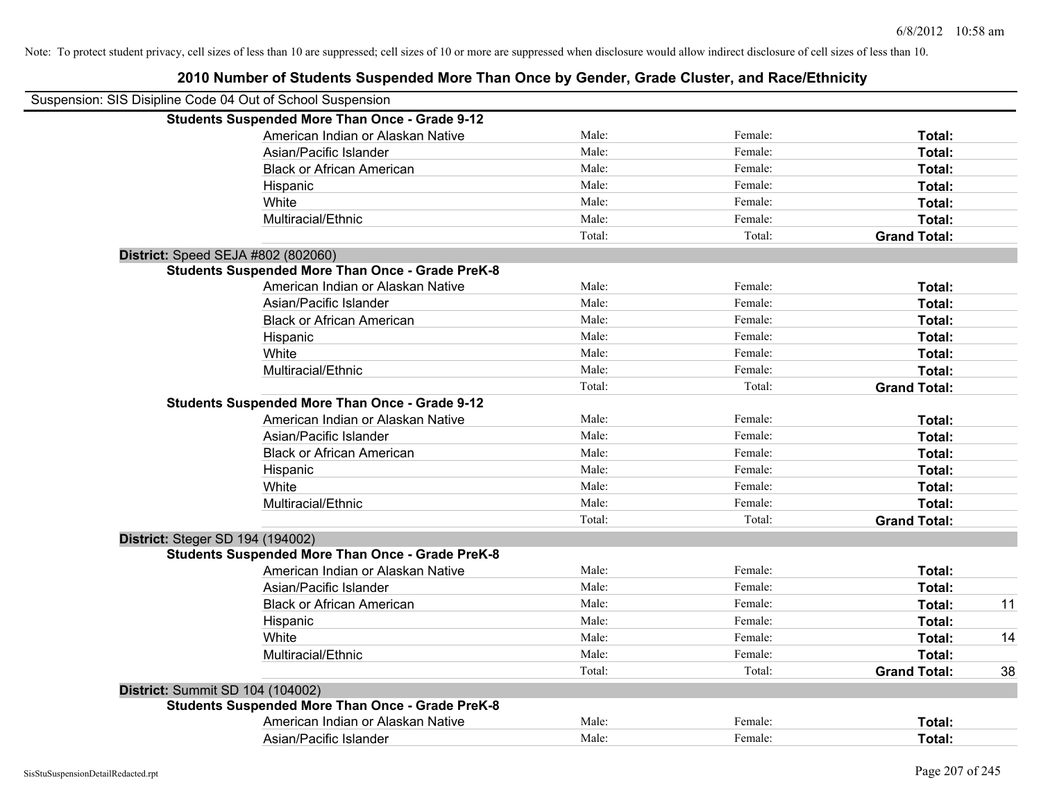Note: To protect student privacy, cell sizes of less than 10 are suppressed; cell sizes of 10 or more are suppressed when disclosure would allow indirect disclosure of cell sizes of less than 10.

# 2010 Number of Students Suspended More Than Once by Gender, Grade Cluster, and Race/Ethnicity

Suspension: SIS Disipline Code 04 Out of School Suspension

| | | | | |
|---|---|---|---|---|
| **Students Suspended More Than Once - Grade 9-12** | | | | |
| American Indian or Alaskan Native | Male: | Female: | **Total:** | |
| Asian/Pacific Islander | Male: | Female: | **Total:** | |
| Black or African American | Male: | Female: | **Total:** | |
| Hispanic | Male: | Female: | **Total:** | |
| White | Male: | Female: | **Total:** | |
| Multiracial/Ethnic | Male: | Female: | **Total:** | |
| | Total: | Total: | **Grand Total:** | |
| **District:** Speed SEJA #802 (802060) | | | | |
| **Students Suspended More Than Once - Grade PreK-8** | | | | |
| American Indian or Alaskan Native | Male: | Female: | **Total:** | |
| Asian/Pacific Islander | Male: | Female: | **Total:** | |
| Black or African American | Male: | Female: | **Total:** | |
| Hispanic | Male: | Female: | **Total:** | |
| White | Male: | Female: | **Total:** | |
| Multiracial/Ethnic | Male: | Female: | **Total:** | |
| | Total: | Total: | **Grand Total:** | |
| **Students Suspended More Than Once - Grade 9-12** | | | | |
| American Indian or Alaskan Native | Male: | Female: | **Total:** | |
| Asian/Pacific Islander | Male: | Female: | **Total:** | |
| Black or African American | Male: | Female: | **Total:** | |
| Hispanic | Male: | Female: | **Total:** | |
| White | Male: | Female: | **Total:** | |
| Multiracial/Ethnic | Male: | Female: | **Total:** | |
| | Total: | Total: | **Grand Total:** | |
| **District:** Steger SD 194 (194002) | | | | |
| **Students Suspended More Than Once - Grade PreK-8** | | | | |
| American Indian or Alaskan Native | Male: | Female: | **Total:** | |
| Asian/Pacific Islander | Male: | Female: | **Total:** | |
| Black or African American | Male: | Female: | **Total:** | 11 |
| Hispanic | Male: | Female: | **Total:** | |
| White | Male: | Female: | **Total:** | 14 |
| Multiracial/Ethnic | Male: | Female: | **Total:** | |
| | Total: | Total: | **Grand Total:** | 38 |
| **District:** Summit SD 104 (104002) | | | | |
| **Students Suspended More Than Once - Grade PreK-8** | | | | |
| American Indian or Alaskan Native | Male: | Female: | **Total:** | |
| Asian/Pacific Islander | Male: | Female: | **Total:** | |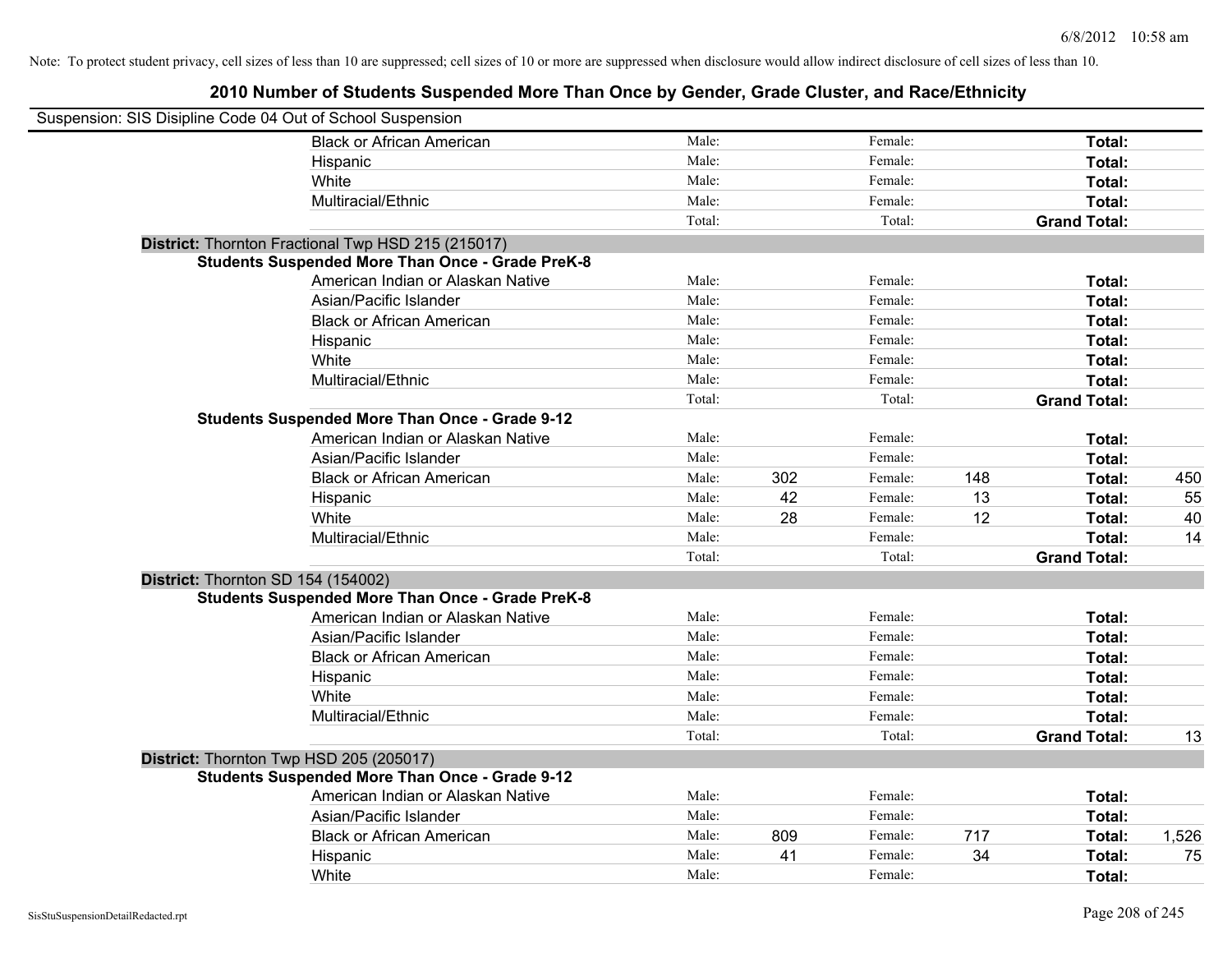Note: To protect student privacy, cell sizes of less than 10 are suppressed; cell sizes of 10 or more are suppressed when disclosure would allow indirect disclosure of cell sizes of less than 10.

## 2010 Number of Students Suspended More Than Once by Gender, Grade Cluster, and Race/Ethnicity

Suspension: SIS Disipline Code 04 Out of School Suspension

| | | | | | | |
|---|---|---|---|---|---|---|
| Black or African American | Male: | | Female: | | **Total:** | |
| Hispanic | Male: | | Female: | | **Total:** | |
| White | Male: | | Female: | | **Total:** | |
| Multiracial/Ethnic | Male: | | Female: | | **Total:** | |
| | Total: | | Total: | | **Grand Total:** | |

**District:** Thornton Fractional Twp HSD 215 (215017)

**Students Suspended More Than Once - Grade PreK-8**

| | | | | | | |
|---|---|---|---|---|---|---|
| American Indian or Alaskan Native | Male: | | Female: | | **Total:** | |
| Asian/Pacific Islander | Male: | | Female: | | **Total:** | |
| Black or African American | Male: | | Female: | | **Total:** | |
| Hispanic | Male: | | Female: | | **Total:** | |
| White | Male: | | Female: | | **Total:** | |
| Multiracial/Ethnic | Male: | | Female: | | **Total:** | |
| | Total: | | Total: | | **Grand Total:** | |

**Students Suspended More Than Once - Grade 9-12**

| | | | | | | |
|---|---|---|---|---|---|---|
| American Indian or Alaskan Native | Male: | | Female: | | **Total:** | |
| Asian/Pacific Islander | Male: | | Female: | | **Total:** | |
| Black or African American | Male: | 302 | Female: | 148 | **Total:** | 450 |
| Hispanic | Male: | 42 | Female: | 13 | **Total:** | 55 |
| White | Male: | 28 | Female: | 12 | **Total:** | 40 |
| Multiracial/Ethnic | Male: | | Female: | | **Total:** | 14 |
| | Total: | | Total: | | **Grand Total:** | |

**District:** Thornton SD 154 (154002)

**Students Suspended More Than Once - Grade PreK-8**

| | | | | | | |
|---|---|---|---|---|---|---|
| American Indian or Alaskan Native | Male: | | Female: | | **Total:** | |
| Asian/Pacific Islander | Male: | | Female: | | **Total:** | |
| Black or African American | Male: | | Female: | | **Total:** | |
| Hispanic | Male: | | Female: | | **Total:** | |
| White | Male: | | Female: | | **Total:** | |
| Multiracial/Ethnic | Male: | | Female: | | **Total:** | |
| | Total: | | Total: | | **Grand Total:** | 13 |

**District:** Thornton Twp HSD 205 (205017)

**Students Suspended More Than Once - Grade 9-12**

| | | | | | | |
|---|---|---|---|---|---|---|
| American Indian or Alaskan Native | Male: | | Female: | | **Total:** | |
| Asian/Pacific Islander | Male: | | Female: | | **Total:** | |
| Black or African American | Male: | 809 | Female: | 717 | **Total:** | 1,526 |
| Hispanic | Male: | 41 | Female: | 34 | **Total:** | 75 |
| White | Male: | | Female: | | **Total:** | |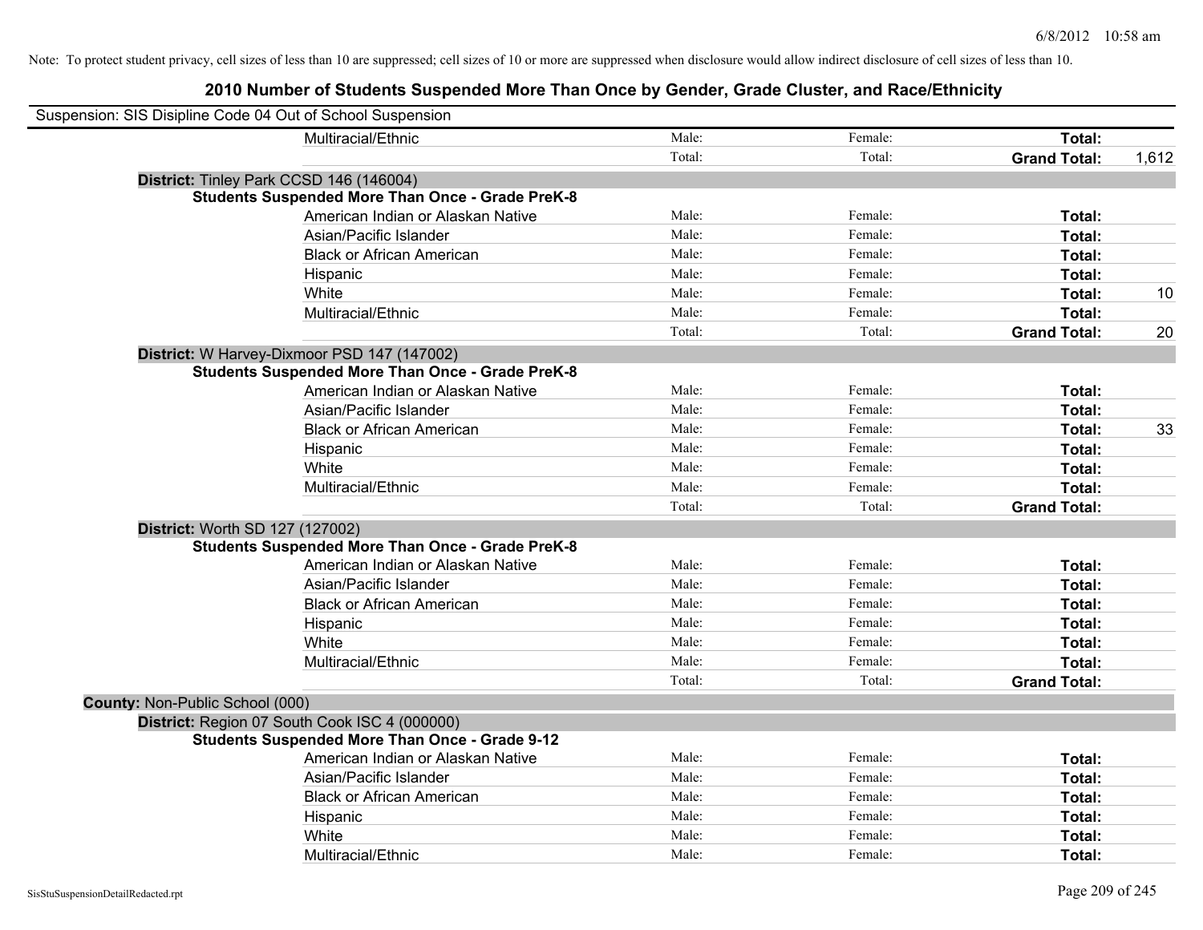Note: To protect student privacy, cell sizes of less than 10 are suppressed; cell sizes of 10 or more are suppressed when disclosure would allow indirect disclosure of cell sizes of less than 10.

# 2010 Number of Students Suspended More Than Once by Gender, Grade Cluster, and Race/Ethnicity

Suspension: SIS Disipline Code 04 Out of School Suspension

| | | | | |
|---|---|---|---|---|
| Multiracial/Ethnic | Male: | Female: | **Total:** | |
| | Total: | Total: | **Grand Total:** | 1,612 |

**District:** Tinley Park CCSD 146 (146004)

**Students Suspended More Than Once - Grade PreK-8**

| | | | | |
|---|---|---|---|---|
| American Indian or Alaskan Native | Male: | Female: | **Total:** | |
| Asian/Pacific Islander | Male: | Female: | **Total:** | |
| Black or African American | Male: | Female: | **Total:** | |
| Hispanic | Male: | Female: | **Total:** | |
| White | Male: | Female: | **Total:** | 10 |
| Multiracial/Ethnic | Male: | Female: | **Total:** | |
| | Total: | Total: | **Grand Total:** | 20 |

**District:** W Harvey-Dixmoor PSD 147 (147002)

**Students Suspended More Than Once - Grade PreK-8**

| | | | | |
|---|---|---|---|---|
| American Indian or Alaskan Native | Male: | Female: | **Total:** | |
| Asian/Pacific Islander | Male: | Female: | **Total:** | |
| Black or African American | Male: | Female: | **Total:** | 33 |
| Hispanic | Male: | Female: | **Total:** | |
| White | Male: | Female: | **Total:** | |
| Multiracial/Ethnic | Male: | Female: | **Total:** | |
| | Total: | Total: | **Grand Total:** | |

**District:** Worth SD 127 (127002)

**Students Suspended More Than Once - Grade PreK-8**

| | | | | |
|---|---|---|---|---|
| American Indian or Alaskan Native | Male: | Female: | **Total:** | |
| Asian/Pacific Islander | Male: | Female: | **Total:** | |
| Black or African American | Male: | Female: | **Total:** | |
| Hispanic | Male: | Female: | **Total:** | |
| White | Male: | Female: | **Total:** | |
| Multiracial/Ethnic | Male: | Female: | **Total:** | |
| | Total: | Total: | **Grand Total:** | |

**County:** Non-Public School (000)

**District:** Region 07 South Cook ISC 4 (000000)

**Students Suspended More Than Once - Grade 9-12**

| | | | | |
|---|---|---|---|---|
| American Indian or Alaskan Native | Male: | Female: | **Total:** | |
| Asian/Pacific Islander | Male: | Female: | **Total:** | |
| Black or African American | Male: | Female: | **Total:** | |
| Hispanic | Male: | Female: | **Total:** | |
| White | Male: | Female: | **Total:** | |
| Multiracial/Ethnic | Male: | Female: | **Total:** | |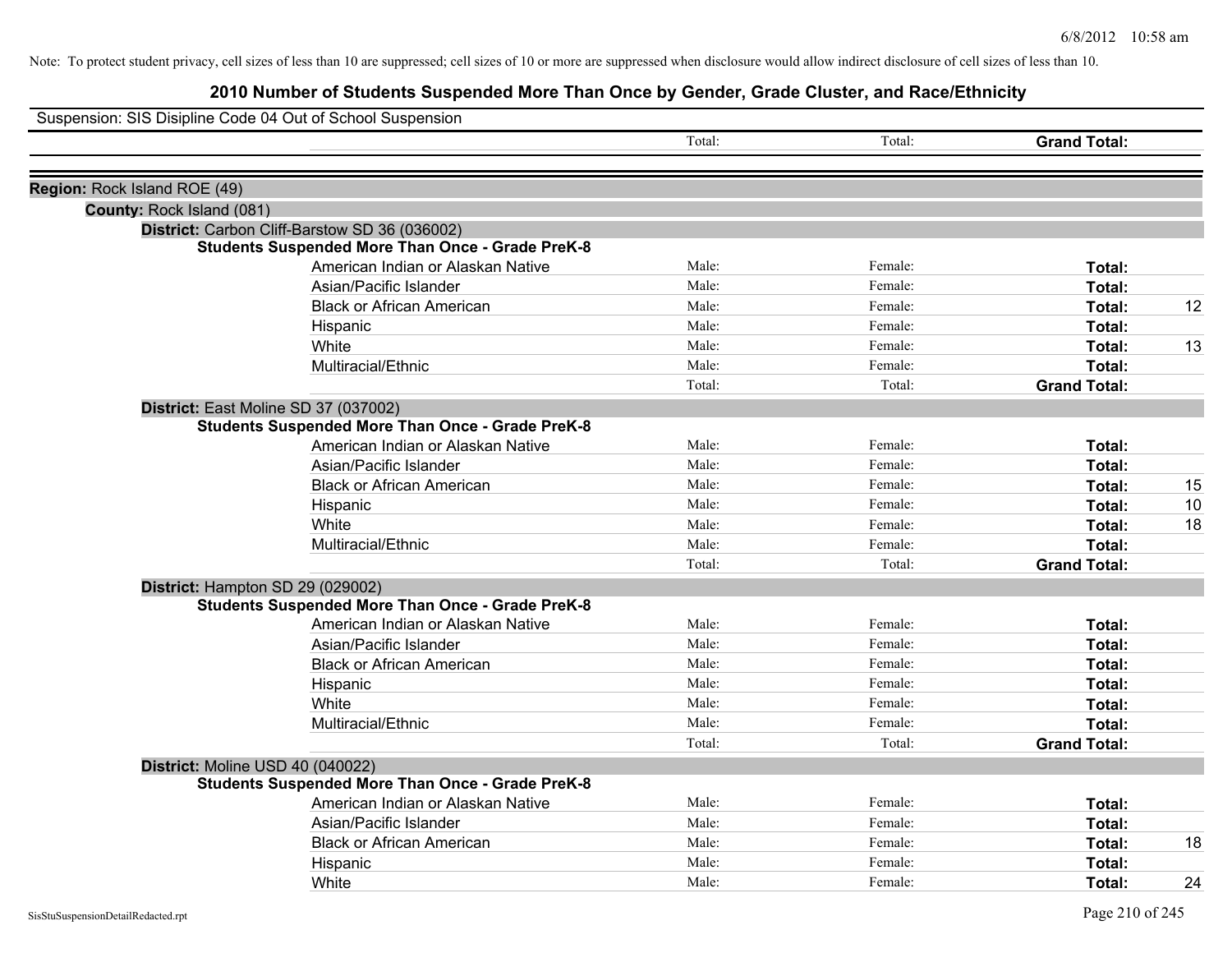6/8/2012 10:58 am

Note: To protect student privacy, cell sizes of less than 10 are suppressed; cell sizes of 10 or more are suppressed when disclosure would allow indirect disclosure of cell sizes of less than 10.

## 2010 Number of Students Suspended More Than Once by Gender, Grade Cluster, and Race/Ethnicity

Suspension: SIS Disipline Code 04 Out of School Suspension

| | | Total: | Total: | Grand Total: | |
|---|---|---|---|---|---|

**Region:** Rock Island ROE (49)

**County:** Rock Island (081)

**District:** Carbon Cliff-Barstow SD 36 (036002)

**Students Suspended More Than Once - Grade PreK-8**

| | | | | |
|---|---|---|---|---|
| American Indian or Alaskan Native | Male: | Female: | Total: | |
| Asian/Pacific Islander | Male: | Female: | Total: | |
| Black or African American | Male: | Female: | Total: | 12 |
| Hispanic | Male: | Female: | Total: | |
| White | Male: | Female: | Total: | 13 |
| Multiracial/Ethnic | Male: | Female: | Total: | |
| | Total: | Total: | Grand Total: | |

**District:** East Moline SD 37 (037002)

**Students Suspended More Than Once - Grade PreK-8**

| | | | | |
|---|---|---|---|---|
| American Indian or Alaskan Native | Male: | Female: | Total: | |
| Asian/Pacific Islander | Male: | Female: | Total: | |
| Black or African American | Male: | Female: | Total: | 15 |
| Hispanic | Male: | Female: | Total: | 10 |
| White | Male: | Female: | Total: | 18 |
| Multiracial/Ethnic | Male: | Female: | Total: | |
| | Total: | Total: | Grand Total: | |

**District:** Hampton SD 29 (029002)

**Students Suspended More Than Once - Grade PreK-8**

| | | | | |
|---|---|---|---|---|
| American Indian or Alaskan Native | Male: | Female: | Total: | |
| Asian/Pacific Islander | Male: | Female: | Total: | |
| Black or African American | Male: | Female: | Total: | |
| Hispanic | Male: | Female: | Total: | |
| White | Male: | Female: | Total: | |
| Multiracial/Ethnic | Male: | Female: | Total: | |
| | Total: | Total: | Grand Total: | |

**District:** Moline USD 40 (040022)

**Students Suspended More Than Once - Grade PreK-8**

| | | | | |
|---|---|---|---|---|
| American Indian or Alaskan Native | Male: | Female: | Total: | |
| Asian/Pacific Islander | Male: | Female: | Total: | |
| Black or African American | Male: | Female: | Total: | 18 |
| Hispanic | Male: | Female: | Total: | |
| White | Male: | Female: | Total: | 24 |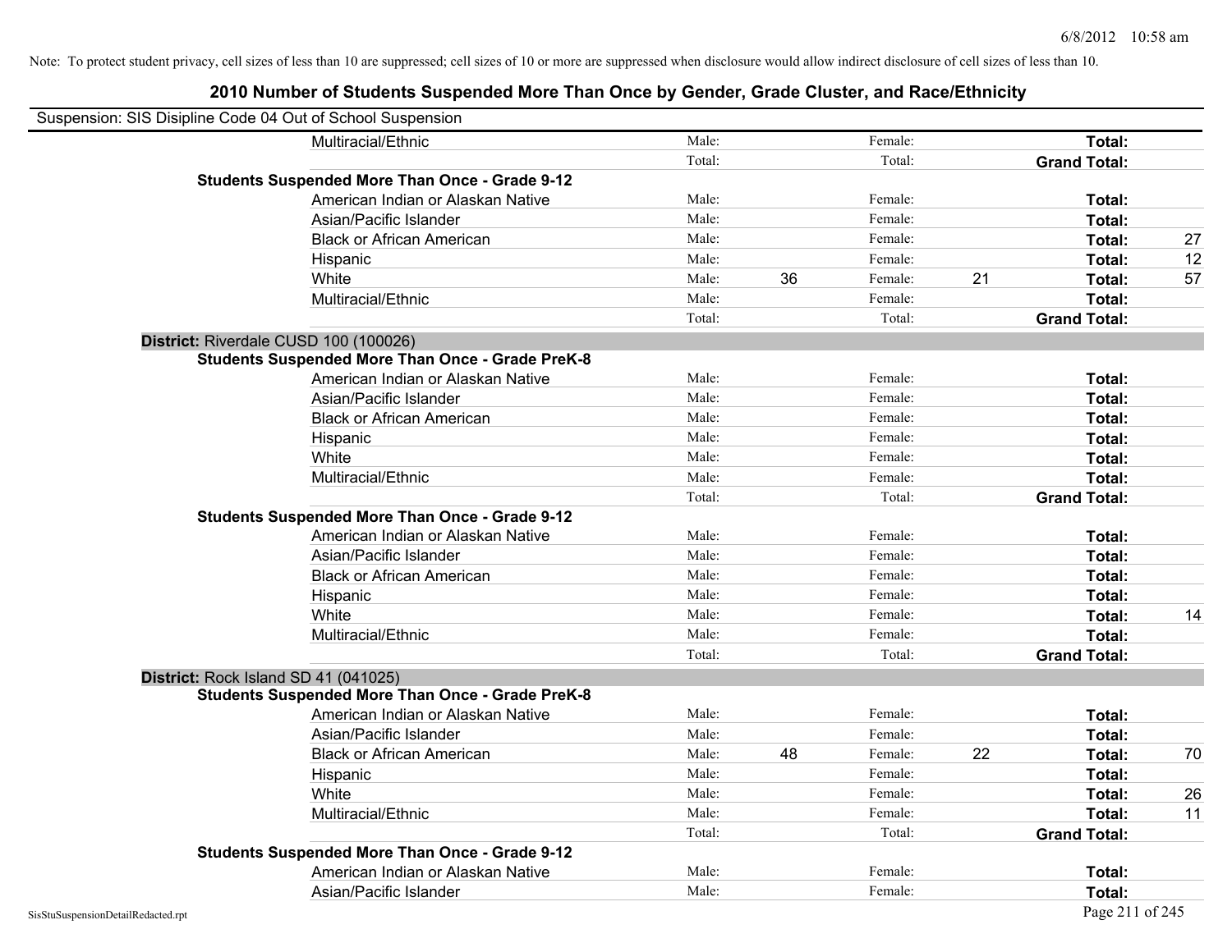Note: To protect student privacy, cell sizes of less than 10 are suppressed; cell sizes of 10 or more are suppressed when disclosure would allow indirect disclosure of cell sizes of less than 10.

## 2010 Number of Students Suspended More Than Once by Gender, Grade Cluster, and Race/Ethnicity

Suspension: SIS Disipline Code 04 Out of School Suspension

| | | | | | | |
|---|---|---|---|---|---|---|
| Multiracial/Ethnic | Male: | | Female: | | **Total:** | |
| | Total: | | Total: | | **Grand Total:** | |
| **Students Suspended More Than Once - Grade 9-12** | | | | | | |
| American Indian or Alaskan Native | Male: | | Female: | | **Total:** | |
| Asian/Pacific Islander | Male: | | Female: | | **Total:** | |
| Black or African American | Male: | | Female: | | **Total:** | 27 |
| Hispanic | Male: | | Female: | | **Total:** | 12 |
| White | Male: | 36 | Female: | 21 | **Total:** | 57 |
| Multiracial/Ethnic | Male: | | Female: | | **Total:** | |
| | Total: | | Total: | | **Grand Total:** | |
| **District:** Riverdale CUSD 100 (100026) | | | | | | |
| **Students Suspended More Than Once - Grade PreK-8** | | | | | | |
| American Indian or Alaskan Native | Male: | | Female: | | **Total:** | |
| Asian/Pacific Islander | Male: | | Female: | | **Total:** | |
| Black or African American | Male: | | Female: | | **Total:** | |
| Hispanic | Male: | | Female: | | **Total:** | |
| White | Male: | | Female: | | **Total:** | |
| Multiracial/Ethnic | Male: | | Female: | | **Total:** | |
| | Total: | | Total: | | **Grand Total:** | |
| **Students Suspended More Than Once - Grade 9-12** | | | | | | |
| American Indian or Alaskan Native | Male: | | Female: | | **Total:** | |
| Asian/Pacific Islander | Male: | | Female: | | **Total:** | |
| Black or African American | Male: | | Female: | | **Total:** | |
| Hispanic | Male: | | Female: | | **Total:** | |
| White | Male: | | Female: | | **Total:** | 14 |
| Multiracial/Ethnic | Male: | | Female: | | **Total:** | |
| | Total: | | Total: | | **Grand Total:** | |
| **District:** Rock Island SD 41 (041025) | | | | | | |
| **Students Suspended More Than Once - Grade PreK-8** | | | | | | |
| American Indian or Alaskan Native | Male: | | Female: | | **Total:** | |
| Asian/Pacific Islander | Male: | | Female: | | **Total:** | |
| Black or African American | Male: | 48 | Female: | 22 | **Total:** | 70 |
| Hispanic | Male: | | Female: | | **Total:** | |
| White | Male: | | Female: | | **Total:** | 26 |
| Multiracial/Ethnic | Male: | | Female: | | **Total:** | 11 |
| | Total: | | Total: | | **Grand Total:** | |
| **Students Suspended More Than Once - Grade 9-12** | | | | | | |
| American Indian or Alaskan Native | Male: | | Female: | | **Total:** | |
| Asian/Pacific Islander | Male: | | Female: | | **Total:** | |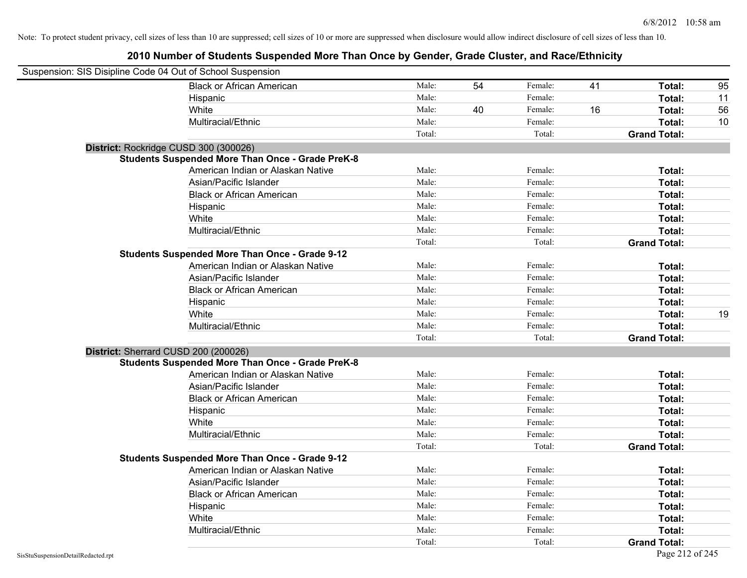Note: To protect student privacy, cell sizes of less than 10 are suppressed; cell sizes of 10 or more are suppressed when disclosure would allow indirect disclosure of cell sizes of less than 10.

## 2010 Number of Students Suspended More Than Once by Gender, Grade Cluster, and Race/Ethnicity

Suspension: SIS Disipline Code 04 Out of School Suspension

| | | | | | | |
|---|---|---|---|---|---|---|
| Black or African American | Male: | 54 | Female: | 41 | **Total:** | 95 |
| Hispanic | Male: | | Female: | | **Total:** | 11 |
| White | Male: | 40 | Female: | 16 | **Total:** | 56 |
| Multiracial/Ethnic | Male: | | Female: | | **Total:** | 10 |
| | Total: | | Total: | | **Grand Total:** | |

**District:** Rockridge CUSD 300 (300026)

**Students Suspended More Than Once - Grade PreK-8**

| | | | | | | |
|---|---|---|---|---|---|---|
| American Indian or Alaskan Native | Male: | | Female: | | **Total:** | |
| Asian/Pacific Islander | Male: | | Female: | | **Total:** | |
| Black or African American | Male: | | Female: | | **Total:** | |
| Hispanic | Male: | | Female: | | **Total:** | |
| White | Male: | | Female: | | **Total:** | |
| Multiracial/Ethnic | Male: | | Female: | | **Total:** | |
| | Total: | | Total: | | **Grand Total:** | |

**Students Suspended More Than Once - Grade 9-12**

| | | | | | | |
|---|---|---|---|---|---|---|
| American Indian or Alaskan Native | Male: | | Female: | | **Total:** | |
| Asian/Pacific Islander | Male: | | Female: | | **Total:** | |
| Black or African American | Male: | | Female: | | **Total:** | |
| Hispanic | Male: | | Female: | | **Total:** | |
| White | Male: | | Female: | | **Total:** | 19 |
| Multiracial/Ethnic | Male: | | Female: | | **Total:** | |
| | Total: | | Total: | | **Grand Total:** | |

**District:** Sherrard CUSD 200 (200026)

**Students Suspended More Than Once - Grade PreK-8**

| | | | | | | |
|---|---|---|---|---|---|---|
| American Indian or Alaskan Native | Male: | | Female: | | **Total:** | |
| Asian/Pacific Islander | Male: | | Female: | | **Total:** | |
| Black or African American | Male: | | Female: | | **Total:** | |
| Hispanic | Male: | | Female: | | **Total:** | |
| White | Male: | | Female: | | **Total:** | |
| Multiracial/Ethnic | Male: | | Female: | | **Total:** | |
| | Total: | | Total: | | **Grand Total:** | |

**Students Suspended More Than Once - Grade 9-12**

| | | | | | | |
|---|---|---|---|---|---|---|
| American Indian or Alaskan Native | Male: | | Female: | | **Total:** | |
| Asian/Pacific Islander | Male: | | Female: | | **Total:** | |
| Black or African American | Male: | | Female: | | **Total:** | |
| Hispanic | Male: | | Female: | | **Total:** | |
| White | Male: | | Female: | | **Total:** | |
| Multiracial/Ethnic | Male: | | Female: | | **Total:** | |
| | Total: | | Total: | | **Grand Total:** | |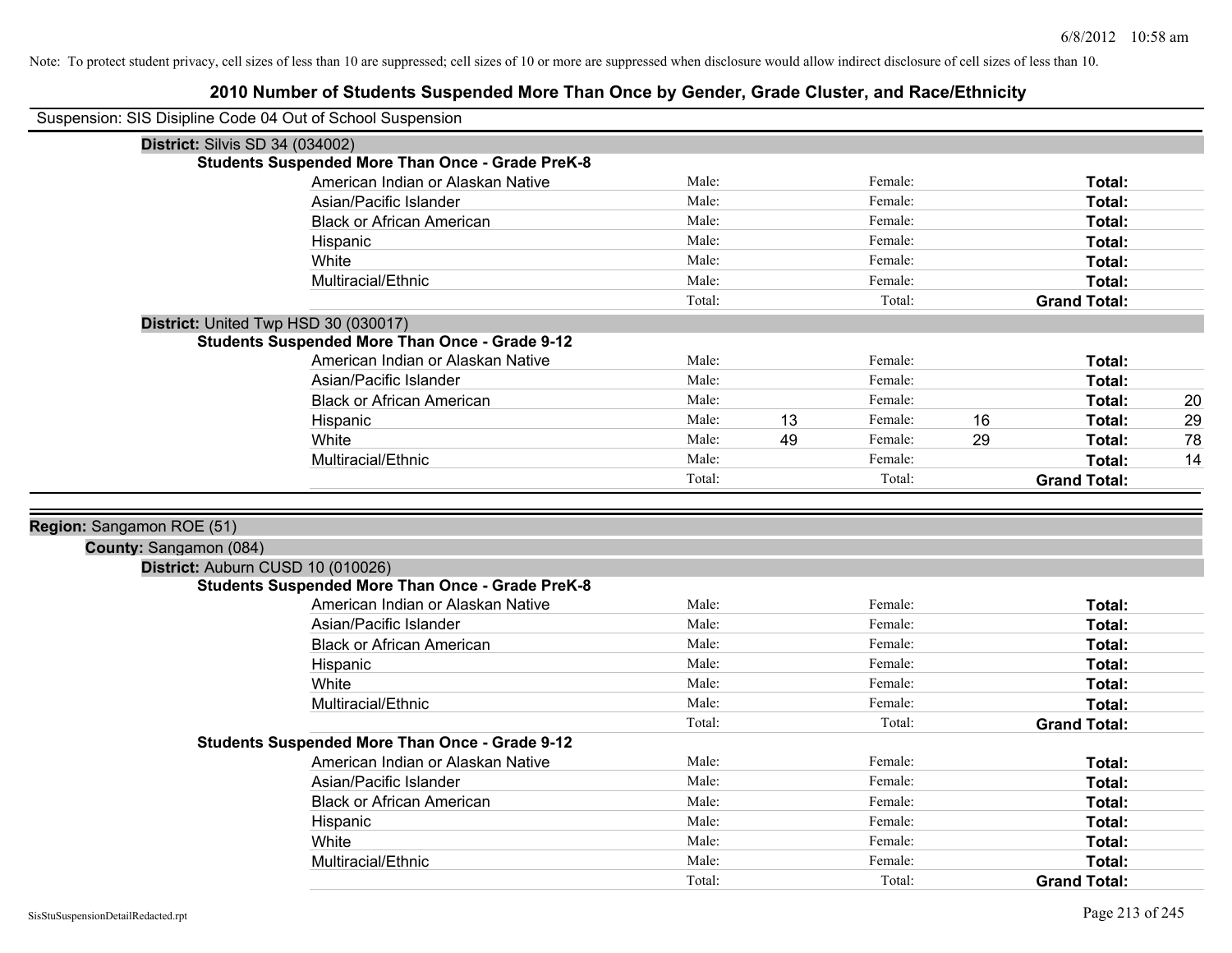Note: To protect student privacy, cell sizes of less than 10 are suppressed; cell sizes of 10 or more are suppressed when disclosure would allow indirect disclosure of cell sizes of less than 10.

# 2010 Number of Students Suspended More Than Once by Gender, Grade Cluster, and Race/Ethnicity

Suspension: SIS Disipline Code 04 Out of School Suspension

**District:** Silvis SD 34 (034002)

**Students Suspended More Than Once - Grade PreK-8**

| Race/Ethnicity | | | | | | |
|---|---|---|---|---|---|---|
| American Indian or Alaskan Native | Male: | | Female: | | **Total:** | |
| Asian/Pacific Islander | Male: | | Female: | | **Total:** | |
| Black or African American | Male: | | Female: | | **Total:** | |
| Hispanic | Male: | | Female: | | **Total:** | |
| White | Male: | | Female: | | **Total:** | |
| Multiracial/Ethnic | Male: | | Female: | | **Total:** | |
| | Total: | | Total: | | **Grand Total:** | |

**District:** United Twp HSD 30 (030017)

**Students Suspended More Than Once - Grade 9-12**

| Race/Ethnicity | | | | | | |
|---|---|---|---|---|---|---|
| American Indian or Alaskan Native | Male: | | Female: | | **Total:** | |
| Asian/Pacific Islander | Male: | | Female: | | **Total:** | |
| Black or African American | Male: | | Female: | | **Total:** | 20 |
| Hispanic | Male: | 13 | Female: | 16 | **Total:** | 29 |
| White | Male: | 49 | Female: | 29 | **Total:** | 78 |
| Multiracial/Ethnic | Male: | | Female: | | **Total:** | 14 |
| | Total: | | Total: | | **Grand Total:** | |

**Region:** Sangamon ROE (51)

**County:** Sangamon (084)

**District:** Auburn CUSD 10 (010026)

**Students Suspended More Than Once - Grade PreK-8**

| Race/Ethnicity | | | | | | |
|---|---|---|---|---|---|---|
| American Indian or Alaskan Native | Male: | | Female: | | **Total:** | |
| Asian/Pacific Islander | Male: | | Female: | | **Total:** | |
| Black or African American | Male: | | Female: | | **Total:** | |
| Hispanic | Male: | | Female: | | **Total:** | |
| White | Male: | | Female: | | **Total:** | |
| Multiracial/Ethnic | Male: | | Female: | | **Total:** | |
| | Total: | | Total: | | **Grand Total:** | |

**Students Suspended More Than Once - Grade 9-12**

| Race/Ethnicity | | | | | | |
|---|---|---|---|---|---|---|
| American Indian or Alaskan Native | Male: | | Female: | | **Total:** | |
| Asian/Pacific Islander | Male: | | Female: | | **Total:** | |
| Black or African American | Male: | | Female: | | **Total:** | |
| Hispanic | Male: | | Female: | | **Total:** | |
| White | Male: | | Female: | | **Total:** | |
| Multiracial/Ethnic | Male: | | Female: | | **Total:** | |
| | Total: | | Total: | | **Grand Total:** | |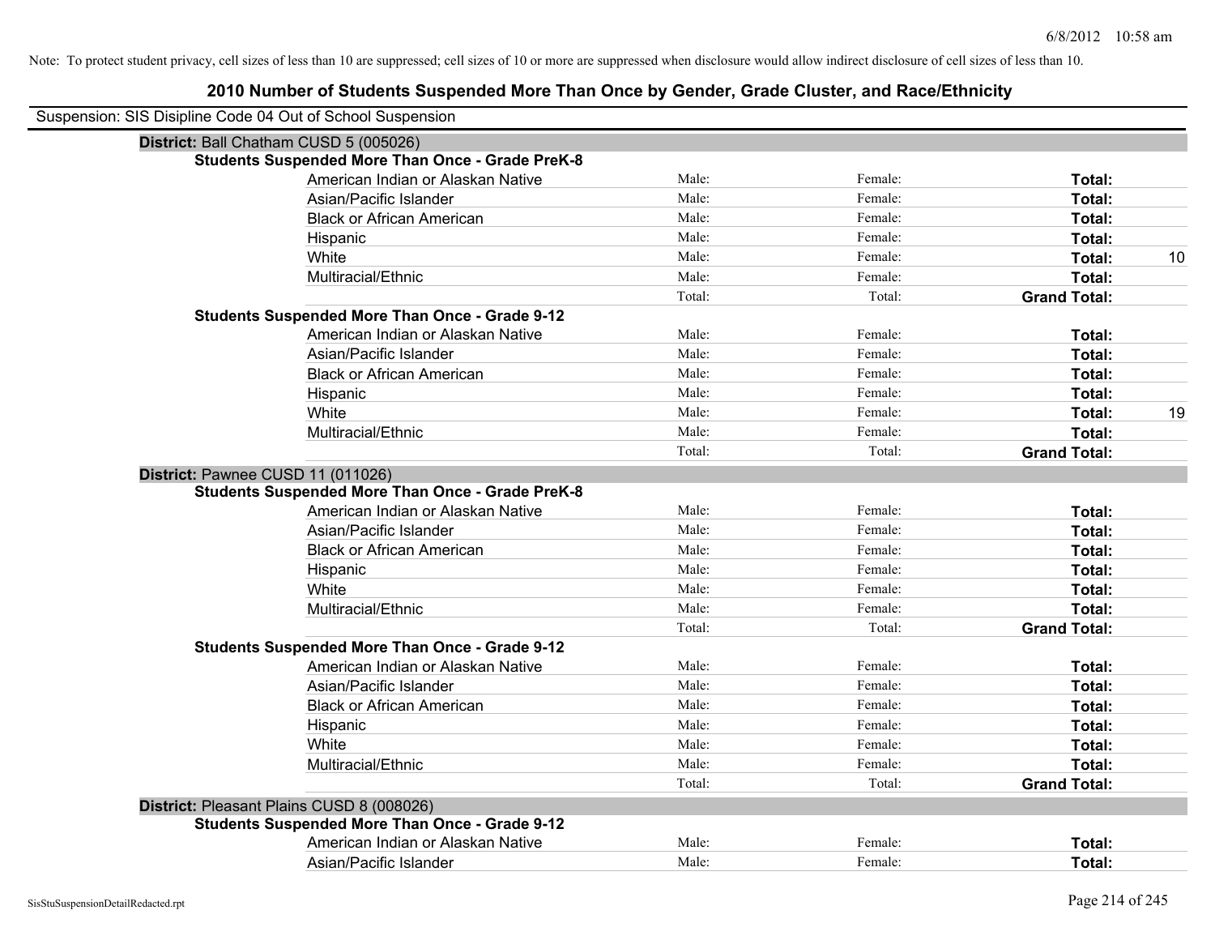Note: To protect student privacy, cell sizes of less than 10 are suppressed; cell sizes of 10 or more are suppressed when disclosure would allow indirect disclosure of cell sizes of less than 10.

# 2010 Number of Students Suspended More Than Once by Gender, Grade Cluster, and Race/Ethnicity

Suspension: SIS Disipline Code 04 Out of School Suspension

## District: Ball Chatham CUSD 5 (005026)

### Students Suspended More Than Once - Grade PreK-8

| Race/Ethnicity | Male | Female | Total |
|---|---|---|---|
| American Indian or Alaskan Native | Male: | Female: | Total: |
| Asian/Pacific Islander | Male: | Female: | Total: |
| Black or African American | Male: | Female: | Total: |
| Hispanic | Male: | Female: | Total: |
| White | Male: | Female: | Total: 10 |
| Multiracial/Ethnic | Male: | Female: | Total: |
| | Total: | Total: | Grand Total: |

### Students Suspended More Than Once - Grade 9-12

| Race/Ethnicity | Male | Female | Total |
|---|---|---|---|
| American Indian or Alaskan Native | Male: | Female: | Total: |
| Asian/Pacific Islander | Male: | Female: | Total: |
| Black or African American | Male: | Female: | Total: |
| Hispanic | Male: | Female: | Total: |
| White | Male: | Female: | Total: 19 |
| Multiracial/Ethnic | Male: | Female: | Total: |
| | Total: | Total: | Grand Total: |

## District: Pawnee CUSD 11 (011026)

### Students Suspended More Than Once - Grade PreK-8

| Race/Ethnicity | Male | Female | Total |
|---|---|---|---|
| American Indian or Alaskan Native | Male: | Female: | Total: |
| Asian/Pacific Islander | Male: | Female: | Total: |
| Black or African American | Male: | Female: | Total: |
| Hispanic | Male: | Female: | Total: |
| White | Male: | Female: | Total: |
| Multiracial/Ethnic | Male: | Female: | Total: |
| | Total: | Total: | Grand Total: |

### Students Suspended More Than Once - Grade 9-12

| Race/Ethnicity | Male | Female | Total |
|---|---|---|---|
| American Indian or Alaskan Native | Male: | Female: | Total: |
| Asian/Pacific Islander | Male: | Female: | Total: |
| Black or African American | Male: | Female: | Total: |
| Hispanic | Male: | Female: | Total: |
| White | Male: | Female: | Total: |
| Multiracial/Ethnic | Male: | Female: | Total: |
| | Total: | Total: | Grand Total: |

## District: Pleasant Plains CUSD 8 (008026)

### Students Suspended More Than Once - Grade 9-12

| Race/Ethnicity | Male | Female | Total |
|---|---|---|---|
| American Indian or Alaskan Native | Male: | Female: | Total: |
| Asian/Pacific Islander | Male: | Female: | Total: |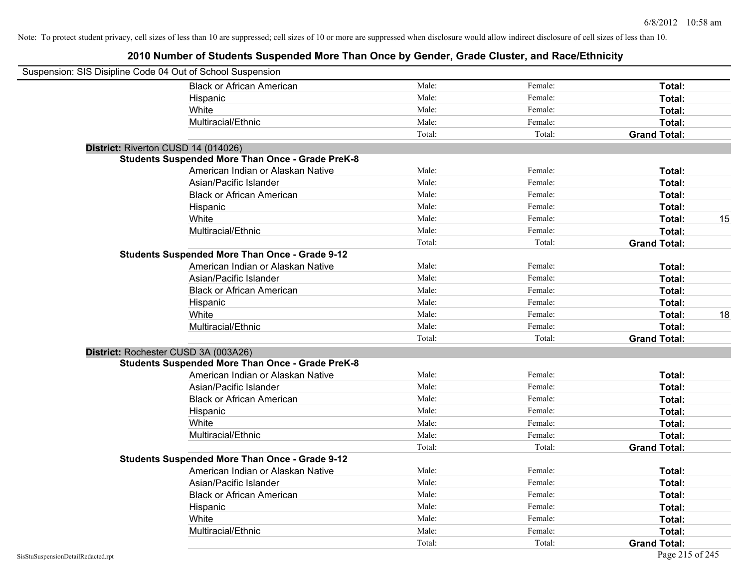Note: To protect student privacy, cell sizes of less than 10 are suppressed; cell sizes of 10 or more are suppressed when disclosure would allow indirect disclosure of cell sizes of less than 10.

## 2010 Number of Students Suspended More Than Once by Gender, Grade Cluster, and Race/Ethnicity

Suspension: SIS Disipline Code 04 Out of School Suspension

| | | | | |
|---|---|---|---|---|
| Black or African American | Male: | Female: | **Total:** | |
| Hispanic | Male: | Female: | **Total:** | |
| White | Male: | Female: | **Total:** | |
| Multiracial/Ethnic | Male: | Female: | **Total:** | |
| | Total: | Total: | **Grand Total:** | |

**District:** Riverton CUSD 14 (014026)

**Students Suspended More Than Once - Grade PreK-8**

| | | | | |
|---|---|---|---|---|
| American Indian or Alaskan Native | Male: | Female: | **Total:** | |
| Asian/Pacific Islander | Male: | Female: | **Total:** | |
| Black or African American | Male: | Female: | **Total:** | |
| Hispanic | Male: | Female: | **Total:** | |
| White | Male: | Female: | **Total:** | 15 |
| Multiracial/Ethnic | Male: | Female: | **Total:** | |
| | Total: | Total: | **Grand Total:** | |

**Students Suspended More Than Once - Grade 9-12**

| | | | | |
|---|---|---|---|---|
| American Indian or Alaskan Native | Male: | Female: | **Total:** | |
| Asian/Pacific Islander | Male: | Female: | **Total:** | |
| Black or African American | Male: | Female: | **Total:** | |
| Hispanic | Male: | Female: | **Total:** | |
| White | Male: | Female: | **Total:** | 18 |
| Multiracial/Ethnic | Male: | Female: | **Total:** | |
| | Total: | Total: | **Grand Total:** | |

**District:** Rochester CUSD 3A (003A26)

**Students Suspended More Than Once - Grade PreK-8**

| | | | | |
|---|---|---|---|---|
| American Indian or Alaskan Native | Male: | Female: | **Total:** | |
| Asian/Pacific Islander | Male: | Female: | **Total:** | |
| Black or African American | Male: | Female: | **Total:** | |
| Hispanic | Male: | Female: | **Total:** | |
| White | Male: | Female: | **Total:** | |
| Multiracial/Ethnic | Male: | Female: | **Total:** | |
| | Total: | Total: | **Grand Total:** | |

**Students Suspended More Than Once - Grade 9-12**

| | | | | |
|---|---|---|---|---|
| American Indian or Alaskan Native | Male: | Female: | **Total:** | |
| Asian/Pacific Islander | Male: | Female: | **Total:** | |
| Black or African American | Male: | Female: | **Total:** | |
| Hispanic | Male: | Female: | **Total:** | |
| White | Male: | Female: | **Total:** | |
| Multiracial/Ethnic | Male: | Female: | **Total:** | |
| | Total: | Total: | **Grand Total:** | |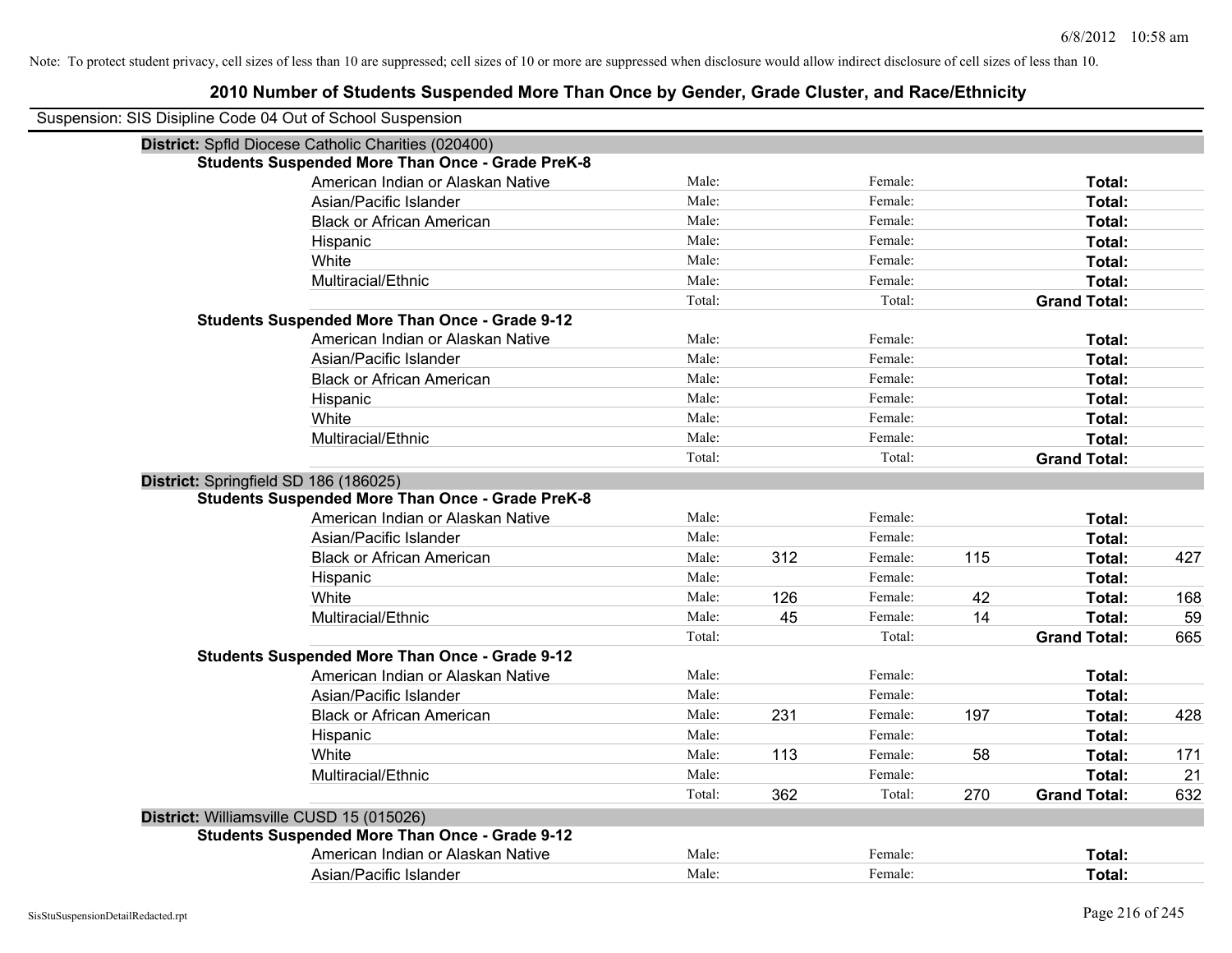Note: To protect student privacy, cell sizes of less than 10 are suppressed; cell sizes of 10 or more are suppressed when disclosure would allow indirect disclosure of cell sizes of less than 10.

## 2010 Number of Students Suspended More Than Once by Gender, Grade Cluster, and Race/Ethnicity

Suspension: SIS Disipline Code 04 Out of School Suspension

**District:** Spfld Diocese Catholic Charities (020400)

**Students Suspended More Than Once - Grade PreK-8**

| | | | | | | |
|---|---|---|---|---|---|---|
| American Indian or Alaskan Native | Male: | | Female: | | **Total:** | |
| Asian/Pacific Islander | Male: | | Female: | | **Total:** | |
| Black or African American | Male: | | Female: | | **Total:** | |
| Hispanic | Male: | | Female: | | **Total:** | |
| White | Male: | | Female: | | **Total:** | |
| Multiracial/Ethnic | Male: | | Female: | | **Total:** | |
| | Total: | | Total: | | **Grand Total:** | |

**Students Suspended More Than Once - Grade 9-12**

| | | | | | | |
|---|---|---|---|---|---|---|
| American Indian or Alaskan Native | Male: | | Female: | | **Total:** | |
| Asian/Pacific Islander | Male: | | Female: | | **Total:** | |
| Black or African American | Male: | | Female: | | **Total:** | |
| Hispanic | Male: | | Female: | | **Total:** | |
| White | Male: | | Female: | | **Total:** | |
| Multiracial/Ethnic | Male: | | Female: | | **Total:** | |
| | Total: | | Total: | | **Grand Total:** | |

**District:** Springfield SD 186 (186025)

**Students Suspended More Than Once - Grade PreK-8**

| | | | | | | |
|---|---|---|---|---|---|---|
| American Indian or Alaskan Native | Male: | | Female: | | **Total:** | |
| Asian/Pacific Islander | Male: | | Female: | | **Total:** | |
| Black or African American | Male: | 312 | Female: | 115 | **Total:** | 427 |
| Hispanic | Male: | | Female: | | **Total:** | |
| White | Male: | 126 | Female: | 42 | **Total:** | 168 |
| Multiracial/Ethnic | Male: | 45 | Female: | 14 | **Total:** | 59 |
| | Total: | | Total: | | **Grand Total:** | 665 |

**Students Suspended More Than Once - Grade 9-12**

| | | | | | | |
|---|---|---|---|---|---|---|
| American Indian or Alaskan Native | Male: | | Female: | | **Total:** | |
| Asian/Pacific Islander | Male: | | Female: | | **Total:** | |
| Black or African American | Male: | 231 | Female: | 197 | **Total:** | 428 |
| Hispanic | Male: | | Female: | | **Total:** | |
| White | Male: | 113 | Female: | 58 | **Total:** | 171 |
| Multiracial/Ethnic | Male: | | Female: | | **Total:** | 21 |
| | Total: | 362 | Total: | 270 | **Grand Total:** | 632 |

**District:** Williamsville CUSD 15 (015026)

**Students Suspended More Than Once - Grade 9-12**

| | | | | | | |
|---|---|---|---|---|---|---|
| American Indian or Alaskan Native | Male: | | Female: | | **Total:** | |
| Asian/Pacific Islander | Male: | | Female: | | **Total:** | |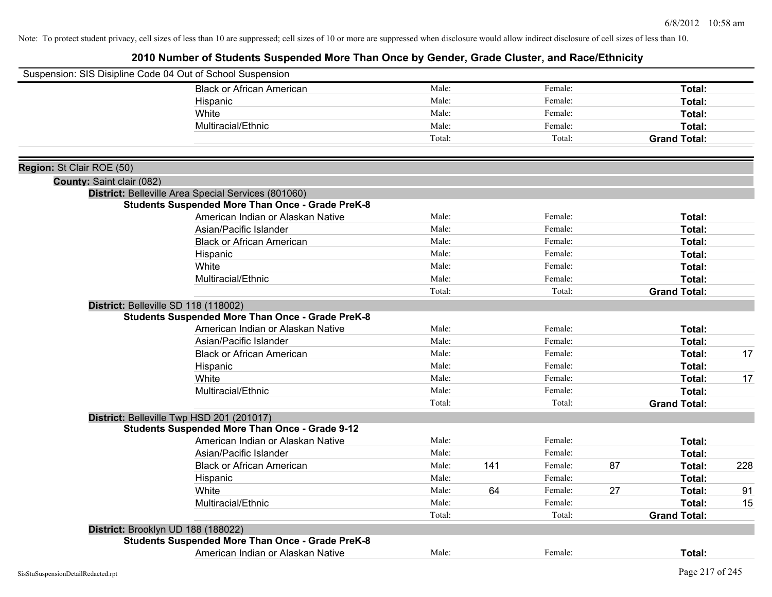Note: To protect student privacy, cell sizes of less than 10 are suppressed; cell sizes of 10 or more are suppressed when disclosure would allow indirect disclosure of cell sizes of less than 10.

# 2010 Number of Students Suspended More Than Once by Gender, Grade Cluster, and Race/Ethnicity

Suspension: SIS Disipline Code 04 Out of School Suspension

| | Male: | | Female: | | Total: | |
|---|---|---|---|---|---|---|
| Black or African American | Male: | | Female: | | **Total:** | |
| Hispanic | Male: | | Female: | | **Total:** | |
| White | Male: | | Female: | | **Total:** | |
| Multiracial/Ethnic | Male: | | Female: | | **Total:** | |
| | Total: | | Total: | | **Grand Total:** | |

**Region:** St Clair ROE (50)

**County:** Saint clair (082)

**District:** Belleville Area Special Services (801060)

**Students Suspended More Than Once - Grade PreK-8**

| | | | | | | |
|---|---|---|---|---|---|---|
| American Indian or Alaskan Native | Male: | | Female: | | **Total:** | |
| Asian/Pacific Islander | Male: | | Female: | | **Total:** | |
| Black or African American | Male: | | Female: | | **Total:** | |
| Hispanic | Male: | | Female: | | **Total:** | |
| White | Male: | | Female: | | **Total:** | |
| Multiracial/Ethnic | Male: | | Female: | | **Total:** | |
| | Total: | | Total: | | **Grand Total:** | |

**District:** Belleville SD 118 (118002)

**Students Suspended More Than Once - Grade PreK-8**

| | | | | | | |
|---|---|---|---|---|---|---|
| American Indian or Alaskan Native | Male: | | Female: | | **Total:** | |
| Asian/Pacific Islander | Male: | | Female: | | **Total:** | |
| Black or African American | Male: | | Female: | | **Total:** | 17 |
| Hispanic | Male: | | Female: | | **Total:** | |
| White | Male: | | Female: | | **Total:** | 17 |
| Multiracial/Ethnic | Male: | | Female: | | **Total:** | |
| | Total: | | Total: | | **Grand Total:** | |

**District:** Belleville Twp HSD 201 (201017)

**Students Suspended More Than Once - Grade 9-12**

| | | | | | | |
|---|---|---|---|---|---|---|
| American Indian or Alaskan Native | Male: | | Female: | | **Total:** | |
| Asian/Pacific Islander | Male: | | Female: | | **Total:** | |
| Black or African American | Male: | 141 | Female: | 87 | **Total:** | 228 |
| Hispanic | Male: | | Female: | | **Total:** | |
| White | Male: | 64 | Female: | 27 | **Total:** | 91 |
| Multiracial/Ethnic | Male: | | Female: | | **Total:** | 15 |
| | Total: | | Total: | | **Grand Total:** | |

**District:** Brooklyn UD 188 (188022)

**Students Suspended More Than Once - Grade PreK-8**

| | | | | | | |
|---|---|---|---|---|---|---|
| American Indian or Alaskan Native | Male: | | Female: | | **Total:** | |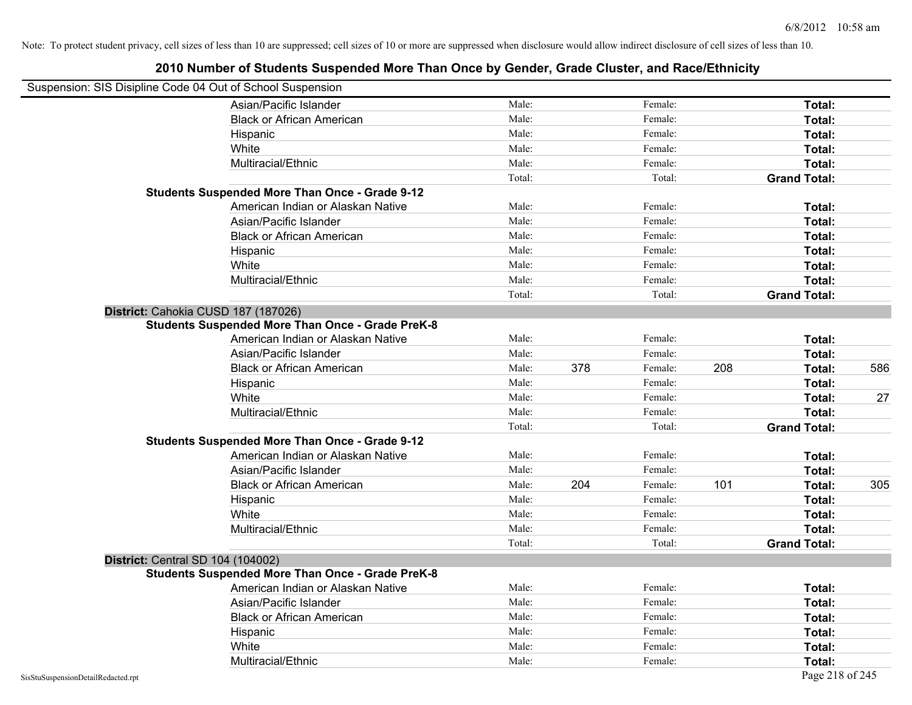Note: To protect student privacy, cell sizes of less than 10 are suppressed; cell sizes of 10 or more are suppressed when disclosure would allow indirect disclosure of cell sizes of less than 10.

# 2010 Number of Students Suspended More Than Once by Gender, Grade Cluster, and Race/Ethnicity

Suspension: SIS Disipline Code 04 Out of School Suspension

| | | | | | | | |
|---|---|---|---|---|---|---|---|
| Asian/Pacific Islander | Male: | | Female: | | **Total:** | |
| Black or African American | Male: | | Female: | | **Total:** | |
| Hispanic | Male: | | Female: | | **Total:** | |
| White | Male: | | Female: | | **Total:** | |
| Multiracial/Ethnic | Male: | | Female: | | **Total:** | |
| | Total: | | Total: | | **Grand Total:** | |

**Students Suspended More Than Once - Grade 9-12**

| | | | | | | |
|---|---|---|---|---|---|---|
| American Indian or Alaskan Native | Male: | | Female: | | **Total:** | |
| Asian/Pacific Islander | Male: | | Female: | | **Total:** | |
| Black or African American | Male: | | Female: | | **Total:** | |
| Hispanic | Male: | | Female: | | **Total:** | |
| White | Male: | | Female: | | **Total:** | |
| Multiracial/Ethnic | Male: | | Female: | | **Total:** | |
| | Total: | | Total: | | **Grand Total:** | |

**District:** Cahokia CUSD 187 (187026)

**Students Suspended More Than Once - Grade PreK-8**

| | | | | | | |
|---|---|---|---|---|---|---|
| American Indian or Alaskan Native | Male: | | Female: | | **Total:** | |
| Asian/Pacific Islander | Male: | | Female: | | **Total:** | |
| Black or African American | Male: | 378 | Female: | 208 | **Total:** | 586 |
| Hispanic | Male: | | Female: | | **Total:** | |
| White | Male: | | Female: | | **Total:** | 27 |
| Multiracial/Ethnic | Male: | | Female: | | **Total:** | |
| | Total: | | Total: | | **Grand Total:** | |

**Students Suspended More Than Once - Grade 9-12**

| | | | | | | |
|---|---|---|---|---|---|---|
| American Indian or Alaskan Native | Male: | | Female: | | **Total:** | |
| Asian/Pacific Islander | Male: | | Female: | | **Total:** | |
| Black or African American | Male: | 204 | Female: | 101 | **Total:** | 305 |
| Hispanic | Male: | | Female: | | **Total:** | |
| White | Male: | | Female: | | **Total:** | |
| Multiracial/Ethnic | Male: | | Female: | | **Total:** | |
| | Total: | | Total: | | **Grand Total:** | |

**District:** Central SD 104 (104002)

**Students Suspended More Than Once - Grade PreK-8**

| | | | | | | |
|---|---|---|---|---|---|---|
| American Indian or Alaskan Native | Male: | | Female: | | **Total:** | |
| Asian/Pacific Islander | Male: | | Female: | | **Total:** | |
| Black or African American | Male: | | Female: | | **Total:** | |
| Hispanic | Male: | | Female: | | **Total:** | |
| White | Male: | | Female: | | **Total:** | |
| Multiracial/Ethnic | Male: | | Female: | | **Total:** | |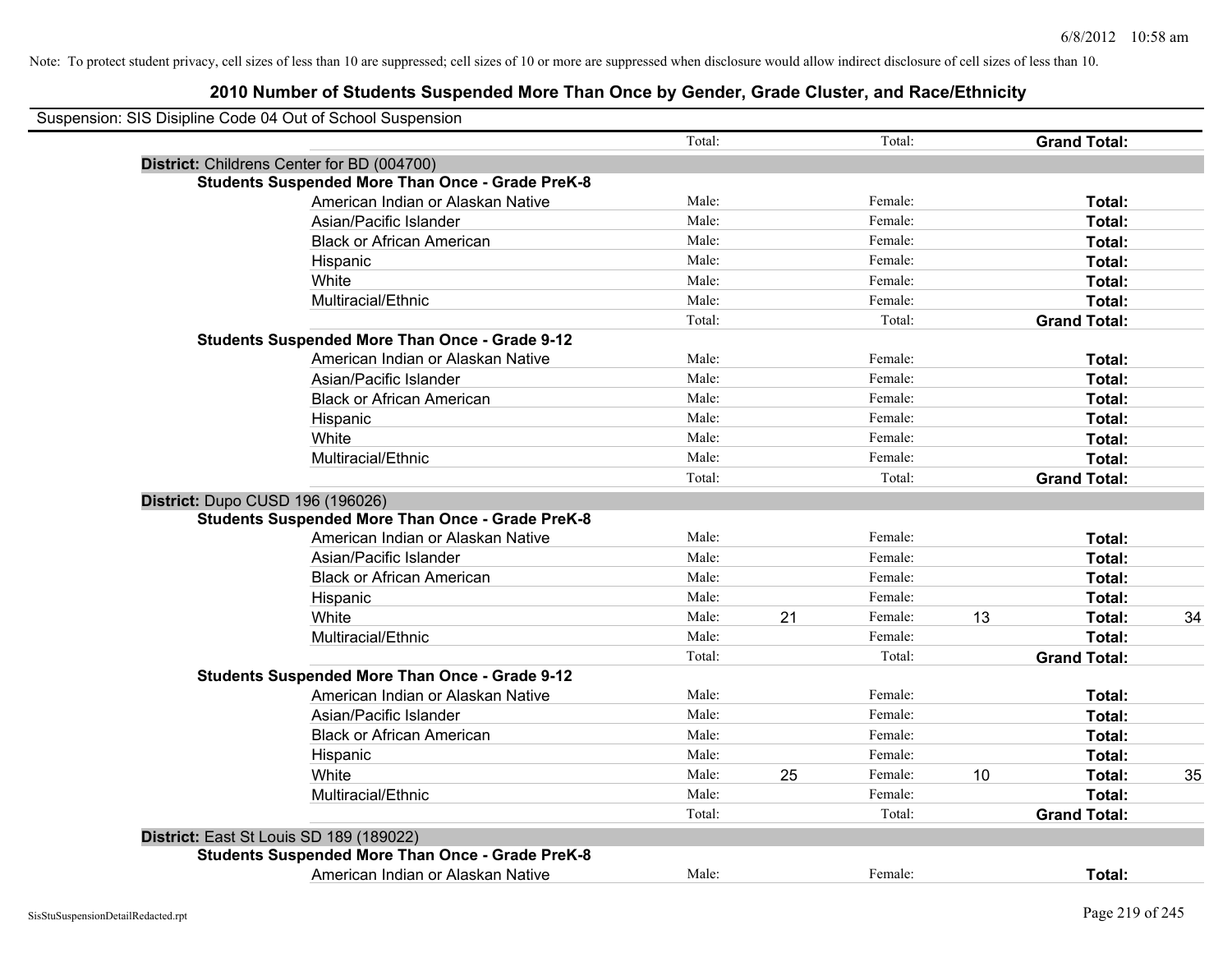Note: To protect student privacy, cell sizes of less than 10 are suppressed; cell sizes of 10 or more are suppressed when disclosure would allow indirect disclosure of cell sizes of less than 10.

## 2010 Number of Students Suspended More Than Once by Gender, Grade Cluster, and Race/Ethnicity

Suspension: SIS Disipline Code 04 Out of School Suspension

| | | | | | | |
|---|---|---|---|---|---|---|
| | Total: | | Total: | | **Grand Total:** | |
| **District:** Childrens Center for BD (004700) | | | | | | |
| **Students Suspended More Than Once - Grade PreK-8** | | | | | | |
| American Indian or Alaskan Native | Male: | | Female: | | **Total:** | |
| Asian/Pacific Islander | Male: | | Female: | | **Total:** | |
| Black or African American | Male: | | Female: | | **Total:** | |
| Hispanic | Male: | | Female: | | **Total:** | |
| White | Male: | | Female: | | **Total:** | |
| Multiracial/Ethnic | Male: | | Female: | | **Total:** | |
| | Total: | | Total: | | **Grand Total:** | |
| **Students Suspended More Than Once - Grade 9-12** | | | | | | |
| American Indian or Alaskan Native | Male: | | Female: | | **Total:** | |
| Asian/Pacific Islander | Male: | | Female: | | **Total:** | |
| Black or African American | Male: | | Female: | | **Total:** | |
| Hispanic | Male: | | Female: | | **Total:** | |
| White | Male: | | Female: | | **Total:** | |
| Multiracial/Ethnic | Male: | | Female: | | **Total:** | |
| | Total: | | Total: | | **Grand Total:** | |
| **District:** Dupo CUSD 196 (196026) | | | | | | |
| **Students Suspended More Than Once - Grade PreK-8** | | | | | | |
| American Indian or Alaskan Native | Male: | | Female: | | **Total:** | |
| Asian/Pacific Islander | Male: | | Female: | | **Total:** | |
| Black or African American | Male: | | Female: | | **Total:** | |
| Hispanic | Male: | | Female: | | **Total:** | |
| White | Male: | 21 | Female: | 13 | **Total:** | 34 |
| Multiracial/Ethnic | Male: | | Female: | | **Total:** | |
| | Total: | | Total: | | **Grand Total:** | |
| **Students Suspended More Than Once - Grade 9-12** | | | | | | |
| American Indian or Alaskan Native | Male: | | Female: | | **Total:** | |
| Asian/Pacific Islander | Male: | | Female: | | **Total:** | |
| Black or African American | Male: | | Female: | | **Total:** | |
| Hispanic | Male: | | Female: | | **Total:** | |
| White | Male: | 25 | Female: | 10 | **Total:** | 35 |
| Multiracial/Ethnic | Male: | | Female: | | **Total:** | |
| | Total: | | Total: | | **Grand Total:** | |
| **District:** East St Louis SD 189 (189022) | | | | | | |
| **Students Suspended More Than Once - Grade PreK-8** | | | | | | |
| American Indian or Alaskan Native | Male: | | Female: | | **Total:** | |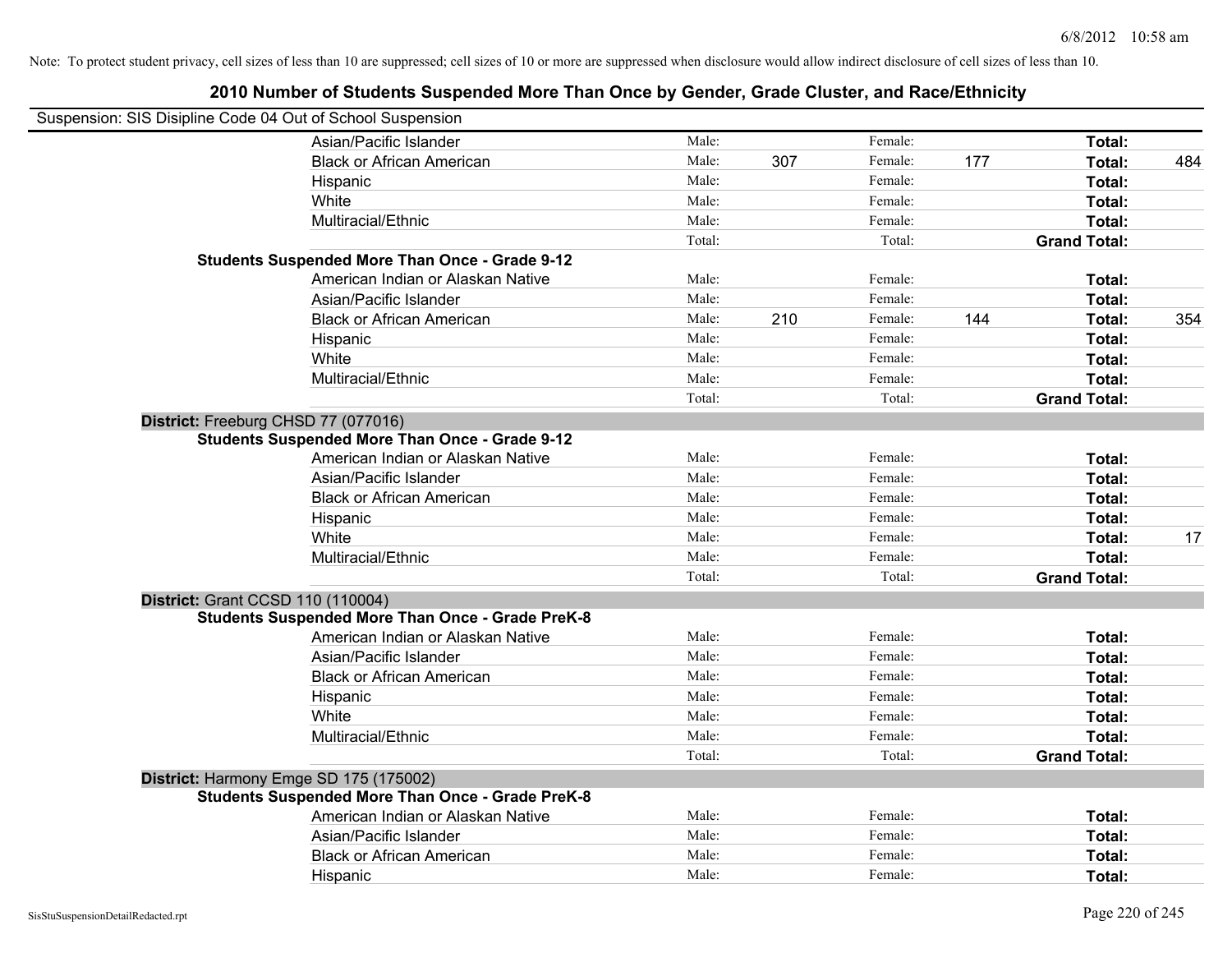Note: To protect student privacy, cell sizes of less than 10 are suppressed; cell sizes of 10 or more are suppressed when disclosure would allow indirect disclosure of cell sizes of less than 10.

# 2010 Number of Students Suspended More Than Once by Gender, Grade Cluster, and Race/Ethnicity

Suspension: SIS Disipline Code 04 Out of School Suspension

| | | | | | | |
|---|---|---|---|---|---|---|
| Asian/Pacific Islander | Male: | | Female: | | **Total:** | |
| Black or African American | Male: | 307 | Female: | 177 | **Total:** | 484 |
| Hispanic | Male: | | Female: | | **Total:** | |
| White | Male: | | Female: | | **Total:** | |
| Multiracial/Ethnic | Male: | | Female: | | **Total:** | |
| | Total: | | Total: | | **Grand Total:** | |
| **Students Suspended More Than Once - Grade 9-12** | | | | | | |
| American Indian or Alaskan Native | Male: | | Female: | | **Total:** | |
| Asian/Pacific Islander | Male: | | Female: | | **Total:** | |
| Black or African American | Male: | 210 | Female: | 144 | **Total:** | 354 |
| Hispanic | Male: | | Female: | | **Total:** | |
| White | Male: | | Female: | | **Total:** | |
| Multiracial/Ethnic | Male: | | Female: | | **Total:** | |
| | Total: | | Total: | | **Grand Total:** | |
| **District:** Freeburg CHSD 77 (077016) | | | | | | |
| **Students Suspended More Than Once - Grade 9-12** | | | | | | |
| American Indian or Alaskan Native | Male: | | Female: | | **Total:** | |
| Asian/Pacific Islander | Male: | | Female: | | **Total:** | |
| Black or African American | Male: | | Female: | | **Total:** | |
| Hispanic | Male: | | Female: | | **Total:** | |
| White | Male: | | Female: | | **Total:** | 17 |
| Multiracial/Ethnic | Male: | | Female: | | **Total:** | |
| | Total: | | Total: | | **Grand Total:** | |
| **District:** Grant CCSD 110 (110004) | | | | | | |
| **Students Suspended More Than Once - Grade PreK-8** | | | | | | |
| American Indian or Alaskan Native | Male: | | Female: | | **Total:** | |
| Asian/Pacific Islander | Male: | | Female: | | **Total:** | |
| Black or African American | Male: | | Female: | | **Total:** | |
| Hispanic | Male: | | Female: | | **Total:** | |
| White | Male: | | Female: | | **Total:** | |
| Multiracial/Ethnic | Male: | | Female: | | **Total:** | |
| | Total: | | Total: | | **Grand Total:** | |
| **District:** Harmony Emge SD 175 (175002) | | | | | | |
| **Students Suspended More Than Once - Grade PreK-8** | | | | | | |
| American Indian or Alaskan Native | Male: | | Female: | | **Total:** | |
| Asian/Pacific Islander | Male: | | Female: | | **Total:** | |
| Black or African American | Male: | | Female: | | **Total:** | |
| Hispanic | Male: | | Female: | | **Total:** | |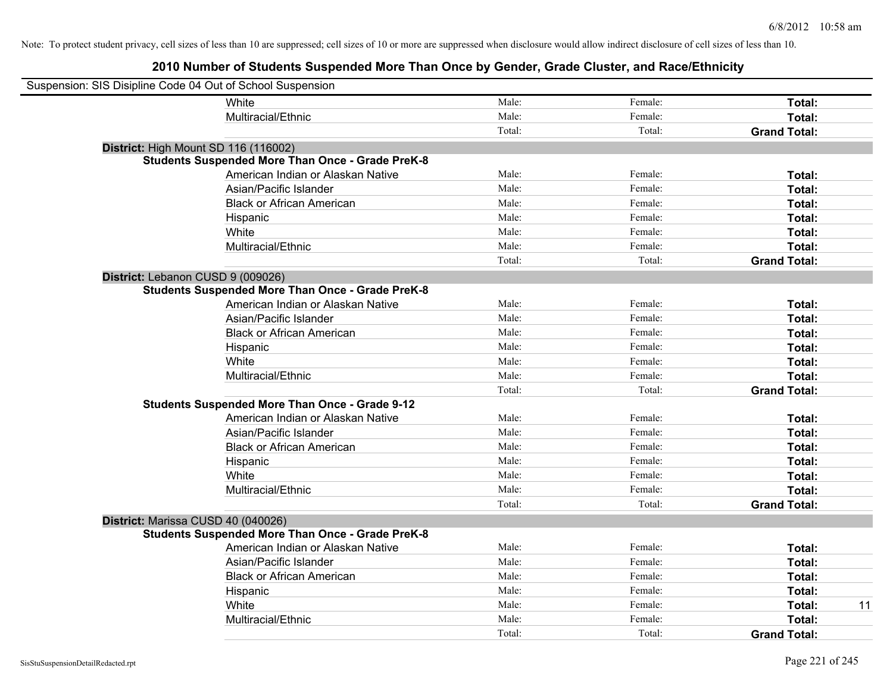Note: To protect student privacy, cell sizes of less than 10 are suppressed; cell sizes of 10 or more are suppressed when disclosure would allow indirect disclosure of cell sizes of less than 10.

# 2010 Number of Students Suspended More Than Once by Gender, Grade Cluster, and Race/Ethnicity

Suspension: SIS Disipline Code 04 Out of School Suspension

| | | | | |
|---|---|---|---|---|
| White | Male: | Female: | **Total:** | |
| Multiracial/Ethnic | Male: | Female: | **Total:** | |
| | Total: | Total: | **Grand Total:** | |

**District:** High Mount SD 116 (116002)

**Students Suspended More Than Once - Grade PreK-8**

| | | | | |
|---|---|---|---|---|
| American Indian or Alaskan Native | Male: | Female: | **Total:** | |
| Asian/Pacific Islander | Male: | Female: | **Total:** | |
| Black or African American | Male: | Female: | **Total:** | |
| Hispanic | Male: | Female: | **Total:** | |
| White | Male: | Female: | **Total:** | |
| Multiracial/Ethnic | Male: | Female: | **Total:** | |
| | Total: | Total: | **Grand Total:** | |

**District:** Lebanon CUSD 9 (009026)

**Students Suspended More Than Once - Grade PreK-8**

| | | | | |
|---|---|---|---|---|
| American Indian or Alaskan Native | Male: | Female: | **Total:** | |
| Asian/Pacific Islander | Male: | Female: | **Total:** | |
| Black or African American | Male: | Female: | **Total:** | |
| Hispanic | Male: | Female: | **Total:** | |
| White | Male: | Female: | **Total:** | |
| Multiracial/Ethnic | Male: | Female: | **Total:** | |
| | Total: | Total: | **Grand Total:** | |

**Students Suspended More Than Once - Grade 9-12**

| | | | | |
|---|---|---|---|---|
| American Indian or Alaskan Native | Male: | Female: | **Total:** | |
| Asian/Pacific Islander | Male: | Female: | **Total:** | |
| Black or African American | Male: | Female: | **Total:** | |
| Hispanic | Male: | Female: | **Total:** | |
| White | Male: | Female: | **Total:** | |
| Multiracial/Ethnic | Male: | Female: | **Total:** | |
| | Total: | Total: | **Grand Total:** | |

**District:** Marissa CUSD 40 (040026)

**Students Suspended More Than Once - Grade PreK-8**

| | | | | |
|---|---|---|---|---|
| American Indian or Alaskan Native | Male: | Female: | **Total:** | |
| Asian/Pacific Islander | Male: | Female: | **Total:** | |
| Black or African American | Male: | Female: | **Total:** | |
| Hispanic | Male: | Female: | **Total:** | |
| White | Male: | Female: | **Total:** | 11 |
| Multiracial/Ethnic | Male: | Female: | **Total:** | |
| | Total: | Total: | **Grand Total:** | |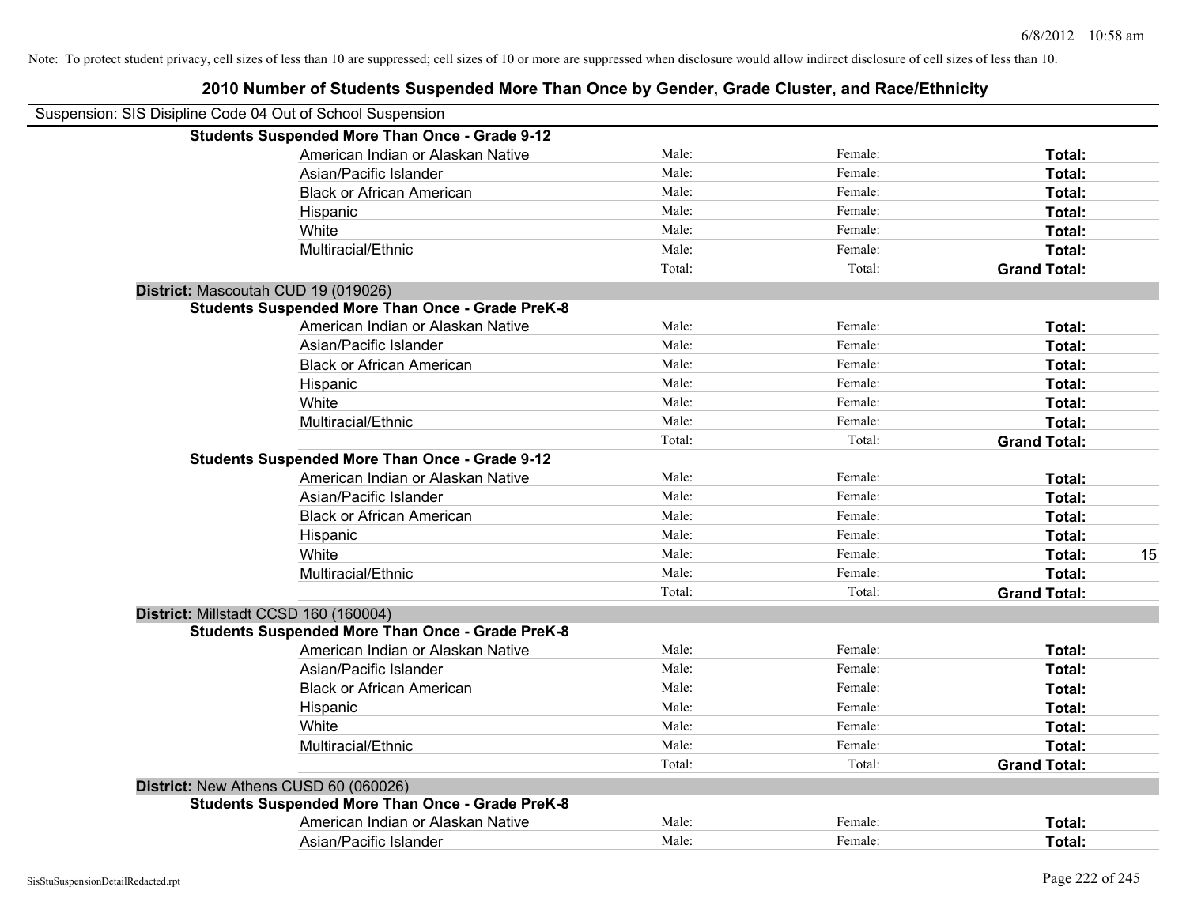Note: To protect student privacy, cell sizes of less than 10 are suppressed; cell sizes of 10 or more are suppressed when disclosure would allow indirect disclosure of cell sizes of less than 10.

## 2010 Number of Students Suspended More Than Once by Gender, Grade Cluster, and Race/Ethnicity

Suspension: SIS Disipline Code 04 Out of School Suspension

| | | | | |
|---|---|---|---|---|
| **Students Suspended More Than Once - Grade 9-12** | | | | |
| American Indian or Alaskan Native | Male: | Female: | **Total:** | |
| Asian/Pacific Islander | Male: | Female: | **Total:** | |
| Black or African American | Male: | Female: | **Total:** | |
| Hispanic | Male: | Female: | **Total:** | |
| White | Male: | Female: | **Total:** | |
| Multiracial/Ethnic | Male: | Female: | **Total:** | |
| | Total: | Total: | **Grand Total:** | |
| **District:** Mascoutah CUD 19 (019026) | | | | |
| **Students Suspended More Than Once - Grade PreK-8** | | | | |
| American Indian or Alaskan Native | Male: | Female: | **Total:** | |
| Asian/Pacific Islander | Male: | Female: | **Total:** | |
| Black or African American | Male: | Female: | **Total:** | |
| Hispanic | Male: | Female: | **Total:** | |
| White | Male: | Female: | **Total:** | |
| Multiracial/Ethnic | Male: | Female: | **Total:** | |
| | Total: | Total: | **Grand Total:** | |
| **Students Suspended More Than Once - Grade 9-12** | | | | |
| American Indian or Alaskan Native | Male: | Female: | **Total:** | |
| Asian/Pacific Islander | Male: | Female: | **Total:** | |
| Black or African American | Male: | Female: | **Total:** | |
| Hispanic | Male: | Female: | **Total:** | |
| White | Male: | Female: | **Total:** | 15 |
| Multiracial/Ethnic | Male: | Female: | **Total:** | |
| | Total: | Total: | **Grand Total:** | |
| **District:** Millstadt CCSD 160 (160004) | | | | |
| **Students Suspended More Than Once - Grade PreK-8** | | | | |
| American Indian or Alaskan Native | Male: | Female: | **Total:** | |
| Asian/Pacific Islander | Male: | Female: | **Total:** | |
| Black or African American | Male: | Female: | **Total:** | |
| Hispanic | Male: | Female: | **Total:** | |
| White | Male: | Female: | **Total:** | |
| Multiracial/Ethnic | Male: | Female: | **Total:** | |
| | Total: | Total: | **Grand Total:** | |
| **District:** New Athens CUSD 60 (060026) | | | | |
| **Students Suspended More Than Once - Grade PreK-8** | | | | |
| American Indian or Alaskan Native | Male: | Female: | **Total:** | |
| Asian/Pacific Islander | Male: | Female: | **Total:** | |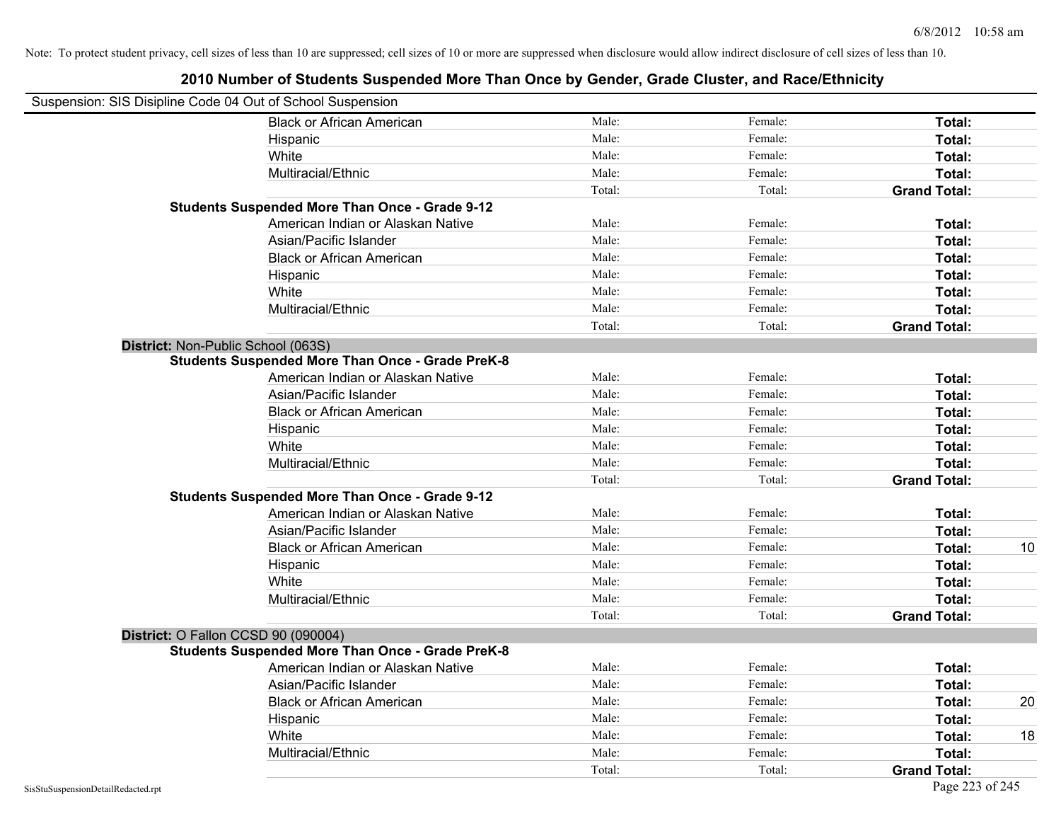Note: To protect student privacy, cell sizes of less than 10 are suppressed; cell sizes of 10 or more are suppressed when disclosure would allow indirect disclosure of cell sizes of less than 10.

## 2010 Number of Students Suspended More Than Once by Gender, Grade Cluster, and Race/Ethnicity

Suspension: SIS Disipline Code 04 Out of School Suspension

| | | | | |
|---|---|---|---|---|
| Black or African American | Male: | Female: | **Total:** | |
| Hispanic | Male: | Female: | **Total:** | |
| White | Male: | Female: | **Total:** | |
| Multiracial/Ethnic | Male: | Female: | **Total:** | |
| | Total: | Total: | **Grand Total:** | |

**Students Suspended More Than Once - Grade 9-12**

| | | | | |
|---|---|---|---|---|
| American Indian or Alaskan Native | Male: | Female: | **Total:** | |
| Asian/Pacific Islander | Male: | Female: | **Total:** | |
| Black or African American | Male: | Female: | **Total:** | |
| Hispanic | Male: | Female: | **Total:** | |
| White | Male: | Female: | **Total:** | |
| Multiracial/Ethnic | Male: | Female: | **Total:** | |
| | Total: | Total: | **Grand Total:** | |

**District:** Non-Public School (063S)

**Students Suspended More Than Once - Grade PreK-8**

| | | | | |
|---|---|---|---|---|
| American Indian or Alaskan Native | Male: | Female: | **Total:** | |
| Asian/Pacific Islander | Male: | Female: | **Total:** | |
| Black or African American | Male: | Female: | **Total:** | |
| Hispanic | Male: | Female: | **Total:** | |
| White | Male: | Female: | **Total:** | |
| Multiracial/Ethnic | Male: | Female: | **Total:** | |
| | Total: | Total: | **Grand Total:** | |

**Students Suspended More Than Once - Grade 9-12**

| | | | | |
|---|---|---|---|---|
| American Indian or Alaskan Native | Male: | Female: | **Total:** | |
| Asian/Pacific Islander | Male: | Female: | **Total:** | |
| Black or African American | Male: | Female: | **Total:** | 10 |
| Hispanic | Male: | Female: | **Total:** | |
| White | Male: | Female: | **Total:** | |
| Multiracial/Ethnic | Male: | Female: | **Total:** | |
| | Total: | Total: | **Grand Total:** | |

**District:** O Fallon CCSD 90 (090004)

**Students Suspended More Than Once - Grade PreK-8**

| | | | | |
|---|---|---|---|---|
| American Indian or Alaskan Native | Male: | Female: | **Total:** | |
| Asian/Pacific Islander | Male: | Female: | **Total:** | |
| Black or African American | Male: | Female: | **Total:** | 20 |
| Hispanic | Male: | Female: | **Total:** | |
| White | Male: | Female: | **Total:** | 18 |
| Multiracial/Ethnic | Male: | Female: | **Total:** | |
| | Total: | Total: | **Grand Total:** | |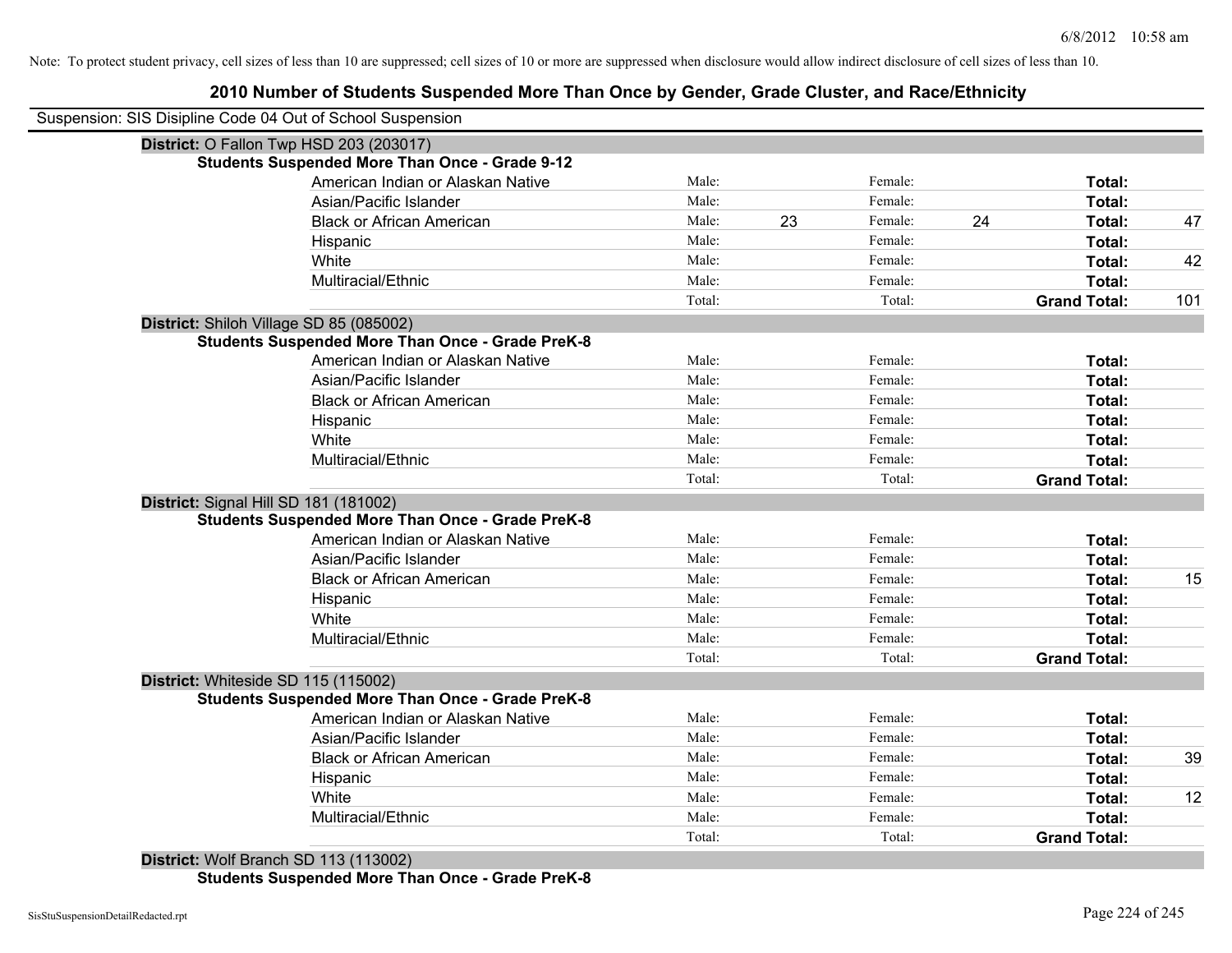Note: To protect student privacy, cell sizes of less than 10 are suppressed; cell sizes of 10 or more are suppressed when disclosure would allow indirect disclosure of cell sizes of less than 10.

## 2010 Number of Students Suspended More Than Once by Gender, Grade Cluster, and Race/Ethnicity

Suspension: SIS Disipline Code 04 Out of School Suspension

**District:** O Fallon Twp HSD 203 (203017)

**Students Suspended More Than Once - Grade 9-12**

| Race/Ethnicity | | Male | | Female | | Total |
|---|---|---|---|---|---|---|
| American Indian or Alaskan Native | Male: | | Female: | | **Total:** | |
| Asian/Pacific Islander | Male: | | Female: | | **Total:** | |
| Black or African American | Male: | 23 | Female: | 24 | **Total:** | 47 |
| Hispanic | Male: | | Female: | | **Total:** | |
| White | Male: | | Female: | | **Total:** | 42 |
| Multiracial/Ethnic | Male: | | Female: | | **Total:** | |
| | Total: | | Total: | | **Grand Total:** | 101 |

**District:** Shiloh Village SD 85 (085002)

**Students Suspended More Than Once - Grade PreK-8**

| Race/Ethnicity | | Male | | Female | | Total |
|---|---|---|---|---|---|---|
| American Indian or Alaskan Native | Male: | | Female: | | **Total:** | |
| Asian/Pacific Islander | Male: | | Female: | | **Total:** | |
| Black or African American | Male: | | Female: | | **Total:** | |
| Hispanic | Male: | | Female: | | **Total:** | |
| White | Male: | | Female: | | **Total:** | |
| Multiracial/Ethnic | Male: | | Female: | | **Total:** | |
| | Total: | | Total: | | **Grand Total:** | |

**District:** Signal Hill SD 181 (181002)

**Students Suspended More Than Once - Grade PreK-8**

| Race/Ethnicity | | Male | | Female | | Total |
|---|---|---|---|---|---|---|
| American Indian or Alaskan Native | Male: | | Female: | | **Total:** | |
| Asian/Pacific Islander | Male: | | Female: | | **Total:** | |
| Black or African American | Male: | | Female: | | **Total:** | 15 |
| Hispanic | Male: | | Female: | | **Total:** | |
| White | Male: | | Female: | | **Total:** | |
| Multiracial/Ethnic | Male: | | Female: | | **Total:** | |
| | Total: | | Total: | | **Grand Total:** | |

**District:** Whiteside SD 115 (115002)

**Students Suspended More Than Once - Grade PreK-8**

| Race/Ethnicity | | Male | | Female | | Total |
|---|---|---|---|---|---|---|
| American Indian or Alaskan Native | Male: | | Female: | | **Total:** | |
| Asian/Pacific Islander | Male: | | Female: | | **Total:** | |
| Black or African American | Male: | | Female: | | **Total:** | 39 |
| Hispanic | Male: | | Female: | | **Total:** | |
| White | Male: | | Female: | | **Total:** | 12 |
| Multiracial/Ethnic | Male: | | Female: | | **Total:** | |
| | Total: | | Total: | | **Grand Total:** | |

**District:** Wolf Branch SD 113 (113002)

**Students Suspended More Than Once - Grade PreK-8**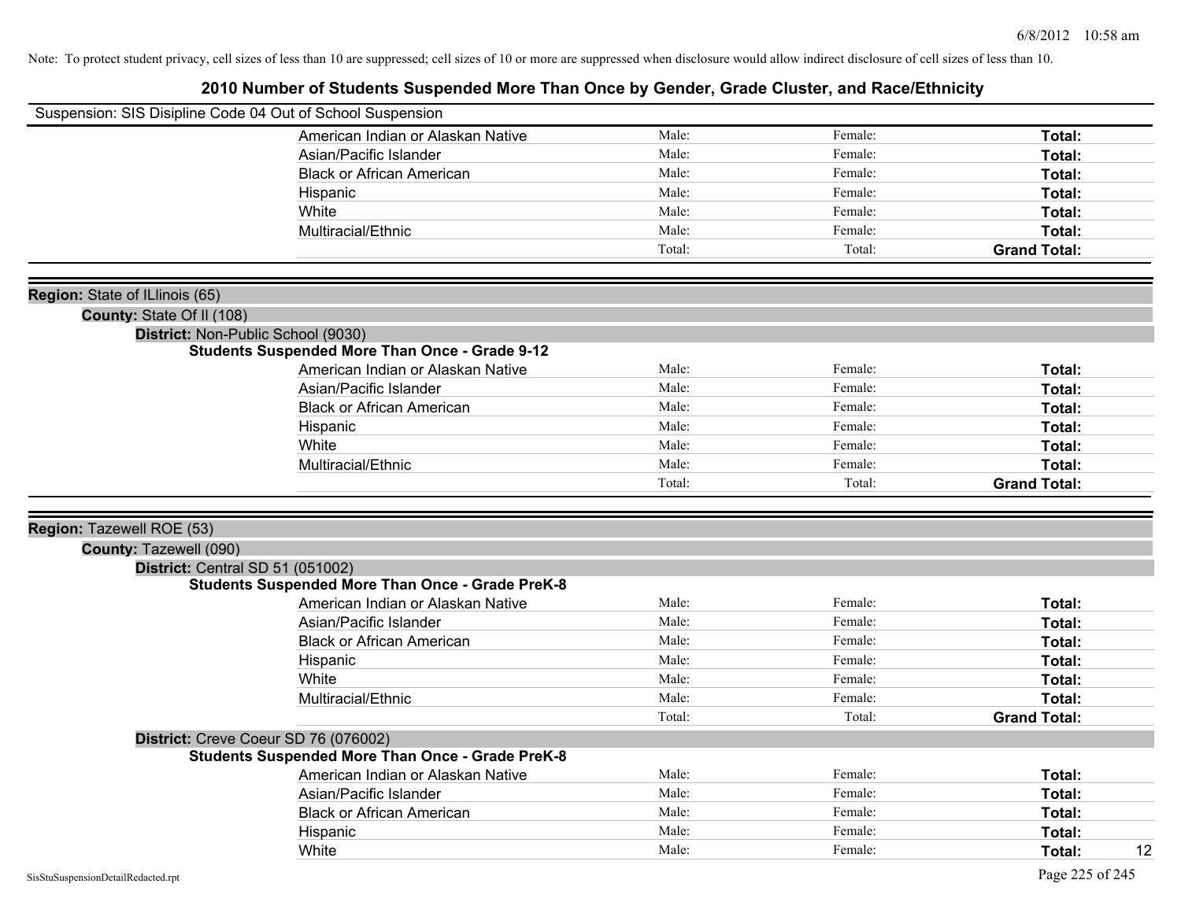Note: To protect student privacy, cell sizes of less than 10 are suppressed; cell sizes of 10 or more are suppressed when disclosure would allow indirect disclosure of cell sizes of less than 10.

# 2010 Number of Students Suspended More Than Once by Gender, Grade Cluster, and Race/Ethnicity

Suspension: SIS Disipline Code 04 Out of School Suspension

| | Male | Female | Total |
|---|---|---|---|
| American Indian or Alaskan Native | Male: | Female: | **Total:** |
| Asian/Pacific Islander | Male: | Female: | **Total:** |
| Black or African American | Male: | Female: | **Total:** |
| Hispanic | Male: | Female: | **Total:** |
| White | Male: | Female: | **Total:** |
| Multiracial/Ethnic | Male: | Female: | **Total:** |
| | Total: | Total: | **Grand Total:** |

**Region:** State of ILlinois (65)

**County:** State Of Il (108)

**District:** Non-Public School (9030)

**Students Suspended More Than Once - Grade 9-12**

| | Male | Female | Total |
|---|---|---|---|
| American Indian or Alaskan Native | Male: | Female: | **Total:** |
| Asian/Pacific Islander | Male: | Female: | **Total:** |
| Black or African American | Male: | Female: | **Total:** |
| Hispanic | Male: | Female: | **Total:** |
| White | Male: | Female: | **Total:** |
| Multiracial/Ethnic | Male: | Female: | **Total:** |
| | Total: | Total: | **Grand Total:** |

**Region:** Tazewell ROE (53)

**County:** Tazewell (090)

**District:** Central SD 51 (051002)

**Students Suspended More Than Once - Grade PreK-8**

| | Male | Female | Total |
|---|---|---|---|
| American Indian or Alaskan Native | Male: | Female: | **Total:** |
| Asian/Pacific Islander | Male: | Female: | **Total:** |
| Black or African American | Male: | Female: | **Total:** |
| Hispanic | Male: | Female: | **Total:** |
| White | Male: | Female: | **Total:** |
| Multiracial/Ethnic | Male: | Female: | **Total:** |
| | Total: | Total: | **Grand Total:** |

**District:** Creve Coeur SD 76 (076002)

**Students Suspended More Than Once - Grade PreK-8**

| | Male | Female | Total |
|---|---|---|---|
| American Indian or Alaskan Native | Male: | Female: | **Total:** |
| Asian/Pacific Islander | Male: | Female: | **Total:** |
| Black or African American | Male: | Female: | **Total:** |
| Hispanic | Male: | Female: | **Total:** |
| White | Male: | Female: | **Total:** 12 |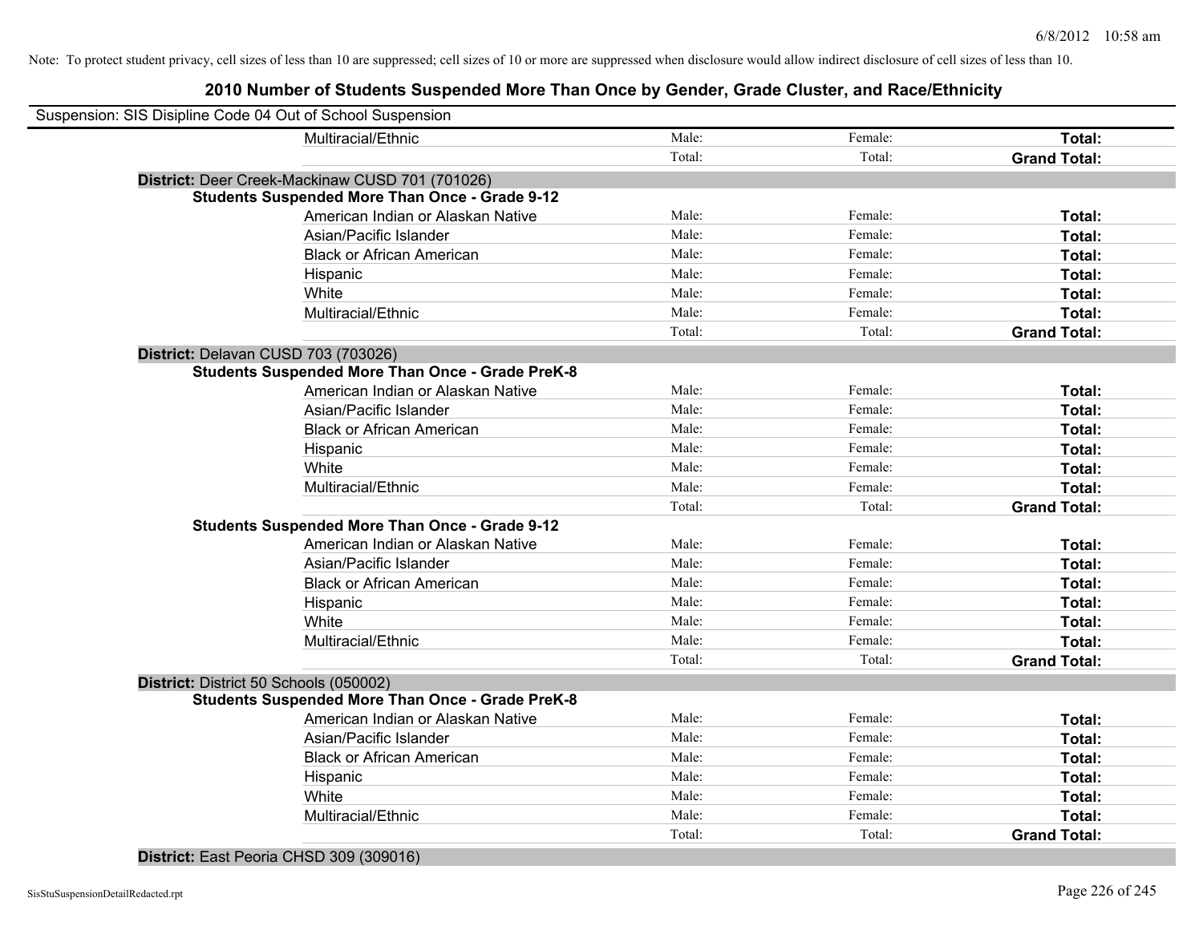Note: To protect student privacy, cell sizes of less than 10 are suppressed; cell sizes of 10 or more are suppressed when disclosure would allow indirect disclosure of cell sizes of less than 10.

## 2010 Number of Students Suspended More Than Once by Gender, Grade Cluster, and Race/Ethnicity

Suspension: SIS Disipline Code 04 Out of School Suspension

| | | | |
|---|---|---|---|
| Multiracial/Ethnic | Male: | Female: | **Total:** |
| | Total: | Total: | **Grand Total:** |

**District:** Deer Creek-Mackinaw CUSD 701 (701026)

**Students Suspended More Than Once - Grade 9-12**

| | | | |
|---|---|---|---|
| American Indian or Alaskan Native | Male: | Female: | **Total:** |
| Asian/Pacific Islander | Male: | Female: | **Total:** |
| Black or African American | Male: | Female: | **Total:** |
| Hispanic | Male: | Female: | **Total:** |
| White | Male: | Female: | **Total:** |
| Multiracial/Ethnic | Male: | Female: | **Total:** |
| | Total: | Total: | **Grand Total:** |

**District:** Delavan CUSD 703 (703026)

**Students Suspended More Than Once - Grade PreK-8**

| | | | |
|---|---|---|---|
| American Indian or Alaskan Native | Male: | Female: | **Total:** |
| Asian/Pacific Islander | Male: | Female: | **Total:** |
| Black or African American | Male: | Female: | **Total:** |
| Hispanic | Male: | Female: | **Total:** |
| White | Male: | Female: | **Total:** |
| Multiracial/Ethnic | Male: | Female: | **Total:** |
| | Total: | Total: | **Grand Total:** |

**Students Suspended More Than Once - Grade 9-12**

| | | | |
|---|---|---|---|
| American Indian or Alaskan Native | Male: | Female: | **Total:** |
| Asian/Pacific Islander | Male: | Female: | **Total:** |
| Black or African American | Male: | Female: | **Total:** |
| Hispanic | Male: | Female: | **Total:** |
| White | Male: | Female: | **Total:** |
| Multiracial/Ethnic | Male: | Female: | **Total:** |
| | Total: | Total: | **Grand Total:** |

**District:** District 50 Schools (050002)

**Students Suspended More Than Once - Grade PreK-8**

| | | | |
|---|---|---|---|
| American Indian or Alaskan Native | Male: | Female: | **Total:** |
| Asian/Pacific Islander | Male: | Female: | **Total:** |
| Black or African American | Male: | Female: | **Total:** |
| Hispanic | Male: | Female: | **Total:** |
| White | Male: | Female: | **Total:** |
| Multiracial/Ethnic | Male: | Female: | **Total:** |
| | Total: | Total: | **Grand Total:** |

**District:** East Peoria CHSD 309 (309016)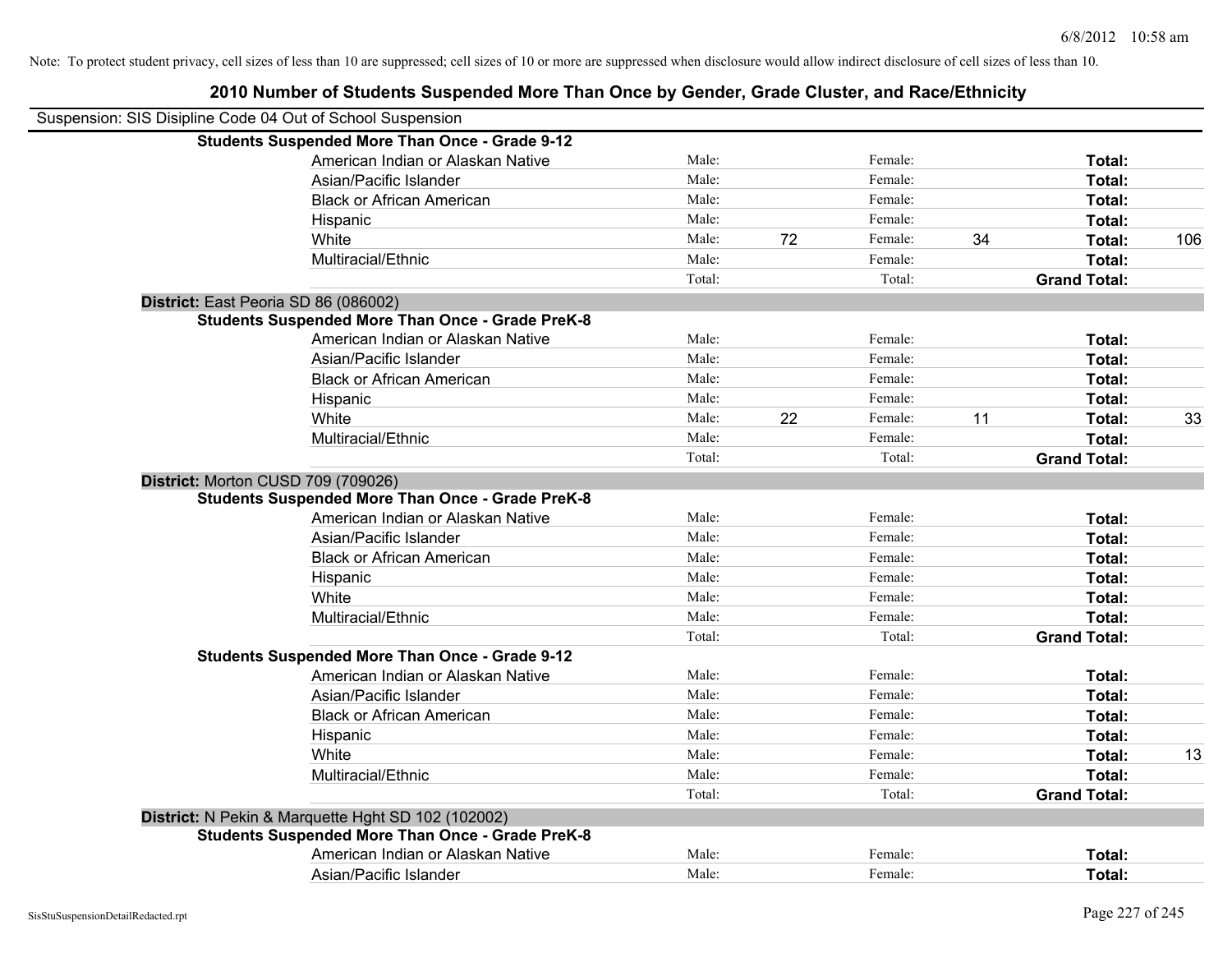Note: To protect student privacy, cell sizes of less than 10 are suppressed; cell sizes of 10 or more are suppressed when disclosure would allow indirect disclosure of cell sizes of less than 10.

## 2010 Number of Students Suspended More Than Once by Gender, Grade Cluster, and Race/Ethnicity

Suspension: SIS Disipline Code 04 Out of School Suspension

**Students Suspended More Than Once - Grade 9-12**

| | | | | | | |
|---|---|---|---|---|---|---|
| American Indian or Alaskan Native | Male: | | Female: | | **Total:** | |
| Asian/Pacific Islander | Male: | | Female: | | **Total:** | |
| Black or African American | Male: | | Female: | | **Total:** | |
| Hispanic | Male: | | Female: | | **Total:** | |
| White | Male: | 72 | Female: | 34 | **Total:** | 106 |
| Multiracial/Ethnic | Male: | | Female: | | **Total:** | |
| | Total: | | Total: | | **Grand Total:** | |

**District:** East Peoria SD 86 (086002)

**Students Suspended More Than Once - Grade PreK-8**

| | | | | | | |
|---|---|---|---|---|---|---|
| American Indian or Alaskan Native | Male: | | Female: | | **Total:** | |
| Asian/Pacific Islander | Male: | | Female: | | **Total:** | |
| Black or African American | Male: | | Female: | | **Total:** | |
| Hispanic | Male: | | Female: | | **Total:** | |
| White | Male: | 22 | Female: | 11 | **Total:** | 33 |
| Multiracial/Ethnic | Male: | | Female: | | **Total:** | |
| | Total: | | Total: | | **Grand Total:** | |

**District:** Morton CUSD 709 (709026)

**Students Suspended More Than Once - Grade PreK-8**

| | | | | | | |
|---|---|---|---|---|---|---|
| American Indian or Alaskan Native | Male: | | Female: | | **Total:** | |
| Asian/Pacific Islander | Male: | | Female: | | **Total:** | |
| Black or African American | Male: | | Female: | | **Total:** | |
| Hispanic | Male: | | Female: | | **Total:** | |
| White | Male: | | Female: | | **Total:** | |
| Multiracial/Ethnic | Male: | | Female: | | **Total:** | |
| | Total: | | Total: | | **Grand Total:** | |

**Students Suspended More Than Once - Grade 9-12**

| | | | | | | |
|---|---|---|---|---|---|---|
| American Indian or Alaskan Native | Male: | | Female: | | **Total:** | |
| Asian/Pacific Islander | Male: | | Female: | | **Total:** | |
| Black or African American | Male: | | Female: | | **Total:** | |
| Hispanic | Male: | | Female: | | **Total:** | |
| White | Male: | | Female: | | **Total:** | 13 |
| Multiracial/Ethnic | Male: | | Female: | | **Total:** | |
| | Total: | | Total: | | **Grand Total:** | |

**District:** N Pekin & Marquette Hght SD 102 (102002)

**Students Suspended More Than Once - Grade PreK-8**

| | | | | | | |
|---|---|---|---|---|---|---|
| American Indian or Alaskan Native | Male: | | Female: | | **Total:** | |
| Asian/Pacific Islander | Male: | | Female: | | **Total:** | |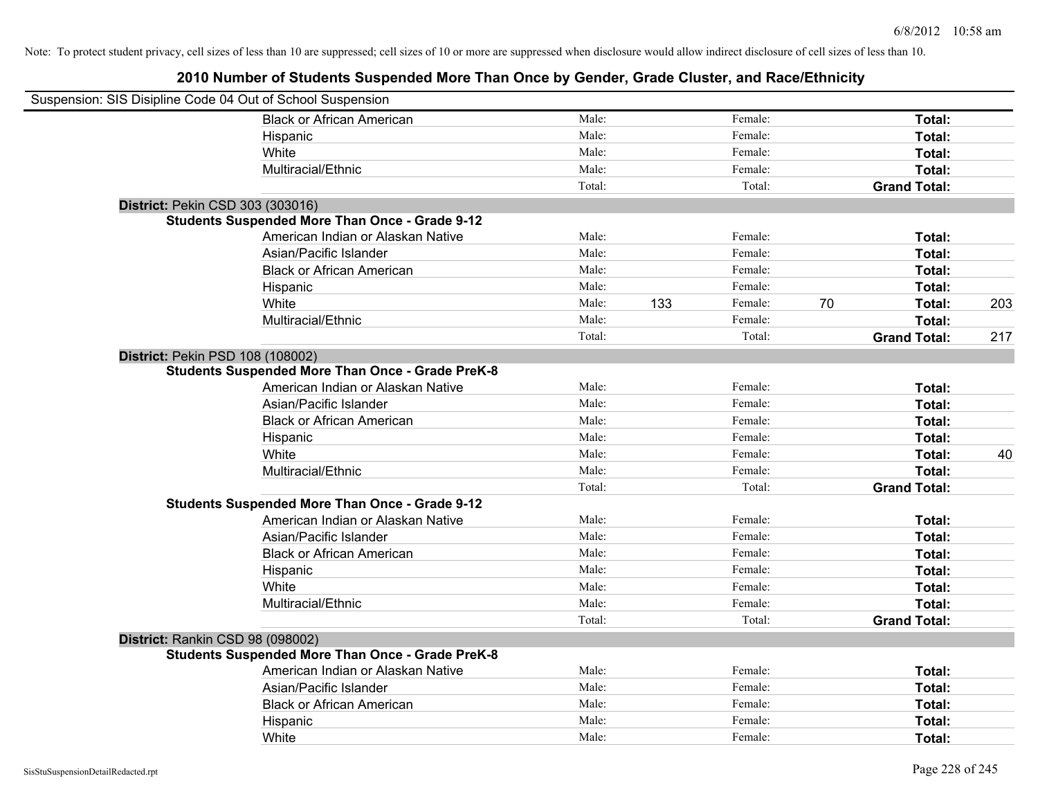Note: To protect student privacy, cell sizes of less than 10 are suppressed; cell sizes of 10 or more are suppressed when disclosure would allow indirect disclosure of cell sizes of less than 10.

# 2010 Number of Students Suspended More Than Once by Gender, Grade Cluster, and Race/Ethnicity

Suspension: SIS Disipline Code 04 Out of School Suspension

| | | | | | | |
|---|---|---|---|---|---|---|
| Black or African American | Male: | | Female: | | **Total:** | |
| Hispanic | Male: | | Female: | | **Total:** | |
| White | Male: | | Female: | | **Total:** | |
| Multiracial/Ethnic | Male: | | Female: | | **Total:** | |
| | Total: | | Total: | | **Grand Total:** | |

**District:** Pekin CSD 303 (303016)

**Students Suspended More Than Once - Grade 9-12**

| | | | | | | |
|---|---|---|---|---|---|---|
| American Indian or Alaskan Native | Male: | | Female: | | **Total:** | |
| Asian/Pacific Islander | Male: | | Female: | | **Total:** | |
| Black or African American | Male: | | Female: | | **Total:** | |
| Hispanic | Male: | | Female: | | **Total:** | |
| White | Male: | 133 | Female: | 70 | **Total:** | 203 |
| Multiracial/Ethnic | Male: | | Female: | | **Total:** | |
| | Total: | | Total: | | **Grand Total:** | 217 |

**District:** Pekin PSD 108 (108002)

**Students Suspended More Than Once - Grade PreK-8**

| | | | | | | |
|---|---|---|---|---|---|---|
| American Indian or Alaskan Native | Male: | | Female: | | **Total:** | |
| Asian/Pacific Islander | Male: | | Female: | | **Total:** | |
| Black or African American | Male: | | Female: | | **Total:** | |
| Hispanic | Male: | | Female: | | **Total:** | |
| White | Male: | | Female: | | **Total:** | 40 |
| Multiracial/Ethnic | Male: | | Female: | | **Total:** | |
| | Total: | | Total: | | **Grand Total:** | |

**Students Suspended More Than Once - Grade 9-12**

| | | | | | | |
|---|---|---|---|---|---|---|
| American Indian or Alaskan Native | Male: | | Female: | | **Total:** | |
| Asian/Pacific Islander | Male: | | Female: | | **Total:** | |
| Black or African American | Male: | | Female: | | **Total:** | |
| Hispanic | Male: | | Female: | | **Total:** | |
| White | Male: | | Female: | | **Total:** | |
| Multiracial/Ethnic | Male: | | Female: | | **Total:** | |
| | Total: | | Total: | | **Grand Total:** | |

**District:** Rankin CSD 98 (098002)

**Students Suspended More Than Once - Grade PreK-8**

| | | | | | | |
|---|---|---|---|---|---|---|
| American Indian or Alaskan Native | Male: | | Female: | | **Total:** | |
| Asian/Pacific Islander | Male: | | Female: | | **Total:** | |
| Black or African American | Male: | | Female: | | **Total:** | |
| Hispanic | Male: | | Female: | | **Total:** | |
| White | Male: | | Female: | | **Total:** | |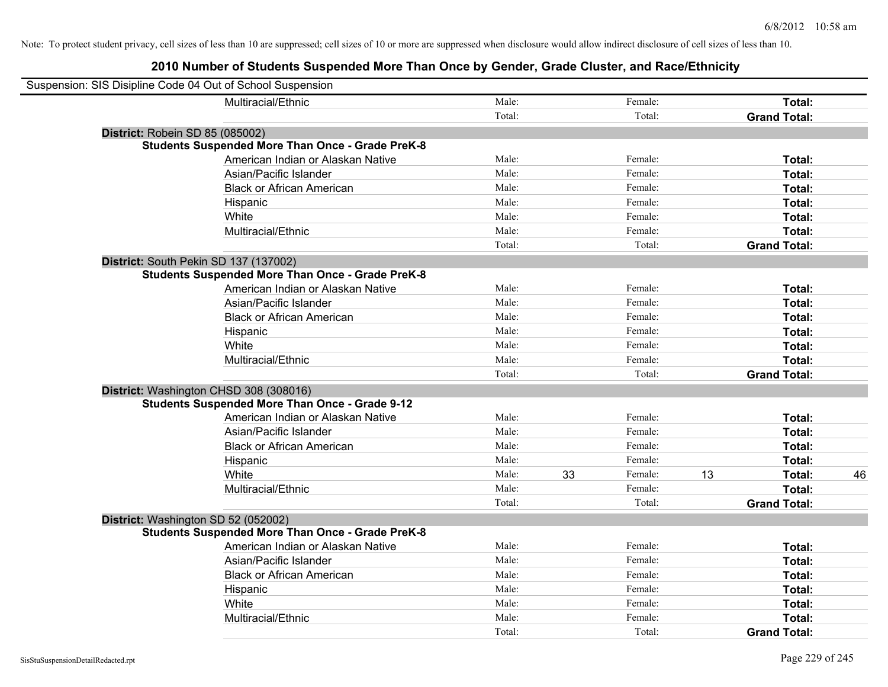Note: To protect student privacy, cell sizes of less than 10 are suppressed; cell sizes of 10 or more are suppressed when disclosure would allow indirect disclosure of cell sizes of less than 10.

## 2010 Number of Students Suspended More Than Once by Gender, Grade Cluster, and Race/Ethnicity

Suspension: SIS Disipline Code 04 Out of School Suspension

| | | | | | | |
|---|---|---|---|---|---|---|
| Multiracial/Ethnic | Male: | | Female: | | **Total:** | |
| | Total: | | Total: | | **Grand Total:** | |

**District:** Robein SD 85 (085002)

**Students Suspended More Than Once - Grade PreK-8**

| | | | | | | |
|---|---|---|---|---|---|---|
| American Indian or Alaskan Native | Male: | | Female: | | **Total:** | |
| Asian/Pacific Islander | Male: | | Female: | | **Total:** | |
| Black or African American | Male: | | Female: | | **Total:** | |
| Hispanic | Male: | | Female: | | **Total:** | |
| White | Male: | | Female: | | **Total:** | |
| Multiracial/Ethnic | Male: | | Female: | | **Total:** | |
| | Total: | | Total: | | **Grand Total:** | |

**District:** South Pekin SD 137 (137002)

**Students Suspended More Than Once - Grade PreK-8**

| | | | | | | |
|---|---|---|---|---|---|---|
| American Indian or Alaskan Native | Male: | | Female: | | **Total:** | |
| Asian/Pacific Islander | Male: | | Female: | | **Total:** | |
| Black or African American | Male: | | Female: | | **Total:** | |
| Hispanic | Male: | | Female: | | **Total:** | |
| White | Male: | | Female: | | **Total:** | |
| Multiracial/Ethnic | Male: | | Female: | | **Total:** | |
| | Total: | | Total: | | **Grand Total:** | |

**District:** Washington CHSD 308 (308016)

**Students Suspended More Than Once - Grade 9-12**

| | | | | | | |
|---|---|---|---|---|---|---|
| American Indian or Alaskan Native | Male: | | Female: | | **Total:** | |
| Asian/Pacific Islander | Male: | | Female: | | **Total:** | |
| Black or African American | Male: | | Female: | | **Total:** | |
| Hispanic | Male: | | Female: | | **Total:** | |
| White | Male: | 33 | Female: | 13 | **Total:** | 46 |
| Multiracial/Ethnic | Male: | | Female: | | **Total:** | |
| | Total: | | Total: | | **Grand Total:** | |

**District:** Washington SD 52 (052002)

**Students Suspended More Than Once - Grade PreK-8**

| | | | | | | |
|---|---|---|---|---|---|---|
| American Indian or Alaskan Native | Male: | | Female: | | **Total:** | |
| Asian/Pacific Islander | Male: | | Female: | | **Total:** | |
| Black or African American | Male: | | Female: | | **Total:** | |
| Hispanic | Male: | | Female: | | **Total:** | |
| White | Male: | | Female: | | **Total:** | |
| Multiracial/Ethnic | Male: | | Female: | | **Total:** | |
| | Total: | | Total: | | **Grand Total:** | |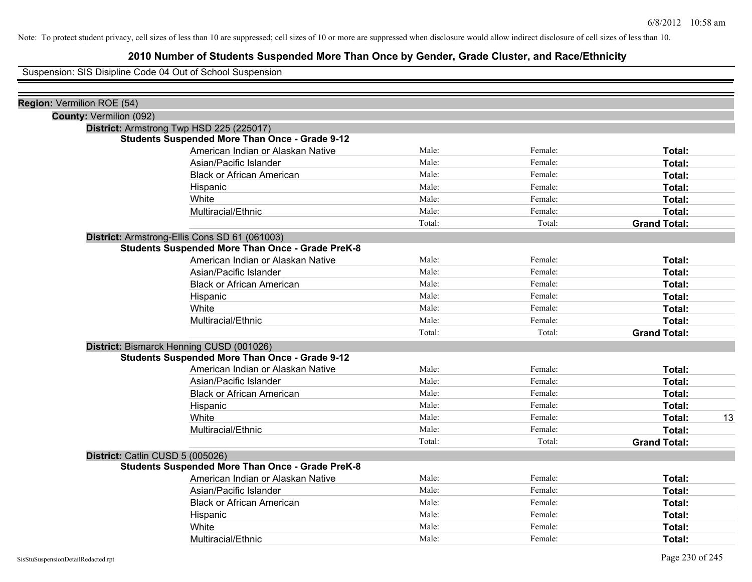Note: To protect student privacy, cell sizes of less than 10 are suppressed; cell sizes of 10 or more are suppressed when disclosure would allow indirect disclosure of cell sizes of less than 10.

# 2010 Number of Students Suspended More Than Once by Gender, Grade Cluster, and Race/Ethnicity

Suspension: SIS Disipline Code 04 Out of School Suspension

**Region:** Vermilion ROE (54)

**County:** Vermilion (092)

**District:** Armstrong Twp HSD 225 (225017)

**Students Suspended More Than Once - Grade 9-12**

| | | | | |
|---|---|---|---|---|
| American Indian or Alaskan Native | Male: | Female: | **Total:** | |
| Asian/Pacific Islander | Male: | Female: | **Total:** | |
| Black or African American | Male: | Female: | **Total:** | |
| Hispanic | Male: | Female: | **Total:** | |
| White | Male: | Female: | **Total:** | |
| Multiracial/Ethnic | Male: | Female: | **Total:** | |
| | Total: | Total: | **Grand Total:** | |

**District:** Armstrong-Ellis Cons SD 61 (061003)

**Students Suspended More Than Once - Grade PreK-8**

| | | | | |
|---|---|---|---|---|
| American Indian or Alaskan Native | Male: | Female: | **Total:** | |
| Asian/Pacific Islander | Male: | Female: | **Total:** | |
| Black or African American | Male: | Female: | **Total:** | |
| Hispanic | Male: | Female: | **Total:** | |
| White | Male: | Female: | **Total:** | |
| Multiracial/Ethnic | Male: | Female: | **Total:** | |
| | Total: | Total: | **Grand Total:** | |

**District:** Bismarck Henning CUSD (001026)

**Students Suspended More Than Once - Grade 9-12**

| | | | | |
|---|---|---|---|---|
| American Indian or Alaskan Native | Male: | Female: | **Total:** | |
| Asian/Pacific Islander | Male: | Female: | **Total:** | |
| Black or African American | Male: | Female: | **Total:** | |
| Hispanic | Male: | Female: | **Total:** | |
| White | Male: | Female: | **Total:** | 13 |
| Multiracial/Ethnic | Male: | Female: | **Total:** | |
| | Total: | Total: | **Grand Total:** | |

**District:** Catlin CUSD 5 (005026)

**Students Suspended More Than Once - Grade PreK-8**

| | | | | |
|---|---|---|---|---|
| American Indian or Alaskan Native | Male: | Female: | **Total:** | |
| Asian/Pacific Islander | Male: | Female: | **Total:** | |
| Black or African American | Male: | Female: | **Total:** | |
| Hispanic | Male: | Female: | **Total:** | |
| White | Male: | Female: | **Total:** | |
| Multiracial/Ethnic | Male: | Female: | **Total:** | |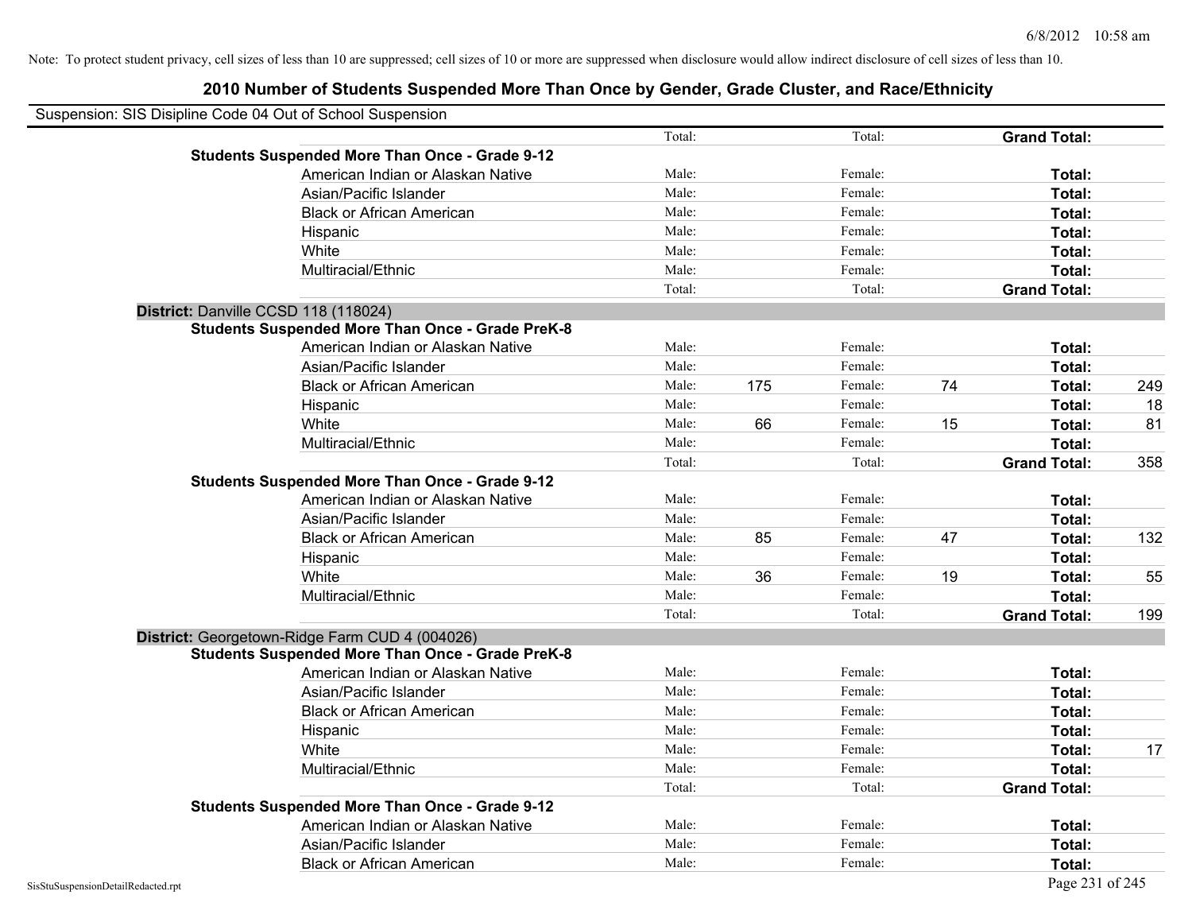Note: To protect student privacy, cell sizes of less than 10 are suppressed; cell sizes of 10 or more are suppressed when disclosure would allow indirect disclosure of cell sizes of less than 10.

## 2010 Number of Students Suspended More Than Once by Gender, Grade Cluster, and Race/Ethnicity

Suspension: SIS Disipline Code 04 Out of School Suspension

| | | | | | | |
|---|---|---|---|---|---|---|
| | Total: | | Total: | | **Grand Total:** | |
| **Students Suspended More Than Once - Grade 9-12** | | | | | | |
| American Indian or Alaskan Native | Male: | | Female: | | **Total:** | |
| Asian/Pacific Islander | Male: | | Female: | | **Total:** | |
| Black or African American | Male: | | Female: | | **Total:** | |
| Hispanic | Male: | | Female: | | **Total:** | |
| White | Male: | | Female: | | **Total:** | |
| Multiracial/Ethnic | Male: | | Female: | | **Total:** | |
| | Total: | | Total: | | **Grand Total:** | |
| **District:** Danville CCSD 118 (118024) | | | | | | |
| **Students Suspended More Than Once - Grade PreK-8** | | | | | | |
| American Indian or Alaskan Native | Male: | | Female: | | **Total:** | |
| Asian/Pacific Islander | Male: | | Female: | | **Total:** | |
| Black or African American | Male: | 175 | Female: | 74 | **Total:** | 249 |
| Hispanic | Male: | | Female: | | **Total:** | 18 |
| White | Male: | 66 | Female: | 15 | **Total:** | 81 |
| Multiracial/Ethnic | Male: | | Female: | | **Total:** | |
| | Total: | | Total: | | **Grand Total:** | 358 |
| **Students Suspended More Than Once - Grade 9-12** | | | | | | |
| American Indian or Alaskan Native | Male: | | Female: | | **Total:** | |
| Asian/Pacific Islander | Male: | | Female: | | **Total:** | |
| Black or African American | Male: | 85 | Female: | 47 | **Total:** | 132 |
| Hispanic | Male: | | Female: | | **Total:** | |
| White | Male: | 36 | Female: | 19 | **Total:** | 55 |
| Multiracial/Ethnic | Male: | | Female: | | **Total:** | |
| | Total: | | Total: | | **Grand Total:** | 199 |
| **District:** Georgetown-Ridge Farm CUD 4 (004026) | | | | | | |
| **Students Suspended More Than Once - Grade PreK-8** | | | | | | |
| American Indian or Alaskan Native | Male: | | Female: | | **Total:** | |
| Asian/Pacific Islander | Male: | | Female: | | **Total:** | |
| Black or African American | Male: | | Female: | | **Total:** | |
| Hispanic | Male: | | Female: | | **Total:** | |
| White | Male: | | Female: | | **Total:** | 17 |
| Multiracial/Ethnic | Male: | | Female: | | **Total:** | |
| | Total: | | Total: | | **Grand Total:** | |
| **Students Suspended More Than Once - Grade 9-12** | | | | | | |
| American Indian or Alaskan Native | Male: | | Female: | | **Total:** | |
| Asian/Pacific Islander | Male: | | Female: | | **Total:** | |
| Black or African American | Male: | | Female: | | **Total:** | |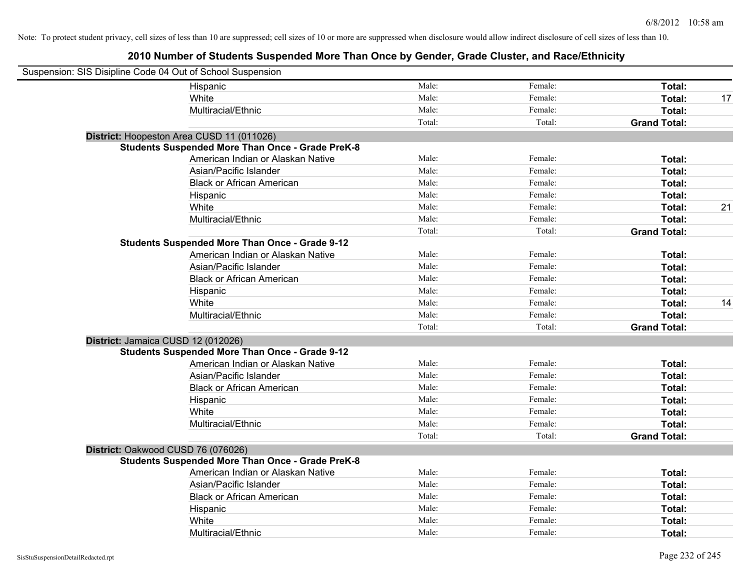Note: To protect student privacy, cell sizes of less than 10 are suppressed; cell sizes of 10 or more are suppressed when disclosure would allow indirect disclosure of cell sizes of less than 10.

## 2010 Number of Students Suspended More Than Once by Gender, Grade Cluster, and Race/Ethnicity

Suspension: SIS Disipline Code 04 Out of School Suspension

| | | | | |
|---|---|---|---|---|
| Hispanic | Male: | Female: | **Total:** | |
| White | Male: | Female: | **Total:** | 17 |
| Multiracial/Ethnic | Male: | Female: | **Total:** | |
| | Total: | Total: | **Grand Total:** | |

**District:** Hoopeston Area CUSD 11 (011026)

**Students Suspended More Than Once - Grade PreK-8**

| | | | | |
|---|---|---|---|---|
| American Indian or Alaskan Native | Male: | Female: | **Total:** | |
| Asian/Pacific Islander | Male: | Female: | **Total:** | |
| Black or African American | Male: | Female: | **Total:** | |
| Hispanic | Male: | Female: | **Total:** | |
| White | Male: | Female: | **Total:** | 21 |
| Multiracial/Ethnic | Male: | Female: | **Total:** | |
| | Total: | Total: | **Grand Total:** | |

**Students Suspended More Than Once - Grade 9-12**

| | | | | |
|---|---|---|---|---|
| American Indian or Alaskan Native | Male: | Female: | **Total:** | |
| Asian/Pacific Islander | Male: | Female: | **Total:** | |
| Black or African American | Male: | Female: | **Total:** | |
| Hispanic | Male: | Female: | **Total:** | |
| White | Male: | Female: | **Total:** | 14 |
| Multiracial/Ethnic | Male: | Female: | **Total:** | |
| | Total: | Total: | **Grand Total:** | |

**District:** Jamaica CUSD 12 (012026)

**Students Suspended More Than Once - Grade 9-12**

| | | | | |
|---|---|---|---|---|
| American Indian or Alaskan Native | Male: | Female: | **Total:** | |
| Asian/Pacific Islander | Male: | Female: | **Total:** | |
| Black or African American | Male: | Female: | **Total:** | |
| Hispanic | Male: | Female: | **Total:** | |
| White | Male: | Female: | **Total:** | |
| Multiracial/Ethnic | Male: | Female: | **Total:** | |
| | Total: | Total: | **Grand Total:** | |

**District:** Oakwood CUSD 76 (076026)

**Students Suspended More Than Once - Grade PreK-8**

| | | | | |
|---|---|---|---|---|
| American Indian or Alaskan Native | Male: | Female: | **Total:** | |
| Asian/Pacific Islander | Male: | Female: | **Total:** | |
| Black or African American | Male: | Female: | **Total:** | |
| Hispanic | Male: | Female: | **Total:** | |
| White | Male: | Female: | **Total:** | |
| Multiracial/Ethnic | Male: | Female: | **Total:** | |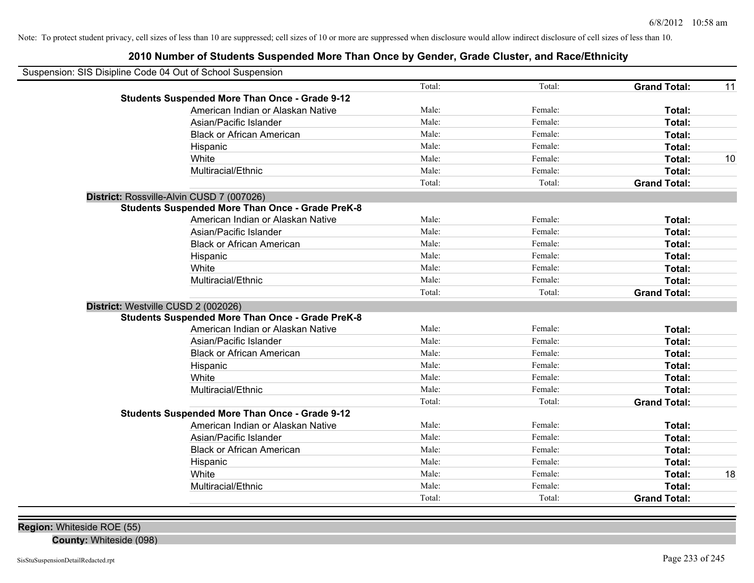Note: To protect student privacy, cell sizes of less than 10 are suppressed; cell sizes of 10 or more are suppressed when disclosure would allow indirect disclosure of cell sizes of less than 10.

## 2010 Number of Students Suspended More Than Once by Gender, Grade Cluster, and Race/Ethnicity

Suspension: SIS Disipline Code 04 Out of School Suspension

| | | | | |
|---|---|---|---|---|
| | Total: | Total: | **Grand Total:** | 11 |
| **Students Suspended More Than Once - Grade 9-12** | | | | |
| American Indian or Alaskan Native | Male: | Female: | **Total:** | |
| Asian/Pacific Islander | Male: | Female: | **Total:** | |
| Black or African American | Male: | Female: | **Total:** | |
| Hispanic | Male: | Female: | **Total:** | |
| White | Male: | Female: | **Total:** | 10 |
| Multiracial/Ethnic | Male: | Female: | **Total:** | |
| | Total: | Total: | **Grand Total:** | |

**District:** Rossville-Alvin CUSD 7 (007026)

| | | | | |
|---|---|---|---|---|
| **Students Suspended More Than Once - Grade PreK-8** | | | | |
| American Indian or Alaskan Native | Male: | Female: | **Total:** | |
| Asian/Pacific Islander | Male: | Female: | **Total:** | |
| Black or African American | Male: | Female: | **Total:** | |
| Hispanic | Male: | Female: | **Total:** | |
| White | Male: | Female: | **Total:** | |
| Multiracial/Ethnic | Male: | Female: | **Total:** | |
| | Total: | Total: | **Grand Total:** | |

**District:** Westville CUSD 2 (002026)

| | | | | |
|---|---|---|---|---|
| **Students Suspended More Than Once - Grade PreK-8** | | | | |
| American Indian or Alaskan Native | Male: | Female: | **Total:** | |
| Asian/Pacific Islander | Male: | Female: | **Total:** | |
| Black or African American | Male: | Female: | **Total:** | |
| Hispanic | Male: | Female: | **Total:** | |
| White | Male: | Female: | **Total:** | |
| Multiracial/Ethnic | Male: | Female: | **Total:** | |
| | Total: | Total: | **Grand Total:** | |
| **Students Suspended More Than Once - Grade 9-12** | | | | |
| American Indian or Alaskan Native | Male: | Female: | **Total:** | |
| Asian/Pacific Islander | Male: | Female: | **Total:** | |
| Black or African American | Male: | Female: | **Total:** | |
| Hispanic | Male: | Female: | **Total:** | |
| White | Male: | Female: | **Total:** | 18 |
| Multiracial/Ethnic | Male: | Female: | **Total:** | |
| | Total: | Total: | **Grand Total:** | |

**Region:** Whiteside ROE (55)

**County:** Whiteside (098)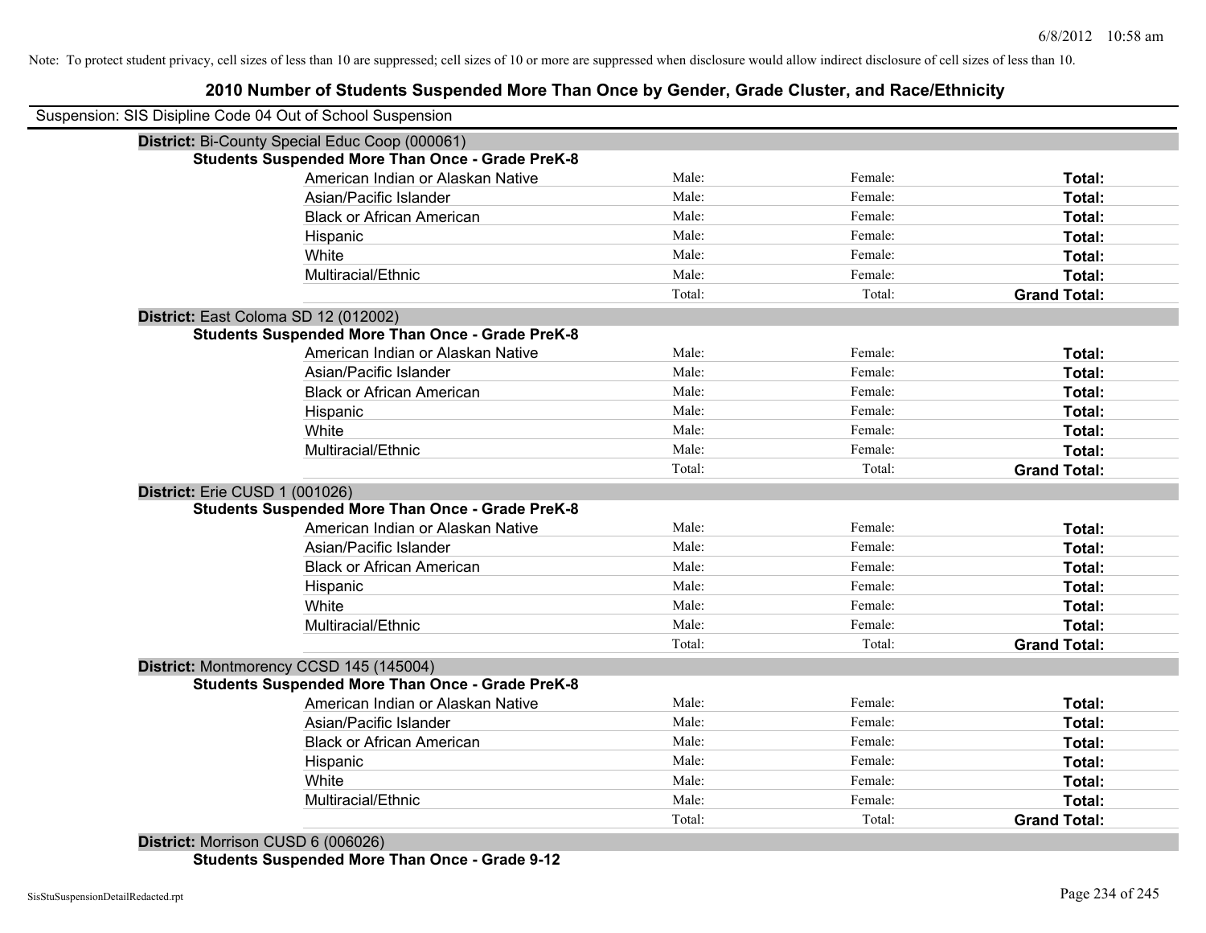Note: To protect student privacy, cell sizes of less than 10 are suppressed; cell sizes of 10 or more are suppressed when disclosure would allow indirect disclosure of cell sizes of less than 10.

# 2010 Number of Students Suspended More Than Once by Gender, Grade Cluster, and Race/Ethnicity

Suspension: SIS Disipline Code 04 Out of School Suspension

**District:** Bi-County Special Educ Coop (000061)

**Students Suspended More Than Once - Grade PreK-8**

| | | | |
|---|---|---|---|
| American Indian or Alaskan Native | Male: | Female: | **Total:** |
| Asian/Pacific Islander | Male: | Female: | **Total:** |
| Black or African American | Male: | Female: | **Total:** |
| Hispanic | Male: | Female: | **Total:** |
| White | Male: | Female: | **Total:** |
| Multiracial/Ethnic | Male: | Female: | **Total:** |
| | Total: | Total: | **Grand Total:** |

**District:** East Coloma SD 12 (012002)

**Students Suspended More Than Once - Grade PreK-8**

| | | | |
|---|---|---|---|
| American Indian or Alaskan Native | Male: | Female: | **Total:** |
| Asian/Pacific Islander | Male: | Female: | **Total:** |
| Black or African American | Male: | Female: | **Total:** |
| Hispanic | Male: | Female: | **Total:** |
| White | Male: | Female: | **Total:** |
| Multiracial/Ethnic | Male: | Female: | **Total:** |
| | Total: | Total: | **Grand Total:** |

**District:** Erie CUSD 1 (001026)

**Students Suspended More Than Once - Grade PreK-8**

| | | | |
|---|---|---|---|
| American Indian or Alaskan Native | Male: | Female: | **Total:** |
| Asian/Pacific Islander | Male: | Female: | **Total:** |
| Black or African American | Male: | Female: | **Total:** |
| Hispanic | Male: | Female: | **Total:** |
| White | Male: | Female: | **Total:** |
| Multiracial/Ethnic | Male: | Female: | **Total:** |
| | Total: | Total: | **Grand Total:** |

**District:** Montmorency CCSD 145 (145004)

**Students Suspended More Than Once - Grade PreK-8**

| | | | |
|---|---|---|---|
| American Indian or Alaskan Native | Male: | Female: | **Total:** |
| Asian/Pacific Islander | Male: | Female: | **Total:** |
| Black or African American | Male: | Female: | **Total:** |
| Hispanic | Male: | Female: | **Total:** |
| White | Male: | Female: | **Total:** |
| Multiracial/Ethnic | Male: | Female: | **Total:** |
| | Total: | Total: | **Grand Total:** |

**District:** Morrison CUSD 6 (006026)

**Students Suspended More Than Once - Grade 9-12**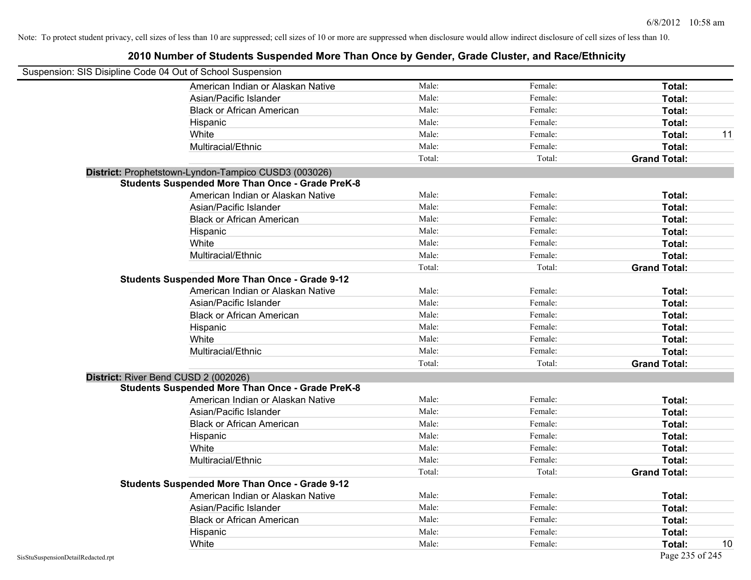Note: To protect student privacy, cell sizes of less than 10 are suppressed; cell sizes of 10 or more are suppressed when disclosure would allow indirect disclosure of cell sizes of less than 10.

# 2010 Number of Students Suspended More Than Once by Gender, Grade Cluster, and Race/Ethnicity

Suspension: SIS Disipline Code 04 Out of School Suspension

| | Male | Female | Total | |
|---|---|---|---|---|
| American Indian or Alaskan Native | Male: | Female: | **Total:** | |
| Asian/Pacific Islander | Male: | Female: | **Total:** | |
| Black or African American | Male: | Female: | **Total:** | |
| Hispanic | Male: | Female: | **Total:** | |
| White | Male: | Female: | **Total:** | 11 |
| Multiracial/Ethnic | Male: | Female: | **Total:** | |
| | Total: | Total: | **Grand Total:** | |

## District: Prophetstown-Lyndon-Tampico CUSD3 (003026)

### Students Suspended More Than Once - Grade PreK-8

| | Male | Female | Total | |
|---|---|---|---|---|
| American Indian or Alaskan Native | Male: | Female: | **Total:** | |
| Asian/Pacific Islander | Male: | Female: | **Total:** | |
| Black or African American | Male: | Female: | **Total:** | |
| Hispanic | Male: | Female: | **Total:** | |
| White | Male: | Female: | **Total:** | |
| Multiracial/Ethnic | Male: | Female: | **Total:** | |
| | Total: | Total: | **Grand Total:** | |

### Students Suspended More Than Once - Grade 9-12

| | Male | Female | Total | |
|---|---|---|---|---|
| American Indian or Alaskan Native | Male: | Female: | **Total:** | |
| Asian/Pacific Islander | Male: | Female: | **Total:** | |
| Black or African American | Male: | Female: | **Total:** | |
| Hispanic | Male: | Female: | **Total:** | |
| White | Male: | Female: | **Total:** | |
| Multiracial/Ethnic | Male: | Female: | **Total:** | |
| | Total: | Total: | **Grand Total:** | |

## District: River Bend CUSD 2 (002026)

### Students Suspended More Than Once - Grade PreK-8

| | Male | Female | Total | |
|---|---|---|---|---|
| American Indian or Alaskan Native | Male: | Female: | **Total:** | |
| Asian/Pacific Islander | Male: | Female: | **Total:** | |
| Black or African American | Male: | Female: | **Total:** | |
| Hispanic | Male: | Female: | **Total:** | |
| White | Male: | Female: | **Total:** | |
| Multiracial/Ethnic | Male: | Female: | **Total:** | |
| | Total: | Total: | **Grand Total:** | |

### Students Suspended More Than Once - Grade 9-12

| | Male | Female | Total | |
|---|---|---|---|---|
| American Indian or Alaskan Native | Male: | Female: | **Total:** | |
| Asian/Pacific Islander | Male: | Female: | **Total:** | |
| Black or African American | Male: | Female: | **Total:** | |
| Hispanic | Male: | Female: | **Total:** | |
| White | Male: | Female: | **Total:** | 10 |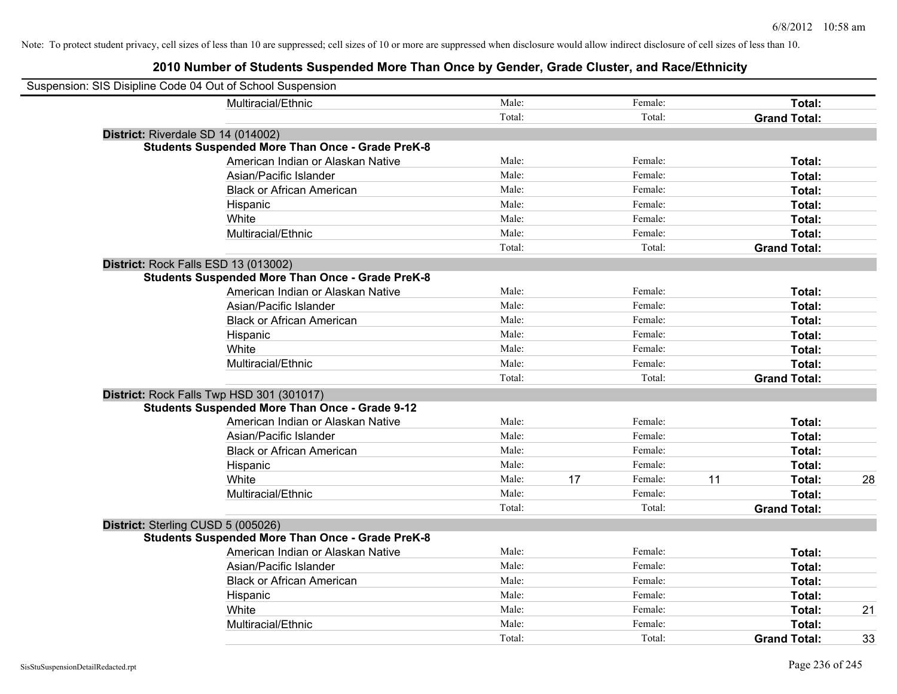Note: To protect student privacy, cell sizes of less than 10 are suppressed; cell sizes of 10 or more are suppressed when disclosure would allow indirect disclosure of cell sizes of less than 10.

## 2010 Number of Students Suspended More Than Once by Gender, Grade Cluster, and Race/Ethnicity

Suspension: SIS Disipline Code 04 Out of School Suspension

| | | | | | | |
|---|---|---|---|---|---|---|
| Multiracial/Ethnic | Male: | | Female: | | **Total:** | |
| | Total: | | Total: | | **Grand Total:** | |

**District:** Riverdale SD 14 (014002)

**Students Suspended More Than Once - Grade PreK-8**

| | | | | | | |
|---|---|---|---|---|---|---|
| American Indian or Alaskan Native | Male: | | Female: | | **Total:** | |
| Asian/Pacific Islander | Male: | | Female: | | **Total:** | |
| Black or African American | Male: | | Female: | | **Total:** | |
| Hispanic | Male: | | Female: | | **Total:** | |
| White | Male: | | Female: | | **Total:** | |
| Multiracial/Ethnic | Male: | | Female: | | **Total:** | |
| | Total: | | Total: | | **Grand Total:** | |

**District:** Rock Falls ESD 13 (013002)

**Students Suspended More Than Once - Grade PreK-8**

| | | | | | | |
|---|---|---|---|---|---|---|
| American Indian or Alaskan Native | Male: | | Female: | | **Total:** | |
| Asian/Pacific Islander | Male: | | Female: | | **Total:** | |
| Black or African American | Male: | | Female: | | **Total:** | |
| Hispanic | Male: | | Female: | | **Total:** | |
| White | Male: | | Female: | | **Total:** | |
| Multiracial/Ethnic | Male: | | Female: | | **Total:** | |
| | Total: | | Total: | | **Grand Total:** | |

**District:** Rock Falls Twp HSD 301 (301017)

**Students Suspended More Than Once - Grade 9-12**

| | | | | | | |
|---|---|---|---|---|---|---|
| American Indian or Alaskan Native | Male: | | Female: | | **Total:** | |
| Asian/Pacific Islander | Male: | | Female: | | **Total:** | |
| Black or African American | Male: | | Female: | | **Total:** | |
| Hispanic | Male: | | Female: | | **Total:** | |
| White | Male: | 17 | Female: | 11 | **Total:** | 28 |
| Multiracial/Ethnic | Male: | | Female: | | **Total:** | |
| | Total: | | Total: | | **Grand Total:** | |

**District:** Sterling CUSD 5 (005026)

**Students Suspended More Than Once - Grade PreK-8**

| | | | | | | |
|---|---|---|---|---|---|---|
| American Indian or Alaskan Native | Male: | | Female: | | **Total:** | |
| Asian/Pacific Islander | Male: | | Female: | | **Total:** | |
| Black or African American | Male: | | Female: | | **Total:** | |
| Hispanic | Male: | | Female: | | **Total:** | |
| White | Male: | | Female: | | **Total:** | 21 |
| Multiracial/Ethnic | Male: | | Female: | | **Total:** | |
| | Total: | | Total: | | **Grand Total:** | 33 |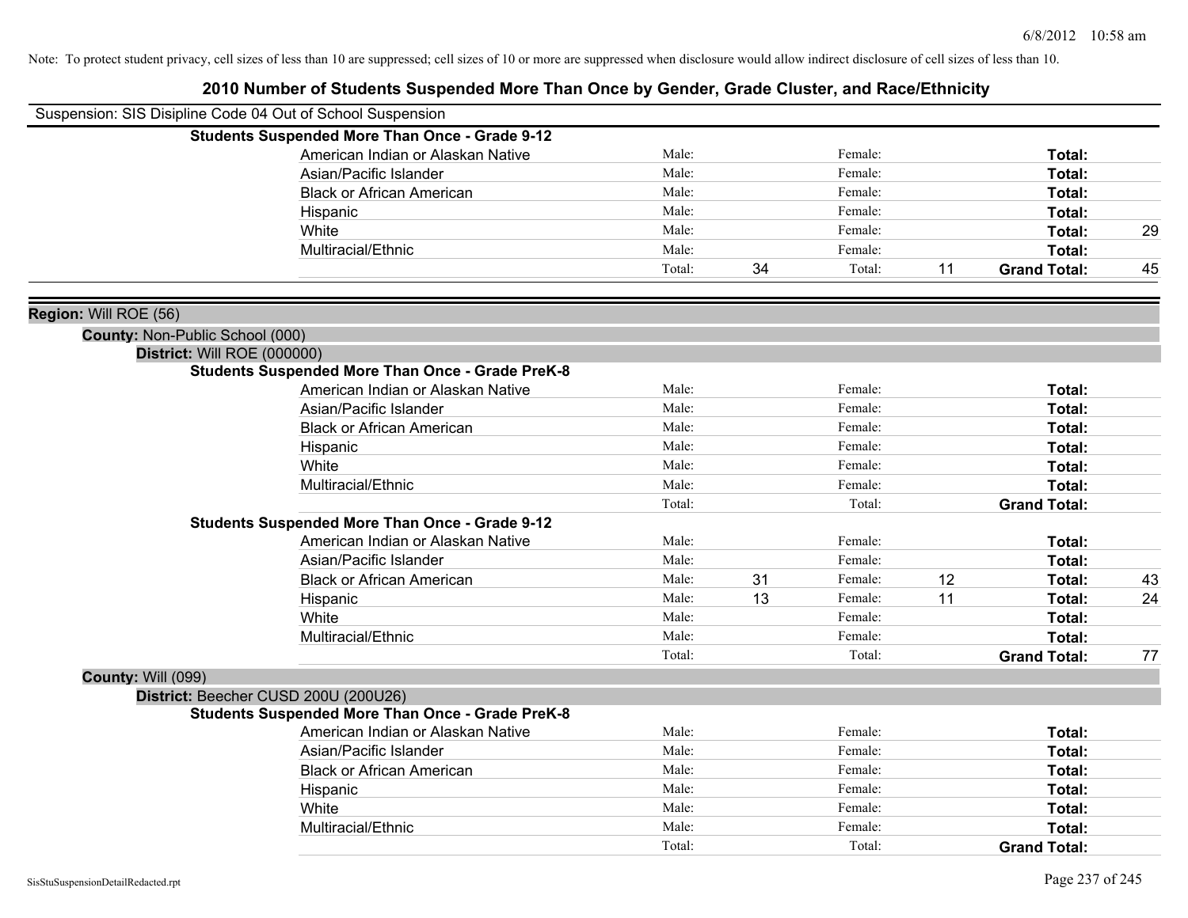Note: To protect student privacy, cell sizes of less than 10 are suppressed; cell sizes of 10 or more are suppressed when disclosure would allow indirect disclosure of cell sizes of less than 10.

# 2010 Number of Students Suspended More Than Once by Gender, Grade Cluster, and Race/Ethnicity

Suspension: SIS Disipline Code 04 Out of School Suspension

**Students Suspended More Than Once - Grade 9-12**

| | | | | | | |
|---|---|---|---|---|---|---|
| American Indian or Alaskan Native | Male: | | Female: | | **Total:** | |
| Asian/Pacific Islander | Male: | | Female: | | **Total:** | |
| Black or African American | Male: | | Female: | | **Total:** | |
| Hispanic | Male: | | Female: | | **Total:** | |
| White | Male: | | Female: | | **Total:** | 29 |
| Multiracial/Ethnic | Male: | | Female: | | **Total:** | |
| | Total: | 34 | Total: | 11 | **Grand Total:** | 45 |

**Region:** Will ROE (56)

**County:** Non-Public School (000)

**District:** Will ROE (000000)

**Students Suspended More Than Once - Grade PreK-8**

| | | | | | | |
|---|---|---|---|---|---|---|
| American Indian or Alaskan Native | Male: | | Female: | | **Total:** | |
| Asian/Pacific Islander | Male: | | Female: | | **Total:** | |
| Black or African American | Male: | | Female: | | **Total:** | |
| Hispanic | Male: | | Female: | | **Total:** | |
| White | Male: | | Female: | | **Total:** | |
| Multiracial/Ethnic | Male: | | Female: | | **Total:** | |
| | Total: | | Total: | | **Grand Total:** | |

**Students Suspended More Than Once - Grade 9-12**

| | | | | | | |
|---|---|---|---|---|---|---|
| American Indian or Alaskan Native | Male: | | Female: | | **Total:** | |
| Asian/Pacific Islander | Male: | | Female: | | **Total:** | |
| Black or African American | Male: | 31 | Female: | 12 | **Total:** | 43 |
| Hispanic | Male: | 13 | Female: | 11 | **Total:** | 24 |
| White | Male: | | Female: | | **Total:** | |
| Multiracial/Ethnic | Male: | | Female: | | **Total:** | |
| | Total: | | Total: | | **Grand Total:** | 77 |

**County:** Will (099)

**District:** Beecher CUSD 200U (200U26)

**Students Suspended More Than Once - Grade PreK-8**

| | | | | | | |
|---|---|---|---|---|---|---|
| American Indian or Alaskan Native | Male: | | Female: | | **Total:** | |
| Asian/Pacific Islander | Male: | | Female: | | **Total:** | |
| Black or African American | Male: | | Female: | | **Total:** | |
| Hispanic | Male: | | Female: | | **Total:** | |
| White | Male: | | Female: | | **Total:** | |
| Multiracial/Ethnic | Male: | | Female: | | **Total:** | |
| | Total: | | Total: | | **Grand Total:** | |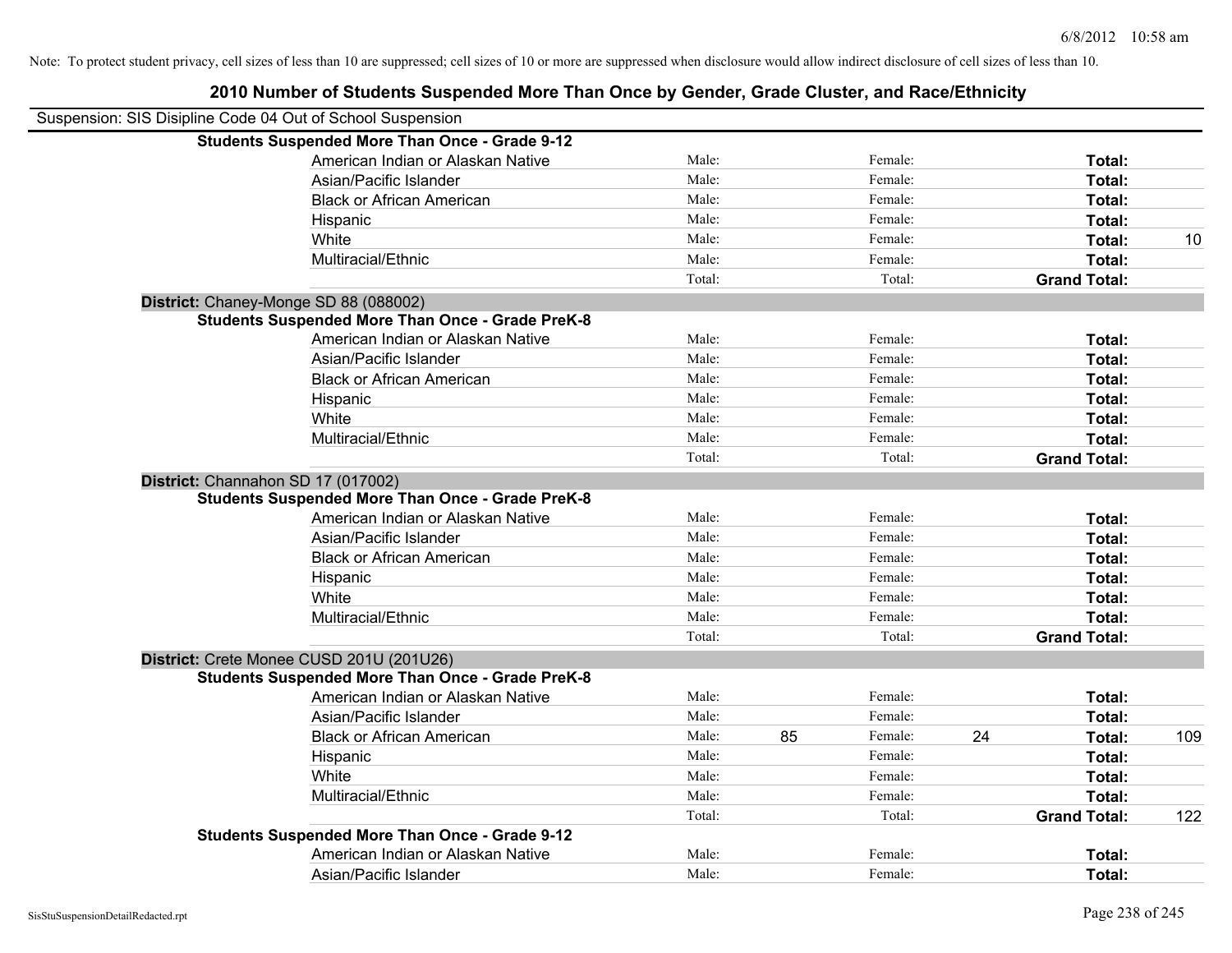Note: To protect student privacy, cell sizes of less than 10 are suppressed; cell sizes of 10 or more are suppressed when disclosure would allow indirect disclosure of cell sizes of less than 10.

## 2010 Number of Students Suspended More Than Once by Gender, Grade Cluster, and Race/Ethnicity

Suspension: SIS Disipline Code 04 Out of School Suspension

| | Male: | | Female: | | | |
|---|---|---|---|---|---|---|
| **Students Suspended More Than Once - Grade 9-12** | | | | | | |
| American Indian or Alaskan Native | Male: | | Female: | | **Total:** | |
| Asian/Pacific Islander | Male: | | Female: | | **Total:** | |
| Black or African American | Male: | | Female: | | **Total:** | |
| Hispanic | Male: | | Female: | | **Total:** | |
| White | Male: | | Female: | | **Total:** | 10 |
| Multiracial/Ethnic | Male: | | Female: | | **Total:** | |
| | Total: | | Total: | | **Grand Total:** | |
| **District:** Chaney-Monge SD 88 (088002) | | | | | | |
| **Students Suspended More Than Once - Grade PreK-8** | | | | | | |
| American Indian or Alaskan Native | Male: | | Female: | | **Total:** | |
| Asian/Pacific Islander | Male: | | Female: | | **Total:** | |
| Black or African American | Male: | | Female: | | **Total:** | |
| Hispanic | Male: | | Female: | | **Total:** | |
| White | Male: | | Female: | | **Total:** | |
| Multiracial/Ethnic | Male: | | Female: | | **Total:** | |
| | Total: | | Total: | | **Grand Total:** | |
| **District:** Channahon SD 17 (017002) | | | | | | |
| **Students Suspended More Than Once - Grade PreK-8** | | | | | | |
| American Indian or Alaskan Native | Male: | | Female: | | **Total:** | |
| Asian/Pacific Islander | Male: | | Female: | | **Total:** | |
| Black or African American | Male: | | Female: | | **Total:** | |
| Hispanic | Male: | | Female: | | **Total:** | |
| White | Male: | | Female: | | **Total:** | |
| Multiracial/Ethnic | Male: | | Female: | | **Total:** | |
| | Total: | | Total: | | **Grand Total:** | |
| **District:** Crete Monee CUSD 201U (201U26) | | | | | | |
| **Students Suspended More Than Once - Grade PreK-8** | | | | | | |
| American Indian or Alaskan Native | Male: | | Female: | | **Total:** | |
| Asian/Pacific Islander | Male: | | Female: | | **Total:** | |
| Black or African American | Male: | 85 | Female: | 24 | **Total:** | 109 |
| Hispanic | Male: | | Female: | | **Total:** | |
| White | Male: | | Female: | | **Total:** | |
| Multiracial/Ethnic | Male: | | Female: | | **Total:** | |
| | Total: | | Total: | | **Grand Total:** | 122 |
| **Students Suspended More Than Once - Grade 9-12** | | | | | | |
| American Indian or Alaskan Native | Male: | | Female: | | **Total:** | |
| Asian/Pacific Islander | Male: | | Female: | | **Total:** | |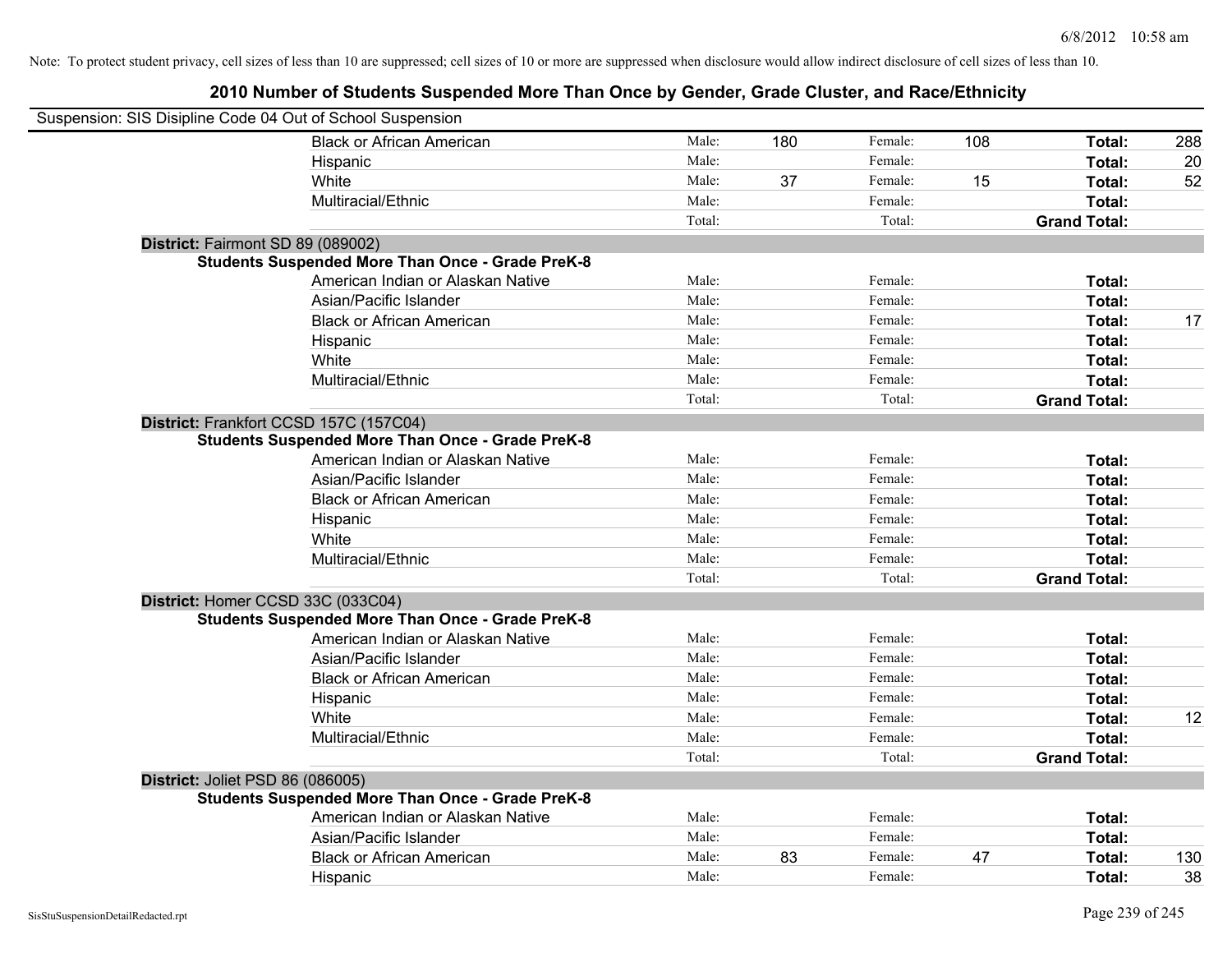Note: To protect student privacy, cell sizes of less than 10 are suppressed; cell sizes of 10 or more are suppressed when disclosure would allow indirect disclosure of cell sizes of less than 10.

# 2010 Number of Students Suspended More Than Once by Gender, Grade Cluster, and Race/Ethnicity

Suspension: SIS Disipline Code 04 Out of School Suspension

| | | | | | | |
|---|---|---|---|---|---|---|
| Black or African American | Male: | 180 | Female: | 108 | **Total:** | 288 |
| Hispanic | Male: | | Female: | | **Total:** | 20 |
| White | Male: | 37 | Female: | 15 | **Total:** | 52 |
| Multiracial/Ethnic | Male: | | Female: | | **Total:** | |
| | Total: | | Total: | | **Grand Total:** | |

**District:** Fairmont SD 89 (089002)

**Students Suspended More Than Once - Grade PreK-8**

| | | | | | | |
|---|---|---|---|---|---|---|
| American Indian or Alaskan Native | Male: | | Female: | | **Total:** | |
| Asian/Pacific Islander | Male: | | Female: | | **Total:** | |
| Black or African American | Male: | | Female: | | **Total:** | 17 |
| Hispanic | Male: | | Female: | | **Total:** | |
| White | Male: | | Female: | | **Total:** | |
| Multiracial/Ethnic | Male: | | Female: | | **Total:** | |
| | Total: | | Total: | | **Grand Total:** | |

**District:** Frankfort CCSD 157C (157C04)

**Students Suspended More Than Once - Grade PreK-8**

| | | | | | | |
|---|---|---|---|---|---|---|
| American Indian or Alaskan Native | Male: | | Female: | | **Total:** | |
| Asian/Pacific Islander | Male: | | Female: | | **Total:** | |
| Black or African American | Male: | | Female: | | **Total:** | |
| Hispanic | Male: | | Female: | | **Total:** | |
| White | Male: | | Female: | | **Total:** | |
| Multiracial/Ethnic | Male: | | Female: | | **Total:** | |
| | Total: | | Total: | | **Grand Total:** | |

**District:** Homer CCSD 33C (033C04)

**Students Suspended More Than Once - Grade PreK-8**

| | | | | | | |
|---|---|---|---|---|---|---|
| American Indian or Alaskan Native | Male: | | Female: | | **Total:** | |
| Asian/Pacific Islander | Male: | | Female: | | **Total:** | |
| Black or African American | Male: | | Female: | | **Total:** | |
| Hispanic | Male: | | Female: | | **Total:** | |
| White | Male: | | Female: | | **Total:** | 12 |
| Multiracial/Ethnic | Male: | | Female: | | **Total:** | |
| | Total: | | Total: | | **Grand Total:** | |

**District:** Joliet PSD 86 (086005)

**Students Suspended More Than Once - Grade PreK-8**

| | | | | | | |
|---|---|---|---|---|---|---|
| American Indian or Alaskan Native | Male: | | Female: | | **Total:** | |
| Asian/Pacific Islander | Male: | | Female: | | **Total:** | |
| Black or African American | Male: | 83 | Female: | 47 | **Total:** | 130 |
| Hispanic | Male: | | Female: | | **Total:** | 38 |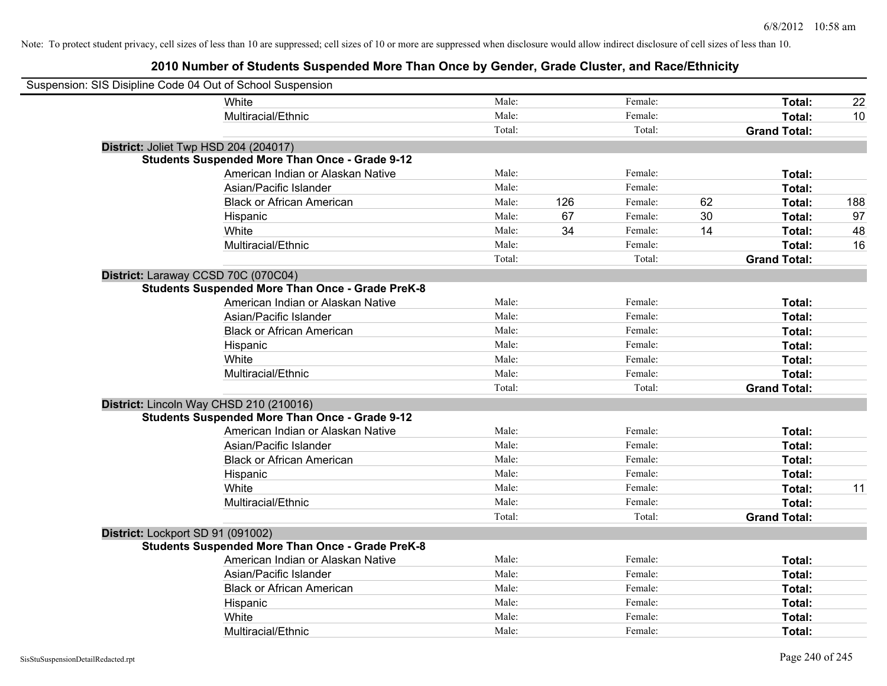Note: To protect student privacy, cell sizes of less than 10 are suppressed; cell sizes of 10 or more are suppressed when disclosure would allow indirect disclosure of cell sizes of less than 10.

## 2010 Number of Students Suspended More Than Once by Gender, Grade Cluster, and Race/Ethnicity

Suspension: SIS Disipline Code 04 Out of School Suspension

| | | | | | | |
|---|---|---|---|---|---|---|
| White | Male: | | Female: | | **Total:** | 22 |
| Multiracial/Ethnic | Male: | | Female: | | **Total:** | 10 |
| | Total: | | Total: | | **Grand Total:** | |

**District:** Joliet Twp HSD 204 (204017)

**Students Suspended More Than Once - Grade 9-12**

| | | | | | | |
|---|---|---|---|---|---|---|
| American Indian or Alaskan Native | Male: | | Female: | | **Total:** | |
| Asian/Pacific Islander | Male: | | Female: | | **Total:** | |
| Black or African American | Male: | 126 | Female: | 62 | **Total:** | 188 |
| Hispanic | Male: | 67 | Female: | 30 | **Total:** | 97 |
| White | Male: | 34 | Female: | 14 | **Total:** | 48 |
| Multiracial/Ethnic | Male: | | Female: | | **Total:** | 16 |
| | Total: | | Total: | | **Grand Total:** | |

**District:** Laraway CCSD 70C (070C04)

**Students Suspended More Than Once - Grade PreK-8**

| | | | | | | |
|---|---|---|---|---|---|---|
| American Indian or Alaskan Native | Male: | | Female: | | **Total:** | |
| Asian/Pacific Islander | Male: | | Female: | | **Total:** | |
| Black or African American | Male: | | Female: | | **Total:** | |
| Hispanic | Male: | | Female: | | **Total:** | |
| White | Male: | | Female: | | **Total:** | |
| Multiracial/Ethnic | Male: | | Female: | | **Total:** | |
| | Total: | | Total: | | **Grand Total:** | |

**District:** Lincoln Way CHSD 210 (210016)

**Students Suspended More Than Once - Grade 9-12**

| | | | | | | |
|---|---|---|---|---|---|---|
| American Indian or Alaskan Native | Male: | | Female: | | **Total:** | |
| Asian/Pacific Islander | Male: | | Female: | | **Total:** | |
| Black or African American | Male: | | Female: | | **Total:** | |
| Hispanic | Male: | | Female: | | **Total:** | |
| White | Male: | | Female: | | **Total:** | 11 |
| Multiracial/Ethnic | Male: | | Female: | | **Total:** | |
| | Total: | | Total: | | **Grand Total:** | |

**District:** Lockport SD 91 (091002)

**Students Suspended More Than Once - Grade PreK-8**

| | | | | | | |
|---|---|---|---|---|---|---|
| American Indian or Alaskan Native | Male: | | Female: | | **Total:** | |
| Asian/Pacific Islander | Male: | | Female: | | **Total:** | |
| Black or African American | Male: | | Female: | | **Total:** | |
| Hispanic | Male: | | Female: | | **Total:** | |
| White | Male: | | Female: | | **Total:** | |
| Multiracial/Ethnic | Male: | | Female: | | **Total:** | |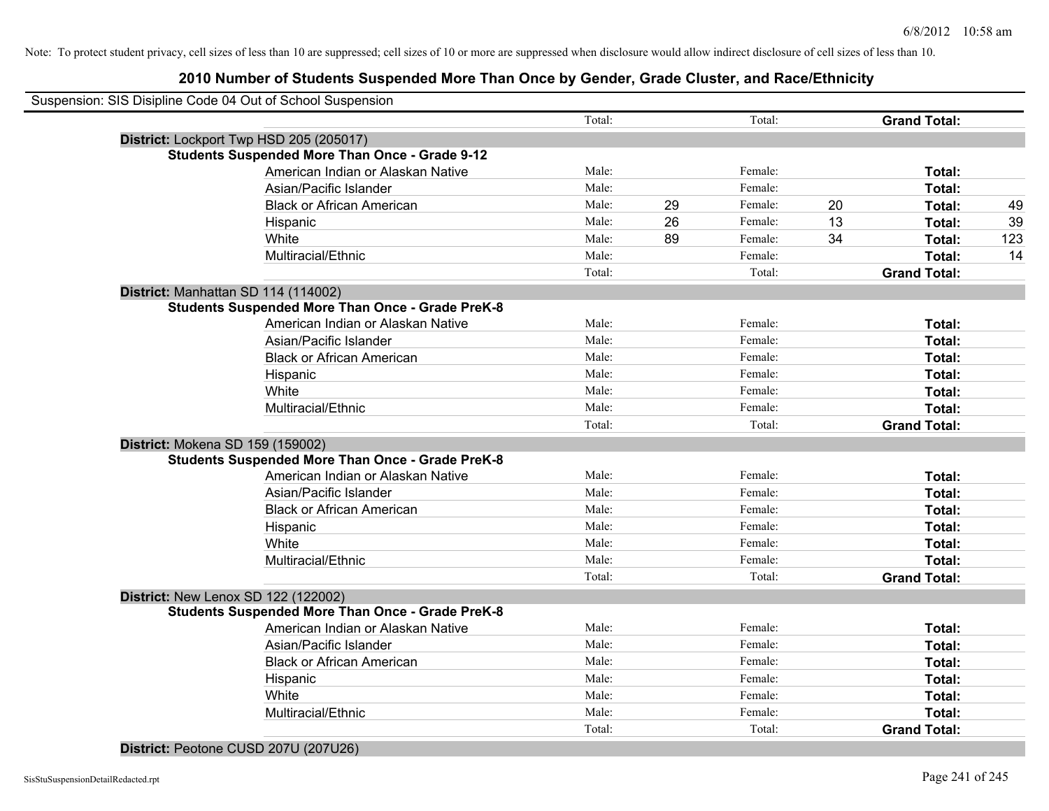Note: To protect student privacy, cell sizes of less than 10 are suppressed; cell sizes of 10 or more are suppressed when disclosure would allow indirect disclosure of cell sizes of less than 10.

## 2010 Number of Students Suspended More Than Once by Gender, Grade Cluster, and Race/Ethnicity

Suspension: SIS Disipline Code 04 Out of School Suspension

| | | | | | | | |
|---|---|---|---|---|---|---|---|
| | Total: | | Total: | | **Grand Total:** | |

**District:** Lockport Twp HSD 205 (205017)

**Students Suspended More Than Once - Grade 9-12**

| | | | | | | |
|---|---|---|---|---|---|---|
| American Indian or Alaskan Native | Male: | | Female: | | **Total:** | |
| Asian/Pacific Islander | Male: | | Female: | | **Total:** | |
| Black or African American | Male: | 29 | Female: | 20 | **Total:** | 49 |
| Hispanic | Male: | 26 | Female: | 13 | **Total:** | 39 |
| White | Male: | 89 | Female: | 34 | **Total:** | 123 |
| Multiracial/Ethnic | Male: | | Female: | | **Total:** | 14 |
| | Total: | | Total: | | **Grand Total:** | |

**District:** Manhattan SD 114 (114002)

**Students Suspended More Than Once - Grade PreK-8**

| | | | | | | |
|---|---|---|---|---|---|---|
| American Indian or Alaskan Native | Male: | | Female: | | **Total:** | |
| Asian/Pacific Islander | Male: | | Female: | | **Total:** | |
| Black or African American | Male: | | Female: | | **Total:** | |
| Hispanic | Male: | | Female: | | **Total:** | |
| White | Male: | | Female: | | **Total:** | |
| Multiracial/Ethnic | Male: | | Female: | | **Total:** | |
| | Total: | | Total: | | **Grand Total:** | |

**District:** Mokena SD 159 (159002)

**Students Suspended More Than Once - Grade PreK-8**

| | | | | | | |
|---|---|---|---|---|---|---|
| American Indian or Alaskan Native | Male: | | Female: | | **Total:** | |
| Asian/Pacific Islander | Male: | | Female: | | **Total:** | |
| Black or African American | Male: | | Female: | | **Total:** | |
| Hispanic | Male: | | Female: | | **Total:** | |
| White | Male: | | Female: | | **Total:** | |
| Multiracial/Ethnic | Male: | | Female: | | **Total:** | |
| | Total: | | Total: | | **Grand Total:** | |

**District:** New Lenox SD 122 (122002)

**Students Suspended More Than Once - Grade PreK-8**

| | | | | | | |
|---|---|---|---|---|---|---|
| American Indian or Alaskan Native | Male: | | Female: | | **Total:** | |
| Asian/Pacific Islander | Male: | | Female: | | **Total:** | |
| Black or African American | Male: | | Female: | | **Total:** | |
| Hispanic | Male: | | Female: | | **Total:** | |
| White | Male: | | Female: | | **Total:** | |
| Multiracial/Ethnic | Male: | | Female: | | **Total:** | |
| | Total: | | Total: | | **Grand Total:** | |

**District:** Peotone CUSD 207U (207U26)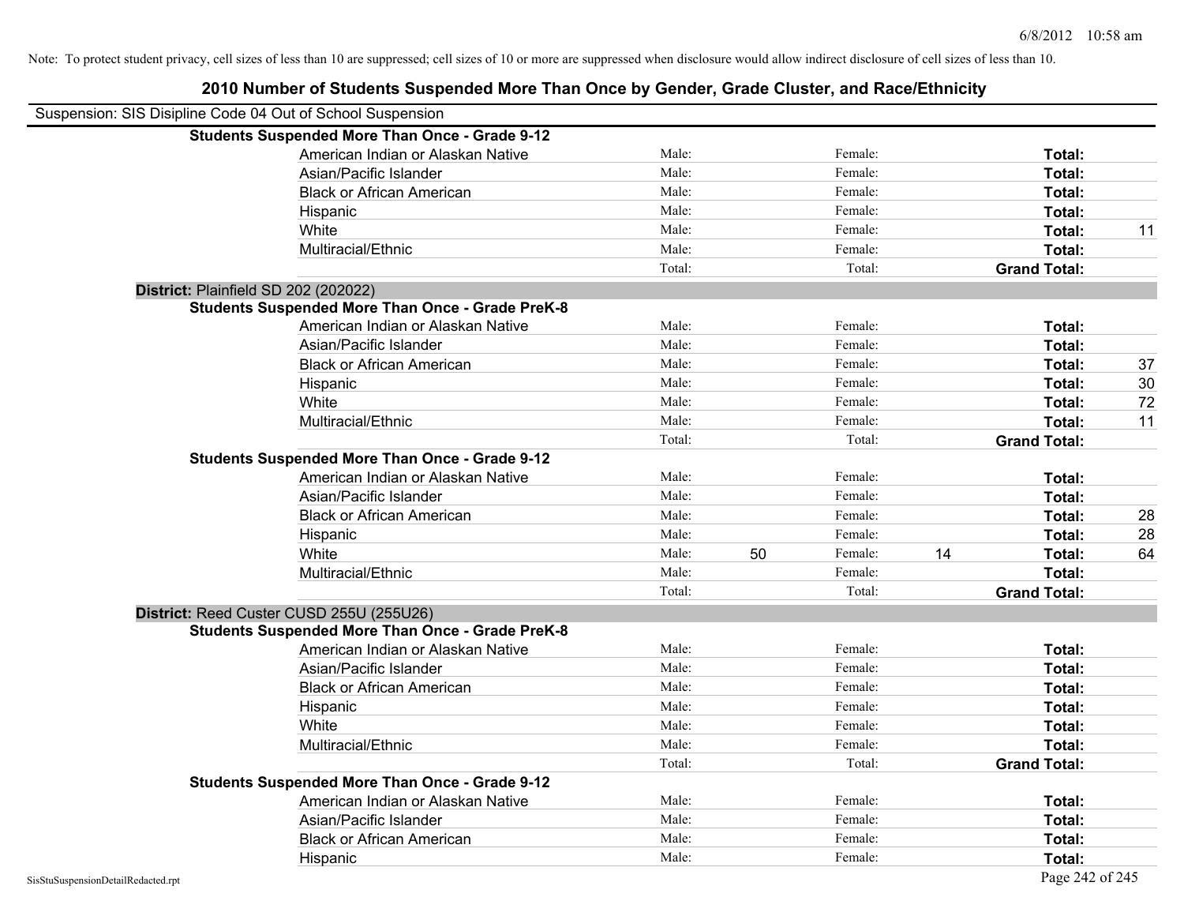Note: To protect student privacy, cell sizes of less than 10 are suppressed; cell sizes of 10 or more are suppressed when disclosure would allow indirect disclosure of cell sizes of less than 10.

# 2010 Number of Students Suspended More Than Once by Gender, Grade Cluster, and Race/Ethnicity

Suspension: SIS Disipline Code 04 Out of School Suspension

**Students Suspended More Than Once - Grade 9-12**

| | | | | | | |
|---|---|---|---|---|---|---|
| American Indian or Alaskan Native | Male: | | Female: | | **Total:** | |
| Asian/Pacific Islander | Male: | | Female: | | **Total:** | |
| Black or African American | Male: | | Female: | | **Total:** | |
| Hispanic | Male: | | Female: | | **Total:** | |
| White | Male: | | Female: | | **Total:** | 11 |
| Multiracial/Ethnic | Male: | | Female: | | **Total:** | |
| | Total: | | Total: | | **Grand Total:** | |

**District:** Plainfield SD 202 (202022)

**Students Suspended More Than Once - Grade PreK-8**

| | | | | | | |
|---|---|---|---|---|---|---|
| American Indian or Alaskan Native | Male: | | Female: | | **Total:** | |
| Asian/Pacific Islander | Male: | | Female: | | **Total:** | |
| Black or African American | Male: | | Female: | | **Total:** | 37 |
| Hispanic | Male: | | Female: | | **Total:** | 30 |
| White | Male: | | Female: | | **Total:** | 72 |
| Multiracial/Ethnic | Male: | | Female: | | **Total:** | 11 |
| | Total: | | Total: | | **Grand Total:** | |

**Students Suspended More Than Once - Grade 9-12**

| | | | | | | |
|---|---|---|---|---|---|---|
| American Indian or Alaskan Native | Male: | | Female: | | **Total:** | |
| Asian/Pacific Islander | Male: | | Female: | | **Total:** | |
| Black or African American | Male: | | Female: | | **Total:** | 28 |
| Hispanic | Male: | | Female: | | **Total:** | 28 |
| White | Male: | 50 | Female: | 14 | **Total:** | 64 |
| Multiracial/Ethnic | Male: | | Female: | | **Total:** | |
| | Total: | | Total: | | **Grand Total:** | |

**District:** Reed Custer CUSD 255U (255U26)

**Students Suspended More Than Once - Grade PreK-8**

| | | | | | | |
|---|---|---|---|---|---|---|
| American Indian or Alaskan Native | Male: | | Female: | | **Total:** | |
| Asian/Pacific Islander | Male: | | Female: | | **Total:** | |
| Black or African American | Male: | | Female: | | **Total:** | |
| Hispanic | Male: | | Female: | | **Total:** | |
| White | Male: | | Female: | | **Total:** | |
| Multiracial/Ethnic | Male: | | Female: | | **Total:** | |
| | Total: | | Total: | | **Grand Total:** | |

**Students Suspended More Than Once - Grade 9-12**

| | | | | | | |
|---|---|---|---|---|---|---|
| American Indian or Alaskan Native | Male: | | Female: | | **Total:** | |
| Asian/Pacific Islander | Male: | | Female: | | **Total:** | |
| Black or African American | Male: | | Female: | | **Total:** | |
| Hispanic | Male: | | Female: | | **Total:** | |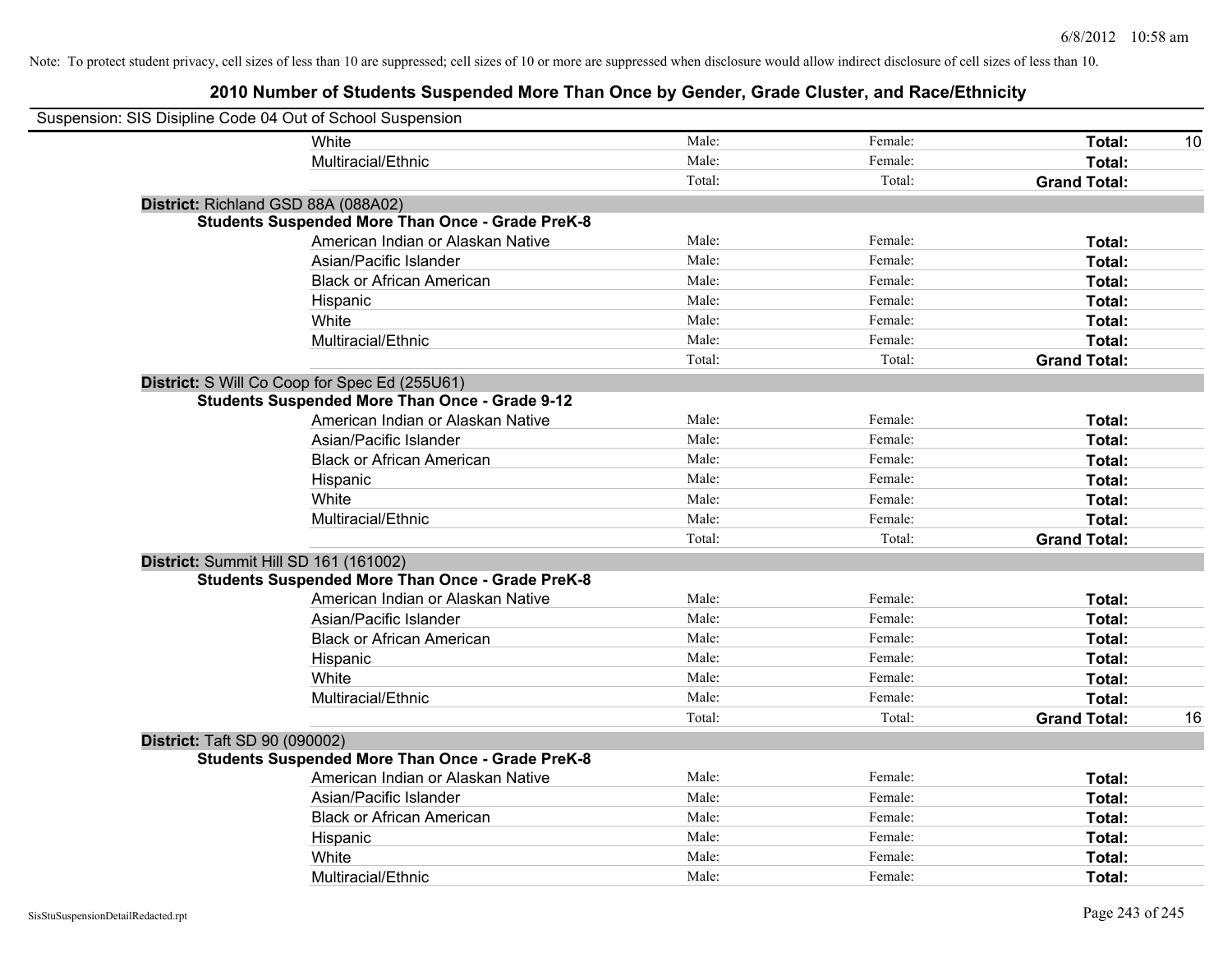Note: To protect student privacy, cell sizes of less than 10 are suppressed; cell sizes of 10 or more are suppressed when disclosure would allow indirect disclosure of cell sizes of less than 10.

# 2010 Number of Students Suspended More Than Once by Gender, Grade Cluster, and Race/Ethnicity

Suspension: SIS Disipline Code 04 Out of School Suspension

| | | | | |
|---|---|---|---|---|
| White | Male: | Female: | **Total:** | 10 |
| Multiracial/Ethnic | Male: | Female: | **Total:** | |
| | Total: | Total: | **Grand Total:** | |

**District:** Richland GSD 88A (088A02)

**Students Suspended More Than Once - Grade PreK-8**

| | | | | |
|---|---|---|---|---|
| American Indian or Alaskan Native | Male: | Female: | **Total:** | |
| Asian/Pacific Islander | Male: | Female: | **Total:** | |
| Black or African American | Male: | Female: | **Total:** | |
| Hispanic | Male: | Female: | **Total:** | |
| White | Male: | Female: | **Total:** | |
| Multiracial/Ethnic | Male: | Female: | **Total:** | |
| | Total: | Total: | **Grand Total:** | |

**District:** S Will Co Coop for Spec Ed (255U61)

**Students Suspended More Than Once - Grade 9-12**

| | | | | |
|---|---|---|---|---|
| American Indian or Alaskan Native | Male: | Female: | **Total:** | |
| Asian/Pacific Islander | Male: | Female: | **Total:** | |
| Black or African American | Male: | Female: | **Total:** | |
| Hispanic | Male: | Female: | **Total:** | |
| White | Male: | Female: | **Total:** | |
| Multiracial/Ethnic | Male: | Female: | **Total:** | |
| | Total: | Total: | **Grand Total:** | |

**District:** Summit Hill SD 161 (161002)

**Students Suspended More Than Once - Grade PreK-8**

| | | | | |
|---|---|---|---|---|
| American Indian or Alaskan Native | Male: | Female: | **Total:** | |
| Asian/Pacific Islander | Male: | Female: | **Total:** | |
| Black or African American | Male: | Female: | **Total:** | |
| Hispanic | Male: | Female: | **Total:** | |
| White | Male: | Female: | **Total:** | |
| Multiracial/Ethnic | Male: | Female: | **Total:** | |
| | Total: | Total: | **Grand Total:** | 16 |

**District:** Taft SD 90 (090002)

**Students Suspended More Than Once - Grade PreK-8**

| | | | | |
|---|---|---|---|---|
| American Indian or Alaskan Native | Male: | Female: | **Total:** | |
| Asian/Pacific Islander | Male: | Female: | **Total:** | |
| Black or African American | Male: | Female: | **Total:** | |
| Hispanic | Male: | Female: | **Total:** | |
| White | Male: | Female: | **Total:** | |
| Multiracial/Ethnic | Male: | Female: | **Total:** | |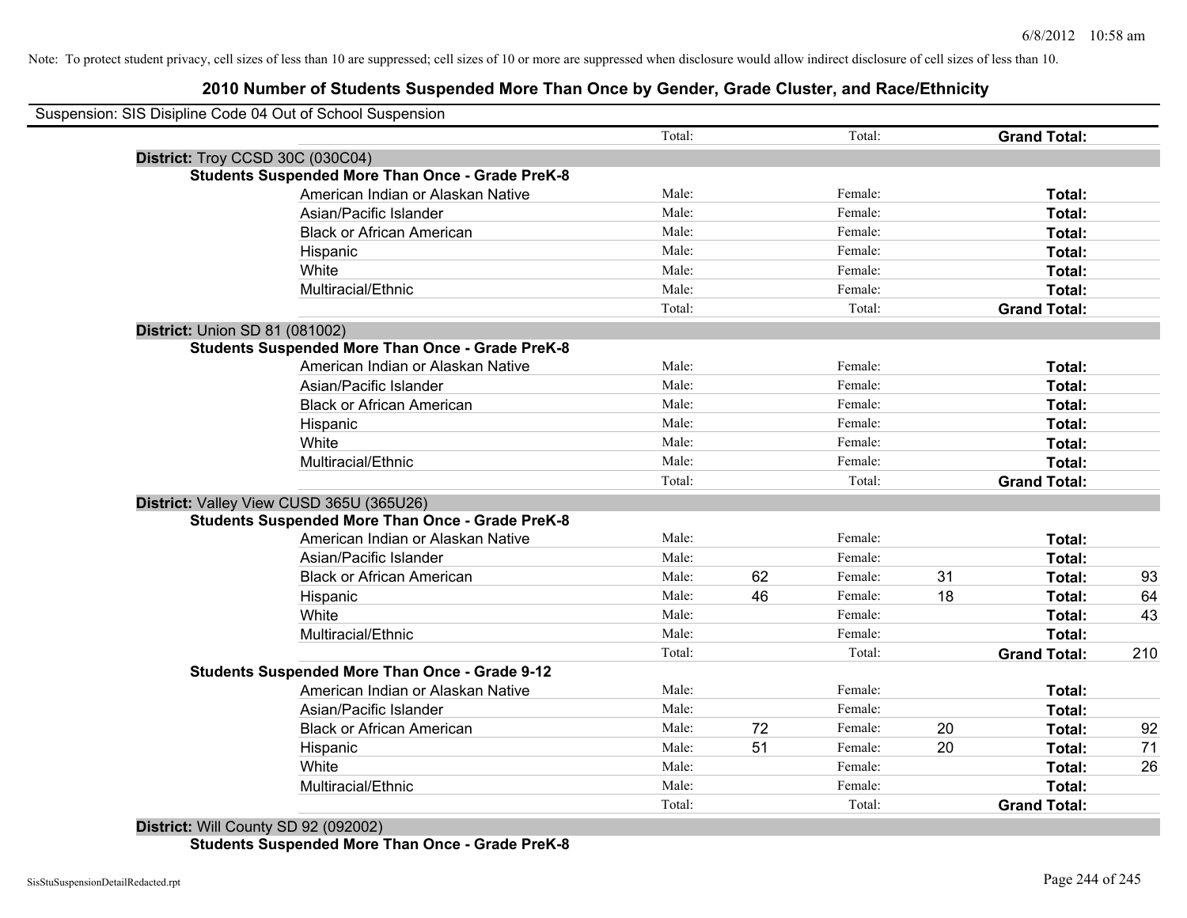Note: To protect student privacy, cell sizes of less than 10 are suppressed; cell sizes of 10 or more are suppressed when disclosure would allow indirect disclosure of cell sizes of less than 10.

## 2010 Number of Students Suspended More Than Once by Gender, Grade Cluster, and Race/Ethnicity

Suspension: SIS Disipline Code 04 Out of School Suspension

| | | | | | | |
|---|---|---|---|---|---|---|
| | Total: | | Total: | | **Grand Total:** | |
| **District:** Troy CCSD 30C (030C04) | | | | | | |
| **Students Suspended More Than Once - Grade PreK-8** | | | | | | |
| American Indian or Alaskan Native | Male: | | Female: | | **Total:** | |
| Asian/Pacific Islander | Male: | | Female: | | **Total:** | |
| Black or African American | Male: | | Female: | | **Total:** | |
| Hispanic | Male: | | Female: | | **Total:** | |
| White | Male: | | Female: | | **Total:** | |
| Multiracial/Ethnic | Male: | | Female: | | **Total:** | |
| | Total: | | Total: | | **Grand Total:** | |
| **District:** Union SD 81 (081002) | | | | | | |
| **Students Suspended More Than Once - Grade PreK-8** | | | | | | |
| American Indian or Alaskan Native | Male: | | Female: | | **Total:** | |
| Asian/Pacific Islander | Male: | | Female: | | **Total:** | |
| Black or African American | Male: | | Female: | | **Total:** | |
| Hispanic | Male: | | Female: | | **Total:** | |
| White | Male: | | Female: | | **Total:** | |
| Multiracial/Ethnic | Male: | | Female: | | **Total:** | |
| | Total: | | Total: | | **Grand Total:** | |
| **District:** Valley View CUSD 365U (365U26) | | | | | | |
| **Students Suspended More Than Once - Grade PreK-8** | | | | | | |
| American Indian or Alaskan Native | Male: | | Female: | | **Total:** | |
| Asian/Pacific Islander | Male: | | Female: | | **Total:** | |
| Black or African American | Male: | 62 | Female: | 31 | **Total:** | 93 |
| Hispanic | Male: | 46 | Female: | 18 | **Total:** | 64 |
| White | Male: | | Female: | | **Total:** | 43 |
| Multiracial/Ethnic | Male: | | Female: | | **Total:** | |
| | Total: | | Total: | | **Grand Total:** | 210 |
| **Students Suspended More Than Once - Grade 9-12** | | | | | | |
| American Indian or Alaskan Native | Male: | | Female: | | **Total:** | |
| Asian/Pacific Islander | Male: | | Female: | | **Total:** | |
| Black or African American | Male: | 72 | Female: | 20 | **Total:** | 92 |
| Hispanic | Male: | 51 | Female: | 20 | **Total:** | 71 |
| White | Male: | | Female: | | **Total:** | 26 |
| Multiracial/Ethnic | Male: | | Female: | | **Total:** | |
| | Total: | | Total: | | **Grand Total:** | |
| **District:** Will County SD 92 (092002) | | | | | | |
| **Students Suspended More Than Once - Grade PreK-8** | | | | | | |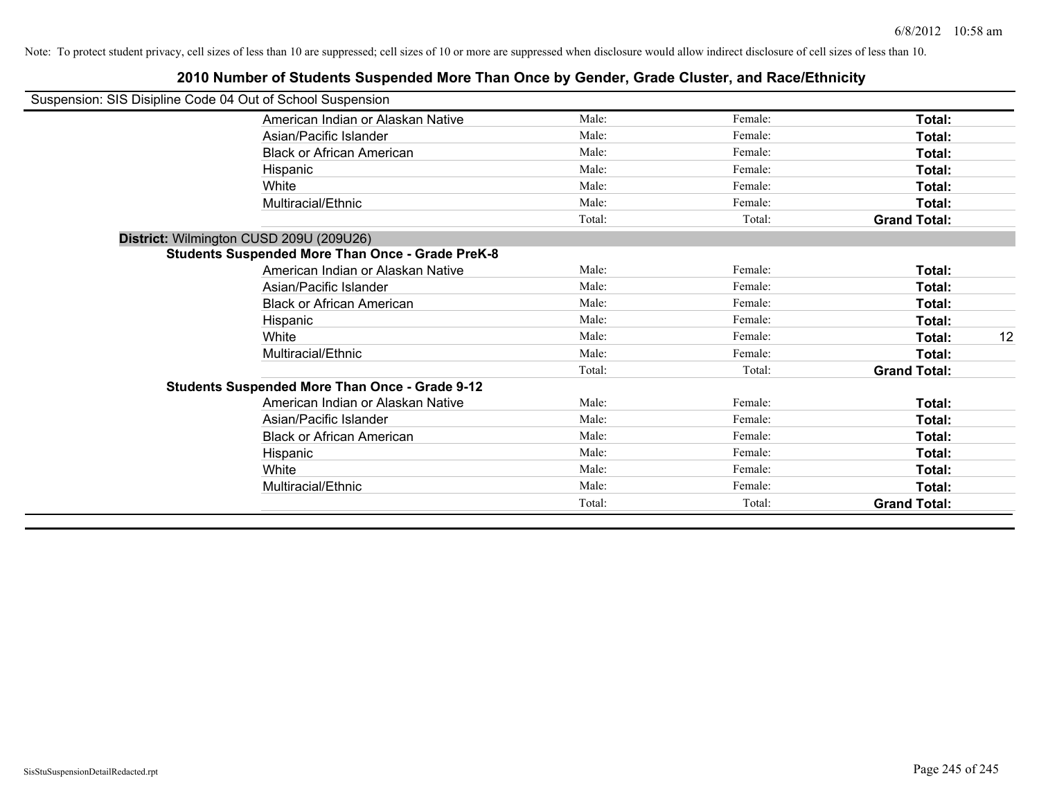Note: To protect student privacy, cell sizes of less than 10 are suppressed; cell sizes of 10 or more are suppressed when disclosure would allow indirect disclosure of cell sizes of less than 10.

## 2010 Number of Students Suspended More Than Once by Gender, Grade Cluster, and Race/Ethnicity

Suspension: SIS Disipline Code 04 Out of School Suspension

| | | | | |
|---|---|---|---|---|
| American Indian or Alaskan Native | Male: | Female: | **Total:** | |
| Asian/Pacific Islander | Male: | Female: | **Total:** | |
| Black or African American | Male: | Female: | **Total:** | |
| Hispanic | Male: | Female: | **Total:** | |
| White | Male: | Female: | **Total:** | |
| Multiracial/Ethnic | Male: | Female: | **Total:** | |
| | Total: | Total: | **Grand Total:** | |

**District:** Wilmington CUSD 209U (209U26)

**Students Suspended More Than Once - Grade PreK-8**

| | | | | |
|---|---|---|---|---|
| American Indian or Alaskan Native | Male: | Female: | **Total:** | |
| Asian/Pacific Islander | Male: | Female: | **Total:** | |
| Black or African American | Male: | Female: | **Total:** | |
| Hispanic | Male: | Female: | **Total:** | |
| White | Male: | Female: | **Total:** | 12 |
| Multiracial/Ethnic | Male: | Female: | **Total:** | |
| | Total: | Total: | **Grand Total:** | |

**Students Suspended More Than Once - Grade 9-12**

| | | | | |
|---|---|---|---|---|
| American Indian or Alaskan Native | Male: | Female: | **Total:** | |
| Asian/Pacific Islander | Male: | Female: | **Total:** | |
| Black or African American | Male: | Female: | **Total:** | |
| Hispanic | Male: | Female: | **Total:** | |
| White | Male: | Female: | **Total:** | |
| Multiracial/Ethnic | Male: | Female: | **Total:** | |
| | Total: | Total: | **Grand Total:** | |